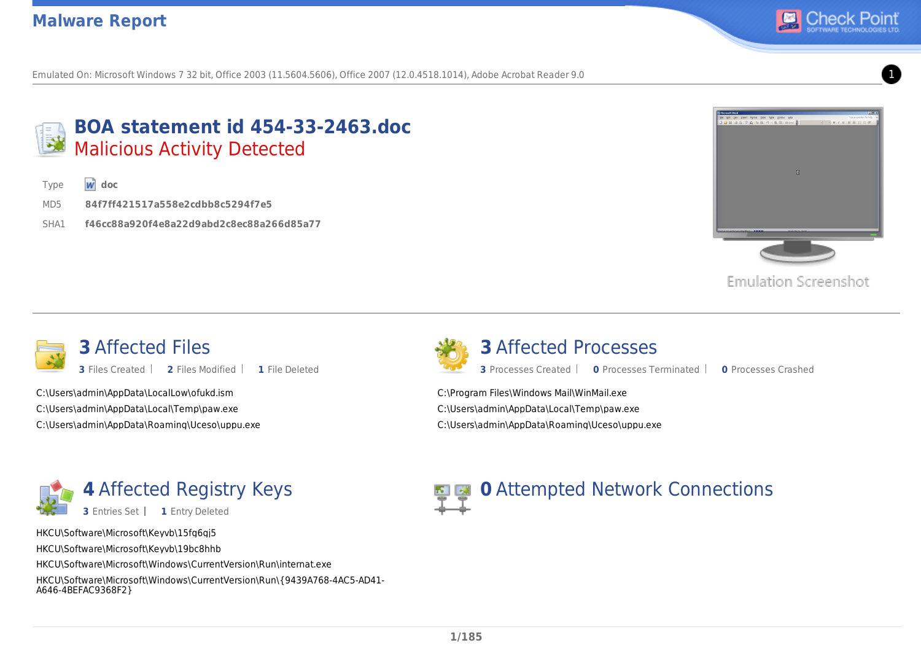# Malware Report

Emulated On: Microsoft Windows 7 32 bit, Office 2003 (11.5604.5606), Office 2007 (12.0.4518.1014), Adobe Acrobat Reader 9.0

## BOA statement id 454-33-2463.doc

**Malicious Activity Detected**

| | |
|---|---|
| Type | doc |
| MD5 | 84f7ff421517a558e2cdbb8c5294f7e5 |
| SHA1 | f46cc88a920f4e8a22d9abd2c8ec88a266d85a77 |

Emulation Screenshot

## 3 Affected Files

3 Files Created | 2 Files Modified | 1 File Deleted

C:\Users\admin\AppData\LocalLow\ofukd.ism
C:\Users\admin\AppData\Local\Temp\paw.exe
C:\Users\admin\AppData\Roaming\Uceso\uppu.exe

## 3 Affected Processes

3 Processes Created | 0 Processes Terminated | 0 Processes Crashed

C:\Program Files\Windows Mail\WinMail.exe
C:\Users\admin\AppData\Local\Temp\paw.exe
C:\Users\admin\AppData\Roaming\Uceso\uppu.exe

## 4 Affected Registry Keys

3 Entries Set | 1 Entry Deleted

HKCU\Software\Microsoft\Keyvb\15fg6gj5
HKCU\Software\Microsoft\Keyvb\19bc8hhb
HKCU\Software\Microsoft\Windows\CurrentVersion\Run\internat.exe
HKCU\Software\Microsoft\Windows\CurrentVersion\Run\{9439A768-4AC5-AD41-A646-4BEFAC9368F2}

## 0 Attempted Network Connections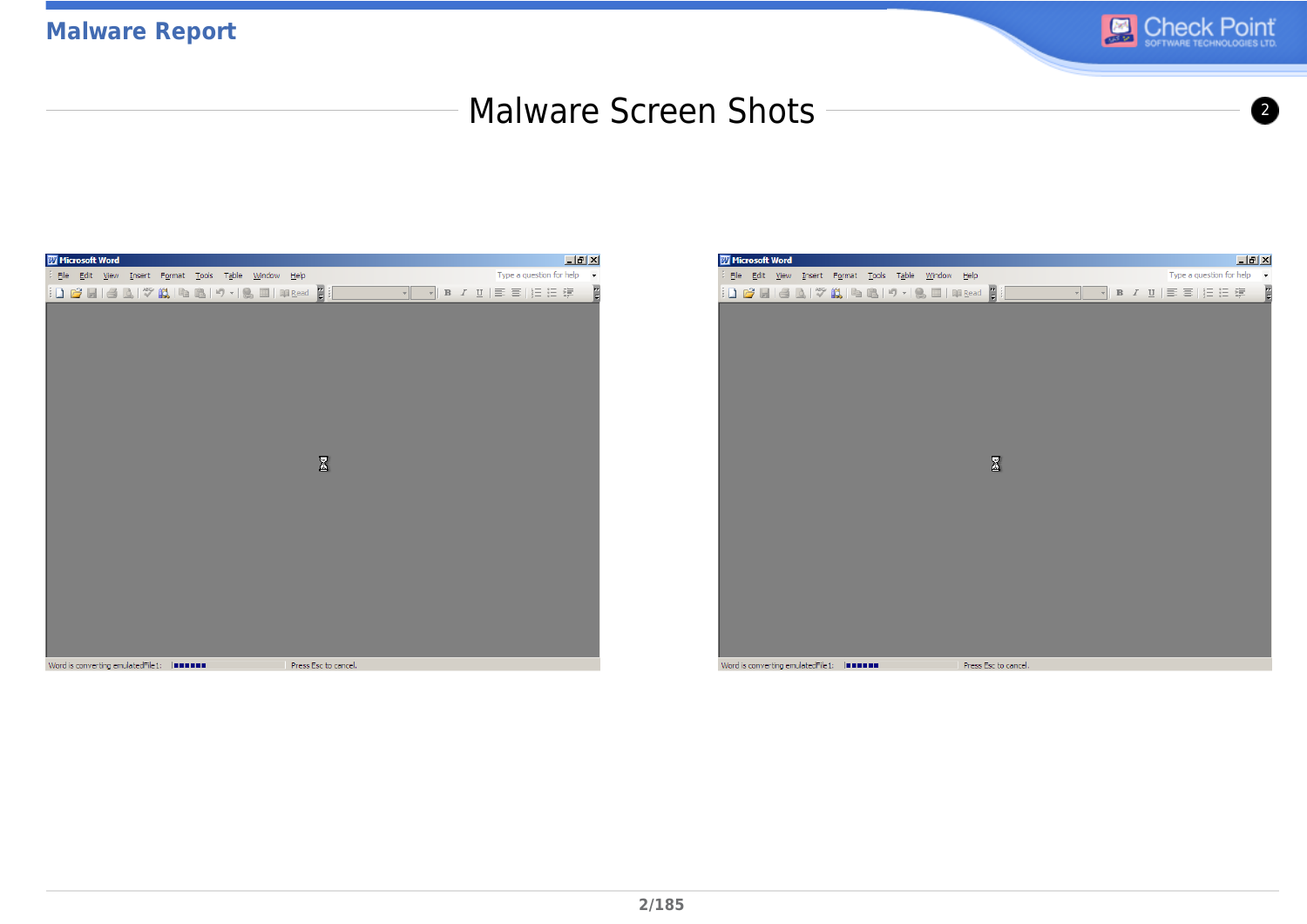## Malware Screen Shots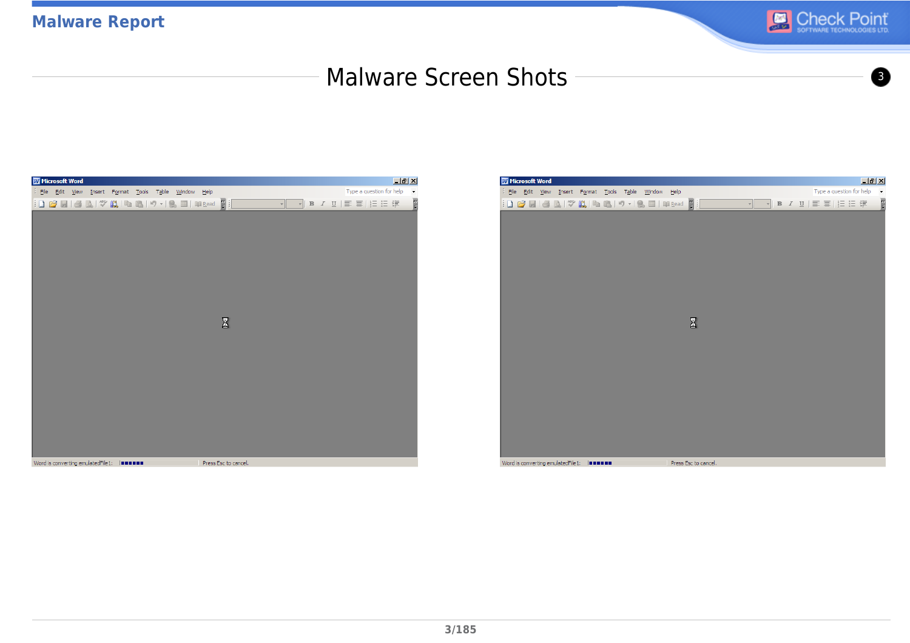# Malware Screen Shots

3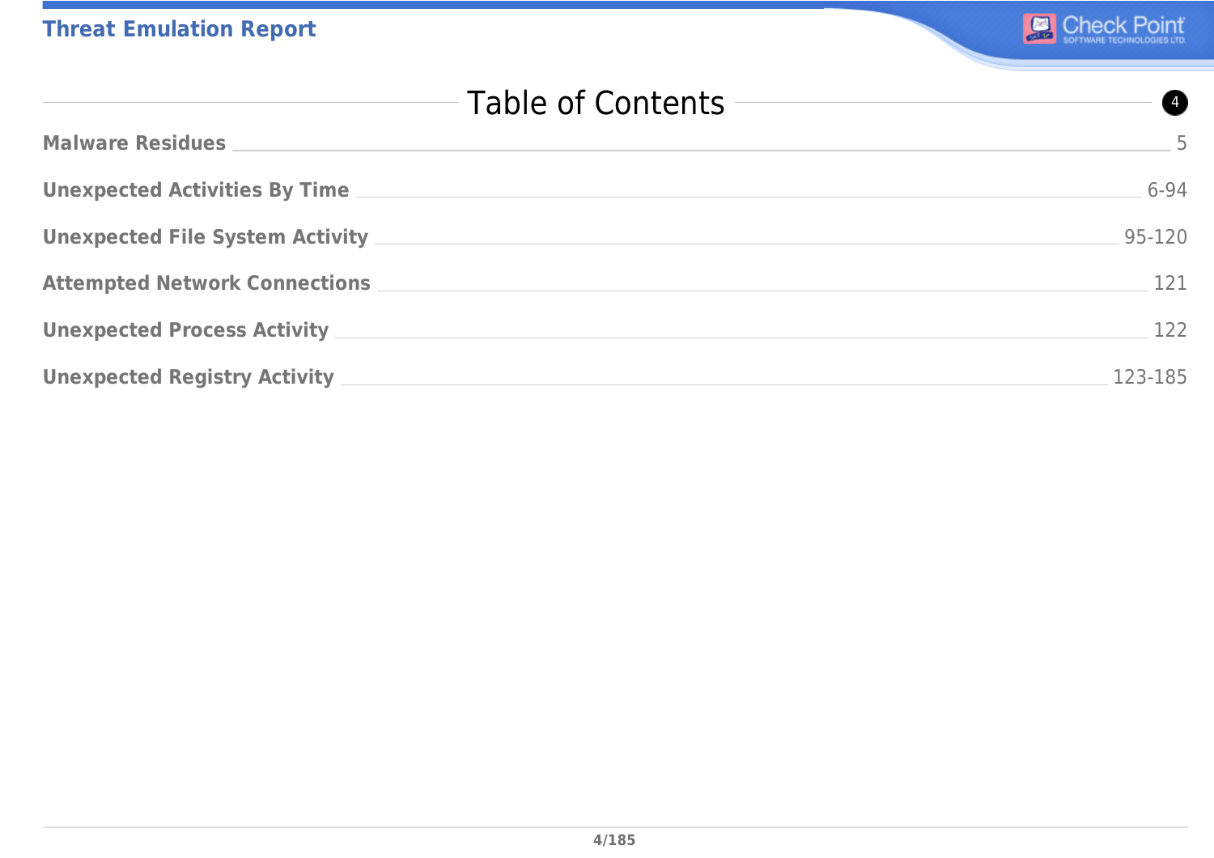# Table of Contents

| Section | Pages |
| --- | --- |
| **Malware Residues** | 5 |
| **Unexpected Activities By Time** | 6-94 |
| **Unexpected File System Activity** | 95-120 |
| **Attempted Network Connections** | 121 |
| **Unexpected Process Activity** | 122 |
| **Unexpected Registry Activity** | 123-185 |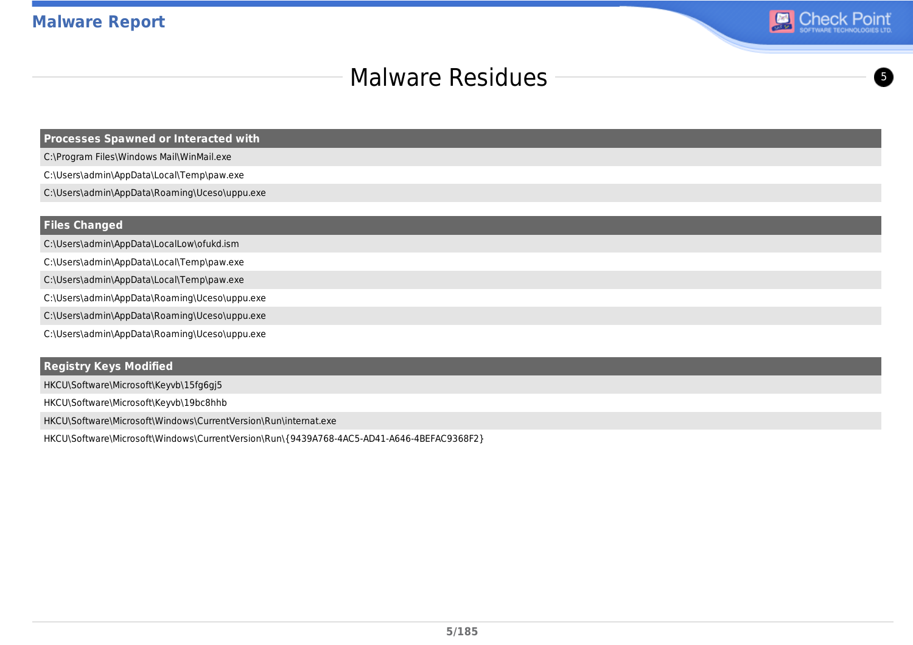# Malware Residues

5

| Processes Spawned or Interacted with |
| --- |
| C:\Program Files\Windows Mail\WinMail.exe |
| C:\Users\admin\AppData\Local\Temp\paw.exe |
| C:\Users\admin\AppData\Roaming\Uceso\uppu.exe |

| Files Changed |
| --- |
| C:\Users\admin\AppData\LocalLow\ofukd.ism |
| C:\Users\admin\AppData\Local\Temp\paw.exe |
| C:\Users\admin\AppData\Local\Temp\paw.exe |
| C:\Users\admin\AppData\Roaming\Uceso\uppu.exe |
| C:\Users\admin\AppData\Roaming\Uceso\uppu.exe |
| C:\Users\admin\AppData\Roaming\Uceso\uppu.exe |

| Registry Keys Modified |
| --- |
| HKCU\Software\Microsoft\Keyvb\15fg6gj5 |
| HKCU\Software\Microsoft\Keyvb\19bc8hhb |
| HKCU\Software\Microsoft\Windows\CurrentVersion\Run\internat.exe |
| HKCU\Software\Microsoft\Windows\CurrentVersion\Run\{9439A768-4AC5-AD41-A646-4BEFAC9368F2} |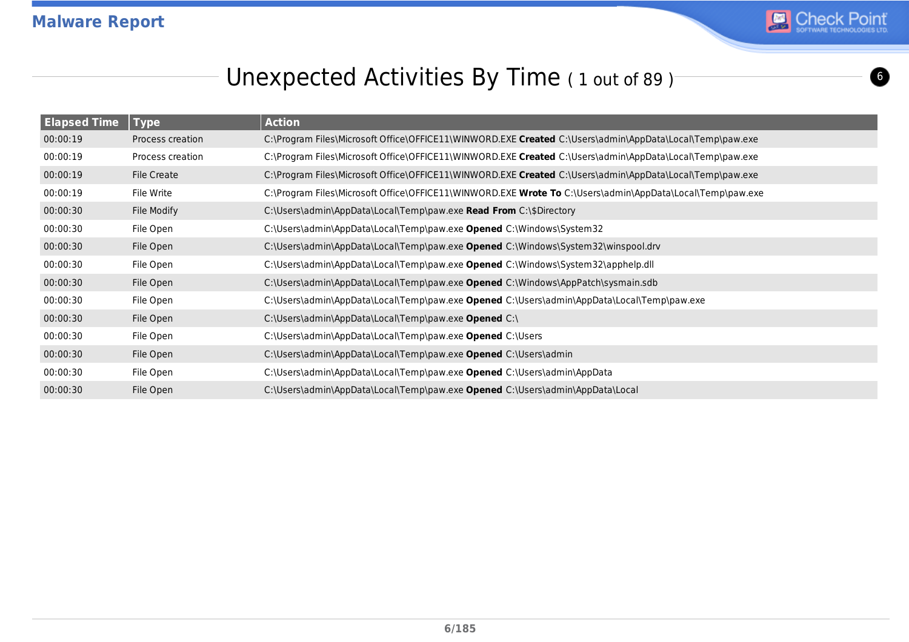# Malware Report

## Unexpected Activities By Time ( 1 out of 89 )

6

| Elapsed Time | Type | Action |
|---|---|---|
| 00:00:19 | Process creation | C:\Program Files\Microsoft Office\OFFICE11\WINWORD.EXE **Created** C:\Users\admin\AppData\Local\Temp\paw.exe |
| 00:00:19 | Process creation | C:\Program Files\Microsoft Office\OFFICE11\WINWORD.EXE **Created** C:\Users\admin\AppData\Local\Temp\paw.exe |
| 00:00:19 | File Create | C:\Program Files\Microsoft Office\OFFICE11\WINWORD.EXE **Created** C:\Users\admin\AppData\Local\Temp\paw.exe |
| 00:00:19 | File Write | C:\Program Files\Microsoft Office\OFFICE11\WINWORD.EXE **Wrote To** C:\Users\admin\AppData\Local\Temp\paw.exe |
| 00:00:30 | File Modify | C:\Users\admin\AppData\Local\Temp\paw.exe **Read From** C:\$Directory |
| 00:00:30 | File Open | C:\Users\admin\AppData\Local\Temp\paw.exe **Opened** C:\Windows\System32 |
| 00:00:30 | File Open | C:\Users\admin\AppData\Local\Temp\paw.exe **Opened** C:\Windows\System32\winspool.drv |
| 00:00:30 | File Open | C:\Users\admin\AppData\Local\Temp\paw.exe **Opened** C:\Windows\System32\apphelp.dll |
| 00:00:30 | File Open | C:\Users\admin\AppData\Local\Temp\paw.exe **Opened** C:\Windows\AppPatch\sysmain.sdb |
| 00:00:30 | File Open | C:\Users\admin\AppData\Local\Temp\paw.exe **Opened** C:\Users\admin\AppData\Local\Temp\paw.exe |
| 00:00:30 | File Open | C:\Users\admin\AppData\Local\Temp\paw.exe **Opened** C:\ |
| 00:00:30 | File Open | C:\Users\admin\AppData\Local\Temp\paw.exe **Opened** C:\Users |
| 00:00:30 | File Open | C:\Users\admin\AppData\Local\Temp\paw.exe **Opened** C:\Users\admin |
| 00:00:30 | File Open | C:\Users\admin\AppData\Local\Temp\paw.exe **Opened** C:\Users\admin\AppData |
| 00:00:30 | File Open | C:\Users\admin\AppData\Local\Temp\paw.exe **Opened** C:\Users\admin\AppData\Local |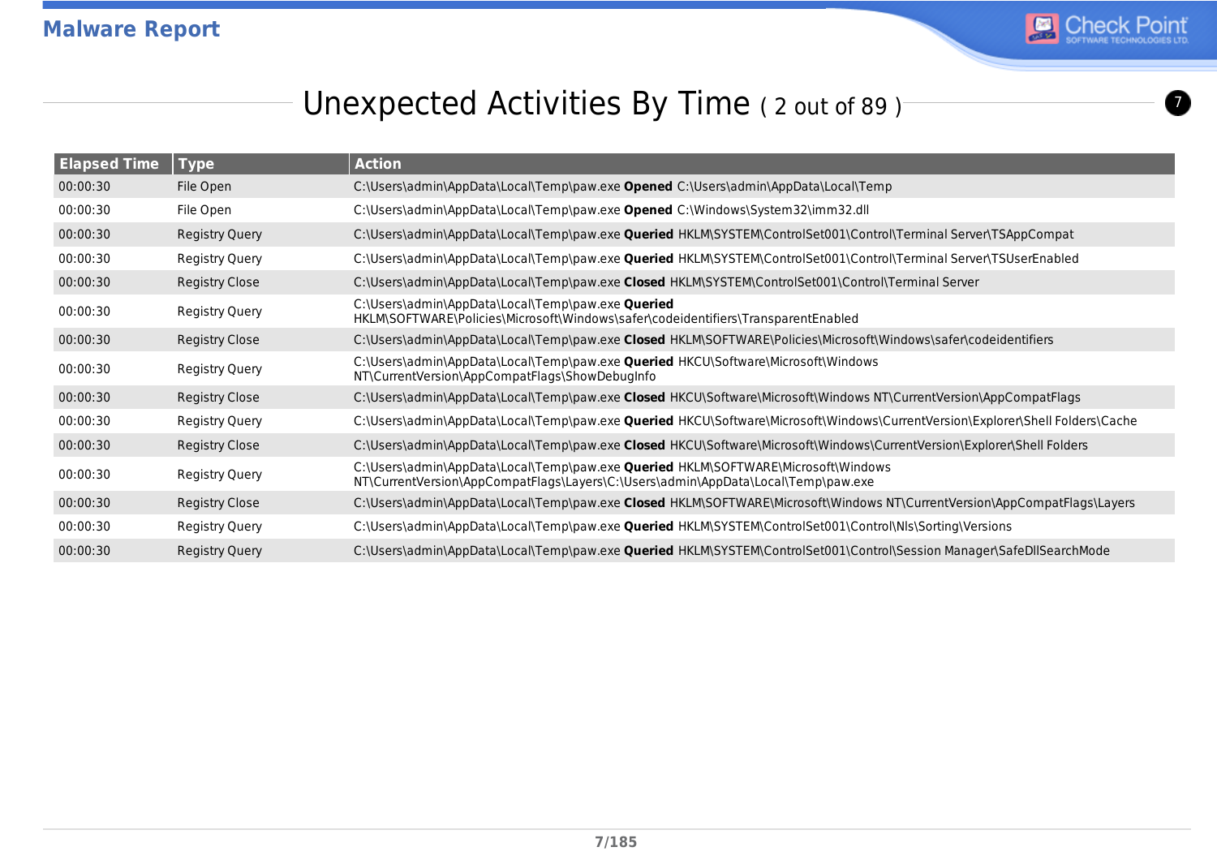# Unexpected Activities By Time ( 2 out of 89 )

| Elapsed Time | Type | Action |
|---|---|---|
| 00:00:30 | File Open | C:\Users\admin\AppData\Local\Temp\paw.exe **Opened** C:\Users\admin\AppData\Local\Temp |
| 00:00:30 | File Open | C:\Users\admin\AppData\Local\Temp\paw.exe **Opened** C:\Windows\System32\imm32.dll |
| 00:00:30 | Registry Query | C:\Users\admin\AppData\Local\Temp\paw.exe **Queried** HKLM\SYSTEM\ControlSet001\Control\Terminal Server\TSAppCompat |
| 00:00:30 | Registry Query | C:\Users\admin\AppData\Local\Temp\paw.exe **Queried** HKLM\SYSTEM\ControlSet001\Control\Terminal Server\TSUserEnabled |
| 00:00:30 | Registry Close | C:\Users\admin\AppData\Local\Temp\paw.exe **Closed** HKLM\SYSTEM\ControlSet001\Control\Terminal Server |
| 00:00:30 | Registry Query | C:\Users\admin\AppData\Local\Temp\paw.exe **Queried** HKLM\SOFTWARE\Policies\Microsoft\Windows\safer\codeidentifiers\TransparentEnabled |
| 00:00:30 | Registry Close | C:\Users\admin\AppData\Local\Temp\paw.exe **Closed** HKLM\SOFTWARE\Policies\Microsoft\Windows\safer\codeidentifiers |
| 00:00:30 | Registry Query | C:\Users\admin\AppData\Local\Temp\paw.exe **Queried** HKCU\Software\Microsoft\Windows NT\CurrentVersion\AppCompatFlags\ShowDebugInfo |
| 00:00:30 | Registry Close | C:\Users\admin\AppData\Local\Temp\paw.exe **Closed** HKCU\Software\Microsoft\Windows NT\CurrentVersion\AppCompatFlags |
| 00:00:30 | Registry Query | C:\Users\admin\AppData\Local\Temp\paw.exe **Queried** HKCU\Software\Microsoft\Windows\CurrentVersion\Explorer\Shell Folders\Cache |
| 00:00:30 | Registry Close | C:\Users\admin\AppData\Local\Temp\paw.exe **Closed** HKCU\Software\Microsoft\Windows\CurrentVersion\Explorer\Shell Folders |
| 00:00:30 | Registry Query | C:\Users\admin\AppData\Local\Temp\paw.exe **Queried** HKLM\SOFTWARE\Microsoft\Windows NT\CurrentVersion\AppCompatFlags\Layers\C:\Users\admin\AppData\Local\Temp\paw.exe |
| 00:00:30 | Registry Close | C:\Users\admin\AppData\Local\Temp\paw.exe **Closed** HKLM\SOFTWARE\Microsoft\Windows NT\CurrentVersion\AppCompatFlags\Layers |
| 00:00:30 | Registry Query | C:\Users\admin\AppData\Local\Temp\paw.exe **Queried** HKLM\SYSTEM\ControlSet001\Control\Nls\Sorting\Versions |
| 00:00:30 | Registry Query | C:\Users\admin\AppData\Local\Temp\paw.exe **Queried** HKLM\SYSTEM\ControlSet001\Control\Session Manager\SafeDllSearchMode |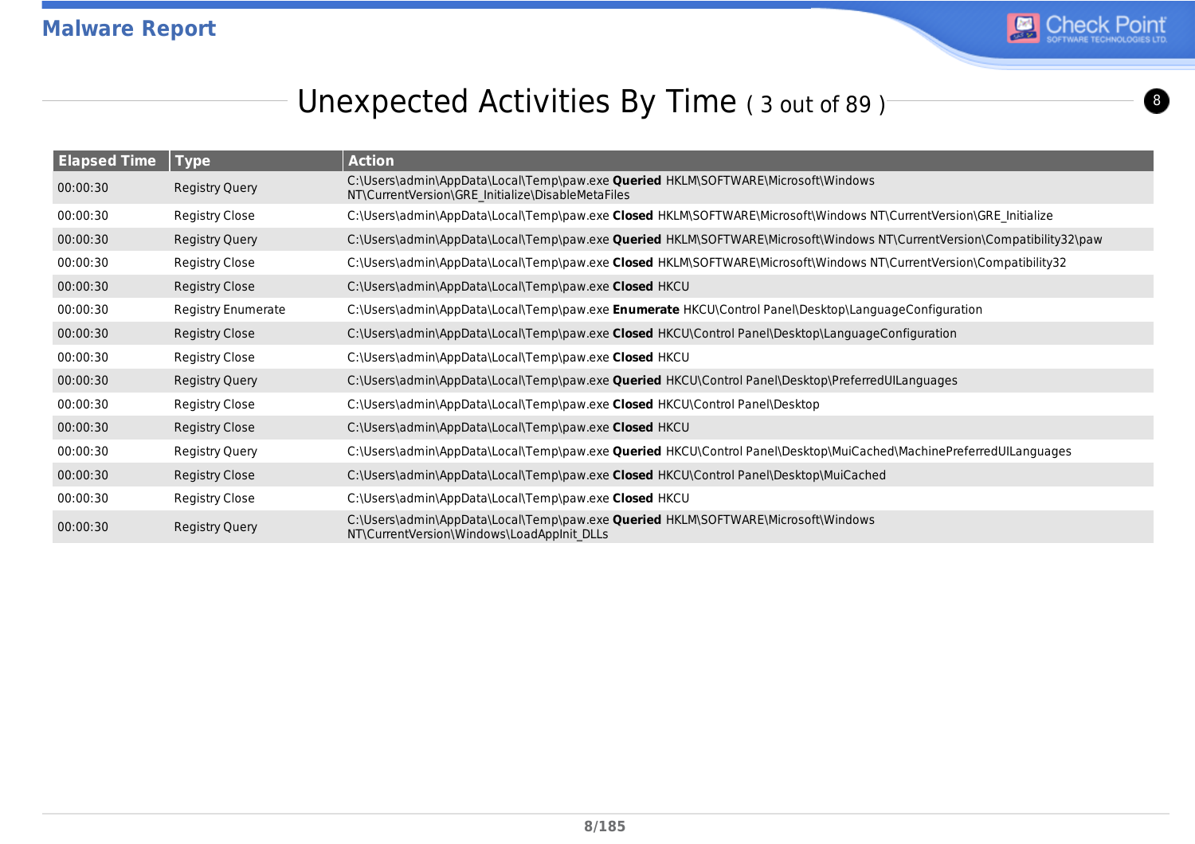## Unexpected Activities By Time ( 3 out of 89 )

| Elapsed Time | Type | Action |
|---|---|---|
| 00:00:30 | Registry Query | C:\Users\admin\AppData\Local\Temp\paw.exe **Queried** HKLM\SOFTWARE\Microsoft\Windows NT\CurrentVersion\GRE_Initialize\DisableMetaFiles |
| 00:00:30 | Registry Close | C:\Users\admin\AppData\Local\Temp\paw.exe **Closed** HKLM\SOFTWARE\Microsoft\Windows NT\CurrentVersion\GRE_Initialize |
| 00:00:30 | Registry Query | C:\Users\admin\AppData\Local\Temp\paw.exe **Queried** HKLM\SOFTWARE\Microsoft\Windows NT\CurrentVersion\Compatibility32\paw |
| 00:00:30 | Registry Close | C:\Users\admin\AppData\Local\Temp\paw.exe **Closed** HKLM\SOFTWARE\Microsoft\Windows NT\CurrentVersion\Compatibility32 |
| 00:00:30 | Registry Close | C:\Users\admin\AppData\Local\Temp\paw.exe **Closed** HKCU |
| 00:00:30 | Registry Enumerate | C:\Users\admin\AppData\Local\Temp\paw.exe **Enumerate** HKCU\Control Panel\Desktop\LanguageConfiguration |
| 00:00:30 | Registry Close | C:\Users\admin\AppData\Local\Temp\paw.exe **Closed** HKCU\Control Panel\Desktop\LanguageConfiguration |
| 00:00:30 | Registry Close | C:\Users\admin\AppData\Local\Temp\paw.exe **Closed** HKCU |
| 00:00:30 | Registry Query | C:\Users\admin\AppData\Local\Temp\paw.exe **Queried** HKCU\Control Panel\Desktop\PreferredUILanguages |
| 00:00:30 | Registry Close | C:\Users\admin\AppData\Local\Temp\paw.exe **Closed** HKCU\Control Panel\Desktop |
| 00:00:30 | Registry Close | C:\Users\admin\AppData\Local\Temp\paw.exe **Closed** HKCU |
| 00:00:30 | Registry Query | C:\Users\admin\AppData\Local\Temp\paw.exe **Queried** HKCU\Control Panel\Desktop\MuiCached\MachinePreferredUILanguages |
| 00:00:30 | Registry Close | C:\Users\admin\AppData\Local\Temp\paw.exe **Closed** HKCU\Control Panel\Desktop\MuiCached |
| 00:00:30 | Registry Close | C:\Users\admin\AppData\Local\Temp\paw.exe **Closed** HKCU |
| 00:00:30 | Registry Query | C:\Users\admin\AppData\Local\Temp\paw.exe **Queried** HKLM\SOFTWARE\Microsoft\Windows NT\CurrentVersion\Windows\LoadAppInit_DLLs |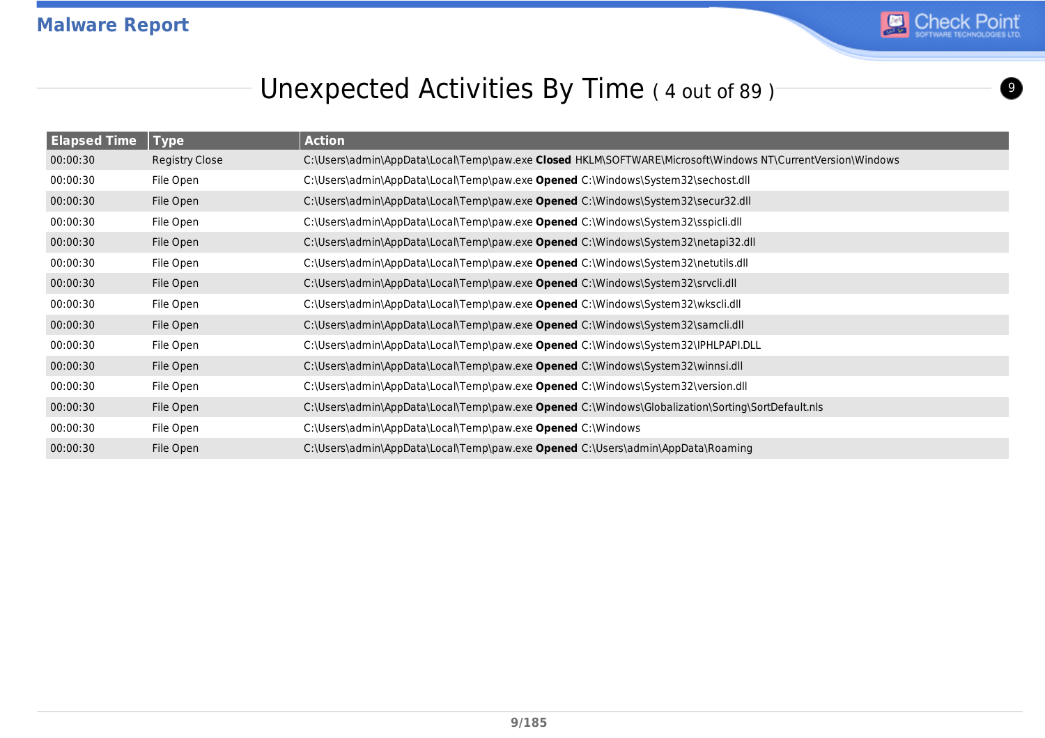## Unexpected Activities By Time ( 4 out of 89 )

| Elapsed Time | Type | Action |
|---|---|---|
| 00:00:30 | Registry Close | C:\Users\admin\AppData\Local\Temp\paw.exe **Closed** HKLM\SOFTWARE\Microsoft\Windows NT\CurrentVersion\Windows |
| 00:00:30 | File Open | C:\Users\admin\AppData\Local\Temp\paw.exe **Opened** C:\Windows\System32\sechost.dll |
| 00:00:30 | File Open | C:\Users\admin\AppData\Local\Temp\paw.exe **Opened** C:\Windows\System32\secur32.dll |
| 00:00:30 | File Open | C:\Users\admin\AppData\Local\Temp\paw.exe **Opened** C:\Windows\System32\sspicli.dll |
| 00:00:30 | File Open | C:\Users\admin\AppData\Local\Temp\paw.exe **Opened** C:\Windows\System32\netapi32.dll |
| 00:00:30 | File Open | C:\Users\admin\AppData\Local\Temp\paw.exe **Opened** C:\Windows\System32\netutils.dll |
| 00:00:30 | File Open | C:\Users\admin\AppData\Local\Temp\paw.exe **Opened** C:\Windows\System32\srvcli.dll |
| 00:00:30 | File Open | C:\Users\admin\AppData\Local\Temp\paw.exe **Opened** C:\Windows\System32\wkscli.dll |
| 00:00:30 | File Open | C:\Users\admin\AppData\Local\Temp\paw.exe **Opened** C:\Windows\System32\samcli.dll |
| 00:00:30 | File Open | C:\Users\admin\AppData\Local\Temp\paw.exe **Opened** C:\Windows\System32\IPHLPAPI.DLL |
| 00:00:30 | File Open | C:\Users\admin\AppData\Local\Temp\paw.exe **Opened** C:\Windows\System32\winnsi.dll |
| 00:00:30 | File Open | C:\Users\admin\AppData\Local\Temp\paw.exe **Opened** C:\Windows\System32\version.dll |
| 00:00:30 | File Open | C:\Users\admin\AppData\Local\Temp\paw.exe **Opened** C:\Windows\Globalization\Sorting\SortDefault.nls |
| 00:00:30 | File Open | C:\Users\admin\AppData\Local\Temp\paw.exe **Opened** C:\Windows |
| 00:00:30 | File Open | C:\Users\admin\AppData\Local\Temp\paw.exe **Opened** C:\Users\admin\AppData\Roaming |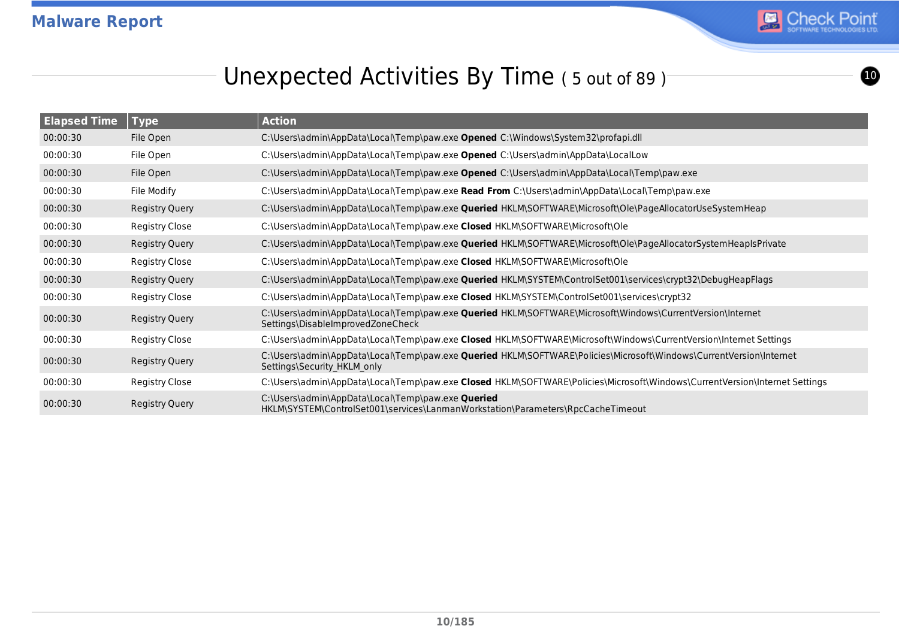# Unexpected Activities By Time ( 5 out of 89 )

| Elapsed Time | Type | Action |
|---|---|---|
| 00:00:30 | File Open | C:\Users\admin\AppData\Local\Temp\paw.exe **Opened** C:\Windows\System32\profapi.dll |
| 00:00:30 | File Open | C:\Users\admin\AppData\Local\Temp\paw.exe **Opened** C:\Users\admin\AppData\LocalLow |
| 00:00:30 | File Open | C:\Users\admin\AppData\Local\Temp\paw.exe **Opened** C:\Users\admin\AppData\Local\Temp\paw.exe |
| 00:00:30 | File Modify | C:\Users\admin\AppData\Local\Temp\paw.exe **Read From** C:\Users\admin\AppData\Local\Temp\paw.exe |
| 00:00:30 | Registry Query | C:\Users\admin\AppData\Local\Temp\paw.exe **Queried** HKLM\SOFTWARE\Microsoft\Ole\PageAllocatorUseSystemHeap |
| 00:00:30 | Registry Close | C:\Users\admin\AppData\Local\Temp\paw.exe **Closed** HKLM\SOFTWARE\Microsoft\Ole |
| 00:00:30 | Registry Query | C:\Users\admin\AppData\Local\Temp\paw.exe **Queried** HKLM\SOFTWARE\Microsoft\Ole\PageAllocatorSystemHeapIsPrivate |
| 00:00:30 | Registry Close | C:\Users\admin\AppData\Local\Temp\paw.exe **Closed** HKLM\SOFTWARE\Microsoft\Ole |
| 00:00:30 | Registry Query | C:\Users\admin\AppData\Local\Temp\paw.exe **Queried** HKLM\SYSTEM\ControlSet001\services\crypt32\DebugHeapFlags |
| 00:00:30 | Registry Close | C:\Users\admin\AppData\Local\Temp\paw.exe **Closed** HKLM\SYSTEM\ControlSet001\services\crypt32 |
| 00:00:30 | Registry Query | C:\Users\admin\AppData\Local\Temp\paw.exe **Queried** HKLM\SOFTWARE\Microsoft\Windows\CurrentVersion\Internet Settings\DisableImprovedZoneCheck |
| 00:00:30 | Registry Close | C:\Users\admin\AppData\Local\Temp\paw.exe **Closed** HKLM\SOFTWARE\Microsoft\Windows\CurrentVersion\Internet Settings |
| 00:00:30 | Registry Query | C:\Users\admin\AppData\Local\Temp\paw.exe **Queried** HKLM\SOFTWARE\Policies\Microsoft\Windows\CurrentVersion\Internet Settings\Security_HKLM_only |
| 00:00:30 | Registry Close | C:\Users\admin\AppData\Local\Temp\paw.exe **Closed** HKLM\SOFTWARE\Policies\Microsoft\Windows\CurrentVersion\Internet Settings |
| 00:00:30 | Registry Query | C:\Users\admin\AppData\Local\Temp\paw.exe **Queried** HKLM\SYSTEM\ControlSet001\services\LanmanWorkstation\Parameters\RpcCacheTimeout |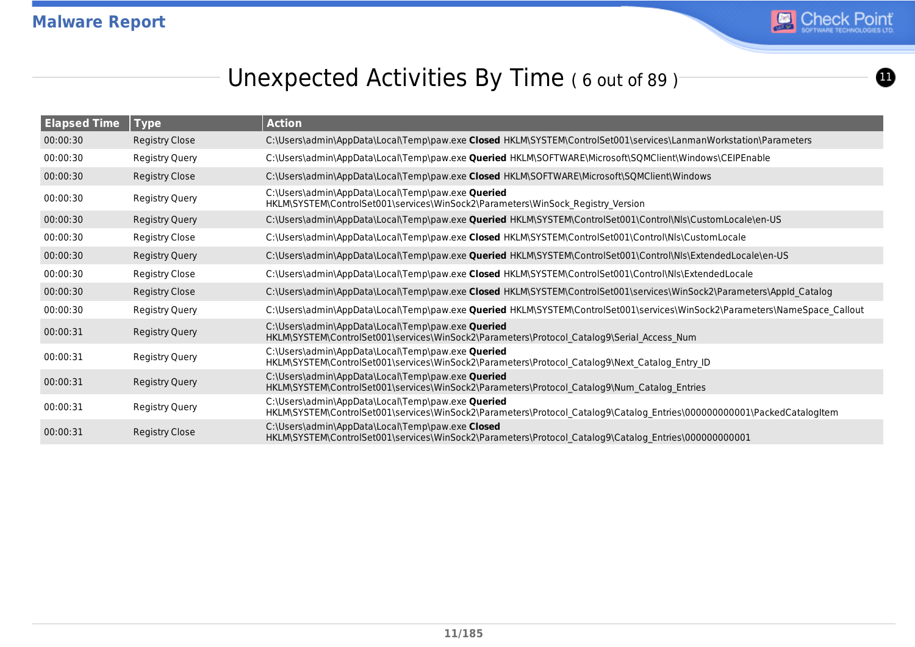## Unexpected Activities By Time ( 6 out of 89 )

| Elapsed Time | Type | Action |
|---|---|---|
| 00:00:30 | Registry Close | C:\Users\admin\AppData\Local\Temp\paw.exe **Closed** HKLM\SYSTEM\ControlSet001\services\LanmanWorkstation\Parameters |
| 00:00:30 | Registry Query | C:\Users\admin\AppData\Local\Temp\paw.exe **Queried** HKLM\SOFTWARE\Microsoft\SQMClient\Windows\CEIPEnable |
| 00:00:30 | Registry Close | C:\Users\admin\AppData\Local\Temp\paw.exe **Closed** HKLM\SOFTWARE\Microsoft\SQMClient\Windows |
| 00:00:30 | Registry Query | C:\Users\admin\AppData\Local\Temp\paw.exe **Queried** HKLM\SYSTEM\ControlSet001\services\WinSock2\Parameters\WinSock_Registry_Version |
| 00:00:30 | Registry Query | C:\Users\admin\AppData\Local\Temp\paw.exe **Queried** HKLM\SYSTEM\ControlSet001\Control\Nls\CustomLocale\en-US |
| 00:00:30 | Registry Close | C:\Users\admin\AppData\Local\Temp\paw.exe **Closed** HKLM\SYSTEM\ControlSet001\Control\Nls\CustomLocale |
| 00:00:30 | Registry Query | C:\Users\admin\AppData\Local\Temp\paw.exe **Queried** HKLM\SYSTEM\ControlSet001\Control\Nls\ExtendedLocale\en-US |
| 00:00:30 | Registry Close | C:\Users\admin\AppData\Local\Temp\paw.exe **Closed** HKLM\SYSTEM\ControlSet001\Control\Nls\ExtendedLocale |
| 00:00:30 | Registry Close | C:\Users\admin\AppData\Local\Temp\paw.exe **Closed** HKLM\SYSTEM\ControlSet001\services\WinSock2\Parameters\AppId_Catalog |
| 00:00:30 | Registry Query | C:\Users\admin\AppData\Local\Temp\paw.exe **Queried** HKLM\SYSTEM\ControlSet001\services\WinSock2\Parameters\NameSpace_Callout |
| 00:00:31 | Registry Query | C:\Users\admin\AppData\Local\Temp\paw.exe **Queried** HKLM\SYSTEM\ControlSet001\services\WinSock2\Parameters\Protocol_Catalog9\Serial_Access_Num |
| 00:00:31 | Registry Query | C:\Users\admin\AppData\Local\Temp\paw.exe **Queried** HKLM\SYSTEM\ControlSet001\services\WinSock2\Parameters\Protocol_Catalog9\Next_Catalog_Entry_ID |
| 00:00:31 | Registry Query | C:\Users\admin\AppData\Local\Temp\paw.exe **Queried** HKLM\SYSTEM\ControlSet001\services\WinSock2\Parameters\Protocol_Catalog9\Num_Catalog_Entries |
| 00:00:31 | Registry Query | C:\Users\admin\AppData\Local\Temp\paw.exe **Queried** HKLM\SYSTEM\ControlSet001\services\WinSock2\Parameters\Protocol_Catalog9\Catalog_Entries\000000000001\PackedCatalogItem |
| 00:00:31 | Registry Close | C:\Users\admin\AppData\Local\Temp\paw.exe **Closed** HKLM\SYSTEM\ControlSet001\services\WinSock2\Parameters\Protocol_Catalog9\Catalog_Entries\000000000001 |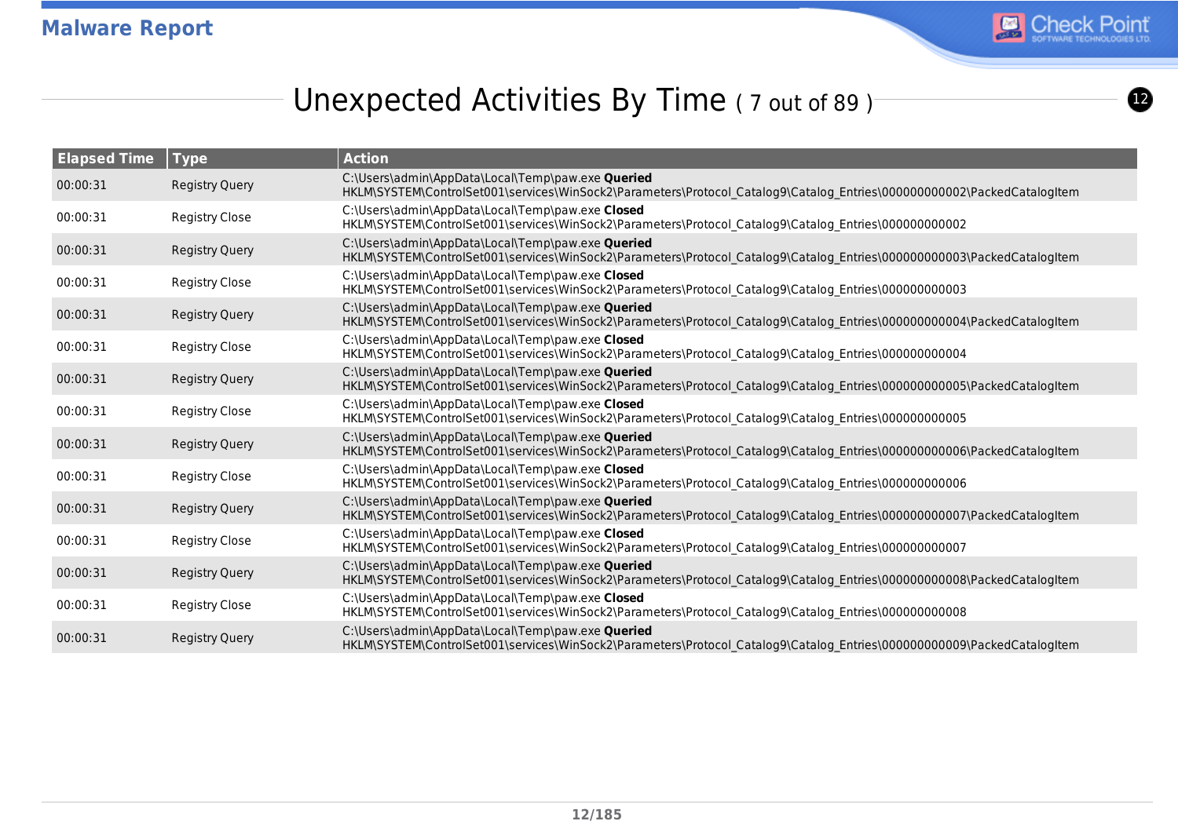## Unexpected Activities By Time ( 7 out of 89 )

| Elapsed Time | Type | Action |
|---|---|---|
| 00:00:31 | Registry Query | C:\Users\admin\AppData\Local\Temp\paw.exe **Queried** HKLM\SYSTEM\ControlSet001\services\WinSock2\Parameters\Protocol_Catalog9\Catalog_Entries\000000000002\PackedCatalogItem |
| 00:00:31 | Registry Close | C:\Users\admin\AppData\Local\Temp\paw.exe **Closed** HKLM\SYSTEM\ControlSet001\services\WinSock2\Parameters\Protocol_Catalog9\Catalog_Entries\000000000002 |
| 00:00:31 | Registry Query | C:\Users\admin\AppData\Local\Temp\paw.exe **Queried** HKLM\SYSTEM\ControlSet001\services\WinSock2\Parameters\Protocol_Catalog9\Catalog_Entries\000000000003\PackedCatalogItem |
| 00:00:31 | Registry Close | C:\Users\admin\AppData\Local\Temp\paw.exe **Closed** HKLM\SYSTEM\ControlSet001\services\WinSock2\Parameters\Protocol_Catalog9\Catalog_Entries\000000000003 |
| 00:00:31 | Registry Query | C:\Users\admin\AppData\Local\Temp\paw.exe **Queried** HKLM\SYSTEM\ControlSet001\services\WinSock2\Parameters\Protocol_Catalog9\Catalog_Entries\000000000004\PackedCatalogItem |
| 00:00:31 | Registry Close | C:\Users\admin\AppData\Local\Temp\paw.exe **Closed** HKLM\SYSTEM\ControlSet001\services\WinSock2\Parameters\Protocol_Catalog9\Catalog_Entries\000000000004 |
| 00:00:31 | Registry Query | C:\Users\admin\AppData\Local\Temp\paw.exe **Queried** HKLM\SYSTEM\ControlSet001\services\WinSock2\Parameters\Protocol_Catalog9\Catalog_Entries\000000000005\PackedCatalogItem |
| 00:00:31 | Registry Close | C:\Users\admin\AppData\Local\Temp\paw.exe **Closed** HKLM\SYSTEM\ControlSet001\services\WinSock2\Parameters\Protocol_Catalog9\Catalog_Entries\000000000005 |
| 00:00:31 | Registry Query | C:\Users\admin\AppData\Local\Temp\paw.exe **Queried** HKLM\SYSTEM\ControlSet001\services\WinSock2\Parameters\Protocol_Catalog9\Catalog_Entries\000000000006\PackedCatalogItem |
| 00:00:31 | Registry Close | C:\Users\admin\AppData\Local\Temp\paw.exe **Closed** HKLM\SYSTEM\ControlSet001\services\WinSock2\Parameters\Protocol_Catalog9\Catalog_Entries\000000000006 |
| 00:00:31 | Registry Query | C:\Users\admin\AppData\Local\Temp\paw.exe **Queried** HKLM\SYSTEM\ControlSet001\services\WinSock2\Parameters\Protocol_Catalog9\Catalog_Entries\000000000007\PackedCatalogItem |
| 00:00:31 | Registry Close | C:\Users\admin\AppData\Local\Temp\paw.exe **Closed** HKLM\SYSTEM\ControlSet001\services\WinSock2\Parameters\Protocol_Catalog9\Catalog_Entries\000000000007 |
| 00:00:31 | Registry Query | C:\Users\admin\AppData\Local\Temp\paw.exe **Queried** HKLM\SYSTEM\ControlSet001\services\WinSock2\Parameters\Protocol_Catalog9\Catalog_Entries\000000000008\PackedCatalogItem |
| 00:00:31 | Registry Close | C:\Users\admin\AppData\Local\Temp\paw.exe **Closed** HKLM\SYSTEM\ControlSet001\services\WinSock2\Parameters\Protocol_Catalog9\Catalog_Entries\000000000008 |
| 00:00:31 | Registry Query | C:\Users\admin\AppData\Local\Temp\paw.exe **Queried** HKLM\SYSTEM\ControlSet001\services\WinSock2\Parameters\Protocol_Catalog9\Catalog_Entries\000000000009\PackedCatalogItem |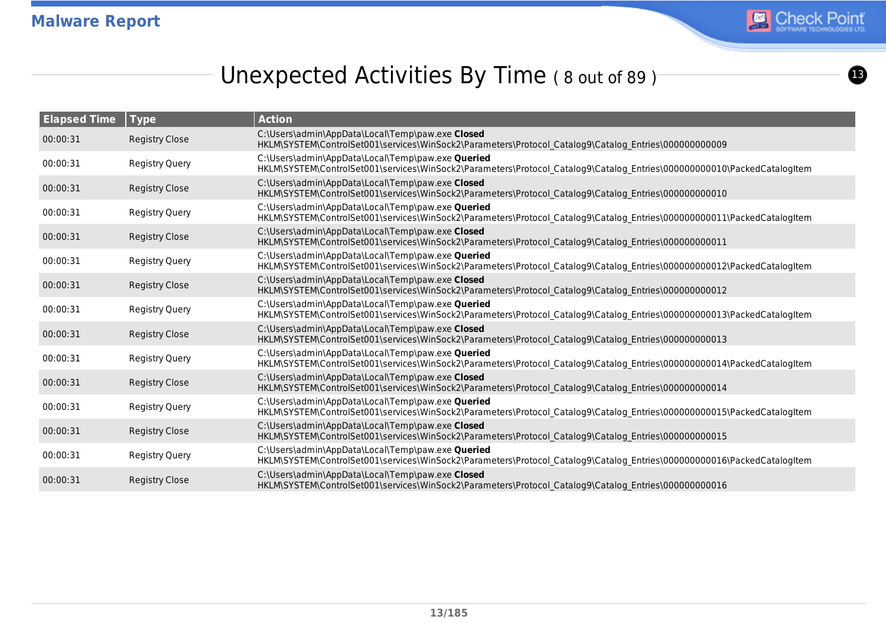# Unexpected Activities By Time ( 8 out of 89 )

| Elapsed Time | Type | Action |
|---|---|---|
| 00:00:31 | Registry Close | C:\Users\admin\AppData\Local\Temp\paw.exe **Closed** HKLM\SYSTEM\ControlSet001\services\WinSock2\Parameters\Protocol_Catalog9\Catalog_Entries\000000000009 |
| 00:00:31 | Registry Query | C:\Users\admin\AppData\Local\Temp\paw.exe **Queried** HKLM\SYSTEM\ControlSet001\services\WinSock2\Parameters\Protocol_Catalog9\Catalog_Entries\000000000010\PackedCatalogItem |
| 00:00:31 | Registry Close | C:\Users\admin\AppData\Local\Temp\paw.exe **Closed** HKLM\SYSTEM\ControlSet001\services\WinSock2\Parameters\Protocol_Catalog9\Catalog_Entries\000000000010 |
| 00:00:31 | Registry Query | C:\Users\admin\AppData\Local\Temp\paw.exe **Queried** HKLM\SYSTEM\ControlSet001\services\WinSock2\Parameters\Protocol_Catalog9\Catalog_Entries\000000000011\PackedCatalogItem |
| 00:00:31 | Registry Close | C:\Users\admin\AppData\Local\Temp\paw.exe **Closed** HKLM\SYSTEM\ControlSet001\services\WinSock2\Parameters\Protocol_Catalog9\Catalog_Entries\000000000011 |
| 00:00:31 | Registry Query | C:\Users\admin\AppData\Local\Temp\paw.exe **Queried** HKLM\SYSTEM\ControlSet001\services\WinSock2\Parameters\Protocol_Catalog9\Catalog_Entries\000000000012\PackedCatalogItem |
| 00:00:31 | Registry Close | C:\Users\admin\AppData\Local\Temp\paw.exe **Closed** HKLM\SYSTEM\ControlSet001\services\WinSock2\Parameters\Protocol_Catalog9\Catalog_Entries\000000000012 |
| 00:00:31 | Registry Query | C:\Users\admin\AppData\Local\Temp\paw.exe **Queried** HKLM\SYSTEM\ControlSet001\services\WinSock2\Parameters\Protocol_Catalog9\Catalog_Entries\000000000013\PackedCatalogItem |
| 00:00:31 | Registry Close | C:\Users\admin\AppData\Local\Temp\paw.exe **Closed** HKLM\SYSTEM\ControlSet001\services\WinSock2\Parameters\Protocol_Catalog9\Catalog_Entries\000000000013 |
| 00:00:31 | Registry Query | C:\Users\admin\AppData\Local\Temp\paw.exe **Queried** HKLM\SYSTEM\ControlSet001\services\WinSock2\Parameters\Protocol_Catalog9\Catalog_Entries\000000000014\PackedCatalogItem |
| 00:00:31 | Registry Close | C:\Users\admin\AppData\Local\Temp\paw.exe **Closed** HKLM\SYSTEM\ControlSet001\services\WinSock2\Parameters\Protocol_Catalog9\Catalog_Entries\000000000014 |
| 00:00:31 | Registry Query | C:\Users\admin\AppData\Local\Temp\paw.exe **Queried** HKLM\SYSTEM\ControlSet001\services\WinSock2\Parameters\Protocol_Catalog9\Catalog_Entries\000000000015\PackedCatalogItem |
| 00:00:31 | Registry Close | C:\Users\admin\AppData\Local\Temp\paw.exe **Closed** HKLM\SYSTEM\ControlSet001\services\WinSock2\Parameters\Protocol_Catalog9\Catalog_Entries\000000000015 |
| 00:00:31 | Registry Query | C:\Users\admin\AppData\Local\Temp\paw.exe **Queried** HKLM\SYSTEM\ControlSet001\services\WinSock2\Parameters\Protocol_Catalog9\Catalog_Entries\000000000016\PackedCatalogItem |
| 00:00:31 | Registry Close | C:\Users\admin\AppData\Local\Temp\paw.exe **Closed** HKLM\SYSTEM\ControlSet001\services\WinSock2\Parameters\Protocol_Catalog9\Catalog_Entries\000000000016 |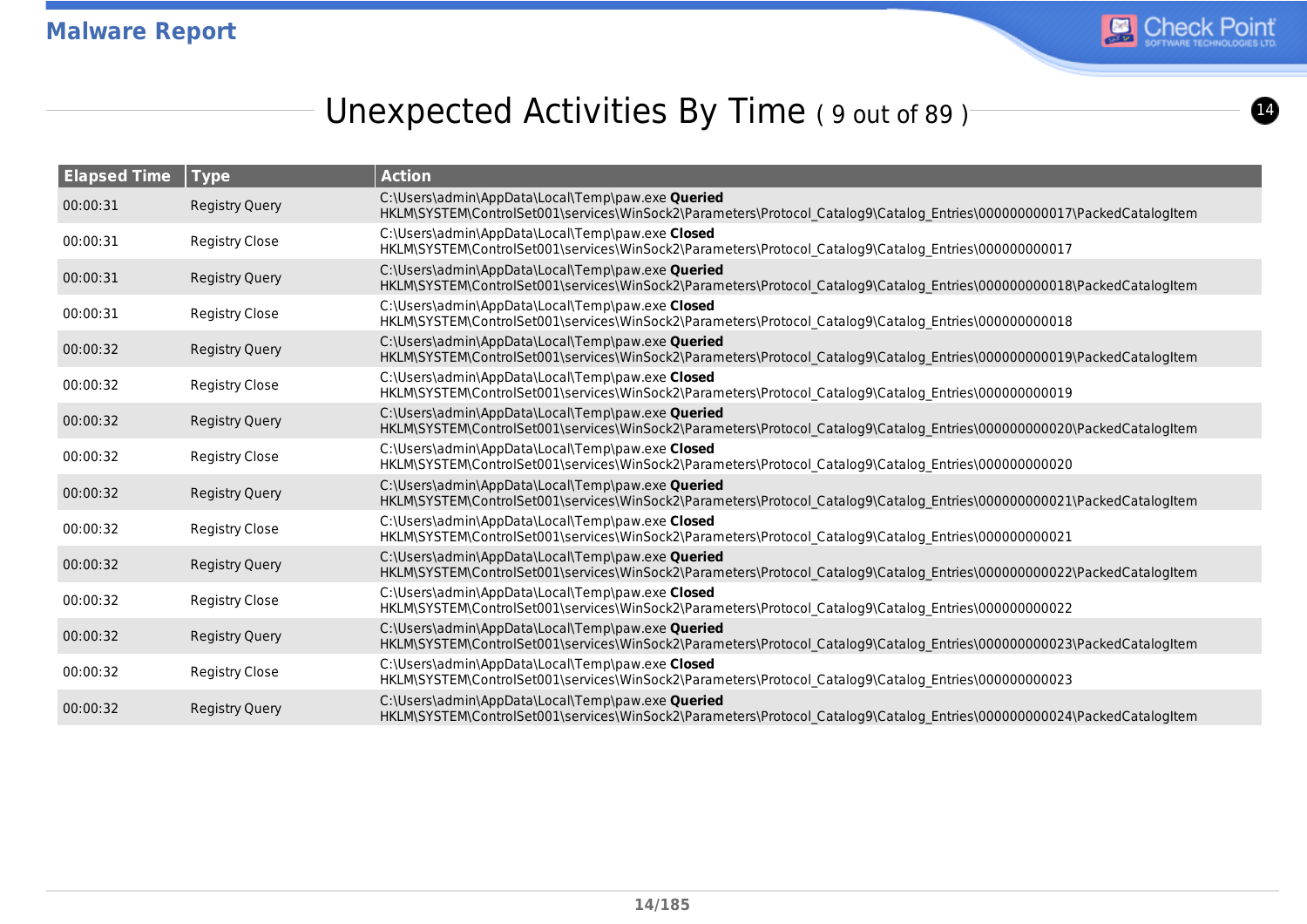## Unexpected Activities By Time ( 9 out of 89 )

| Elapsed Time | Type | Action |
|---|---|---|
| 00:00:31 | Registry Query | C:\Users\admin\AppData\Local\Temp\paw.exe **Queried** HKLM\SYSTEM\ControlSet001\services\WinSock2\Parameters\Protocol_Catalog9\Catalog_Entries\000000000017\PackedCatalogItem |
| 00:00:31 | Registry Close | C:\Users\admin\AppData\Local\Temp\paw.exe **Closed** HKLM\SYSTEM\ControlSet001\services\WinSock2\Parameters\Protocol_Catalog9\Catalog_Entries\000000000017 |
| 00:00:31 | Registry Query | C:\Users\admin\AppData\Local\Temp\paw.exe **Queried** HKLM\SYSTEM\ControlSet001\services\WinSock2\Parameters\Protocol_Catalog9\Catalog_Entries\000000000018\PackedCatalogItem |
| 00:00:31 | Registry Close | C:\Users\admin\AppData\Local\Temp\paw.exe **Closed** HKLM\SYSTEM\ControlSet001\services\WinSock2\Parameters\Protocol_Catalog9\Catalog_Entries\000000000018 |
| 00:00:32 | Registry Query | C:\Users\admin\AppData\Local\Temp\paw.exe **Queried** HKLM\SYSTEM\ControlSet001\services\WinSock2\Parameters\Protocol_Catalog9\Catalog_Entries\000000000019\PackedCatalogItem |
| 00:00:32 | Registry Close | C:\Users\admin\AppData\Local\Temp\paw.exe **Closed** HKLM\SYSTEM\ControlSet001\services\WinSock2\Parameters\Protocol_Catalog9\Catalog_Entries\000000000019 |
| 00:00:32 | Registry Query | C:\Users\admin\AppData\Local\Temp\paw.exe **Queried** HKLM\SYSTEM\ControlSet001\services\WinSock2\Parameters\Protocol_Catalog9\Catalog_Entries\000000000020\PackedCatalogItem |
| 00:00:32 | Registry Close | C:\Users\admin\AppData\Local\Temp\paw.exe **Closed** HKLM\SYSTEM\ControlSet001\services\WinSock2\Parameters\Protocol_Catalog9\Catalog_Entries\000000000020 |
| 00:00:32 | Registry Query | C:\Users\admin\AppData\Local\Temp\paw.exe **Queried** HKLM\SYSTEM\ControlSet001\services\WinSock2\Parameters\Protocol_Catalog9\Catalog_Entries\000000000021\PackedCatalogItem |
| 00:00:32 | Registry Close | C:\Users\admin\AppData\Local\Temp\paw.exe **Closed** HKLM\SYSTEM\ControlSet001\services\WinSock2\Parameters\Protocol_Catalog9\Catalog_Entries\000000000021 |
| 00:00:32 | Registry Query | C:\Users\admin\AppData\Local\Temp\paw.exe **Queried** HKLM\SYSTEM\ControlSet001\services\WinSock2\Parameters\Protocol_Catalog9\Catalog_Entries\000000000022\PackedCatalogItem |
| 00:00:32 | Registry Close | C:\Users\admin\AppData\Local\Temp\paw.exe **Closed** HKLM\SYSTEM\ControlSet001\services\WinSock2\Parameters\Protocol_Catalog9\Catalog_Entries\000000000022 |
| 00:00:32 | Registry Query | C:\Users\admin\AppData\Local\Temp\paw.exe **Queried** HKLM\SYSTEM\ControlSet001\services\WinSock2\Parameters\Protocol_Catalog9\Catalog_Entries\000000000023\PackedCatalogItem |
| 00:00:32 | Registry Close | C:\Users\admin\AppData\Local\Temp\paw.exe **Closed** HKLM\SYSTEM\ControlSet001\services\WinSock2\Parameters\Protocol_Catalog9\Catalog_Entries\000000000023 |
| 00:00:32 | Registry Query | C:\Users\admin\AppData\Local\Temp\paw.exe **Queried** HKLM\SYSTEM\ControlSet001\services\WinSock2\Parameters\Protocol_Catalog9\Catalog_Entries\000000000024\PackedCatalogItem |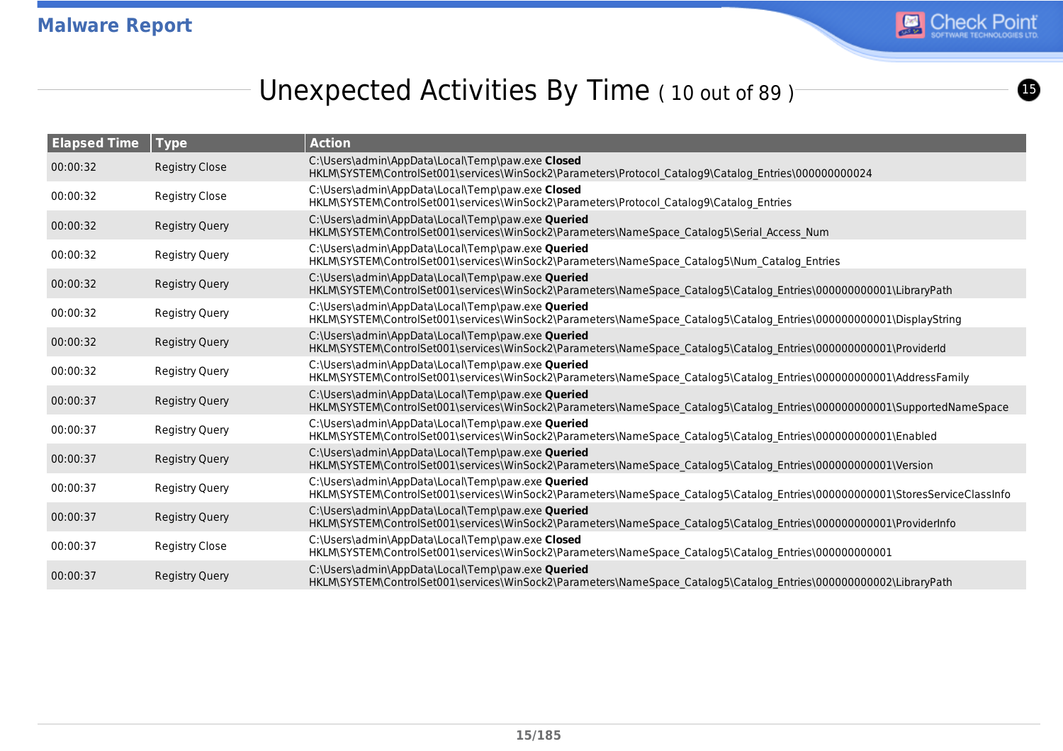## Unexpected Activities By Time ( 10 out of 89 )

| Elapsed Time | Type | Action |
|---|---|---|
| 00:00:32 | Registry Close | C:\Users\admin\AppData\Local\Temp\paw.exe **Closed** HKLM\SYSTEM\ControlSet001\services\WinSock2\Parameters\Protocol_Catalog9\Catalog_Entries\000000000024 |
| 00:00:32 | Registry Close | C:\Users\admin\AppData\Local\Temp\paw.exe **Closed** HKLM\SYSTEM\ControlSet001\services\WinSock2\Parameters\Protocol_Catalog9\Catalog_Entries |
| 00:00:32 | Registry Query | C:\Users\admin\AppData\Local\Temp\paw.exe **Queried** HKLM\SYSTEM\ControlSet001\services\WinSock2\Parameters\NameSpace_Catalog5\Serial_Access_Num |
| 00:00:32 | Registry Query | C:\Users\admin\AppData\Local\Temp\paw.exe **Queried** HKLM\SYSTEM\ControlSet001\services\WinSock2\Parameters\NameSpace_Catalog5\Num_Catalog_Entries |
| 00:00:32 | Registry Query | C:\Users\admin\AppData\Local\Temp\paw.exe **Queried** HKLM\SYSTEM\ControlSet001\services\WinSock2\Parameters\NameSpace_Catalog5\Catalog_Entries\000000000001\LibraryPath |
| 00:00:32 | Registry Query | C:\Users\admin\AppData\Local\Temp\paw.exe **Queried** HKLM\SYSTEM\ControlSet001\services\WinSock2\Parameters\NameSpace_Catalog5\Catalog_Entries\000000000001\DisplayString |
| 00:00:32 | Registry Query | C:\Users\admin\AppData\Local\Temp\paw.exe **Queried** HKLM\SYSTEM\ControlSet001\services\WinSock2\Parameters\NameSpace_Catalog5\Catalog_Entries\000000000001\ProviderId |
| 00:00:32 | Registry Query | C:\Users\admin\AppData\Local\Temp\paw.exe **Queried** HKLM\SYSTEM\ControlSet001\services\WinSock2\Parameters\NameSpace_Catalog5\Catalog_Entries\000000000001\AddressFamily |
| 00:00:37 | Registry Query | C:\Users\admin\AppData\Local\Temp\paw.exe **Queried** HKLM\SYSTEM\ControlSet001\services\WinSock2\Parameters\NameSpace_Catalog5\Catalog_Entries\000000000001\SupportedNameSpace |
| 00:00:37 | Registry Query | C:\Users\admin\AppData\Local\Temp\paw.exe **Queried** HKLM\SYSTEM\ControlSet001\services\WinSock2\Parameters\NameSpace_Catalog5\Catalog_Entries\000000000001\Enabled |
| 00:00:37 | Registry Query | C:\Users\admin\AppData\Local\Temp\paw.exe **Queried** HKLM\SYSTEM\ControlSet001\services\WinSock2\Parameters\NameSpace_Catalog5\Catalog_Entries\000000000001\Version |
| 00:00:37 | Registry Query | C:\Users\admin\AppData\Local\Temp\paw.exe **Queried** HKLM\SYSTEM\ControlSet001\services\WinSock2\Parameters\NameSpace_Catalog5\Catalog_Entries\000000000001\StoresServiceClassInfo |
| 00:00:37 | Registry Query | C:\Users\admin\AppData\Local\Temp\paw.exe **Queried** HKLM\SYSTEM\ControlSet001\services\WinSock2\Parameters\NameSpace_Catalog5\Catalog_Entries\000000000001\ProviderInfo |
| 00:00:37 | Registry Close | C:\Users\admin\AppData\Local\Temp\paw.exe **Closed** HKLM\SYSTEM\ControlSet001\services\WinSock2\Parameters\NameSpace_Catalog5\Catalog_Entries\000000000001 |
| 00:00:37 | Registry Query | C:\Users\admin\AppData\Local\Temp\paw.exe **Queried** HKLM\SYSTEM\ControlSet001\services\WinSock2\Parameters\NameSpace_Catalog5\Catalog_Entries\000000000002\LibraryPath |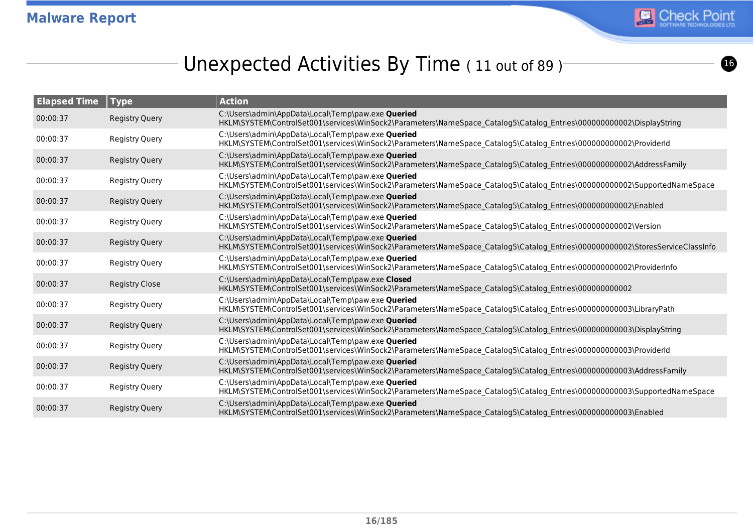## Unexpected Activities By Time ( 11 out of 89 )

| Elapsed Time | Type | Action |
|---|---|---|
| 00:00:37 | Registry Query | C:\Users\admin\AppData\Local\Temp\paw.exe **Queried** HKLM\SYSTEM\ControlSet001\services\WinSock2\Parameters\NameSpace_Catalog5\Catalog_Entries\000000000002\DisplayString |
| 00:00:37 | Registry Query | C:\Users\admin\AppData\Local\Temp\paw.exe **Queried** HKLM\SYSTEM\ControlSet001\services\WinSock2\Parameters\NameSpace_Catalog5\Catalog_Entries\000000000002\ProviderId |
| 00:00:37 | Registry Query | C:\Users\admin\AppData\Local\Temp\paw.exe **Queried** HKLM\SYSTEM\ControlSet001\services\WinSock2\Parameters\NameSpace_Catalog5\Catalog_Entries\000000000002\AddressFamily |
| 00:00:37 | Registry Query | C:\Users\admin\AppData\Local\Temp\paw.exe **Queried** HKLM\SYSTEM\ControlSet001\services\WinSock2\Parameters\NameSpace_Catalog5\Catalog_Entries\000000000002\SupportedNameSpace |
| 00:00:37 | Registry Query | C:\Users\admin\AppData\Local\Temp\paw.exe **Queried** HKLM\SYSTEM\ControlSet001\services\WinSock2\Parameters\NameSpace_Catalog5\Catalog_Entries\000000000002\Enabled |
| 00:00:37 | Registry Query | C:\Users\admin\AppData\Local\Temp\paw.exe **Queried** HKLM\SYSTEM\ControlSet001\services\WinSock2\Parameters\NameSpace_Catalog5\Catalog_Entries\000000000002\Version |
| 00:00:37 | Registry Query | C:\Users\admin\AppData\Local\Temp\paw.exe **Queried** HKLM\SYSTEM\ControlSet001\services\WinSock2\Parameters\NameSpace_Catalog5\Catalog_Entries\000000000002\StoresServiceClassInfo |
| 00:00:37 | Registry Query | C:\Users\admin\AppData\Local\Temp\paw.exe **Queried** HKLM\SYSTEM\ControlSet001\services\WinSock2\Parameters\NameSpace_Catalog5\Catalog_Entries\000000000002\ProviderInfo |
| 00:00:37 | Registry Close | C:\Users\admin\AppData\Local\Temp\paw.exe **Closed** HKLM\SYSTEM\ControlSet001\services\WinSock2\Parameters\NameSpace_Catalog5\Catalog_Entries\000000000002 |
| 00:00:37 | Registry Query | C:\Users\admin\AppData\Local\Temp\paw.exe **Queried** HKLM\SYSTEM\ControlSet001\services\WinSock2\Parameters\NameSpace_Catalog5\Catalog_Entries\000000000003\LibraryPath |
| 00:00:37 | Registry Query | C:\Users\admin\AppData\Local\Temp\paw.exe **Queried** HKLM\SYSTEM\ControlSet001\services\WinSock2\Parameters\NameSpace_Catalog5\Catalog_Entries\000000000003\DisplayString |
| 00:00:37 | Registry Query | C:\Users\admin\AppData\Local\Temp\paw.exe **Queried** HKLM\SYSTEM\ControlSet001\services\WinSock2\Parameters\NameSpace_Catalog5\Catalog_Entries\000000000003\ProviderId |
| 00:00:37 | Registry Query | C:\Users\admin\AppData\Local\Temp\paw.exe **Queried** HKLM\SYSTEM\ControlSet001\services\WinSock2\Parameters\NameSpace_Catalog5\Catalog_Entries\000000000003\AddressFamily |
| 00:00:37 | Registry Query | C:\Users\admin\AppData\Local\Temp\paw.exe **Queried** HKLM\SYSTEM\ControlSet001\services\WinSock2\Parameters\NameSpace_Catalog5\Catalog_Entries\000000000003\SupportedNameSpace |
| 00:00:37 | Registry Query | C:\Users\admin\AppData\Local\Temp\paw.exe **Queried** HKLM\SYSTEM\ControlSet001\services\WinSock2\Parameters\NameSpace_Catalog5\Catalog_Entries\000000000003\Enabled |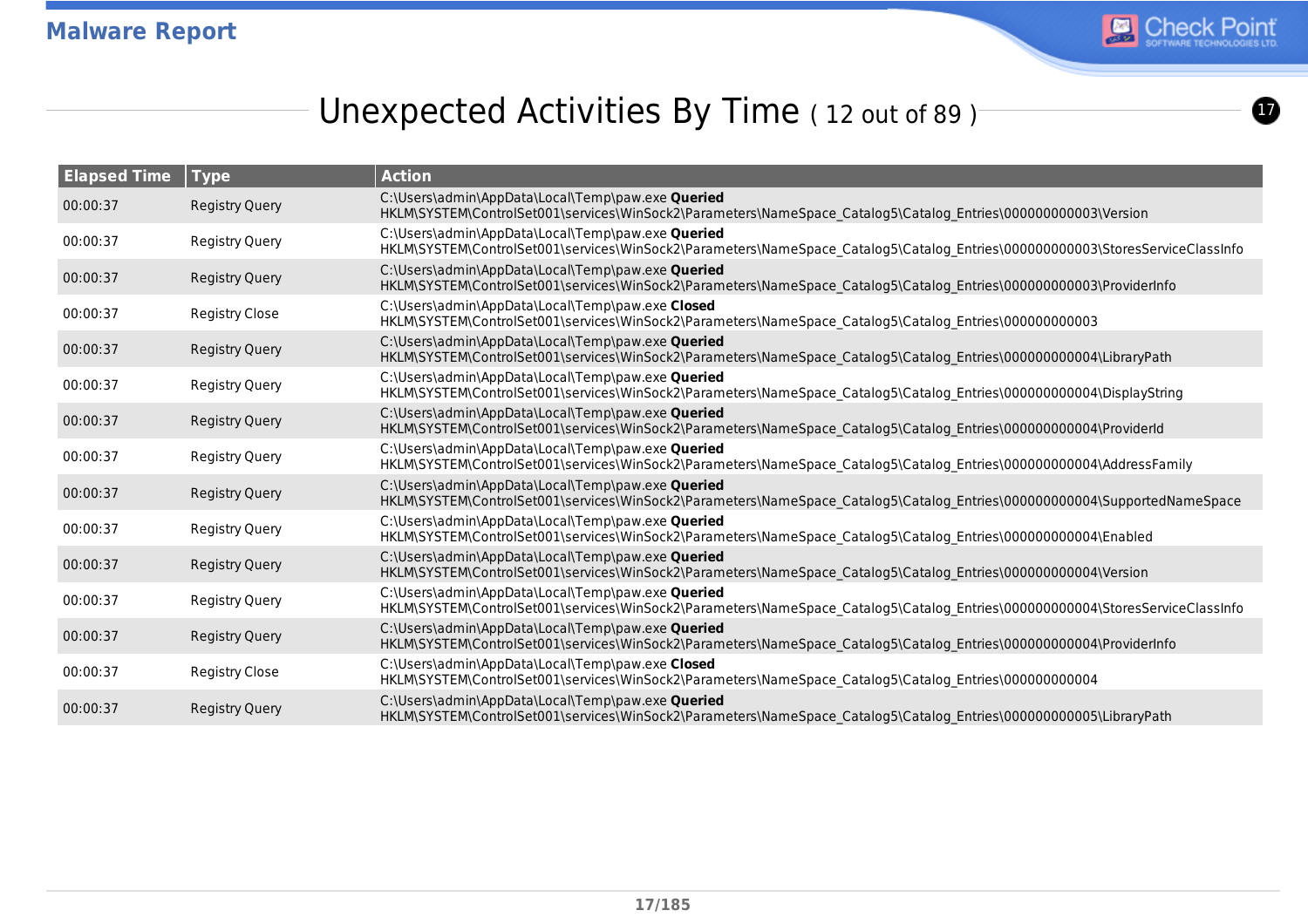## Unexpected Activities By Time ( 12 out of 89 )

| Elapsed Time | Type | Action |
|---|---|---|
| 00:00:37 | Registry Query | C:\Users\admin\AppData\Local\Temp\paw.exe **Queried** HKLM\SYSTEM\ControlSet001\services\WinSock2\Parameters\NameSpace_Catalog5\Catalog_Entries\000000000003\Version |
| 00:00:37 | Registry Query | C:\Users\admin\AppData\Local\Temp\paw.exe **Queried** HKLM\SYSTEM\ControlSet001\services\WinSock2\Parameters\NameSpace_Catalog5\Catalog_Entries\000000000003\StoresServiceClassInfo |
| 00:00:37 | Registry Query | C:\Users\admin\AppData\Local\Temp\paw.exe **Queried** HKLM\SYSTEM\ControlSet001\services\WinSock2\Parameters\NameSpace_Catalog5\Catalog_Entries\000000000003\ProviderInfo |
| 00:00:37 | Registry Close | C:\Users\admin\AppData\Local\Temp\paw.exe **Closed** HKLM\SYSTEM\ControlSet001\services\WinSock2\Parameters\NameSpace_Catalog5\Catalog_Entries\000000000003 |
| 00:00:37 | Registry Query | C:\Users\admin\AppData\Local\Temp\paw.exe **Queried** HKLM\SYSTEM\ControlSet001\services\WinSock2\Parameters\NameSpace_Catalog5\Catalog_Entries\000000000004\LibraryPath |
| 00:00:37 | Registry Query | C:\Users\admin\AppData\Local\Temp\paw.exe **Queried** HKLM\SYSTEM\ControlSet001\services\WinSock2\Parameters\NameSpace_Catalog5\Catalog_Entries\000000000004\DisplayString |
| 00:00:37 | Registry Query | C:\Users\admin\AppData\Local\Temp\paw.exe **Queried** HKLM\SYSTEM\ControlSet001\services\WinSock2\Parameters\NameSpace_Catalog5\Catalog_Entries\000000000004\ProviderId |
| 00:00:37 | Registry Query | C:\Users\admin\AppData\Local\Temp\paw.exe **Queried** HKLM\SYSTEM\ControlSet001\services\WinSock2\Parameters\NameSpace_Catalog5\Catalog_Entries\000000000004\AddressFamily |
| 00:00:37 | Registry Query | C:\Users\admin\AppData\Local\Temp\paw.exe **Queried** HKLM\SYSTEM\ControlSet001\services\WinSock2\Parameters\NameSpace_Catalog5\Catalog_Entries\000000000004\SupportedNameSpace |
| 00:00:37 | Registry Query | C:\Users\admin\AppData\Local\Temp\paw.exe **Queried** HKLM\SYSTEM\ControlSet001\services\WinSock2\Parameters\NameSpace_Catalog5\Catalog_Entries\000000000004\Enabled |
| 00:00:37 | Registry Query | C:\Users\admin\AppData\Local\Temp\paw.exe **Queried** HKLM\SYSTEM\ControlSet001\services\WinSock2\Parameters\NameSpace_Catalog5\Catalog_Entries\000000000004\Version |
| 00:00:37 | Registry Query | C:\Users\admin\AppData\Local\Temp\paw.exe **Queried** HKLM\SYSTEM\ControlSet001\services\WinSock2\Parameters\NameSpace_Catalog5\Catalog_Entries\000000000004\StoresServiceClassInfo |
| 00:00:37 | Registry Query | C:\Users\admin\AppData\Local\Temp\paw.exe **Queried** HKLM\SYSTEM\ControlSet001\services\WinSock2\Parameters\NameSpace_Catalog5\Catalog_Entries\000000000004\ProviderInfo |
| 00:00:37 | Registry Close | C:\Users\admin\AppData\Local\Temp\paw.exe **Closed** HKLM\SYSTEM\ControlSet001\services\WinSock2\Parameters\NameSpace_Catalog5\Catalog_Entries\000000000004 |
| 00:00:37 | Registry Query | C:\Users\admin\AppData\Local\Temp\paw.exe **Queried** HKLM\SYSTEM\ControlSet001\services\WinSock2\Parameters\NameSpace_Catalog5\Catalog_Entries\000000000005\LibraryPath |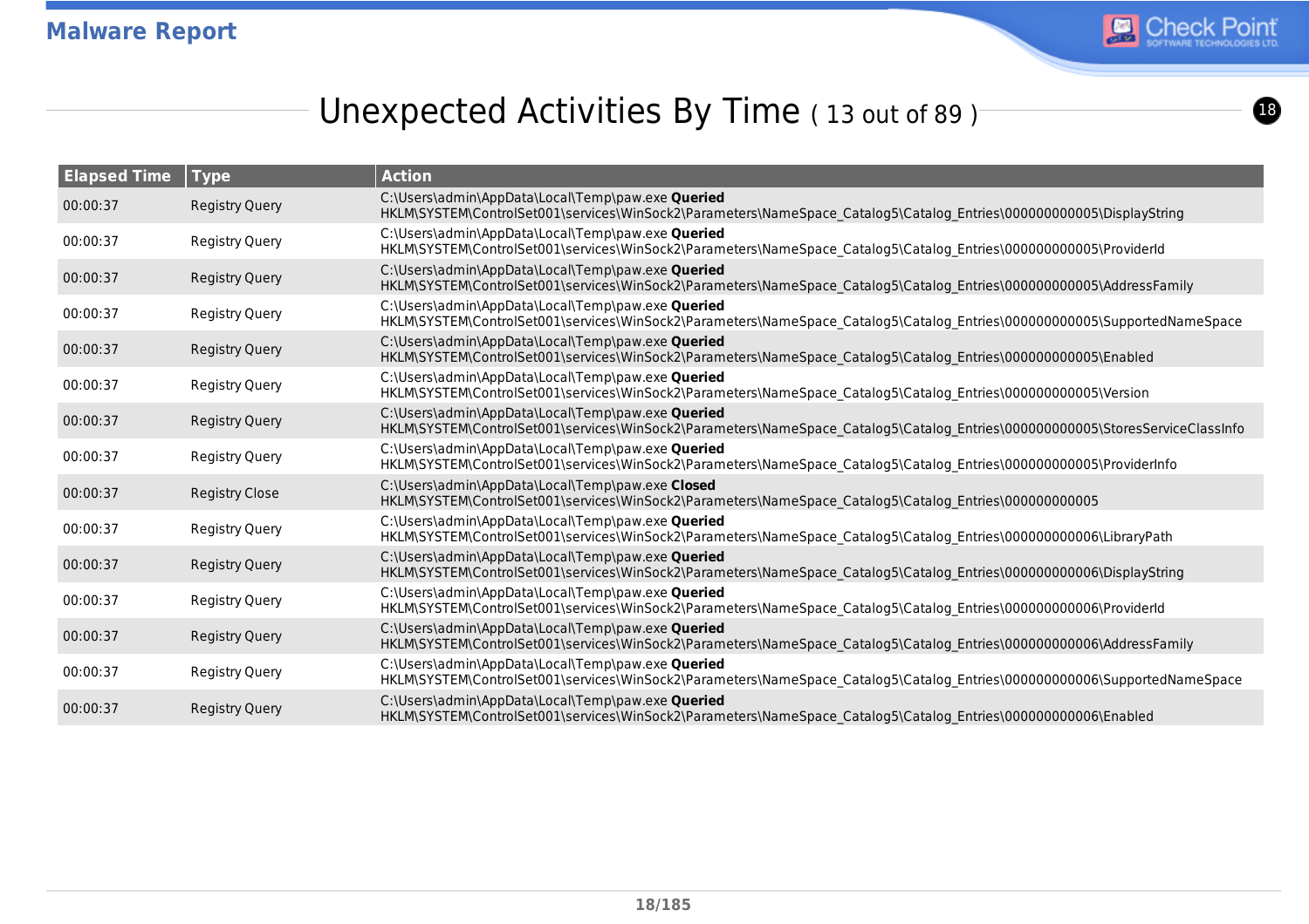## Unexpected Activities By Time ( 13 out of 89 )

| Elapsed Time | Type | Action |
|---|---|---|
| 00:00:37 | Registry Query | C:\Users\admin\AppData\Local\Temp\paw.exe **Queried** HKLM\SYSTEM\ControlSet001\services\WinSock2\Parameters\NameSpace_Catalog5\Catalog_Entries\000000000005\DisplayString |
| 00:00:37 | Registry Query | C:\Users\admin\AppData\Local\Temp\paw.exe **Queried** HKLM\SYSTEM\ControlSet001\services\WinSock2\Parameters\NameSpace_Catalog5\Catalog_Entries\000000000005\ProviderId |
| 00:00:37 | Registry Query | C:\Users\admin\AppData\Local\Temp\paw.exe **Queried** HKLM\SYSTEM\ControlSet001\services\WinSock2\Parameters\NameSpace_Catalog5\Catalog_Entries\000000000005\AddressFamily |
| 00:00:37 | Registry Query | C:\Users\admin\AppData\Local\Temp\paw.exe **Queried** HKLM\SYSTEM\ControlSet001\services\WinSock2\Parameters\NameSpace_Catalog5\Catalog_Entries\000000000005\SupportedNameSpace |
| 00:00:37 | Registry Query | C:\Users\admin\AppData\Local\Temp\paw.exe **Queried** HKLM\SYSTEM\ControlSet001\services\WinSock2\Parameters\NameSpace_Catalog5\Catalog_Entries\000000000005\Enabled |
| 00:00:37 | Registry Query | C:\Users\admin\AppData\Local\Temp\paw.exe **Queried** HKLM\SYSTEM\ControlSet001\services\WinSock2\Parameters\NameSpace_Catalog5\Catalog_Entries\000000000005\Version |
| 00:00:37 | Registry Query | C:\Users\admin\AppData\Local\Temp\paw.exe **Queried** HKLM\SYSTEM\ControlSet001\services\WinSock2\Parameters\NameSpace_Catalog5\Catalog_Entries\000000000005\StoresServiceClassInfo |
| 00:00:37 | Registry Query | C:\Users\admin\AppData\Local\Temp\paw.exe **Queried** HKLM\SYSTEM\ControlSet001\services\WinSock2\Parameters\NameSpace_Catalog5\Catalog_Entries\000000000005\ProviderInfo |
| 00:00:37 | Registry Close | C:\Users\admin\AppData\Local\Temp\paw.exe **Closed** HKLM\SYSTEM\ControlSet001\services\WinSock2\Parameters\NameSpace_Catalog5\Catalog_Entries\000000000005 |
| 00:00:37 | Registry Query | C:\Users\admin\AppData\Local\Temp\paw.exe **Queried** HKLM\SYSTEM\ControlSet001\services\WinSock2\Parameters\NameSpace_Catalog5\Catalog_Entries\000000000006\LibraryPath |
| 00:00:37 | Registry Query | C:\Users\admin\AppData\Local\Temp\paw.exe **Queried** HKLM\SYSTEM\ControlSet001\services\WinSock2\Parameters\NameSpace_Catalog5\Catalog_Entries\000000000006\DisplayString |
| 00:00:37 | Registry Query | C:\Users\admin\AppData\Local\Temp\paw.exe **Queried** HKLM\SYSTEM\ControlSet001\services\WinSock2\Parameters\NameSpace_Catalog5\Catalog_Entries\000000000006\ProviderId |
| 00:00:37 | Registry Query | C:\Users\admin\AppData\Local\Temp\paw.exe **Queried** HKLM\SYSTEM\ControlSet001\services\WinSock2\Parameters\NameSpace_Catalog5\Catalog_Entries\000000000006\AddressFamily |
| 00:00:37 | Registry Query | C:\Users\admin\AppData\Local\Temp\paw.exe **Queried** HKLM\SYSTEM\ControlSet001\services\WinSock2\Parameters\NameSpace_Catalog5\Catalog_Entries\000000000006\SupportedNameSpace |
| 00:00:37 | Registry Query | C:\Users\admin\AppData\Local\Temp\paw.exe **Queried** HKLM\SYSTEM\ControlSet001\services\WinSock2\Parameters\NameSpace_Catalog5\Catalog_Entries\000000000006\Enabled |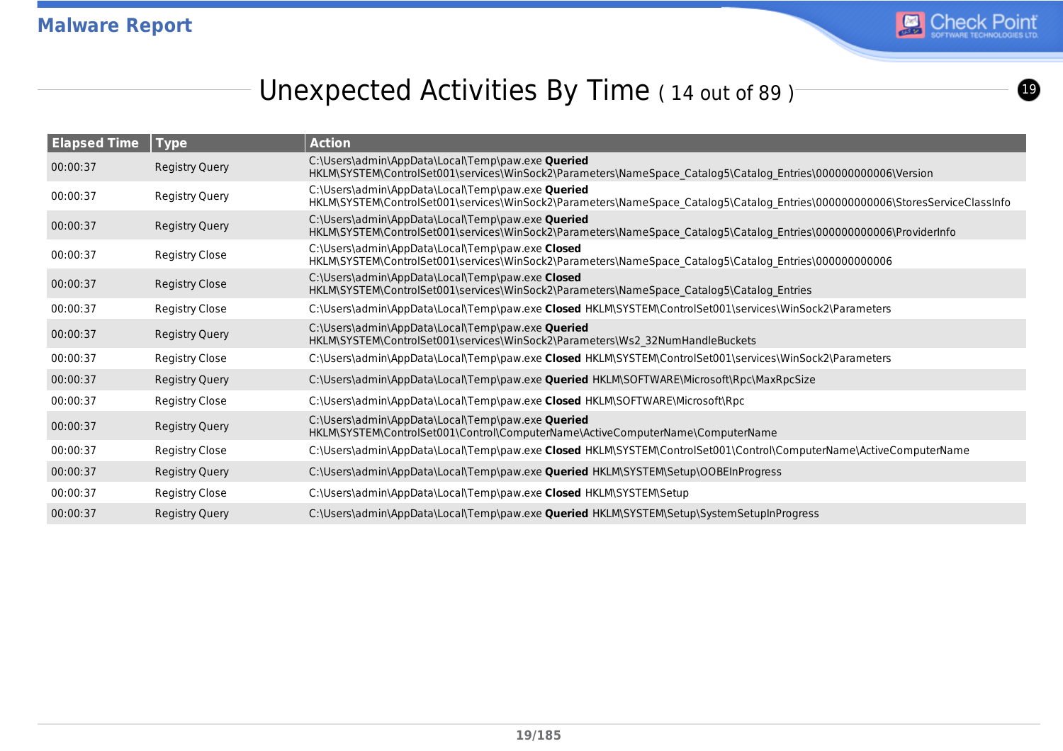# Unexpected Activities By Time ( 14 out of 89 )

| Elapsed Time | Type | Action |
|---|---|---|
| 00:00:37 | Registry Query | C:\Users\admin\AppData\Local\Temp\paw.exe **Queried** HKLM\SYSTEM\ControlSet001\services\WinSock2\Parameters\NameSpace_Catalog5\Catalog_Entries\000000000006\Version |
| 00:00:37 | Registry Query | C:\Users\admin\AppData\Local\Temp\paw.exe **Queried** HKLM\SYSTEM\ControlSet001\services\WinSock2\Parameters\NameSpace_Catalog5\Catalog_Entries\000000000006\StoresServiceClassInfo |
| 00:00:37 | Registry Query | C:\Users\admin\AppData\Local\Temp\paw.exe **Queried** HKLM\SYSTEM\ControlSet001\services\WinSock2\Parameters\NameSpace_Catalog5\Catalog_Entries\000000000006\ProviderInfo |
| 00:00:37 | Registry Close | C:\Users\admin\AppData\Local\Temp\paw.exe **Closed** HKLM\SYSTEM\ControlSet001\services\WinSock2\Parameters\NameSpace_Catalog5\Catalog_Entries\000000000006 |
| 00:00:37 | Registry Close | C:\Users\admin\AppData\Local\Temp\paw.exe **Closed** HKLM\SYSTEM\ControlSet001\services\WinSock2\Parameters\NameSpace_Catalog5\Catalog_Entries |
| 00:00:37 | Registry Close | C:\Users\admin\AppData\Local\Temp\paw.exe **Closed** HKLM\SYSTEM\ControlSet001\services\WinSock2\Parameters |
| 00:00:37 | Registry Query | C:\Users\admin\AppData\Local\Temp\paw.exe **Queried** HKLM\SYSTEM\ControlSet001\services\WinSock2\Parameters\Ws2_32NumHandleBuckets |
| 00:00:37 | Registry Close | C:\Users\admin\AppData\Local\Temp\paw.exe **Closed** HKLM\SYSTEM\ControlSet001\services\WinSock2\Parameters |
| 00:00:37 | Registry Query | C:\Users\admin\AppData\Local\Temp\paw.exe **Queried** HKLM\SOFTWARE\Microsoft\Rpc\MaxRpcSize |
| 00:00:37 | Registry Close | C:\Users\admin\AppData\Local\Temp\paw.exe **Closed** HKLM\SOFTWARE\Microsoft\Rpc |
| 00:00:37 | Registry Query | C:\Users\admin\AppData\Local\Temp\paw.exe **Queried** HKLM\SYSTEM\ControlSet001\Control\ComputerName\ActiveComputerName\ComputerName |
| 00:00:37 | Registry Close | C:\Users\admin\AppData\Local\Temp\paw.exe **Closed** HKLM\SYSTEM\ControlSet001\Control\ComputerName\ActiveComputerName |
| 00:00:37 | Registry Query | C:\Users\admin\AppData\Local\Temp\paw.exe **Queried** HKLM\SYSTEM\Setup\OOBEInProgress |
| 00:00:37 | Registry Close | C:\Users\admin\AppData\Local\Temp\paw.exe **Closed** HKLM\SYSTEM\Setup |
| 00:00:37 | Registry Query | C:\Users\admin\AppData\Local\Temp\paw.exe **Queried** HKLM\SYSTEM\Setup\SystemSetupInProgress |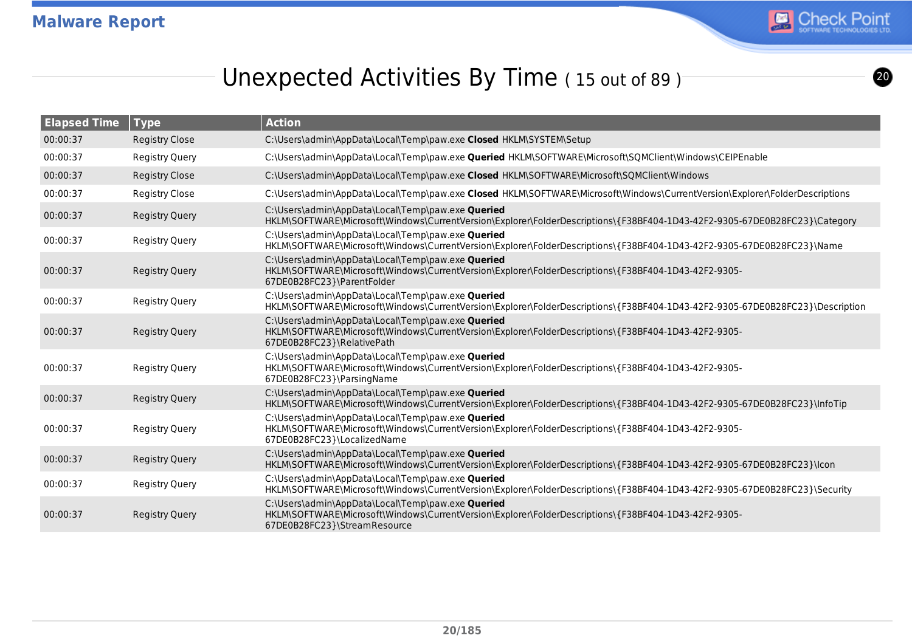## Unexpected Activities By Time ( 15 out of 89 )

| Elapsed Time | Type | Action |
|---|---|---|
| 00:00:37 | Registry Close | C:\Users\admin\AppData\Local\Temp\paw.exe **Closed** HKLM\SYSTEM\Setup |
| 00:00:37 | Registry Query | C:\Users\admin\AppData\Local\Temp\paw.exe **Queried** HKLM\SOFTWARE\Microsoft\SQMClient\Windows\CEIPEnable |
| 00:00:37 | Registry Close | C:\Users\admin\AppData\Local\Temp\paw.exe **Closed** HKLM\SOFTWARE\Microsoft\SQMClient\Windows |
| 00:00:37 | Registry Close | C:\Users\admin\AppData\Local\Temp\paw.exe **Closed** HKLM\SOFTWARE\Microsoft\Windows\CurrentVersion\Explorer\FolderDescriptions |
| 00:00:37 | Registry Query | C:\Users\admin\AppData\Local\Temp\paw.exe **Queried** HKLM\SOFTWARE\Microsoft\Windows\CurrentVersion\Explorer\FolderDescriptions\{F38BF404-1D43-42F2-9305-67DE0B28FC23}\Category |
| 00:00:37 | Registry Query | C:\Users\admin\AppData\Local\Temp\paw.exe **Queried** HKLM\SOFTWARE\Microsoft\Windows\CurrentVersion\Explorer\FolderDescriptions\{F38BF404-1D43-42F2-9305-67DE0B28FC23}\Name |
| 00:00:37 | Registry Query | C:\Users\admin\AppData\Local\Temp\paw.exe **Queried** HKLM\SOFTWARE\Microsoft\Windows\CurrentVersion\Explorer\FolderDescriptions\{F38BF404-1D43-42F2-9305-67DE0B28FC23}\ParentFolder |
| 00:00:37 | Registry Query | C:\Users\admin\AppData\Local\Temp\paw.exe **Queried** HKLM\SOFTWARE\Microsoft\Windows\CurrentVersion\Explorer\FolderDescriptions\{F38BF404-1D43-42F2-9305-67DE0B28FC23}\Description |
| 00:00:37 | Registry Query | C:\Users\admin\AppData\Local\Temp\paw.exe **Queried** HKLM\SOFTWARE\Microsoft\Windows\CurrentVersion\Explorer\FolderDescriptions\{F38BF404-1D43-42F2-9305-67DE0B28FC23}\RelativePath |
| 00:00:37 | Registry Query | C:\Users\admin\AppData\Local\Temp\paw.exe **Queried** HKLM\SOFTWARE\Microsoft\Windows\CurrentVersion\Explorer\FolderDescriptions\{F38BF404-1D43-42F2-9305-67DE0B28FC23}\ParsingName |
| 00:00:37 | Registry Query | C:\Users\admin\AppData\Local\Temp\paw.exe **Queried** HKLM\SOFTWARE\Microsoft\Windows\CurrentVersion\Explorer\FolderDescriptions\{F38BF404-1D43-42F2-9305-67DE0B28FC23}\InfoTip |
| 00:00:37 | Registry Query | C:\Users\admin\AppData\Local\Temp\paw.exe **Queried** HKLM\SOFTWARE\Microsoft\Windows\CurrentVersion\Explorer\FolderDescriptions\{F38BF404-1D43-42F2-9305-67DE0B28FC23}\LocalizedName |
| 00:00:37 | Registry Query | C:\Users\admin\AppData\Local\Temp\paw.exe **Queried** HKLM\SOFTWARE\Microsoft\Windows\CurrentVersion\Explorer\FolderDescriptions\{F38BF404-1D43-42F2-9305-67DE0B28FC23}\Icon |
| 00:00:37 | Registry Query | C:\Users\admin\AppData\Local\Temp\paw.exe **Queried** HKLM\SOFTWARE\Microsoft\Windows\CurrentVersion\Explorer\FolderDescriptions\{F38BF404-1D43-42F2-9305-67DE0B28FC23}\Security |
| 00:00:37 | Registry Query | C:\Users\admin\AppData\Local\Temp\paw.exe **Queried** HKLM\SOFTWARE\Microsoft\Windows\CurrentVersion\Explorer\FolderDescriptions\{F38BF404-1D43-42F2-9305-67DE0B28FC23}\StreamResource |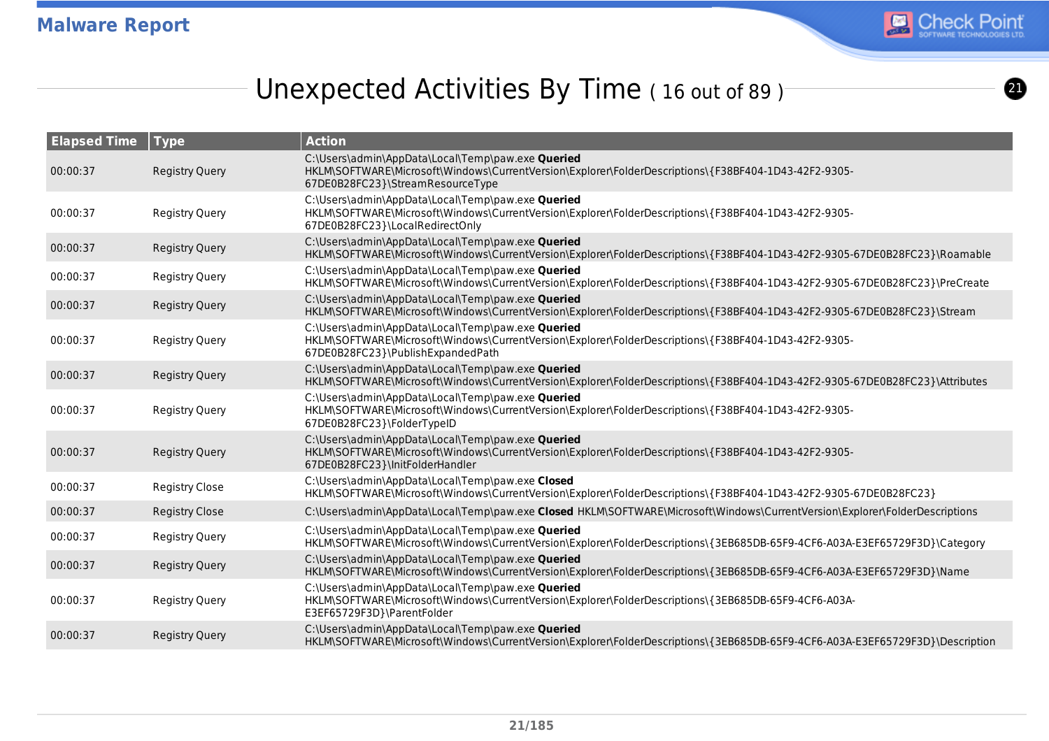## Unexpected Activities By Time ( 16 out of 89 )

| Elapsed Time | Type | Action |
|---|---|---|
| 00:00:37 | Registry Query | C:\Users\admin\AppData\Local\Temp\paw.exe **Queried** HKLM\SOFTWARE\Microsoft\Windows\CurrentVersion\Explorer\FolderDescriptions\{F38BF404-1D43-42F2-9305-67DE0B28FC23}\StreamResourceType |
| 00:00:37 | Registry Query | C:\Users\admin\AppData\Local\Temp\paw.exe **Queried** HKLM\SOFTWARE\Microsoft\Windows\CurrentVersion\Explorer\FolderDescriptions\{F38BF404-1D43-42F2-9305-67DE0B28FC23}\LocalRedirectOnly |
| 00:00:37 | Registry Query | C:\Users\admin\AppData\Local\Temp\paw.exe **Queried** HKLM\SOFTWARE\Microsoft\Windows\CurrentVersion\Explorer\FolderDescriptions\{F38BF404-1D43-42F2-9305-67DE0B28FC23}\Roamable |
| 00:00:37 | Registry Query | C:\Users\admin\AppData\Local\Temp\paw.exe **Queried** HKLM\SOFTWARE\Microsoft\Windows\CurrentVersion\Explorer\FolderDescriptions\{F38BF404-1D43-42F2-9305-67DE0B28FC23}\PreCreate |
| 00:00:37 | Registry Query | C:\Users\admin\AppData\Local\Temp\paw.exe **Queried** HKLM\SOFTWARE\Microsoft\Windows\CurrentVersion\Explorer\FolderDescriptions\{F38BF404-1D43-42F2-9305-67DE0B28FC23}\Stream |
| 00:00:37 | Registry Query | C:\Users\admin\AppData\Local\Temp\paw.exe **Queried** HKLM\SOFTWARE\Microsoft\Windows\CurrentVersion\Explorer\FolderDescriptions\{F38BF404-1D43-42F2-9305-67DE0B28FC23}\PublishExpandedPath |
| 00:00:37 | Registry Query | C:\Users\admin\AppData\Local\Temp\paw.exe **Queried** HKLM\SOFTWARE\Microsoft\Windows\CurrentVersion\Explorer\FolderDescriptions\{F38BF404-1D43-42F2-9305-67DE0B28FC23}\Attributes |
| 00:00:37 | Registry Query | C:\Users\admin\AppData\Local\Temp\paw.exe **Queried** HKLM\SOFTWARE\Microsoft\Windows\CurrentVersion\Explorer\FolderDescriptions\{F38BF404-1D43-42F2-9305-67DE0B28FC23}\FolderTypeID |
| 00:00:37 | Registry Query | C:\Users\admin\AppData\Local\Temp\paw.exe **Queried** HKLM\SOFTWARE\Microsoft\Windows\CurrentVersion\Explorer\FolderDescriptions\{F38BF404-1D43-42F2-9305-67DE0B28FC23}\InitFolderHandler |
| 00:00:37 | Registry Close | C:\Users\admin\AppData\Local\Temp\paw.exe **Closed** HKLM\SOFTWARE\Microsoft\Windows\CurrentVersion\Explorer\FolderDescriptions\{F38BF404-1D43-42F2-9305-67DE0B28FC23} |
| 00:00:37 | Registry Close | C:\Users\admin\AppData\Local\Temp\paw.exe **Closed** HKLM\SOFTWARE\Microsoft\Windows\CurrentVersion\Explorer\FolderDescriptions |
| 00:00:37 | Registry Query | C:\Users\admin\AppData\Local\Temp\paw.exe **Queried** HKLM\SOFTWARE\Microsoft\Windows\CurrentVersion\Explorer\FolderDescriptions\{3EB685DB-65F9-4CF6-A03A-E3EF65729F3D}\Category |
| 00:00:37 | Registry Query | C:\Users\admin\AppData\Local\Temp\paw.exe **Queried** HKLM\SOFTWARE\Microsoft\Windows\CurrentVersion\Explorer\FolderDescriptions\{3EB685DB-65F9-4CF6-A03A-E3EF65729F3D}\Name |
| 00:00:37 | Registry Query | C:\Users\admin\AppData\Local\Temp\paw.exe **Queried** HKLM\SOFTWARE\Microsoft\Windows\CurrentVersion\Explorer\FolderDescriptions\{3EB685DB-65F9-4CF6-A03A-E3EF65729F3D}\ParentFolder |
| 00:00:37 | Registry Query | C:\Users\admin\AppData\Local\Temp\paw.exe **Queried** HKLM\SOFTWARE\Microsoft\Windows\CurrentVersion\Explorer\FolderDescriptions\{3EB685DB-65F9-4CF6-A03A-E3EF65729F3D}\Description |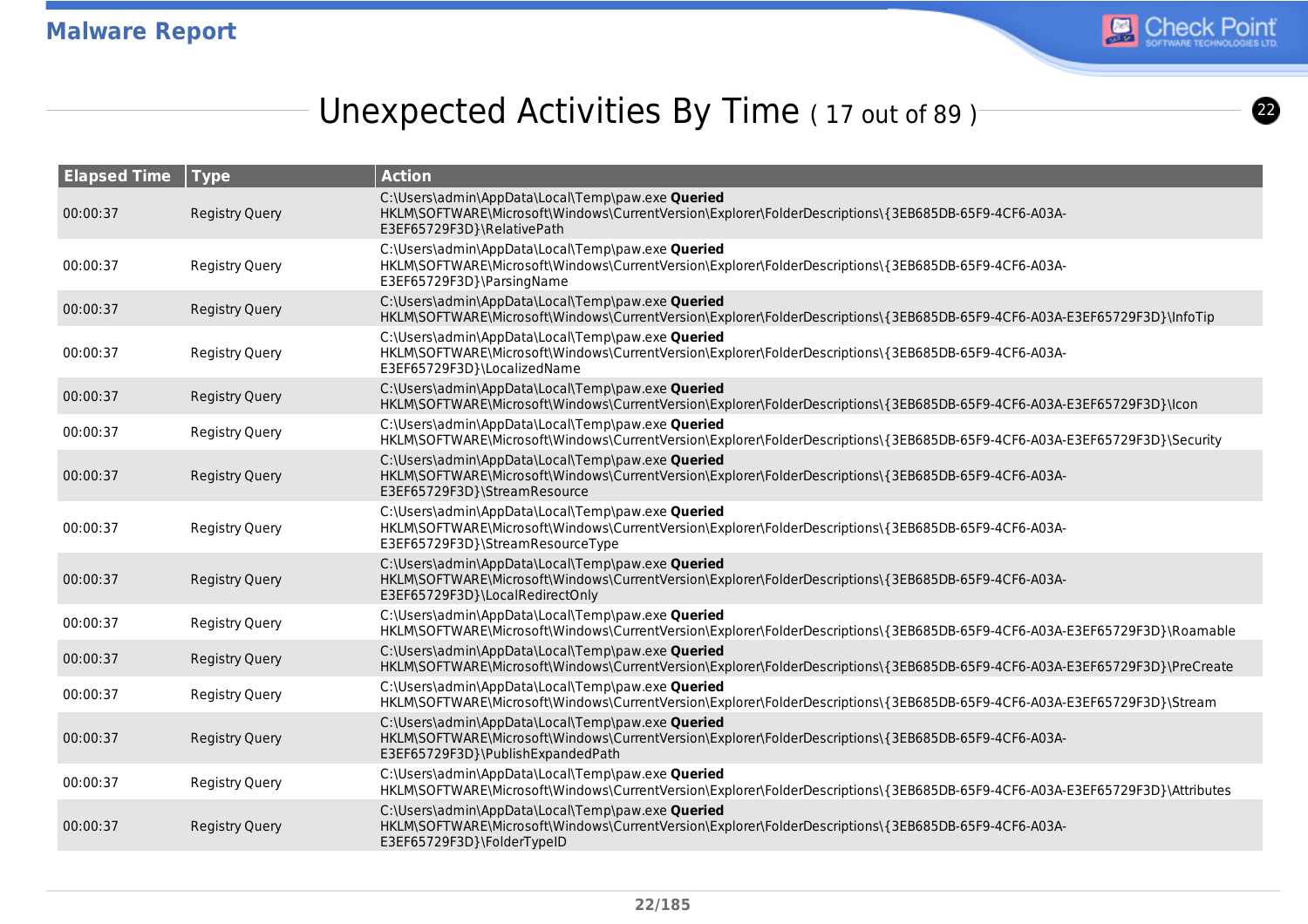## Unexpected Activities By Time ( 17 out of 89 )

| Elapsed Time | Type | Action |
| --- | --- | --- |
| 00:00:37 | Registry Query | C:\Users\admin\AppData\Local\Temp\paw.exe **Queried** HKLM\SOFTWARE\Microsoft\Windows\CurrentVersion\Explorer\FolderDescriptions\{3EB685DB-65F9-4CF6-A03A-E3EF65729F3D}\RelativePath |
| 00:00:37 | Registry Query | C:\Users\admin\AppData\Local\Temp\paw.exe **Queried** HKLM\SOFTWARE\Microsoft\Windows\CurrentVersion\Explorer\FolderDescriptions\{3EB685DB-65F9-4CF6-A03A-E3EF65729F3D}\ParsingName |
| 00:00:37 | Registry Query | C:\Users\admin\AppData\Local\Temp\paw.exe **Queried** HKLM\SOFTWARE\Microsoft\Windows\CurrentVersion\Explorer\FolderDescriptions\{3EB685DB-65F9-4CF6-A03A-E3EF65729F3D}\InfoTip |
| 00:00:37 | Registry Query | C:\Users\admin\AppData\Local\Temp\paw.exe **Queried** HKLM\SOFTWARE\Microsoft\Windows\CurrentVersion\Explorer\FolderDescriptions\{3EB685DB-65F9-4CF6-A03A-E3EF65729F3D}\LocalizedName |
| 00:00:37 | Registry Query | C:\Users\admin\AppData\Local\Temp\paw.exe **Queried** HKLM\SOFTWARE\Microsoft\Windows\CurrentVersion\Explorer\FolderDescriptions\{3EB685DB-65F9-4CF6-A03A-E3EF65729F3D}\Icon |
| 00:00:37 | Registry Query | C:\Users\admin\AppData\Local\Temp\paw.exe **Queried** HKLM\SOFTWARE\Microsoft\Windows\CurrentVersion\Explorer\FolderDescriptions\{3EB685DB-65F9-4CF6-A03A-E3EF65729F3D}\Security |
| 00:00:37 | Registry Query | C:\Users\admin\AppData\Local\Temp\paw.exe **Queried** HKLM\SOFTWARE\Microsoft\Windows\CurrentVersion\Explorer\FolderDescriptions\{3EB685DB-65F9-4CF6-A03A-E3EF65729F3D}\StreamResource |
| 00:00:37 | Registry Query | C:\Users\admin\AppData\Local\Temp\paw.exe **Queried** HKLM\SOFTWARE\Microsoft\Windows\CurrentVersion\Explorer\FolderDescriptions\{3EB685DB-65F9-4CF6-A03A-E3EF65729F3D}\StreamResourceType |
| 00:00:37 | Registry Query | C:\Users\admin\AppData\Local\Temp\paw.exe **Queried** HKLM\SOFTWARE\Microsoft\Windows\CurrentVersion\Explorer\FolderDescriptions\{3EB685DB-65F9-4CF6-A03A-E3EF65729F3D}\LocalRedirectOnly |
| 00:00:37 | Registry Query | C:\Users\admin\AppData\Local\Temp\paw.exe **Queried** HKLM\SOFTWARE\Microsoft\Windows\CurrentVersion\Explorer\FolderDescriptions\{3EB685DB-65F9-4CF6-A03A-E3EF65729F3D}\Roamable |
| 00:00:37 | Registry Query | C:\Users\admin\AppData\Local\Temp\paw.exe **Queried** HKLM\SOFTWARE\Microsoft\Windows\CurrentVersion\Explorer\FolderDescriptions\{3EB685DB-65F9-4CF6-A03A-E3EF65729F3D}\PreCreate |
| 00:00:37 | Registry Query | C:\Users\admin\AppData\Local\Temp\paw.exe **Queried** HKLM\SOFTWARE\Microsoft\Windows\CurrentVersion\Explorer\FolderDescriptions\{3EB685DB-65F9-4CF6-A03A-E3EF65729F3D}\Stream |
| 00:00:37 | Registry Query | C:\Users\admin\AppData\Local\Temp\paw.exe **Queried** HKLM\SOFTWARE\Microsoft\Windows\CurrentVersion\Explorer\FolderDescriptions\{3EB685DB-65F9-4CF6-A03A-E3EF65729F3D}\PublishExpandedPath |
| 00:00:37 | Registry Query | C:\Users\admin\AppData\Local\Temp\paw.exe **Queried** HKLM\SOFTWARE\Microsoft\Windows\CurrentVersion\Explorer\FolderDescriptions\{3EB685DB-65F9-4CF6-A03A-E3EF65729F3D}\Attributes |
| 00:00:37 | Registry Query | C:\Users\admin\AppData\Local\Temp\paw.exe **Queried** HKLM\SOFTWARE\Microsoft\Windows\CurrentVersion\Explorer\FolderDescriptions\{3EB685DB-65F9-4CF6-A03A-E3EF65729F3D}\FolderTypeID |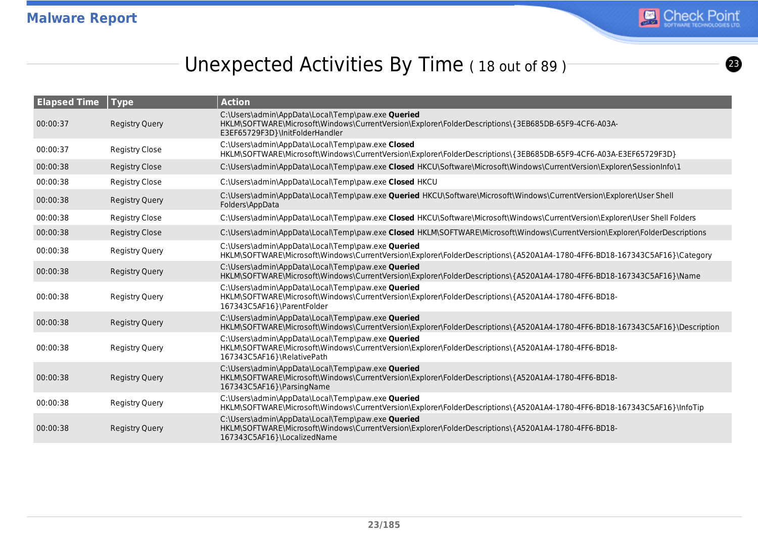## Unexpected Activities By Time ( 18 out of 89 )

| Elapsed Time | Type | Action |
|---|---|---|
| 00:00:37 | Registry Query | C:\Users\admin\AppData\Local\Temp\paw.exe **Queried** HKLM\SOFTWARE\Microsoft\Windows\CurrentVersion\Explorer\FolderDescriptions\{3EB685DB-65F9-4CF6-A03A-E3EF65729F3D}\InitFolderHandler |
| 00:00:37 | Registry Close | C:\Users\admin\AppData\Local\Temp\paw.exe **Closed** HKLM\SOFTWARE\Microsoft\Windows\CurrentVersion\Explorer\FolderDescriptions\{3EB685DB-65F9-4CF6-A03A-E3EF65729F3D} |
| 00:00:38 | Registry Close | C:\Users\admin\AppData\Local\Temp\paw.exe **Closed** HKCU\Software\Microsoft\Windows\CurrentVersion\Explorer\SessionInfo\1 |
| 00:00:38 | Registry Close | C:\Users\admin\AppData\Local\Temp\paw.exe **Closed** HKCU |
| 00:00:38 | Registry Query | C:\Users\admin\AppData\Local\Temp\paw.exe **Queried** HKCU\Software\Microsoft\Windows\CurrentVersion\Explorer\User Shell Folders\AppData |
| 00:00:38 | Registry Close | C:\Users\admin\AppData\Local\Temp\paw.exe **Closed** HKCU\Software\Microsoft\Windows\CurrentVersion\Explorer\User Shell Folders |
| 00:00:38 | Registry Close | C:\Users\admin\AppData\Local\Temp\paw.exe **Closed** HKLM\SOFTWARE\Microsoft\Windows\CurrentVersion\Explorer\FolderDescriptions |
| 00:00:38 | Registry Query | C:\Users\admin\AppData\Local\Temp\paw.exe **Queried** HKLM\SOFTWARE\Microsoft\Windows\CurrentVersion\Explorer\FolderDescriptions\{A520A1A4-1780-4FF6-BD18-167343C5AF16}\Category |
| 00:00:38 | Registry Query | C:\Users\admin\AppData\Local\Temp\paw.exe **Queried** HKLM\SOFTWARE\Microsoft\Windows\CurrentVersion\Explorer\FolderDescriptions\{A520A1A4-1780-4FF6-BD18-167343C5AF16}\Name |
| 00:00:38 | Registry Query | C:\Users\admin\AppData\Local\Temp\paw.exe **Queried** HKLM\SOFTWARE\Microsoft\Windows\CurrentVersion\Explorer\FolderDescriptions\{A520A1A4-1780-4FF6-BD18-167343C5AF16}\ParentFolder |
| 00:00:38 | Registry Query | C:\Users\admin\AppData\Local\Temp\paw.exe **Queried** HKLM\SOFTWARE\Microsoft\Windows\CurrentVersion\Explorer\FolderDescriptions\{A520A1A4-1780-4FF6-BD18-167343C5AF16}\Description |
| 00:00:38 | Registry Query | C:\Users\admin\AppData\Local\Temp\paw.exe **Queried** HKLM\SOFTWARE\Microsoft\Windows\CurrentVersion\Explorer\FolderDescriptions\{A520A1A4-1780-4FF6-BD18-167343C5AF16}\RelativePath |
| 00:00:38 | Registry Query | C:\Users\admin\AppData\Local\Temp\paw.exe **Queried** HKLM\SOFTWARE\Microsoft\Windows\CurrentVersion\Explorer\FolderDescriptions\{A520A1A4-1780-4FF6-BD18-167343C5AF16}\ParsingName |
| 00:00:38 | Registry Query | C:\Users\admin\AppData\Local\Temp\paw.exe **Queried** HKLM\SOFTWARE\Microsoft\Windows\CurrentVersion\Explorer\FolderDescriptions\{A520A1A4-1780-4FF6-BD18-167343C5AF16}\InfoTip |
| 00:00:38 | Registry Query | C:\Users\admin\AppData\Local\Temp\paw.exe **Queried** HKLM\SOFTWARE\Microsoft\Windows\CurrentVersion\Explorer\FolderDescriptions\{A520A1A4-1780-4FF6-BD18-167343C5AF16}\LocalizedName |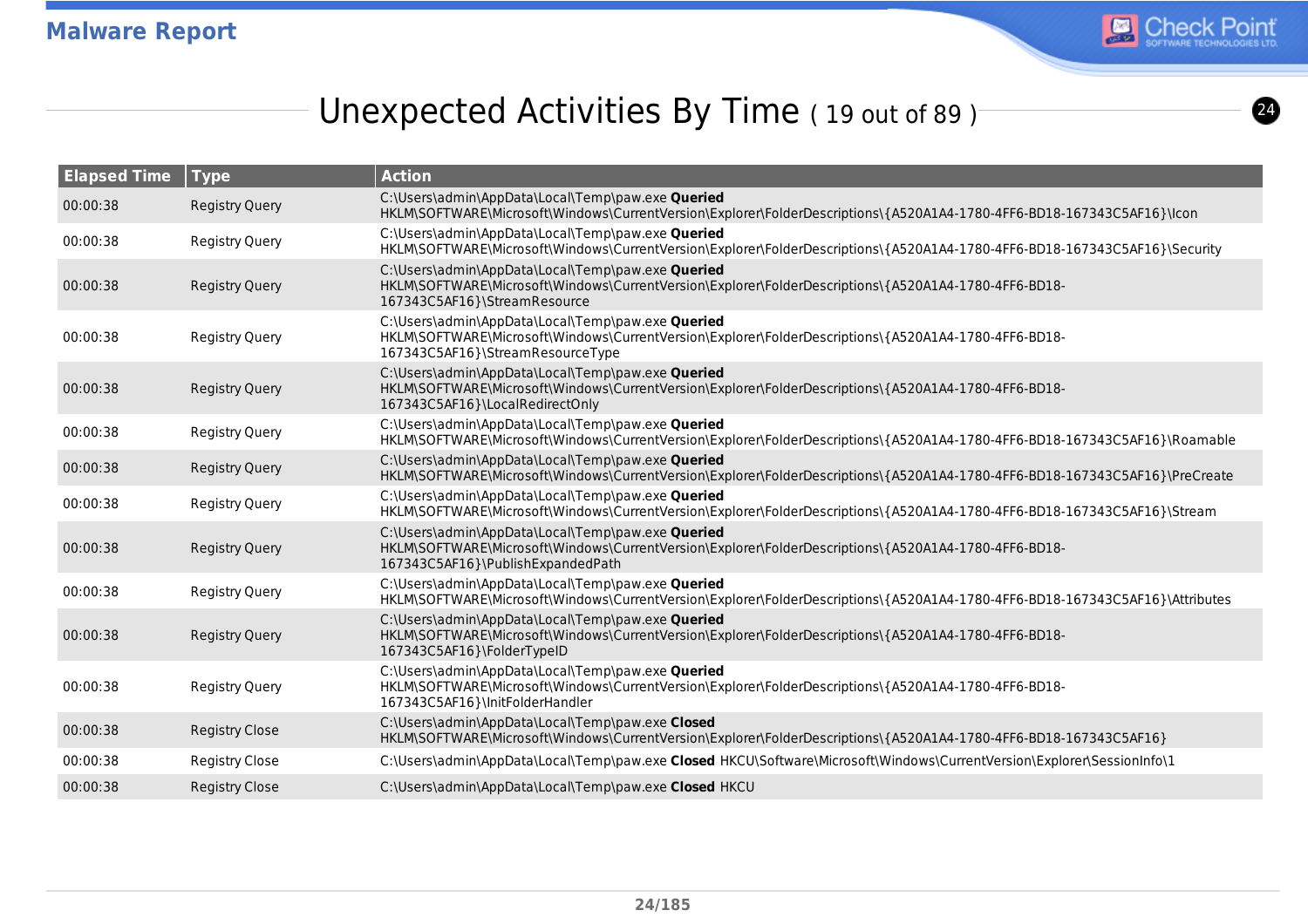## Unexpected Activities By Time ( 19 out of 89 )

| Elapsed Time | Type | Action |
|---|---|---|
| 00:00:38 | Registry Query | C:\Users\admin\AppData\Local\Temp\paw.exe **Queried** HKLM\SOFTWARE\Microsoft\Windows\CurrentVersion\Explorer\FolderDescriptions\{A520A1A4-1780-4FF6-BD18-167343C5AF16}\Icon |
| 00:00:38 | Registry Query | C:\Users\admin\AppData\Local\Temp\paw.exe **Queried** HKLM\SOFTWARE\Microsoft\Windows\CurrentVersion\Explorer\FolderDescriptions\{A520A1A4-1780-4FF6-BD18-167343C5AF16}\Security |
| 00:00:38 | Registry Query | C:\Users\admin\AppData\Local\Temp\paw.exe **Queried** HKLM\SOFTWARE\Microsoft\Windows\CurrentVersion\Explorer\FolderDescriptions\{A520A1A4-1780-4FF6-BD18-167343C5AF16}\StreamResource |
| 00:00:38 | Registry Query | C:\Users\admin\AppData\Local\Temp\paw.exe **Queried** HKLM\SOFTWARE\Microsoft\Windows\CurrentVersion\Explorer\FolderDescriptions\{A520A1A4-1780-4FF6-BD18-167343C5AF16}\StreamResourceType |
| 00:00:38 | Registry Query | C:\Users\admin\AppData\Local\Temp\paw.exe **Queried** HKLM\SOFTWARE\Microsoft\Windows\CurrentVersion\Explorer\FolderDescriptions\{A520A1A4-1780-4FF6-BD18-167343C5AF16}\LocalRedirectOnly |
| 00:00:38 | Registry Query | C:\Users\admin\AppData\Local\Temp\paw.exe **Queried** HKLM\SOFTWARE\Microsoft\Windows\CurrentVersion\Explorer\FolderDescriptions\{A520A1A4-1780-4FF6-BD18-167343C5AF16}\Roamable |
| 00:00:38 | Registry Query | C:\Users\admin\AppData\Local\Temp\paw.exe **Queried** HKLM\SOFTWARE\Microsoft\Windows\CurrentVersion\Explorer\FolderDescriptions\{A520A1A4-1780-4FF6-BD18-167343C5AF16}\PreCreate |
| 00:00:38 | Registry Query | C:\Users\admin\AppData\Local\Temp\paw.exe **Queried** HKLM\SOFTWARE\Microsoft\Windows\CurrentVersion\Explorer\FolderDescriptions\{A520A1A4-1780-4FF6-BD18-167343C5AF16}\Stream |
| 00:00:38 | Registry Query | C:\Users\admin\AppData\Local\Temp\paw.exe **Queried** HKLM\SOFTWARE\Microsoft\Windows\CurrentVersion\Explorer\FolderDescriptions\{A520A1A4-1780-4FF6-BD18-167343C5AF16}\PublishExpandedPath |
| 00:00:38 | Registry Query | C:\Users\admin\AppData\Local\Temp\paw.exe **Queried** HKLM\SOFTWARE\Microsoft\Windows\CurrentVersion\Explorer\FolderDescriptions\{A520A1A4-1780-4FF6-BD18-167343C5AF16}\Attributes |
| 00:00:38 | Registry Query | C:\Users\admin\AppData\Local\Temp\paw.exe **Queried** HKLM\SOFTWARE\Microsoft\Windows\CurrentVersion\Explorer\FolderDescriptions\{A520A1A4-1780-4FF6-BD18-167343C5AF16}\FolderTypeID |
| 00:00:38 | Registry Query | C:\Users\admin\AppData\Local\Temp\paw.exe **Queried** HKLM\SOFTWARE\Microsoft\Windows\CurrentVersion\Explorer\FolderDescriptions\{A520A1A4-1780-4FF6-BD18-167343C5AF16}\InitFolderHandler |
| 00:00:38 | Registry Close | C:\Users\admin\AppData\Local\Temp\paw.exe **Closed** HKLM\SOFTWARE\Microsoft\Windows\CurrentVersion\Explorer\FolderDescriptions\{A520A1A4-1780-4FF6-BD18-167343C5AF16} |
| 00:00:38 | Registry Close | C:\Users\admin\AppData\Local\Temp\paw.exe **Closed** HKCU\Software\Microsoft\Windows\CurrentVersion\Explorer\SessionInfo\1 |
| 00:00:38 | Registry Close | C:\Users\admin\AppData\Local\Temp\paw.exe **Closed** HKCU |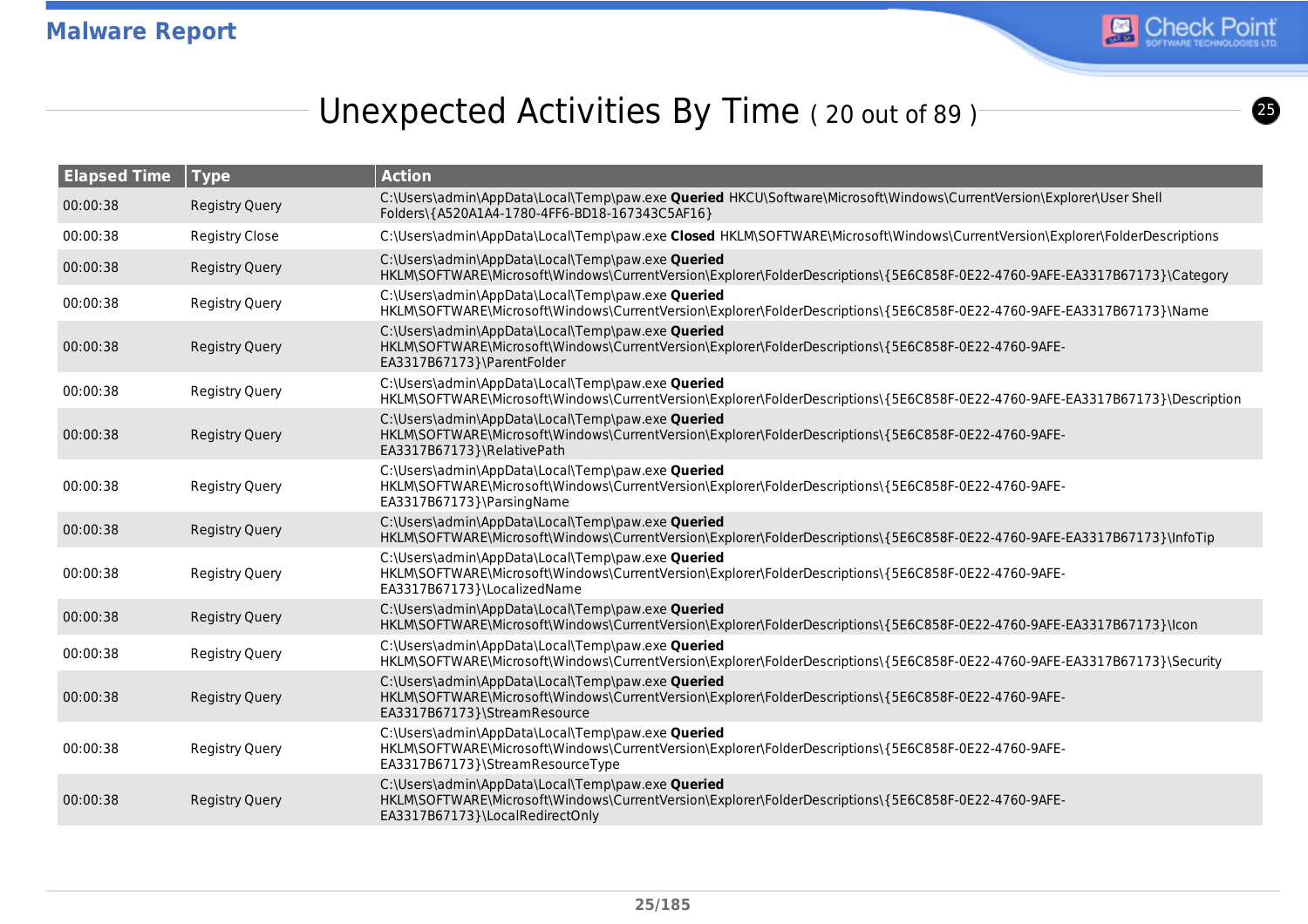## Unexpected Activities By Time ( 20 out of 89 )

| Elapsed Time | Type | Action |
|---|---|---|
| 00:00:38 | Registry Query | C:\Users\admin\AppData\Local\Temp\paw.exe **Queried** HKCU\Software\Microsoft\Windows\CurrentVersion\Explorer\User Shell Folders\{A520A1A4-1780-4FF6-BD18-167343C5AF16} |
| 00:00:38 | Registry Close | C:\Users\admin\AppData\Local\Temp\paw.exe **Closed** HKLM\SOFTWARE\Microsoft\Windows\CurrentVersion\Explorer\FolderDescriptions |
| 00:00:38 | Registry Query | C:\Users\admin\AppData\Local\Temp\paw.exe **Queried** HKLM\SOFTWARE\Microsoft\Windows\CurrentVersion\Explorer\FolderDescriptions\{5E6C858F-0E22-4760-9AFE-EA3317B67173}\Category |
| 00:00:38 | Registry Query | C:\Users\admin\AppData\Local\Temp\paw.exe **Queried** HKLM\SOFTWARE\Microsoft\Windows\CurrentVersion\Explorer\FolderDescriptions\{5E6C858F-0E22-4760-9AFE-EA3317B67173}\Name |
| 00:00:38 | Registry Query | C:\Users\admin\AppData\Local\Temp\paw.exe **Queried** HKLM\SOFTWARE\Microsoft\Windows\CurrentVersion\Explorer\FolderDescriptions\{5E6C858F-0E22-4760-9AFE-EA3317B67173}\ParentFolder |
| 00:00:38 | Registry Query | C:\Users\admin\AppData\Local\Temp\paw.exe **Queried** HKLM\SOFTWARE\Microsoft\Windows\CurrentVersion\Explorer\FolderDescriptions\{5E6C858F-0E22-4760-9AFE-EA3317B67173}\Description |
| 00:00:38 | Registry Query | C:\Users\admin\AppData\Local\Temp\paw.exe **Queried** HKLM\SOFTWARE\Microsoft\Windows\CurrentVersion\Explorer\FolderDescriptions\{5E6C858F-0E22-4760-9AFE-EA3317B67173}\RelativePath |
| 00:00:38 | Registry Query | C:\Users\admin\AppData\Local\Temp\paw.exe **Queried** HKLM\SOFTWARE\Microsoft\Windows\CurrentVersion\Explorer\FolderDescriptions\{5E6C858F-0E22-4760-9AFE-EA3317B67173}\ParsingName |
| 00:00:38 | Registry Query | C:\Users\admin\AppData\Local\Temp\paw.exe **Queried** HKLM\SOFTWARE\Microsoft\Windows\CurrentVersion\Explorer\FolderDescriptions\{5E6C858F-0E22-4760-9AFE-EA3317B67173}\InfoTip |
| 00:00:38 | Registry Query | C:\Users\admin\AppData\Local\Temp\paw.exe **Queried** HKLM\SOFTWARE\Microsoft\Windows\CurrentVersion\Explorer\FolderDescriptions\{5E6C858F-0E22-4760-9AFE-EA3317B67173}\LocalizedName |
| 00:00:38 | Registry Query | C:\Users\admin\AppData\Local\Temp\paw.exe **Queried** HKLM\SOFTWARE\Microsoft\Windows\CurrentVersion\Explorer\FolderDescriptions\{5E6C858F-0E22-4760-9AFE-EA3317B67173}\Icon |
| 00:00:38 | Registry Query | C:\Users\admin\AppData\Local\Temp\paw.exe **Queried** HKLM\SOFTWARE\Microsoft\Windows\CurrentVersion\Explorer\FolderDescriptions\{5E6C858F-0E22-4760-9AFE-EA3317B67173}\Security |
| 00:00:38 | Registry Query | C:\Users\admin\AppData\Local\Temp\paw.exe **Queried** HKLM\SOFTWARE\Microsoft\Windows\CurrentVersion\Explorer\FolderDescriptions\{5E6C858F-0E22-4760-9AFE-EA3317B67173}\StreamResource |
| 00:00:38 | Registry Query | C:\Users\admin\AppData\Local\Temp\paw.exe **Queried** HKLM\SOFTWARE\Microsoft\Windows\CurrentVersion\Explorer\FolderDescriptions\{5E6C858F-0E22-4760-9AFE-EA3317B67173}\StreamResourceType |
| 00:00:38 | Registry Query | C:\Users\admin\AppData\Local\Temp\paw.exe **Queried** HKLM\SOFTWARE\Microsoft\Windows\CurrentVersion\Explorer\FolderDescriptions\{5E6C858F-0E22-4760-9AFE-EA3317B67173}\LocalRedirectOnly |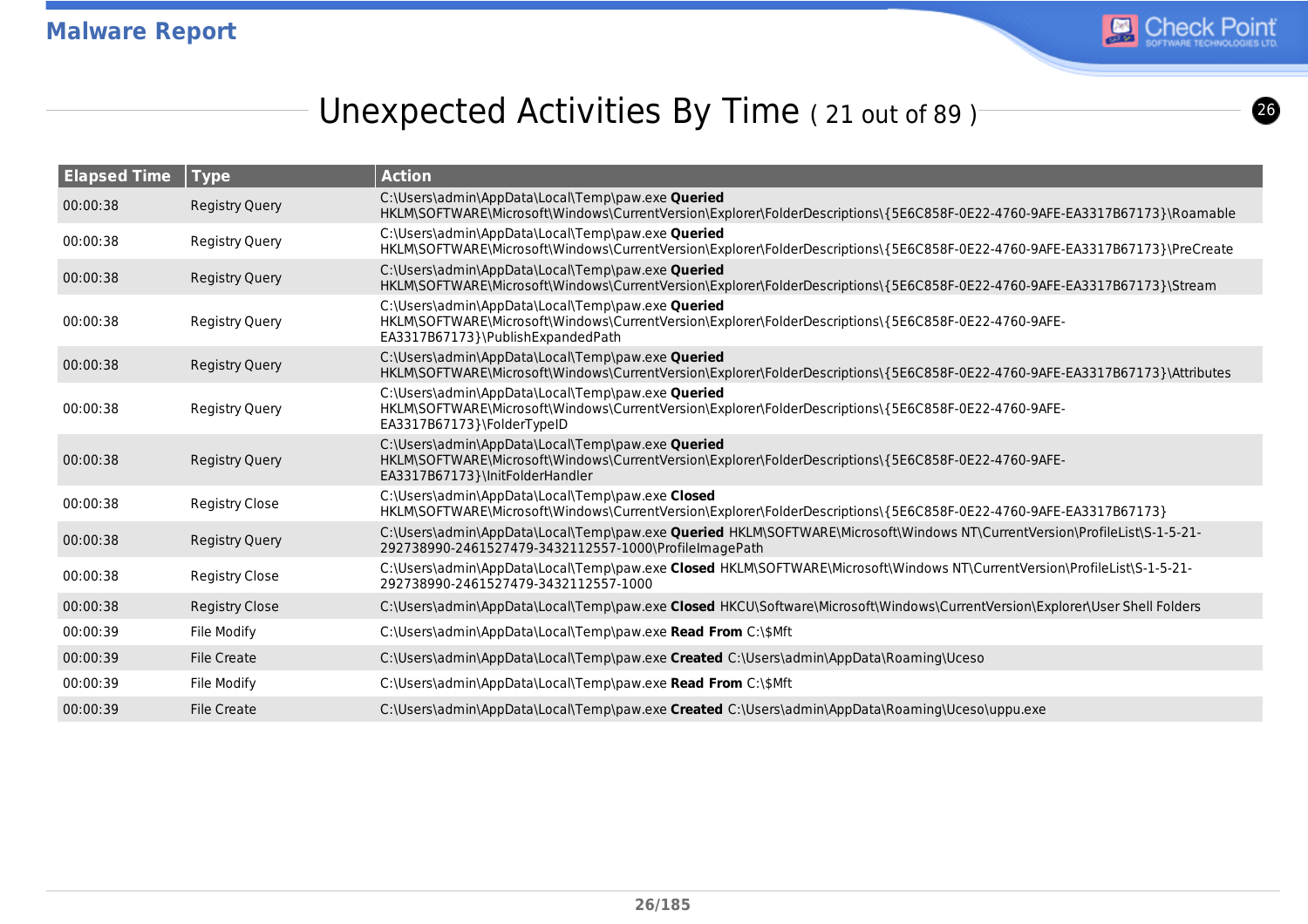## Unexpected Activities By Time ( 21 out of 89 )

| Elapsed Time | Type | Action |
|---|---|---|
| 00:00:38 | Registry Query | C:\Users\admin\AppData\Local\Temp\paw.exe **Queried** HKLM\SOFTWARE\Microsoft\Windows\CurrentVersion\Explorer\FolderDescriptions\{5E6C858F-0E22-4760-9AFE-EA3317B67173}\Roamable |
| 00:00:38 | Registry Query | C:\Users\admin\AppData\Local\Temp\paw.exe **Queried** HKLM\SOFTWARE\Microsoft\Windows\CurrentVersion\Explorer\FolderDescriptions\{5E6C858F-0E22-4760-9AFE-EA3317B67173}\PreCreate |
| 00:00:38 | Registry Query | C:\Users\admin\AppData\Local\Temp\paw.exe **Queried** HKLM\SOFTWARE\Microsoft\Windows\CurrentVersion\Explorer\FolderDescriptions\{5E6C858F-0E22-4760-9AFE-EA3317B67173}\Stream |
| 00:00:38 | Registry Query | C:\Users\admin\AppData\Local\Temp\paw.exe **Queried** HKLM\SOFTWARE\Microsoft\Windows\CurrentVersion\Explorer\FolderDescriptions\{5E6C858F-0E22-4760-9AFE-EA3317B67173}\PublishExpandedPath |
| 00:00:38 | Registry Query | C:\Users\admin\AppData\Local\Temp\paw.exe **Queried** HKLM\SOFTWARE\Microsoft\Windows\CurrentVersion\Explorer\FolderDescriptions\{5E6C858F-0E22-4760-9AFE-EA3317B67173}\Attributes |
| 00:00:38 | Registry Query | C:\Users\admin\AppData\Local\Temp\paw.exe **Queried** HKLM\SOFTWARE\Microsoft\Windows\CurrentVersion\Explorer\FolderDescriptions\{5E6C858F-0E22-4760-9AFE-EA3317B67173}\FolderTypeID |
| 00:00:38 | Registry Query | C:\Users\admin\AppData\Local\Temp\paw.exe **Queried** HKLM\SOFTWARE\Microsoft\Windows\CurrentVersion\Explorer\FolderDescriptions\{5E6C858F-0E22-4760-9AFE-EA3317B67173}\InitFolderHandler |
| 00:00:38 | Registry Close | C:\Users\admin\AppData\Local\Temp\paw.exe **Closed** HKLM\SOFTWARE\Microsoft\Windows\CurrentVersion\Explorer\FolderDescriptions\{5E6C858F-0E22-4760-9AFE-EA3317B67173} |
| 00:00:38 | Registry Query | C:\Users\admin\AppData\Local\Temp\paw.exe **Queried** HKLM\SOFTWARE\Microsoft\Windows NT\CurrentVersion\ProfileList\S-1-5-21-292738990-2461527479-3432112557-1000\ProfileImagePath |
| 00:00:38 | Registry Close | C:\Users\admin\AppData\Local\Temp\paw.exe **Closed** HKLM\SOFTWARE\Microsoft\Windows NT\CurrentVersion\ProfileList\S-1-5-21-292738990-2461527479-3432112557-1000 |
| 00:00:38 | Registry Close | C:\Users\admin\AppData\Local\Temp\paw.exe **Closed** HKCU\Software\Microsoft\Windows\CurrentVersion\Explorer\User Shell Folders |
| 00:00:39 | File Modify | C:\Users\admin\AppData\Local\Temp\paw.exe **Read From** C:\$Mft |
| 00:00:39 | File Create | C:\Users\admin\AppData\Local\Temp\paw.exe **Created** C:\Users\admin\AppData\Roaming\Uceso |
| 00:00:39 | File Modify | C:\Users\admin\AppData\Local\Temp\paw.exe **Read From** C:\$Mft |
| 00:00:39 | File Create | C:\Users\admin\AppData\Local\Temp\paw.exe **Created** C:\Users\admin\AppData\Roaming\Uceso\uppu.exe |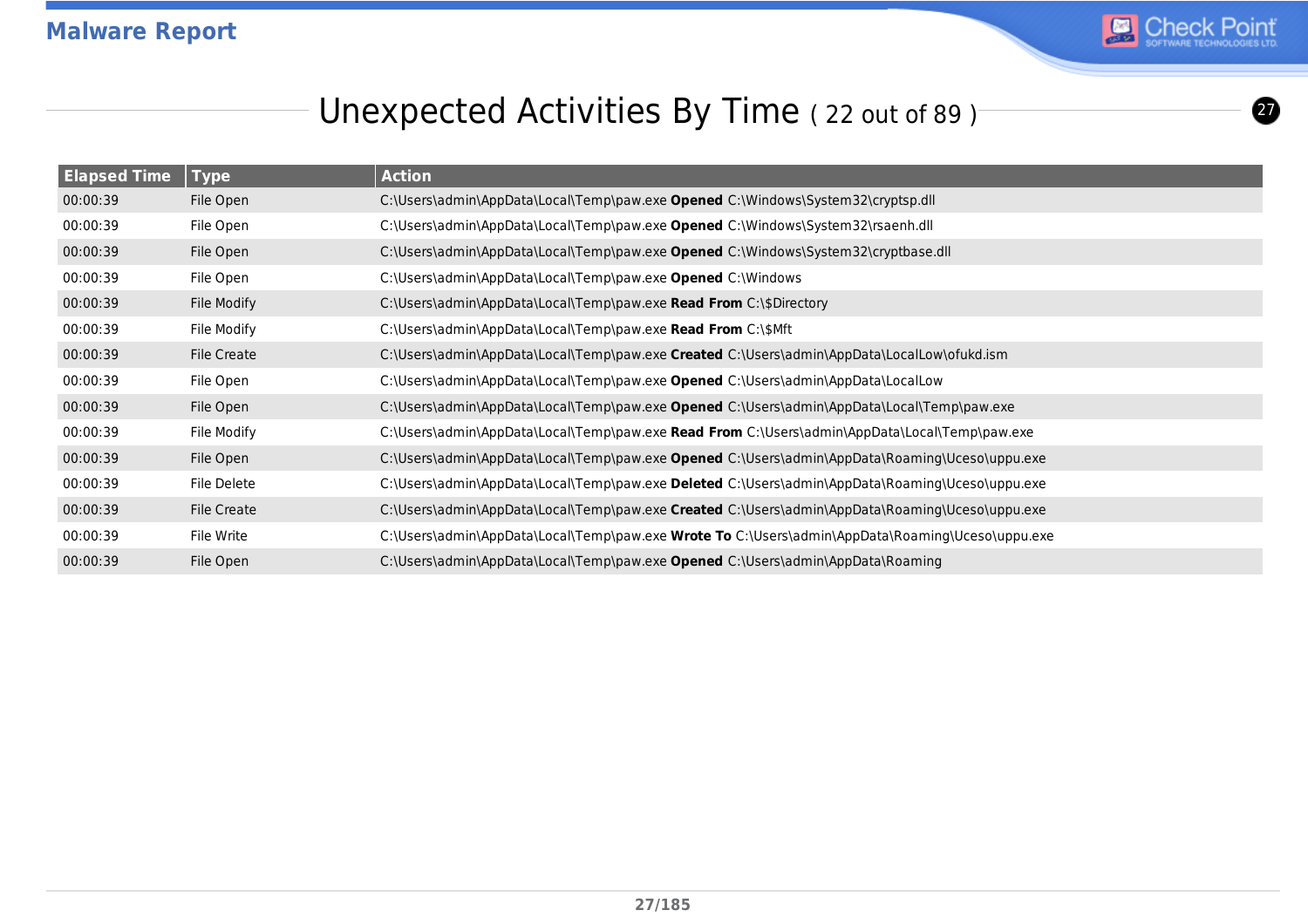## Unexpected Activities By Time ( 22 out of 89 )

| Elapsed Time | Type | Action |
|---|---|---|
| 00:00:39 | File Open | C:\Users\admin\AppData\Local\Temp\paw.exe **Opened** C:\Windows\System32\cryptsp.dll |
| 00:00:39 | File Open | C:\Users\admin\AppData\Local\Temp\paw.exe **Opened** C:\Windows\System32\rsaenh.dll |
| 00:00:39 | File Open | C:\Users\admin\AppData\Local\Temp\paw.exe **Opened** C:\Windows\System32\cryptbase.dll |
| 00:00:39 | File Open | C:\Users\admin\AppData\Local\Temp\paw.exe **Opened** C:\Windows |
| 00:00:39 | File Modify | C:\Users\admin\AppData\Local\Temp\paw.exe **Read From** C:\$Directory |
| 00:00:39 | File Modify | C:\Users\admin\AppData\Local\Temp\paw.exe **Read From** C:\$Mft |
| 00:00:39 | File Create | C:\Users\admin\AppData\Local\Temp\paw.exe **Created** C:\Users\admin\AppData\LocalLow\ofukd.ism |
| 00:00:39 | File Open | C:\Users\admin\AppData\Local\Temp\paw.exe **Opened** C:\Users\admin\AppData\LocalLow |
| 00:00:39 | File Open | C:\Users\admin\AppData\Local\Temp\paw.exe **Opened** C:\Users\admin\AppData\Local\Temp\paw.exe |
| 00:00:39 | File Modify | C:\Users\admin\AppData\Local\Temp\paw.exe **Read From** C:\Users\admin\AppData\Local\Temp\paw.exe |
| 00:00:39 | File Open | C:\Users\admin\AppData\Local\Temp\paw.exe **Opened** C:\Users\admin\AppData\Roaming\Uceso\uppu.exe |
| 00:00:39 | File Delete | C:\Users\admin\AppData\Local\Temp\paw.exe **Deleted** C:\Users\admin\AppData\Roaming\Uceso\uppu.exe |
| 00:00:39 | File Create | C:\Users\admin\AppData\Local\Temp\paw.exe **Created** C:\Users\admin\AppData\Roaming\Uceso\uppu.exe |
| 00:00:39 | File Write | C:\Users\admin\AppData\Local\Temp\paw.exe **Wrote To** C:\Users\admin\AppData\Roaming\Uceso\uppu.exe |
| 00:00:39 | File Open | C:\Users\admin\AppData\Local\Temp\paw.exe **Opened** C:\Users\admin\AppData\Roaming |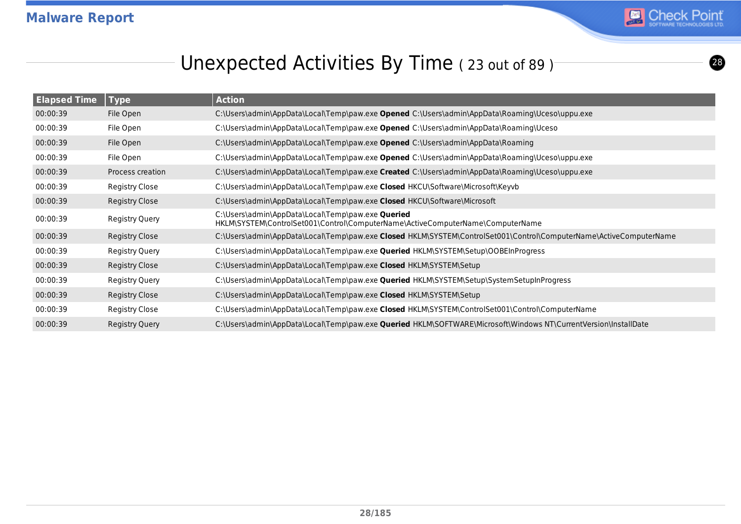## Unexpected Activities By Time ( 23 out of 89 )

| Elapsed Time | Type | Action |
|---|---|---|
| 00:00:39 | File Open | C:\Users\admin\AppData\Local\Temp\paw.exe **Opened** C:\Users\admin\AppData\Roaming\Uceso\uppu.exe |
| 00:00:39 | File Open | C:\Users\admin\AppData\Local\Temp\paw.exe **Opened** C:\Users\admin\AppData\Roaming\Uceso |
| 00:00:39 | File Open | C:\Users\admin\AppData\Local\Temp\paw.exe **Opened** C:\Users\admin\AppData\Roaming |
| 00:00:39 | File Open | C:\Users\admin\AppData\Local\Temp\paw.exe **Opened** C:\Users\admin\AppData\Roaming\Uceso\uppu.exe |
| 00:00:39 | Process creation | C:\Users\admin\AppData\Local\Temp\paw.exe **Created** C:\Users\admin\AppData\Roaming\Uceso\uppu.exe |
| 00:00:39 | Registry Close | C:\Users\admin\AppData\Local\Temp\paw.exe **Closed** HKCU\Software\Microsoft\Keyvb |
| 00:00:39 | Registry Close | C:\Users\admin\AppData\Local\Temp\paw.exe **Closed** HKCU\Software\Microsoft |
| 00:00:39 | Registry Query | C:\Users\admin\AppData\Local\Temp\paw.exe **Queried** HKLM\SYSTEM\ControlSet001\Control\ComputerName\ActiveComputerName\ComputerName |
| 00:00:39 | Registry Close | C:\Users\admin\AppData\Local\Temp\paw.exe **Closed** HKLM\SYSTEM\ControlSet001\Control\ComputerName\ActiveComputerName |
| 00:00:39 | Registry Query | C:\Users\admin\AppData\Local\Temp\paw.exe **Queried** HKLM\SYSTEM\Setup\OOBEInProgress |
| 00:00:39 | Registry Close | C:\Users\admin\AppData\Local\Temp\paw.exe **Closed** HKLM\SYSTEM\Setup |
| 00:00:39 | Registry Query | C:\Users\admin\AppData\Local\Temp\paw.exe **Queried** HKLM\SYSTEM\Setup\SystemSetupInProgress |
| 00:00:39 | Registry Close | C:\Users\admin\AppData\Local\Temp\paw.exe **Closed** HKLM\SYSTEM\Setup |
| 00:00:39 | Registry Close | C:\Users\admin\AppData\Local\Temp\paw.exe **Closed** HKLM\SYSTEM\ControlSet001\Control\ComputerName |
| 00:00:39 | Registry Query | C:\Users\admin\AppData\Local\Temp\paw.exe **Queried** HKLM\SOFTWARE\Microsoft\Windows NT\CurrentVersion\InstallDate |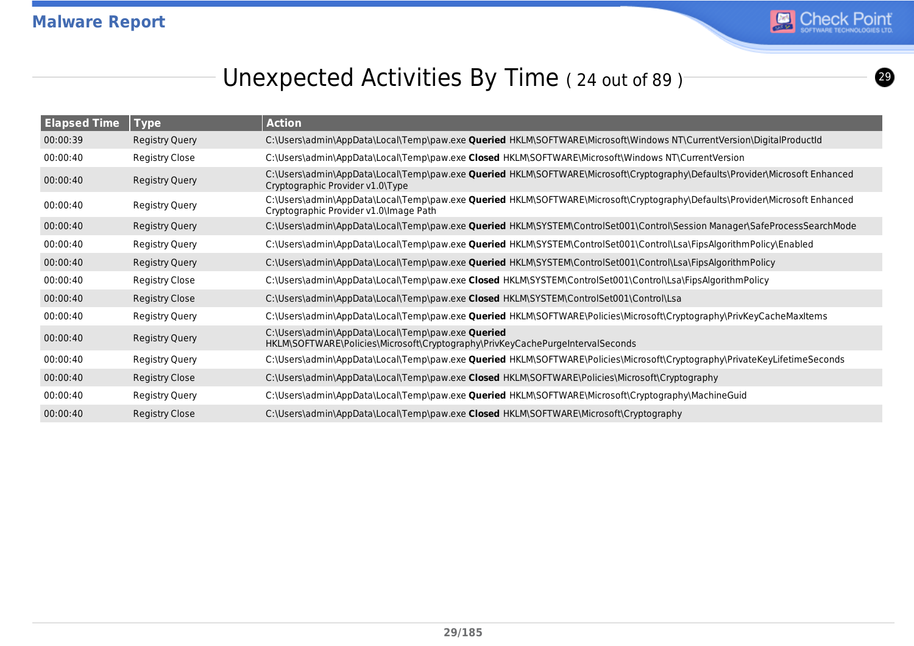## Unexpected Activities By Time ( 24 out of 89 )

| Elapsed Time | Type | Action |
|---|---|---|
| 00:00:39 | Registry Query | C:\Users\admin\AppData\Local\Temp\paw.exe **Queried** HKLM\SOFTWARE\Microsoft\Windows NT\CurrentVersion\DigitalProductId |
| 00:00:40 | Registry Close | C:\Users\admin\AppData\Local\Temp\paw.exe **Closed** HKLM\SOFTWARE\Microsoft\Windows NT\CurrentVersion |
| 00:00:40 | Registry Query | C:\Users\admin\AppData\Local\Temp\paw.exe **Queried** HKLM\SOFTWARE\Microsoft\Cryptography\Defaults\Provider\Microsoft Enhanced Cryptographic Provider v1.0\Type |
| 00:00:40 | Registry Query | C:\Users\admin\AppData\Local\Temp\paw.exe **Queried** HKLM\SOFTWARE\Microsoft\Cryptography\Defaults\Provider\Microsoft Enhanced Cryptographic Provider v1.0\Image Path |
| 00:00:40 | Registry Query | C:\Users\admin\AppData\Local\Temp\paw.exe **Queried** HKLM\SYSTEM\ControlSet001\Control\Session Manager\SafeProcessSearchMode |
| 00:00:40 | Registry Query | C:\Users\admin\AppData\Local\Temp\paw.exe **Queried** HKLM\SYSTEM\ControlSet001\Control\Lsa\FipsAlgorithmPolicy\Enabled |
| 00:00:40 | Registry Query | C:\Users\admin\AppData\Local\Temp\paw.exe **Queried** HKLM\SYSTEM\ControlSet001\Control\Lsa\FipsAlgorithmPolicy |
| 00:00:40 | Registry Close | C:\Users\admin\AppData\Local\Temp\paw.exe **Closed** HKLM\SYSTEM\ControlSet001\Control\Lsa\FipsAlgorithmPolicy |
| 00:00:40 | Registry Close | C:\Users\admin\AppData\Local\Temp\paw.exe **Closed** HKLM\SYSTEM\ControlSet001\Control\Lsa |
| 00:00:40 | Registry Query | C:\Users\admin\AppData\Local\Temp\paw.exe **Queried** HKLM\SOFTWARE\Policies\Microsoft\Cryptography\PrivKeyCacheMaxItems |
| 00:00:40 | Registry Query | C:\Users\admin\AppData\Local\Temp\paw.exe **Queried** HKLM\SOFTWARE\Policies\Microsoft\Cryptography\PrivKeyCachePurgeIntervalSeconds |
| 00:00:40 | Registry Query | C:\Users\admin\AppData\Local\Temp\paw.exe **Queried** HKLM\SOFTWARE\Policies\Microsoft\Cryptography\PrivateKeyLifetimeSeconds |
| 00:00:40 | Registry Close | C:\Users\admin\AppData\Local\Temp\paw.exe **Closed** HKLM\SOFTWARE\Policies\Microsoft\Cryptography |
| 00:00:40 | Registry Query | C:\Users\admin\AppData\Local\Temp\paw.exe **Queried** HKLM\SOFTWARE\Microsoft\Cryptography\MachineGuid |
| 00:00:40 | Registry Close | C:\Users\admin\AppData\Local\Temp\paw.exe **Closed** HKLM\SOFTWARE\Microsoft\Cryptography |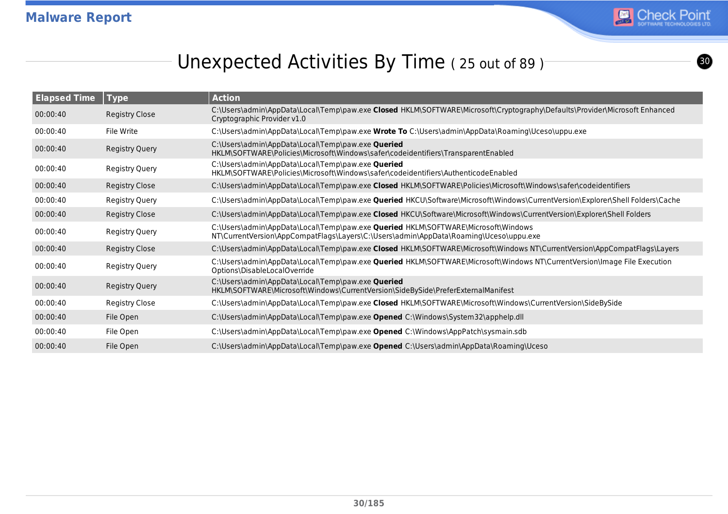## Unexpected Activities By Time ( 25 out of 89 )

| Elapsed Time | Type | Action |
|---|---|---|
| 00:00:40 | Registry Close | C:\Users\admin\AppData\Local\Temp\paw.exe **Closed** HKLM\SOFTWARE\Microsoft\Cryptography\Defaults\Provider\Microsoft Enhanced Cryptographic Provider v1.0 |
| 00:00:40 | File Write | C:\Users\admin\AppData\Local\Temp\paw.exe **Wrote To** C:\Users\admin\AppData\Roaming\Uceso\uppu.exe |
| 00:00:40 | Registry Query | C:\Users\admin\AppData\Local\Temp\paw.exe **Queried** HKLM\SOFTWARE\Policies\Microsoft\Windows\safer\codeidentifiers\TransparentEnabled |
| 00:00:40 | Registry Query | C:\Users\admin\AppData\Local\Temp\paw.exe **Queried** HKLM\SOFTWARE\Policies\Microsoft\Windows\safer\codeidentifiers\AuthenticodeEnabled |
| 00:00:40 | Registry Close | C:\Users\admin\AppData\Local\Temp\paw.exe **Closed** HKLM\SOFTWARE\Policies\Microsoft\Windows\safer\codeidentifiers |
| 00:00:40 | Registry Query | C:\Users\admin\AppData\Local\Temp\paw.exe **Queried** HKCU\Software\Microsoft\Windows\CurrentVersion\Explorer\Shell Folders\Cache |
| 00:00:40 | Registry Close | C:\Users\admin\AppData\Local\Temp\paw.exe **Closed** HKCU\Software\Microsoft\Windows\CurrentVersion\Explorer\Shell Folders |
| 00:00:40 | Registry Query | C:\Users\admin\AppData\Local\Temp\paw.exe **Queried** HKLM\SOFTWARE\Microsoft\Windows NT\CurrentVersion\AppCompatFlags\Layers\C:\Users\admin\AppData\Roaming\Uceso\uppu.exe |
| 00:00:40 | Registry Close | C:\Users\admin\AppData\Local\Temp\paw.exe **Closed** HKLM\SOFTWARE\Microsoft\Windows NT\CurrentVersion\AppCompatFlags\Layers |
| 00:00:40 | Registry Query | C:\Users\admin\AppData\Local\Temp\paw.exe **Queried** HKLM\SOFTWARE\Microsoft\Windows NT\CurrentVersion\Image File Execution Options\DisableLocalOverride |
| 00:00:40 | Registry Query | C:\Users\admin\AppData\Local\Temp\paw.exe **Queried** HKLM\SOFTWARE\Microsoft\Windows\CurrentVersion\SideBySide\PreferExternalManifest |
| 00:00:40 | Registry Close | C:\Users\admin\AppData\Local\Temp\paw.exe **Closed** HKLM\SOFTWARE\Microsoft\Windows\CurrentVersion\SideBySide |
| 00:00:40 | File Open | C:\Users\admin\AppData\Local\Temp\paw.exe **Opened** C:\Windows\System32\apphelp.dll |
| 00:00:40 | File Open | C:\Users\admin\AppData\Local\Temp\paw.exe **Opened** C:\Windows\AppPatch\sysmain.sdb |
| 00:00:40 | File Open | C:\Users\admin\AppData\Local\Temp\paw.exe **Opened** C:\Users\admin\AppData\Roaming\Uceso |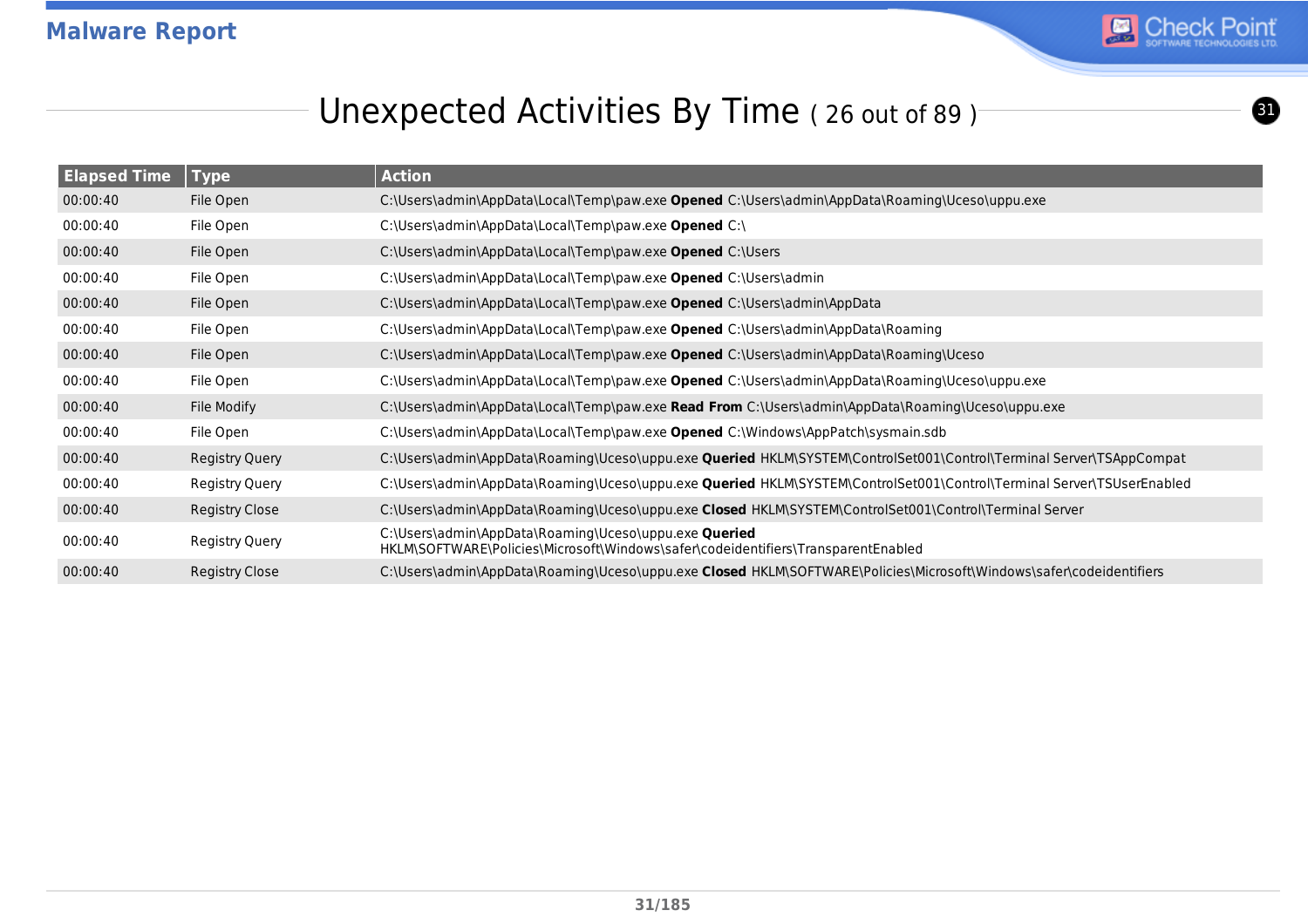# Unexpected Activities By Time ( 26 out of 89 )

| Elapsed Time | Type | Action |
|---|---|---|
| 00:00:40 | File Open | C:\Users\admin\AppData\Local\Temp\paw.exe **Opened** C:\Users\admin\AppData\Roaming\Uceso\uppu.exe |
| 00:00:40 | File Open | C:\Users\admin\AppData\Local\Temp\paw.exe **Opened** C:\ |
| 00:00:40 | File Open | C:\Users\admin\AppData\Local\Temp\paw.exe **Opened** C:\Users |
| 00:00:40 | File Open | C:\Users\admin\AppData\Local\Temp\paw.exe **Opened** C:\Users\admin |
| 00:00:40 | File Open | C:\Users\admin\AppData\Local\Temp\paw.exe **Opened** C:\Users\admin\AppData |
| 00:00:40 | File Open | C:\Users\admin\AppData\Local\Temp\paw.exe **Opened** C:\Users\admin\AppData\Roaming |
| 00:00:40 | File Open | C:\Users\admin\AppData\Local\Temp\paw.exe **Opened** C:\Users\admin\AppData\Roaming\Uceso |
| 00:00:40 | File Open | C:\Users\admin\AppData\Local\Temp\paw.exe **Opened** C:\Users\admin\AppData\Roaming\Uceso\uppu.exe |
| 00:00:40 | File Modify | C:\Users\admin\AppData\Local\Temp\paw.exe **Read From** C:\Users\admin\AppData\Roaming\Uceso\uppu.exe |
| 00:00:40 | File Open | C:\Users\admin\AppData\Local\Temp\paw.exe **Opened** C:\Windows\AppPatch\sysmain.sdb |
| 00:00:40 | Registry Query | C:\Users\admin\AppData\Roaming\Uceso\uppu.exe **Queried** HKLM\SYSTEM\ControlSet001\Control\Terminal Server\TSAppCompat |
| 00:00:40 | Registry Query | C:\Users\admin\AppData\Roaming\Uceso\uppu.exe **Queried** HKLM\SYSTEM\ControlSet001\Control\Terminal Server\TSUserEnabled |
| 00:00:40 | Registry Close | C:\Users\admin\AppData\Roaming\Uceso\uppu.exe **Closed** HKLM\SYSTEM\ControlSet001\Control\Terminal Server |
| 00:00:40 | Registry Query | C:\Users\admin\AppData\Roaming\Uceso\uppu.exe **Queried** HKLM\SOFTWARE\Policies\Microsoft\Windows\safer\codeidentifiers\TransparentEnabled |
| 00:00:40 | Registry Close | C:\Users\admin\AppData\Roaming\Uceso\uppu.exe **Closed** HKLM\SOFTWARE\Policies\Microsoft\Windows\safer\codeidentifiers |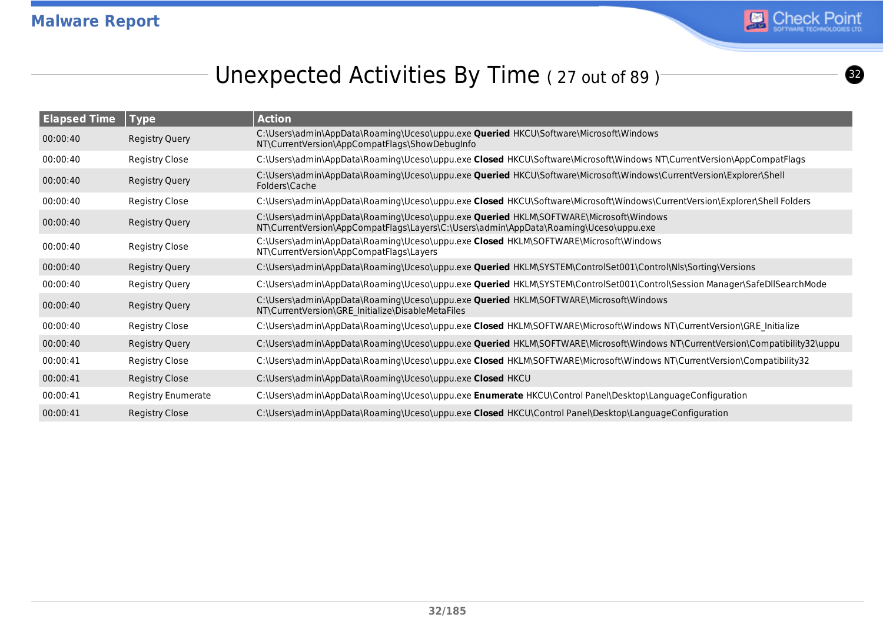# Unexpected Activities By Time ( 27 out of 89 )

| Elapsed Time | Type | Action |
|---|---|---|
| 00:00:40 | Registry Query | C:\Users\admin\AppData\Roaming\Uceso\uppu.exe **Queried** HKCU\Software\Microsoft\Windows NT\CurrentVersion\AppCompatFlags\ShowDebugInfo |
| 00:00:40 | Registry Close | C:\Users\admin\AppData\Roaming\Uceso\uppu.exe **Closed** HKCU\Software\Microsoft\Windows NT\CurrentVersion\AppCompatFlags |
| 00:00:40 | Registry Query | C:\Users\admin\AppData\Roaming\Uceso\uppu.exe **Queried** HKCU\Software\Microsoft\Windows\CurrentVersion\Explorer\Shell Folders\Cache |
| 00:00:40 | Registry Close | C:\Users\admin\AppData\Roaming\Uceso\uppu.exe **Closed** HKCU\Software\Microsoft\Windows\CurrentVersion\Explorer\Shell Folders |
| 00:00:40 | Registry Query | C:\Users\admin\AppData\Roaming\Uceso\uppu.exe **Queried** HKLM\SOFTWARE\Microsoft\Windows NT\CurrentVersion\AppCompatFlags\Layers\C:\Users\admin\AppData\Roaming\Uceso\uppu.exe |
| 00:00:40 | Registry Close | C:\Users\admin\AppData\Roaming\Uceso\uppu.exe **Closed** HKLM\SOFTWARE\Microsoft\Windows NT\CurrentVersion\AppCompatFlags\Layers |
| 00:00:40 | Registry Query | C:\Users\admin\AppData\Roaming\Uceso\uppu.exe **Queried** HKLM\SYSTEM\ControlSet001\Control\Nls\Sorting\Versions |
| 00:00:40 | Registry Query | C:\Users\admin\AppData\Roaming\Uceso\uppu.exe **Queried** HKLM\SYSTEM\ControlSet001\Control\Session Manager\SafeDllSearchMode |
| 00:00:40 | Registry Query | C:\Users\admin\AppData\Roaming\Uceso\uppu.exe **Queried** HKLM\SOFTWARE\Microsoft\Windows NT\CurrentVersion\GRE_Initialize\DisableMetaFiles |
| 00:00:40 | Registry Close | C:\Users\admin\AppData\Roaming\Uceso\uppu.exe **Closed** HKLM\SOFTWARE\Microsoft\Windows NT\CurrentVersion\GRE_Initialize |
| 00:00:40 | Registry Query | C:\Users\admin\AppData\Roaming\Uceso\uppu.exe **Queried** HKLM\SOFTWARE\Microsoft\Windows NT\CurrentVersion\Compatibility32\uppu |
| 00:00:41 | Registry Close | C:\Users\admin\AppData\Roaming\Uceso\uppu.exe **Closed** HKLM\SOFTWARE\Microsoft\Windows NT\CurrentVersion\Compatibility32 |
| 00:00:41 | Registry Close | C:\Users\admin\AppData\Roaming\Uceso\uppu.exe **Closed** HKCU |
| 00:00:41 | Registry Enumerate | C:\Users\admin\AppData\Roaming\Uceso\uppu.exe **Enumerate** HKCU\Control Panel\Desktop\LanguageConfiguration |
| 00:00:41 | Registry Close | C:\Users\admin\AppData\Roaming\Uceso\uppu.exe **Closed** HKCU\Control Panel\Desktop\LanguageConfiguration |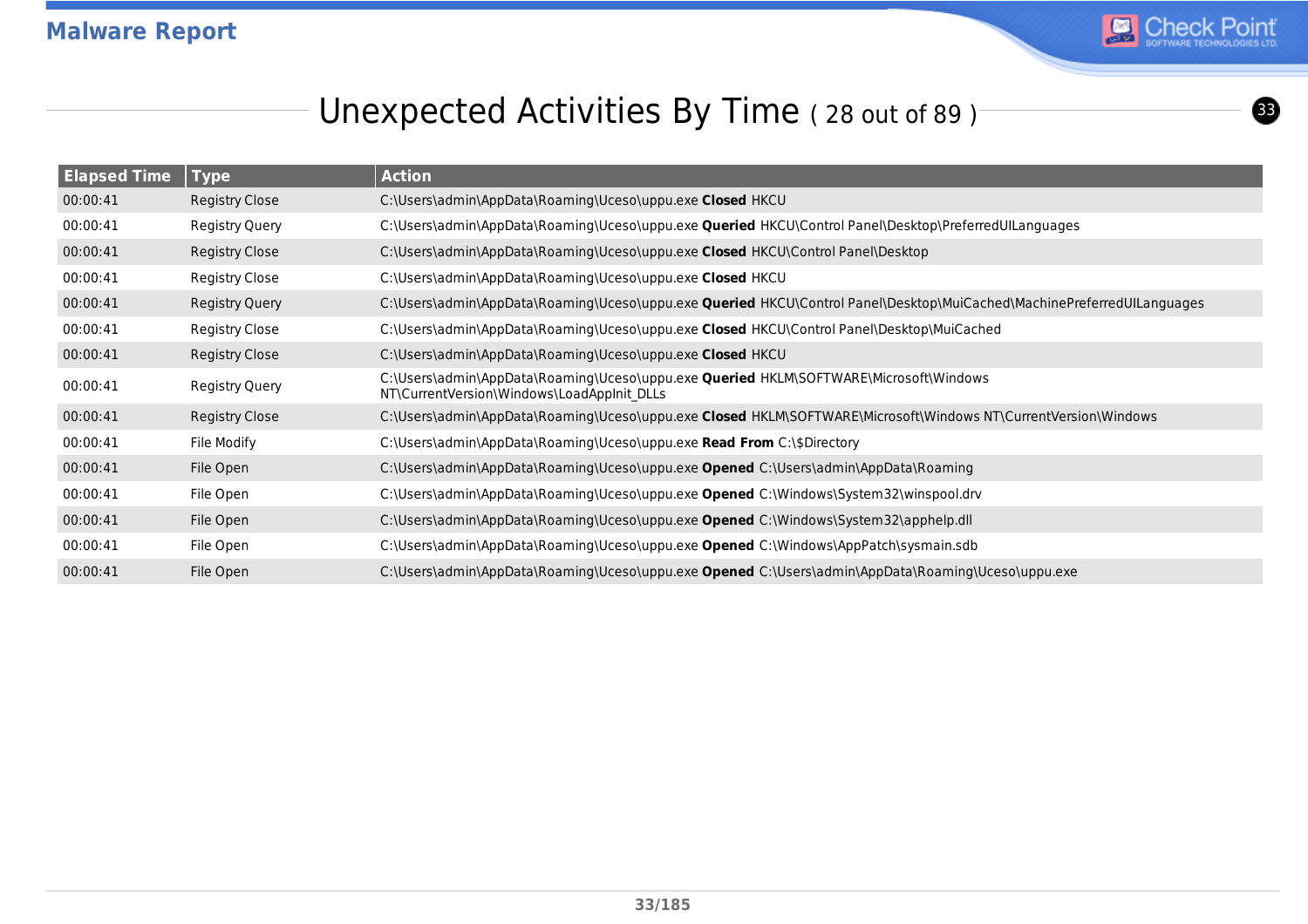# Unexpected Activities By Time ( 28 out of 89 )

| Elapsed Time | Type | Action |
|---|---|---|
| 00:00:41 | Registry Close | C:\Users\admin\AppData\Roaming\Uceso\uppu.exe **Closed** HKCU |
| 00:00:41 | Registry Query | C:\Users\admin\AppData\Roaming\Uceso\uppu.exe **Queried** HKCU\Control Panel\Desktop\PreferredUILanguages |
| 00:00:41 | Registry Close | C:\Users\admin\AppData\Roaming\Uceso\uppu.exe **Closed** HKCU\Control Panel\Desktop |
| 00:00:41 | Registry Close | C:\Users\admin\AppData\Roaming\Uceso\uppu.exe **Closed** HKCU |
| 00:00:41 | Registry Query | C:\Users\admin\AppData\Roaming\Uceso\uppu.exe **Queried** HKCU\Control Panel\Desktop\MuiCached\MachinePreferredUILanguages |
| 00:00:41 | Registry Close | C:\Users\admin\AppData\Roaming\Uceso\uppu.exe **Closed** HKCU\Control Panel\Desktop\MuiCached |
| 00:00:41 | Registry Close | C:\Users\admin\AppData\Roaming\Uceso\uppu.exe **Closed** HKCU |
| 00:00:41 | Registry Query | C:\Users\admin\AppData\Roaming\Uceso\uppu.exe **Queried** HKLM\SOFTWARE\Microsoft\Windows NT\CurrentVersion\Windows\LoadAppInit_DLLs |
| 00:00:41 | Registry Close | C:\Users\admin\AppData\Roaming\Uceso\uppu.exe **Closed** HKLM\SOFTWARE\Microsoft\Windows NT\CurrentVersion\Windows |
| 00:00:41 | File Modify | C:\Users\admin\AppData\Roaming\Uceso\uppu.exe **Read From** C:\$Directory |
| 00:00:41 | File Open | C:\Users\admin\AppData\Roaming\Uceso\uppu.exe **Opened** C:\Users\admin\AppData\Roaming |
| 00:00:41 | File Open | C:\Users\admin\AppData\Roaming\Uceso\uppu.exe **Opened** C:\Windows\System32\winspool.drv |
| 00:00:41 | File Open | C:\Users\admin\AppData\Roaming\Uceso\uppu.exe **Opened** C:\Windows\System32\apphelp.dll |
| 00:00:41 | File Open | C:\Users\admin\AppData\Roaming\Uceso\uppu.exe **Opened** C:\Windows\AppPatch\sysmain.sdb |
| 00:00:41 | File Open | C:\Users\admin\AppData\Roaming\Uceso\uppu.exe **Opened** C:\Users\admin\AppData\Roaming\Uceso\uppu.exe |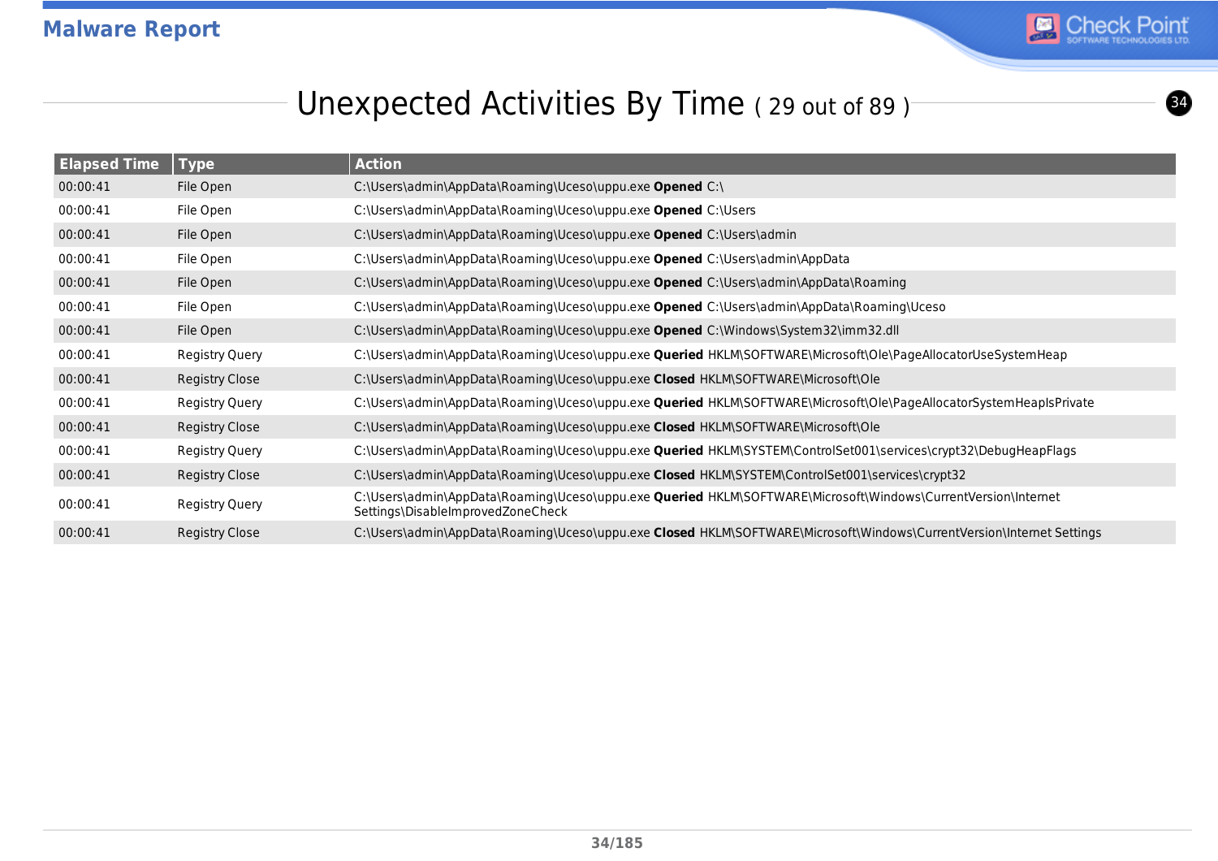## Unexpected Activities By Time ( 29 out of 89 )

| Elapsed Time | Type | Action |
|---|---|---|
| 00:00:41 | File Open | C:\Users\admin\AppData\Roaming\Uceso\uppu.exe **Opened** C:\ |
| 00:00:41 | File Open | C:\Users\admin\AppData\Roaming\Uceso\uppu.exe **Opened** C:\Users |
| 00:00:41 | File Open | C:\Users\admin\AppData\Roaming\Uceso\uppu.exe **Opened** C:\Users\admin |
| 00:00:41 | File Open | C:\Users\admin\AppData\Roaming\Uceso\uppu.exe **Opened** C:\Users\admin\AppData |
| 00:00:41 | File Open | C:\Users\admin\AppData\Roaming\Uceso\uppu.exe **Opened** C:\Users\admin\AppData\Roaming |
| 00:00:41 | File Open | C:\Users\admin\AppData\Roaming\Uceso\uppu.exe **Opened** C:\Users\admin\AppData\Roaming\Uceso |
| 00:00:41 | File Open | C:\Users\admin\AppData\Roaming\Uceso\uppu.exe **Opened** C:\Windows\System32\imm32.dll |
| 00:00:41 | Registry Query | C:\Users\admin\AppData\Roaming\Uceso\uppu.exe **Queried** HKLM\SOFTWARE\Microsoft\Ole\PageAllocatorUseSystemHeap |
| 00:00:41 | Registry Close | C:\Users\admin\AppData\Roaming\Uceso\uppu.exe **Closed** HKLM\SOFTWARE\Microsoft\Ole |
| 00:00:41 | Registry Query | C:\Users\admin\AppData\Roaming\Uceso\uppu.exe **Queried** HKLM\SOFTWARE\Microsoft\Ole\PageAllocatorSystemHeapIsPrivate |
| 00:00:41 | Registry Close | C:\Users\admin\AppData\Roaming\Uceso\uppu.exe **Closed** HKLM\SOFTWARE\Microsoft\Ole |
| 00:00:41 | Registry Query | C:\Users\admin\AppData\Roaming\Uceso\uppu.exe **Queried** HKLM\SYSTEM\ControlSet001\services\crypt32\DebugHeapFlags |
| 00:00:41 | Registry Close | C:\Users\admin\AppData\Roaming\Uceso\uppu.exe **Closed** HKLM\SYSTEM\ControlSet001\services\crypt32 |
| 00:00:41 | Registry Query | C:\Users\admin\AppData\Roaming\Uceso\uppu.exe **Queried** HKLM\SOFTWARE\Microsoft\Windows\CurrentVersion\Internet Settings\DisableImprovedZoneCheck |
| 00:00:41 | Registry Close | C:\Users\admin\AppData\Roaming\Uceso\uppu.exe **Closed** HKLM\SOFTWARE\Microsoft\Windows\CurrentVersion\Internet Settings |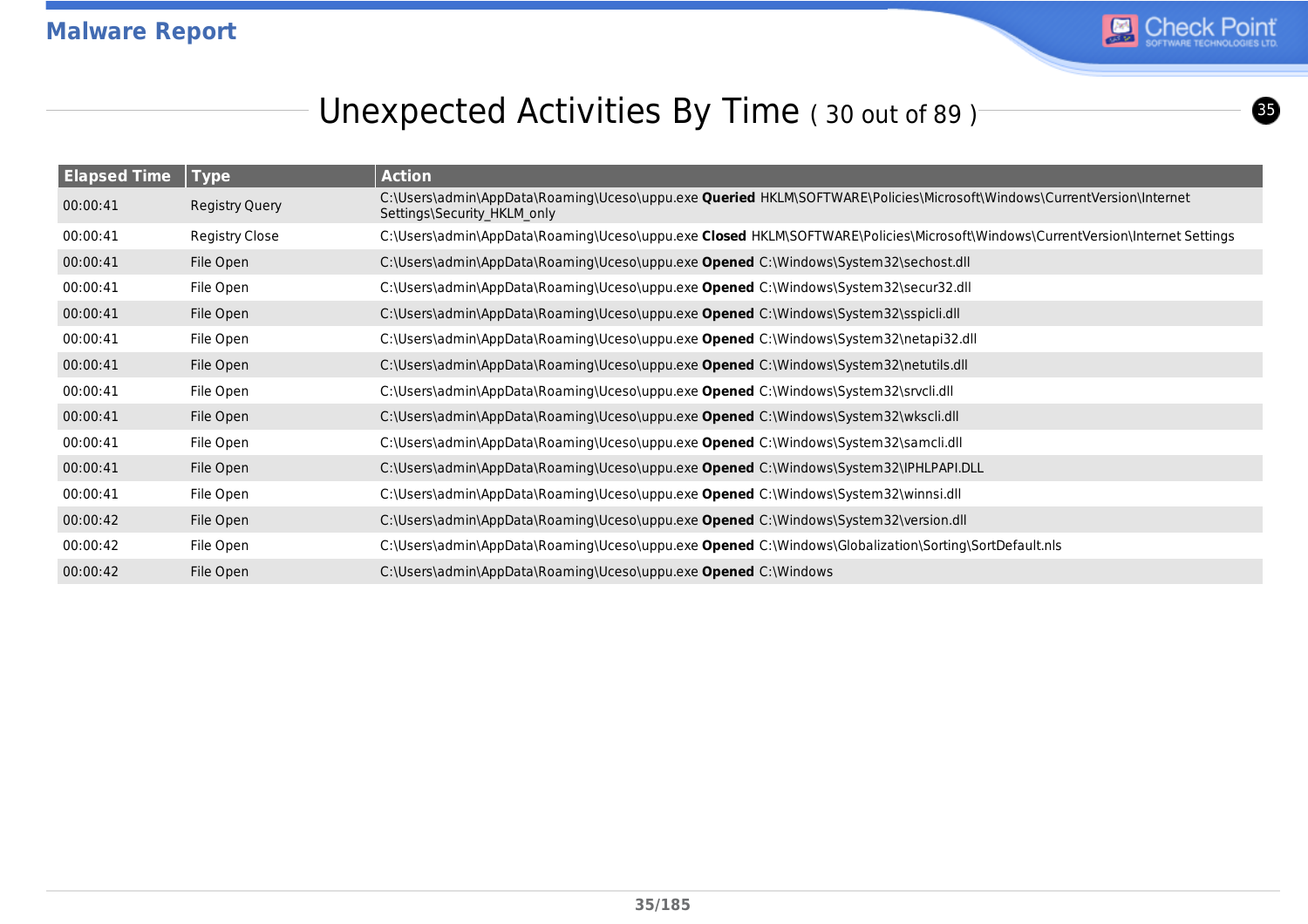## Unexpected Activities By Time ( 30 out of 89 )

| Elapsed Time | Type | Action |
|---|---|---|
| 00:00:41 | Registry Query | C:\Users\admin\AppData\Roaming\Uceso\uppu.exe **Queried** HKLM\SOFTWARE\Policies\Microsoft\Windows\CurrentVersion\Internet Settings\Security_HKLM_only |
| 00:00:41 | Registry Close | C:\Users\admin\AppData\Roaming\Uceso\uppu.exe **Closed** HKLM\SOFTWARE\Policies\Microsoft\Windows\CurrentVersion\Internet Settings |
| 00:00:41 | File Open | C:\Users\admin\AppData\Roaming\Uceso\uppu.exe **Opened** C:\Windows\System32\sechost.dll |
| 00:00:41 | File Open | C:\Users\admin\AppData\Roaming\Uceso\uppu.exe **Opened** C:\Windows\System32\secur32.dll |
| 00:00:41 | File Open | C:\Users\admin\AppData\Roaming\Uceso\uppu.exe **Opened** C:\Windows\System32\sspicli.dll |
| 00:00:41 | File Open | C:\Users\admin\AppData\Roaming\Uceso\uppu.exe **Opened** C:\Windows\System32\netapi32.dll |
| 00:00:41 | File Open | C:\Users\admin\AppData\Roaming\Uceso\uppu.exe **Opened** C:\Windows\System32\netutils.dll |
| 00:00:41 | File Open | C:\Users\admin\AppData\Roaming\Uceso\uppu.exe **Opened** C:\Windows\System32\srvcli.dll |
| 00:00:41 | File Open | C:\Users\admin\AppData\Roaming\Uceso\uppu.exe **Opened** C:\Windows\System32\wkscli.dll |
| 00:00:41 | File Open | C:\Users\admin\AppData\Roaming\Uceso\uppu.exe **Opened** C:\Windows\System32\samcli.dll |
| 00:00:41 | File Open | C:\Users\admin\AppData\Roaming\Uceso\uppu.exe **Opened** C:\Windows\System32\IPHLPAPI.DLL |
| 00:00:41 | File Open | C:\Users\admin\AppData\Roaming\Uceso\uppu.exe **Opened** C:\Windows\System32\winnsi.dll |
| 00:00:42 | File Open | C:\Users\admin\AppData\Roaming\Uceso\uppu.exe **Opened** C:\Windows\System32\version.dll |
| 00:00:42 | File Open | C:\Users\admin\AppData\Roaming\Uceso\uppu.exe **Opened** C:\Windows\Globalization\Sorting\SortDefault.nls |
| 00:00:42 | File Open | C:\Users\admin\AppData\Roaming\Uceso\uppu.exe **Opened** C:\Windows |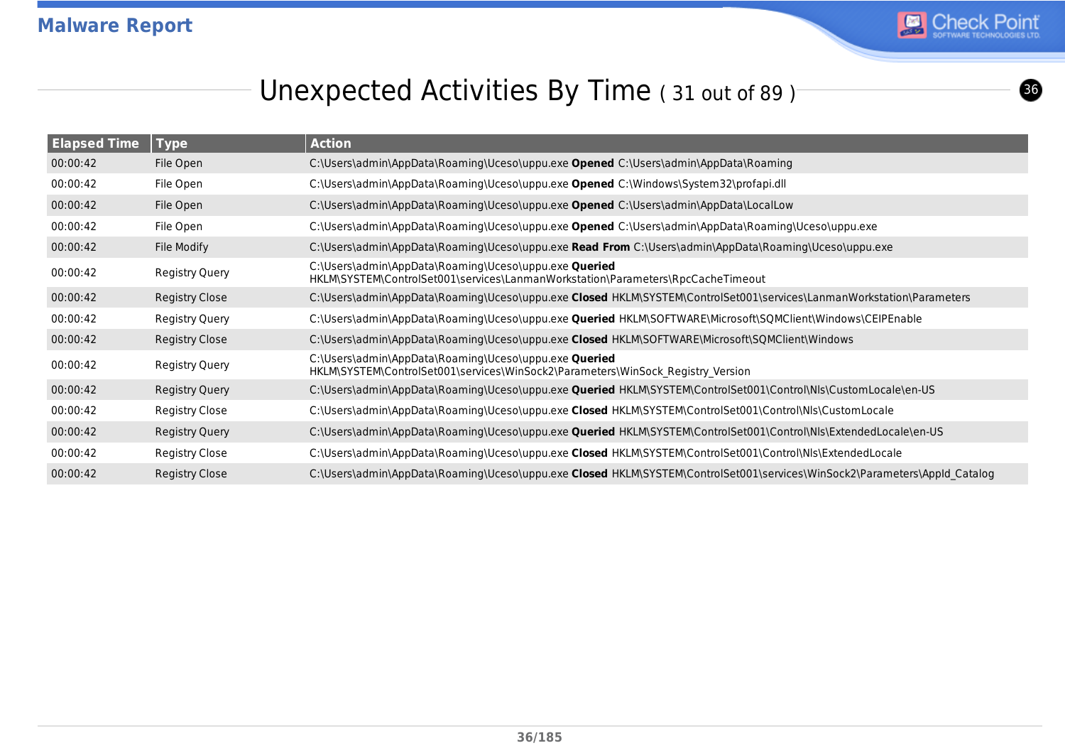## Unexpected Activities By Time ( 31 out of 89 )

| Elapsed Time | Type | Action |
|---|---|---|
| 00:00:42 | File Open | C:\Users\admin\AppData\Roaming\Uceso\uppu.exe **Opened** C:\Users\admin\AppData\Roaming |
| 00:00:42 | File Open | C:\Users\admin\AppData\Roaming\Uceso\uppu.exe **Opened** C:\Windows\System32\profapi.dll |
| 00:00:42 | File Open | C:\Users\admin\AppData\Roaming\Uceso\uppu.exe **Opened** C:\Users\admin\AppData\LocalLow |
| 00:00:42 | File Open | C:\Users\admin\AppData\Roaming\Uceso\uppu.exe **Opened** C:\Users\admin\AppData\Roaming\Uceso\uppu.exe |
| 00:00:42 | File Modify | C:\Users\admin\AppData\Roaming\Uceso\uppu.exe **Read From** C:\Users\admin\AppData\Roaming\Uceso\uppu.exe |
| 00:00:42 | Registry Query | C:\Users\admin\AppData\Roaming\Uceso\uppu.exe **Queried** HKLM\SYSTEM\ControlSet001\services\LanmanWorkstation\Parameters\RpcCacheTimeout |
| 00:00:42 | Registry Close | C:\Users\admin\AppData\Roaming\Uceso\uppu.exe **Closed** HKLM\SYSTEM\ControlSet001\services\LanmanWorkstation\Parameters |
| 00:00:42 | Registry Query | C:\Users\admin\AppData\Roaming\Uceso\uppu.exe **Queried** HKLM\SOFTWARE\Microsoft\SQMClient\Windows\CEIPEnable |
| 00:00:42 | Registry Close | C:\Users\admin\AppData\Roaming\Uceso\uppu.exe **Closed** HKLM\SOFTWARE\Microsoft\SQMClient\Windows |
| 00:00:42 | Registry Query | C:\Users\admin\AppData\Roaming\Uceso\uppu.exe **Queried** HKLM\SYSTEM\ControlSet001\services\WinSock2\Parameters\WinSock_Registry_Version |
| 00:00:42 | Registry Query | C:\Users\admin\AppData\Roaming\Uceso\uppu.exe **Queried** HKLM\SYSTEM\ControlSet001\Control\Nls\CustomLocale\en-US |
| 00:00:42 | Registry Close | C:\Users\admin\AppData\Roaming\Uceso\uppu.exe **Closed** HKLM\SYSTEM\ControlSet001\Control\Nls\CustomLocale |
| 00:00:42 | Registry Query | C:\Users\admin\AppData\Roaming\Uceso\uppu.exe **Queried** HKLM\SYSTEM\ControlSet001\Control\Nls\ExtendedLocale\en-US |
| 00:00:42 | Registry Close | C:\Users\admin\AppData\Roaming\Uceso\uppu.exe **Closed** HKLM\SYSTEM\ControlSet001\Control\Nls\ExtendedLocale |
| 00:00:42 | Registry Close | C:\Users\admin\AppData\Roaming\Uceso\uppu.exe **Closed** HKLM\SYSTEM\ControlSet001\services\WinSock2\Parameters\AppId_Catalog |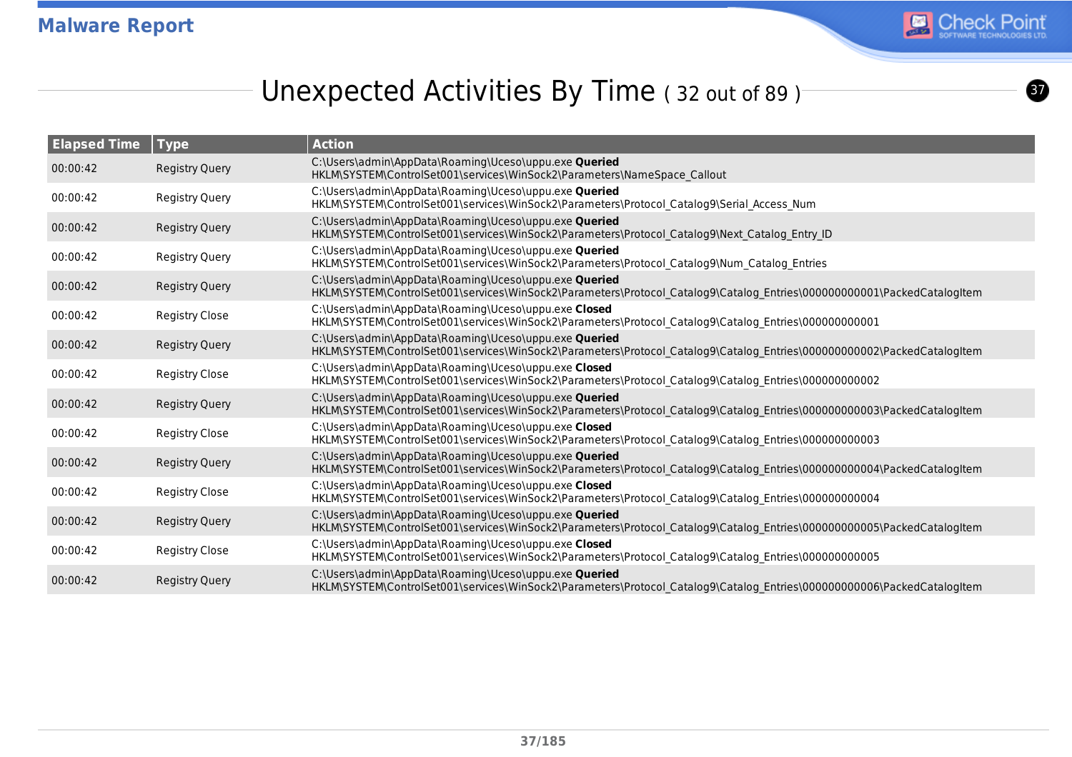## Unexpected Activities By Time ( 32 out of 89 )

| Elapsed Time | Type | Action |
|---|---|---|
| 00:00:42 | Registry Query | C:\Users\admin\AppData\Roaming\Uceso\uppu.exe **Queried** HKLM\SYSTEM\ControlSet001\services\WinSock2\Parameters\NameSpace_Callout |
| 00:00:42 | Registry Query | C:\Users\admin\AppData\Roaming\Uceso\uppu.exe **Queried** HKLM\SYSTEM\ControlSet001\services\WinSock2\Parameters\Protocol_Catalog9\Serial_Access_Num |
| 00:00:42 | Registry Query | C:\Users\admin\AppData\Roaming\Uceso\uppu.exe **Queried** HKLM\SYSTEM\ControlSet001\services\WinSock2\Parameters\Protocol_Catalog9\Next_Catalog_Entry_ID |
| 00:00:42 | Registry Query | C:\Users\admin\AppData\Roaming\Uceso\uppu.exe **Queried** HKLM\SYSTEM\ControlSet001\services\WinSock2\Parameters\Protocol_Catalog9\Num_Catalog_Entries |
| 00:00:42 | Registry Query | C:\Users\admin\AppData\Roaming\Uceso\uppu.exe **Queried** HKLM\SYSTEM\ControlSet001\services\WinSock2\Parameters\Protocol_Catalog9\Catalog_Entries\000000000001\PackedCatalogItem |
| 00:00:42 | Registry Close | C:\Users\admin\AppData\Roaming\Uceso\uppu.exe **Closed** HKLM\SYSTEM\ControlSet001\services\WinSock2\Parameters\Protocol_Catalog9\Catalog_Entries\000000000001 |
| 00:00:42 | Registry Query | C:\Users\admin\AppData\Roaming\Uceso\uppu.exe **Queried** HKLM\SYSTEM\ControlSet001\services\WinSock2\Parameters\Protocol_Catalog9\Catalog_Entries\000000000002\PackedCatalogItem |
| 00:00:42 | Registry Close | C:\Users\admin\AppData\Roaming\Uceso\uppu.exe **Closed** HKLM\SYSTEM\ControlSet001\services\WinSock2\Parameters\Protocol_Catalog9\Catalog_Entries\000000000002 |
| 00:00:42 | Registry Query | C:\Users\admin\AppData\Roaming\Uceso\uppu.exe **Queried** HKLM\SYSTEM\ControlSet001\services\WinSock2\Parameters\Protocol_Catalog9\Catalog_Entries\000000000003\PackedCatalogItem |
| 00:00:42 | Registry Close | C:\Users\admin\AppData\Roaming\Uceso\uppu.exe **Closed** HKLM\SYSTEM\ControlSet001\services\WinSock2\Parameters\Protocol_Catalog9\Catalog_Entries\000000000003 |
| 00:00:42 | Registry Query | C:\Users\admin\AppData\Roaming\Uceso\uppu.exe **Queried** HKLM\SYSTEM\ControlSet001\services\WinSock2\Parameters\Protocol_Catalog9\Catalog_Entries\000000000004\PackedCatalogItem |
| 00:00:42 | Registry Close | C:\Users\admin\AppData\Roaming\Uceso\uppu.exe **Closed** HKLM\SYSTEM\ControlSet001\services\WinSock2\Parameters\Protocol_Catalog9\Catalog_Entries\000000000004 |
| 00:00:42 | Registry Query | C:\Users\admin\AppData\Roaming\Uceso\uppu.exe **Queried** HKLM\SYSTEM\ControlSet001\services\WinSock2\Parameters\Protocol_Catalog9\Catalog_Entries\000000000005\PackedCatalogItem |
| 00:00:42 | Registry Close | C:\Users\admin\AppData\Roaming\Uceso\uppu.exe **Closed** HKLM\SYSTEM\ControlSet001\services\WinSock2\Parameters\Protocol_Catalog9\Catalog_Entries\000000000005 |
| 00:00:42 | Registry Query | C:\Users\admin\AppData\Roaming\Uceso\uppu.exe **Queried** HKLM\SYSTEM\ControlSet001\services\WinSock2\Parameters\Protocol_Catalog9\Catalog_Entries\000000000006\PackedCatalogItem |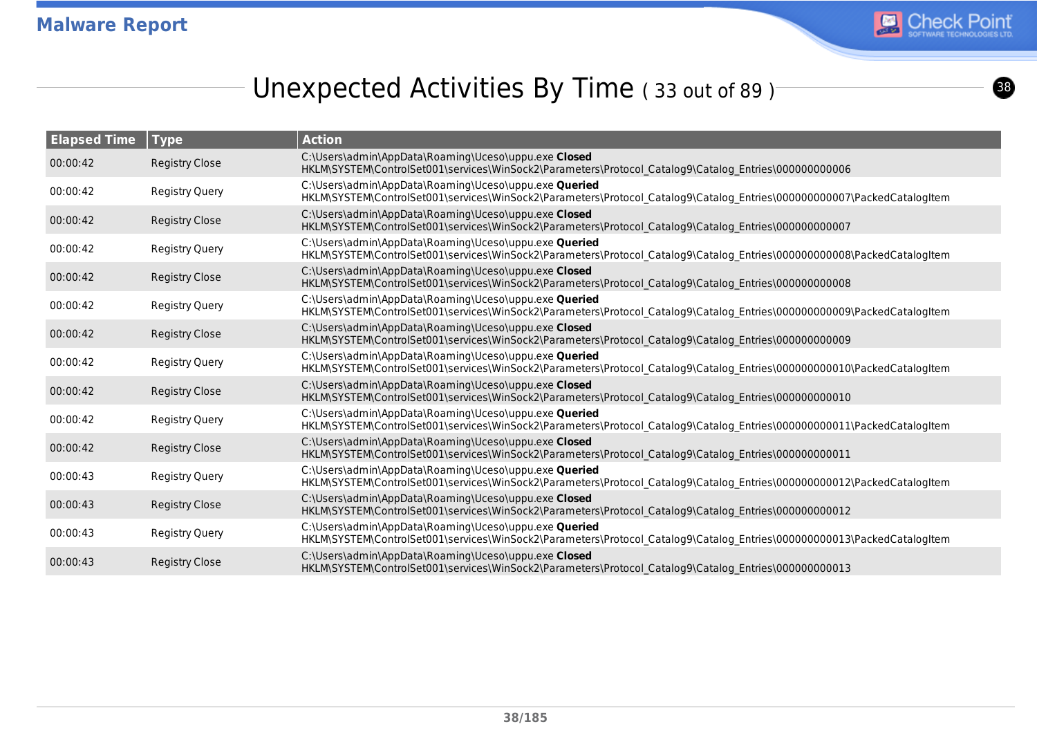# Unexpected Activities By Time ( 33 out of 89 )

| Elapsed Time | Type | Action |
|---|---|---|
| 00:00:42 | Registry Close | C:\Users\admin\AppData\Roaming\Uceso\uppu.exe **Closed** HKLM\SYSTEM\ControlSet001\services\WinSock2\Parameters\Protocol_Catalog9\Catalog_Entries\000000000006 |
| 00:00:42 | Registry Query | C:\Users\admin\AppData\Roaming\Uceso\uppu.exe **Queried** HKLM\SYSTEM\ControlSet001\services\WinSock2\Parameters\Protocol_Catalog9\Catalog_Entries\000000000007\PackedCatalogItem |
| 00:00:42 | Registry Close | C:\Users\admin\AppData\Roaming\Uceso\uppu.exe **Closed** HKLM\SYSTEM\ControlSet001\services\WinSock2\Parameters\Protocol_Catalog9\Catalog_Entries\000000000007 |
| 00:00:42 | Registry Query | C:\Users\admin\AppData\Roaming\Uceso\uppu.exe **Queried** HKLM\SYSTEM\ControlSet001\services\WinSock2\Parameters\Protocol_Catalog9\Catalog_Entries\000000000008\PackedCatalogItem |
| 00:00:42 | Registry Close | C:\Users\admin\AppData\Roaming\Uceso\uppu.exe **Closed** HKLM\SYSTEM\ControlSet001\services\WinSock2\Parameters\Protocol_Catalog9\Catalog_Entries\000000000008 |
| 00:00:42 | Registry Query | C:\Users\admin\AppData\Roaming\Uceso\uppu.exe **Queried** HKLM\SYSTEM\ControlSet001\services\WinSock2\Parameters\Protocol_Catalog9\Catalog_Entries\000000000009\PackedCatalogItem |
| 00:00:42 | Registry Close | C:\Users\admin\AppData\Roaming\Uceso\uppu.exe **Closed** HKLM\SYSTEM\ControlSet001\services\WinSock2\Parameters\Protocol_Catalog9\Catalog_Entries\000000000009 |
| 00:00:42 | Registry Query | C:\Users\admin\AppData\Roaming\Uceso\uppu.exe **Queried** HKLM\SYSTEM\ControlSet001\services\WinSock2\Parameters\Protocol_Catalog9\Catalog_Entries\000000000010\PackedCatalogItem |
| 00:00:42 | Registry Close | C:\Users\admin\AppData\Roaming\Uceso\uppu.exe **Closed** HKLM\SYSTEM\ControlSet001\services\WinSock2\Parameters\Protocol_Catalog9\Catalog_Entries\000000000010 |
| 00:00:42 | Registry Query | C:\Users\admin\AppData\Roaming\Uceso\uppu.exe **Queried** HKLM\SYSTEM\ControlSet001\services\WinSock2\Parameters\Protocol_Catalog9\Catalog_Entries\000000000011\PackedCatalogItem |
| 00:00:42 | Registry Close | C:\Users\admin\AppData\Roaming\Uceso\uppu.exe **Closed** HKLM\SYSTEM\ControlSet001\services\WinSock2\Parameters\Protocol_Catalog9\Catalog_Entries\000000000011 |
| 00:00:43 | Registry Query | C:\Users\admin\AppData\Roaming\Uceso\uppu.exe **Queried** HKLM\SYSTEM\ControlSet001\services\WinSock2\Parameters\Protocol_Catalog9\Catalog_Entries\000000000012\PackedCatalogItem |
| 00:00:43 | Registry Close | C:\Users\admin\AppData\Roaming\Uceso\uppu.exe **Closed** HKLM\SYSTEM\ControlSet001\services\WinSock2\Parameters\Protocol_Catalog9\Catalog_Entries\000000000012 |
| 00:00:43 | Registry Query | C:\Users\admin\AppData\Roaming\Uceso\uppu.exe **Queried** HKLM\SYSTEM\ControlSet001\services\WinSock2\Parameters\Protocol_Catalog9\Catalog_Entries\000000000013\PackedCatalogItem |
| 00:00:43 | Registry Close | C:\Users\admin\AppData\Roaming\Uceso\uppu.exe **Closed** HKLM\SYSTEM\ControlSet001\services\WinSock2\Parameters\Protocol_Catalog9\Catalog_Entries\000000000013 |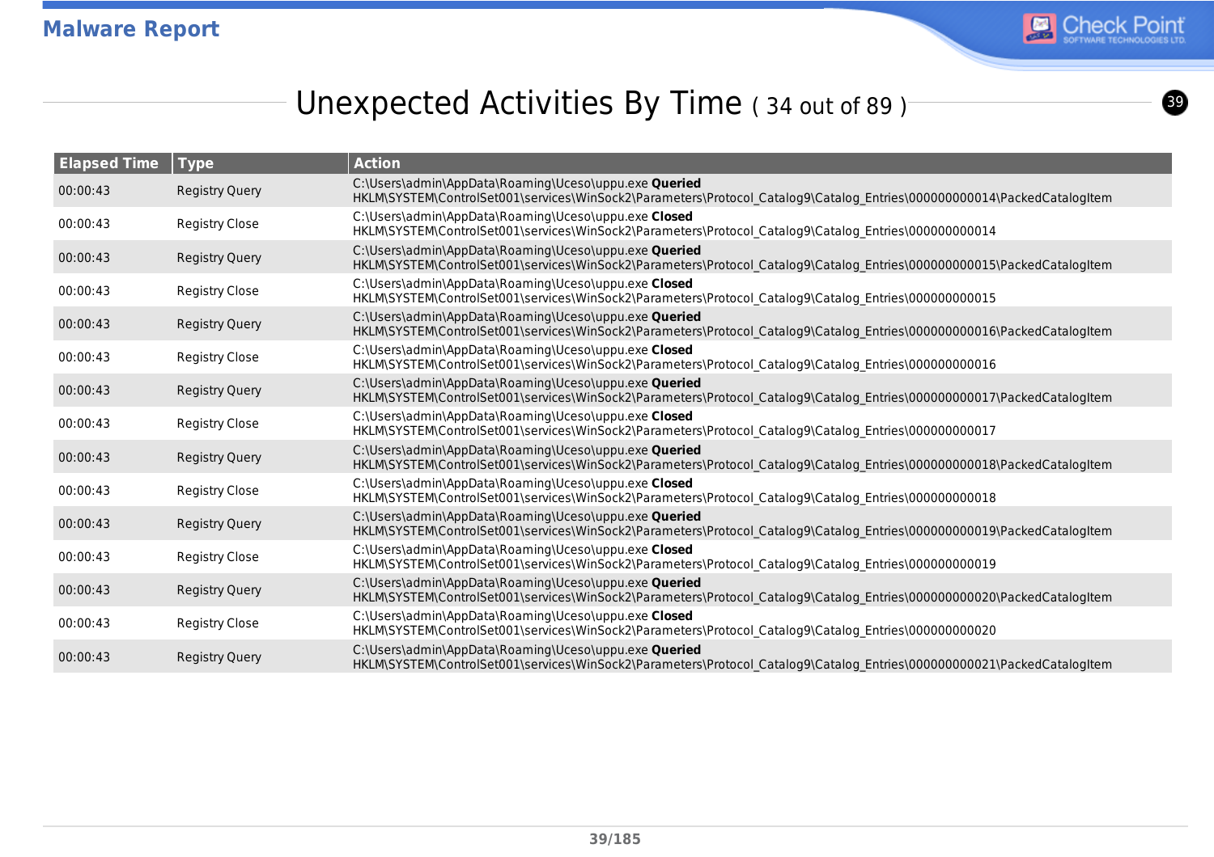## Unexpected Activities By Time ( 34 out of 89 )

| Elapsed Time | Type | Action |
|---|---|---|
| 00:00:43 | Registry Query | C:\Users\admin\AppData\Roaming\Uceso\uppu.exe **Queried** HKLM\SYSTEM\ControlSet001\services\WinSock2\Parameters\Protocol_Catalog9\Catalog_Entries\000000000014\PackedCatalogItem |
| 00:00:43 | Registry Close | C:\Users\admin\AppData\Roaming\Uceso\uppu.exe **Closed** HKLM\SYSTEM\ControlSet001\services\WinSock2\Parameters\Protocol_Catalog9\Catalog_Entries\000000000014 |
| 00:00:43 | Registry Query | C:\Users\admin\AppData\Roaming\Uceso\uppu.exe **Queried** HKLM\SYSTEM\ControlSet001\services\WinSock2\Parameters\Protocol_Catalog9\Catalog_Entries\000000000015\PackedCatalogItem |
| 00:00:43 | Registry Close | C:\Users\admin\AppData\Roaming\Uceso\uppu.exe **Closed** HKLM\SYSTEM\ControlSet001\services\WinSock2\Parameters\Protocol_Catalog9\Catalog_Entries\000000000015 |
| 00:00:43 | Registry Query | C:\Users\admin\AppData\Roaming\Uceso\uppu.exe **Queried** HKLM\SYSTEM\ControlSet001\services\WinSock2\Parameters\Protocol_Catalog9\Catalog_Entries\000000000016\PackedCatalogItem |
| 00:00:43 | Registry Close | C:\Users\admin\AppData\Roaming\Uceso\uppu.exe **Closed** HKLM\SYSTEM\ControlSet001\services\WinSock2\Parameters\Protocol_Catalog9\Catalog_Entries\000000000016 |
| 00:00:43 | Registry Query | C:\Users\admin\AppData\Roaming\Uceso\uppu.exe **Queried** HKLM\SYSTEM\ControlSet001\services\WinSock2\Parameters\Protocol_Catalog9\Catalog_Entries\000000000017\PackedCatalogItem |
| 00:00:43 | Registry Close | C:\Users\admin\AppData\Roaming\Uceso\uppu.exe **Closed** HKLM\SYSTEM\ControlSet001\services\WinSock2\Parameters\Protocol_Catalog9\Catalog_Entries\000000000017 |
| 00:00:43 | Registry Query | C:\Users\admin\AppData\Roaming\Uceso\uppu.exe **Queried** HKLM\SYSTEM\ControlSet001\services\WinSock2\Parameters\Protocol_Catalog9\Catalog_Entries\000000000018\PackedCatalogItem |
| 00:00:43 | Registry Close | C:\Users\admin\AppData\Roaming\Uceso\uppu.exe **Closed** HKLM\SYSTEM\ControlSet001\services\WinSock2\Parameters\Protocol_Catalog9\Catalog_Entries\000000000018 |
| 00:00:43 | Registry Query | C:\Users\admin\AppData\Roaming\Uceso\uppu.exe **Queried** HKLM\SYSTEM\ControlSet001\services\WinSock2\Parameters\Protocol_Catalog9\Catalog_Entries\000000000019\PackedCatalogItem |
| 00:00:43 | Registry Close | C:\Users\admin\AppData\Roaming\Uceso\uppu.exe **Closed** HKLM\SYSTEM\ControlSet001\services\WinSock2\Parameters\Protocol_Catalog9\Catalog_Entries\000000000019 |
| 00:00:43 | Registry Query | C:\Users\admin\AppData\Roaming\Uceso\uppu.exe **Queried** HKLM\SYSTEM\ControlSet001\services\WinSock2\Parameters\Protocol_Catalog9\Catalog_Entries\000000000020\PackedCatalogItem |
| 00:00:43 | Registry Close | C:\Users\admin\AppData\Roaming\Uceso\uppu.exe **Closed** HKLM\SYSTEM\ControlSet001\services\WinSock2\Parameters\Protocol_Catalog9\Catalog_Entries\000000000020 |
| 00:00:43 | Registry Query | C:\Users\admin\AppData\Roaming\Uceso\uppu.exe **Queried** HKLM\SYSTEM\ControlSet001\services\WinSock2\Parameters\Protocol_Catalog9\Catalog_Entries\000000000021\PackedCatalogItem |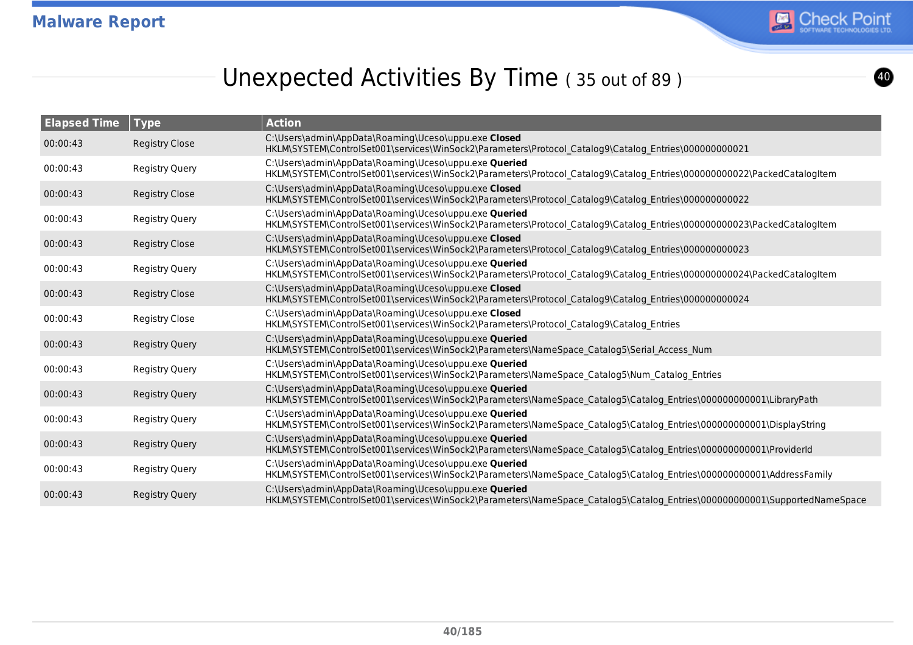## Unexpected Activities By Time ( 35 out of 89 )

| Elapsed Time | Type | Action |
|---|---|---|
| 00:00:43 | Registry Close | C:\Users\admin\AppData\Roaming\Uceso\uppu.exe **Closed** HKLM\SYSTEM\ControlSet001\services\WinSock2\Parameters\Protocol_Catalog9\Catalog_Entries\000000000021 |
| 00:00:43 | Registry Query | C:\Users\admin\AppData\Roaming\Uceso\uppu.exe **Queried** HKLM\SYSTEM\ControlSet001\services\WinSock2\Parameters\Protocol_Catalog9\Catalog_Entries\000000000022\PackedCatalogItem |
| 00:00:43 | Registry Close | C:\Users\admin\AppData\Roaming\Uceso\uppu.exe **Closed** HKLM\SYSTEM\ControlSet001\services\WinSock2\Parameters\Protocol_Catalog9\Catalog_Entries\000000000022 |
| 00:00:43 | Registry Query | C:\Users\admin\AppData\Roaming\Uceso\uppu.exe **Queried** HKLM\SYSTEM\ControlSet001\services\WinSock2\Parameters\Protocol_Catalog9\Catalog_Entries\000000000023\PackedCatalogItem |
| 00:00:43 | Registry Close | C:\Users\admin\AppData\Roaming\Uceso\uppu.exe **Closed** HKLM\SYSTEM\ControlSet001\services\WinSock2\Parameters\Protocol_Catalog9\Catalog_Entries\000000000023 |
| 00:00:43 | Registry Query | C:\Users\admin\AppData\Roaming\Uceso\uppu.exe **Queried** HKLM\SYSTEM\ControlSet001\services\WinSock2\Parameters\Protocol_Catalog9\Catalog_Entries\000000000024\PackedCatalogItem |
| 00:00:43 | Registry Close | C:\Users\admin\AppData\Roaming\Uceso\uppu.exe **Closed** HKLM\SYSTEM\ControlSet001\services\WinSock2\Parameters\Protocol_Catalog9\Catalog_Entries\000000000024 |
| 00:00:43 | Registry Close | C:\Users\admin\AppData\Roaming\Uceso\uppu.exe **Closed** HKLM\SYSTEM\ControlSet001\services\WinSock2\Parameters\Protocol_Catalog9\Catalog_Entries |
| 00:00:43 | Registry Query | C:\Users\admin\AppData\Roaming\Uceso\uppu.exe **Queried** HKLM\SYSTEM\ControlSet001\services\WinSock2\Parameters\NameSpace_Catalog5\Serial_Access_Num |
| 00:00:43 | Registry Query | C:\Users\admin\AppData\Roaming\Uceso\uppu.exe **Queried** HKLM\SYSTEM\ControlSet001\services\WinSock2\Parameters\NameSpace_Catalog5\Num_Catalog_Entries |
| 00:00:43 | Registry Query | C:\Users\admin\AppData\Roaming\Uceso\uppu.exe **Queried** HKLM\SYSTEM\ControlSet001\services\WinSock2\Parameters\NameSpace_Catalog5\Catalog_Entries\000000000001\LibraryPath |
| 00:00:43 | Registry Query | C:\Users\admin\AppData\Roaming\Uceso\uppu.exe **Queried** HKLM\SYSTEM\ControlSet001\services\WinSock2\Parameters\NameSpace_Catalog5\Catalog_Entries\000000000001\DisplayString |
| 00:00:43 | Registry Query | C:\Users\admin\AppData\Roaming\Uceso\uppu.exe **Queried** HKLM\SYSTEM\ControlSet001\services\WinSock2\Parameters\NameSpace_Catalog5\Catalog_Entries\000000000001\ProviderId |
| 00:00:43 | Registry Query | C:\Users\admin\AppData\Roaming\Uceso\uppu.exe **Queried** HKLM\SYSTEM\ControlSet001\services\WinSock2\Parameters\NameSpace_Catalog5\Catalog_Entries\000000000001\AddressFamily |
| 00:00:43 | Registry Query | C:\Users\admin\AppData\Roaming\Uceso\uppu.exe **Queried** HKLM\SYSTEM\ControlSet001\services\WinSock2\Parameters\NameSpace_Catalog5\Catalog_Entries\000000000001\SupportedNameSpace |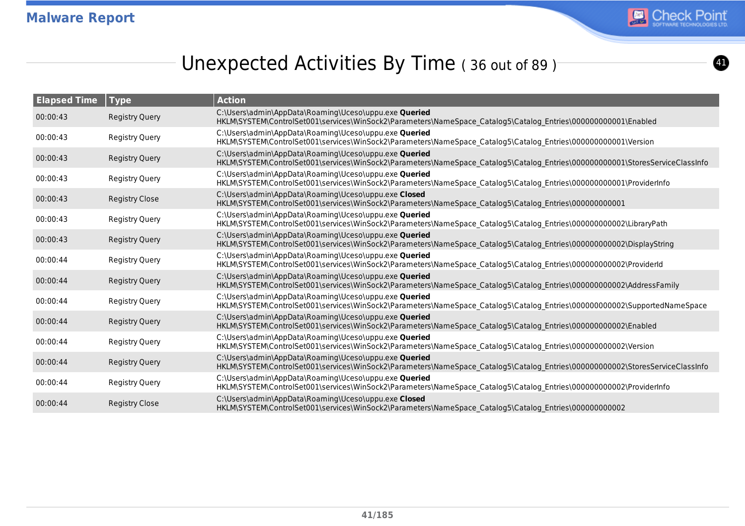## Unexpected Activities By Time ( 36 out of 89 )

| Elapsed Time | Type | Action |
|---|---|---|
| 00:00:43 | Registry Query | C:\Users\admin\AppData\Roaming\Uceso\uppu.exe **Queried** HKLM\SYSTEM\ControlSet001\services\WinSock2\Parameters\NameSpace_Catalog5\Catalog_Entries\000000000001\Enabled |
| 00:00:43 | Registry Query | C:\Users\admin\AppData\Roaming\Uceso\uppu.exe **Queried** HKLM\SYSTEM\ControlSet001\services\WinSock2\Parameters\NameSpace_Catalog5\Catalog_Entries\000000000001\Version |
| 00:00:43 | Registry Query | C:\Users\admin\AppData\Roaming\Uceso\uppu.exe **Queried** HKLM\SYSTEM\ControlSet001\services\WinSock2\Parameters\NameSpace_Catalog5\Catalog_Entries\000000000001\StoresServiceClassInfo |
| 00:00:43 | Registry Query | C:\Users\admin\AppData\Roaming\Uceso\uppu.exe **Queried** HKLM\SYSTEM\ControlSet001\services\WinSock2\Parameters\NameSpace_Catalog5\Catalog_Entries\000000000001\ProviderInfo |
| 00:00:43 | Registry Close | C:\Users\admin\AppData\Roaming\Uceso\uppu.exe **Closed** HKLM\SYSTEM\ControlSet001\services\WinSock2\Parameters\NameSpace_Catalog5\Catalog_Entries\000000000001 |
| 00:00:43 | Registry Query | C:\Users\admin\AppData\Roaming\Uceso\uppu.exe **Queried** HKLM\SYSTEM\ControlSet001\services\WinSock2\Parameters\NameSpace_Catalog5\Catalog_Entries\000000000002\LibraryPath |
| 00:00:43 | Registry Query | C:\Users\admin\AppData\Roaming\Uceso\uppu.exe **Queried** HKLM\SYSTEM\ControlSet001\services\WinSock2\Parameters\NameSpace_Catalog5\Catalog_Entries\000000000002\DisplayString |
| 00:00:44 | Registry Query | C:\Users\admin\AppData\Roaming\Uceso\uppu.exe **Queried** HKLM\SYSTEM\ControlSet001\services\WinSock2\Parameters\NameSpace_Catalog5\Catalog_Entries\000000000002\ProviderId |
| 00:00:44 | Registry Query | C:\Users\admin\AppData\Roaming\Uceso\uppu.exe **Queried** HKLM\SYSTEM\ControlSet001\services\WinSock2\Parameters\NameSpace_Catalog5\Catalog_Entries\000000000002\AddressFamily |
| 00:00:44 | Registry Query | C:\Users\admin\AppData\Roaming\Uceso\uppu.exe **Queried** HKLM\SYSTEM\ControlSet001\services\WinSock2\Parameters\NameSpace_Catalog5\Catalog_Entries\000000000002\SupportedNameSpace |
| 00:00:44 | Registry Query | C:\Users\admin\AppData\Roaming\Uceso\uppu.exe **Queried** HKLM\SYSTEM\ControlSet001\services\WinSock2\Parameters\NameSpace_Catalog5\Catalog_Entries\000000000002\Enabled |
| 00:00:44 | Registry Query | C:\Users\admin\AppData\Roaming\Uceso\uppu.exe **Queried** HKLM\SYSTEM\ControlSet001\services\WinSock2\Parameters\NameSpace_Catalog5\Catalog_Entries\000000000002\Version |
| 00:00:44 | Registry Query | C:\Users\admin\AppData\Roaming\Uceso\uppu.exe **Queried** HKLM\SYSTEM\ControlSet001\services\WinSock2\Parameters\NameSpace_Catalog5\Catalog_Entries\000000000002\StoresServiceClassInfo |
| 00:00:44 | Registry Query | C:\Users\admin\AppData\Roaming\Uceso\uppu.exe **Queried** HKLM\SYSTEM\ControlSet001\services\WinSock2\Parameters\NameSpace_Catalog5\Catalog_Entries\000000000002\ProviderInfo |
| 00:00:44 | Registry Close | C:\Users\admin\AppData\Roaming\Uceso\uppu.exe **Closed** HKLM\SYSTEM\ControlSet001\services\WinSock2\Parameters\NameSpace_Catalog5\Catalog_Entries\000000000002 |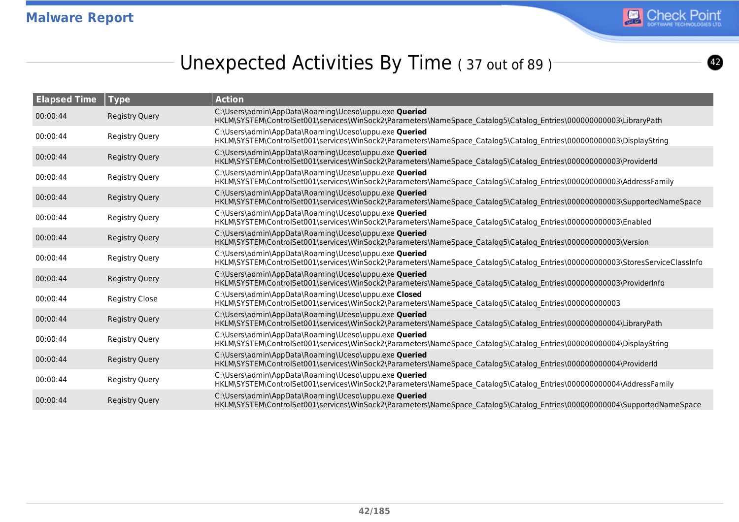## Unexpected Activities By Time ( 37 out of 89 )

| Elapsed Time | Type | Action |
|---|---|---|
| 00:00:44 | Registry Query | C:\Users\admin\AppData\Roaming\Uceso\uppu.exe **Queried** HKLM\SYSTEM\ControlSet001\services\WinSock2\Parameters\NameSpace_Catalog5\Catalog_Entries\000000000003\LibraryPath |
| 00:00:44 | Registry Query | C:\Users\admin\AppData\Roaming\Uceso\uppu.exe **Queried** HKLM\SYSTEM\ControlSet001\services\WinSock2\Parameters\NameSpace_Catalog5\Catalog_Entries\000000000003\DisplayString |
| 00:00:44 | Registry Query | C:\Users\admin\AppData\Roaming\Uceso\uppu.exe **Queried** HKLM\SYSTEM\ControlSet001\services\WinSock2\Parameters\NameSpace_Catalog5\Catalog_Entries\000000000003\ProviderId |
| 00:00:44 | Registry Query | C:\Users\admin\AppData\Roaming\Uceso\uppu.exe **Queried** HKLM\SYSTEM\ControlSet001\services\WinSock2\Parameters\NameSpace_Catalog5\Catalog_Entries\000000000003\AddressFamily |
| 00:00:44 | Registry Query | C:\Users\admin\AppData\Roaming\Uceso\uppu.exe **Queried** HKLM\SYSTEM\ControlSet001\services\WinSock2\Parameters\NameSpace_Catalog5\Catalog_Entries\000000000003\SupportedNameSpace |
| 00:00:44 | Registry Query | C:\Users\admin\AppData\Roaming\Uceso\uppu.exe **Queried** HKLM\SYSTEM\ControlSet001\services\WinSock2\Parameters\NameSpace_Catalog5\Catalog_Entries\000000000003\Enabled |
| 00:00:44 | Registry Query | C:\Users\admin\AppData\Roaming\Uceso\uppu.exe **Queried** HKLM\SYSTEM\ControlSet001\services\WinSock2\Parameters\NameSpace_Catalog5\Catalog_Entries\000000000003\Version |
| 00:00:44 | Registry Query | C:\Users\admin\AppData\Roaming\Uceso\uppu.exe **Queried** HKLM\SYSTEM\ControlSet001\services\WinSock2\Parameters\NameSpace_Catalog5\Catalog_Entries\000000000003\StoresServiceClassInfo |
| 00:00:44 | Registry Query | C:\Users\admin\AppData\Roaming\Uceso\uppu.exe **Queried** HKLM\SYSTEM\ControlSet001\services\WinSock2\Parameters\NameSpace_Catalog5\Catalog_Entries\000000000003\ProviderInfo |
| 00:00:44 | Registry Close | C:\Users\admin\AppData\Roaming\Uceso\uppu.exe **Closed** HKLM\SYSTEM\ControlSet001\services\WinSock2\Parameters\NameSpace_Catalog5\Catalog_Entries\000000000003 |
| 00:00:44 | Registry Query | C:\Users\admin\AppData\Roaming\Uceso\uppu.exe **Queried** HKLM\SYSTEM\ControlSet001\services\WinSock2\Parameters\NameSpace_Catalog5\Catalog_Entries\000000000004\LibraryPath |
| 00:00:44 | Registry Query | C:\Users\admin\AppData\Roaming\Uceso\uppu.exe **Queried** HKLM\SYSTEM\ControlSet001\services\WinSock2\Parameters\NameSpace_Catalog5\Catalog_Entries\000000000004\DisplayString |
| 00:00:44 | Registry Query | C:\Users\admin\AppData\Roaming\Uceso\uppu.exe **Queried** HKLM\SYSTEM\ControlSet001\services\WinSock2\Parameters\NameSpace_Catalog5\Catalog_Entries\000000000004\ProviderId |
| 00:00:44 | Registry Query | C:\Users\admin\AppData\Roaming\Uceso\uppu.exe **Queried** HKLM\SYSTEM\ControlSet001\services\WinSock2\Parameters\NameSpace_Catalog5\Catalog_Entries\000000000004\AddressFamily |
| 00:00:44 | Registry Query | C:\Users\admin\AppData\Roaming\Uceso\uppu.exe **Queried** HKLM\SYSTEM\ControlSet001\services\WinSock2\Parameters\NameSpace_Catalog5\Catalog_Entries\000000000004\SupportedNameSpace |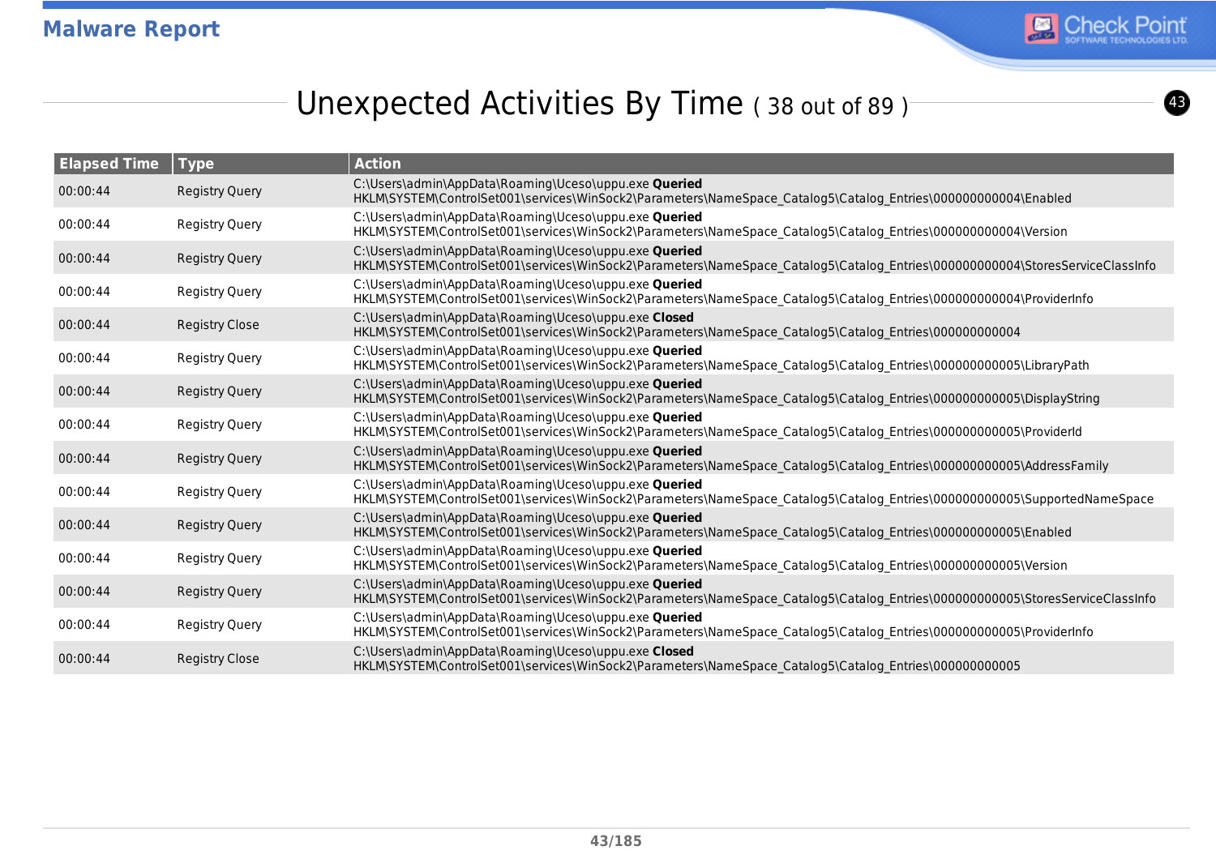## Unexpected Activities By Time ( 38 out of 89 )

| Elapsed Time | Type | Action |
|---|---|---|
| 00:00:44 | Registry Query | C:\Users\admin\AppData\Roaming\Uceso\uppu.exe **Queried** HKLM\SYSTEM\ControlSet001\services\WinSock2\Parameters\NameSpace_Catalog5\Catalog_Entries\000000000004\Enabled |
| 00:00:44 | Registry Query | C:\Users\admin\AppData\Roaming\Uceso\uppu.exe **Queried** HKLM\SYSTEM\ControlSet001\services\WinSock2\Parameters\NameSpace_Catalog5\Catalog_Entries\000000000004\Version |
| 00:00:44 | Registry Query | C:\Users\admin\AppData\Roaming\Uceso\uppu.exe **Queried** HKLM\SYSTEM\ControlSet001\services\WinSock2\Parameters\NameSpace_Catalog5\Catalog_Entries\000000000004\StoresServiceClassInfo |
| 00:00:44 | Registry Query | C:\Users\admin\AppData\Roaming\Uceso\uppu.exe **Queried** HKLM\SYSTEM\ControlSet001\services\WinSock2\Parameters\NameSpace_Catalog5\Catalog_Entries\000000000004\ProviderInfo |
| 00:00:44 | Registry Close | C:\Users\admin\AppData\Roaming\Uceso\uppu.exe **Closed** HKLM\SYSTEM\ControlSet001\services\WinSock2\Parameters\NameSpace_Catalog5\Catalog_Entries\000000000004 |
| 00:00:44 | Registry Query | C:\Users\admin\AppData\Roaming\Uceso\uppu.exe **Queried** HKLM\SYSTEM\ControlSet001\services\WinSock2\Parameters\NameSpace_Catalog5\Catalog_Entries\000000000005\LibraryPath |
| 00:00:44 | Registry Query | C:\Users\admin\AppData\Roaming\Uceso\uppu.exe **Queried** HKLM\SYSTEM\ControlSet001\services\WinSock2\Parameters\NameSpace_Catalog5\Catalog_Entries\000000000005\DisplayString |
| 00:00:44 | Registry Query | C:\Users\admin\AppData\Roaming\Uceso\uppu.exe **Queried** HKLM\SYSTEM\ControlSet001\services\WinSock2\Parameters\NameSpace_Catalog5\Catalog_Entries\000000000005\ProviderId |
| 00:00:44 | Registry Query | C:\Users\admin\AppData\Roaming\Uceso\uppu.exe **Queried** HKLM\SYSTEM\ControlSet001\services\WinSock2\Parameters\NameSpace_Catalog5\Catalog_Entries\000000000005\AddressFamily |
| 00:00:44 | Registry Query | C:\Users\admin\AppData\Roaming\Uceso\uppu.exe **Queried** HKLM\SYSTEM\ControlSet001\services\WinSock2\Parameters\NameSpace_Catalog5\Catalog_Entries\000000000005\SupportedNameSpace |
| 00:00:44 | Registry Query | C:\Users\admin\AppData\Roaming\Uceso\uppu.exe **Queried** HKLM\SYSTEM\ControlSet001\services\WinSock2\Parameters\NameSpace_Catalog5\Catalog_Entries\000000000005\Enabled |
| 00:00:44 | Registry Query | C:\Users\admin\AppData\Roaming\Uceso\uppu.exe **Queried** HKLM\SYSTEM\ControlSet001\services\WinSock2\Parameters\NameSpace_Catalog5\Catalog_Entries\000000000005\Version |
| 00:00:44 | Registry Query | C:\Users\admin\AppData\Roaming\Uceso\uppu.exe **Queried** HKLM\SYSTEM\ControlSet001\services\WinSock2\Parameters\NameSpace_Catalog5\Catalog_Entries\000000000005\StoresServiceClassInfo |
| 00:00:44 | Registry Query | C:\Users\admin\AppData\Roaming\Uceso\uppu.exe **Queried** HKLM\SYSTEM\ControlSet001\services\WinSock2\Parameters\NameSpace_Catalog5\Catalog_Entries\000000000005\ProviderInfo |
| 00:00:44 | Registry Close | C:\Users\admin\AppData\Roaming\Uceso\uppu.exe **Closed** HKLM\SYSTEM\ControlSet001\services\WinSock2\Parameters\NameSpace_Catalog5\Catalog_Entries\000000000005 |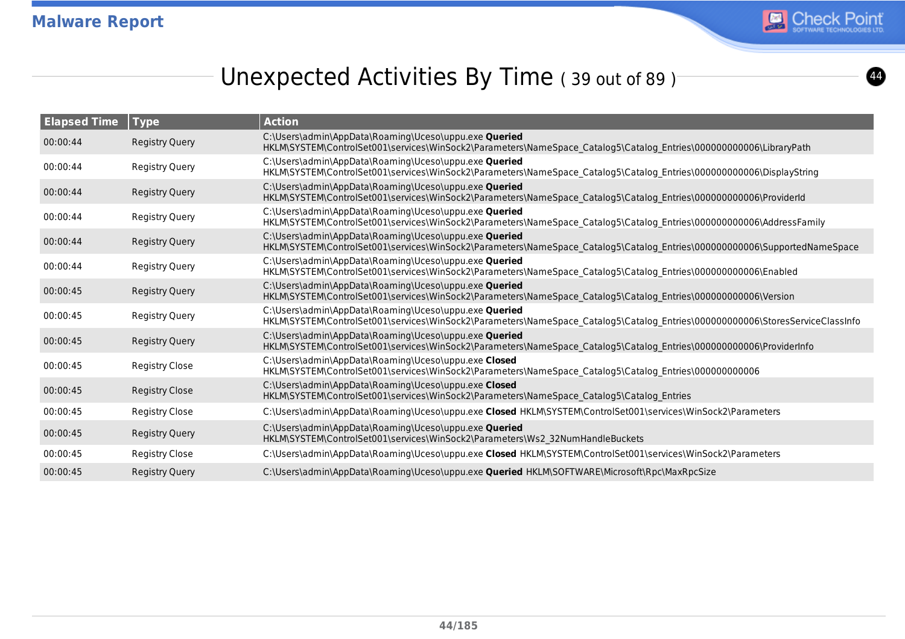## Unexpected Activities By Time ( 39 out of 89 )

| Elapsed Time | Type | Action |
|---|---|---|
| 00:00:44 | Registry Query | C:\Users\admin\AppData\Roaming\Uceso\uppu.exe **Queried** HKLM\SYSTEM\ControlSet001\services\WinSock2\Parameters\NameSpace_Catalog5\Catalog_Entries\000000000006\LibraryPath |
| 00:00:44 | Registry Query | C:\Users\admin\AppData\Roaming\Uceso\uppu.exe **Queried** HKLM\SYSTEM\ControlSet001\services\WinSock2\Parameters\NameSpace_Catalog5\Catalog_Entries\000000000006\DisplayString |
| 00:00:44 | Registry Query | C:\Users\admin\AppData\Roaming\Uceso\uppu.exe **Queried** HKLM\SYSTEM\ControlSet001\services\WinSock2\Parameters\NameSpace_Catalog5\Catalog_Entries\000000000006\ProviderId |
| 00:00:44 | Registry Query | C:\Users\admin\AppData\Roaming\Uceso\uppu.exe **Queried** HKLM\SYSTEM\ControlSet001\services\WinSock2\Parameters\NameSpace_Catalog5\Catalog_Entries\000000000006\AddressFamily |
| 00:00:44 | Registry Query | C:\Users\admin\AppData\Roaming\Uceso\uppu.exe **Queried** HKLM\SYSTEM\ControlSet001\services\WinSock2\Parameters\NameSpace_Catalog5\Catalog_Entries\000000000006\SupportedNameSpace |
| 00:00:44 | Registry Query | C:\Users\admin\AppData\Roaming\Uceso\uppu.exe **Queried** HKLM\SYSTEM\ControlSet001\services\WinSock2\Parameters\NameSpace_Catalog5\Catalog_Entries\000000000006\Enabled |
| 00:00:45 | Registry Query | C:\Users\admin\AppData\Roaming\Uceso\uppu.exe **Queried** HKLM\SYSTEM\ControlSet001\services\WinSock2\Parameters\NameSpace_Catalog5\Catalog_Entries\000000000006\Version |
| 00:00:45 | Registry Query | C:\Users\admin\AppData\Roaming\Uceso\uppu.exe **Queried** HKLM\SYSTEM\ControlSet001\services\WinSock2\Parameters\NameSpace_Catalog5\Catalog_Entries\000000000006\StoresServiceClassInfo |
| 00:00:45 | Registry Query | C:\Users\admin\AppData\Roaming\Uceso\uppu.exe **Queried** HKLM\SYSTEM\ControlSet001\services\WinSock2\Parameters\NameSpace_Catalog5\Catalog_Entries\000000000006\ProviderInfo |
| 00:00:45 | Registry Close | C:\Users\admin\AppData\Roaming\Uceso\uppu.exe **Closed** HKLM\SYSTEM\ControlSet001\services\WinSock2\Parameters\NameSpace_Catalog5\Catalog_Entries\000000000006 |
| 00:00:45 | Registry Close | C:\Users\admin\AppData\Roaming\Uceso\uppu.exe **Closed** HKLM\SYSTEM\ControlSet001\services\WinSock2\Parameters\NameSpace_Catalog5\Catalog_Entries |
| 00:00:45 | Registry Close | C:\Users\admin\AppData\Roaming\Uceso\uppu.exe **Closed** HKLM\SYSTEM\ControlSet001\services\WinSock2\Parameters |
| 00:00:45 | Registry Query | C:\Users\admin\AppData\Roaming\Uceso\uppu.exe **Queried** HKLM\SYSTEM\ControlSet001\services\WinSock2\Parameters\Ws2_32NumHandleBuckets |
| 00:00:45 | Registry Close | C:\Users\admin\AppData\Roaming\Uceso\uppu.exe **Closed** HKLM\SYSTEM\ControlSet001\services\WinSock2\Parameters |
| 00:00:45 | Registry Query | C:\Users\admin\AppData\Roaming\Uceso\uppu.exe **Queried** HKLM\SOFTWARE\Microsoft\Rpc\MaxRpcSize |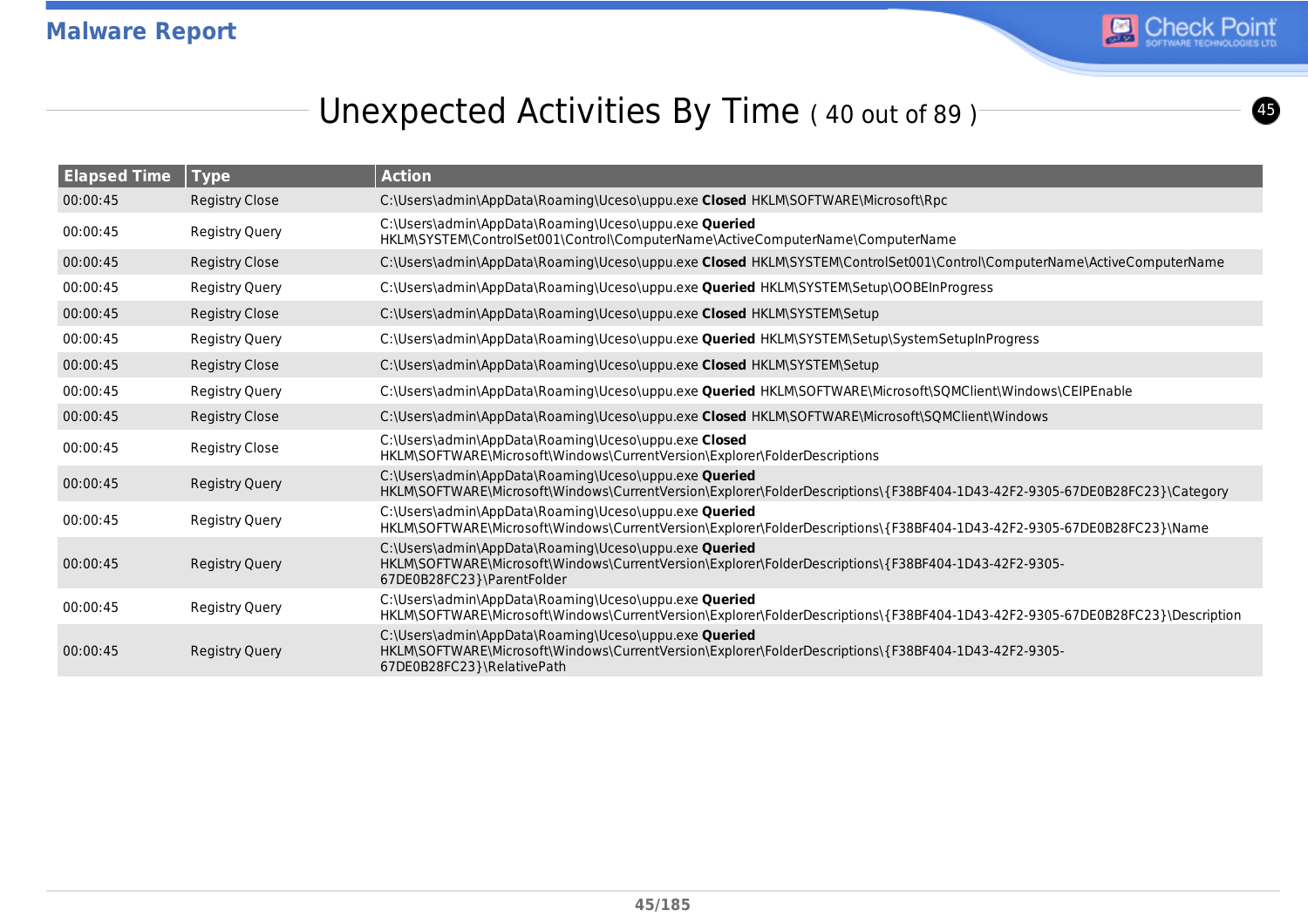# Unexpected Activities By Time ( 40 out of 89 )

| Elapsed Time | Type | Action |
|---|---|---|
| 00:00:45 | Registry Close | C:\Users\admin\AppData\Roaming\Uceso\uppu.exe **Closed** HKLM\SOFTWARE\Microsoft\Rpc |
| 00:00:45 | Registry Query | C:\Users\admin\AppData\Roaming\Uceso\uppu.exe **Queried** HKLM\SYSTEM\ControlSet001\Control\ComputerName\ActiveComputerName\ComputerName |
| 00:00:45 | Registry Close | C:\Users\admin\AppData\Roaming\Uceso\uppu.exe **Closed** HKLM\SYSTEM\ControlSet001\Control\ComputerName\ActiveComputerName |
| 00:00:45 | Registry Query | C:\Users\admin\AppData\Roaming\Uceso\uppu.exe **Queried** HKLM\SYSTEM\Setup\OOBEInProgress |
| 00:00:45 | Registry Close | C:\Users\admin\AppData\Roaming\Uceso\uppu.exe **Closed** HKLM\SYSTEM\Setup |
| 00:00:45 | Registry Query | C:\Users\admin\AppData\Roaming\Uceso\uppu.exe **Queried** HKLM\SYSTEM\Setup\SystemSetupInProgress |
| 00:00:45 | Registry Close | C:\Users\admin\AppData\Roaming\Uceso\uppu.exe **Closed** HKLM\SYSTEM\Setup |
| 00:00:45 | Registry Query | C:\Users\admin\AppData\Roaming\Uceso\uppu.exe **Queried** HKLM\SOFTWARE\Microsoft\SQMClient\Windows\CEIPEnable |
| 00:00:45 | Registry Close | C:\Users\admin\AppData\Roaming\Uceso\uppu.exe **Closed** HKLM\SOFTWARE\Microsoft\SQMClient\Windows |
| 00:00:45 | Registry Close | C:\Users\admin\AppData\Roaming\Uceso\uppu.exe **Closed** HKLM\SOFTWARE\Microsoft\Windows\CurrentVersion\Explorer\FolderDescriptions |
| 00:00:45 | Registry Query | C:\Users\admin\AppData\Roaming\Uceso\uppu.exe **Queried** HKLM\SOFTWARE\Microsoft\Windows\CurrentVersion\Explorer\FolderDescriptions\{F38BF404-1D43-42F2-9305-67DE0B28FC23}\Category |
| 00:00:45 | Registry Query | C:\Users\admin\AppData\Roaming\Uceso\uppu.exe **Queried** HKLM\SOFTWARE\Microsoft\Windows\CurrentVersion\Explorer\FolderDescriptions\{F38BF404-1D43-42F2-9305-67DE0B28FC23}\Name |
| 00:00:45 | Registry Query | C:\Users\admin\AppData\Roaming\Uceso\uppu.exe **Queried** HKLM\SOFTWARE\Microsoft\Windows\CurrentVersion\Explorer\FolderDescriptions\{F38BF404-1D43-42F2-9305-67DE0B28FC23}\ParentFolder |
| 00:00:45 | Registry Query | C:\Users\admin\AppData\Roaming\Uceso\uppu.exe **Queried** HKLM\SOFTWARE\Microsoft\Windows\CurrentVersion\Explorer\FolderDescriptions\{F38BF404-1D43-42F2-9305-67DE0B28FC23}\Description |
| 00:00:45 | Registry Query | C:\Users\admin\AppData\Roaming\Uceso\uppu.exe **Queried** HKLM\SOFTWARE\Microsoft\Windows\CurrentVersion\Explorer\FolderDescriptions\{F38BF404-1D43-42F2-9305-67DE0B28FC23}\RelativePath |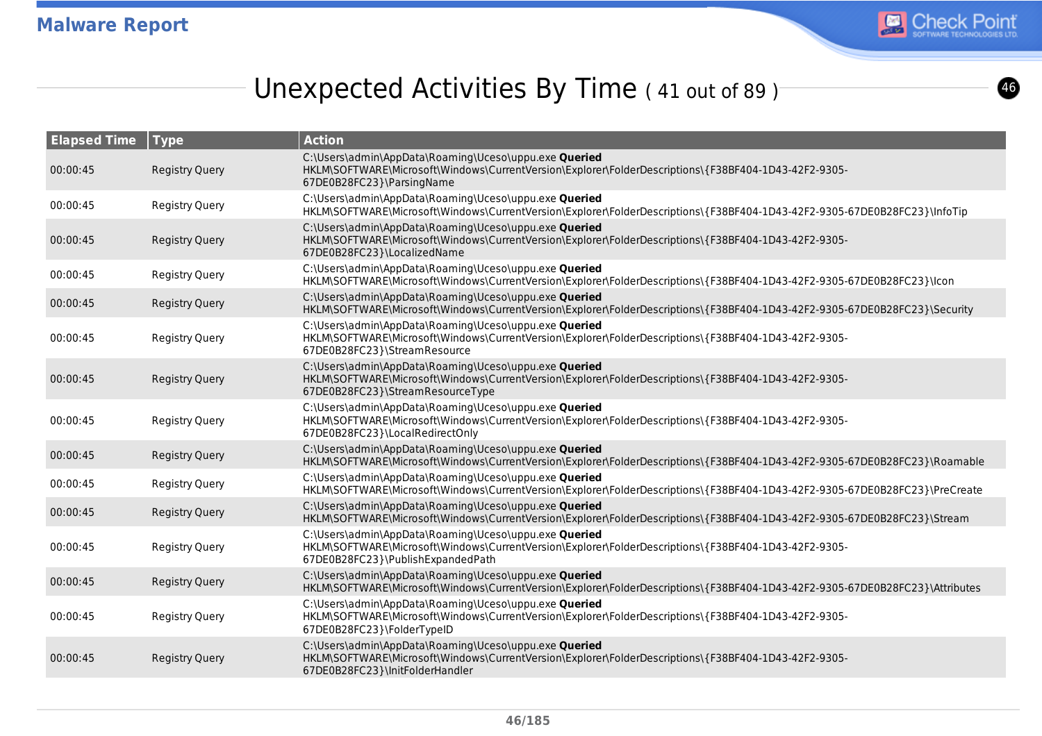## Unexpected Activities By Time ( 41 out of 89 )

| Elapsed Time | Type | Action |
|---|---|---|
| 00:00:45 | Registry Query | C:\Users\admin\AppData\Roaming\Uceso\uppu.exe **Queried** HKLM\SOFTWARE\Microsoft\Windows\CurrentVersion\Explorer\FolderDescriptions\{F38BF404-1D43-42F2-9305-67DE0B28FC23}\ParsingName |
| 00:00:45 | Registry Query | C:\Users\admin\AppData\Roaming\Uceso\uppu.exe **Queried** HKLM\SOFTWARE\Microsoft\Windows\CurrentVersion\Explorer\FolderDescriptions\{F38BF404-1D43-42F2-9305-67DE0B28FC23}\InfoTip |
| 00:00:45 | Registry Query | C:\Users\admin\AppData\Roaming\Uceso\uppu.exe **Queried** HKLM\SOFTWARE\Microsoft\Windows\CurrentVersion\Explorer\FolderDescriptions\{F38BF404-1D43-42F2-9305-67DE0B28FC23}\LocalizedName |
| 00:00:45 | Registry Query | C:\Users\admin\AppData\Roaming\Uceso\uppu.exe **Queried** HKLM\SOFTWARE\Microsoft\Windows\CurrentVersion\Explorer\FolderDescriptions\{F38BF404-1D43-42F2-9305-67DE0B28FC23}\Icon |
| 00:00:45 | Registry Query | C:\Users\admin\AppData\Roaming\Uceso\uppu.exe **Queried** HKLM\SOFTWARE\Microsoft\Windows\CurrentVersion\Explorer\FolderDescriptions\{F38BF404-1D43-42F2-9305-67DE0B28FC23}\Security |
| 00:00:45 | Registry Query | C:\Users\admin\AppData\Roaming\Uceso\uppu.exe **Queried** HKLM\SOFTWARE\Microsoft\Windows\CurrentVersion\Explorer\FolderDescriptions\{F38BF404-1D43-42F2-9305-67DE0B28FC23}\StreamResource |
| 00:00:45 | Registry Query | C:\Users\admin\AppData\Roaming\Uceso\uppu.exe **Queried** HKLM\SOFTWARE\Microsoft\Windows\CurrentVersion\Explorer\FolderDescriptions\{F38BF404-1D43-42F2-9305-67DE0B28FC23}\StreamResourceType |
| 00:00:45 | Registry Query | C:\Users\admin\AppData\Roaming\Uceso\uppu.exe **Queried** HKLM\SOFTWARE\Microsoft\Windows\CurrentVersion\Explorer\FolderDescriptions\{F38BF404-1D43-42F2-9305-67DE0B28FC23}\LocalRedirectOnly |
| 00:00:45 | Registry Query | C:\Users\admin\AppData\Roaming\Uceso\uppu.exe **Queried** HKLM\SOFTWARE\Microsoft\Windows\CurrentVersion\Explorer\FolderDescriptions\{F38BF404-1D43-42F2-9305-67DE0B28FC23}\Roamable |
| 00:00:45 | Registry Query | C:\Users\admin\AppData\Roaming\Uceso\uppu.exe **Queried** HKLM\SOFTWARE\Microsoft\Windows\CurrentVersion\Explorer\FolderDescriptions\{F38BF404-1D43-42F2-9305-67DE0B28FC23}\PreCreate |
| 00:00:45 | Registry Query | C:\Users\admin\AppData\Roaming\Uceso\uppu.exe **Queried** HKLM\SOFTWARE\Microsoft\Windows\CurrentVersion\Explorer\FolderDescriptions\{F38BF404-1D43-42F2-9305-67DE0B28FC23}\Stream |
| 00:00:45 | Registry Query | C:\Users\admin\AppData\Roaming\Uceso\uppu.exe **Queried** HKLM\SOFTWARE\Microsoft\Windows\CurrentVersion\Explorer\FolderDescriptions\{F38BF404-1D43-42F2-9305-67DE0B28FC23}\PublishExpandedPath |
| 00:00:45 | Registry Query | C:\Users\admin\AppData\Roaming\Uceso\uppu.exe **Queried** HKLM\SOFTWARE\Microsoft\Windows\CurrentVersion\Explorer\FolderDescriptions\{F38BF404-1D43-42F2-9305-67DE0B28FC23}\Attributes |
| 00:00:45 | Registry Query | C:\Users\admin\AppData\Roaming\Uceso\uppu.exe **Queried** HKLM\SOFTWARE\Microsoft\Windows\CurrentVersion\Explorer\FolderDescriptions\{F38BF404-1D43-42F2-9305-67DE0B28FC23}\FolderTypeID |
| 00:00:45 | Registry Query | C:\Users\admin\AppData\Roaming\Uceso\uppu.exe **Queried** HKLM\SOFTWARE\Microsoft\Windows\CurrentVersion\Explorer\FolderDescriptions\{F38BF404-1D43-42F2-9305-67DE0B28FC23}\InitFolderHandler |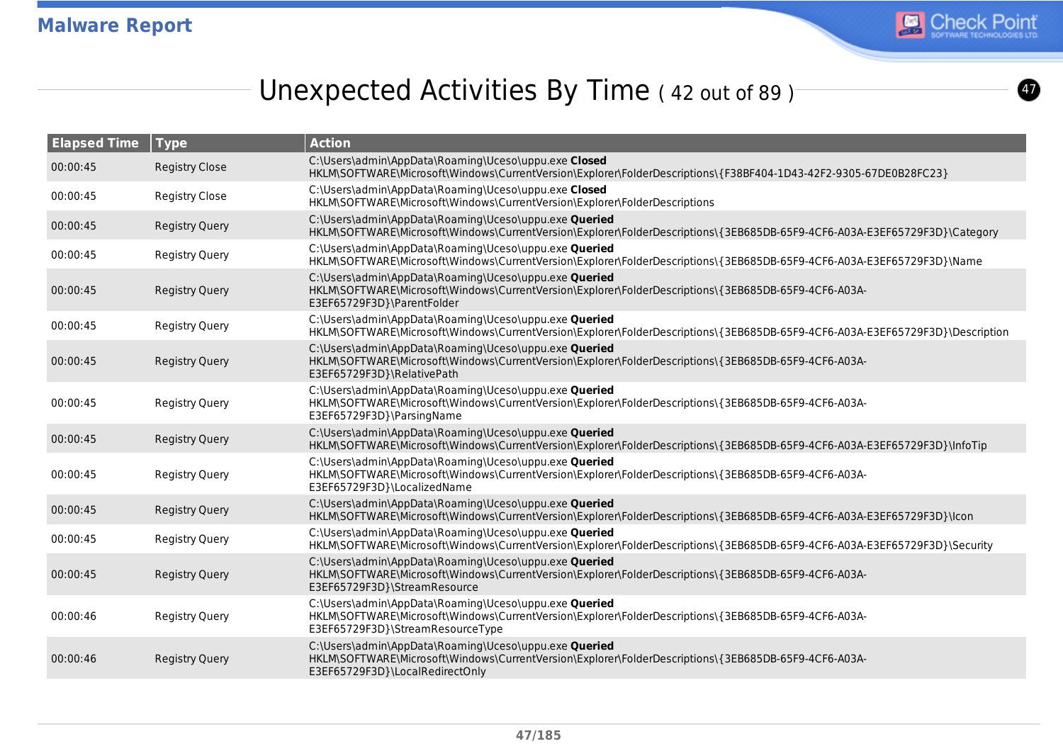## Unexpected Activities By Time ( 42 out of 89 )

| Elapsed Time | Type | Action |
|---|---|---|
| 00:00:45 | Registry Close | C:\Users\admin\AppData\Roaming\Uceso\uppu.exe **Closed** HKLM\SOFTWARE\Microsoft\Windows\CurrentVersion\Explorer\FolderDescriptions\{F38BF404-1D43-42F2-9305-67DE0B28FC23} |
| 00:00:45 | Registry Close | C:\Users\admin\AppData\Roaming\Uceso\uppu.exe **Closed** HKLM\SOFTWARE\Microsoft\Windows\CurrentVersion\Explorer\FolderDescriptions |
| 00:00:45 | Registry Query | C:\Users\admin\AppData\Roaming\Uceso\uppu.exe **Queried** HKLM\SOFTWARE\Microsoft\Windows\CurrentVersion\Explorer\FolderDescriptions\{3EB685DB-65F9-4CF6-A03A-E3EF65729F3D}\Category |
| 00:00:45 | Registry Query | C:\Users\admin\AppData\Roaming\Uceso\uppu.exe **Queried** HKLM\SOFTWARE\Microsoft\Windows\CurrentVersion\Explorer\FolderDescriptions\{3EB685DB-65F9-4CF6-A03A-E3EF65729F3D}\Name |
| 00:00:45 | Registry Query | C:\Users\admin\AppData\Roaming\Uceso\uppu.exe **Queried** HKLM\SOFTWARE\Microsoft\Windows\CurrentVersion\Explorer\FolderDescriptions\{3EB685DB-65F9-4CF6-A03A-E3EF65729F3D}\ParentFolder |
| 00:00:45 | Registry Query | C:\Users\admin\AppData\Roaming\Uceso\uppu.exe **Queried** HKLM\SOFTWARE\Microsoft\Windows\CurrentVersion\Explorer\FolderDescriptions\{3EB685DB-65F9-4CF6-A03A-E3EF65729F3D}\Description |
| 00:00:45 | Registry Query | C:\Users\admin\AppData\Roaming\Uceso\uppu.exe **Queried** HKLM\SOFTWARE\Microsoft\Windows\CurrentVersion\Explorer\FolderDescriptions\{3EB685DB-65F9-4CF6-A03A-E3EF65729F3D}\RelativePath |
| 00:00:45 | Registry Query | C:\Users\admin\AppData\Roaming\Uceso\uppu.exe **Queried** HKLM\SOFTWARE\Microsoft\Windows\CurrentVersion\Explorer\FolderDescriptions\{3EB685DB-65F9-4CF6-A03A-E3EF65729F3D}\ParsingName |
| 00:00:45 | Registry Query | C:\Users\admin\AppData\Roaming\Uceso\uppu.exe **Queried** HKLM\SOFTWARE\Microsoft\Windows\CurrentVersion\Explorer\FolderDescriptions\{3EB685DB-65F9-4CF6-A03A-E3EF65729F3D}\InfoTip |
| 00:00:45 | Registry Query | C:\Users\admin\AppData\Roaming\Uceso\uppu.exe **Queried** HKLM\SOFTWARE\Microsoft\Windows\CurrentVersion\Explorer\FolderDescriptions\{3EB685DB-65F9-4CF6-A03A-E3EF65729F3D}\LocalizedName |
| 00:00:45 | Registry Query | C:\Users\admin\AppData\Roaming\Uceso\uppu.exe **Queried** HKLM\SOFTWARE\Microsoft\Windows\CurrentVersion\Explorer\FolderDescriptions\{3EB685DB-65F9-4CF6-A03A-E3EF65729F3D}\Icon |
| 00:00:45 | Registry Query | C:\Users\admin\AppData\Roaming\Uceso\uppu.exe **Queried** HKLM\SOFTWARE\Microsoft\Windows\CurrentVersion\Explorer\FolderDescriptions\{3EB685DB-65F9-4CF6-A03A-E3EF65729F3D}\Security |
| 00:00:45 | Registry Query | C:\Users\admin\AppData\Roaming\Uceso\uppu.exe **Queried** HKLM\SOFTWARE\Microsoft\Windows\CurrentVersion\Explorer\FolderDescriptions\{3EB685DB-65F9-4CF6-A03A-E3EF65729F3D}\StreamResource |
| 00:00:46 | Registry Query | C:\Users\admin\AppData\Roaming\Uceso\uppu.exe **Queried** HKLM\SOFTWARE\Microsoft\Windows\CurrentVersion\Explorer\FolderDescriptions\{3EB685DB-65F9-4CF6-A03A-E3EF65729F3D}\StreamResourceType |
| 00:00:46 | Registry Query | C:\Users\admin\AppData\Roaming\Uceso\uppu.exe **Queried** HKLM\SOFTWARE\Microsoft\Windows\CurrentVersion\Explorer\FolderDescriptions\{3EB685DB-65F9-4CF6-A03A-E3EF65729F3D}\LocalRedirectOnly |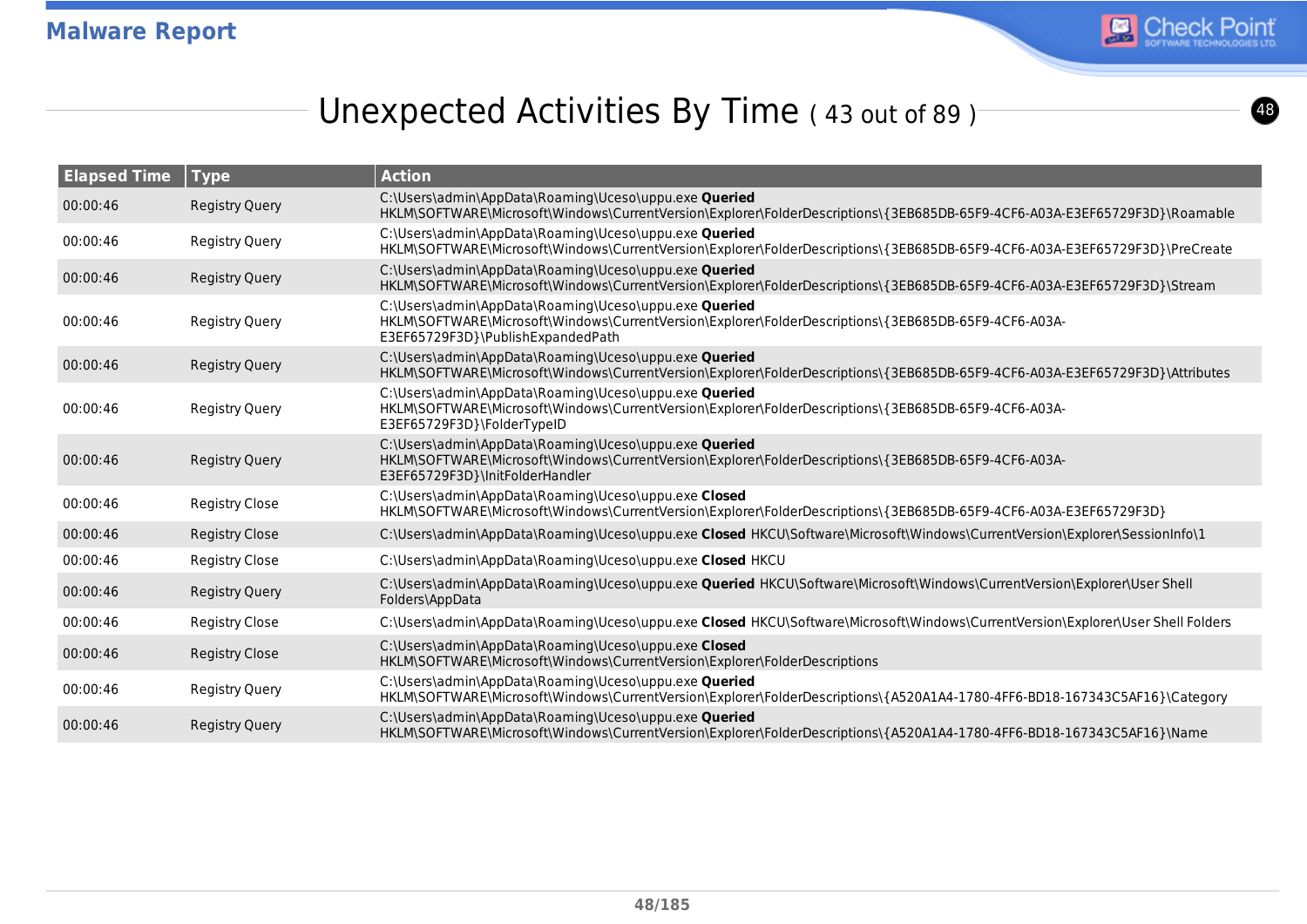## Unexpected Activities By Time ( 43 out of 89 )

| Elapsed Time | Type | Action |
|---|---|---|
| 00:00:46 | Registry Query | C:\Users\admin\AppData\Roaming\Uceso\uppu.exe **Queried** HKLM\SOFTWARE\Microsoft\Windows\CurrentVersion\Explorer\FolderDescriptions\{3EB685DB-65F9-4CF6-A03A-E3EF65729F3D}\Roamable |
| 00:00:46 | Registry Query | C:\Users\admin\AppData\Roaming\Uceso\uppu.exe **Queried** HKLM\SOFTWARE\Microsoft\Windows\CurrentVersion\Explorer\FolderDescriptions\{3EB685DB-65F9-4CF6-A03A-E3EF65729F3D}\PreCreate |
| 00:00:46 | Registry Query | C:\Users\admin\AppData\Roaming\Uceso\uppu.exe **Queried** HKLM\SOFTWARE\Microsoft\Windows\CurrentVersion\Explorer\FolderDescriptions\{3EB685DB-65F9-4CF6-A03A-E3EF65729F3D}\Stream |
| 00:00:46 | Registry Query | C:\Users\admin\AppData\Roaming\Uceso\uppu.exe **Queried** HKLM\SOFTWARE\Microsoft\Windows\CurrentVersion\Explorer\FolderDescriptions\{3EB685DB-65F9-4CF6-A03A-E3EF65729F3D}\PublishExpandedPath |
| 00:00:46 | Registry Query | C:\Users\admin\AppData\Roaming\Uceso\uppu.exe **Queried** HKLM\SOFTWARE\Microsoft\Windows\CurrentVersion\Explorer\FolderDescriptions\{3EB685DB-65F9-4CF6-A03A-E3EF65729F3D}\Attributes |
| 00:00:46 | Registry Query | C:\Users\admin\AppData\Roaming\Uceso\uppu.exe **Queried** HKLM\SOFTWARE\Microsoft\Windows\CurrentVersion\Explorer\FolderDescriptions\{3EB685DB-65F9-4CF6-A03A-E3EF65729F3D}\FolderTypeID |
| 00:00:46 | Registry Query | C:\Users\admin\AppData\Roaming\Uceso\uppu.exe **Queried** HKLM\SOFTWARE\Microsoft\Windows\CurrentVersion\Explorer\FolderDescriptions\{3EB685DB-65F9-4CF6-A03A-E3EF65729F3D}\InitFolderHandler |
| 00:00:46 | Registry Close | C:\Users\admin\AppData\Roaming\Uceso\uppu.exe **Closed** HKLM\SOFTWARE\Microsoft\Windows\CurrentVersion\Explorer\FolderDescriptions\{3EB685DB-65F9-4CF6-A03A-E3EF65729F3D} |
| 00:00:46 | Registry Close | C:\Users\admin\AppData\Roaming\Uceso\uppu.exe **Closed** HKCU\Software\Microsoft\Windows\CurrentVersion\Explorer\SessionInfo\1 |
| 00:00:46 | Registry Close | C:\Users\admin\AppData\Roaming\Uceso\uppu.exe **Closed** HKCU |
| 00:00:46 | Registry Query | C:\Users\admin\AppData\Roaming\Uceso\uppu.exe **Queried** HKCU\Software\Microsoft\Windows\CurrentVersion\Explorer\User Shell Folders\AppData |
| 00:00:46 | Registry Close | C:\Users\admin\AppData\Roaming\Uceso\uppu.exe **Closed** HKCU\Software\Microsoft\Windows\CurrentVersion\Explorer\User Shell Folders |
| 00:00:46 | Registry Close | C:\Users\admin\AppData\Roaming\Uceso\uppu.exe **Closed** HKLM\SOFTWARE\Microsoft\Windows\CurrentVersion\Explorer\FolderDescriptions |
| 00:00:46 | Registry Query | C:\Users\admin\AppData\Roaming\Uceso\uppu.exe **Queried** HKLM\SOFTWARE\Microsoft\Windows\CurrentVersion\Explorer\FolderDescriptions\{A520A1A4-1780-4FF6-BD18-167343C5AF16}\Category |
| 00:00:46 | Registry Query | C:\Users\admin\AppData\Roaming\Uceso\uppu.exe **Queried** HKLM\SOFTWARE\Microsoft\Windows\CurrentVersion\Explorer\FolderDescriptions\{A520A1A4-1780-4FF6-BD18-167343C5AF16}\Name |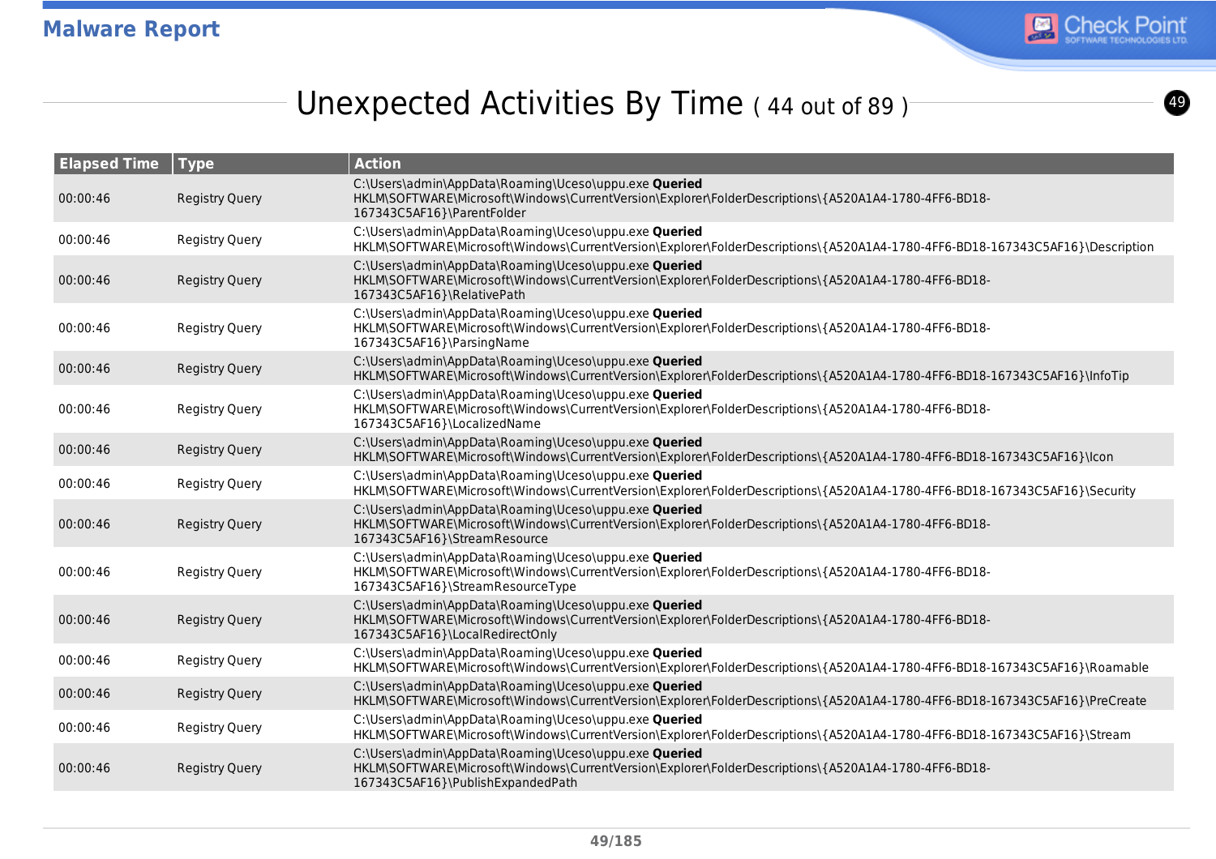## Unexpected Activities By Time ( 44 out of 89 )

| Elapsed Time | Type | Action |
|---|---|---|
| 00:00:46 | Registry Query | C:\Users\admin\AppData\Roaming\Uceso\uppu.exe **Queried** HKLM\SOFTWARE\Microsoft\Windows\CurrentVersion\Explorer\FolderDescriptions\{A520A1A4-1780-4FF6-BD18-167343C5AF16}\ParentFolder |
| 00:00:46 | Registry Query | C:\Users\admin\AppData\Roaming\Uceso\uppu.exe **Queried** HKLM\SOFTWARE\Microsoft\Windows\CurrentVersion\Explorer\FolderDescriptions\{A520A1A4-1780-4FF6-BD18-167343C5AF16}\Description |
| 00:00:46 | Registry Query | C:\Users\admin\AppData\Roaming\Uceso\uppu.exe **Queried** HKLM\SOFTWARE\Microsoft\Windows\CurrentVersion\Explorer\FolderDescriptions\{A520A1A4-1780-4FF6-BD18-167343C5AF16}\RelativePath |
| 00:00:46 | Registry Query | C:\Users\admin\AppData\Roaming\Uceso\uppu.exe **Queried** HKLM\SOFTWARE\Microsoft\Windows\CurrentVersion\Explorer\FolderDescriptions\{A520A1A4-1780-4FF6-BD18-167343C5AF16}\ParsingName |
| 00:00:46 | Registry Query | C:\Users\admin\AppData\Roaming\Uceso\uppu.exe **Queried** HKLM\SOFTWARE\Microsoft\Windows\CurrentVersion\Explorer\FolderDescriptions\{A520A1A4-1780-4FF6-BD18-167343C5AF16}\InfoTip |
| 00:00:46 | Registry Query | C:\Users\admin\AppData\Roaming\Uceso\uppu.exe **Queried** HKLM\SOFTWARE\Microsoft\Windows\CurrentVersion\Explorer\FolderDescriptions\{A520A1A4-1780-4FF6-BD18-167343C5AF16}\LocalizedName |
| 00:00:46 | Registry Query | C:\Users\admin\AppData\Roaming\Uceso\uppu.exe **Queried** HKLM\SOFTWARE\Microsoft\Windows\CurrentVersion\Explorer\FolderDescriptions\{A520A1A4-1780-4FF6-BD18-167343C5AF16}\Icon |
| 00:00:46 | Registry Query | C:\Users\admin\AppData\Roaming\Uceso\uppu.exe **Queried** HKLM\SOFTWARE\Microsoft\Windows\CurrentVersion\Explorer\FolderDescriptions\{A520A1A4-1780-4FF6-BD18-167343C5AF16}\Security |
| 00:00:46 | Registry Query | C:\Users\admin\AppData\Roaming\Uceso\uppu.exe **Queried** HKLM\SOFTWARE\Microsoft\Windows\CurrentVersion\Explorer\FolderDescriptions\{A520A1A4-1780-4FF6-BD18-167343C5AF16}\StreamResource |
| 00:00:46 | Registry Query | C:\Users\admin\AppData\Roaming\Uceso\uppu.exe **Queried** HKLM\SOFTWARE\Microsoft\Windows\CurrentVersion\Explorer\FolderDescriptions\{A520A1A4-1780-4FF6-BD18-167343C5AF16}\StreamResourceType |
| 00:00:46 | Registry Query | C:\Users\admin\AppData\Roaming\Uceso\uppu.exe **Queried** HKLM\SOFTWARE\Microsoft\Windows\CurrentVersion\Explorer\FolderDescriptions\{A520A1A4-1780-4FF6-BD18-167343C5AF16}\LocalRedirectOnly |
| 00:00:46 | Registry Query | C:\Users\admin\AppData\Roaming\Uceso\uppu.exe **Queried** HKLM\SOFTWARE\Microsoft\Windows\CurrentVersion\Explorer\FolderDescriptions\{A520A1A4-1780-4FF6-BD18-167343C5AF16}\Roamable |
| 00:00:46 | Registry Query | C:\Users\admin\AppData\Roaming\Uceso\uppu.exe **Queried** HKLM\SOFTWARE\Microsoft\Windows\CurrentVersion\Explorer\FolderDescriptions\{A520A1A4-1780-4FF6-BD18-167343C5AF16}\PreCreate |
| 00:00:46 | Registry Query | C:\Users\admin\AppData\Roaming\Uceso\uppu.exe **Queried** HKLM\SOFTWARE\Microsoft\Windows\CurrentVersion\Explorer\FolderDescriptions\{A520A1A4-1780-4FF6-BD18-167343C5AF16}\Stream |
| 00:00:46 | Registry Query | C:\Users\admin\AppData\Roaming\Uceso\uppu.exe **Queried** HKLM\SOFTWARE\Microsoft\Windows\CurrentVersion\Explorer\FolderDescriptions\{A520A1A4-1780-4FF6-BD18-167343C5AF16}\PublishExpandedPath |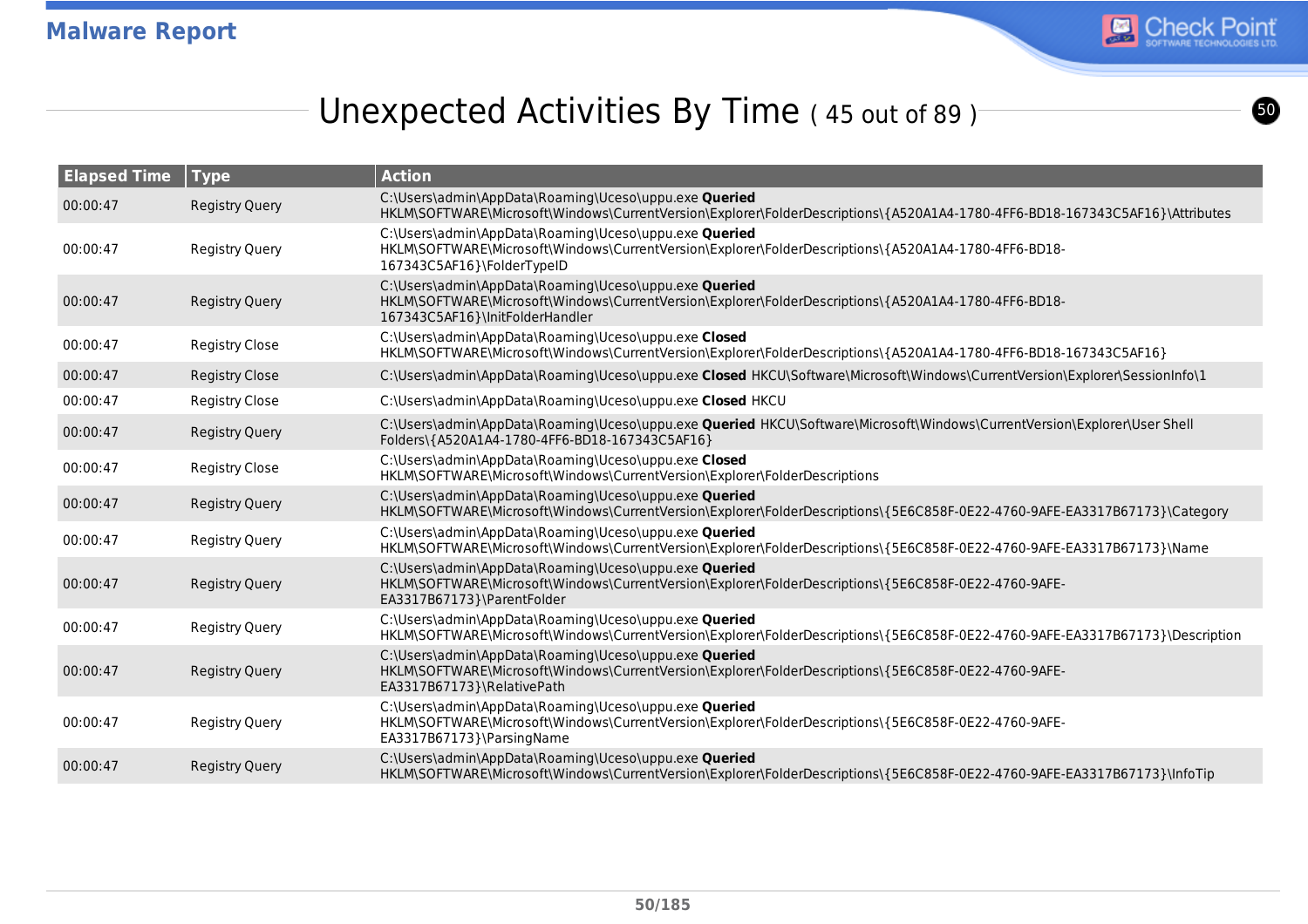# Unexpected Activities By Time ( 45 out of 89 )

| Elapsed Time | Type | Action |
|---|---|---|
| 00:00:47 | Registry Query | C:\Users\admin\AppData\Roaming\Uceso\uppu.exe **Queried** HKLM\SOFTWARE\Microsoft\Windows\CurrentVersion\Explorer\FolderDescriptions\{A520A1A4-1780-4FF6-BD18-167343C5AF16}\Attributes |
| 00:00:47 | Registry Query | C:\Users\admin\AppData\Roaming\Uceso\uppu.exe **Queried** HKLM\SOFTWARE\Microsoft\Windows\CurrentVersion\Explorer\FolderDescriptions\{A520A1A4-1780-4FF6-BD18-167343C5AF16}\FolderTypeID |
| 00:00:47 | Registry Query | C:\Users\admin\AppData\Roaming\Uceso\uppu.exe **Queried** HKLM\SOFTWARE\Microsoft\Windows\CurrentVersion\Explorer\FolderDescriptions\{A520A1A4-1780-4FF6-BD18-167343C5AF16}\InitFolderHandler |
| 00:00:47 | Registry Close | C:\Users\admin\AppData\Roaming\Uceso\uppu.exe **Closed** HKLM\SOFTWARE\Microsoft\Windows\CurrentVersion\Explorer\FolderDescriptions\{A520A1A4-1780-4FF6-BD18-167343C5AF16} |
| 00:00:47 | Registry Close | C:\Users\admin\AppData\Roaming\Uceso\uppu.exe **Closed** HKCU\Software\Microsoft\Windows\CurrentVersion\Explorer\SessionInfo\1 |
| 00:00:47 | Registry Close | C:\Users\admin\AppData\Roaming\Uceso\uppu.exe **Closed** HKCU |
| 00:00:47 | Registry Query | C:\Users\admin\AppData\Roaming\Uceso\uppu.exe **Queried** HKCU\Software\Microsoft\Windows\CurrentVersion\Explorer\User Shell Folders\{A520A1A4-1780-4FF6-BD18-167343C5AF16} |
| 00:00:47 | Registry Close | C:\Users\admin\AppData\Roaming\Uceso\uppu.exe **Closed** HKLM\SOFTWARE\Microsoft\Windows\CurrentVersion\Explorer\FolderDescriptions |
| 00:00:47 | Registry Query | C:\Users\admin\AppData\Roaming\Uceso\uppu.exe **Queried** HKLM\SOFTWARE\Microsoft\Windows\CurrentVersion\Explorer\FolderDescriptions\{5E6C858F-0E22-4760-9AFE-EA3317B67173}\Category |
| 00:00:47 | Registry Query | C:\Users\admin\AppData\Roaming\Uceso\uppu.exe **Queried** HKLM\SOFTWARE\Microsoft\Windows\CurrentVersion\Explorer\FolderDescriptions\{5E6C858F-0E22-4760-9AFE-EA3317B67173}\Name |
| 00:00:47 | Registry Query | C:\Users\admin\AppData\Roaming\Uceso\uppu.exe **Queried** HKLM\SOFTWARE\Microsoft\Windows\CurrentVersion\Explorer\FolderDescriptions\{5E6C858F-0E22-4760-9AFE-EA3317B67173}\ParentFolder |
| 00:00:47 | Registry Query | C:\Users\admin\AppData\Roaming\Uceso\uppu.exe **Queried** HKLM\SOFTWARE\Microsoft\Windows\CurrentVersion\Explorer\FolderDescriptions\{5E6C858F-0E22-4760-9AFE-EA3317B67173}\Description |
| 00:00:47 | Registry Query | C:\Users\admin\AppData\Roaming\Uceso\uppu.exe **Queried** HKLM\SOFTWARE\Microsoft\Windows\CurrentVersion\Explorer\FolderDescriptions\{5E6C858F-0E22-4760-9AFE-EA3317B67173}\RelativePath |
| 00:00:47 | Registry Query | C:\Users\admin\AppData\Roaming\Uceso\uppu.exe **Queried** HKLM\SOFTWARE\Microsoft\Windows\CurrentVersion\Explorer\FolderDescriptions\{5E6C858F-0E22-4760-9AFE-EA3317B67173}\ParsingName |
| 00:00:47 | Registry Query | C:\Users\admin\AppData\Roaming\Uceso\uppu.exe **Queried** HKLM\SOFTWARE\Microsoft\Windows\CurrentVersion\Explorer\FolderDescriptions\{5E6C858F-0E22-4760-9AFE-EA3317B67173}\InfoTip |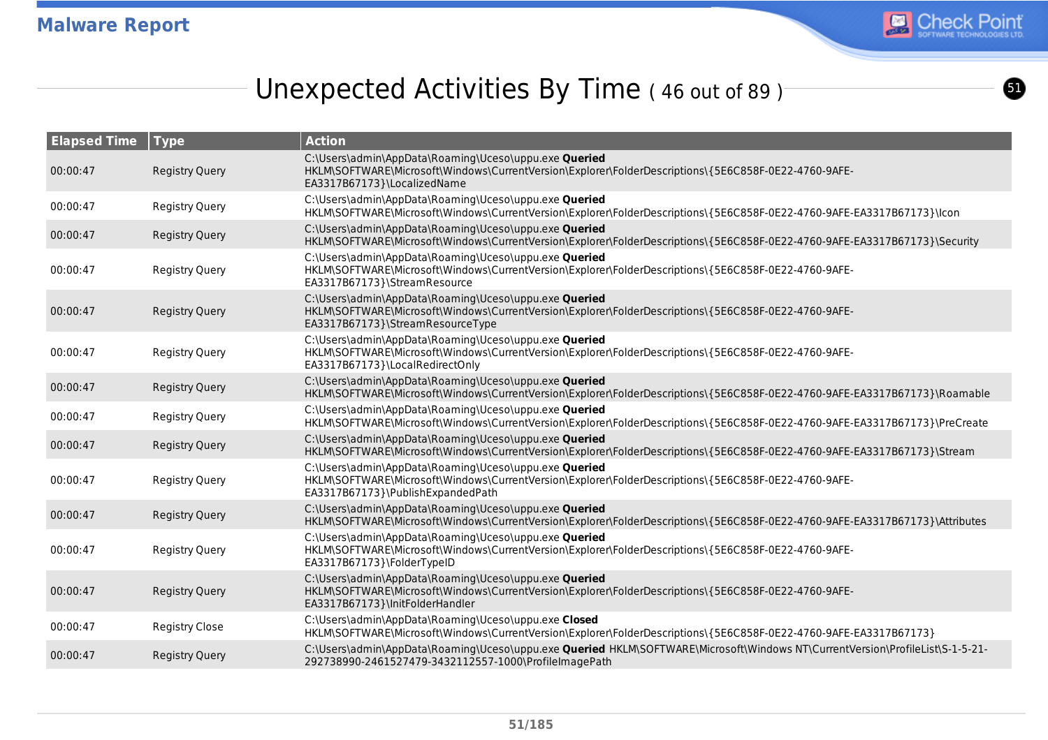## Unexpected Activities By Time ( 46 out of 89 )

| Elapsed Time | Type | Action |
|---|---|---|
| 00:00:47 | Registry Query | C:\Users\admin\AppData\Roaming\Uceso\uppu.exe **Queried** HKLM\SOFTWARE\Microsoft\Windows\CurrentVersion\Explorer\FolderDescriptions\{5E6C858F-0E22-4760-9AFE-EA3317B67173}\LocalizedName |
| 00:00:47 | Registry Query | C:\Users\admin\AppData\Roaming\Uceso\uppu.exe **Queried** HKLM\SOFTWARE\Microsoft\Windows\CurrentVersion\Explorer\FolderDescriptions\{5E6C858F-0E22-4760-9AFE-EA3317B67173}\Icon |
| 00:00:47 | Registry Query | C:\Users\admin\AppData\Roaming\Uceso\uppu.exe **Queried** HKLM\SOFTWARE\Microsoft\Windows\CurrentVersion\Explorer\FolderDescriptions\{5E6C858F-0E22-4760-9AFE-EA3317B67173}\Security |
| 00:00:47 | Registry Query | C:\Users\admin\AppData\Roaming\Uceso\uppu.exe **Queried** HKLM\SOFTWARE\Microsoft\Windows\CurrentVersion\Explorer\FolderDescriptions\{5E6C858F-0E22-4760-9AFE-EA3317B67173}\StreamResource |
| 00:00:47 | Registry Query | C:\Users\admin\AppData\Roaming\Uceso\uppu.exe **Queried** HKLM\SOFTWARE\Microsoft\Windows\CurrentVersion\Explorer\FolderDescriptions\{5E6C858F-0E22-4760-9AFE-EA3317B67173}\StreamResourceType |
| 00:00:47 | Registry Query | C:\Users\admin\AppData\Roaming\Uceso\uppu.exe **Queried** HKLM\SOFTWARE\Microsoft\Windows\CurrentVersion\Explorer\FolderDescriptions\{5E6C858F-0E22-4760-9AFE-EA3317B67173}\LocalRedirectOnly |
| 00:00:47 | Registry Query | C:\Users\admin\AppData\Roaming\Uceso\uppu.exe **Queried** HKLM\SOFTWARE\Microsoft\Windows\CurrentVersion\Explorer\FolderDescriptions\{5E6C858F-0E22-4760-9AFE-EA3317B67173}\Roamable |
| 00:00:47 | Registry Query | C:\Users\admin\AppData\Roaming\Uceso\uppu.exe **Queried** HKLM\SOFTWARE\Microsoft\Windows\CurrentVersion\Explorer\FolderDescriptions\{5E6C858F-0E22-4760-9AFE-EA3317B67173}\PreCreate |
| 00:00:47 | Registry Query | C:\Users\admin\AppData\Roaming\Uceso\uppu.exe **Queried** HKLM\SOFTWARE\Microsoft\Windows\CurrentVersion\Explorer\FolderDescriptions\{5E6C858F-0E22-4760-9AFE-EA3317B67173}\Stream |
| 00:00:47 | Registry Query | C:\Users\admin\AppData\Roaming\Uceso\uppu.exe **Queried** HKLM\SOFTWARE\Microsoft\Windows\CurrentVersion\Explorer\FolderDescriptions\{5E6C858F-0E22-4760-9AFE-EA3317B67173}\PublishExpandedPath |
| 00:00:47 | Registry Query | C:\Users\admin\AppData\Roaming\Uceso\uppu.exe **Queried** HKLM\SOFTWARE\Microsoft\Windows\CurrentVersion\Explorer\FolderDescriptions\{5E6C858F-0E22-4760-9AFE-EA3317B67173}\Attributes |
| 00:00:47 | Registry Query | C:\Users\admin\AppData\Roaming\Uceso\uppu.exe **Queried** HKLM\SOFTWARE\Microsoft\Windows\CurrentVersion\Explorer\FolderDescriptions\{5E6C858F-0E22-4760-9AFE-EA3317B67173}\FolderTypeID |
| 00:00:47 | Registry Query | C:\Users\admin\AppData\Roaming\Uceso\uppu.exe **Queried** HKLM\SOFTWARE\Microsoft\Windows\CurrentVersion\Explorer\FolderDescriptions\{5E6C858F-0E22-4760-9AFE-EA3317B67173}\InitFolderHandler |
| 00:00:47 | Registry Close | C:\Users\admin\AppData\Roaming\Uceso\uppu.exe **Closed** HKLM\SOFTWARE\Microsoft\Windows\CurrentVersion\Explorer\FolderDescriptions\{5E6C858F-0E22-4760-9AFE-EA3317B67173} |
| 00:00:47 | Registry Query | C:\Users\admin\AppData\Roaming\Uceso\uppu.exe **Queried** HKLM\SOFTWARE\Microsoft\Windows NT\CurrentVersion\ProfileList\S-1-5-21-292738990-2461527479-3432112557-1000\ProfileImagePath |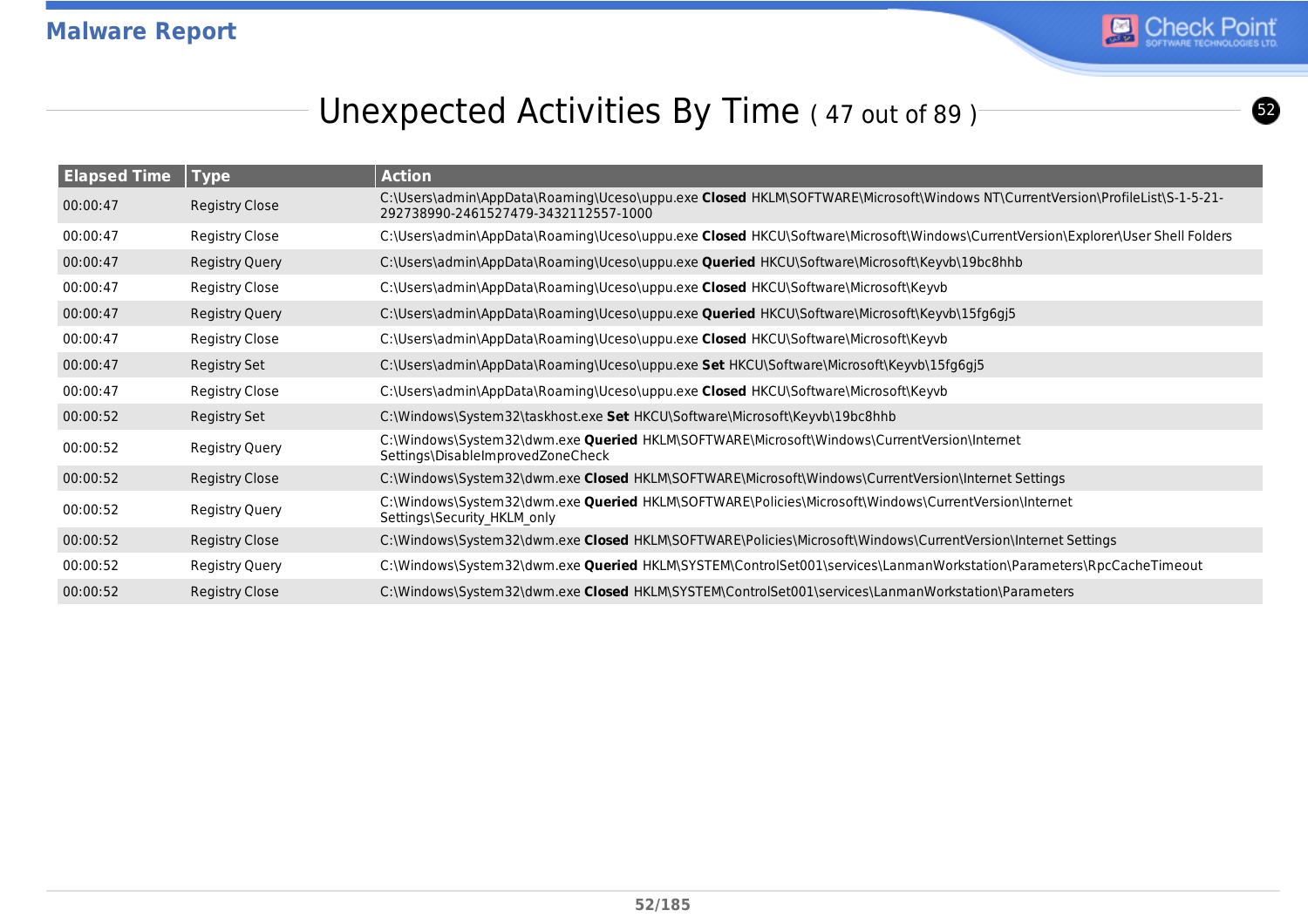# Unexpected Activities By Time ( 47 out of 89 )

| Elapsed Time | Type | Action |
|---|---|---|
| 00:00:47 | Registry Close | C:\Users\admin\AppData\Roaming\Uceso\uppu.exe **Closed** HKLM\SOFTWARE\Microsoft\Windows NT\CurrentVersion\ProfileList\S-1-5-21-292738990-2461527479-3432112557-1000 |
| 00:00:47 | Registry Close | C:\Users\admin\AppData\Roaming\Uceso\uppu.exe **Closed** HKCU\Software\Microsoft\Windows\CurrentVersion\Explorer\User Shell Folders |
| 00:00:47 | Registry Query | C:\Users\admin\AppData\Roaming\Uceso\uppu.exe **Queried** HKCU\Software\Microsoft\Keyvb\19bc8hhb |
| 00:00:47 | Registry Close | C:\Users\admin\AppData\Roaming\Uceso\uppu.exe **Closed** HKCU\Software\Microsoft\Keyvb |
| 00:00:47 | Registry Query | C:\Users\admin\AppData\Roaming\Uceso\uppu.exe **Queried** HKCU\Software\Microsoft\Keyvb\15fg6gj5 |
| 00:00:47 | Registry Close | C:\Users\admin\AppData\Roaming\Uceso\uppu.exe **Closed** HKCU\Software\Microsoft\Keyvb |
| 00:00:47 | Registry Set | C:\Users\admin\AppData\Roaming\Uceso\uppu.exe **Set** HKCU\Software\Microsoft\Keyvb\15fg6gj5 |
| 00:00:47 | Registry Close | C:\Users\admin\AppData\Roaming\Uceso\uppu.exe **Closed** HKCU\Software\Microsoft\Keyvb |
| 00:00:52 | Registry Set | C:\Windows\System32\taskhost.exe **Set** HKCU\Software\Microsoft\Keyvb\19bc8hhb |
| 00:00:52 | Registry Query | C:\Windows\System32\dwm.exe **Queried** HKLM\SOFTWARE\Microsoft\Windows\CurrentVersion\Internet Settings\DisableImprovedZoneCheck |
| 00:00:52 | Registry Close | C:\Windows\System32\dwm.exe **Closed** HKLM\SOFTWARE\Microsoft\Windows\CurrentVersion\Internet Settings |
| 00:00:52 | Registry Query | C:\Windows\System32\dwm.exe **Queried** HKLM\SOFTWARE\Policies\Microsoft\Windows\CurrentVersion\Internet Settings\Security_HKLM_only |
| 00:00:52 | Registry Close | C:\Windows\System32\dwm.exe **Closed** HKLM\SOFTWARE\Policies\Microsoft\Windows\CurrentVersion\Internet Settings |
| 00:00:52 | Registry Query | C:\Windows\System32\dwm.exe **Queried** HKLM\SYSTEM\ControlSet001\services\LanmanWorkstation\Parameters\RpcCacheTimeout |
| 00:00:52 | Registry Close | C:\Windows\System32\dwm.exe **Closed** HKLM\SYSTEM\ControlSet001\services\LanmanWorkstation\Parameters |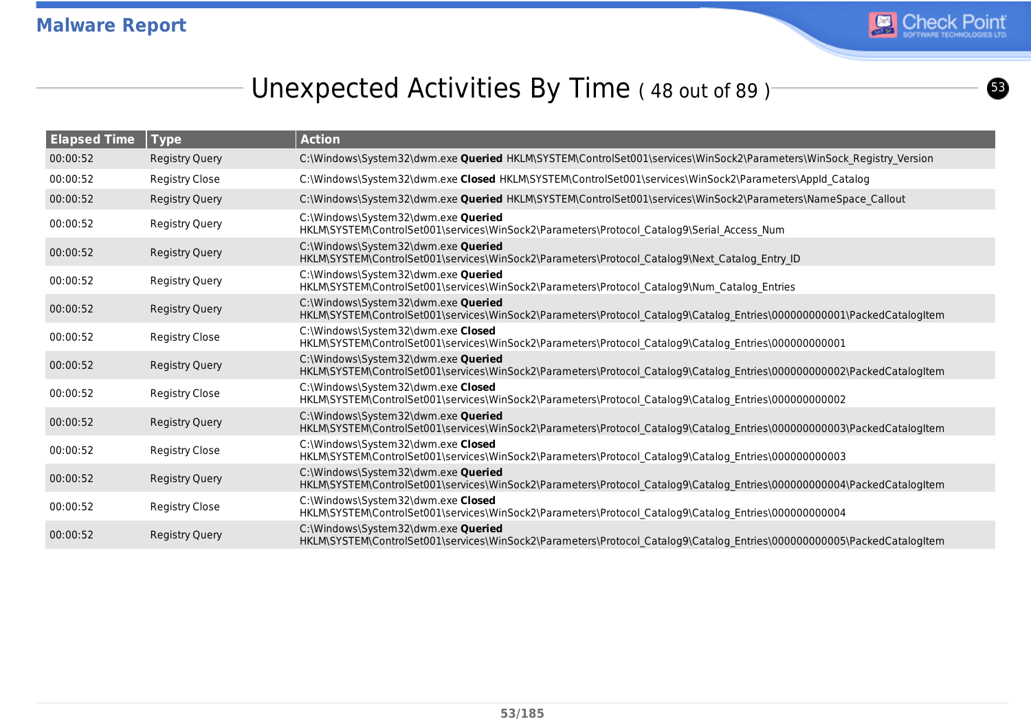## Unexpected Activities By Time ( 48 out of 89 )

| Elapsed Time | Type | Action |
|---|---|---|
| 00:00:52 | Registry Query | C:\Windows\System32\dwm.exe **Queried** HKLM\SYSTEM\ControlSet001\services\WinSock2\Parameters\WinSock_Registry_Version |
| 00:00:52 | Registry Close | C:\Windows\System32\dwm.exe **Closed** HKLM\SYSTEM\ControlSet001\services\WinSock2\Parameters\AppId_Catalog |
| 00:00:52 | Registry Query | C:\Windows\System32\dwm.exe **Queried** HKLM\SYSTEM\ControlSet001\services\WinSock2\Parameters\NameSpace_Callout |
| 00:00:52 | Registry Query | C:\Windows\System32\dwm.exe **Queried** HKLM\SYSTEM\ControlSet001\services\WinSock2\Parameters\Protocol_Catalog9\Serial_Access_Num |
| 00:00:52 | Registry Query | C:\Windows\System32\dwm.exe **Queried** HKLM\SYSTEM\ControlSet001\services\WinSock2\Parameters\Protocol_Catalog9\Next_Catalog_Entry_ID |
| 00:00:52 | Registry Query | C:\Windows\System32\dwm.exe **Queried** HKLM\SYSTEM\ControlSet001\services\WinSock2\Parameters\Protocol_Catalog9\Num_Catalog_Entries |
| 00:00:52 | Registry Query | C:\Windows\System32\dwm.exe **Queried** HKLM\SYSTEM\ControlSet001\services\WinSock2\Parameters\Protocol_Catalog9\Catalog_Entries\000000000001\PackedCatalogItem |
| 00:00:52 | Registry Close | C:\Windows\System32\dwm.exe **Closed** HKLM\SYSTEM\ControlSet001\services\WinSock2\Parameters\Protocol_Catalog9\Catalog_Entries\000000000001 |
| 00:00:52 | Registry Query | C:\Windows\System32\dwm.exe **Queried** HKLM\SYSTEM\ControlSet001\services\WinSock2\Parameters\Protocol_Catalog9\Catalog_Entries\000000000002\PackedCatalogItem |
| 00:00:52 | Registry Close | C:\Windows\System32\dwm.exe **Closed** HKLM\SYSTEM\ControlSet001\services\WinSock2\Parameters\Protocol_Catalog9\Catalog_Entries\000000000002 |
| 00:00:52 | Registry Query | C:\Windows\System32\dwm.exe **Queried** HKLM\SYSTEM\ControlSet001\services\WinSock2\Parameters\Protocol_Catalog9\Catalog_Entries\000000000003\PackedCatalogItem |
| 00:00:52 | Registry Close | C:\Windows\System32\dwm.exe **Closed** HKLM\SYSTEM\ControlSet001\services\WinSock2\Parameters\Protocol_Catalog9\Catalog_Entries\000000000003 |
| 00:00:52 | Registry Query | C:\Windows\System32\dwm.exe **Queried** HKLM\SYSTEM\ControlSet001\services\WinSock2\Parameters\Protocol_Catalog9\Catalog_Entries\000000000004\PackedCatalogItem |
| 00:00:52 | Registry Close | C:\Windows\System32\dwm.exe **Closed** HKLM\SYSTEM\ControlSet001\services\WinSock2\Parameters\Protocol_Catalog9\Catalog_Entries\000000000004 |
| 00:00:52 | Registry Query | C:\Windows\System32\dwm.exe **Queried** HKLM\SYSTEM\ControlSet001\services\WinSock2\Parameters\Protocol_Catalog9\Catalog_Entries\000000000005\PackedCatalogItem |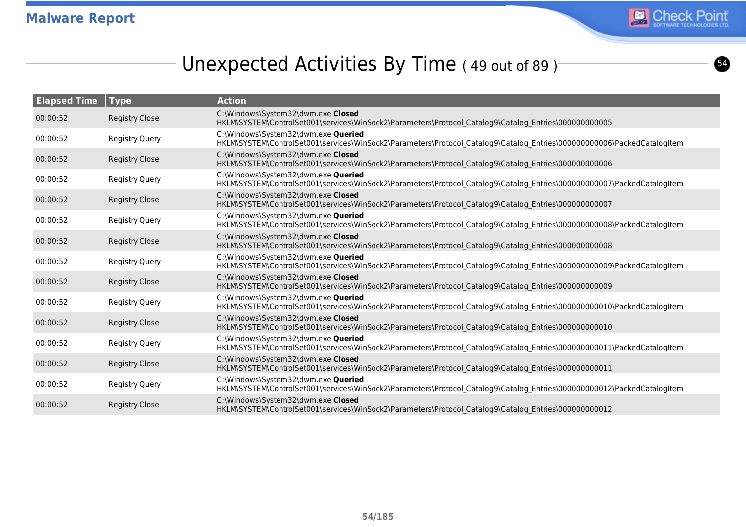## Unexpected Activities By Time ( 49 out of 89 )

| Elapsed Time | Type | Action |
|---|---|---|
| 00:00:52 | Registry Close | C:\Windows\System32\dwm.exe **Closed** HKLM\SYSTEM\ControlSet001\services\WinSock2\Parameters\Protocol_Catalog9\Catalog_Entries\000000000005 |
| 00:00:52 | Registry Query | C:\Windows\System32\dwm.exe **Queried** HKLM\SYSTEM\ControlSet001\services\WinSock2\Parameters\Protocol_Catalog9\Catalog_Entries\000000000006\PackedCatalogItem |
| 00:00:52 | Registry Close | C:\Windows\System32\dwm.exe **Closed** HKLM\SYSTEM\ControlSet001\services\WinSock2\Parameters\Protocol_Catalog9\Catalog_Entries\000000000006 |
| 00:00:52 | Registry Query | C:\Windows\System32\dwm.exe **Queried** HKLM\SYSTEM\ControlSet001\services\WinSock2\Parameters\Protocol_Catalog9\Catalog_Entries\000000000007\PackedCatalogItem |
| 00:00:52 | Registry Close | C:\Windows\System32\dwm.exe **Closed** HKLM\SYSTEM\ControlSet001\services\WinSock2\Parameters\Protocol_Catalog9\Catalog_Entries\000000000007 |
| 00:00:52 | Registry Query | C:\Windows\System32\dwm.exe **Queried** HKLM\SYSTEM\ControlSet001\services\WinSock2\Parameters\Protocol_Catalog9\Catalog_Entries\000000000008\PackedCatalogItem |
| 00:00:52 | Registry Close | C:\Windows\System32\dwm.exe **Closed** HKLM\SYSTEM\ControlSet001\services\WinSock2\Parameters\Protocol_Catalog9\Catalog_Entries\000000000008 |
| 00:00:52 | Registry Query | C:\Windows\System32\dwm.exe **Queried** HKLM\SYSTEM\ControlSet001\services\WinSock2\Parameters\Protocol_Catalog9\Catalog_Entries\000000000009\PackedCatalogItem |
| 00:00:52 | Registry Close | C:\Windows\System32\dwm.exe **Closed** HKLM\SYSTEM\ControlSet001\services\WinSock2\Parameters\Protocol_Catalog9\Catalog_Entries\000000000009 |
| 00:00:52 | Registry Query | C:\Windows\System32\dwm.exe **Queried** HKLM\SYSTEM\ControlSet001\services\WinSock2\Parameters\Protocol_Catalog9\Catalog_Entries\000000000010\PackedCatalogItem |
| 00:00:52 | Registry Close | C:\Windows\System32\dwm.exe **Closed** HKLM\SYSTEM\ControlSet001\services\WinSock2\Parameters\Protocol_Catalog9\Catalog_Entries\000000000010 |
| 00:00:52 | Registry Query | C:\Windows\System32\dwm.exe **Queried** HKLM\SYSTEM\ControlSet001\services\WinSock2\Parameters\Protocol_Catalog9\Catalog_Entries\000000000011\PackedCatalogItem |
| 00:00:52 | Registry Close | C:\Windows\System32\dwm.exe **Closed** HKLM\SYSTEM\ControlSet001\services\WinSock2\Parameters\Protocol_Catalog9\Catalog_Entries\000000000011 |
| 00:00:52 | Registry Query | C:\Windows\System32\dwm.exe **Queried** HKLM\SYSTEM\ControlSet001\services\WinSock2\Parameters\Protocol_Catalog9\Catalog_Entries\000000000012\PackedCatalogItem |
| 00:00:52 | Registry Close | C:\Windows\System32\dwm.exe **Closed** HKLM\SYSTEM\ControlSet001\services\WinSock2\Parameters\Protocol_Catalog9\Catalog_Entries\000000000012 |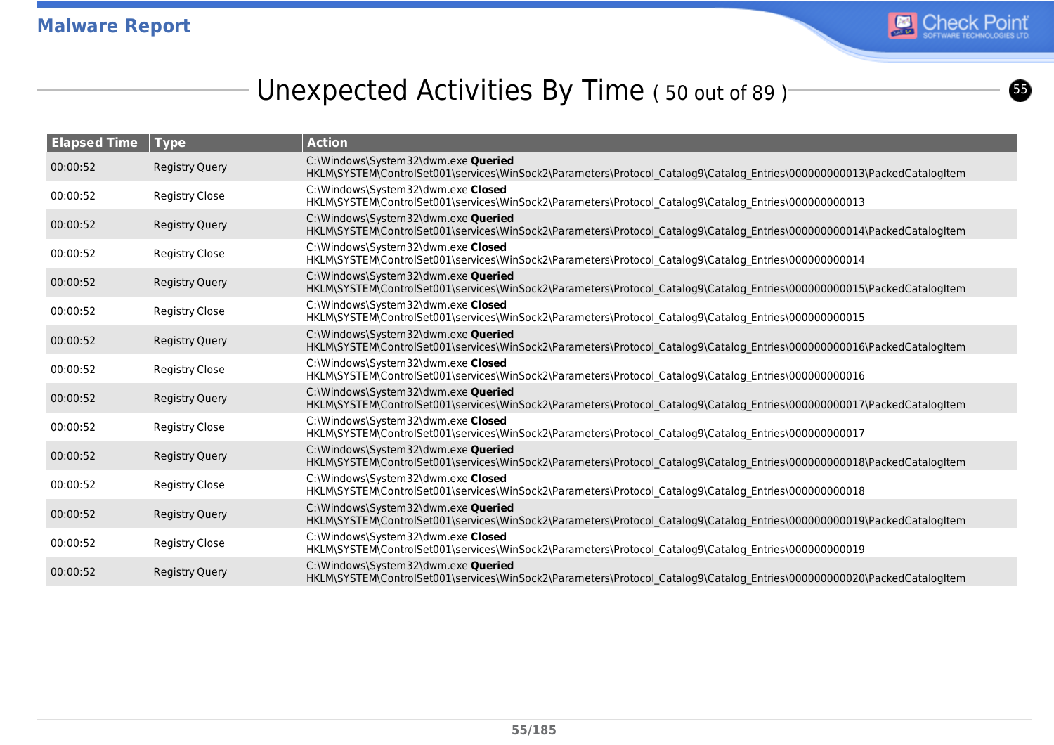## Unexpected Activities By Time ( 50 out of 89 )

| Elapsed Time | Type | Action |
|---|---|---|
| 00:00:52 | Registry Query | C:\Windows\System32\dwm.exe **Queried** HKLM\SYSTEM\ControlSet001\services\WinSock2\Parameters\Protocol_Catalog9\Catalog_Entries\000000000013\PackedCatalogItem |
| 00:00:52 | Registry Close | C:\Windows\System32\dwm.exe **Closed** HKLM\SYSTEM\ControlSet001\services\WinSock2\Parameters\Protocol_Catalog9\Catalog_Entries\000000000013 |
| 00:00:52 | Registry Query | C:\Windows\System32\dwm.exe **Queried** HKLM\SYSTEM\ControlSet001\services\WinSock2\Parameters\Protocol_Catalog9\Catalog_Entries\000000000014\PackedCatalogItem |
| 00:00:52 | Registry Close | C:\Windows\System32\dwm.exe **Closed** HKLM\SYSTEM\ControlSet001\services\WinSock2\Parameters\Protocol_Catalog9\Catalog_Entries\000000000014 |
| 00:00:52 | Registry Query | C:\Windows\System32\dwm.exe **Queried** HKLM\SYSTEM\ControlSet001\services\WinSock2\Parameters\Protocol_Catalog9\Catalog_Entries\000000000015\PackedCatalogItem |
| 00:00:52 | Registry Close | C:\Windows\System32\dwm.exe **Closed** HKLM\SYSTEM\ControlSet001\services\WinSock2\Parameters\Protocol_Catalog9\Catalog_Entries\000000000015 |
| 00:00:52 | Registry Query | C:\Windows\System32\dwm.exe **Queried** HKLM\SYSTEM\ControlSet001\services\WinSock2\Parameters\Protocol_Catalog9\Catalog_Entries\000000000016\PackedCatalogItem |
| 00:00:52 | Registry Close | C:\Windows\System32\dwm.exe **Closed** HKLM\SYSTEM\ControlSet001\services\WinSock2\Parameters\Protocol_Catalog9\Catalog_Entries\000000000016 |
| 00:00:52 | Registry Query | C:\Windows\System32\dwm.exe **Queried** HKLM\SYSTEM\ControlSet001\services\WinSock2\Parameters\Protocol_Catalog9\Catalog_Entries\000000000017\PackedCatalogItem |
| 00:00:52 | Registry Close | C:\Windows\System32\dwm.exe **Closed** HKLM\SYSTEM\ControlSet001\services\WinSock2\Parameters\Protocol_Catalog9\Catalog_Entries\000000000017 |
| 00:00:52 | Registry Query | C:\Windows\System32\dwm.exe **Queried** HKLM\SYSTEM\ControlSet001\services\WinSock2\Parameters\Protocol_Catalog9\Catalog_Entries\000000000018\PackedCatalogItem |
| 00:00:52 | Registry Close | C:\Windows\System32\dwm.exe **Closed** HKLM\SYSTEM\ControlSet001\services\WinSock2\Parameters\Protocol_Catalog9\Catalog_Entries\000000000018 |
| 00:00:52 | Registry Query | C:\Windows\System32\dwm.exe **Queried** HKLM\SYSTEM\ControlSet001\services\WinSock2\Parameters\Protocol_Catalog9\Catalog_Entries\000000000019\PackedCatalogItem |
| 00:00:52 | Registry Close | C:\Windows\System32\dwm.exe **Closed** HKLM\SYSTEM\ControlSet001\services\WinSock2\Parameters\Protocol_Catalog9\Catalog_Entries\000000000019 |
| 00:00:52 | Registry Query | C:\Windows\System32\dwm.exe **Queried** HKLM\SYSTEM\ControlSet001\services\WinSock2\Parameters\Protocol_Catalog9\Catalog_Entries\000000000020\PackedCatalogItem |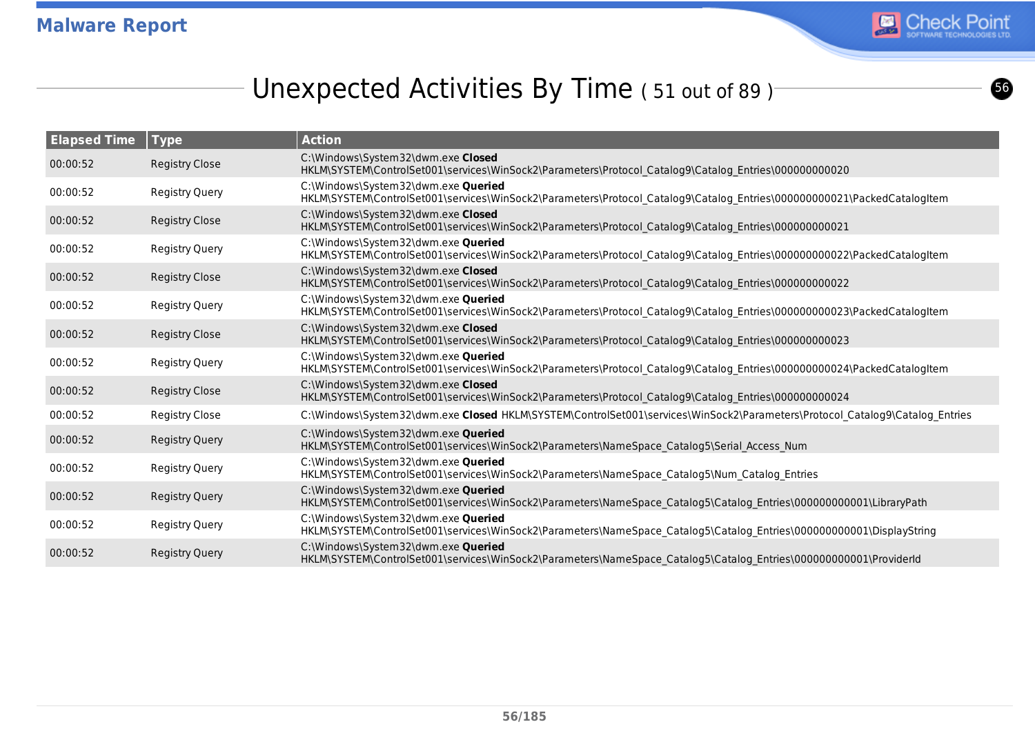# Unexpected Activities By Time ( 51 out of 89 )

| Elapsed Time | Type | Action |
|---|---|---|
| 00:00:52 | Registry Close | C:\Windows\System32\dwm.exe **Closed** HKLM\SYSTEM\ControlSet001\services\WinSock2\Parameters\Protocol_Catalog9\Catalog_Entries\000000000020 |
| 00:00:52 | Registry Query | C:\Windows\System32\dwm.exe **Queried** HKLM\SYSTEM\ControlSet001\services\WinSock2\Parameters\Protocol_Catalog9\Catalog_Entries\000000000021\PackedCatalogItem |
| 00:00:52 | Registry Close | C:\Windows\System32\dwm.exe **Closed** HKLM\SYSTEM\ControlSet001\services\WinSock2\Parameters\Protocol_Catalog9\Catalog_Entries\000000000021 |
| 00:00:52 | Registry Query | C:\Windows\System32\dwm.exe **Queried** HKLM\SYSTEM\ControlSet001\services\WinSock2\Parameters\Protocol_Catalog9\Catalog_Entries\000000000022\PackedCatalogItem |
| 00:00:52 | Registry Close | C:\Windows\System32\dwm.exe **Closed** HKLM\SYSTEM\ControlSet001\services\WinSock2\Parameters\Protocol_Catalog9\Catalog_Entries\000000000022 |
| 00:00:52 | Registry Query | C:\Windows\System32\dwm.exe **Queried** HKLM\SYSTEM\ControlSet001\services\WinSock2\Parameters\Protocol_Catalog9\Catalog_Entries\000000000023\PackedCatalogItem |
| 00:00:52 | Registry Close | C:\Windows\System32\dwm.exe **Closed** HKLM\SYSTEM\ControlSet001\services\WinSock2\Parameters\Protocol_Catalog9\Catalog_Entries\000000000023 |
| 00:00:52 | Registry Query | C:\Windows\System32\dwm.exe **Queried** HKLM\SYSTEM\ControlSet001\services\WinSock2\Parameters\Protocol_Catalog9\Catalog_Entries\000000000024\PackedCatalogItem |
| 00:00:52 | Registry Close | C:\Windows\System32\dwm.exe **Closed** HKLM\SYSTEM\ControlSet001\services\WinSock2\Parameters\Protocol_Catalog9\Catalog_Entries\000000000024 |
| 00:00:52 | Registry Close | C:\Windows\System32\dwm.exe **Closed** HKLM\SYSTEM\ControlSet001\services\WinSock2\Parameters\Protocol_Catalog9\Catalog_Entries |
| 00:00:52 | Registry Query | C:\Windows\System32\dwm.exe **Queried** HKLM\SYSTEM\ControlSet001\services\WinSock2\Parameters\NameSpace_Catalog5\Serial_Access_Num |
| 00:00:52 | Registry Query | C:\Windows\System32\dwm.exe **Queried** HKLM\SYSTEM\ControlSet001\services\WinSock2\Parameters\NameSpace_Catalog5\Num_Catalog_Entries |
| 00:00:52 | Registry Query | C:\Windows\System32\dwm.exe **Queried** HKLM\SYSTEM\ControlSet001\services\WinSock2\Parameters\NameSpace_Catalog5\Catalog_Entries\000000000001\LibraryPath |
| 00:00:52 | Registry Query | C:\Windows\System32\dwm.exe **Queried** HKLM\SYSTEM\ControlSet001\services\WinSock2\Parameters\NameSpace_Catalog5\Catalog_Entries\000000000001\DisplayString |
| 00:00:52 | Registry Query | C:\Windows\System32\dwm.exe **Queried** HKLM\SYSTEM\ControlSet001\services\WinSock2\Parameters\NameSpace_Catalog5\Catalog_Entries\000000000001\ProviderId |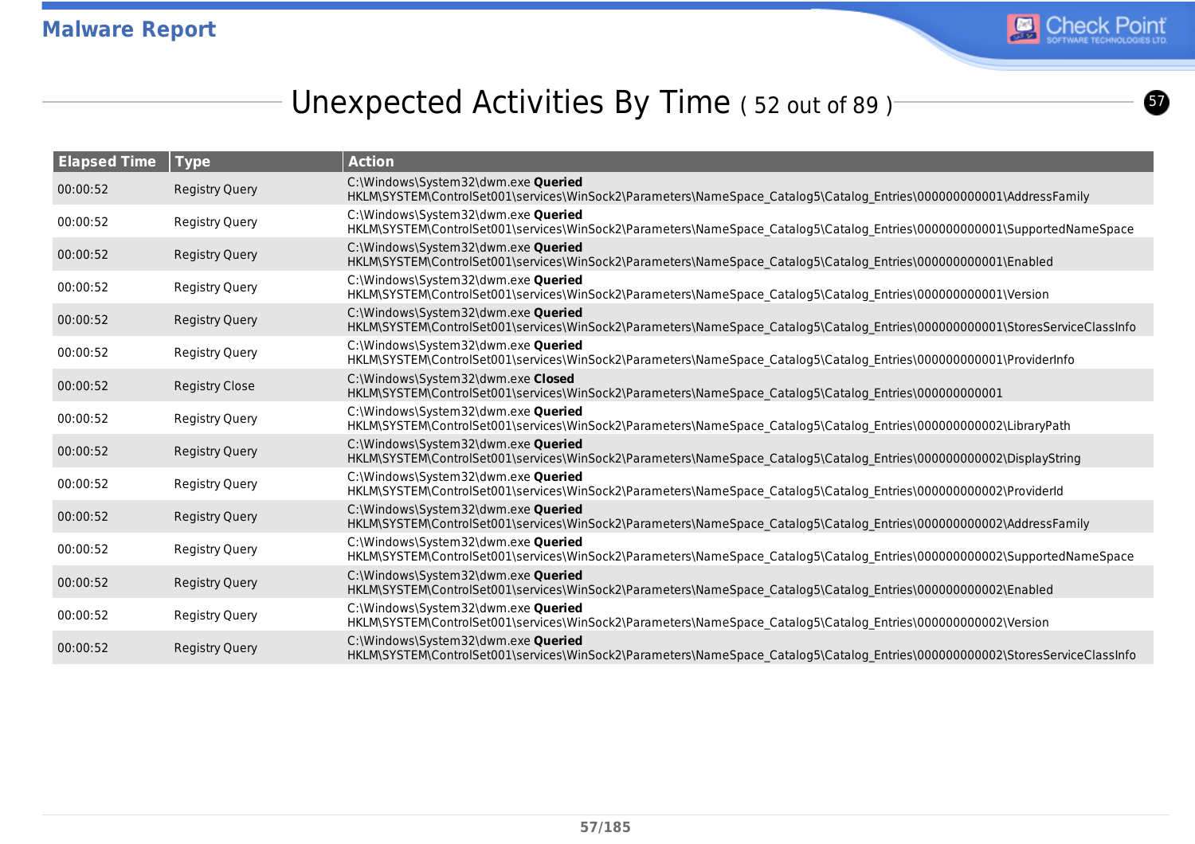## Unexpected Activities By Time ( 52 out of 89 )

| Elapsed Time | Type | Action |
|---|---|---|
| 00:00:52 | Registry Query | C:\Windows\System32\dwm.exe **Queried** HKLM\SYSTEM\ControlSet001\services\WinSock2\Parameters\NameSpace_Catalog5\Catalog_Entries\000000000001\AddressFamily |
| 00:00:52 | Registry Query | C:\Windows\System32\dwm.exe **Queried** HKLM\SYSTEM\ControlSet001\services\WinSock2\Parameters\NameSpace_Catalog5\Catalog_Entries\000000000001\SupportedNameSpace |
| 00:00:52 | Registry Query | C:\Windows\System32\dwm.exe **Queried** HKLM\SYSTEM\ControlSet001\services\WinSock2\Parameters\NameSpace_Catalog5\Catalog_Entries\000000000001\Enabled |
| 00:00:52 | Registry Query | C:\Windows\System32\dwm.exe **Queried** HKLM\SYSTEM\ControlSet001\services\WinSock2\Parameters\NameSpace_Catalog5\Catalog_Entries\000000000001\Version |
| 00:00:52 | Registry Query | C:\Windows\System32\dwm.exe **Queried** HKLM\SYSTEM\ControlSet001\services\WinSock2\Parameters\NameSpace_Catalog5\Catalog_Entries\000000000001\StoresServiceClassInfo |
| 00:00:52 | Registry Query | C:\Windows\System32\dwm.exe **Queried** HKLM\SYSTEM\ControlSet001\services\WinSock2\Parameters\NameSpace_Catalog5\Catalog_Entries\000000000001\ProviderInfo |
| 00:00:52 | Registry Close | C:\Windows\System32\dwm.exe **Closed** HKLM\SYSTEM\ControlSet001\services\WinSock2\Parameters\NameSpace_Catalog5\Catalog_Entries\000000000001 |
| 00:00:52 | Registry Query | C:\Windows\System32\dwm.exe **Queried** HKLM\SYSTEM\ControlSet001\services\WinSock2\Parameters\NameSpace_Catalog5\Catalog_Entries\000000000002\LibraryPath |
| 00:00:52 | Registry Query | C:\Windows\System32\dwm.exe **Queried** HKLM\SYSTEM\ControlSet001\services\WinSock2\Parameters\NameSpace_Catalog5\Catalog_Entries\000000000002\DisplayString |
| 00:00:52 | Registry Query | C:\Windows\System32\dwm.exe **Queried** HKLM\SYSTEM\ControlSet001\services\WinSock2\Parameters\NameSpace_Catalog5\Catalog_Entries\000000000002\ProviderId |
| 00:00:52 | Registry Query | C:\Windows\System32\dwm.exe **Queried** HKLM\SYSTEM\ControlSet001\services\WinSock2\Parameters\NameSpace_Catalog5\Catalog_Entries\000000000002\AddressFamily |
| 00:00:52 | Registry Query | C:\Windows\System32\dwm.exe **Queried** HKLM\SYSTEM\ControlSet001\services\WinSock2\Parameters\NameSpace_Catalog5\Catalog_Entries\000000000002\SupportedNameSpace |
| 00:00:52 | Registry Query | C:\Windows\System32\dwm.exe **Queried** HKLM\SYSTEM\ControlSet001\services\WinSock2\Parameters\NameSpace_Catalog5\Catalog_Entries\000000000002\Enabled |
| 00:00:52 | Registry Query | C:\Windows\System32\dwm.exe **Queried** HKLM\SYSTEM\ControlSet001\services\WinSock2\Parameters\NameSpace_Catalog5\Catalog_Entries\000000000002\Version |
| 00:00:52 | Registry Query | C:\Windows\System32\dwm.exe **Queried** HKLM\SYSTEM\ControlSet001\services\WinSock2\Parameters\NameSpace_Catalog5\Catalog_Entries\000000000002\StoresServiceClassInfo |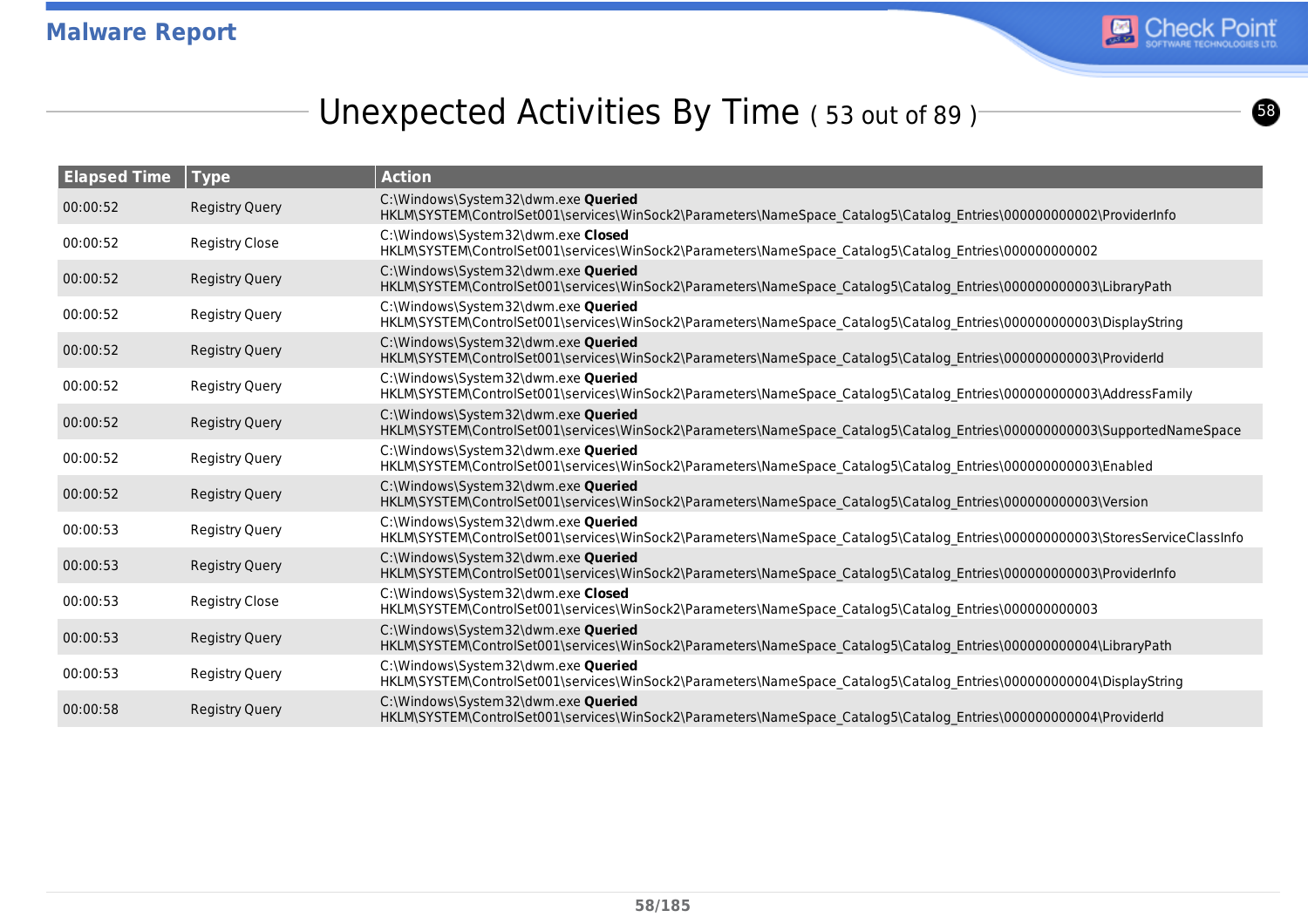## Unexpected Activities By Time ( 53 out of 89 )

| Elapsed Time | Type | Action |
|---|---|---|
| 00:00:52 | Registry Query | C:\Windows\System32\dwm.exe **Queried** HKLM\SYSTEM\ControlSet001\services\WinSock2\Parameters\NameSpace_Catalog5\Catalog_Entries\000000000002\ProviderInfo |
| 00:00:52 | Registry Close | C:\Windows\System32\dwm.exe **Closed** HKLM\SYSTEM\ControlSet001\services\WinSock2\Parameters\NameSpace_Catalog5\Catalog_Entries\000000000002 |
| 00:00:52 | Registry Query | C:\Windows\System32\dwm.exe **Queried** HKLM\SYSTEM\ControlSet001\services\WinSock2\Parameters\NameSpace_Catalog5\Catalog_Entries\000000000003\LibraryPath |
| 00:00:52 | Registry Query | C:\Windows\System32\dwm.exe **Queried** HKLM\SYSTEM\ControlSet001\services\WinSock2\Parameters\NameSpace_Catalog5\Catalog_Entries\000000000003\DisplayString |
| 00:00:52 | Registry Query | C:\Windows\System32\dwm.exe **Queried** HKLM\SYSTEM\ControlSet001\services\WinSock2\Parameters\NameSpace_Catalog5\Catalog_Entries\000000000003\ProviderId |
| 00:00:52 | Registry Query | C:\Windows\System32\dwm.exe **Queried** HKLM\SYSTEM\ControlSet001\services\WinSock2\Parameters\NameSpace_Catalog5\Catalog_Entries\000000000003\AddressFamily |
| 00:00:52 | Registry Query | C:\Windows\System32\dwm.exe **Queried** HKLM\SYSTEM\ControlSet001\services\WinSock2\Parameters\NameSpace_Catalog5\Catalog_Entries\000000000003\SupportedNameSpace |
| 00:00:52 | Registry Query | C:\Windows\System32\dwm.exe **Queried** HKLM\SYSTEM\ControlSet001\services\WinSock2\Parameters\NameSpace_Catalog5\Catalog_Entries\000000000003\Enabled |
| 00:00:52 | Registry Query | C:\Windows\System32\dwm.exe **Queried** HKLM\SYSTEM\ControlSet001\services\WinSock2\Parameters\NameSpace_Catalog5\Catalog_Entries\000000000003\Version |
| 00:00:53 | Registry Query | C:\Windows\System32\dwm.exe **Queried** HKLM\SYSTEM\ControlSet001\services\WinSock2\Parameters\NameSpace_Catalog5\Catalog_Entries\000000000003\StoresServiceClassInfo |
| 00:00:53 | Registry Query | C:\Windows\System32\dwm.exe **Queried** HKLM\SYSTEM\ControlSet001\services\WinSock2\Parameters\NameSpace_Catalog5\Catalog_Entries\000000000003\ProviderInfo |
| 00:00:53 | Registry Close | C:\Windows\System32\dwm.exe **Closed** HKLM\SYSTEM\ControlSet001\services\WinSock2\Parameters\NameSpace_Catalog5\Catalog_Entries\000000000003 |
| 00:00:53 | Registry Query | C:\Windows\System32\dwm.exe **Queried** HKLM\SYSTEM\ControlSet001\services\WinSock2\Parameters\NameSpace_Catalog5\Catalog_Entries\000000000004\LibraryPath |
| 00:00:53 | Registry Query | C:\Windows\System32\dwm.exe **Queried** HKLM\SYSTEM\ControlSet001\services\WinSock2\Parameters\NameSpace_Catalog5\Catalog_Entries\000000000004\DisplayString |
| 00:00:58 | Registry Query | C:\Windows\System32\dwm.exe **Queried** HKLM\SYSTEM\ControlSet001\services\WinSock2\Parameters\NameSpace_Catalog5\Catalog_Entries\000000000004\ProviderId |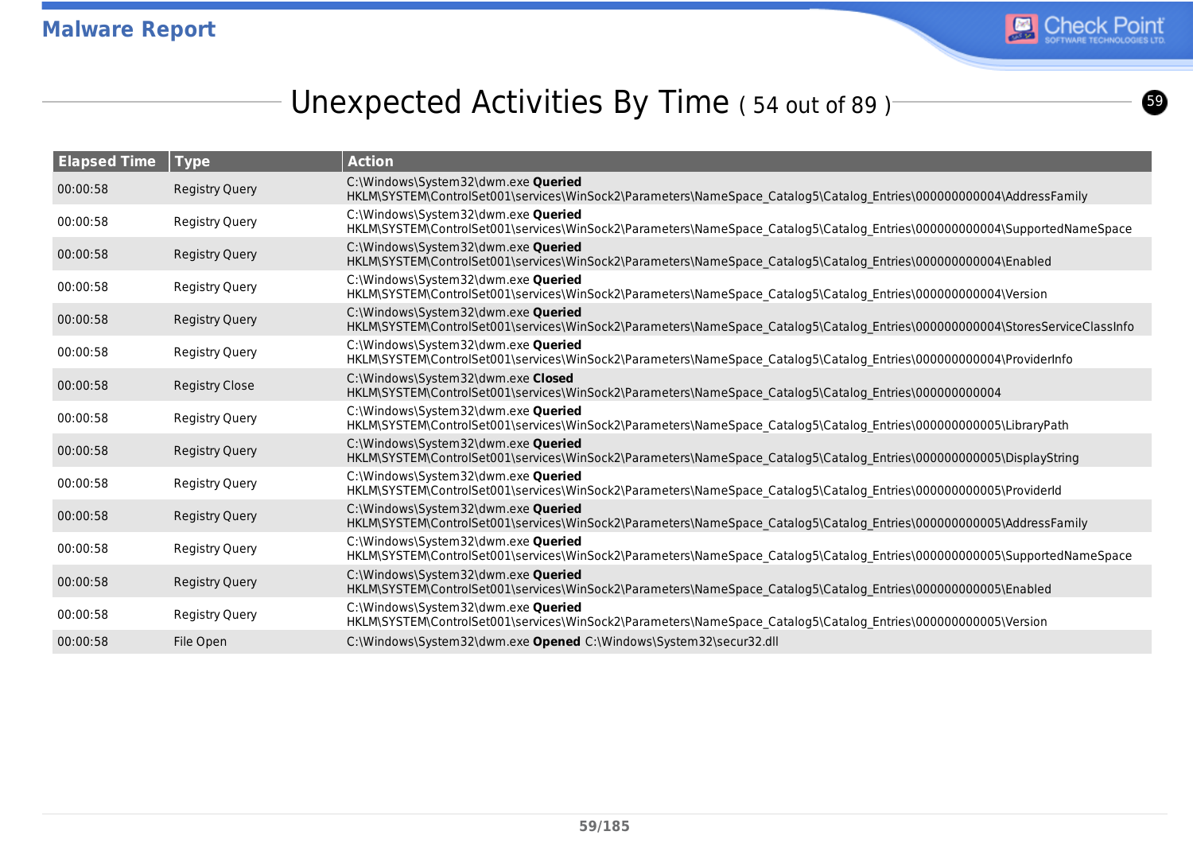## Unexpected Activities By Time ( 54 out of 89 )

| Elapsed Time | Type | Action |
| --- | --- | --- |
| 00:00:58 | Registry Query | C:\Windows\System32\dwm.exe **Queried** HKLM\SYSTEM\ControlSet001\services\WinSock2\Parameters\NameSpace_Catalog5\Catalog_Entries\000000000004\AddressFamily |
| 00:00:58 | Registry Query | C:\Windows\System32\dwm.exe **Queried** HKLM\SYSTEM\ControlSet001\services\WinSock2\Parameters\NameSpace_Catalog5\Catalog_Entries\000000000004\SupportedNameSpace |
| 00:00:58 | Registry Query | C:\Windows\System32\dwm.exe **Queried** HKLM\SYSTEM\ControlSet001\services\WinSock2\Parameters\NameSpace_Catalog5\Catalog_Entries\000000000004\Enabled |
| 00:00:58 | Registry Query | C:\Windows\System32\dwm.exe **Queried** HKLM\SYSTEM\ControlSet001\services\WinSock2\Parameters\NameSpace_Catalog5\Catalog_Entries\000000000004\Version |
| 00:00:58 | Registry Query | C:\Windows\System32\dwm.exe **Queried** HKLM\SYSTEM\ControlSet001\services\WinSock2\Parameters\NameSpace_Catalog5\Catalog_Entries\000000000004\StoresServiceClassInfo |
| 00:00:58 | Registry Query | C:\Windows\System32\dwm.exe **Queried** HKLM\SYSTEM\ControlSet001\services\WinSock2\Parameters\NameSpace_Catalog5\Catalog_Entries\000000000004\ProviderInfo |
| 00:00:58 | Registry Close | C:\Windows\System32\dwm.exe **Closed** HKLM\SYSTEM\ControlSet001\services\WinSock2\Parameters\NameSpace_Catalog5\Catalog_Entries\000000000004 |
| 00:00:58 | Registry Query | C:\Windows\System32\dwm.exe **Queried** HKLM\SYSTEM\ControlSet001\services\WinSock2\Parameters\NameSpace_Catalog5\Catalog_Entries\000000000005\LibraryPath |
| 00:00:58 | Registry Query | C:\Windows\System32\dwm.exe **Queried** HKLM\SYSTEM\ControlSet001\services\WinSock2\Parameters\NameSpace_Catalog5\Catalog_Entries\000000000005\DisplayString |
| 00:00:58 | Registry Query | C:\Windows\System32\dwm.exe **Queried** HKLM\SYSTEM\ControlSet001\services\WinSock2\Parameters\NameSpace_Catalog5\Catalog_Entries\000000000005\ProviderId |
| 00:00:58 | Registry Query | C:\Windows\System32\dwm.exe **Queried** HKLM\SYSTEM\ControlSet001\services\WinSock2\Parameters\NameSpace_Catalog5\Catalog_Entries\000000000005\AddressFamily |
| 00:00:58 | Registry Query | C:\Windows\System32\dwm.exe **Queried** HKLM\SYSTEM\ControlSet001\services\WinSock2\Parameters\NameSpace_Catalog5\Catalog_Entries\000000000005\SupportedNameSpace |
| 00:00:58 | Registry Query | C:\Windows\System32\dwm.exe **Queried** HKLM\SYSTEM\ControlSet001\services\WinSock2\Parameters\NameSpace_Catalog5\Catalog_Entries\000000000005\Enabled |
| 00:00:58 | Registry Query | C:\Windows\System32\dwm.exe **Queried** HKLM\SYSTEM\ControlSet001\services\WinSock2\Parameters\NameSpace_Catalog5\Catalog_Entries\000000000005\Version |
| 00:00:58 | File Open | C:\Windows\System32\dwm.exe **Opened** C:\Windows\System32\secur32.dll |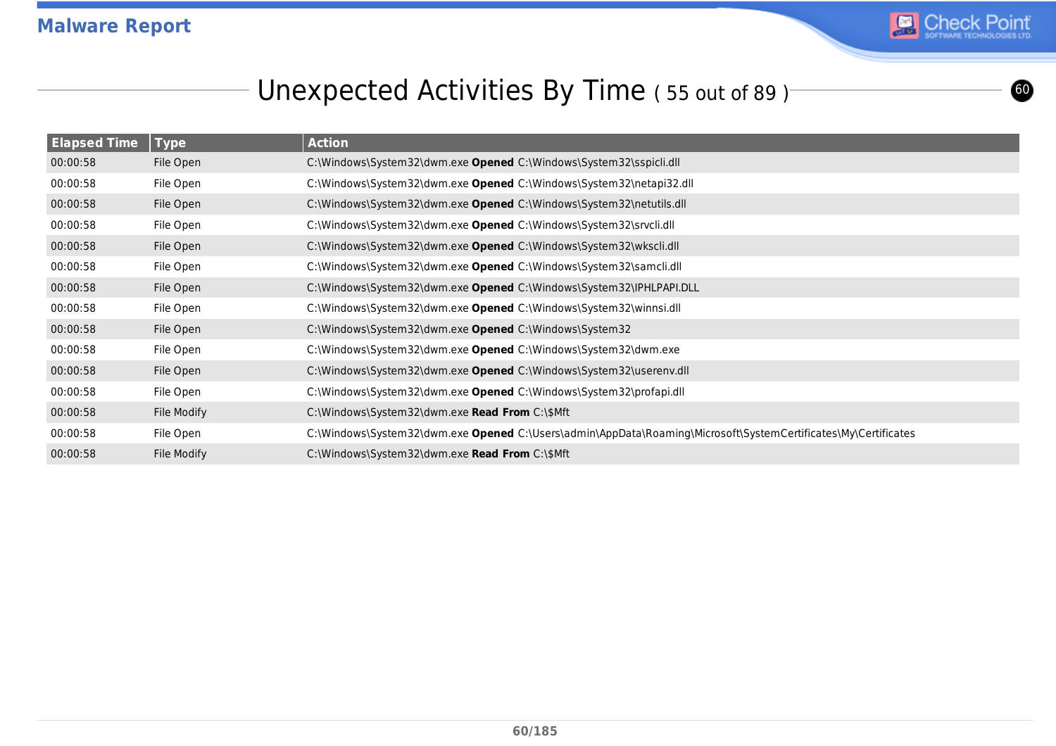## Unexpected Activities By Time ( 55 out of 89 )

| Elapsed Time | Type | Action |
|---|---|---|
| 00:00:58 | File Open | C:\Windows\System32\dwm.exe **Opened** C:\Windows\System32\sspicli.dll |
| 00:00:58 | File Open | C:\Windows\System32\dwm.exe **Opened** C:\Windows\System32\netapi32.dll |
| 00:00:58 | File Open | C:\Windows\System32\dwm.exe **Opened** C:\Windows\System32\netutils.dll |
| 00:00:58 | File Open | C:\Windows\System32\dwm.exe **Opened** C:\Windows\System32\srvcli.dll |
| 00:00:58 | File Open | C:\Windows\System32\dwm.exe **Opened** C:\Windows\System32\wkscli.dll |
| 00:00:58 | File Open | C:\Windows\System32\dwm.exe **Opened** C:\Windows\System32\samcli.dll |
| 00:00:58 | File Open | C:\Windows\System32\dwm.exe **Opened** C:\Windows\System32\IPHLPAPI.DLL |
| 00:00:58 | File Open | C:\Windows\System32\dwm.exe **Opened** C:\Windows\System32\winnsi.dll |
| 00:00:58 | File Open | C:\Windows\System32\dwm.exe **Opened** C:\Windows\System32 |
| 00:00:58 | File Open | C:\Windows\System32\dwm.exe **Opened** C:\Windows\System32\dwm.exe |
| 00:00:58 | File Open | C:\Windows\System32\dwm.exe **Opened** C:\Windows\System32\userenv.dll |
| 00:00:58 | File Open | C:\Windows\System32\dwm.exe **Opened** C:\Windows\System32\profapi.dll |
| 00:00:58 | File Modify | C:\Windows\System32\dwm.exe **Read From** C:\$Mft |
| 00:00:58 | File Open | C:\Windows\System32\dwm.exe **Opened** C:\Users\admin\AppData\Roaming\Microsoft\SystemCertificates\My\Certificates |
| 00:00:58 | File Modify | C:\Windows\System32\dwm.exe **Read From** C:\$Mft |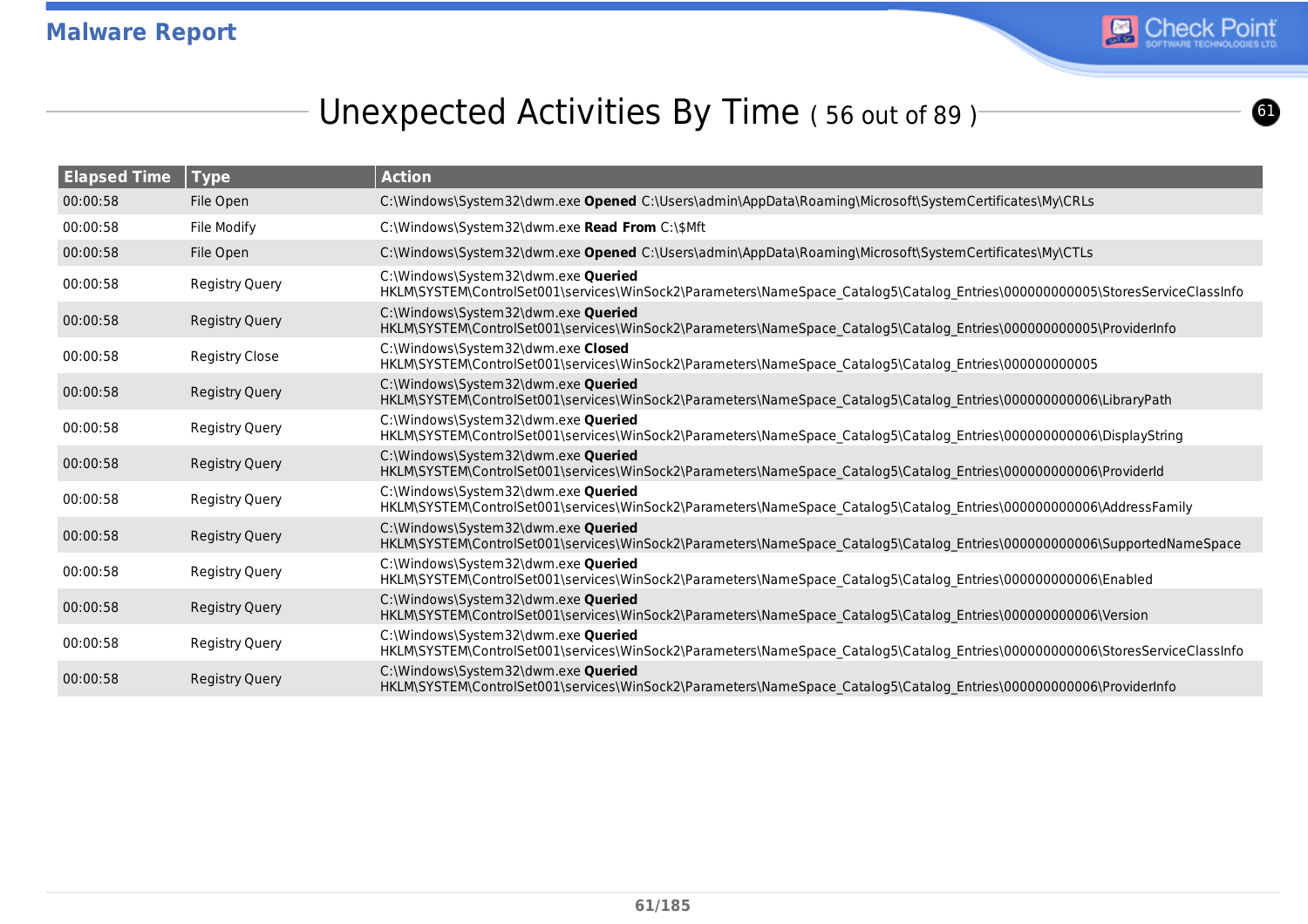# Unexpected Activities By Time ( 56 out of 89 )

| Elapsed Time | Type | Action |
|---|---|---|
| 00:00:58 | File Open | C:\Windows\System32\dwm.exe **Opened** C:\Users\admin\AppData\Roaming\Microsoft\SystemCertificates\My\CRLs |
| 00:00:58 | File Modify | C:\Windows\System32\dwm.exe **Read From** C:\$Mft |
| 00:00:58 | File Open | C:\Windows\System32\dwm.exe **Opened** C:\Users\admin\AppData\Roaming\Microsoft\SystemCertificates\My\CTLs |
| 00:00:58 | Registry Query | C:\Windows\System32\dwm.exe **Queried** HKLM\SYSTEM\ControlSet001\services\WinSock2\Parameters\NameSpace_Catalog5\Catalog_Entries\000000000005\StoresServiceClassInfo |
| 00:00:58 | Registry Query | C:\Windows\System32\dwm.exe **Queried** HKLM\SYSTEM\ControlSet001\services\WinSock2\Parameters\NameSpace_Catalog5\Catalog_Entries\000000000005\ProviderInfo |
| 00:00:58 | Registry Close | C:\Windows\System32\dwm.exe **Closed** HKLM\SYSTEM\ControlSet001\services\WinSock2\Parameters\NameSpace_Catalog5\Catalog_Entries\000000000005 |
| 00:00:58 | Registry Query | C:\Windows\System32\dwm.exe **Queried** HKLM\SYSTEM\ControlSet001\services\WinSock2\Parameters\NameSpace_Catalog5\Catalog_Entries\000000000006\LibraryPath |
| 00:00:58 | Registry Query | C:\Windows\System32\dwm.exe **Queried** HKLM\SYSTEM\ControlSet001\services\WinSock2\Parameters\NameSpace_Catalog5\Catalog_Entries\000000000006\DisplayString |
| 00:00:58 | Registry Query | C:\Windows\System32\dwm.exe **Queried** HKLM\SYSTEM\ControlSet001\services\WinSock2\Parameters\NameSpace_Catalog5\Catalog_Entries\000000000006\ProviderId |
| 00:00:58 | Registry Query | C:\Windows\System32\dwm.exe **Queried** HKLM\SYSTEM\ControlSet001\services\WinSock2\Parameters\NameSpace_Catalog5\Catalog_Entries\000000000006\AddressFamily |
| 00:00:58 | Registry Query | C:\Windows\System32\dwm.exe **Queried** HKLM\SYSTEM\ControlSet001\services\WinSock2\Parameters\NameSpace_Catalog5\Catalog_Entries\000000000006\SupportedNameSpace |
| 00:00:58 | Registry Query | C:\Windows\System32\dwm.exe **Queried** HKLM\SYSTEM\ControlSet001\services\WinSock2\Parameters\NameSpace_Catalog5\Catalog_Entries\000000000006\Enabled |
| 00:00:58 | Registry Query | C:\Windows\System32\dwm.exe **Queried** HKLM\SYSTEM\ControlSet001\services\WinSock2\Parameters\NameSpace_Catalog5\Catalog_Entries\000000000006\Version |
| 00:00:58 | Registry Query | C:\Windows\System32\dwm.exe **Queried** HKLM\SYSTEM\ControlSet001\services\WinSock2\Parameters\NameSpace_Catalog5\Catalog_Entries\000000000006\StoresServiceClassInfo |
| 00:00:58 | Registry Query | C:\Windows\System32\dwm.exe **Queried** HKLM\SYSTEM\ControlSet001\services\WinSock2\Parameters\NameSpace_Catalog5\Catalog_Entries\000000000006\ProviderInfo |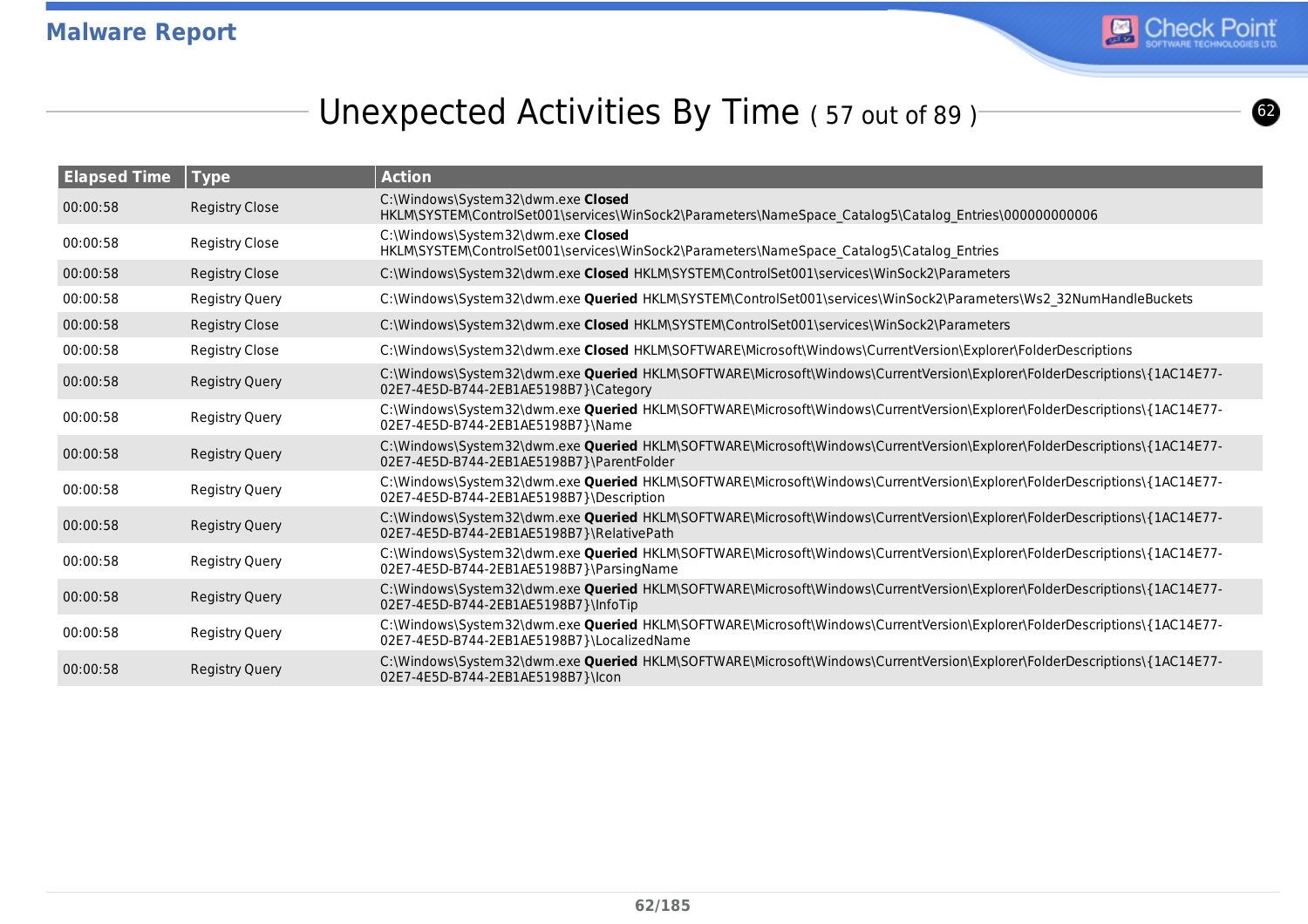# Unexpected Activities By Time ( 57 out of 89 )

| Elapsed Time | Type | Action |
|---|---|---|
| 00:00:58 | Registry Close | C:\Windows\System32\dwm.exe **Closed** HKLM\SYSTEM\ControlSet001\services\WinSock2\Parameters\NameSpace_Catalog5\Catalog_Entries\000000000006 |
| 00:00:58 | Registry Close | C:\Windows\System32\dwm.exe **Closed** HKLM\SYSTEM\ControlSet001\services\WinSock2\Parameters\NameSpace_Catalog5\Catalog_Entries |
| 00:00:58 | Registry Close | C:\Windows\System32\dwm.exe **Closed** HKLM\SYSTEM\ControlSet001\services\WinSock2\Parameters |
| 00:00:58 | Registry Query | C:\Windows\System32\dwm.exe **Queried** HKLM\SYSTEM\ControlSet001\services\WinSock2\Parameters\Ws2_32NumHandleBuckets |
| 00:00:58 | Registry Close | C:\Windows\System32\dwm.exe **Closed** HKLM\SYSTEM\ControlSet001\services\WinSock2\Parameters |
| 00:00:58 | Registry Close | C:\Windows\System32\dwm.exe **Closed** HKLM\SOFTWARE\Microsoft\Windows\CurrentVersion\Explorer\FolderDescriptions |
| 00:00:58 | Registry Query | C:\Windows\System32\dwm.exe **Queried** HKLM\SOFTWARE\Microsoft\Windows\CurrentVersion\Explorer\FolderDescriptions\{1AC14E77-02E7-4E5D-B744-2EB1AE5198B7}\Category |
| 00:00:58 | Registry Query | C:\Windows\System32\dwm.exe **Queried** HKLM\SOFTWARE\Microsoft\Windows\CurrentVersion\Explorer\FolderDescriptions\{1AC14E77-02E7-4E5D-B744-2EB1AE5198B7}\Name |
| 00:00:58 | Registry Query | C:\Windows\System32\dwm.exe **Queried** HKLM\SOFTWARE\Microsoft\Windows\CurrentVersion\Explorer\FolderDescriptions\{1AC14E77-02E7-4E5D-B744-2EB1AE5198B7}\ParentFolder |
| 00:00:58 | Registry Query | C:\Windows\System32\dwm.exe **Queried** HKLM\SOFTWARE\Microsoft\Windows\CurrentVersion\Explorer\FolderDescriptions\{1AC14E77-02E7-4E5D-B744-2EB1AE5198B7}\Description |
| 00:00:58 | Registry Query | C:\Windows\System32\dwm.exe **Queried** HKLM\SOFTWARE\Microsoft\Windows\CurrentVersion\Explorer\FolderDescriptions\{1AC14E77-02E7-4E5D-B744-2EB1AE5198B7}\RelativePath |
| 00:00:58 | Registry Query | C:\Windows\System32\dwm.exe **Queried** HKLM\SOFTWARE\Microsoft\Windows\CurrentVersion\Explorer\FolderDescriptions\{1AC14E77-02E7-4E5D-B744-2EB1AE5198B7}\ParsingName |
| 00:00:58 | Registry Query | C:\Windows\System32\dwm.exe **Queried** HKLM\SOFTWARE\Microsoft\Windows\CurrentVersion\Explorer\FolderDescriptions\{1AC14E77-02E7-4E5D-B744-2EB1AE5198B7}\InfoTip |
| 00:00:58 | Registry Query | C:\Windows\System32\dwm.exe **Queried** HKLM\SOFTWARE\Microsoft\Windows\CurrentVersion\Explorer\FolderDescriptions\{1AC14E77-02E7-4E5D-B744-2EB1AE5198B7}\LocalizedName |
| 00:00:58 | Registry Query | C:\Windows\System32\dwm.exe **Queried** HKLM\SOFTWARE\Microsoft\Windows\CurrentVersion\Explorer\FolderDescriptions\{1AC14E77-02E7-4E5D-B744-2EB1AE5198B7}\Icon |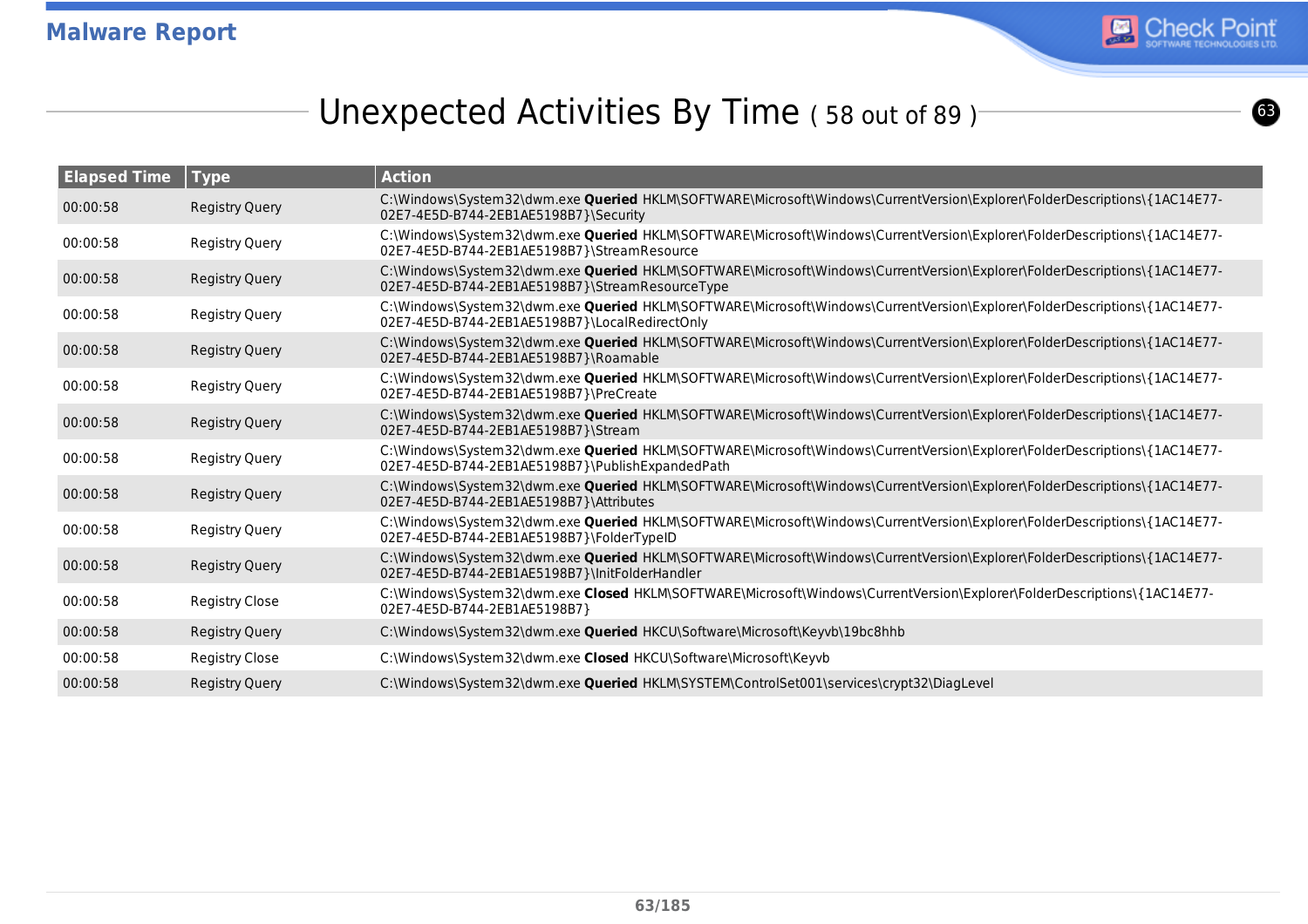## Unexpected Activities By Time ( 58 out of 89 )

| Elapsed Time | Type | Action |
|---|---|---|
| 00:00:58 | Registry Query | C:\Windows\System32\dwm.exe **Queried** HKLM\SOFTWARE\Microsoft\Windows\CurrentVersion\Explorer\FolderDescriptions\{1AC14E77-02E7-4E5D-B744-2EB1AE5198B7}\Security |
| 00:00:58 | Registry Query | C:\Windows\System32\dwm.exe **Queried** HKLM\SOFTWARE\Microsoft\Windows\CurrentVersion\Explorer\FolderDescriptions\{1AC14E77-02E7-4E5D-B744-2EB1AE5198B7}\StreamResource |
| 00:00:58 | Registry Query | C:\Windows\System32\dwm.exe **Queried** HKLM\SOFTWARE\Microsoft\Windows\CurrentVersion\Explorer\FolderDescriptions\{1AC14E77-02E7-4E5D-B744-2EB1AE5198B7}\StreamResourceType |
| 00:00:58 | Registry Query | C:\Windows\System32\dwm.exe **Queried** HKLM\SOFTWARE\Microsoft\Windows\CurrentVersion\Explorer\FolderDescriptions\{1AC14E77-02E7-4E5D-B744-2EB1AE5198B7}\LocalRedirectOnly |
| 00:00:58 | Registry Query | C:\Windows\System32\dwm.exe **Queried** HKLM\SOFTWARE\Microsoft\Windows\CurrentVersion\Explorer\FolderDescriptions\{1AC14E77-02E7-4E5D-B744-2EB1AE5198B7}\Roamable |
| 00:00:58 | Registry Query | C:\Windows\System32\dwm.exe **Queried** HKLM\SOFTWARE\Microsoft\Windows\CurrentVersion\Explorer\FolderDescriptions\{1AC14E77-02E7-4E5D-B744-2EB1AE5198B7}\PreCreate |
| 00:00:58 | Registry Query | C:\Windows\System32\dwm.exe **Queried** HKLM\SOFTWARE\Microsoft\Windows\CurrentVersion\Explorer\FolderDescriptions\{1AC14E77-02E7-4E5D-B744-2EB1AE5198B7}\Stream |
| 00:00:58 | Registry Query | C:\Windows\System32\dwm.exe **Queried** HKLM\SOFTWARE\Microsoft\Windows\CurrentVersion\Explorer\FolderDescriptions\{1AC14E77-02E7-4E5D-B744-2EB1AE5198B7}\PublishExpandedPath |
| 00:00:58 | Registry Query | C:\Windows\System32\dwm.exe **Queried** HKLM\SOFTWARE\Microsoft\Windows\CurrentVersion\Explorer\FolderDescriptions\{1AC14E77-02E7-4E5D-B744-2EB1AE5198B7}\Attributes |
| 00:00:58 | Registry Query | C:\Windows\System32\dwm.exe **Queried** HKLM\SOFTWARE\Microsoft\Windows\CurrentVersion\Explorer\FolderDescriptions\{1AC14E77-02E7-4E5D-B744-2EB1AE5198B7}\FolderTypeID |
| 00:00:58 | Registry Query | C:\Windows\System32\dwm.exe **Queried** HKLM\SOFTWARE\Microsoft\Windows\CurrentVersion\Explorer\FolderDescriptions\{1AC14E77-02E7-4E5D-B744-2EB1AE5198B7}\InitFolderHandler |
| 00:00:58 | Registry Close | C:\Windows\System32\dwm.exe **Closed** HKLM\SOFTWARE\Microsoft\Windows\CurrentVersion\Explorer\FolderDescriptions\{1AC14E77-02E7-4E5D-B744-2EB1AE5198B7} |
| 00:00:58 | Registry Query | C:\Windows\System32\dwm.exe **Queried** HKCU\Software\Microsoft\Keyvb\19bc8hhb |
| 00:00:58 | Registry Close | C:\Windows\System32\dwm.exe **Closed** HKCU\Software\Microsoft\Keyvb |
| 00:00:58 | Registry Query | C:\Windows\System32\dwm.exe **Queried** HKLM\SYSTEM\ControlSet001\services\crypt32\DiagLevel |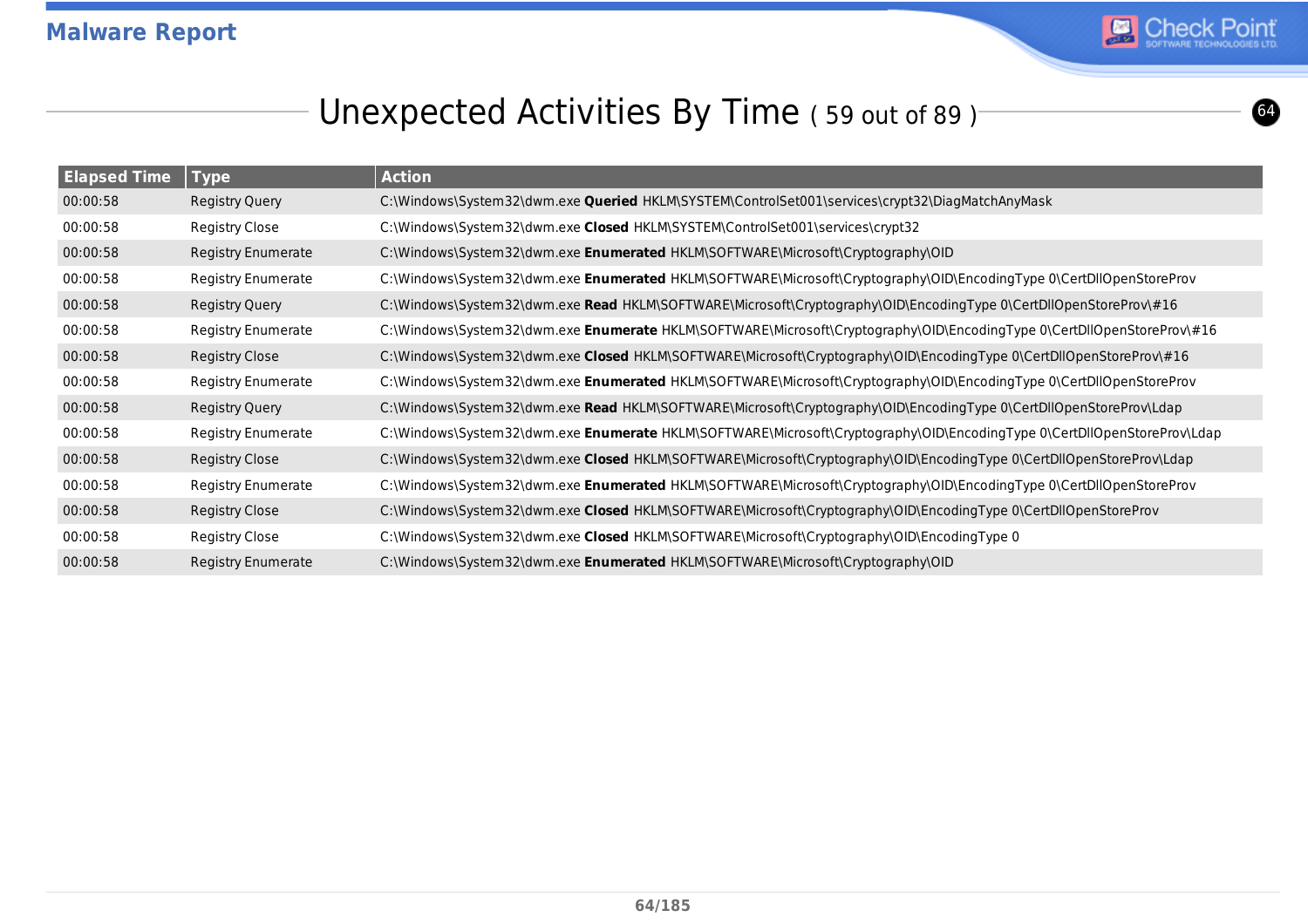## Unexpected Activities By Time ( 59 out of 89 )

| Elapsed Time | Type | Action |
|---|---|---|
| 00:00:58 | Registry Query | C:\Windows\System32\dwm.exe **Queried** HKLM\SYSTEM\ControlSet001\services\crypt32\DiagMatchAnyMask |
| 00:00:58 | Registry Close | C:\Windows\System32\dwm.exe **Closed** HKLM\SYSTEM\ControlSet001\services\crypt32 |
| 00:00:58 | Registry Enumerate | C:\Windows\System32\dwm.exe **Enumerated** HKLM\SOFTWARE\Microsoft\Cryptography\OID |
| 00:00:58 | Registry Enumerate | C:\Windows\System32\dwm.exe **Enumerated** HKLM\SOFTWARE\Microsoft\Cryptography\OID\EncodingType 0\CertDllOpenStoreProv |
| 00:00:58 | Registry Query | C:\Windows\System32\dwm.exe **Read** HKLM\SOFTWARE\Microsoft\Cryptography\OID\EncodingType 0\CertDllOpenStoreProv\#16 |
| 00:00:58 | Registry Enumerate | C:\Windows\System32\dwm.exe **Enumerate** HKLM\SOFTWARE\Microsoft\Cryptography\OID\EncodingType 0\CertDllOpenStoreProv\#16 |
| 00:00:58 | Registry Close | C:\Windows\System32\dwm.exe **Closed** HKLM\SOFTWARE\Microsoft\Cryptography\OID\EncodingType 0\CertDllOpenStoreProv\#16 |
| 00:00:58 | Registry Enumerate | C:\Windows\System32\dwm.exe **Enumerated** HKLM\SOFTWARE\Microsoft\Cryptography\OID\EncodingType 0\CertDllOpenStoreProv |
| 00:00:58 | Registry Query | C:\Windows\System32\dwm.exe **Read** HKLM\SOFTWARE\Microsoft\Cryptography\OID\EncodingType 0\CertDllOpenStoreProv\Ldap |
| 00:00:58 | Registry Enumerate | C:\Windows\System32\dwm.exe **Enumerate** HKLM\SOFTWARE\Microsoft\Cryptography\OID\EncodingType 0\CertDllOpenStoreProv\Ldap |
| 00:00:58 | Registry Close | C:\Windows\System32\dwm.exe **Closed** HKLM\SOFTWARE\Microsoft\Cryptography\OID\EncodingType 0\CertDllOpenStoreProv\Ldap |
| 00:00:58 | Registry Enumerate | C:\Windows\System32\dwm.exe **Enumerated** HKLM\SOFTWARE\Microsoft\Cryptography\OID\EncodingType 0\CertDllOpenStoreProv |
| 00:00:58 | Registry Close | C:\Windows\System32\dwm.exe **Closed** HKLM\SOFTWARE\Microsoft\Cryptography\OID\EncodingType 0\CertDllOpenStoreProv |
| 00:00:58 | Registry Close | C:\Windows\System32\dwm.exe **Closed** HKLM\SOFTWARE\Microsoft\Cryptography\OID\EncodingType 0 |
| 00:00:58 | Registry Enumerate | C:\Windows\System32\dwm.exe **Enumerated** HKLM\SOFTWARE\Microsoft\Cryptography\OID |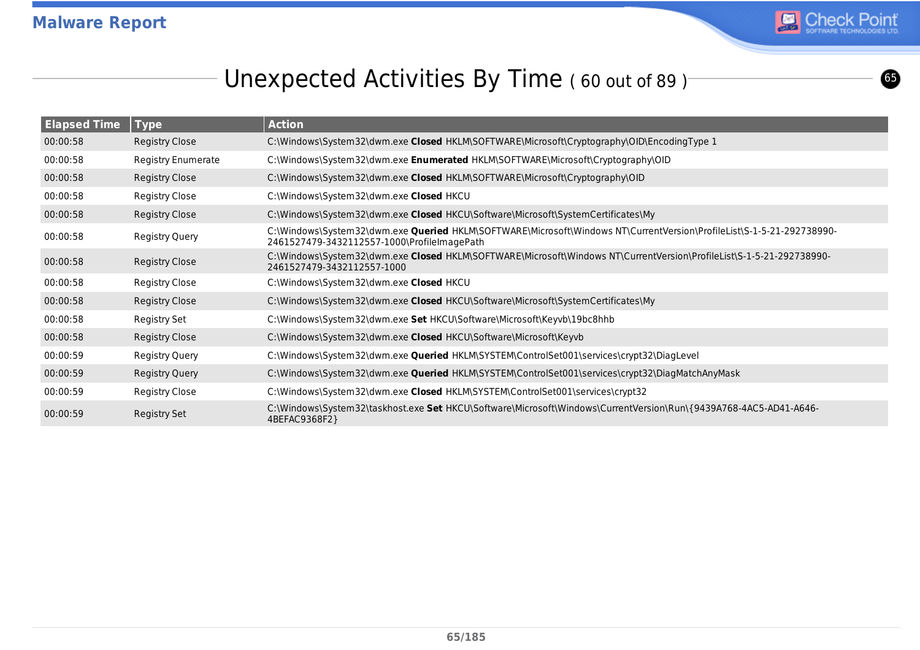## Unexpected Activities By Time ( 60 out of 89 )

| Elapsed Time | Type | Action |
|---|---|---|
| 00:00:58 | Registry Close | C:\Windows\System32\dwm.exe **Closed** HKLM\SOFTWARE\Microsoft\Cryptography\OID\EncodingType 1 |
| 00:00:58 | Registry Enumerate | C:\Windows\System32\dwm.exe **Enumerated** HKLM\SOFTWARE\Microsoft\Cryptography\OID |
| 00:00:58 | Registry Close | C:\Windows\System32\dwm.exe **Closed** HKLM\SOFTWARE\Microsoft\Cryptography\OID |
| 00:00:58 | Registry Close | C:\Windows\System32\dwm.exe **Closed** HKCU |
| 00:00:58 | Registry Close | C:\Windows\System32\dwm.exe **Closed** HKCU\Software\Microsoft\SystemCertificates\My |
| 00:00:58 | Registry Query | C:\Windows\System32\dwm.exe **Queried** HKLM\SOFTWARE\Microsoft\Windows NT\CurrentVersion\ProfileList\S-1-5-21-292738990-2461527479-3432112557-1000\ProfileImagePath |
| 00:00:58 | Registry Close | C:\Windows\System32\dwm.exe **Closed** HKLM\SOFTWARE\Microsoft\Windows NT\CurrentVersion\ProfileList\S-1-5-21-292738990-2461527479-3432112557-1000 |
| 00:00:58 | Registry Close | C:\Windows\System32\dwm.exe **Closed** HKCU |
| 00:00:58 | Registry Close | C:\Windows\System32\dwm.exe **Closed** HKCU\Software\Microsoft\SystemCertificates\My |
| 00:00:58 | Registry Set | C:\Windows\System32\dwm.exe **Set** HKCU\Software\Microsoft\Keyvb\19bc8hhb |
| 00:00:58 | Registry Close | C:\Windows\System32\dwm.exe **Closed** HKCU\Software\Microsoft\Keyvb |
| 00:00:59 | Registry Query | C:\Windows\System32\dwm.exe **Queried** HKLM\SYSTEM\ControlSet001\services\crypt32\DiagLevel |
| 00:00:59 | Registry Query | C:\Windows\System32\dwm.exe **Queried** HKLM\SYSTEM\ControlSet001\services\crypt32\DiagMatchAnyMask |
| 00:00:59 | Registry Close | C:\Windows\System32\dwm.exe **Closed** HKLM\SYSTEM\ControlSet001\services\crypt32 |
| 00:00:59 | Registry Set | C:\Windows\System32\taskhost.exe **Set** HKCU\Software\Microsoft\Windows\CurrentVersion\Run\{9439A768-4AC5-AD41-A646-4BEFAC9368F2} |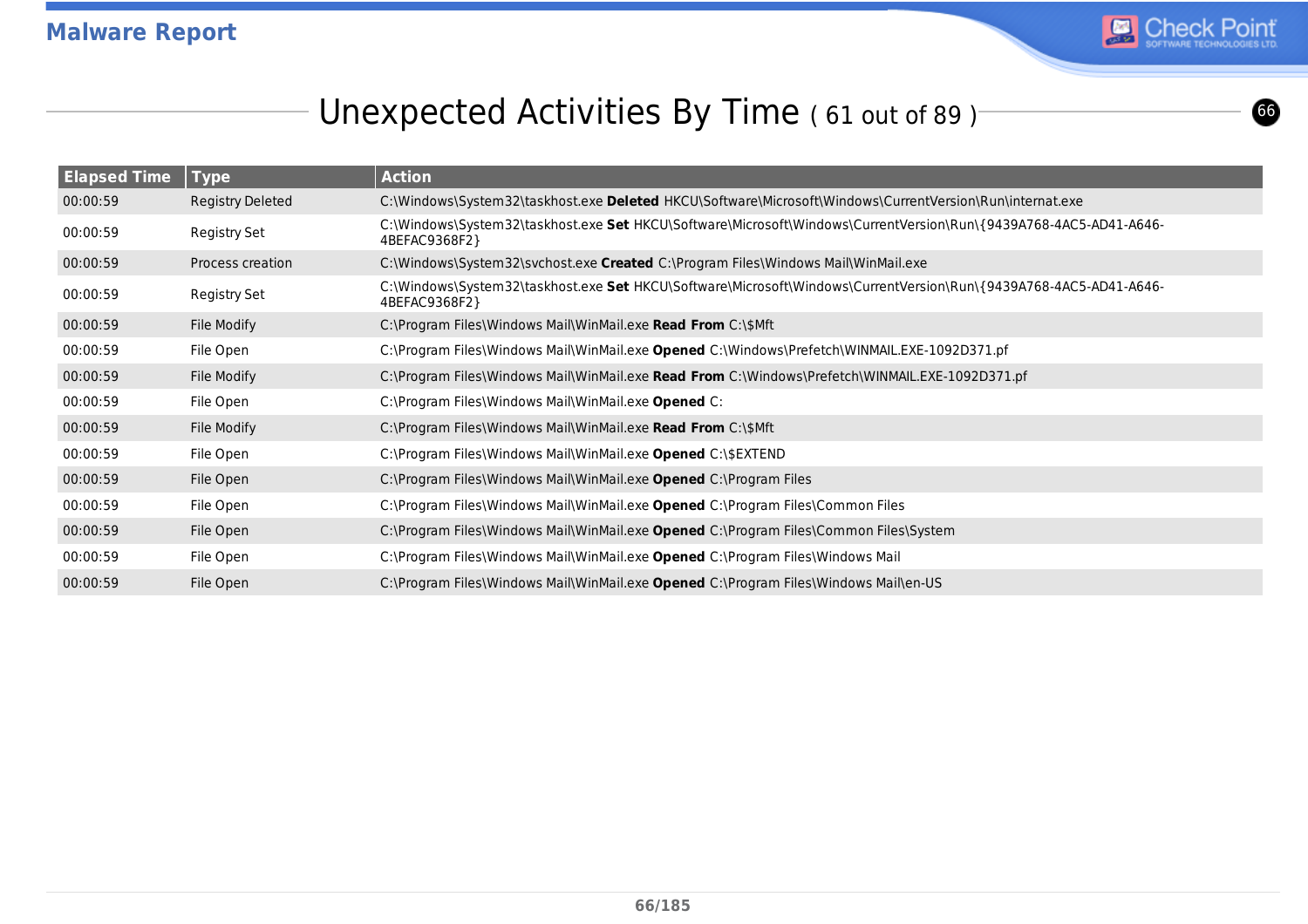## Unexpected Activities By Time ( 61 out of 89 )

| Elapsed Time | Type | Action |
|---|---|---|
| 00:00:59 | Registry Deleted | C:\Windows\System32\taskhost.exe **Deleted** HKCU\Software\Microsoft\Windows\CurrentVersion\Run\internat.exe |
| 00:00:59 | Registry Set | C:\Windows\System32\taskhost.exe **Set** HKCU\Software\Microsoft\Windows\CurrentVersion\Run\{9439A768-4AC5-AD41-A646-4BEFAC9368F2} |
| 00:00:59 | Process creation | C:\Windows\System32\svchost.exe **Created** C:\Program Files\Windows Mail\WinMail.exe |
| 00:00:59 | Registry Set | C:\Windows\System32\taskhost.exe **Set** HKCU\Software\Microsoft\Windows\CurrentVersion\Run\{9439A768-4AC5-AD41-A646-4BEFAC9368F2} |
| 00:00:59 | File Modify | C:\Program Files\Windows Mail\WinMail.exe **Read From** C:\$Mft |
| 00:00:59 | File Open | C:\Program Files\Windows Mail\WinMail.exe **Opened** C:\Windows\Prefetch\WINMAIL.EXE-1092D371.pf |
| 00:00:59 | File Modify | C:\Program Files\Windows Mail\WinMail.exe **Read From** C:\Windows\Prefetch\WINMAIL.EXE-1092D371.pf |
| 00:00:59 | File Open | C:\Program Files\Windows Mail\WinMail.exe **Opened** C: |
| 00:00:59 | File Modify | C:\Program Files\Windows Mail\WinMail.exe **Read From** C:\$Mft |
| 00:00:59 | File Open | C:\Program Files\Windows Mail\WinMail.exe **Opened** C:\$EXTEND |
| 00:00:59 | File Open | C:\Program Files\Windows Mail\WinMail.exe **Opened** C:\Program Files |
| 00:00:59 | File Open | C:\Program Files\Windows Mail\WinMail.exe **Opened** C:\Program Files\Common Files |
| 00:00:59 | File Open | C:\Program Files\Windows Mail\WinMail.exe **Opened** C:\Program Files\Common Files\System |
| 00:00:59 | File Open | C:\Program Files\Windows Mail\WinMail.exe **Opened** C:\Program Files\Windows Mail |
| 00:00:59 | File Open | C:\Program Files\Windows Mail\WinMail.exe **Opened** C:\Program Files\Windows Mail\en-US |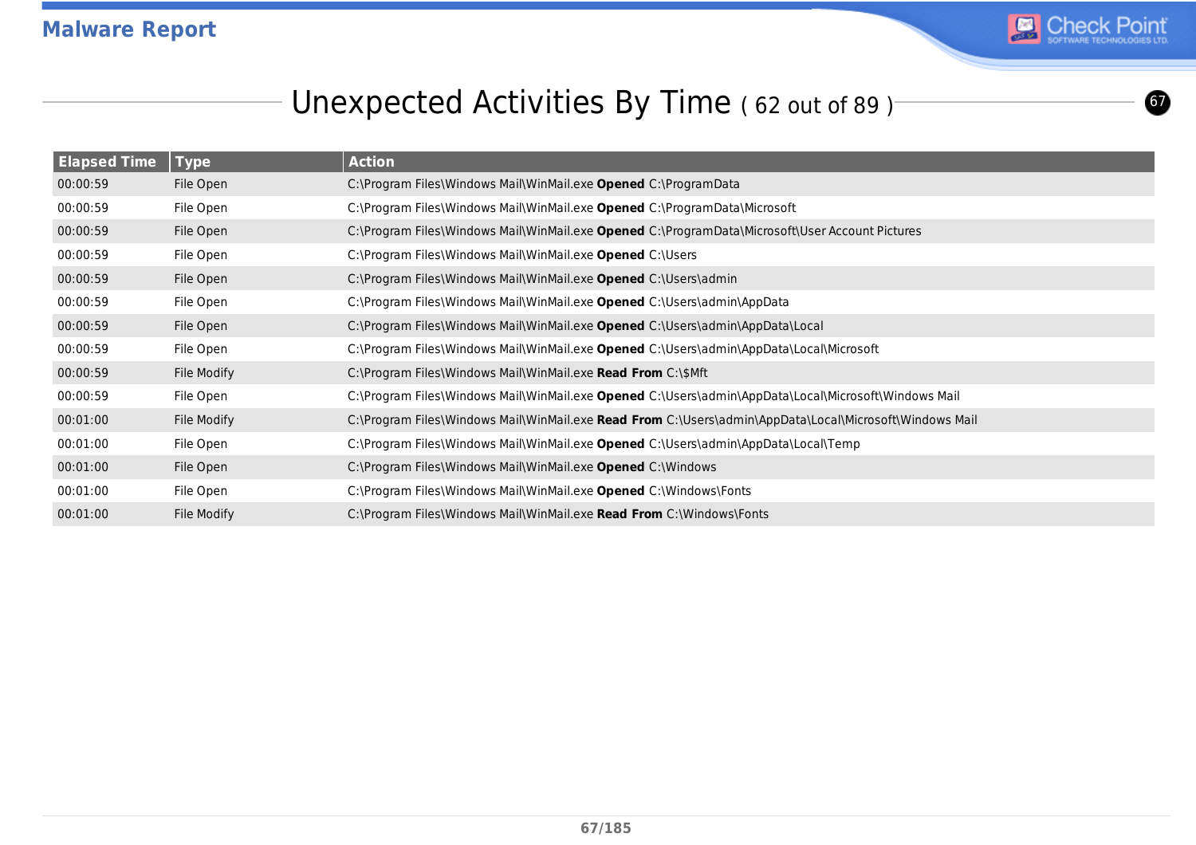## Unexpected Activities By Time ( 62 out of 89 )

| Elapsed Time | Type | Action |
|---|---|---|
| 00:00:59 | File Open | C:\Program Files\Windows Mail\WinMail.exe **Opened** C:\ProgramData |
| 00:00:59 | File Open | C:\Program Files\Windows Mail\WinMail.exe **Opened** C:\ProgramData\Microsoft |
| 00:00:59 | File Open | C:\Program Files\Windows Mail\WinMail.exe **Opened** C:\ProgramData\Microsoft\User Account Pictures |
| 00:00:59 | File Open | C:\Program Files\Windows Mail\WinMail.exe **Opened** C:\Users |
| 00:00:59 | File Open | C:\Program Files\Windows Mail\WinMail.exe **Opened** C:\Users\admin |
| 00:00:59 | File Open | C:\Program Files\Windows Mail\WinMail.exe **Opened** C:\Users\admin\AppData |
| 00:00:59 | File Open | C:\Program Files\Windows Mail\WinMail.exe **Opened** C:\Users\admin\AppData\Local |
| 00:00:59 | File Open | C:\Program Files\Windows Mail\WinMail.exe **Opened** C:\Users\admin\AppData\Local\Microsoft |
| 00:00:59 | File Modify | C:\Program Files\Windows Mail\WinMail.exe **Read From** C:\$Mft |
| 00:00:59 | File Open | C:\Program Files\Windows Mail\WinMail.exe **Opened** C:\Users\admin\AppData\Local\Microsoft\Windows Mail |
| 00:01:00 | File Modify | C:\Program Files\Windows Mail\WinMail.exe **Read From** C:\Users\admin\AppData\Local\Microsoft\Windows Mail |
| 00:01:00 | File Open | C:\Program Files\Windows Mail\WinMail.exe **Opened** C:\Users\admin\AppData\Local\Temp |
| 00:01:00 | File Open | C:\Program Files\Windows Mail\WinMail.exe **Opened** C:\Windows |
| 00:01:00 | File Open | C:\Program Files\Windows Mail\WinMail.exe **Opened** C:\Windows\Fonts |
| 00:01:00 | File Modify | C:\Program Files\Windows Mail\WinMail.exe **Read From** C:\Windows\Fonts |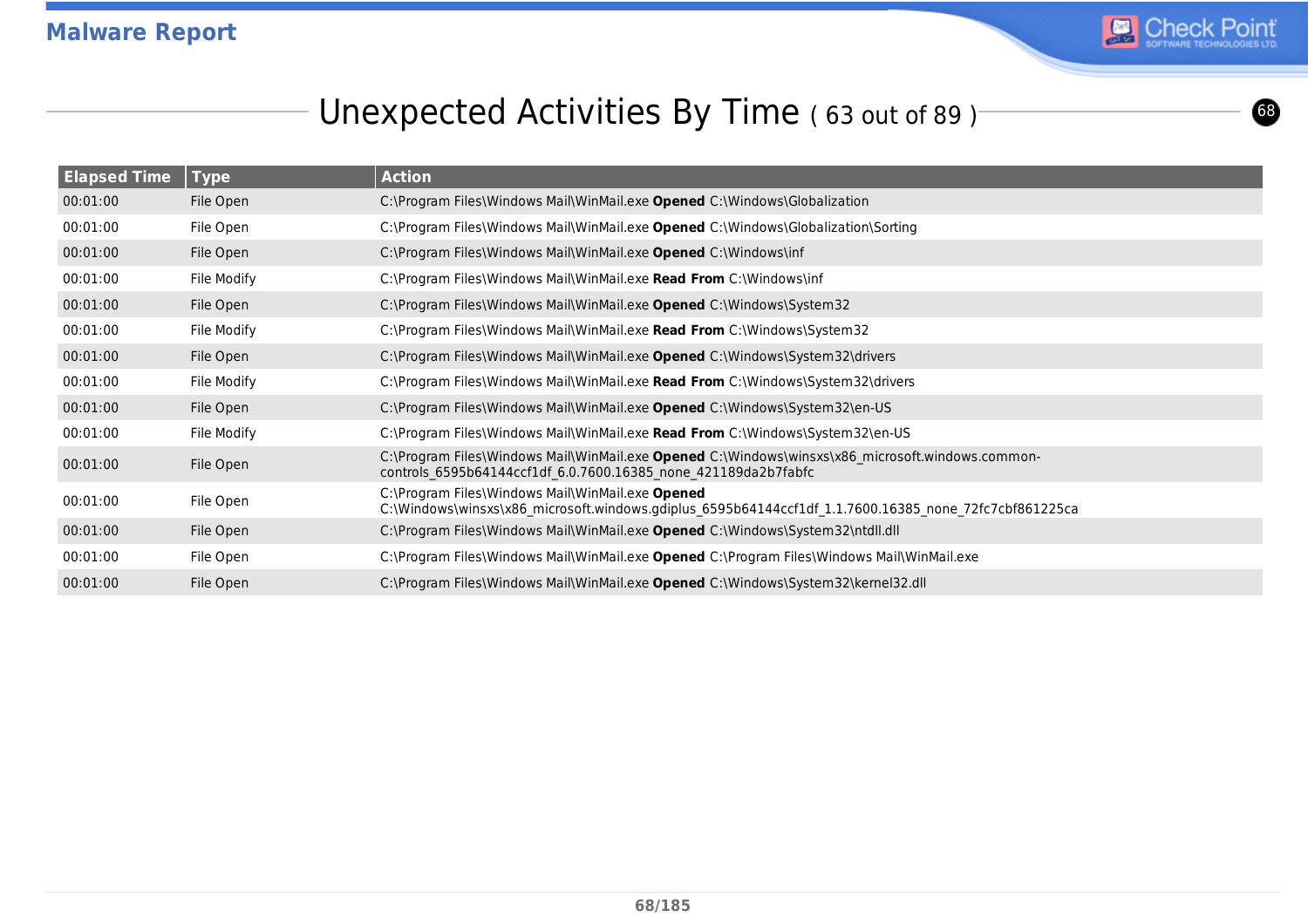## Unexpected Activities By Time ( 63 out of 89 )

| Elapsed Time | Type | Action |
|---|---|---|
| 00:01:00 | File Open | C:\Program Files\Windows Mail\WinMail.exe **Opened** C:\Windows\Globalization |
| 00:01:00 | File Open | C:\Program Files\Windows Mail\WinMail.exe **Opened** C:\Windows\Globalization\Sorting |
| 00:01:00 | File Open | C:\Program Files\Windows Mail\WinMail.exe **Opened** C:\Windows\inf |
| 00:01:00 | File Modify | C:\Program Files\Windows Mail\WinMail.exe **Read From** C:\Windows\inf |
| 00:01:00 | File Open | C:\Program Files\Windows Mail\WinMail.exe **Opened** C:\Windows\System32 |
| 00:01:00 | File Modify | C:\Program Files\Windows Mail\WinMail.exe **Read From** C:\Windows\System32 |
| 00:01:00 | File Open | C:\Program Files\Windows Mail\WinMail.exe **Opened** C:\Windows\System32\drivers |
| 00:01:00 | File Modify | C:\Program Files\Windows Mail\WinMail.exe **Read From** C:\Windows\System32\drivers |
| 00:01:00 | File Open | C:\Program Files\Windows Mail\WinMail.exe **Opened** C:\Windows\System32\en-US |
| 00:01:00 | File Modify | C:\Program Files\Windows Mail\WinMail.exe **Read From** C:\Windows\System32\en-US |
| 00:01:00 | File Open | C:\Program Files\Windows Mail\WinMail.exe **Opened** C:\Windows\winsxs\x86_microsoft.windows.common-controls_6595b64144ccf1df_6.0.7600.16385_none_421189da2b7fabfc |
| 00:01:00 | File Open | C:\Program Files\Windows Mail\WinMail.exe **Opened** C:\Windows\winsxs\x86_microsoft.windows.gdiplus_6595b64144ccf1df_1.1.7600.16385_none_72fc7cbf861225ca |
| 00:01:00 | File Open | C:\Program Files\Windows Mail\WinMail.exe **Opened** C:\Windows\System32\ntdll.dll |
| 00:01:00 | File Open | C:\Program Files\Windows Mail\WinMail.exe **Opened** C:\Program Files\Windows Mail\WinMail.exe |
| 00:01:00 | File Open | C:\Program Files\Windows Mail\WinMail.exe **Opened** C:\Windows\System32\kernel32.dll |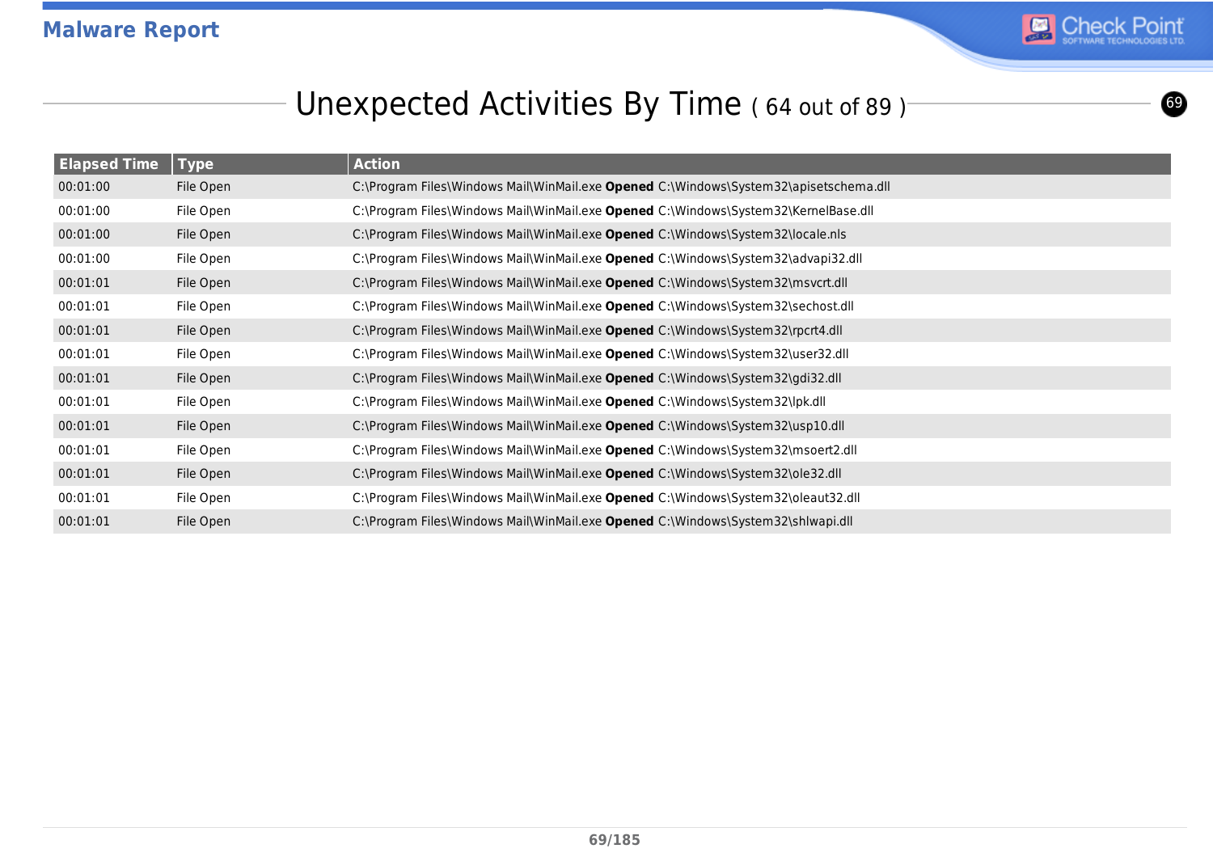## Unexpected Activities By Time ( 64 out of 89 )

| Elapsed Time | Type | Action |
|---|---|---|
| 00:01:00 | File Open | C:\Program Files\Windows Mail\WinMail.exe **Opened** C:\Windows\System32\apisetschema.dll |
| 00:01:00 | File Open | C:\Program Files\Windows Mail\WinMail.exe **Opened** C:\Windows\System32\KernelBase.dll |
| 00:01:00 | File Open | C:\Program Files\Windows Mail\WinMail.exe **Opened** C:\Windows\System32\locale.nls |
| 00:01:00 | File Open | C:\Program Files\Windows Mail\WinMail.exe **Opened** C:\Windows\System32\advapi32.dll |
| 00:01:01 | File Open | C:\Program Files\Windows Mail\WinMail.exe **Opened** C:\Windows\System32\msvcrt.dll |
| 00:01:01 | File Open | C:\Program Files\Windows Mail\WinMail.exe **Opened** C:\Windows\System32\sechost.dll |
| 00:01:01 | File Open | C:\Program Files\Windows Mail\WinMail.exe **Opened** C:\Windows\System32\rpcrt4.dll |
| 00:01:01 | File Open | C:\Program Files\Windows Mail\WinMail.exe **Opened** C:\Windows\System32\user32.dll |
| 00:01:01 | File Open | C:\Program Files\Windows Mail\WinMail.exe **Opened** C:\Windows\System32\gdi32.dll |
| 00:01:01 | File Open | C:\Program Files\Windows Mail\WinMail.exe **Opened** C:\Windows\System32\lpk.dll |
| 00:01:01 | File Open | C:\Program Files\Windows Mail\WinMail.exe **Opened** C:\Windows\System32\usp10.dll |
| 00:01:01 | File Open | C:\Program Files\Windows Mail\WinMail.exe **Opened** C:\Windows\System32\msoert2.dll |
| 00:01:01 | File Open | C:\Program Files\Windows Mail\WinMail.exe **Opened** C:\Windows\System32\ole32.dll |
| 00:01:01 | File Open | C:\Program Files\Windows Mail\WinMail.exe **Opened** C:\Windows\System32\oleaut32.dll |
| 00:01:01 | File Open | C:\Program Files\Windows Mail\WinMail.exe **Opened** C:\Windows\System32\shlwapi.dll |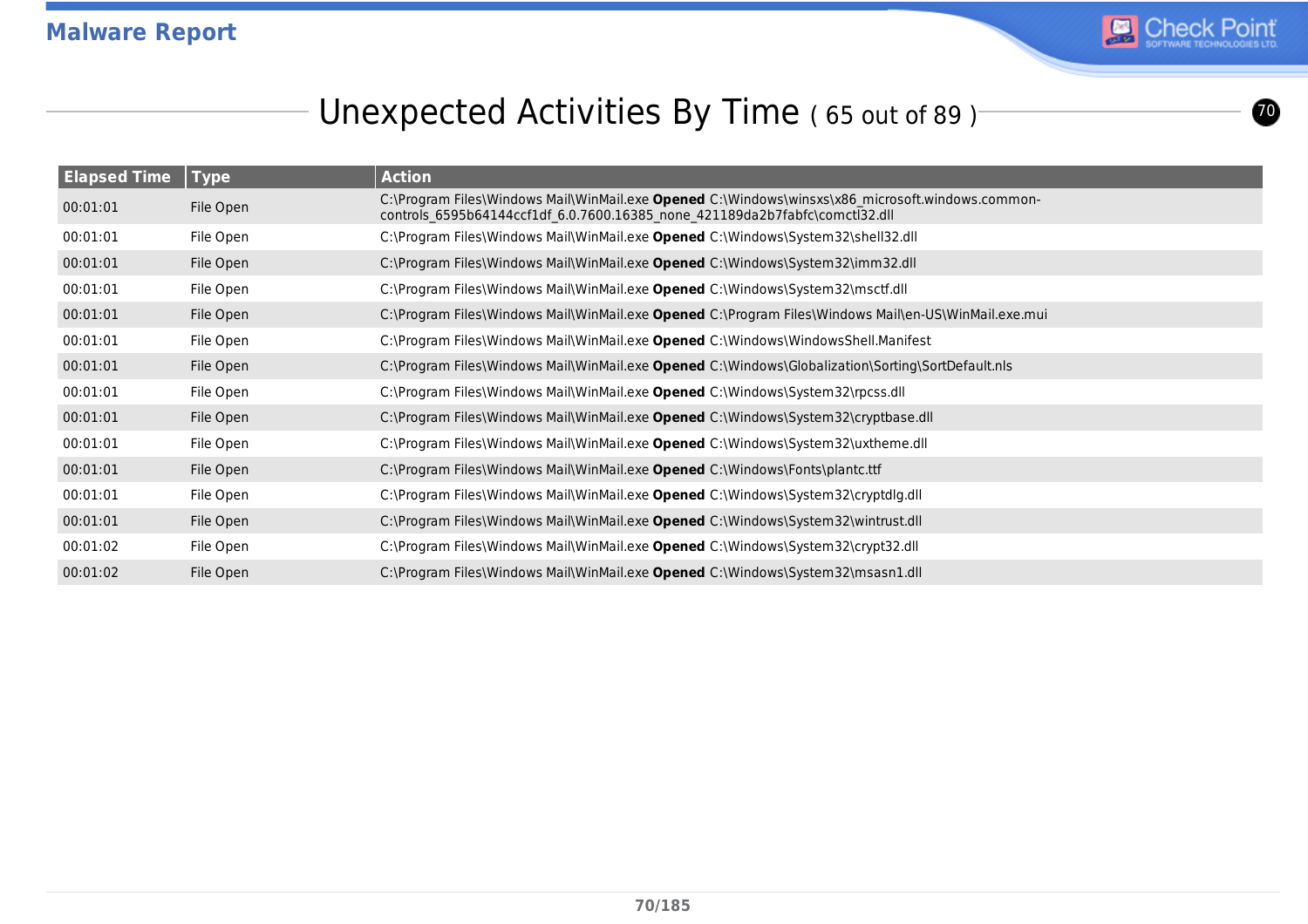## Unexpected Activities By Time ( 65 out of 89 )

| Elapsed Time | Type | Action |
|---|---|---|
| 00:01:01 | File Open | C:\Program Files\Windows Mail\WinMail.exe **Opened** C:\Windows\winsxs\x86_microsoft.windows.common-controls_6595b64144ccf1df_6.0.7600.16385_none_421189da2b7fabfc\comctl32.dll |
| 00:01:01 | File Open | C:\Program Files\Windows Mail\WinMail.exe **Opened** C:\Windows\System32\shell32.dll |
| 00:01:01 | File Open | C:\Program Files\Windows Mail\WinMail.exe **Opened** C:\Windows\System32\imm32.dll |
| 00:01:01 | File Open | C:\Program Files\Windows Mail\WinMail.exe **Opened** C:\Windows\System32\msctf.dll |
| 00:01:01 | File Open | C:\Program Files\Windows Mail\WinMail.exe **Opened** C:\Program Files\Windows Mail\en-US\WinMail.exe.mui |
| 00:01:01 | File Open | C:\Program Files\Windows Mail\WinMail.exe **Opened** C:\Windows\WindowsShell.Manifest |
| 00:01:01 | File Open | C:\Program Files\Windows Mail\WinMail.exe **Opened** C:\Windows\Globalization\Sorting\SortDefault.nls |
| 00:01:01 | File Open | C:\Program Files\Windows Mail\WinMail.exe **Opened** C:\Windows\System32\rpcss.dll |
| 00:01:01 | File Open | C:\Program Files\Windows Mail\WinMail.exe **Opened** C:\Windows\System32\cryptbase.dll |
| 00:01:01 | File Open | C:\Program Files\Windows Mail\WinMail.exe **Opened** C:\Windows\System32\uxtheme.dll |
| 00:01:01 | File Open | C:\Program Files\Windows Mail\WinMail.exe **Opened** C:\Windows\Fonts\plantc.ttf |
| 00:01:01 | File Open | C:\Program Files\Windows Mail\WinMail.exe **Opened** C:\Windows\System32\cryptdlg.dll |
| 00:01:01 | File Open | C:\Program Files\Windows Mail\WinMail.exe **Opened** C:\Windows\System32\wintrust.dll |
| 00:01:02 | File Open | C:\Program Files\Windows Mail\WinMail.exe **Opened** C:\Windows\System32\crypt32.dll |
| 00:01:02 | File Open | C:\Program Files\Windows Mail\WinMail.exe **Opened** C:\Windows\System32\msasn1.dll |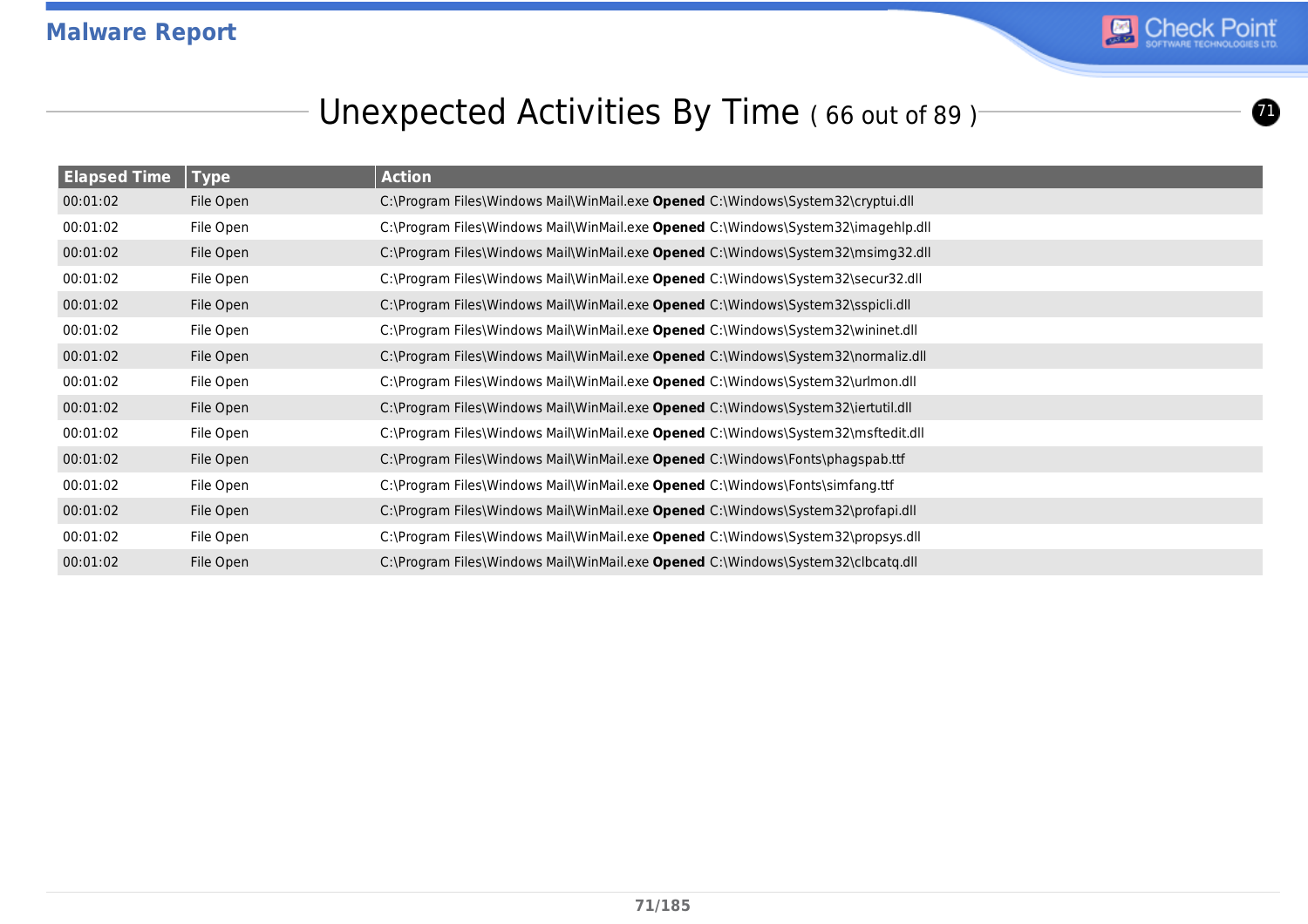# Unexpected Activities By Time ( 66 out of 89 )

| Elapsed Time | Type | Action |
|---|---|---|
| 00:01:02 | File Open | C:\Program Files\Windows Mail\WinMail.exe **Opened** C:\Windows\System32\cryptui.dll |
| 00:01:02 | File Open | C:\Program Files\Windows Mail\WinMail.exe **Opened** C:\Windows\System32\imagehlp.dll |
| 00:01:02 | File Open | C:\Program Files\Windows Mail\WinMail.exe **Opened** C:\Windows\System32\msimg32.dll |
| 00:01:02 | File Open | C:\Program Files\Windows Mail\WinMail.exe **Opened** C:\Windows\System32\secur32.dll |
| 00:01:02 | File Open | C:\Program Files\Windows Mail\WinMail.exe **Opened** C:\Windows\System32\sspicli.dll |
| 00:01:02 | File Open | C:\Program Files\Windows Mail\WinMail.exe **Opened** C:\Windows\System32\wininet.dll |
| 00:01:02 | File Open | C:\Program Files\Windows Mail\WinMail.exe **Opened** C:\Windows\System32\normaliz.dll |
| 00:01:02 | File Open | C:\Program Files\Windows Mail\WinMail.exe **Opened** C:\Windows\System32\urlmon.dll |
| 00:01:02 | File Open | C:\Program Files\Windows Mail\WinMail.exe **Opened** C:\Windows\System32\iertutil.dll |
| 00:01:02 | File Open | C:\Program Files\Windows Mail\WinMail.exe **Opened** C:\Windows\System32\msftedit.dll |
| 00:01:02 | File Open | C:\Program Files\Windows Mail\WinMail.exe **Opened** C:\Windows\Fonts\phagspab.ttf |
| 00:01:02 | File Open | C:\Program Files\Windows Mail\WinMail.exe **Opened** C:\Windows\Fonts\simfang.ttf |
| 00:01:02 | File Open | C:\Program Files\Windows Mail\WinMail.exe **Opened** C:\Windows\System32\profapi.dll |
| 00:01:02 | File Open | C:\Program Files\Windows Mail\WinMail.exe **Opened** C:\Windows\System32\propsys.dll |
| 00:01:02 | File Open | C:\Program Files\Windows Mail\WinMail.exe **Opened** C:\Windows\System32\clbcatq.dll |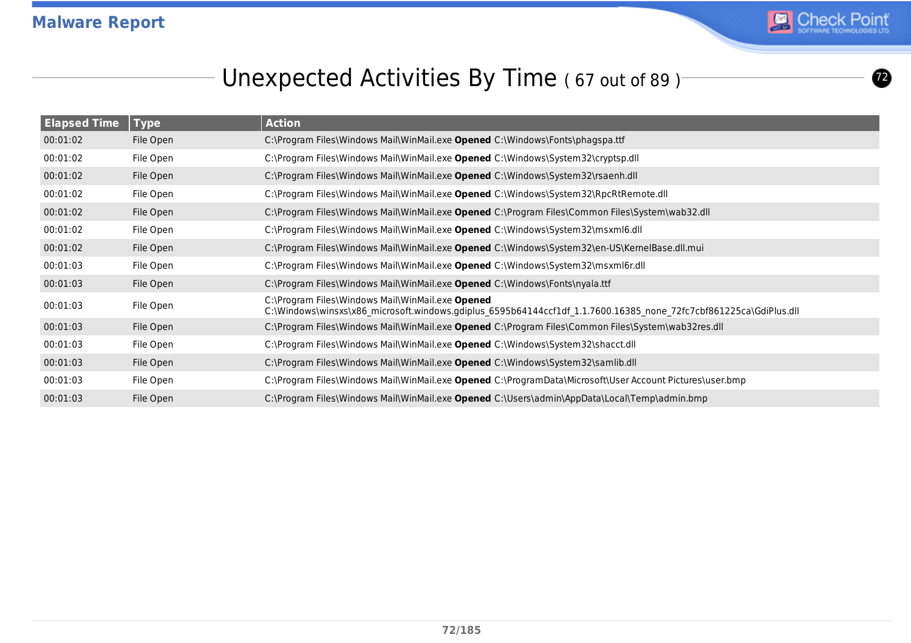## Unexpected Activities By Time ( 67 out of 89 )

| Elapsed Time | Type | Action |
|---|---|---|
| 00:01:02 | File Open | C:\Program Files\Windows Mail\WinMail.exe **Opened** C:\Windows\Fonts\phagspa.ttf |
| 00:01:02 | File Open | C:\Program Files\Windows Mail\WinMail.exe **Opened** C:\Windows\System32\cryptsp.dll |
| 00:01:02 | File Open | C:\Program Files\Windows Mail\WinMail.exe **Opened** C:\Windows\System32\rsaenh.dll |
| 00:01:02 | File Open | C:\Program Files\Windows Mail\WinMail.exe **Opened** C:\Windows\System32\RpcRtRemote.dll |
| 00:01:02 | File Open | C:\Program Files\Windows Mail\WinMail.exe **Opened** C:\Program Files\Common Files\System\wab32.dll |
| 00:01:02 | File Open | C:\Program Files\Windows Mail\WinMail.exe **Opened** C:\Windows\System32\msxml6.dll |
| 00:01:02 | File Open | C:\Program Files\Windows Mail\WinMail.exe **Opened** C:\Windows\System32\en-US\KernelBase.dll.mui |
| 00:01:03 | File Open | C:\Program Files\Windows Mail\WinMail.exe **Opened** C:\Windows\System32\msxml6r.dll |
| 00:01:03 | File Open | C:\Program Files\Windows Mail\WinMail.exe **Opened** C:\Windows\Fonts\nyala.ttf |
| 00:01:03 | File Open | C:\Program Files\Windows Mail\WinMail.exe **Opened** C:\Windows\winsxs\x86_microsoft.windows.gdiplus_6595b64144ccf1df_1.1.7600.16385_none_72fc7cbf861225ca\GdiPlus.dll |
| 00:01:03 | File Open | C:\Program Files\Windows Mail\WinMail.exe **Opened** C:\Program Files\Common Files\System\wab32res.dll |
| 00:01:03 | File Open | C:\Program Files\Windows Mail\WinMail.exe **Opened** C:\Windows\System32\shacct.dll |
| 00:01:03 | File Open | C:\Program Files\Windows Mail\WinMail.exe **Opened** C:\Windows\System32\samlib.dll |
| 00:01:03 | File Open | C:\Program Files\Windows Mail\WinMail.exe **Opened** C:\ProgramData\Microsoft\User Account Pictures\user.bmp |
| 00:01:03 | File Open | C:\Program Files\Windows Mail\WinMail.exe **Opened** C:\Users\admin\AppData\Local\Temp\admin.bmp |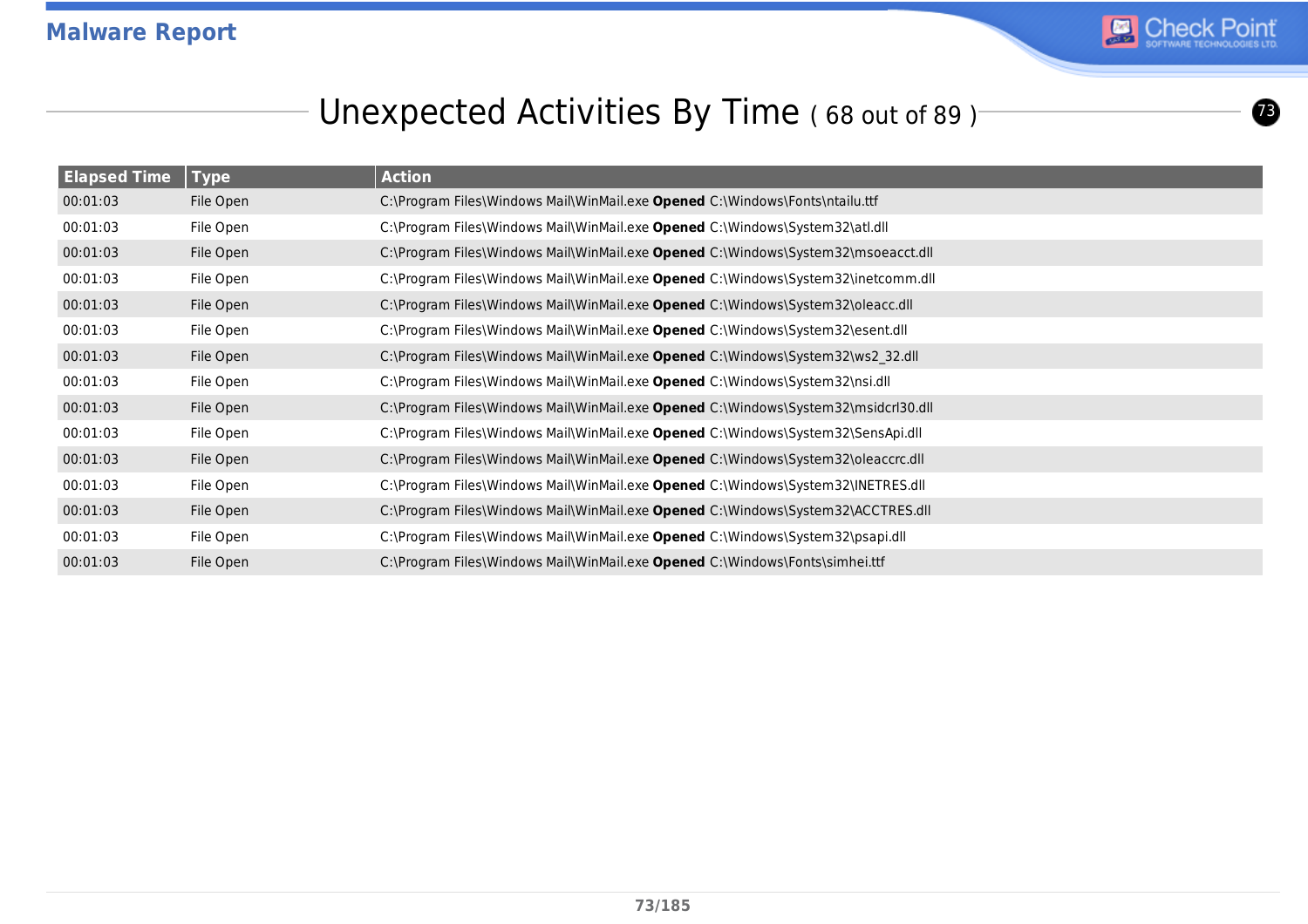## Unexpected Activities By Time ( 68 out of 89 )

| Elapsed Time | Type | Action |
|---|---|---|
| 00:01:03 | File Open | C:\Program Files\Windows Mail\WinMail.exe **Opened** C:\Windows\Fonts\ntailu.ttf |
| 00:01:03 | File Open | C:\Program Files\Windows Mail\WinMail.exe **Opened** C:\Windows\System32\atl.dll |
| 00:01:03 | File Open | C:\Program Files\Windows Mail\WinMail.exe **Opened** C:\Windows\System32\msoeacct.dll |
| 00:01:03 | File Open | C:\Program Files\Windows Mail\WinMail.exe **Opened** C:\Windows\System32\inetcomm.dll |
| 00:01:03 | File Open | C:\Program Files\Windows Mail\WinMail.exe **Opened** C:\Windows\System32\oleacc.dll |
| 00:01:03 | File Open | C:\Program Files\Windows Mail\WinMail.exe **Opened** C:\Windows\System32\esent.dll |
| 00:01:03 | File Open | C:\Program Files\Windows Mail\WinMail.exe **Opened** C:\Windows\System32\ws2_32.dll |
| 00:01:03 | File Open | C:\Program Files\Windows Mail\WinMail.exe **Opened** C:\Windows\System32\nsi.dll |
| 00:01:03 | File Open | C:\Program Files\Windows Mail\WinMail.exe **Opened** C:\Windows\System32\msidcrl30.dll |
| 00:01:03 | File Open | C:\Program Files\Windows Mail\WinMail.exe **Opened** C:\Windows\System32\SensApi.dll |
| 00:01:03 | File Open | C:\Program Files\Windows Mail\WinMail.exe **Opened** C:\Windows\System32\oleaccrc.dll |
| 00:01:03 | File Open | C:\Program Files\Windows Mail\WinMail.exe **Opened** C:\Windows\System32\INETRES.dll |
| 00:01:03 | File Open | C:\Program Files\Windows Mail\WinMail.exe **Opened** C:\Windows\System32\ACCTRES.dll |
| 00:01:03 | File Open | C:\Program Files\Windows Mail\WinMail.exe **Opened** C:\Windows\System32\psapi.dll |
| 00:01:03 | File Open | C:\Program Files\Windows Mail\WinMail.exe **Opened** C:\Windows\Fonts\simhei.ttf |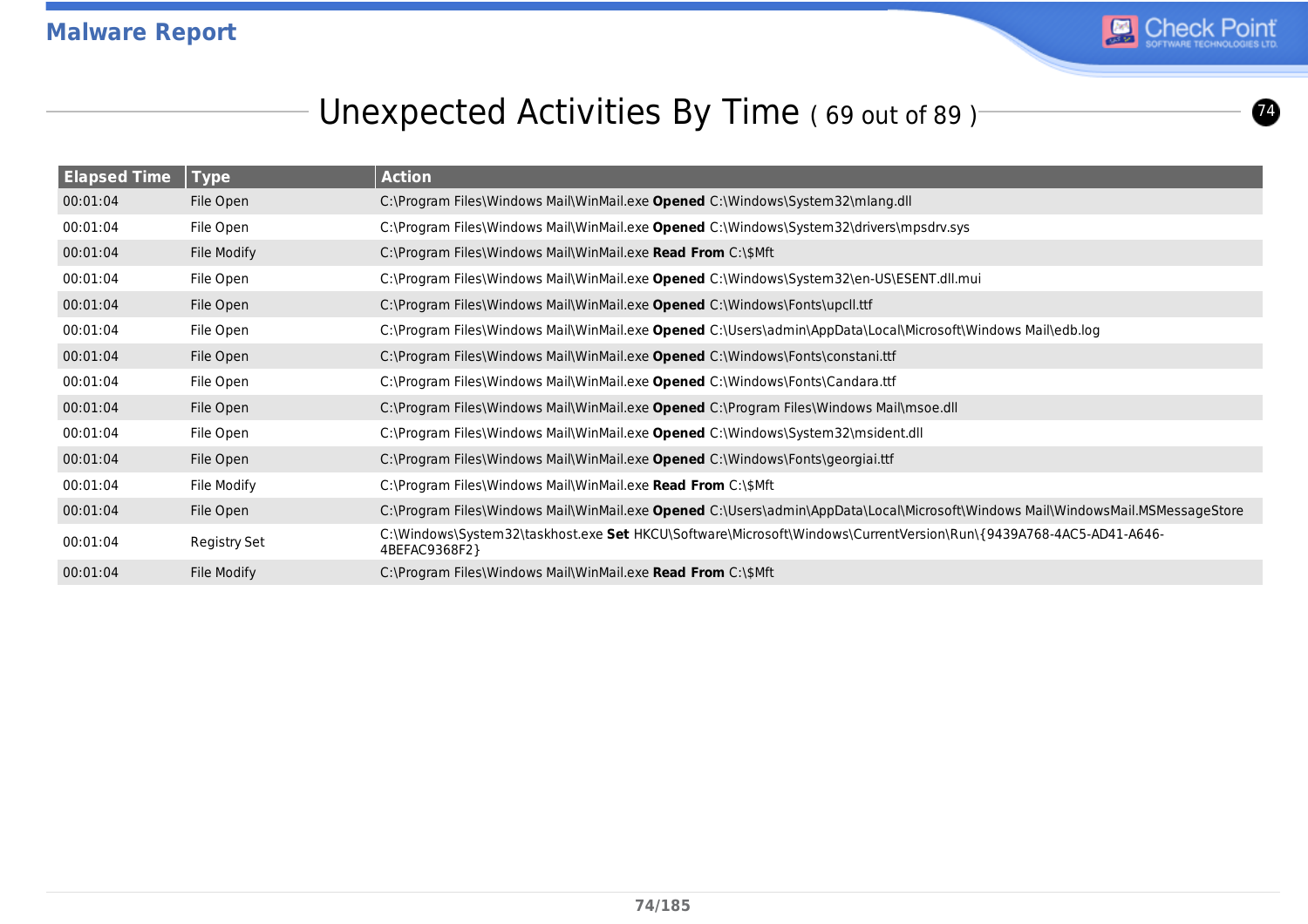## Unexpected Activities By Time ( 69 out of 89 )

| Elapsed Time | Type | Action |
|---|---|---|
| 00:01:04 | File Open | C:\Program Files\Windows Mail\WinMail.exe **Opened** C:\Windows\System32\mlang.dll |
| 00:01:04 | File Open | C:\Program Files\Windows Mail\WinMail.exe **Opened** C:\Windows\System32\drivers\mpsdrv.sys |
| 00:01:04 | File Modify | C:\Program Files\Windows Mail\WinMail.exe **Read From** C:\$Mft |
| 00:01:04 | File Open | C:\Program Files\Windows Mail\WinMail.exe **Opened** C:\Windows\System32\en-US\ESENT.dll.mui |
| 00:01:04 | File Open | C:\Program Files\Windows Mail\WinMail.exe **Opened** C:\Windows\Fonts\upcll.ttf |
| 00:01:04 | File Open | C:\Program Files\Windows Mail\WinMail.exe **Opened** C:\Users\admin\AppData\Local\Microsoft\Windows Mail\edb.log |
| 00:01:04 | File Open | C:\Program Files\Windows Mail\WinMail.exe **Opened** C:\Windows\Fonts\constani.ttf |
| 00:01:04 | File Open | C:\Program Files\Windows Mail\WinMail.exe **Opened** C:\Windows\Fonts\Candara.ttf |
| 00:01:04 | File Open | C:\Program Files\Windows Mail\WinMail.exe **Opened** C:\Program Files\Windows Mail\msoe.dll |
| 00:01:04 | File Open | C:\Program Files\Windows Mail\WinMail.exe **Opened** C:\Windows\System32\msident.dll |
| 00:01:04 | File Open | C:\Program Files\Windows Mail\WinMail.exe **Opened** C:\Windows\Fonts\georgiai.ttf |
| 00:01:04 | File Modify | C:\Program Files\Windows Mail\WinMail.exe **Read From** C:\$Mft |
| 00:01:04 | File Open | C:\Program Files\Windows Mail\WinMail.exe **Opened** C:\Users\admin\AppData\Local\Microsoft\Windows Mail\WindowsMail.MSMessageStore |
| 00:01:04 | Registry Set | C:\Windows\System32\taskhost.exe **Set** HKCU\Software\Microsoft\Windows\CurrentVersion\Run\{9439A768-4AC5-AD41-A646-4BEFAC9368F2} |
| 00:01:04 | File Modify | C:\Program Files\Windows Mail\WinMail.exe **Read From** C:\$Mft |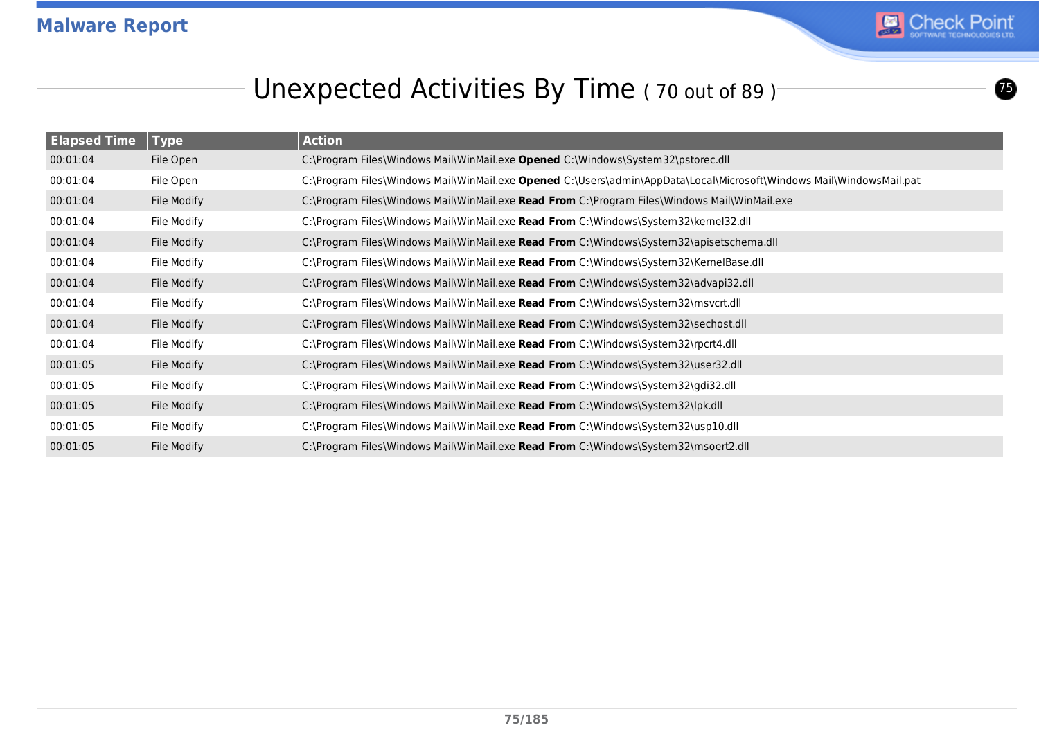# Unexpected Activities By Time ( 70 out of 89 )

| Elapsed Time | Type | Action |
|---|---|---|
| 00:01:04 | File Open | C:\Program Files\Windows Mail\WinMail.exe **Opened** C:\Windows\System32\pstorec.dll |
| 00:01:04 | File Open | C:\Program Files\Windows Mail\WinMail.exe **Opened** C:\Users\admin\AppData\Local\Microsoft\Windows Mail\WindowsMail.pat |
| 00:01:04 | File Modify | C:\Program Files\Windows Mail\WinMail.exe **Read From** C:\Program Files\Windows Mail\WinMail.exe |
| 00:01:04 | File Modify | C:\Program Files\Windows Mail\WinMail.exe **Read From** C:\Windows\System32\kernel32.dll |
| 00:01:04 | File Modify | C:\Program Files\Windows Mail\WinMail.exe **Read From** C:\Windows\System32\apisetschema.dll |
| 00:01:04 | File Modify | C:\Program Files\Windows Mail\WinMail.exe **Read From** C:\Windows\System32\KernelBase.dll |
| 00:01:04 | File Modify | C:\Program Files\Windows Mail\WinMail.exe **Read From** C:\Windows\System32\advapi32.dll |
| 00:01:04 | File Modify | C:\Program Files\Windows Mail\WinMail.exe **Read From** C:\Windows\System32\msvcrt.dll |
| 00:01:04 | File Modify | C:\Program Files\Windows Mail\WinMail.exe **Read From** C:\Windows\System32\sechost.dll |
| 00:01:04 | File Modify | C:\Program Files\Windows Mail\WinMail.exe **Read From** C:\Windows\System32\rpcrt4.dll |
| 00:01:05 | File Modify | C:\Program Files\Windows Mail\WinMail.exe **Read From** C:\Windows\System32\user32.dll |
| 00:01:05 | File Modify | C:\Program Files\Windows Mail\WinMail.exe **Read From** C:\Windows\System32\gdi32.dll |
| 00:01:05 | File Modify | C:\Program Files\Windows Mail\WinMail.exe **Read From** C:\Windows\System32\lpk.dll |
| 00:01:05 | File Modify | C:\Program Files\Windows Mail\WinMail.exe **Read From** C:\Windows\System32\usp10.dll |
| 00:01:05 | File Modify | C:\Program Files\Windows Mail\WinMail.exe **Read From** C:\Windows\System32\msoert2.dll |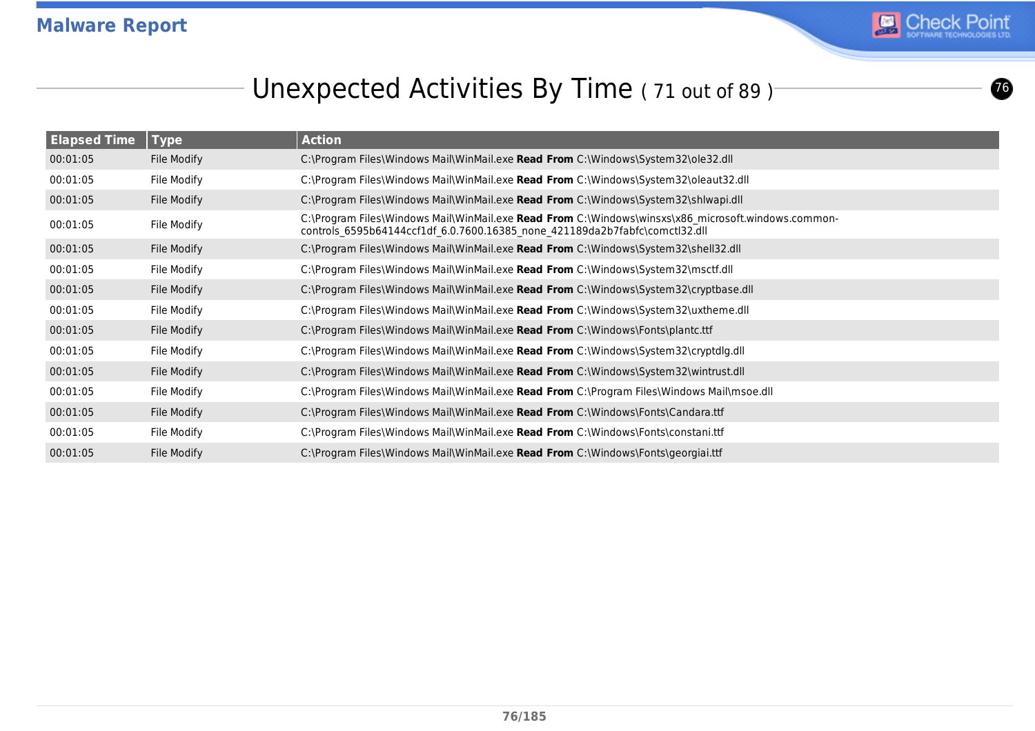## Unexpected Activities By Time ( 71 out of 89 )

| Elapsed Time | Type | Action |
|---|---|---|
| 00:01:05 | File Modify | C:\Program Files\Windows Mail\WinMail.exe **Read From** C:\Windows\System32\ole32.dll |
| 00:01:05 | File Modify | C:\Program Files\Windows Mail\WinMail.exe **Read From** C:\Windows\System32\oleaut32.dll |
| 00:01:05 | File Modify | C:\Program Files\Windows Mail\WinMail.exe **Read From** C:\Windows\System32\shlwapi.dll |
| 00:01:05 | File Modify | C:\Program Files\Windows Mail\WinMail.exe **Read From** C:\Windows\winsxs\x86_microsoft.windows.common-controls_6595b64144ccf1df_6.0.7600.16385_none_421189da2b7fabfc\comctl32.dll |
| 00:01:05 | File Modify | C:\Program Files\Windows Mail\WinMail.exe **Read From** C:\Windows\System32\shell32.dll |
| 00:01:05 | File Modify | C:\Program Files\Windows Mail\WinMail.exe **Read From** C:\Windows\System32\msctf.dll |
| 00:01:05 | File Modify | C:\Program Files\Windows Mail\WinMail.exe **Read From** C:\Windows\System32\cryptbase.dll |
| 00:01:05 | File Modify | C:\Program Files\Windows Mail\WinMail.exe **Read From** C:\Windows\System32\uxtheme.dll |
| 00:01:05 | File Modify | C:\Program Files\Windows Mail\WinMail.exe **Read From** C:\Windows\Fonts\plantc.ttf |
| 00:01:05 | File Modify | C:\Program Files\Windows Mail\WinMail.exe **Read From** C:\Windows\System32\cryptdlg.dll |
| 00:01:05 | File Modify | C:\Program Files\Windows Mail\WinMail.exe **Read From** C:\Windows\System32\wintrust.dll |
| 00:01:05 | File Modify | C:\Program Files\Windows Mail\WinMail.exe **Read From** C:\Program Files\Windows Mail\msoe.dll |
| 00:01:05 | File Modify | C:\Program Files\Windows Mail\WinMail.exe **Read From** C:\Windows\Fonts\Candara.ttf |
| 00:01:05 | File Modify | C:\Program Files\Windows Mail\WinMail.exe **Read From** C:\Windows\Fonts\constani.ttf |
| 00:01:05 | File Modify | C:\Program Files\Windows Mail\WinMail.exe **Read From** C:\Windows\Fonts\georgiai.ttf |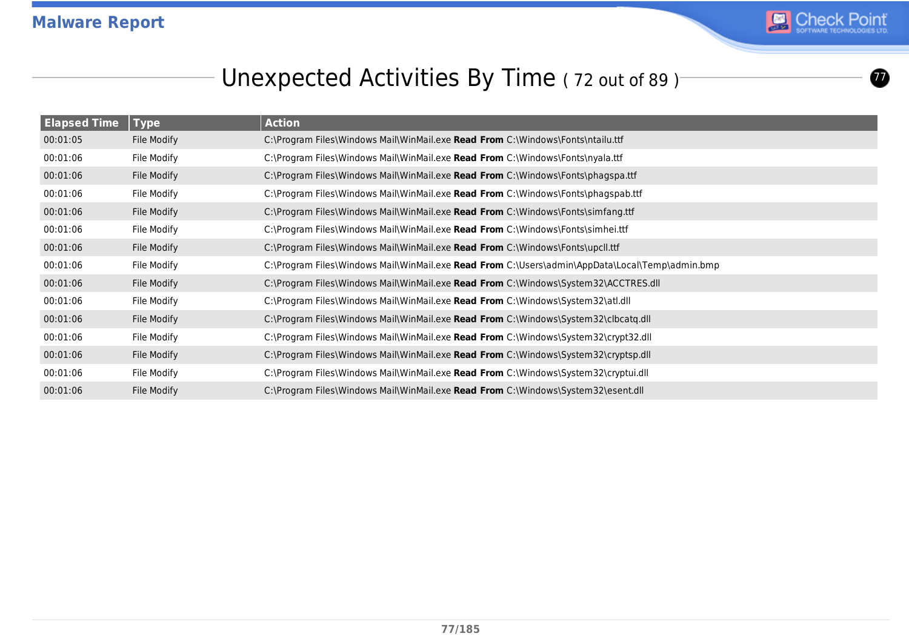## Unexpected Activities By Time ( 72 out of 89 )

| Elapsed Time | Type | Action |
|---|---|---|
| 00:01:05 | File Modify | C:\Program Files\Windows Mail\WinMail.exe **Read From** C:\Windows\Fonts\ntailu.ttf |
| 00:01:06 | File Modify | C:\Program Files\Windows Mail\WinMail.exe **Read From** C:\Windows\Fonts\nyala.ttf |
| 00:01:06 | File Modify | C:\Program Files\Windows Mail\WinMail.exe **Read From** C:\Windows\Fonts\phagspa.ttf |
| 00:01:06 | File Modify | C:\Program Files\Windows Mail\WinMail.exe **Read From** C:\Windows\Fonts\phagspab.ttf |
| 00:01:06 | File Modify | C:\Program Files\Windows Mail\WinMail.exe **Read From** C:\Windows\Fonts\simfang.ttf |
| 00:01:06 | File Modify | C:\Program Files\Windows Mail\WinMail.exe **Read From** C:\Windows\Fonts\simhei.ttf |
| 00:01:06 | File Modify | C:\Program Files\Windows Mail\WinMail.exe **Read From** C:\Windows\Fonts\upcll.ttf |
| 00:01:06 | File Modify | C:\Program Files\Windows Mail\WinMail.exe **Read From** C:\Users\admin\AppData\Local\Temp\admin.bmp |
| 00:01:06 | File Modify | C:\Program Files\Windows Mail\WinMail.exe **Read From** C:\Windows\System32\ACCTRES.dll |
| 00:01:06 | File Modify | C:\Program Files\Windows Mail\WinMail.exe **Read From** C:\Windows\System32\atl.dll |
| 00:01:06 | File Modify | C:\Program Files\Windows Mail\WinMail.exe **Read From** C:\Windows\System32\clbcatq.dll |
| 00:01:06 | File Modify | C:\Program Files\Windows Mail\WinMail.exe **Read From** C:\Windows\System32\crypt32.dll |
| 00:01:06 | File Modify | C:\Program Files\Windows Mail\WinMail.exe **Read From** C:\Windows\System32\cryptsp.dll |
| 00:01:06 | File Modify | C:\Program Files\Windows Mail\WinMail.exe **Read From** C:\Windows\System32\cryptui.dll |
| 00:01:06 | File Modify | C:\Program Files\Windows Mail\WinMail.exe **Read From** C:\Windows\System32\esent.dll |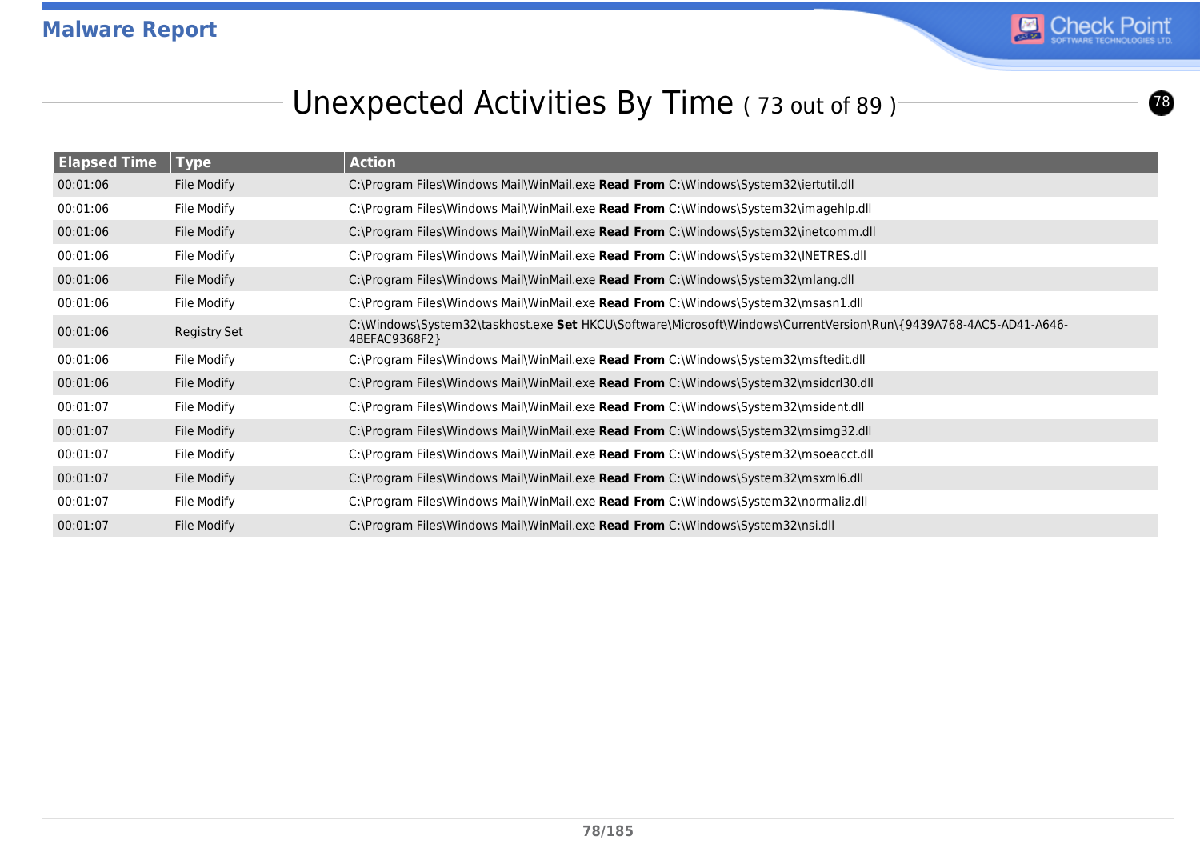# Unexpected Activities By Time ( 73 out of 89 )

| Elapsed Time | Type | Action |
|---|---|---|
| 00:01:06 | File Modify | C:\Program Files\Windows Mail\WinMail.exe **Read From** C:\Windows\System32\iertutil.dll |
| 00:01:06 | File Modify | C:\Program Files\Windows Mail\WinMail.exe **Read From** C:\Windows\System32\imagehlp.dll |
| 00:01:06 | File Modify | C:\Program Files\Windows Mail\WinMail.exe **Read From** C:\Windows\System32\inetcomm.dll |
| 00:01:06 | File Modify | C:\Program Files\Windows Mail\WinMail.exe **Read From** C:\Windows\System32\INETRES.dll |
| 00:01:06 | File Modify | C:\Program Files\Windows Mail\WinMail.exe **Read From** C:\Windows\System32\mlang.dll |
| 00:01:06 | File Modify | C:\Program Files\Windows Mail\WinMail.exe **Read From** C:\Windows\System32\msasn1.dll |
| 00:01:06 | Registry Set | C:\Windows\System32\taskhost.exe **Set** HKCU\Software\Microsoft\Windows\CurrentVersion\Run\{9439A768-4AC5-AD41-A646-4BEFAC9368F2} |
| 00:01:06 | File Modify | C:\Program Files\Windows Mail\WinMail.exe **Read From** C:\Windows\System32\msftedit.dll |
| 00:01:06 | File Modify | C:\Program Files\Windows Mail\WinMail.exe **Read From** C:\Windows\System32\msidcrl30.dll |
| 00:01:07 | File Modify | C:\Program Files\Windows Mail\WinMail.exe **Read From** C:\Windows\System32\msident.dll |
| 00:01:07 | File Modify | C:\Program Files\Windows Mail\WinMail.exe **Read From** C:\Windows\System32\msimg32.dll |
| 00:01:07 | File Modify | C:\Program Files\Windows Mail\WinMail.exe **Read From** C:\Windows\System32\msoeacct.dll |
| 00:01:07 | File Modify | C:\Program Files\Windows Mail\WinMail.exe **Read From** C:\Windows\System32\msxml6.dll |
| 00:01:07 | File Modify | C:\Program Files\Windows Mail\WinMail.exe **Read From** C:\Windows\System32\normaliz.dll |
| 00:01:07 | File Modify | C:\Program Files\Windows Mail\WinMail.exe **Read From** C:\Windows\System32\nsi.dll |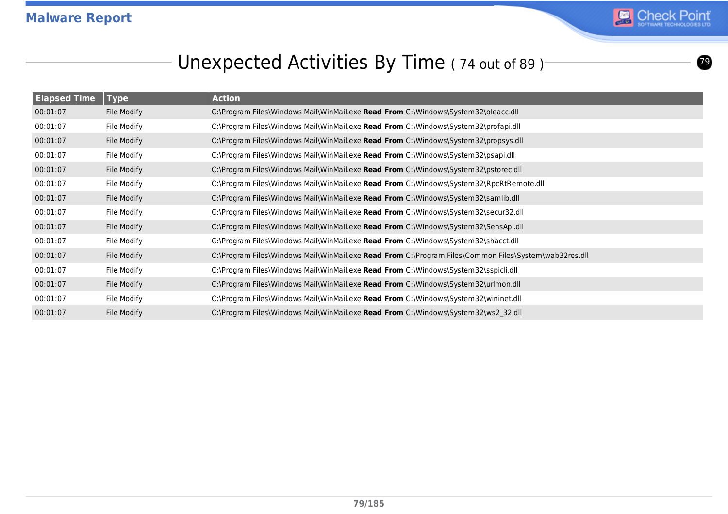## Unexpected Activities By Time ( 74 out of 89 )

| Elapsed Time | Type | Action |
|---|---|---|
| 00:01:07 | File Modify | C:\Program Files\Windows Mail\WinMail.exe **Read From** C:\Windows\System32\oleacc.dll |
| 00:01:07 | File Modify | C:\Program Files\Windows Mail\WinMail.exe **Read From** C:\Windows\System32\profapi.dll |
| 00:01:07 | File Modify | C:\Program Files\Windows Mail\WinMail.exe **Read From** C:\Windows\System32\propsys.dll |
| 00:01:07 | File Modify | C:\Program Files\Windows Mail\WinMail.exe **Read From** C:\Windows\System32\psapi.dll |
| 00:01:07 | File Modify | C:\Program Files\Windows Mail\WinMail.exe **Read From** C:\Windows\System32\pstorec.dll |
| 00:01:07 | File Modify | C:\Program Files\Windows Mail\WinMail.exe **Read From** C:\Windows\System32\RpcRtRemote.dll |
| 00:01:07 | File Modify | C:\Program Files\Windows Mail\WinMail.exe **Read From** C:\Windows\System32\samlib.dll |
| 00:01:07 | File Modify | C:\Program Files\Windows Mail\WinMail.exe **Read From** C:\Windows\System32\secur32.dll |
| 00:01:07 | File Modify | C:\Program Files\Windows Mail\WinMail.exe **Read From** C:\Windows\System32\SensApi.dll |
| 00:01:07 | File Modify | C:\Program Files\Windows Mail\WinMail.exe **Read From** C:\Windows\System32\shacct.dll |
| 00:01:07 | File Modify | C:\Program Files\Windows Mail\WinMail.exe **Read From** C:\Program Files\Common Files\System\wab32res.dll |
| 00:01:07 | File Modify | C:\Program Files\Windows Mail\WinMail.exe **Read From** C:\Windows\System32\sspicli.dll |
| 00:01:07 | File Modify | C:\Program Files\Windows Mail\WinMail.exe **Read From** C:\Windows\System32\urlmon.dll |
| 00:01:07 | File Modify | C:\Program Files\Windows Mail\WinMail.exe **Read From** C:\Windows\System32\wininet.dll |
| 00:01:07 | File Modify | C:\Program Files\Windows Mail\WinMail.exe **Read From** C:\Windows\System32\ws2_32.dll |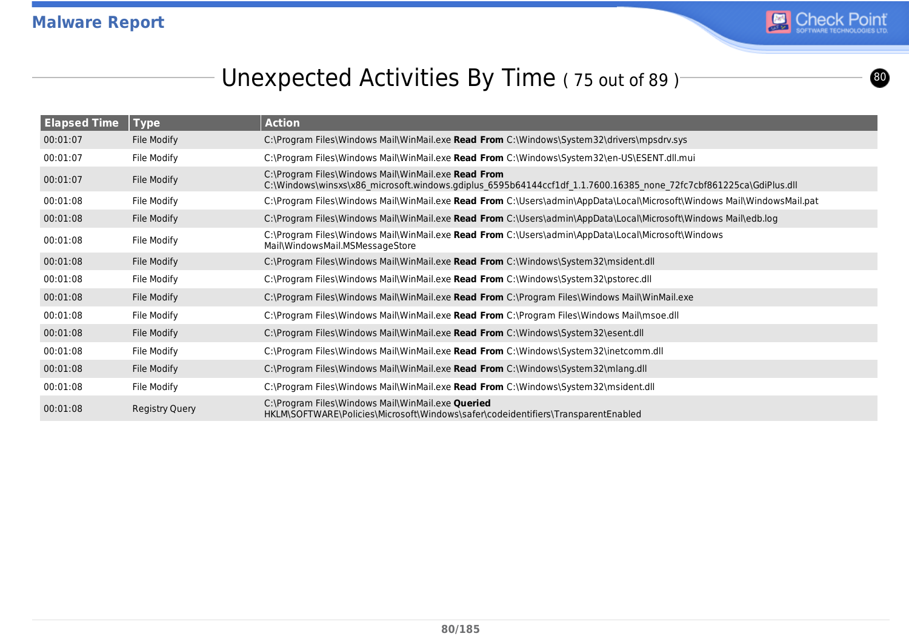## Unexpected Activities By Time ( 75 out of 89 )

| Elapsed Time | Type | Action |
|---|---|---|
| 00:01:07 | File Modify | C:\Program Files\Windows Mail\WinMail.exe **Read From** C:\Windows\System32\drivers\mpsdrv.sys |
| 00:01:07 | File Modify | C:\Program Files\Windows Mail\WinMail.exe **Read From** C:\Windows\System32\en-US\ESENT.dll.mui |
| 00:01:07 | File Modify | C:\Program Files\Windows Mail\WinMail.exe **Read From** C:\Windows\winsxs\x86_microsoft.windows.gdiplus_6595b64144ccf1df_1.1.7600.16385_none_72fc7cbf861225ca\GdiPlus.dll |
| 00:01:08 | File Modify | C:\Program Files\Windows Mail\WinMail.exe **Read From** C:\Users\admin\AppData\Local\Microsoft\Windows Mail\WindowsMail.pat |
| 00:01:08 | File Modify | C:\Program Files\Windows Mail\WinMail.exe **Read From** C:\Users\admin\AppData\Local\Microsoft\Windows Mail\edb.log |
| 00:01:08 | File Modify | C:\Program Files\Windows Mail\WinMail.exe **Read From** C:\Users\admin\AppData\Local\Microsoft\Windows Mail\WindowsMail.MSMessageStore |
| 00:01:08 | File Modify | C:\Program Files\Windows Mail\WinMail.exe **Read From** C:\Windows\System32\msident.dll |
| 00:01:08 | File Modify | C:\Program Files\Windows Mail\WinMail.exe **Read From** C:\Windows\System32\pstorec.dll |
| 00:01:08 | File Modify | C:\Program Files\Windows Mail\WinMail.exe **Read From** C:\Program Files\Windows Mail\WinMail.exe |
| 00:01:08 | File Modify | C:\Program Files\Windows Mail\WinMail.exe **Read From** C:\Program Files\Windows Mail\msoe.dll |
| 00:01:08 | File Modify | C:\Program Files\Windows Mail\WinMail.exe **Read From** C:\Windows\System32\esent.dll |
| 00:01:08 | File Modify | C:\Program Files\Windows Mail\WinMail.exe **Read From** C:\Windows\System32\inetcomm.dll |
| 00:01:08 | File Modify | C:\Program Files\Windows Mail\WinMail.exe **Read From** C:\Windows\System32\mlang.dll |
| 00:01:08 | File Modify | C:\Program Files\Windows Mail\WinMail.exe **Read From** C:\Windows\System32\msident.dll |
| 00:01:08 | Registry Query | C:\Program Files\Windows Mail\WinMail.exe **Queried** HKLM\SOFTWARE\Policies\Microsoft\Windows\safer\codeidentifiers\TransparentEnabled |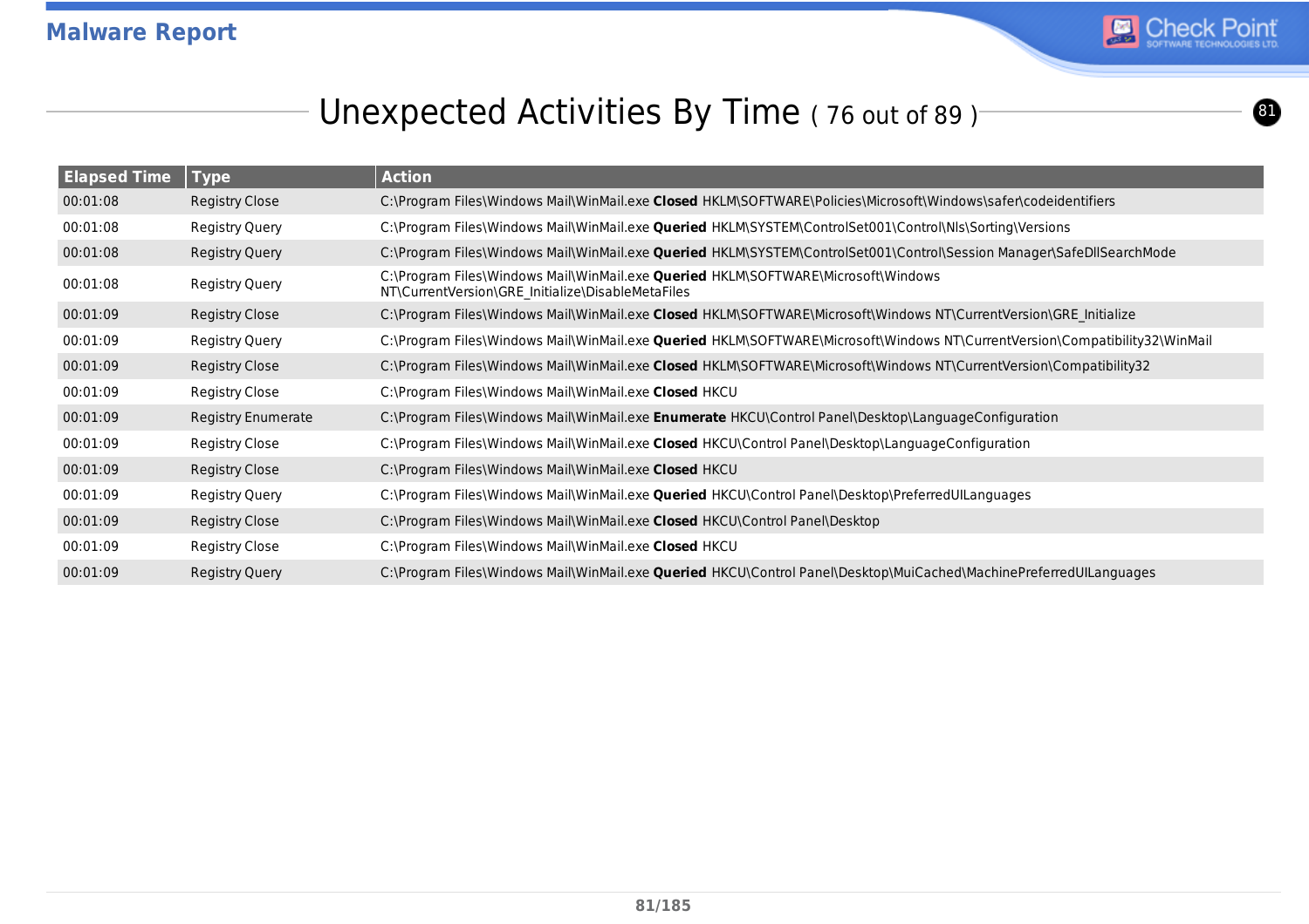## Unexpected Activities By Time ( 76 out of 89 )

| Elapsed Time | Type | Action |
|---|---|---|
| 00:01:08 | Registry Close | C:\Program Files\Windows Mail\WinMail.exe **Closed** HKLM\SOFTWARE\Policies\Microsoft\Windows\safer\codeidentifiers |
| 00:01:08 | Registry Query | C:\Program Files\Windows Mail\WinMail.exe **Queried** HKLM\SYSTEM\ControlSet001\Control\Nls\Sorting\Versions |
| 00:01:08 | Registry Query | C:\Program Files\Windows Mail\WinMail.exe **Queried** HKLM\SYSTEM\ControlSet001\Control\Session Manager\SafeDllSearchMode |
| 00:01:08 | Registry Query | C:\Program Files\Windows Mail\WinMail.exe **Queried** HKLM\SOFTWARE\Microsoft\Windows NT\CurrentVersion\GRE_Initialize\DisableMetaFiles |
| 00:01:09 | Registry Close | C:\Program Files\Windows Mail\WinMail.exe **Closed** HKLM\SOFTWARE\Microsoft\Windows NT\CurrentVersion\GRE_Initialize |
| 00:01:09 | Registry Query | C:\Program Files\Windows Mail\WinMail.exe **Queried** HKLM\SOFTWARE\Microsoft\Windows NT\CurrentVersion\Compatibility32\WinMail |
| 00:01:09 | Registry Close | C:\Program Files\Windows Mail\WinMail.exe **Closed** HKLM\SOFTWARE\Microsoft\Windows NT\CurrentVersion\Compatibility32 |
| 00:01:09 | Registry Close | C:\Program Files\Windows Mail\WinMail.exe **Closed** HKCU |
| 00:01:09 | Registry Enumerate | C:\Program Files\Windows Mail\WinMail.exe **Enumerate** HKCU\Control Panel\Desktop\LanguageConfiguration |
| 00:01:09 | Registry Close | C:\Program Files\Windows Mail\WinMail.exe **Closed** HKCU\Control Panel\Desktop\LanguageConfiguration |
| 00:01:09 | Registry Close | C:\Program Files\Windows Mail\WinMail.exe **Closed** HKCU |
| 00:01:09 | Registry Query | C:\Program Files\Windows Mail\WinMail.exe **Queried** HKCU\Control Panel\Desktop\PreferredUILanguages |
| 00:01:09 | Registry Close | C:\Program Files\Windows Mail\WinMail.exe **Closed** HKCU\Control Panel\Desktop |
| 00:01:09 | Registry Close | C:\Program Files\Windows Mail\WinMail.exe **Closed** HKCU |
| 00:01:09 | Registry Query | C:\Program Files\Windows Mail\WinMail.exe **Queried** HKCU\Control Panel\Desktop\MuiCached\MachinePreferredUILanguages |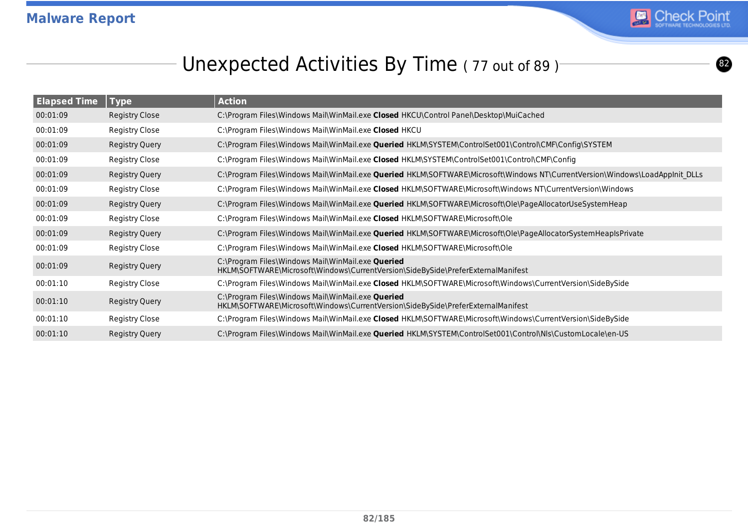## Unexpected Activities By Time ( 77 out of 89 )

| Elapsed Time | Type | Action |
|---|---|---|
| 00:01:09 | Registry Close | C:\Program Files\Windows Mail\WinMail.exe **Closed** HKCU\Control Panel\Desktop\MuiCached |
| 00:01:09 | Registry Close | C:\Program Files\Windows Mail\WinMail.exe **Closed** HKCU |
| 00:01:09 | Registry Query | C:\Program Files\Windows Mail\WinMail.exe **Queried** HKLM\SYSTEM\ControlSet001\Control\CMF\Config\SYSTEM |
| 00:01:09 | Registry Close | C:\Program Files\Windows Mail\WinMail.exe **Closed** HKLM\SYSTEM\ControlSet001\Control\CMF\Config |
| 00:01:09 | Registry Query | C:\Program Files\Windows Mail\WinMail.exe **Queried** HKLM\SOFTWARE\Microsoft\Windows NT\CurrentVersion\Windows\LoadAppInit_DLLs |
| 00:01:09 | Registry Close | C:\Program Files\Windows Mail\WinMail.exe **Closed** HKLM\SOFTWARE\Microsoft\Windows NT\CurrentVersion\Windows |
| 00:01:09 | Registry Query | C:\Program Files\Windows Mail\WinMail.exe **Queried** HKLM\SOFTWARE\Microsoft\Ole\PageAllocatorUseSystemHeap |
| 00:01:09 | Registry Close | C:\Program Files\Windows Mail\WinMail.exe **Closed** HKLM\SOFTWARE\Microsoft\Ole |
| 00:01:09 | Registry Query | C:\Program Files\Windows Mail\WinMail.exe **Queried** HKLM\SOFTWARE\Microsoft\Ole\PageAllocatorSystemHeapIsPrivate |
| 00:01:09 | Registry Close | C:\Program Files\Windows Mail\WinMail.exe **Closed** HKLM\SOFTWARE\Microsoft\Ole |
| 00:01:09 | Registry Query | C:\Program Files\Windows Mail\WinMail.exe **Queried** HKLM\SOFTWARE\Microsoft\Windows\CurrentVersion\SideBySide\PreferExternalManifest |
| 00:01:10 | Registry Close | C:\Program Files\Windows Mail\WinMail.exe **Closed** HKLM\SOFTWARE\Microsoft\Windows\CurrentVersion\SideBySide |
| 00:01:10 | Registry Query | C:\Program Files\Windows Mail\WinMail.exe **Queried** HKLM\SOFTWARE\Microsoft\Windows\CurrentVersion\SideBySide\PreferExternalManifest |
| 00:01:10 | Registry Close | C:\Program Files\Windows Mail\WinMail.exe **Closed** HKLM\SOFTWARE\Microsoft\Windows\CurrentVersion\SideBySide |
| 00:01:10 | Registry Query | C:\Program Files\Windows Mail\WinMail.exe **Queried** HKLM\SYSTEM\ControlSet001\Control\Nls\CustomLocale\en-US |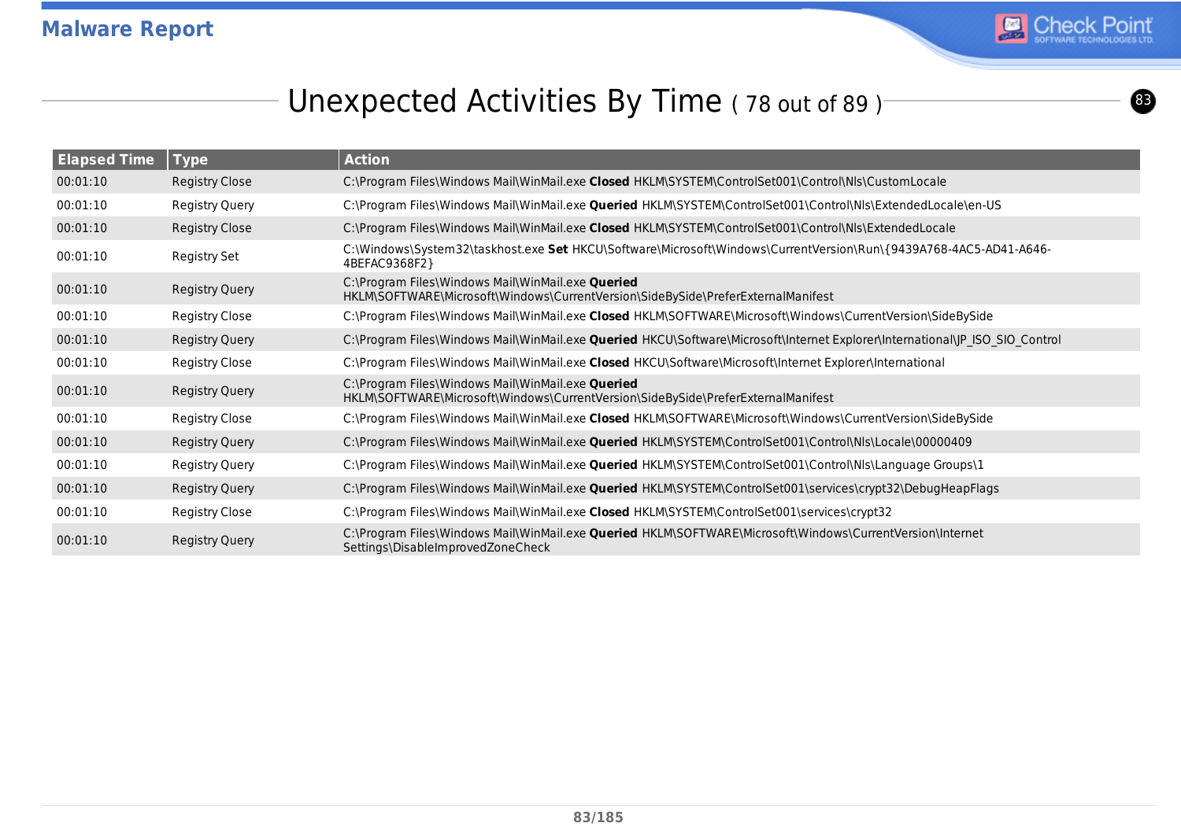## Unexpected Activities By Time ( 78 out of 89 )

| Elapsed Time | Type | Action |
|---|---|---|
| 00:01:10 | Registry Close | C:\Program Files\Windows Mail\WinMail.exe **Closed** HKLM\SYSTEM\ControlSet001\Control\Nls\CustomLocale |
| 00:01:10 | Registry Query | C:\Program Files\Windows Mail\WinMail.exe **Queried** HKLM\SYSTEM\ControlSet001\Control\Nls\ExtendedLocale\en-US |
| 00:01:10 | Registry Close | C:\Program Files\Windows Mail\WinMail.exe **Closed** HKLM\SYSTEM\ControlSet001\Control\Nls\ExtendedLocale |
| 00:01:10 | Registry Set | C:\Windows\System32\taskhost.exe **Set** HKCU\Software\Microsoft\Windows\CurrentVersion\Run\{9439A768-4AC5-AD41-A646-4BEFAC9368F2} |
| 00:01:10 | Registry Query | C:\Program Files\Windows Mail\WinMail.exe **Queried** HKLM\SOFTWARE\Microsoft\Windows\CurrentVersion\SideBySide\PreferExternalManifest |
| 00:01:10 | Registry Close | C:\Program Files\Windows Mail\WinMail.exe **Closed** HKLM\SOFTWARE\Microsoft\Windows\CurrentVersion\SideBySide |
| 00:01:10 | Registry Query | C:\Program Files\Windows Mail\WinMail.exe **Queried** HKCU\Software\Microsoft\Internet Explorer\International\JP_ISO_SIO_Control |
| 00:01:10 | Registry Close | C:\Program Files\Windows Mail\WinMail.exe **Closed** HKCU\Software\Microsoft\Internet Explorer\International |
| 00:01:10 | Registry Query | C:\Program Files\Windows Mail\WinMail.exe **Queried** HKLM\SOFTWARE\Microsoft\Windows\CurrentVersion\SideBySide\PreferExternalManifest |
| 00:01:10 | Registry Close | C:\Program Files\Windows Mail\WinMail.exe **Closed** HKLM\SOFTWARE\Microsoft\Windows\CurrentVersion\SideBySide |
| 00:01:10 | Registry Query | C:\Program Files\Windows Mail\WinMail.exe **Queried** HKLM\SYSTEM\ControlSet001\Control\Nls\Locale\00000409 |
| 00:01:10 | Registry Query | C:\Program Files\Windows Mail\WinMail.exe **Queried** HKLM\SYSTEM\ControlSet001\Control\Nls\Language Groups\1 |
| 00:01:10 | Registry Query | C:\Program Files\Windows Mail\WinMail.exe **Queried** HKLM\SYSTEM\ControlSet001\services\crypt32\DebugHeapFlags |
| 00:01:10 | Registry Close | C:\Program Files\Windows Mail\WinMail.exe **Closed** HKLM\SYSTEM\ControlSet001\services\crypt32 |
| 00:01:10 | Registry Query | C:\Program Files\Windows Mail\WinMail.exe **Queried** HKLM\SOFTWARE\Microsoft\Windows\CurrentVersion\Internet Settings\DisableImprovedZoneCheck |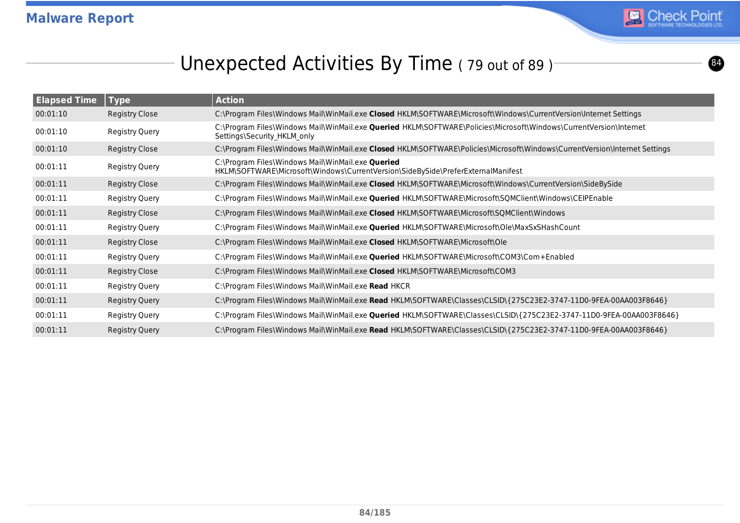## Unexpected Activities By Time ( 79 out of 89 )

| Elapsed Time | Type | Action |
|---|---|---|
| 00:01:10 | Registry Close | C:\Program Files\Windows Mail\WinMail.exe **Closed** HKLM\SOFTWARE\Microsoft\Windows\CurrentVersion\Internet Settings |
| 00:01:10 | Registry Query | C:\Program Files\Windows Mail\WinMail.exe **Queried** HKLM\SOFTWARE\Policies\Microsoft\Windows\CurrentVersion\Internet Settings\Security_HKLM_only |
| 00:01:10 | Registry Close | C:\Program Files\Windows Mail\WinMail.exe **Closed** HKLM\SOFTWARE\Policies\Microsoft\Windows\CurrentVersion\Internet Settings |
| 00:01:11 | Registry Query | C:\Program Files\Windows Mail\WinMail.exe **Queried** HKLM\SOFTWARE\Microsoft\Windows\CurrentVersion\SideBySide\PreferExternalManifest |
| 00:01:11 | Registry Close | C:\Program Files\Windows Mail\WinMail.exe **Closed** HKLM\SOFTWARE\Microsoft\Windows\CurrentVersion\SideBySide |
| 00:01:11 | Registry Query | C:\Program Files\Windows Mail\WinMail.exe **Queried** HKLM\SOFTWARE\Microsoft\SQMClient\Windows\CEIPEnable |
| 00:01:11 | Registry Close | C:\Program Files\Windows Mail\WinMail.exe **Closed** HKLM\SOFTWARE\Microsoft\SQMClient\Windows |
| 00:01:11 | Registry Query | C:\Program Files\Windows Mail\WinMail.exe **Queried** HKLM\SOFTWARE\Microsoft\Ole\MaxSxSHashCount |
| 00:01:11 | Registry Close | C:\Program Files\Windows Mail\WinMail.exe **Closed** HKLM\SOFTWARE\Microsoft\Ole |
| 00:01:11 | Registry Query | C:\Program Files\Windows Mail\WinMail.exe **Queried** HKLM\SOFTWARE\Microsoft\COM3\Com+Enabled |
| 00:01:11 | Registry Close | C:\Program Files\Windows Mail\WinMail.exe **Closed** HKLM\SOFTWARE\Microsoft\COM3 |
| 00:01:11 | Registry Query | C:\Program Files\Windows Mail\WinMail.exe **Read** HKCR |
| 00:01:11 | Registry Query | C:\Program Files\Windows Mail\WinMail.exe **Read** HKLM\SOFTWARE\Classes\CLSID\{275C23E2-3747-11D0-9FEA-00AA003F8646} |
| 00:01:11 | Registry Query | C:\Program Files\Windows Mail\WinMail.exe **Queried** HKLM\SOFTWARE\Classes\CLSID\{275C23E2-3747-11D0-9FEA-00AA003F8646} |
| 00:01:11 | Registry Query | C:\Program Files\Windows Mail\WinMail.exe **Read** HKLM\SOFTWARE\Classes\CLSID\{275C23E2-3747-11D0-9FEA-00AA003F8646} |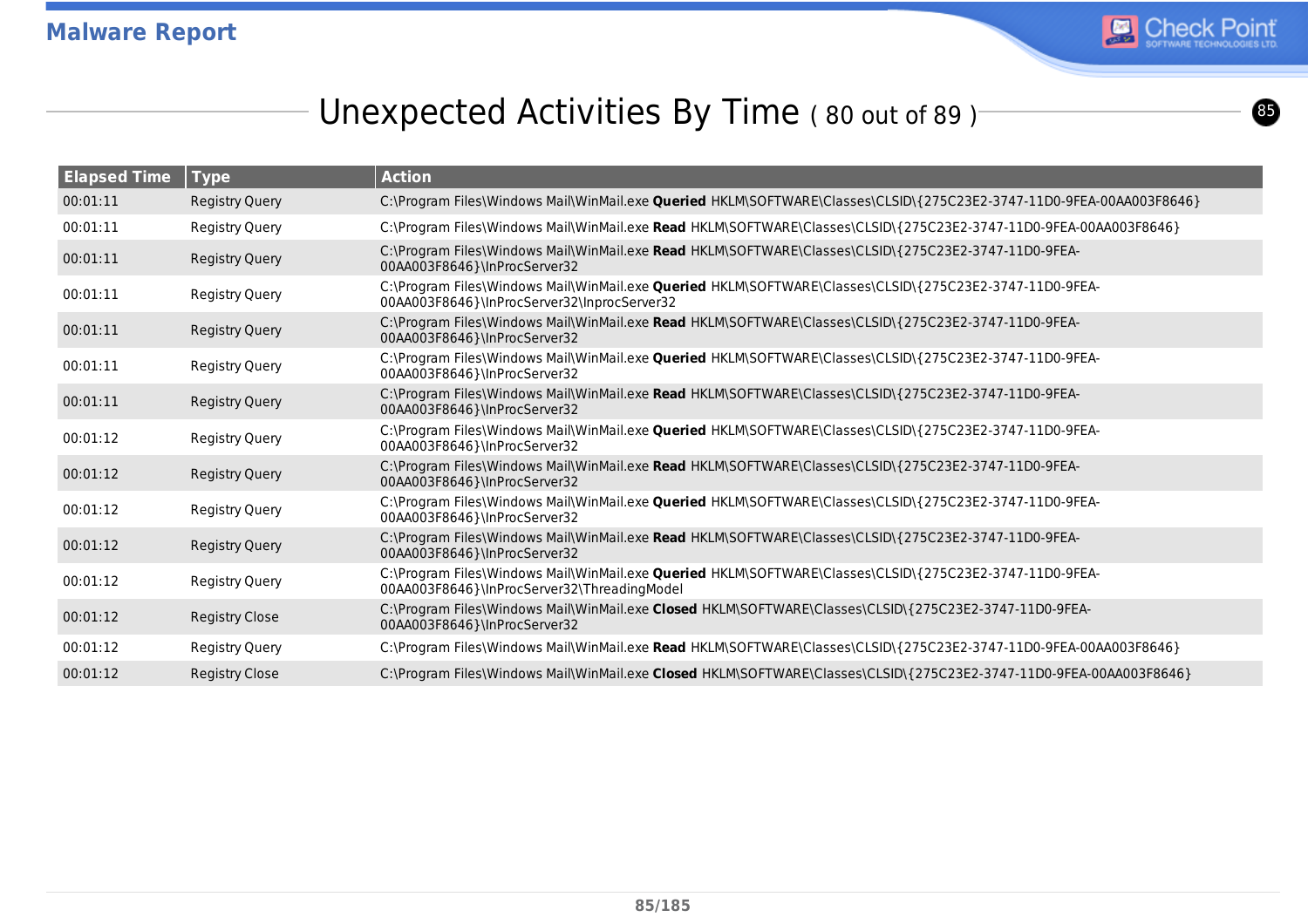## Unexpected Activities By Time ( 80 out of 89 )

| Elapsed Time | Type | Action |
|---|---|---|
| 00:01:11 | Registry Query | C:\Program Files\Windows Mail\WinMail.exe **Queried** HKLM\SOFTWARE\Classes\CLSID\{275C23E2-3747-11D0-9FEA-00AA003F8646} |
| 00:01:11 | Registry Query | C:\Program Files\Windows Mail\WinMail.exe **Read** HKLM\SOFTWARE\Classes\CLSID\{275C23E2-3747-11D0-9FEA-00AA003F8646} |
| 00:01:11 | Registry Query | C:\Program Files\Windows Mail\WinMail.exe **Read** HKLM\SOFTWARE\Classes\CLSID\{275C23E2-3747-11D0-9FEA-00AA003F8646}\InProcServer32 |
| 00:01:11 | Registry Query | C:\Program Files\Windows Mail\WinMail.exe **Queried** HKLM\SOFTWARE\Classes\CLSID\{275C23E2-3747-11D0-9FEA-00AA003F8646}\InProcServer32\InprocServer32 |
| 00:01:11 | Registry Query | C:\Program Files\Windows Mail\WinMail.exe **Read** HKLM\SOFTWARE\Classes\CLSID\{275C23E2-3747-11D0-9FEA-00AA003F8646}\InProcServer32 |
| 00:01:11 | Registry Query | C:\Program Files\Windows Mail\WinMail.exe **Queried** HKLM\SOFTWARE\Classes\CLSID\{275C23E2-3747-11D0-9FEA-00AA003F8646}\InProcServer32 |
| 00:01:11 | Registry Query | C:\Program Files\Windows Mail\WinMail.exe **Read** HKLM\SOFTWARE\Classes\CLSID\{275C23E2-3747-11D0-9FEA-00AA003F8646}\InProcServer32 |
| 00:01:12 | Registry Query | C:\Program Files\Windows Mail\WinMail.exe **Queried** HKLM\SOFTWARE\Classes\CLSID\{275C23E2-3747-11D0-9FEA-00AA003F8646}\InProcServer32 |
| 00:01:12 | Registry Query | C:\Program Files\Windows Mail\WinMail.exe **Read** HKLM\SOFTWARE\Classes\CLSID\{275C23E2-3747-11D0-9FEA-00AA003F8646}\InProcServer32 |
| 00:01:12 | Registry Query | C:\Program Files\Windows Mail\WinMail.exe **Queried** HKLM\SOFTWARE\Classes\CLSID\{275C23E2-3747-11D0-9FEA-00AA003F8646}\InProcServer32 |
| 00:01:12 | Registry Query | C:\Program Files\Windows Mail\WinMail.exe **Read** HKLM\SOFTWARE\Classes\CLSID\{275C23E2-3747-11D0-9FEA-00AA003F8646}\InProcServer32 |
| 00:01:12 | Registry Query | C:\Program Files\Windows Mail\WinMail.exe **Queried** HKLM\SOFTWARE\Classes\CLSID\{275C23E2-3747-11D0-9FEA-00AA003F8646}\InProcServer32\ThreadingModel |
| 00:01:12 | Registry Close | C:\Program Files\Windows Mail\WinMail.exe **Closed** HKLM\SOFTWARE\Classes\CLSID\{275C23E2-3747-11D0-9FEA-00AA003F8646}\InProcServer32 |
| 00:01:12 | Registry Query | C:\Program Files\Windows Mail\WinMail.exe **Read** HKLM\SOFTWARE\Classes\CLSID\{275C23E2-3747-11D0-9FEA-00AA003F8646} |
| 00:01:12 | Registry Close | C:\Program Files\Windows Mail\WinMail.exe **Closed** HKLM\SOFTWARE\Classes\CLSID\{275C23E2-3747-11D0-9FEA-00AA003F8646} |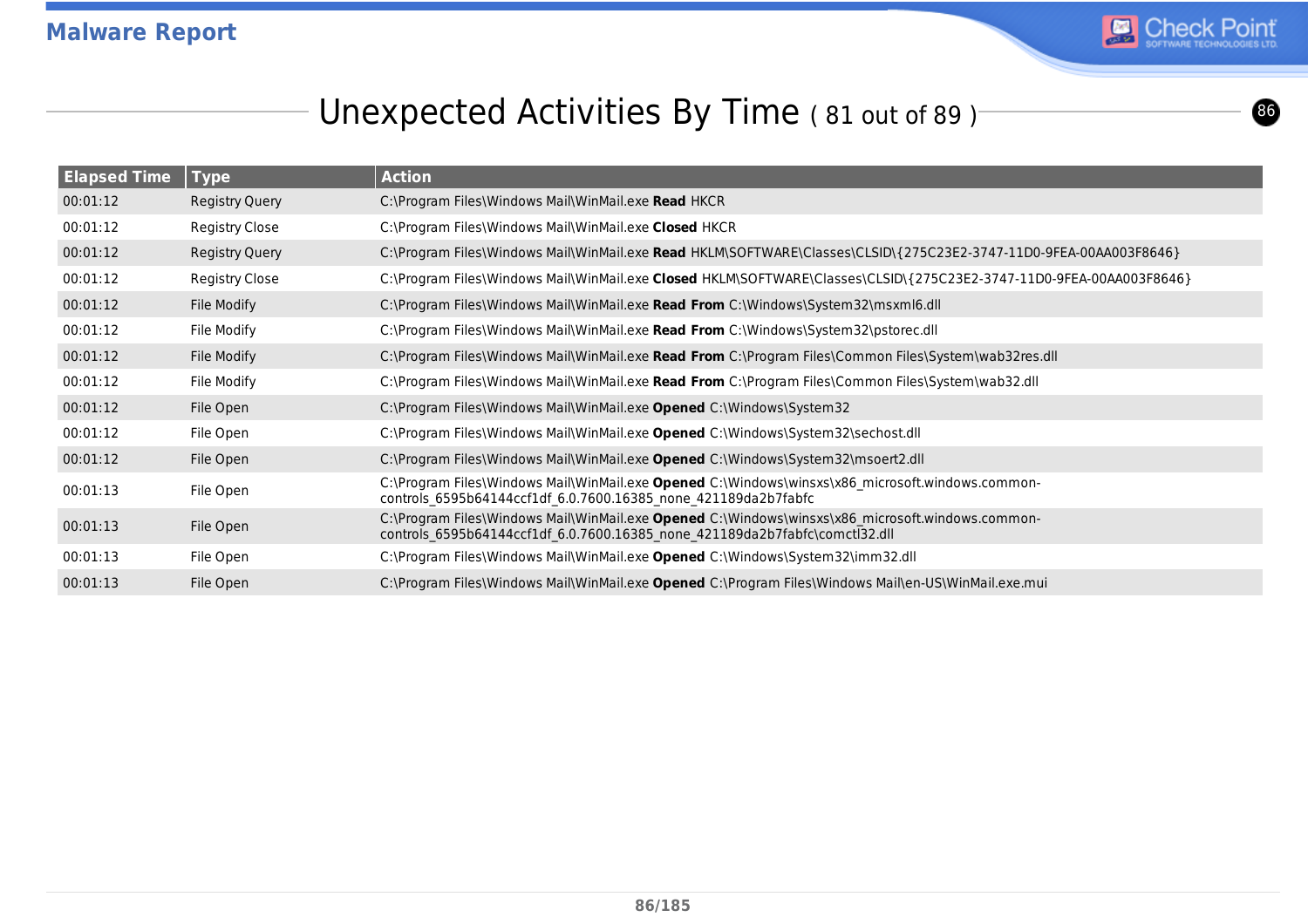## Unexpected Activities By Time ( 81 out of 89 )

| Elapsed Time | Type | Action |
|---|---|---|
| 00:01:12 | Registry Query | C:\Program Files\Windows Mail\WinMail.exe **Read** HKCR |
| 00:01:12 | Registry Close | C:\Program Files\Windows Mail\WinMail.exe **Closed** HKCR |
| 00:01:12 | Registry Query | C:\Program Files\Windows Mail\WinMail.exe **Read** HKLM\SOFTWARE\Classes\CLSID\{275C23E2-3747-11D0-9FEA-00AA003F8646} |
| 00:01:12 | Registry Close | C:\Program Files\Windows Mail\WinMail.exe **Closed** HKLM\SOFTWARE\Classes\CLSID\{275C23E2-3747-11D0-9FEA-00AA003F8646} |
| 00:01:12 | File Modify | C:\Program Files\Windows Mail\WinMail.exe **Read From** C:\Windows\System32\msxml6.dll |
| 00:01:12 | File Modify | C:\Program Files\Windows Mail\WinMail.exe **Read From** C:\Windows\System32\pstorec.dll |
| 00:01:12 | File Modify | C:\Program Files\Windows Mail\WinMail.exe **Read From** C:\Program Files\Common Files\System\wab32res.dll |
| 00:01:12 | File Modify | C:\Program Files\Windows Mail\WinMail.exe **Read From** C:\Program Files\Common Files\System\wab32.dll |
| 00:01:12 | File Open | C:\Program Files\Windows Mail\WinMail.exe **Opened** C:\Windows\System32 |
| 00:01:12 | File Open | C:\Program Files\Windows Mail\WinMail.exe **Opened** C:\Windows\System32\sechost.dll |
| 00:01:12 | File Open | C:\Program Files\Windows Mail\WinMail.exe **Opened** C:\Windows\System32\msoert2.dll |
| 00:01:13 | File Open | C:\Program Files\Windows Mail\WinMail.exe **Opened** C:\Windows\winsxs\x86_microsoft.windows.common-controls_6595b64144ccf1df_6.0.7600.16385_none_421189da2b7fabfc |
| 00:01:13 | File Open | C:\Program Files\Windows Mail\WinMail.exe **Opened** C:\Windows\winsxs\x86_microsoft.windows.common-controls_6595b64144ccf1df_6.0.7600.16385_none_421189da2b7fabfc\comctl32.dll |
| 00:01:13 | File Open | C:\Program Files\Windows Mail\WinMail.exe **Opened** C:\Windows\System32\imm32.dll |
| 00:01:13 | File Open | C:\Program Files\Windows Mail\WinMail.exe **Opened** C:\Program Files\Windows Mail\en-US\WinMail.exe.mui |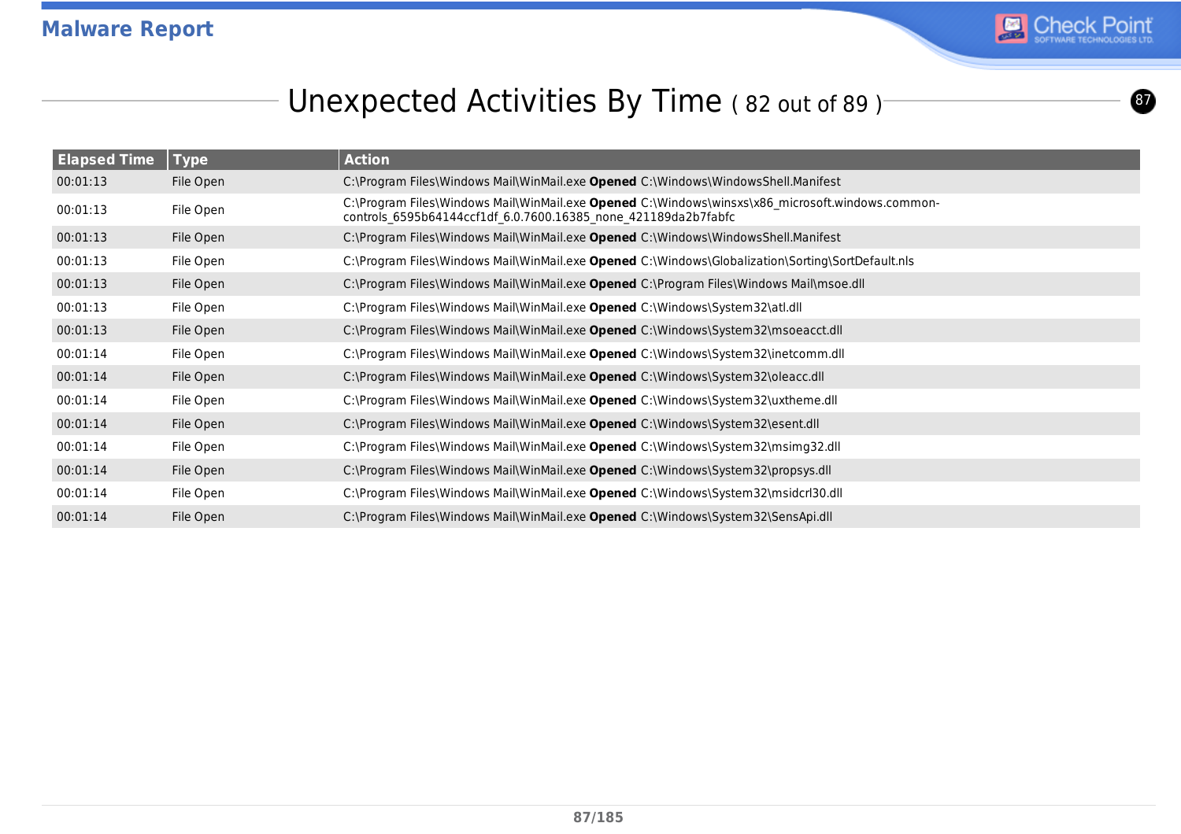## Unexpected Activities By Time ( 82 out of 89 )

| Elapsed Time | Type | Action |
|---|---|---|
| 00:01:13 | File Open | C:\Program Files\Windows Mail\WinMail.exe **Opened** C:\Windows\WindowsShell.Manifest |
| 00:01:13 | File Open | C:\Program Files\Windows Mail\WinMail.exe **Opened** C:\Windows\winsxs\x86_microsoft.windows.common-controls_6595b64144ccf1df_6.0.7600.16385_none_421189da2b7fabfc |
| 00:01:13 | File Open | C:\Program Files\Windows Mail\WinMail.exe **Opened** C:\Windows\WindowsShell.Manifest |
| 00:01:13 | File Open | C:\Program Files\Windows Mail\WinMail.exe **Opened** C:\Windows\Globalization\Sorting\SortDefault.nls |
| 00:01:13 | File Open | C:\Program Files\Windows Mail\WinMail.exe **Opened** C:\Program Files\Windows Mail\msoe.dll |
| 00:01:13 | File Open | C:\Program Files\Windows Mail\WinMail.exe **Opened** C:\Windows\System32\atl.dll |
| 00:01:13 | File Open | C:\Program Files\Windows Mail\WinMail.exe **Opened** C:\Windows\System32\msoeacct.dll |
| 00:01:14 | File Open | C:\Program Files\Windows Mail\WinMail.exe **Opened** C:\Windows\System32\inetcomm.dll |
| 00:01:14 | File Open | C:\Program Files\Windows Mail\WinMail.exe **Opened** C:\Windows\System32\oleacc.dll |
| 00:01:14 | File Open | C:\Program Files\Windows Mail\WinMail.exe **Opened** C:\Windows\System32\uxtheme.dll |
| 00:01:14 | File Open | C:\Program Files\Windows Mail\WinMail.exe **Opened** C:\Windows\System32\esent.dll |
| 00:01:14 | File Open | C:\Program Files\Windows Mail\WinMail.exe **Opened** C:\Windows\System32\msimg32.dll |
| 00:01:14 | File Open | C:\Program Files\Windows Mail\WinMail.exe **Opened** C:\Windows\System32\propsys.dll |
| 00:01:14 | File Open | C:\Program Files\Windows Mail\WinMail.exe **Opened** C:\Windows\System32\msidcrl30.dll |
| 00:01:14 | File Open | C:\Program Files\Windows Mail\WinMail.exe **Opened** C:\Windows\System32\SensApi.dll |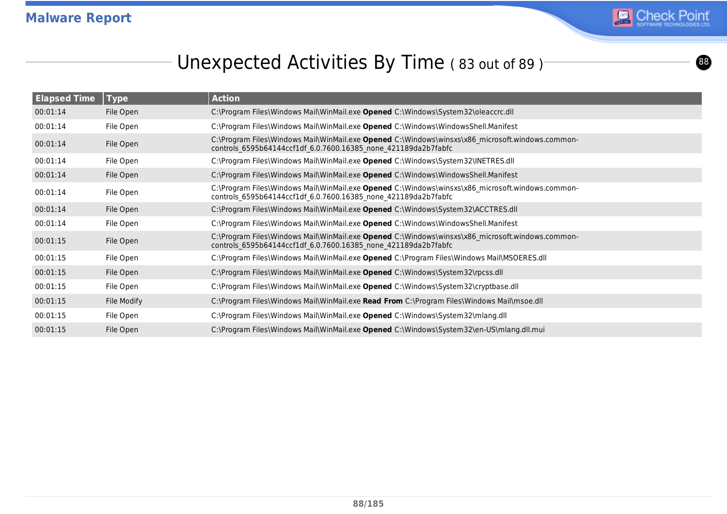## Unexpected Activities By Time ( 83 out of 89 )

| Elapsed Time | Type | Action |
|---|---|---|
| 00:01:14 | File Open | C:\Program Files\Windows Mail\WinMail.exe **Opened** C:\Windows\System32\oleaccrc.dll |
| 00:01:14 | File Open | C:\Program Files\Windows Mail\WinMail.exe **Opened** C:\Windows\WindowsShell.Manifest |
| 00:01:14 | File Open | C:\Program Files\Windows Mail\WinMail.exe **Opened** C:\Windows\winsxs\x86_microsoft.windows.common-controls_6595b64144ccf1df_6.0.7600.16385_none_421189da2b7fabfc |
| 00:01:14 | File Open | C:\Program Files\Windows Mail\WinMail.exe **Opened** C:\Windows\System32\INETRES.dll |
| 00:01:14 | File Open | C:\Program Files\Windows Mail\WinMail.exe **Opened** C:\Windows\WindowsShell.Manifest |
| 00:01:14 | File Open | C:\Program Files\Windows Mail\WinMail.exe **Opened** C:\Windows\winsxs\x86_microsoft.windows.common-controls_6595b64144ccf1df_6.0.7600.16385_none_421189da2b7fabfc |
| 00:01:14 | File Open | C:\Program Files\Windows Mail\WinMail.exe **Opened** C:\Windows\System32\ACCTRES.dll |
| 00:01:14 | File Open | C:\Program Files\Windows Mail\WinMail.exe **Opened** C:\Windows\WindowsShell.Manifest |
| 00:01:15 | File Open | C:\Program Files\Windows Mail\WinMail.exe **Opened** C:\Windows\winsxs\x86_microsoft.windows.common-controls_6595b64144ccf1df_6.0.7600.16385_none_421189da2b7fabfc |
| 00:01:15 | File Open | C:\Program Files\Windows Mail\WinMail.exe **Opened** C:\Program Files\Windows Mail\MSOERES.dll |
| 00:01:15 | File Open | C:\Program Files\Windows Mail\WinMail.exe **Opened** C:\Windows\System32\rpcss.dll |
| 00:01:15 | File Open | C:\Program Files\Windows Mail\WinMail.exe **Opened** C:\Windows\System32\cryptbase.dll |
| 00:01:15 | File Modify | C:\Program Files\Windows Mail\WinMail.exe **Read From** C:\Program Files\Windows Mail\msoe.dll |
| 00:01:15 | File Open | C:\Program Files\Windows Mail\WinMail.exe **Opened** C:\Windows\System32\mlang.dll |
| 00:01:15 | File Open | C:\Program Files\Windows Mail\WinMail.exe **Opened** C:\Windows\System32\en-US\mlang.dll.mui |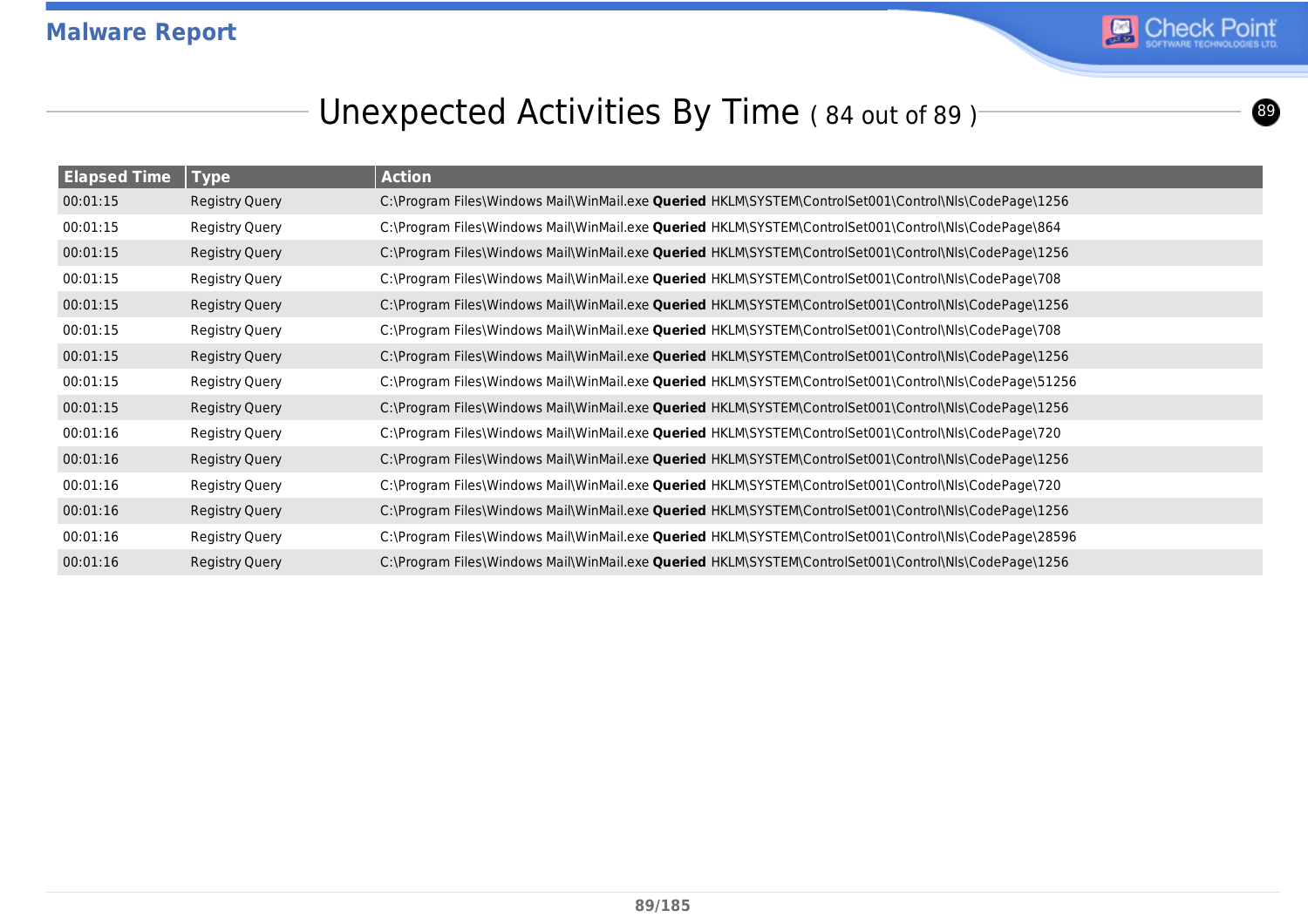## Unexpected Activities By Time ( 84 out of 89 )

| Elapsed Time | Type | Action |
|---|---|---|
| 00:01:15 | Registry Query | C:\Program Files\Windows Mail\WinMail.exe **Queried** HKLM\SYSTEM\ControlSet001\Control\Nls\CodePage\1256 |
| 00:01:15 | Registry Query | C:\Program Files\Windows Mail\WinMail.exe **Queried** HKLM\SYSTEM\ControlSet001\Control\Nls\CodePage\864 |
| 00:01:15 | Registry Query | C:\Program Files\Windows Mail\WinMail.exe **Queried** HKLM\SYSTEM\ControlSet001\Control\Nls\CodePage\1256 |
| 00:01:15 | Registry Query | C:\Program Files\Windows Mail\WinMail.exe **Queried** HKLM\SYSTEM\ControlSet001\Control\Nls\CodePage\708 |
| 00:01:15 | Registry Query | C:\Program Files\Windows Mail\WinMail.exe **Queried** HKLM\SYSTEM\ControlSet001\Control\Nls\CodePage\1256 |
| 00:01:15 | Registry Query | C:\Program Files\Windows Mail\WinMail.exe **Queried** HKLM\SYSTEM\ControlSet001\Control\Nls\CodePage\708 |
| 00:01:15 | Registry Query | C:\Program Files\Windows Mail\WinMail.exe **Queried** HKLM\SYSTEM\ControlSet001\Control\Nls\CodePage\1256 |
| 00:01:15 | Registry Query | C:\Program Files\Windows Mail\WinMail.exe **Queried** HKLM\SYSTEM\ControlSet001\Control\Nls\CodePage\51256 |
| 00:01:15 | Registry Query | C:\Program Files\Windows Mail\WinMail.exe **Queried** HKLM\SYSTEM\ControlSet001\Control\Nls\CodePage\1256 |
| 00:01:16 | Registry Query | C:\Program Files\Windows Mail\WinMail.exe **Queried** HKLM\SYSTEM\ControlSet001\Control\Nls\CodePage\720 |
| 00:01:16 | Registry Query | C:\Program Files\Windows Mail\WinMail.exe **Queried** HKLM\SYSTEM\ControlSet001\Control\Nls\CodePage\1256 |
| 00:01:16 | Registry Query | C:\Program Files\Windows Mail\WinMail.exe **Queried** HKLM\SYSTEM\ControlSet001\Control\Nls\CodePage\720 |
| 00:01:16 | Registry Query | C:\Program Files\Windows Mail\WinMail.exe **Queried** HKLM\SYSTEM\ControlSet001\Control\Nls\CodePage\1256 |
| 00:01:16 | Registry Query | C:\Program Files\Windows Mail\WinMail.exe **Queried** HKLM\SYSTEM\ControlSet001\Control\Nls\CodePage\28596 |
| 00:01:16 | Registry Query | C:\Program Files\Windows Mail\WinMail.exe **Queried** HKLM\SYSTEM\ControlSet001\Control\Nls\CodePage\1256 |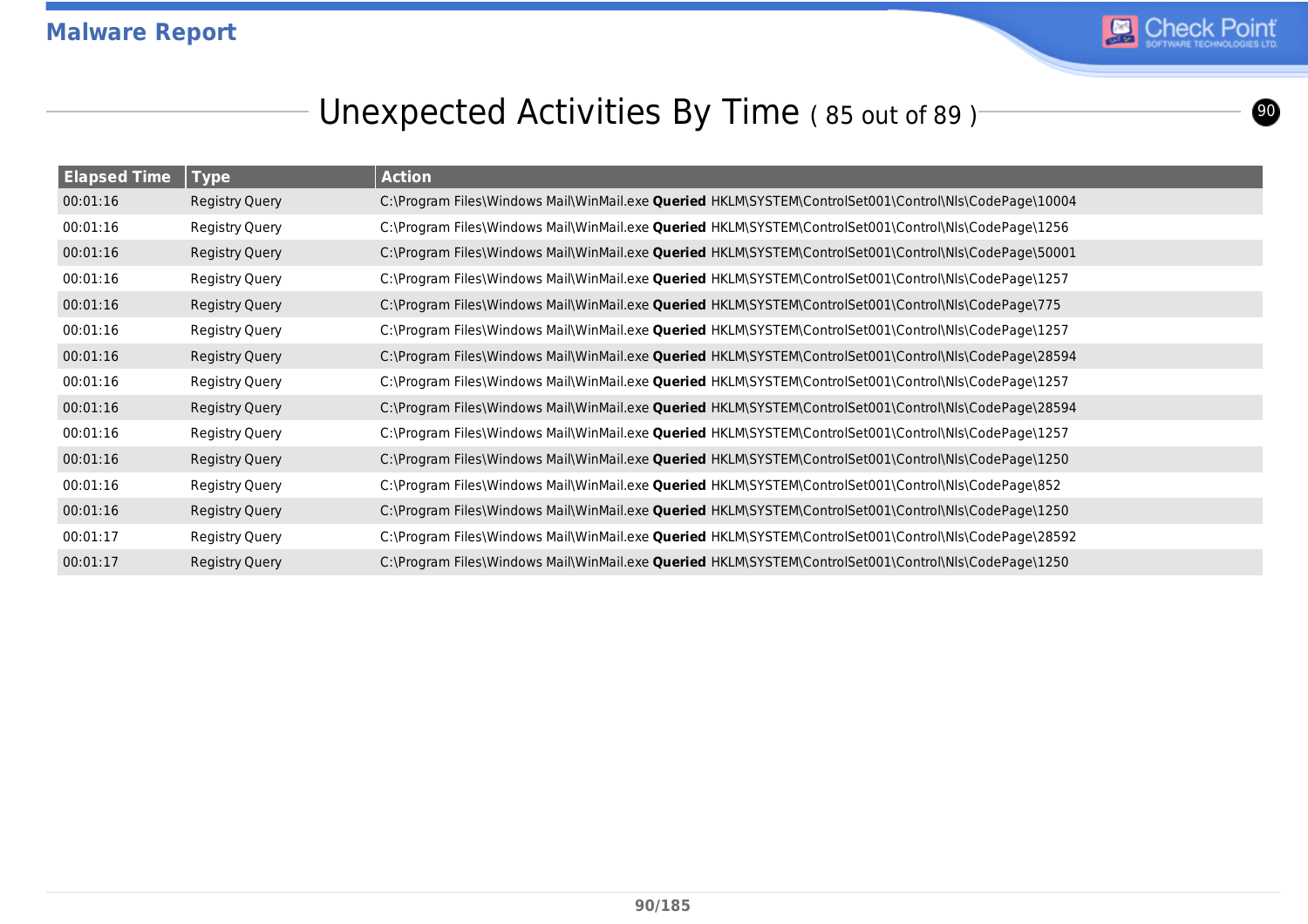## Unexpected Activities By Time ( 85 out of 89 )

| Elapsed Time | Type | Action |
|---|---|---|
| 00:01:16 | Registry Query | C:\Program Files\Windows Mail\WinMail.exe **Queried** HKLM\SYSTEM\ControlSet001\Control\Nls\CodePage\10004 |
| 00:01:16 | Registry Query | C:\Program Files\Windows Mail\WinMail.exe **Queried** HKLM\SYSTEM\ControlSet001\Control\Nls\CodePage\1256 |
| 00:01:16 | Registry Query | C:\Program Files\Windows Mail\WinMail.exe **Queried** HKLM\SYSTEM\ControlSet001\Control\Nls\CodePage\50001 |
| 00:01:16 | Registry Query | C:\Program Files\Windows Mail\WinMail.exe **Queried** HKLM\SYSTEM\ControlSet001\Control\Nls\CodePage\1257 |
| 00:01:16 | Registry Query | C:\Program Files\Windows Mail\WinMail.exe **Queried** HKLM\SYSTEM\ControlSet001\Control\Nls\CodePage\775 |
| 00:01:16 | Registry Query | C:\Program Files\Windows Mail\WinMail.exe **Queried** HKLM\SYSTEM\ControlSet001\Control\Nls\CodePage\1257 |
| 00:01:16 | Registry Query | C:\Program Files\Windows Mail\WinMail.exe **Queried** HKLM\SYSTEM\ControlSet001\Control\Nls\CodePage\28594 |
| 00:01:16 | Registry Query | C:\Program Files\Windows Mail\WinMail.exe **Queried** HKLM\SYSTEM\ControlSet001\Control\Nls\CodePage\1257 |
| 00:01:16 | Registry Query | C:\Program Files\Windows Mail\WinMail.exe **Queried** HKLM\SYSTEM\ControlSet001\Control\Nls\CodePage\28594 |
| 00:01:16 | Registry Query | C:\Program Files\Windows Mail\WinMail.exe **Queried** HKLM\SYSTEM\ControlSet001\Control\Nls\CodePage\1257 |
| 00:01:16 | Registry Query | C:\Program Files\Windows Mail\WinMail.exe **Queried** HKLM\SYSTEM\ControlSet001\Control\Nls\CodePage\1250 |
| 00:01:16 | Registry Query | C:\Program Files\Windows Mail\WinMail.exe **Queried** HKLM\SYSTEM\ControlSet001\Control\Nls\CodePage\852 |
| 00:01:16 | Registry Query | C:\Program Files\Windows Mail\WinMail.exe **Queried** HKLM\SYSTEM\ControlSet001\Control\Nls\CodePage\1250 |
| 00:01:17 | Registry Query | C:\Program Files\Windows Mail\WinMail.exe **Queried** HKLM\SYSTEM\ControlSet001\Control\Nls\CodePage\28592 |
| 00:01:17 | Registry Query | C:\Program Files\Windows Mail\WinMail.exe **Queried** HKLM\SYSTEM\ControlSet001\Control\Nls\CodePage\1250 |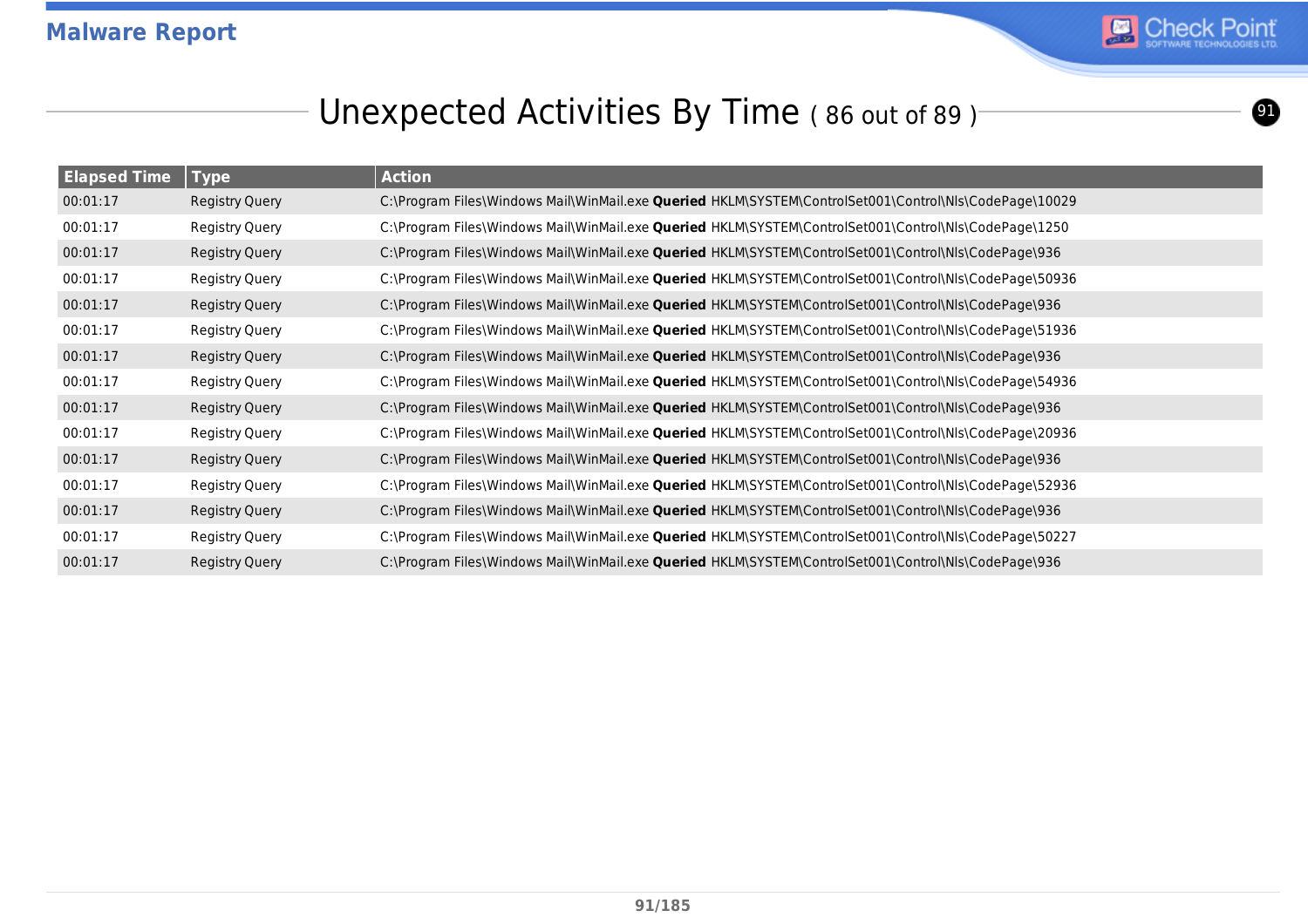## Unexpected Activities By Time ( 86 out of 89 )

| Elapsed Time | Type | Action |
|---|---|---|
| 00:01:17 | Registry Query | C:\Program Files\Windows Mail\WinMail.exe **Queried** HKLM\SYSTEM\ControlSet001\Control\Nls\CodePage\10029 |
| 00:01:17 | Registry Query | C:\Program Files\Windows Mail\WinMail.exe **Queried** HKLM\SYSTEM\ControlSet001\Control\Nls\CodePage\1250 |
| 00:01:17 | Registry Query | C:\Program Files\Windows Mail\WinMail.exe **Queried** HKLM\SYSTEM\ControlSet001\Control\Nls\CodePage\936 |
| 00:01:17 | Registry Query | C:\Program Files\Windows Mail\WinMail.exe **Queried** HKLM\SYSTEM\ControlSet001\Control\Nls\CodePage\50936 |
| 00:01:17 | Registry Query | C:\Program Files\Windows Mail\WinMail.exe **Queried** HKLM\SYSTEM\ControlSet001\Control\Nls\CodePage\936 |
| 00:01:17 | Registry Query | C:\Program Files\Windows Mail\WinMail.exe **Queried** HKLM\SYSTEM\ControlSet001\Control\Nls\CodePage\51936 |
| 00:01:17 | Registry Query | C:\Program Files\Windows Mail\WinMail.exe **Queried** HKLM\SYSTEM\ControlSet001\Control\Nls\CodePage\936 |
| 00:01:17 | Registry Query | C:\Program Files\Windows Mail\WinMail.exe **Queried** HKLM\SYSTEM\ControlSet001\Control\Nls\CodePage\54936 |
| 00:01:17 | Registry Query | C:\Program Files\Windows Mail\WinMail.exe **Queried** HKLM\SYSTEM\ControlSet001\Control\Nls\CodePage\936 |
| 00:01:17 | Registry Query | C:\Program Files\Windows Mail\WinMail.exe **Queried** HKLM\SYSTEM\ControlSet001\Control\Nls\CodePage\20936 |
| 00:01:17 | Registry Query | C:\Program Files\Windows Mail\WinMail.exe **Queried** HKLM\SYSTEM\ControlSet001\Control\Nls\CodePage\936 |
| 00:01:17 | Registry Query | C:\Program Files\Windows Mail\WinMail.exe **Queried** HKLM\SYSTEM\ControlSet001\Control\Nls\CodePage\52936 |
| 00:01:17 | Registry Query | C:\Program Files\Windows Mail\WinMail.exe **Queried** HKLM\SYSTEM\ControlSet001\Control\Nls\CodePage\936 |
| 00:01:17 | Registry Query | C:\Program Files\Windows Mail\WinMail.exe **Queried** HKLM\SYSTEM\ControlSet001\Control\Nls\CodePage\50227 |
| 00:01:17 | Registry Query | C:\Program Files\Windows Mail\WinMail.exe **Queried** HKLM\SYSTEM\ControlSet001\Control\Nls\CodePage\936 |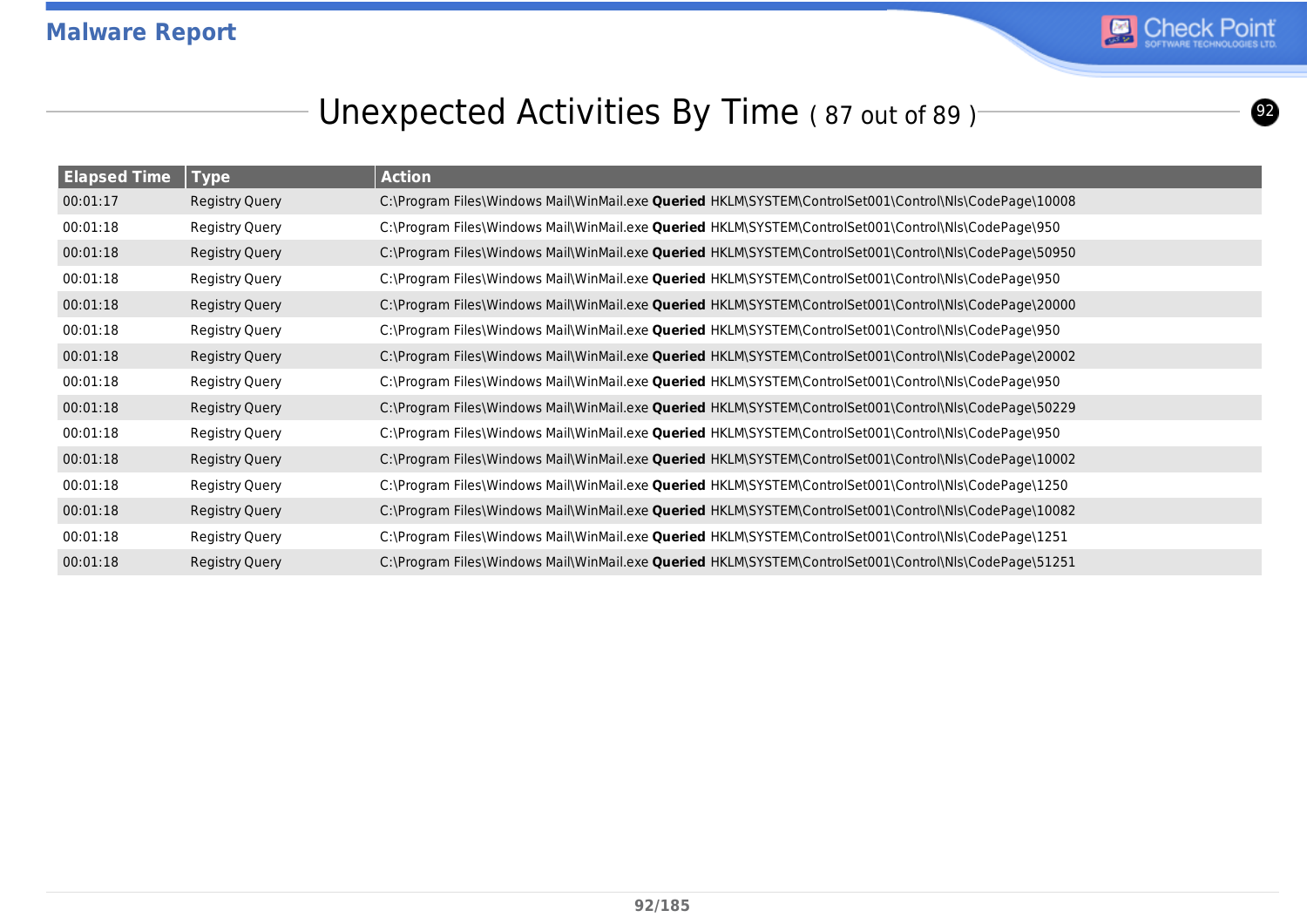## Unexpected Activities By Time ( 87 out of 89 )

| Elapsed Time | Type | Action |
|---|---|---|
| 00:01:17 | Registry Query | C:\Program Files\Windows Mail\WinMail.exe **Queried** HKLM\SYSTEM\ControlSet001\Control\Nls\CodePage\10008 |
| 00:01:18 | Registry Query | C:\Program Files\Windows Mail\WinMail.exe **Queried** HKLM\SYSTEM\ControlSet001\Control\Nls\CodePage\950 |
| 00:01:18 | Registry Query | C:\Program Files\Windows Mail\WinMail.exe **Queried** HKLM\SYSTEM\ControlSet001\Control\Nls\CodePage\50950 |
| 00:01:18 | Registry Query | C:\Program Files\Windows Mail\WinMail.exe **Queried** HKLM\SYSTEM\ControlSet001\Control\Nls\CodePage\950 |
| 00:01:18 | Registry Query | C:\Program Files\Windows Mail\WinMail.exe **Queried** HKLM\SYSTEM\ControlSet001\Control\Nls\CodePage\20000 |
| 00:01:18 | Registry Query | C:\Program Files\Windows Mail\WinMail.exe **Queried** HKLM\SYSTEM\ControlSet001\Control\Nls\CodePage\950 |
| 00:01:18 | Registry Query | C:\Program Files\Windows Mail\WinMail.exe **Queried** HKLM\SYSTEM\ControlSet001\Control\Nls\CodePage\20002 |
| 00:01:18 | Registry Query | C:\Program Files\Windows Mail\WinMail.exe **Queried** HKLM\SYSTEM\ControlSet001\Control\Nls\CodePage\950 |
| 00:01:18 | Registry Query | C:\Program Files\Windows Mail\WinMail.exe **Queried** HKLM\SYSTEM\ControlSet001\Control\Nls\CodePage\50229 |
| 00:01:18 | Registry Query | C:\Program Files\Windows Mail\WinMail.exe **Queried** HKLM\SYSTEM\ControlSet001\Control\Nls\CodePage\950 |
| 00:01:18 | Registry Query | C:\Program Files\Windows Mail\WinMail.exe **Queried** HKLM\SYSTEM\ControlSet001\Control\Nls\CodePage\10002 |
| 00:01:18 | Registry Query | C:\Program Files\Windows Mail\WinMail.exe **Queried** HKLM\SYSTEM\ControlSet001\Control\Nls\CodePage\1250 |
| 00:01:18 | Registry Query | C:\Program Files\Windows Mail\WinMail.exe **Queried** HKLM\SYSTEM\ControlSet001\Control\Nls\CodePage\10082 |
| 00:01:18 | Registry Query | C:\Program Files\Windows Mail\WinMail.exe **Queried** HKLM\SYSTEM\ControlSet001\Control\Nls\CodePage\1251 |
| 00:01:18 | Registry Query | C:\Program Files\Windows Mail\WinMail.exe **Queried** HKLM\SYSTEM\ControlSet001\Control\Nls\CodePage\51251 |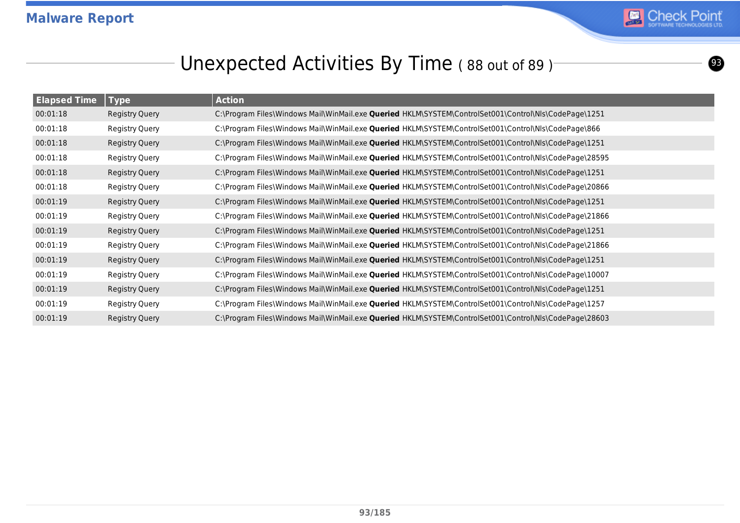# Unexpected Activities By Time ( 88 out of 89 )

| Elapsed Time | Type | Action |
|---|---|---|
| 00:01:18 | Registry Query | C:\Program Files\Windows Mail\WinMail.exe **Queried** HKLM\SYSTEM\ControlSet001\Control\Nls\CodePage\1251 |
| 00:01:18 | Registry Query | C:\Program Files\Windows Mail\WinMail.exe **Queried** HKLM\SYSTEM\ControlSet001\Control\Nls\CodePage\866 |
| 00:01:18 | Registry Query | C:\Program Files\Windows Mail\WinMail.exe **Queried** HKLM\SYSTEM\ControlSet001\Control\Nls\CodePage\1251 |
| 00:01:18 | Registry Query | C:\Program Files\Windows Mail\WinMail.exe **Queried** HKLM\SYSTEM\ControlSet001\Control\Nls\CodePage\28595 |
| 00:01:18 | Registry Query | C:\Program Files\Windows Mail\WinMail.exe **Queried** HKLM\SYSTEM\ControlSet001\Control\Nls\CodePage\1251 |
| 00:01:18 | Registry Query | C:\Program Files\Windows Mail\WinMail.exe **Queried** HKLM\SYSTEM\ControlSet001\Control\Nls\CodePage\20866 |
| 00:01:19 | Registry Query | C:\Program Files\Windows Mail\WinMail.exe **Queried** HKLM\SYSTEM\ControlSet001\Control\Nls\CodePage\1251 |
| 00:01:19 | Registry Query | C:\Program Files\Windows Mail\WinMail.exe **Queried** HKLM\SYSTEM\ControlSet001\Control\Nls\CodePage\21866 |
| 00:01:19 | Registry Query | C:\Program Files\Windows Mail\WinMail.exe **Queried** HKLM\SYSTEM\ControlSet001\Control\Nls\CodePage\1251 |
| 00:01:19 | Registry Query | C:\Program Files\Windows Mail\WinMail.exe **Queried** HKLM\SYSTEM\ControlSet001\Control\Nls\CodePage\21866 |
| 00:01:19 | Registry Query | C:\Program Files\Windows Mail\WinMail.exe **Queried** HKLM\SYSTEM\ControlSet001\Control\Nls\CodePage\1251 |
| 00:01:19 | Registry Query | C:\Program Files\Windows Mail\WinMail.exe **Queried** HKLM\SYSTEM\ControlSet001\Control\Nls\CodePage\10007 |
| 00:01:19 | Registry Query | C:\Program Files\Windows Mail\WinMail.exe **Queried** HKLM\SYSTEM\ControlSet001\Control\Nls\CodePage\1251 |
| 00:01:19 | Registry Query | C:\Program Files\Windows Mail\WinMail.exe **Queried** HKLM\SYSTEM\ControlSet001\Control\Nls\CodePage\1257 |
| 00:01:19 | Registry Query | C:\Program Files\Windows Mail\WinMail.exe **Queried** HKLM\SYSTEM\ControlSet001\Control\Nls\CodePage\28603 |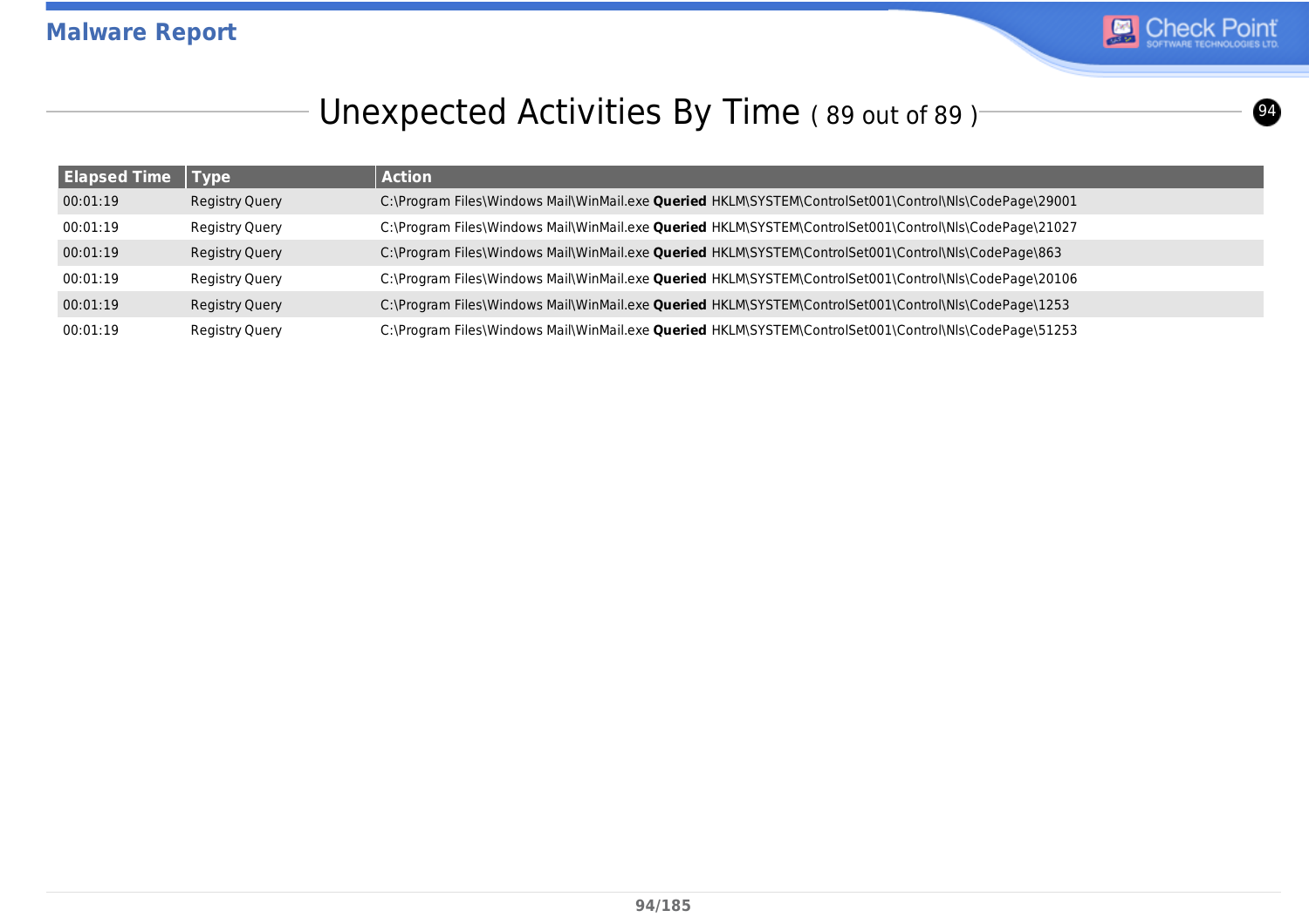## Unexpected Activities By Time ( 89 out of 89 )

| Elapsed Time | Type | Action |
|---|---|---|
| 00:01:19 | Registry Query | C:\Program Files\Windows Mail\WinMail.exe **Queried** HKLM\SYSTEM\ControlSet001\Control\Nls\CodePage\29001 |
| 00:01:19 | Registry Query | C:\Program Files\Windows Mail\WinMail.exe **Queried** HKLM\SYSTEM\ControlSet001\Control\Nls\CodePage\21027 |
| 00:01:19 | Registry Query | C:\Program Files\Windows Mail\WinMail.exe **Queried** HKLM\SYSTEM\ControlSet001\Control\Nls\CodePage\863 |
| 00:01:19 | Registry Query | C:\Program Files\Windows Mail\WinMail.exe **Queried** HKLM\SYSTEM\ControlSet001\Control\Nls\CodePage\20106 |
| 00:01:19 | Registry Query | C:\Program Files\Windows Mail\WinMail.exe **Queried** HKLM\SYSTEM\ControlSet001\Control\Nls\CodePage\1253 |
| 00:01:19 | Registry Query | C:\Program Files\Windows Mail\WinMail.exe **Queried** HKLM\SYSTEM\ControlSet001\Control\Nls\CodePage\51253 |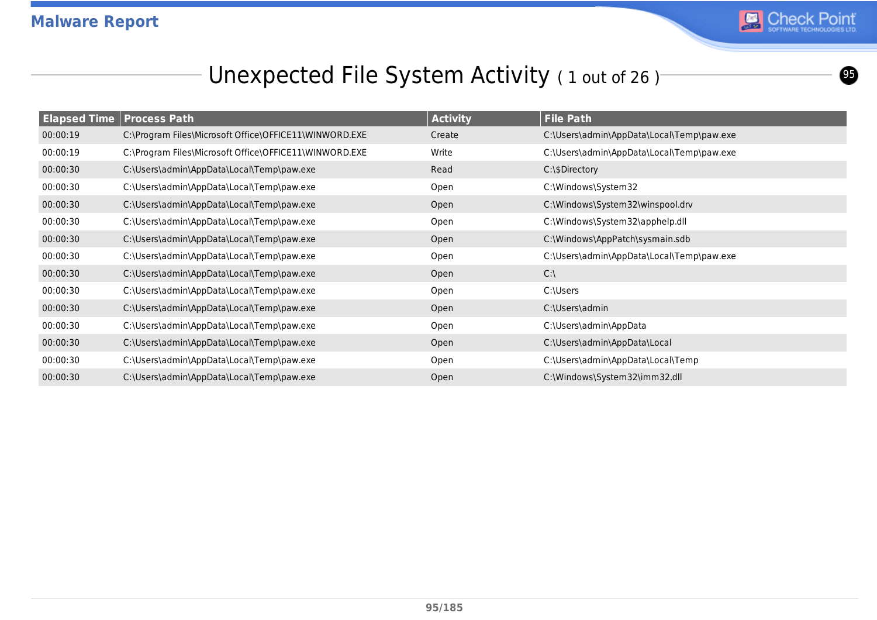## Unexpected File System Activity ( 1 out of 26 )

| Elapsed Time | Process Path | Activity | File Path |
|---|---|---|---|
| 00:00:19 | C:\Program Files\Microsoft Office\OFFICE11\WINWORD.EXE | Create | C:\Users\admin\AppData\Local\Temp\paw.exe |
| 00:00:19 | C:\Program Files\Microsoft Office\OFFICE11\WINWORD.EXE | Write | C:\Users\admin\AppData\Local\Temp\paw.exe |
| 00:00:30 | C:\Users\admin\AppData\Local\Temp\paw.exe | Read | C:\$Directory |
| 00:00:30 | C:\Users\admin\AppData\Local\Temp\paw.exe | Open | C:\Windows\System32 |
| 00:00:30 | C:\Users\admin\AppData\Local\Temp\paw.exe | Open | C:\Windows\System32\winspool.drv |
| 00:00:30 | C:\Users\admin\AppData\Local\Temp\paw.exe | Open | C:\Windows\System32\apphelp.dll |
| 00:00:30 | C:\Users\admin\AppData\Local\Temp\paw.exe | Open | C:\Windows\AppPatch\sysmain.sdb |
| 00:00:30 | C:\Users\admin\AppData\Local\Temp\paw.exe | Open | C:\Users\admin\AppData\Local\Temp\paw.exe |
| 00:00:30 | C:\Users\admin\AppData\Local\Temp\paw.exe | Open | C:\ |
| 00:00:30 | C:\Users\admin\AppData\Local\Temp\paw.exe | Open | C:\Users |
| 00:00:30 | C:\Users\admin\AppData\Local\Temp\paw.exe | Open | C:\Users\admin |
| 00:00:30 | C:\Users\admin\AppData\Local\Temp\paw.exe | Open | C:\Users\admin\AppData |
| 00:00:30 | C:\Users\admin\AppData\Local\Temp\paw.exe | Open | C:\Users\admin\AppData\Local |
| 00:00:30 | C:\Users\admin\AppData\Local\Temp\paw.exe | Open | C:\Users\admin\AppData\Local\Temp |
| 00:00:30 | C:\Users\admin\AppData\Local\Temp\paw.exe | Open | C:\Windows\System32\imm32.dll |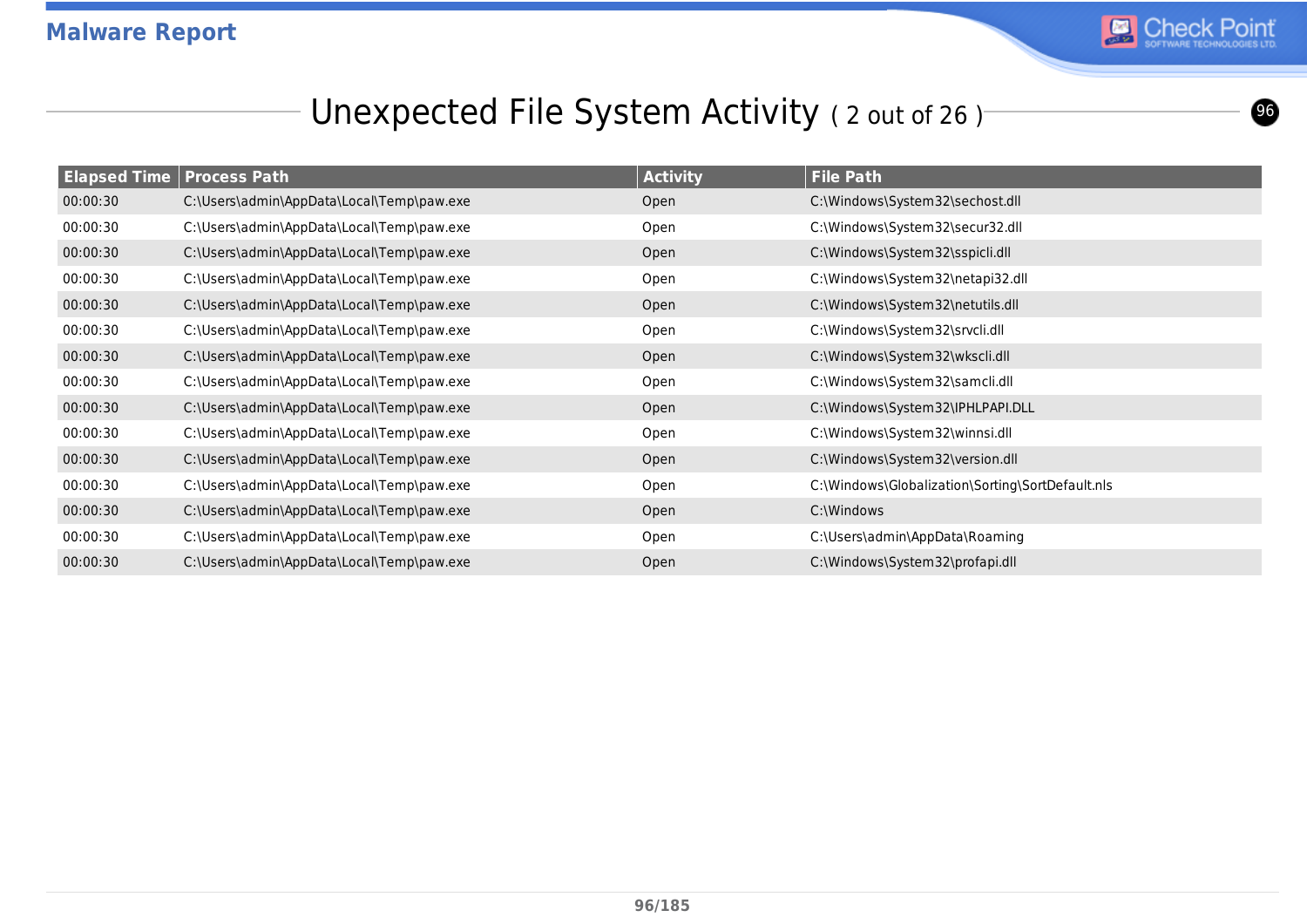# Unexpected File System Activity ( 2 out of 26 )

| Elapsed Time | Process Path | Activity | File Path |
|---|---|---|---|
| 00:00:30 | C:\Users\admin\AppData\Local\Temp\paw.exe | Open | C:\Windows\System32\sechost.dll |
| 00:00:30 | C:\Users\admin\AppData\Local\Temp\paw.exe | Open | C:\Windows\System32\secur32.dll |
| 00:00:30 | C:\Users\admin\AppData\Local\Temp\paw.exe | Open | C:\Windows\System32\sspicli.dll |
| 00:00:30 | C:\Users\admin\AppData\Local\Temp\paw.exe | Open | C:\Windows\System32\netapi32.dll |
| 00:00:30 | C:\Users\admin\AppData\Local\Temp\paw.exe | Open | C:\Windows\System32\netutils.dll |
| 00:00:30 | C:\Users\admin\AppData\Local\Temp\paw.exe | Open | C:\Windows\System32\srvcli.dll |
| 00:00:30 | C:\Users\admin\AppData\Local\Temp\paw.exe | Open | C:\Windows\System32\wkscli.dll |
| 00:00:30 | C:\Users\admin\AppData\Local\Temp\paw.exe | Open | C:\Windows\System32\samcli.dll |
| 00:00:30 | C:\Users\admin\AppData\Local\Temp\paw.exe | Open | C:\Windows\System32\IPHLPAPI.DLL |
| 00:00:30 | C:\Users\admin\AppData\Local\Temp\paw.exe | Open | C:\Windows\System32\winnsi.dll |
| 00:00:30 | C:\Users\admin\AppData\Local\Temp\paw.exe | Open | C:\Windows\System32\version.dll |
| 00:00:30 | C:\Users\admin\AppData\Local\Temp\paw.exe | Open | C:\Windows\Globalization\Sorting\SortDefault.nls |
| 00:00:30 | C:\Users\admin\AppData\Local\Temp\paw.exe | Open | C:\Windows |
| 00:00:30 | C:\Users\admin\AppData\Local\Temp\paw.exe | Open | C:\Users\admin\AppData\Roaming |
| 00:00:30 | C:\Users\admin\AppData\Local\Temp\paw.exe | Open | C:\Windows\System32\profapi.dll |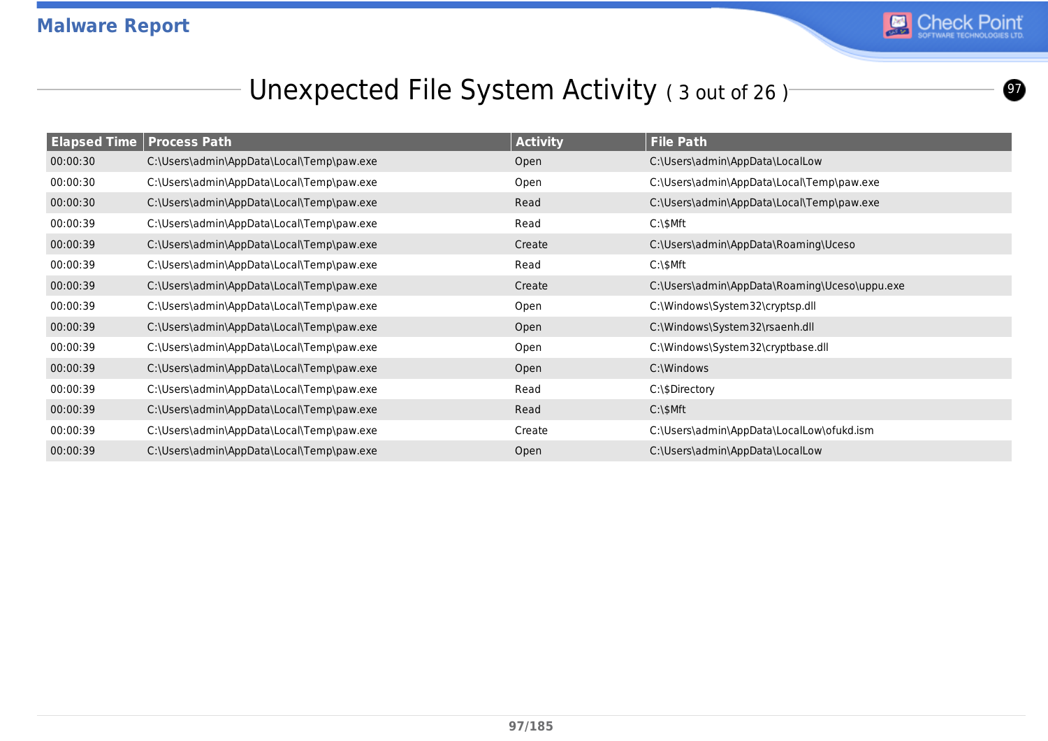## Unexpected File System Activity ( 3 out of 26 )

| Elapsed Time | Process Path | Activity | File Path |
|---|---|---|---|
| 00:00:30 | C:\Users\admin\AppData\Local\Temp\paw.exe | Open | C:\Users\admin\AppData\LocalLow |
| 00:00:30 | C:\Users\admin\AppData\Local\Temp\paw.exe | Open | C:\Users\admin\AppData\Local\Temp\paw.exe |
| 00:00:30 | C:\Users\admin\AppData\Local\Temp\paw.exe | Read | C:\Users\admin\AppData\Local\Temp\paw.exe |
| 00:00:39 | C:\Users\admin\AppData\Local\Temp\paw.exe | Read | C:\$Mft |
| 00:00:39 | C:\Users\admin\AppData\Local\Temp\paw.exe | Create | C:\Users\admin\AppData\Roaming\Uceso |
| 00:00:39 | C:\Users\admin\AppData\Local\Temp\paw.exe | Read | C:\$Mft |
| 00:00:39 | C:\Users\admin\AppData\Local\Temp\paw.exe | Create | C:\Users\admin\AppData\Roaming\Uceso\uppu.exe |
| 00:00:39 | C:\Users\admin\AppData\Local\Temp\paw.exe | Open | C:\Windows\System32\cryptsp.dll |
| 00:00:39 | C:\Users\admin\AppData\Local\Temp\paw.exe | Open | C:\Windows\System32\rsaenh.dll |
| 00:00:39 | C:\Users\admin\AppData\Local\Temp\paw.exe | Open | C:\Windows\System32\cryptbase.dll |
| 00:00:39 | C:\Users\admin\AppData\Local\Temp\paw.exe | Open | C:\Windows |
| 00:00:39 | C:\Users\admin\AppData\Local\Temp\paw.exe | Read | C:\$Directory |
| 00:00:39 | C:\Users\admin\AppData\Local\Temp\paw.exe | Read | C:\$Mft |
| 00:00:39 | C:\Users\admin\AppData\Local\Temp\paw.exe | Create | C:\Users\admin\AppData\LocalLow\ofukd.ism |
| 00:00:39 | C:\Users\admin\AppData\Local\Temp\paw.exe | Open | C:\Users\admin\AppData\LocalLow |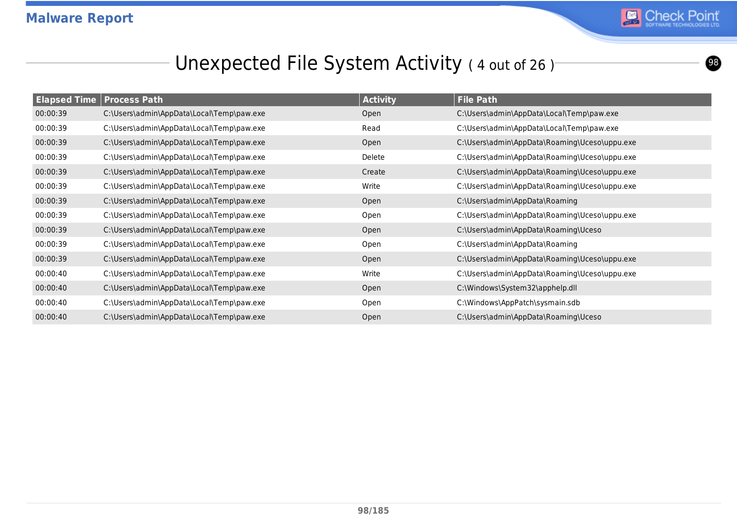## Unexpected File System Activity ( 4 out of 26 )

| Elapsed Time | Process Path | Activity | File Path |
|---|---|---|---|
| 00:00:39 | C:\Users\admin\AppData\Local\Temp\paw.exe | Open | C:\Users\admin\AppData\Local\Temp\paw.exe |
| 00:00:39 | C:\Users\admin\AppData\Local\Temp\paw.exe | Read | C:\Users\admin\AppData\Local\Temp\paw.exe |
| 00:00:39 | C:\Users\admin\AppData\Local\Temp\paw.exe | Open | C:\Users\admin\AppData\Roaming\Uceso\uppu.exe |
| 00:00:39 | C:\Users\admin\AppData\Local\Temp\paw.exe | Delete | C:\Users\admin\AppData\Roaming\Uceso\uppu.exe |
| 00:00:39 | C:\Users\admin\AppData\Local\Temp\paw.exe | Create | C:\Users\admin\AppData\Roaming\Uceso\uppu.exe |
| 00:00:39 | C:\Users\admin\AppData\Local\Temp\paw.exe | Write | C:\Users\admin\AppData\Roaming\Uceso\uppu.exe |
| 00:00:39 | C:\Users\admin\AppData\Local\Temp\paw.exe | Open | C:\Users\admin\AppData\Roaming |
| 00:00:39 | C:\Users\admin\AppData\Local\Temp\paw.exe | Open | C:\Users\admin\AppData\Roaming\Uceso\uppu.exe |
| 00:00:39 | C:\Users\admin\AppData\Local\Temp\paw.exe | Open | C:\Users\admin\AppData\Roaming\Uceso |
| 00:00:39 | C:\Users\admin\AppData\Local\Temp\paw.exe | Open | C:\Users\admin\AppData\Roaming |
| 00:00:39 | C:\Users\admin\AppData\Local\Temp\paw.exe | Open | C:\Users\admin\AppData\Roaming\Uceso\uppu.exe |
| 00:00:40 | C:\Users\admin\AppData\Local\Temp\paw.exe | Write | C:\Users\admin\AppData\Roaming\Uceso\uppu.exe |
| 00:00:40 | C:\Users\admin\AppData\Local\Temp\paw.exe | Open | C:\Windows\System32\apphelp.dll |
| 00:00:40 | C:\Users\admin\AppData\Local\Temp\paw.exe | Open | C:\Windows\AppPatch\sysmain.sdb |
| 00:00:40 | C:\Users\admin\AppData\Local\Temp\paw.exe | Open | C:\Users\admin\AppData\Roaming\Uceso |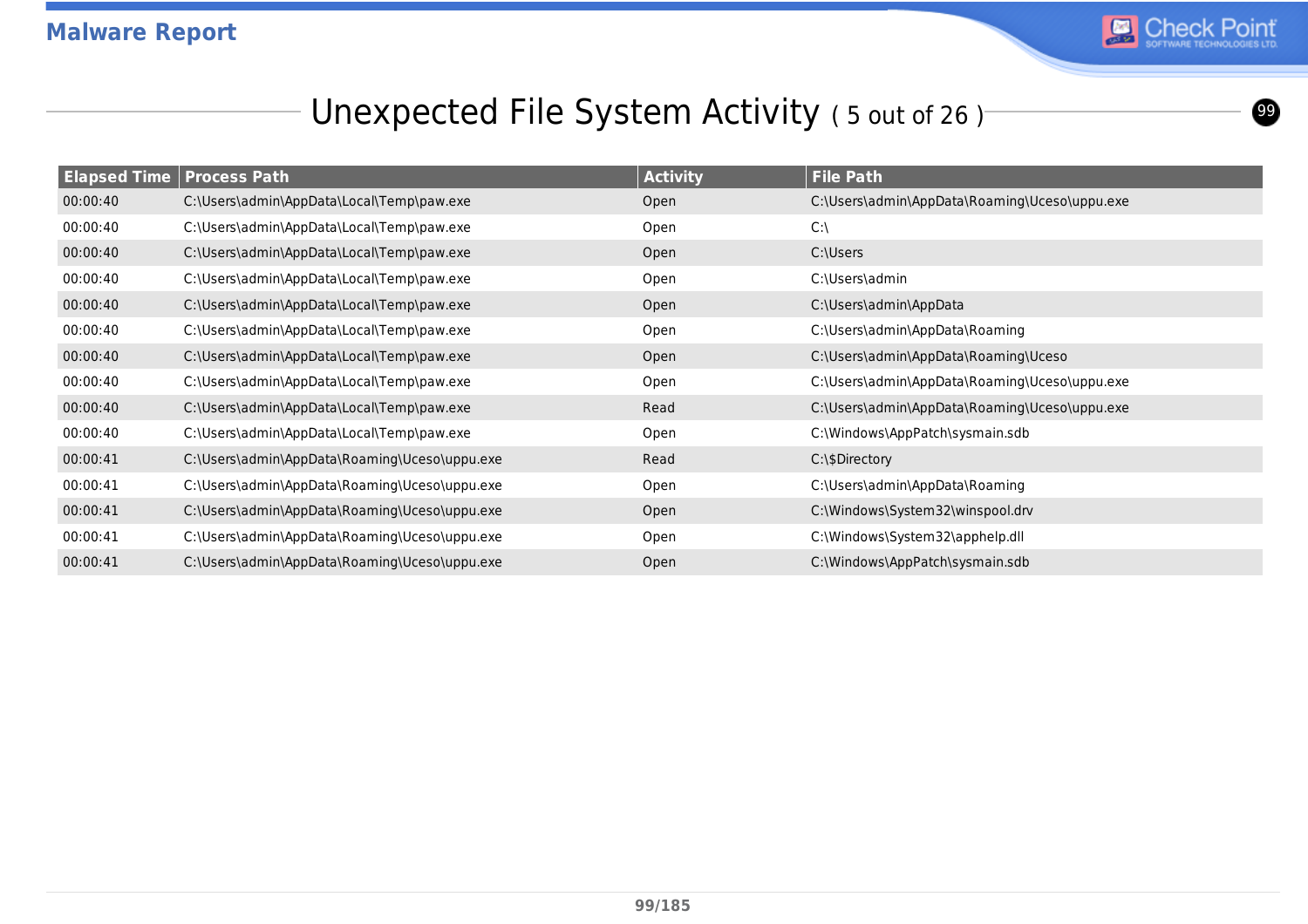## Unexpected File System Activity ( 5 out of 26 )

| Elapsed Time | Process Path | Activity | File Path |
|---|---|---|---|
| 00:00:40 | C:\Users\admin\AppData\Local\Temp\paw.exe | Open | C:\Users\admin\AppData\Roaming\Uceso\uppu.exe |
| 00:00:40 | C:\Users\admin\AppData\Local\Temp\paw.exe | Open | C:\ |
| 00:00:40 | C:\Users\admin\AppData\Local\Temp\paw.exe | Open | C:\Users |
| 00:00:40 | C:\Users\admin\AppData\Local\Temp\paw.exe | Open | C:\Users\admin |
| 00:00:40 | C:\Users\admin\AppData\Local\Temp\paw.exe | Open | C:\Users\admin\AppData |
| 00:00:40 | C:\Users\admin\AppData\Local\Temp\paw.exe | Open | C:\Users\admin\AppData\Roaming |
| 00:00:40 | C:\Users\admin\AppData\Local\Temp\paw.exe | Open | C:\Users\admin\AppData\Roaming\Uceso |
| 00:00:40 | C:\Users\admin\AppData\Local\Temp\paw.exe | Open | C:\Users\admin\AppData\Roaming\Uceso\uppu.exe |
| 00:00:40 | C:\Users\admin\AppData\Local\Temp\paw.exe | Read | C:\Users\admin\AppData\Roaming\Uceso\uppu.exe |
| 00:00:40 | C:\Users\admin\AppData\Local\Temp\paw.exe | Open | C:\Windows\AppPatch\sysmain.sdb |
| 00:00:41 | C:\Users\admin\AppData\Roaming\Uceso\uppu.exe | Read | C:\$Directory |
| 00:00:41 | C:\Users\admin\AppData\Roaming\Uceso\uppu.exe | Open | C:\Users\admin\AppData\Roaming |
| 00:00:41 | C:\Users\admin\AppData\Roaming\Uceso\uppu.exe | Open | C:\Windows\System32\winspool.drv |
| 00:00:41 | C:\Users\admin\AppData\Roaming\Uceso\uppu.exe | Open | C:\Windows\System32\apphelp.dll |
| 00:00:41 | C:\Users\admin\AppData\Roaming\Uceso\uppu.exe | Open | C:\Windows\AppPatch\sysmain.sdb |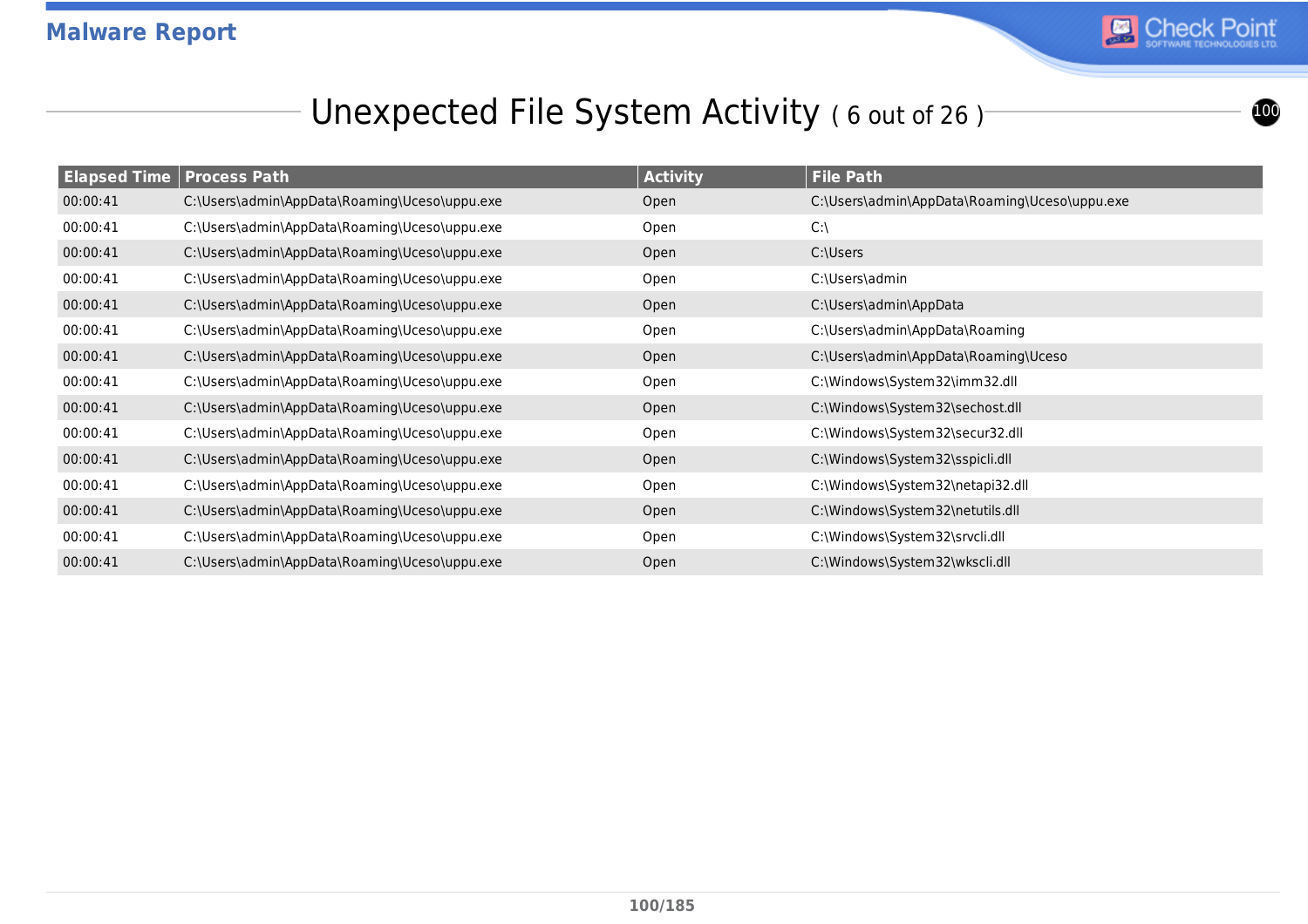## Unexpected File System Activity ( 6 out of 26 )

| Elapsed Time | Process Path | Activity | File Path |
|---|---|---|---|
| 00:00:41 | C:\Users\admin\AppData\Roaming\Uceso\uppu.exe | Open | C:\Users\admin\AppData\Roaming\Uceso\uppu.exe |
| 00:00:41 | C:\Users\admin\AppData\Roaming\Uceso\uppu.exe | Open | C:\ |
| 00:00:41 | C:\Users\admin\AppData\Roaming\Uceso\uppu.exe | Open | C:\Users |
| 00:00:41 | C:\Users\admin\AppData\Roaming\Uceso\uppu.exe | Open | C:\Users\admin |
| 00:00:41 | C:\Users\admin\AppData\Roaming\Uceso\uppu.exe | Open | C:\Users\admin\AppData |
| 00:00:41 | C:\Users\admin\AppData\Roaming\Uceso\uppu.exe | Open | C:\Users\admin\AppData\Roaming |
| 00:00:41 | C:\Users\admin\AppData\Roaming\Uceso\uppu.exe | Open | C:\Users\admin\AppData\Roaming\Uceso |
| 00:00:41 | C:\Users\admin\AppData\Roaming\Uceso\uppu.exe | Open | C:\Windows\System32\imm32.dll |
| 00:00:41 | C:\Users\admin\AppData\Roaming\Uceso\uppu.exe | Open | C:\Windows\System32\sechost.dll |
| 00:00:41 | C:\Users\admin\AppData\Roaming\Uceso\uppu.exe | Open | C:\Windows\System32\secur32.dll |
| 00:00:41 | C:\Users\admin\AppData\Roaming\Uceso\uppu.exe | Open | C:\Windows\System32\sspicli.dll |
| 00:00:41 | C:\Users\admin\AppData\Roaming\Uceso\uppu.exe | Open | C:\Windows\System32\netapi32.dll |
| 00:00:41 | C:\Users\admin\AppData\Roaming\Uceso\uppu.exe | Open | C:\Windows\System32\netutils.dll |
| 00:00:41 | C:\Users\admin\AppData\Roaming\Uceso\uppu.exe | Open | C:\Windows\System32\srvcli.dll |
| 00:00:41 | C:\Users\admin\AppData\Roaming\Uceso\uppu.exe | Open | C:\Windows\System32\wkscli.dll |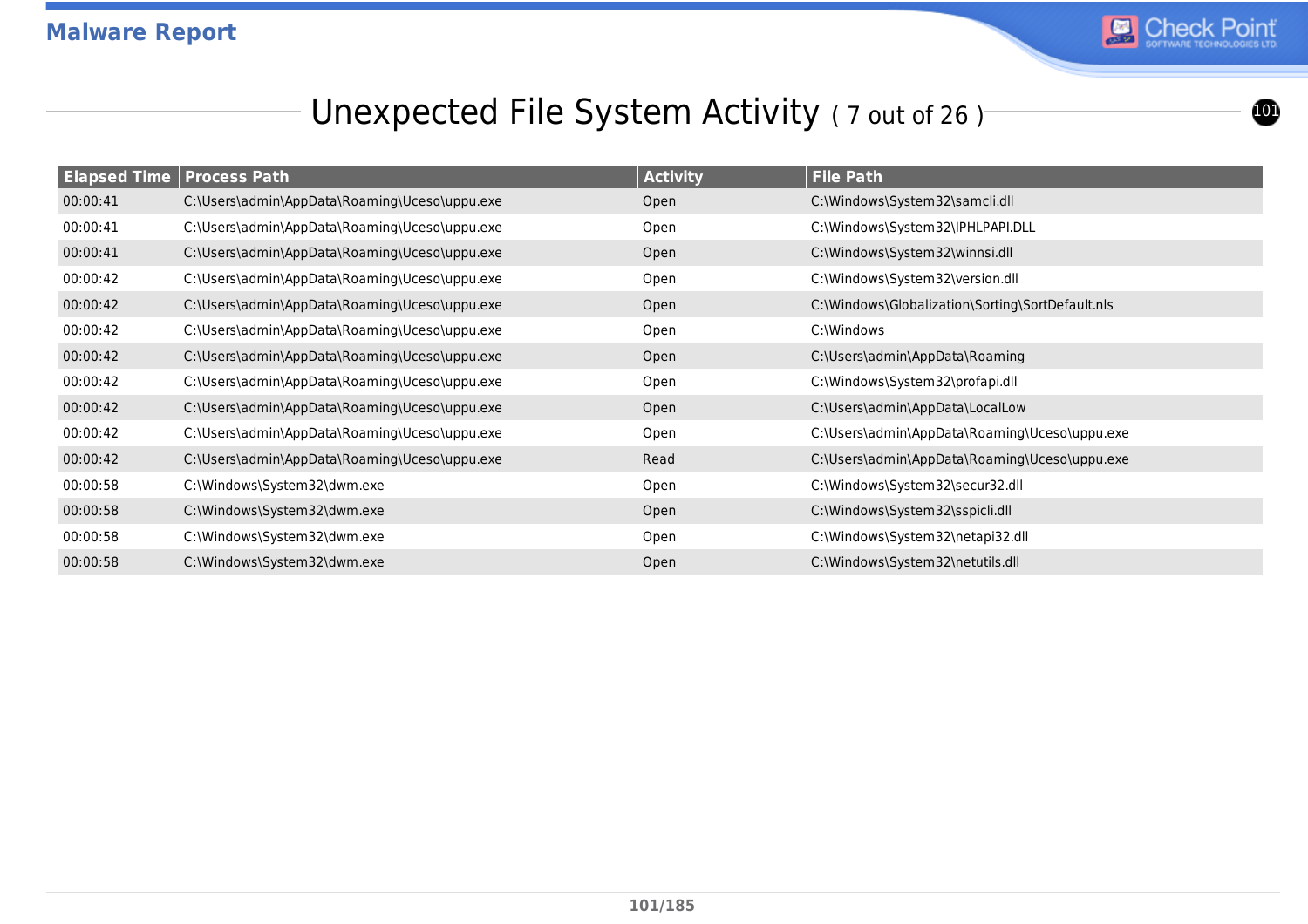# Unexpected File System Activity ( 7 out of 26 )

| Elapsed Time | Process Path | Activity | File Path |
|---|---|---|---|
| 00:00:41 | C:\Users\admin\AppData\Roaming\Uceso\uppu.exe | Open | C:\Windows\System32\samcli.dll |
| 00:00:41 | C:\Users\admin\AppData\Roaming\Uceso\uppu.exe | Open | C:\Windows\System32\IPHLPAPI.DLL |
| 00:00:41 | C:\Users\admin\AppData\Roaming\Uceso\uppu.exe | Open | C:\Windows\System32\winnsi.dll |
| 00:00:42 | C:\Users\admin\AppData\Roaming\Uceso\uppu.exe | Open | C:\Windows\System32\version.dll |
| 00:00:42 | C:\Users\admin\AppData\Roaming\Uceso\uppu.exe | Open | C:\Windows\Globalization\Sorting\SortDefault.nls |
| 00:00:42 | C:\Users\admin\AppData\Roaming\Uceso\uppu.exe | Open | C:\Windows |
| 00:00:42 | C:\Users\admin\AppData\Roaming\Uceso\uppu.exe | Open | C:\Users\admin\AppData\Roaming |
| 00:00:42 | C:\Users\admin\AppData\Roaming\Uceso\uppu.exe | Open | C:\Windows\System32\profapi.dll |
| 00:00:42 | C:\Users\admin\AppData\Roaming\Uceso\uppu.exe | Open | C:\Users\admin\AppData\LocalLow |
| 00:00:42 | C:\Users\admin\AppData\Roaming\Uceso\uppu.exe | Open | C:\Users\admin\AppData\Roaming\Uceso\uppu.exe |
| 00:00:42 | C:\Users\admin\AppData\Roaming\Uceso\uppu.exe | Read | C:\Users\admin\AppData\Roaming\Uceso\uppu.exe |
| 00:00:58 | C:\Windows\System32\dwm.exe | Open | C:\Windows\System32\secur32.dll |
| 00:00:58 | C:\Windows\System32\dwm.exe | Open | C:\Windows\System32\sspicli.dll |
| 00:00:58 | C:\Windows\System32\dwm.exe | Open | C:\Windows\System32\netapi32.dll |
| 00:00:58 | C:\Windows\System32\dwm.exe | Open | C:\Windows\System32\netutils.dll |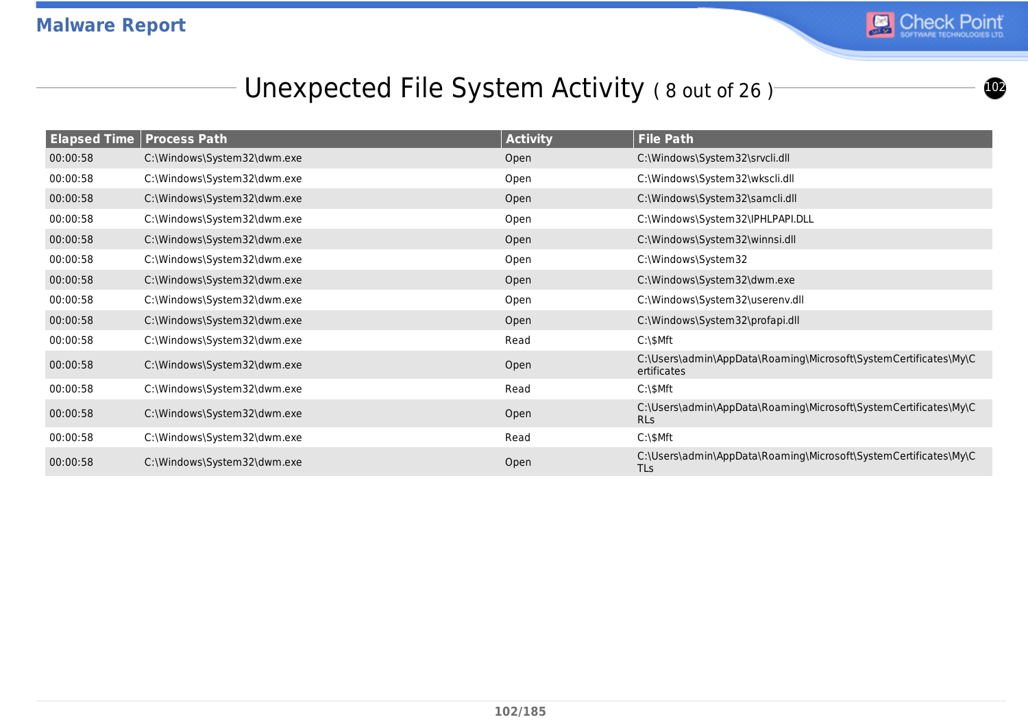## Unexpected File System Activity ( 8 out of 26 )

| Elapsed Time | Process Path | Activity | File Path |
|---|---|---|---|
| 00:00:58 | C:\Windows\System32\dwm.exe | Open | C:\Windows\System32\srvcli.dll |
| 00:00:58 | C:\Windows\System32\dwm.exe | Open | C:\Windows\System32\wkscli.dll |
| 00:00:58 | C:\Windows\System32\dwm.exe | Open | C:\Windows\System32\samcli.dll |
| 00:00:58 | C:\Windows\System32\dwm.exe | Open | C:\Windows\System32\IPHLPAPI.DLL |
| 00:00:58 | C:\Windows\System32\dwm.exe | Open | C:\Windows\System32\winnsi.dll |
| 00:00:58 | C:\Windows\System32\dwm.exe | Open | C:\Windows\System32 |
| 00:00:58 | C:\Windows\System32\dwm.exe | Open | C:\Windows\System32\dwm.exe |
| 00:00:58 | C:\Windows\System32\dwm.exe | Open | C:\Windows\System32\userenv.dll |
| 00:00:58 | C:\Windows\System32\dwm.exe | Open | C:\Windows\System32\profapi.dll |
| 00:00:58 | C:\Windows\System32\dwm.exe | Read | C:\$Mft |
| 00:00:58 | C:\Windows\System32\dwm.exe | Open | C:\Users\admin\AppData\Roaming\Microsoft\SystemCertificates\My\Certificates |
| 00:00:58 | C:\Windows\System32\dwm.exe | Read | C:\$Mft |
| 00:00:58 | C:\Windows\System32\dwm.exe | Open | C:\Users\admin\AppData\Roaming\Microsoft\SystemCertificates\My\CRLs |
| 00:00:58 | C:\Windows\System32\dwm.exe | Read | C:\$Mft |
| 00:00:58 | C:\Windows\System32\dwm.exe | Open | C:\Users\admin\AppData\Roaming\Microsoft\SystemCertificates\My\CTLs |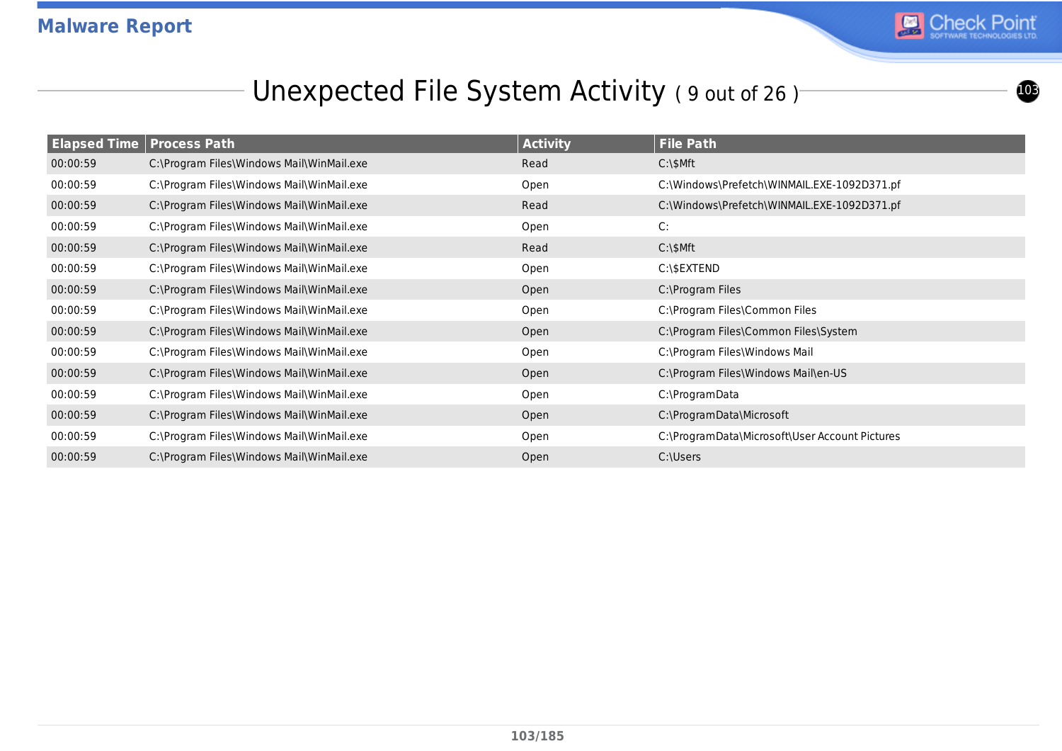## Unexpected File System Activity ( 9 out of 26 )

| Elapsed Time | Process Path | Activity | File Path |
|---|---|---|---|
| 00:00:59 | C:\Program Files\Windows Mail\WinMail.exe | Read | C:\$Mft |
| 00:00:59 | C:\Program Files\Windows Mail\WinMail.exe | Open | C:\Windows\Prefetch\WINMAIL.EXE-1092D371.pf |
| 00:00:59 | C:\Program Files\Windows Mail\WinMail.exe | Read | C:\Windows\Prefetch\WINMAIL.EXE-1092D371.pf |
| 00:00:59 | C:\Program Files\Windows Mail\WinMail.exe | Open | C: |
| 00:00:59 | C:\Program Files\Windows Mail\WinMail.exe | Read | C:\$Mft |
| 00:00:59 | C:\Program Files\Windows Mail\WinMail.exe | Open | C:\$EXTEND |
| 00:00:59 | C:\Program Files\Windows Mail\WinMail.exe | Open | C:\Program Files |
| 00:00:59 | C:\Program Files\Windows Mail\WinMail.exe | Open | C:\Program Files\Common Files |
| 00:00:59 | C:\Program Files\Windows Mail\WinMail.exe | Open | C:\Program Files\Common Files\System |
| 00:00:59 | C:\Program Files\Windows Mail\WinMail.exe | Open | C:\Program Files\Windows Mail |
| 00:00:59 | C:\Program Files\Windows Mail\WinMail.exe | Open | C:\Program Files\Windows Mail\en-US |
| 00:00:59 | C:\Program Files\Windows Mail\WinMail.exe | Open | C:\ProgramData |
| 00:00:59 | C:\Program Files\Windows Mail\WinMail.exe | Open | C:\ProgramData\Microsoft |
| 00:00:59 | C:\Program Files\Windows Mail\WinMail.exe | Open | C:\ProgramData\Microsoft\User Account Pictures |
| 00:00:59 | C:\Program Files\Windows Mail\WinMail.exe | Open | C:\Users |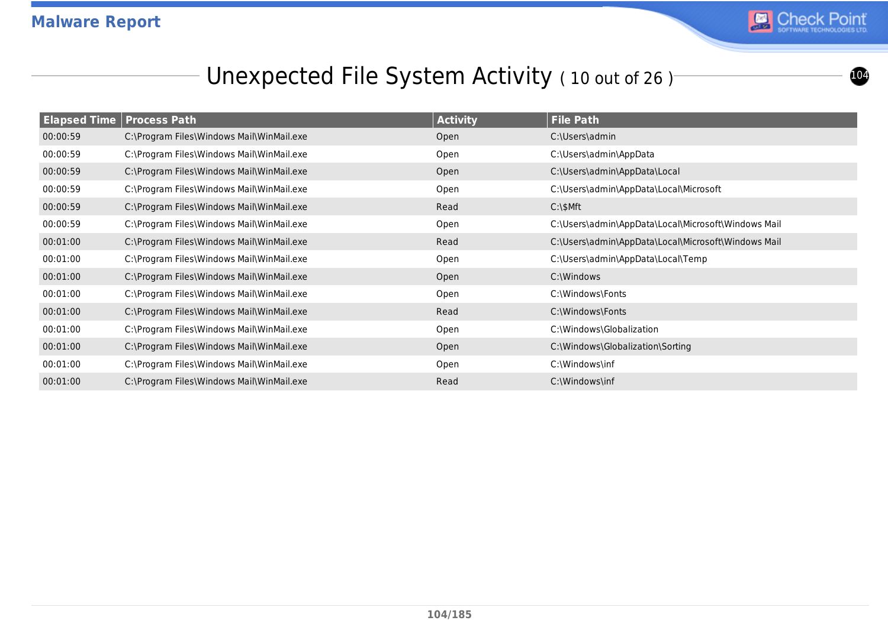## Unexpected File System Activity ( 10 out of 26 )

| Elapsed Time | Process Path | Activity | File Path |
|---|---|---|---|
| 00:00:59 | C:\Program Files\Windows Mail\WinMail.exe | Open | C:\Users\admin |
| 00:00:59 | C:\Program Files\Windows Mail\WinMail.exe | Open | C:\Users\admin\AppData |
| 00:00:59 | C:\Program Files\Windows Mail\WinMail.exe | Open | C:\Users\admin\AppData\Local |
| 00:00:59 | C:\Program Files\Windows Mail\WinMail.exe | Open | C:\Users\admin\AppData\Local\Microsoft |
| 00:00:59 | C:\Program Files\Windows Mail\WinMail.exe | Read | C:\$Mft |
| 00:00:59 | C:\Program Files\Windows Mail\WinMail.exe | Open | C:\Users\admin\AppData\Local\Microsoft\Windows Mail |
| 00:01:00 | C:\Program Files\Windows Mail\WinMail.exe | Read | C:\Users\admin\AppData\Local\Microsoft\Windows Mail |
| 00:01:00 | C:\Program Files\Windows Mail\WinMail.exe | Open | C:\Users\admin\AppData\Local\Temp |
| 00:01:00 | C:\Program Files\Windows Mail\WinMail.exe | Open | C:\Windows |
| 00:01:00 | C:\Program Files\Windows Mail\WinMail.exe | Open | C:\Windows\Fonts |
| 00:01:00 | C:\Program Files\Windows Mail\WinMail.exe | Read | C:\Windows\Fonts |
| 00:01:00 | C:\Program Files\Windows Mail\WinMail.exe | Open | C:\Windows\Globalization |
| 00:01:00 | C:\Program Files\Windows Mail\WinMail.exe | Open | C:\Windows\Globalization\Sorting |
| 00:01:00 | C:\Program Files\Windows Mail\WinMail.exe | Open | C:\Windows\inf |
| 00:01:00 | C:\Program Files\Windows Mail\WinMail.exe | Read | C:\Windows\inf |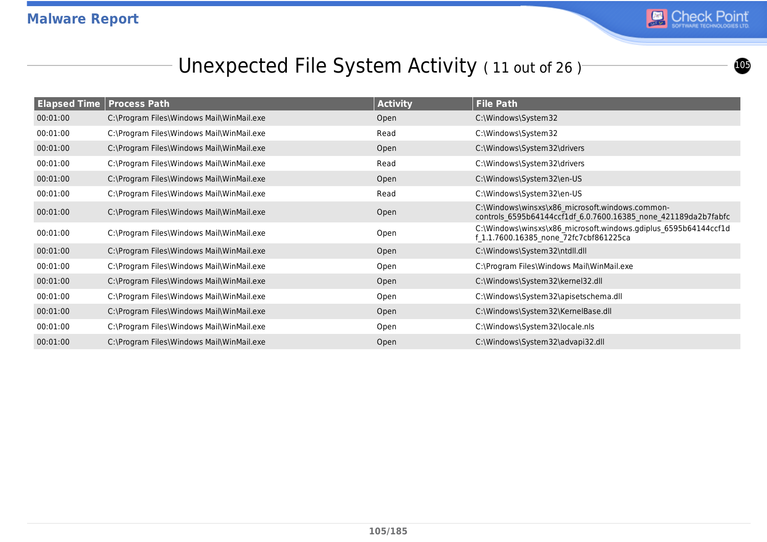## Unexpected File System Activity ( 11 out of 26 )

| Elapsed Time | Process Path | Activity | File Path |
|---|---|---|---|
| 00:01:00 | C:\Program Files\Windows Mail\WinMail.exe | Open | C:\Windows\System32 |
| 00:01:00 | C:\Program Files\Windows Mail\WinMail.exe | Read | C:\Windows\System32 |
| 00:01:00 | C:\Program Files\Windows Mail\WinMail.exe | Open | C:\Windows\System32\drivers |
| 00:01:00 | C:\Program Files\Windows Mail\WinMail.exe | Read | C:\Windows\System32\drivers |
| 00:01:00 | C:\Program Files\Windows Mail\WinMail.exe | Open | C:\Windows\System32\en-US |
| 00:01:00 | C:\Program Files\Windows Mail\WinMail.exe | Read | C:\Windows\System32\en-US |
| 00:01:00 | C:\Program Files\Windows Mail\WinMail.exe | Open | C:\Windows\winsxs\x86_microsoft.windows.common-controls_6595b64144ccf1df_6.0.7600.16385_none_421189da2b7fabfc |
| 00:01:00 | C:\Program Files\Windows Mail\WinMail.exe | Open | C:\Windows\winsxs\x86_microsoft.windows.gdiplus_6595b64144ccf1df_1.1.7600.16385_none_72fc7cbf861225ca |
| 00:01:00 | C:\Program Files\Windows Mail\WinMail.exe | Open | C:\Windows\System32\ntdll.dll |
| 00:01:00 | C:\Program Files\Windows Mail\WinMail.exe | Open | C:\Program Files\Windows Mail\WinMail.exe |
| 00:01:00 | C:\Program Files\Windows Mail\WinMail.exe | Open | C:\Windows\System32\kernel32.dll |
| 00:01:00 | C:\Program Files\Windows Mail\WinMail.exe | Open | C:\Windows\System32\apisetschema.dll |
| 00:01:00 | C:\Program Files\Windows Mail\WinMail.exe | Open | C:\Windows\System32\KernelBase.dll |
| 00:01:00 | C:\Program Files\Windows Mail\WinMail.exe | Open | C:\Windows\System32\locale.nls |
| 00:01:00 | C:\Program Files\Windows Mail\WinMail.exe | Open | C:\Windows\System32\advapi32.dll |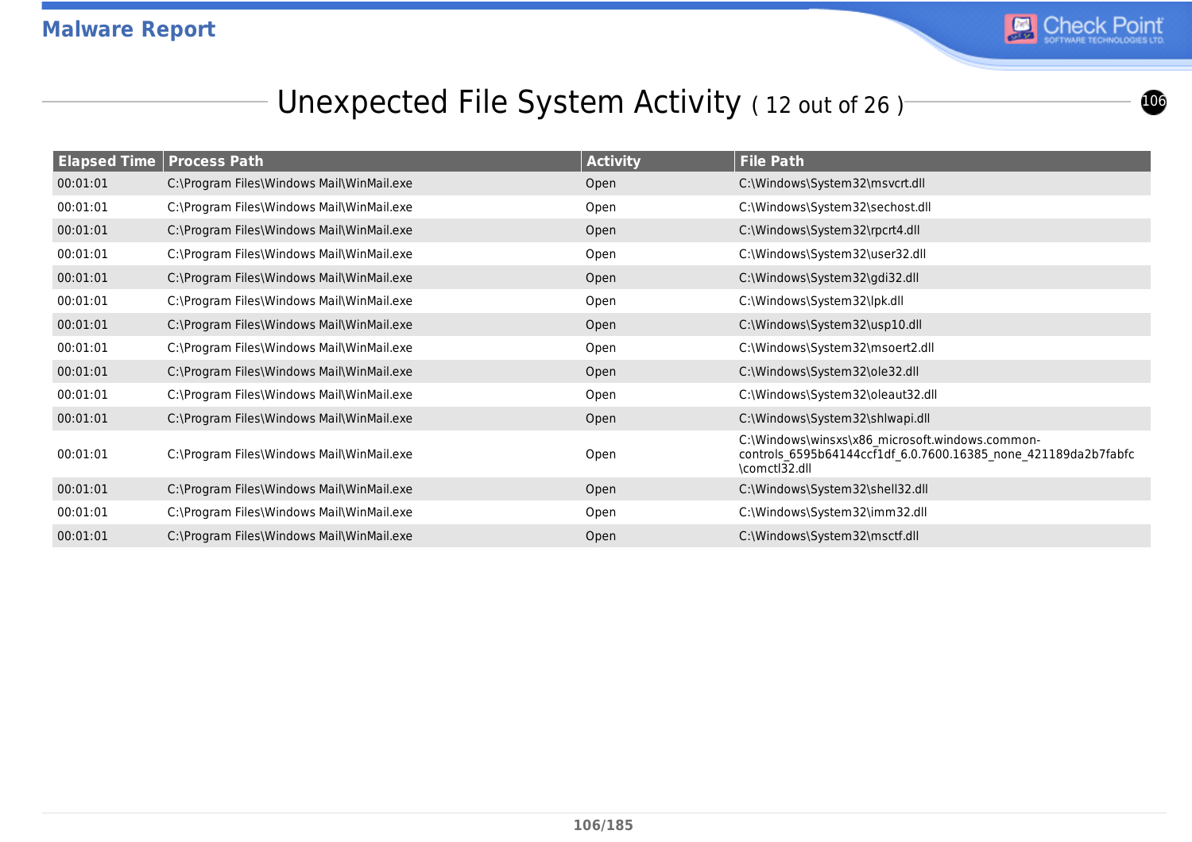## Unexpected File System Activity ( 12 out of 26 )

| Elapsed Time | Process Path | Activity | File Path |
|---|---|---|---|
| 00:01:01 | C:\Program Files\Windows Mail\WinMail.exe | Open | C:\Windows\System32\msvcrt.dll |
| 00:01:01 | C:\Program Files\Windows Mail\WinMail.exe | Open | C:\Windows\System32\sechost.dll |
| 00:01:01 | C:\Program Files\Windows Mail\WinMail.exe | Open | C:\Windows\System32\rpcrt4.dll |
| 00:01:01 | C:\Program Files\Windows Mail\WinMail.exe | Open | C:\Windows\System32\user32.dll |
| 00:01:01 | C:\Program Files\Windows Mail\WinMail.exe | Open | C:\Windows\System32\gdi32.dll |
| 00:01:01 | C:\Program Files\Windows Mail\WinMail.exe | Open | C:\Windows\System32\lpk.dll |
| 00:01:01 | C:\Program Files\Windows Mail\WinMail.exe | Open | C:\Windows\System32\usp10.dll |
| 00:01:01 | C:\Program Files\Windows Mail\WinMail.exe | Open | C:\Windows\System32\msoert2.dll |
| 00:01:01 | C:\Program Files\Windows Mail\WinMail.exe | Open | C:\Windows\System32\ole32.dll |
| 00:01:01 | C:\Program Files\Windows Mail\WinMail.exe | Open | C:\Windows\System32\oleaut32.dll |
| 00:01:01 | C:\Program Files\Windows Mail\WinMail.exe | Open | C:\Windows\System32\shlwapi.dll |
| 00:01:01 | C:\Program Files\Windows Mail\WinMail.exe | Open | C:\Windows\winsxs\x86_microsoft.windows.common-controls_6595b64144ccf1df_6.0.7600.16385_none_421189da2b7fabfc\comctl32.dll |
| 00:01:01 | C:\Program Files\Windows Mail\WinMail.exe | Open | C:\Windows\System32\shell32.dll |
| 00:01:01 | C:\Program Files\Windows Mail\WinMail.exe | Open | C:\Windows\System32\imm32.dll |
| 00:01:01 | C:\Program Files\Windows Mail\WinMail.exe | Open | C:\Windows\System32\msctf.dll |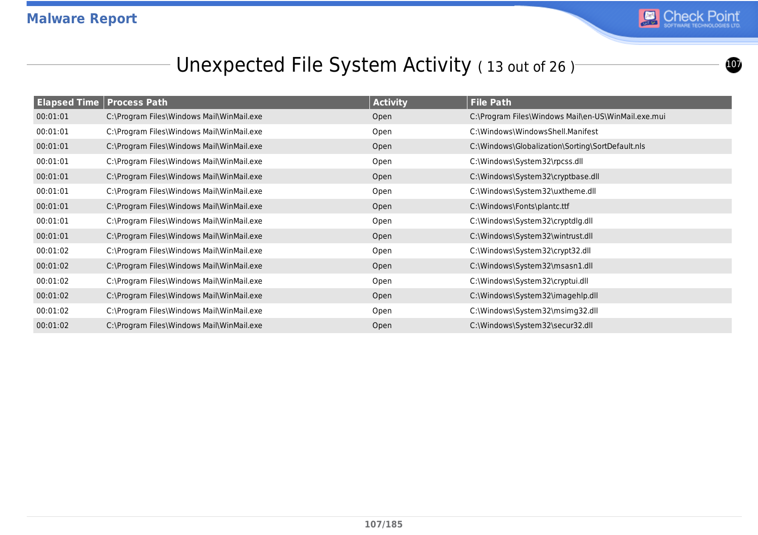## Unexpected File System Activity ( 13 out of 26 )

| Elapsed Time | Process Path | Activity | File Path |
|---|---|---|---|
| 00:01:01 | C:\Program Files\Windows Mail\WinMail.exe | Open | C:\Program Files\Windows Mail\en-US\WinMail.exe.mui |
| 00:01:01 | C:\Program Files\Windows Mail\WinMail.exe | Open | C:\Windows\WindowsShell.Manifest |
| 00:01:01 | C:\Program Files\Windows Mail\WinMail.exe | Open | C:\Windows\Globalization\Sorting\SortDefault.nls |
| 00:01:01 | C:\Program Files\Windows Mail\WinMail.exe | Open | C:\Windows\System32\rpcss.dll |
| 00:01:01 | C:\Program Files\Windows Mail\WinMail.exe | Open | C:\Windows\System32\cryptbase.dll |
| 00:01:01 | C:\Program Files\Windows Mail\WinMail.exe | Open | C:\Windows\System32\uxtheme.dll |
| 00:01:01 | C:\Program Files\Windows Mail\WinMail.exe | Open | C:\Windows\Fonts\plantc.ttf |
| 00:01:01 | C:\Program Files\Windows Mail\WinMail.exe | Open | C:\Windows\System32\cryptdlg.dll |
| 00:01:01 | C:\Program Files\Windows Mail\WinMail.exe | Open | C:\Windows\System32\wintrust.dll |
| 00:01:02 | C:\Program Files\Windows Mail\WinMail.exe | Open | C:\Windows\System32\crypt32.dll |
| 00:01:02 | C:\Program Files\Windows Mail\WinMail.exe | Open | C:\Windows\System32\msasn1.dll |
| 00:01:02 | C:\Program Files\Windows Mail\WinMail.exe | Open | C:\Windows\System32\cryptui.dll |
| 00:01:02 | C:\Program Files\Windows Mail\WinMail.exe | Open | C:\Windows\System32\imagehlp.dll |
| 00:01:02 | C:\Program Files\Windows Mail\WinMail.exe | Open | C:\Windows\System32\msimg32.dll |
| 00:01:02 | C:\Program Files\Windows Mail\WinMail.exe | Open | C:\Windows\System32\secur32.dll |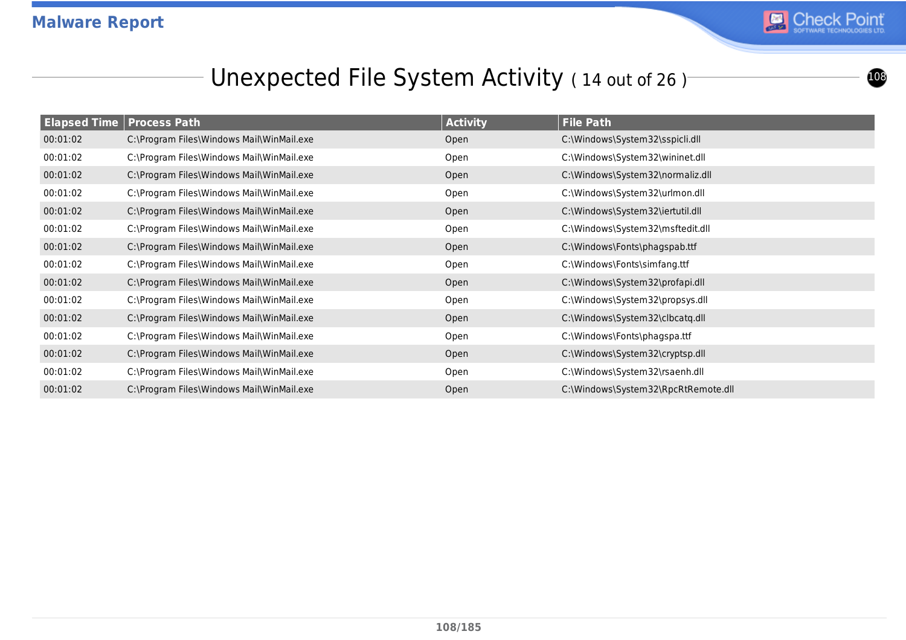## Unexpected File System Activity ( 14 out of 26 )

| Elapsed Time | Process Path | Activity | File Path |
|---|---|---|---|
| 00:01:02 | C:\Program Files\Windows Mail\WinMail.exe | Open | C:\Windows\System32\sspicli.dll |
| 00:01:02 | C:\Program Files\Windows Mail\WinMail.exe | Open | C:\Windows\System32\wininet.dll |
| 00:01:02 | C:\Program Files\Windows Mail\WinMail.exe | Open | C:\Windows\System32\normaliz.dll |
| 00:01:02 | C:\Program Files\Windows Mail\WinMail.exe | Open | C:\Windows\System32\urlmon.dll |
| 00:01:02 | C:\Program Files\Windows Mail\WinMail.exe | Open | C:\Windows\System32\iertutil.dll |
| 00:01:02 | C:\Program Files\Windows Mail\WinMail.exe | Open | C:\Windows\System32\msftedit.dll |
| 00:01:02 | C:\Program Files\Windows Mail\WinMail.exe | Open | C:\Windows\Fonts\phagspab.ttf |
| 00:01:02 | C:\Program Files\Windows Mail\WinMail.exe | Open | C:\Windows\Fonts\simfang.ttf |
| 00:01:02 | C:\Program Files\Windows Mail\WinMail.exe | Open | C:\Windows\System32\profapi.dll |
| 00:01:02 | C:\Program Files\Windows Mail\WinMail.exe | Open | C:\Windows\System32\propsys.dll |
| 00:01:02 | C:\Program Files\Windows Mail\WinMail.exe | Open | C:\Windows\System32\clbcatq.dll |
| 00:01:02 | C:\Program Files\Windows Mail\WinMail.exe | Open | C:\Windows\Fonts\phagspa.ttf |
| 00:01:02 | C:\Program Files\Windows Mail\WinMail.exe | Open | C:\Windows\System32\cryptsp.dll |
| 00:01:02 | C:\Program Files\Windows Mail\WinMail.exe | Open | C:\Windows\System32\rsaenh.dll |
| 00:01:02 | C:\Program Files\Windows Mail\WinMail.exe | Open | C:\Windows\System32\RpcRtRemote.dll |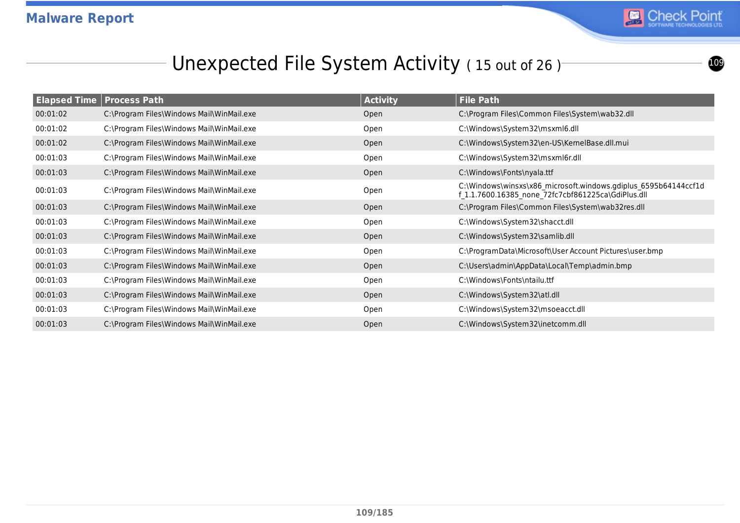## Unexpected File System Activity ( 15 out of 26 )

| Elapsed Time | Process Path | Activity | File Path |
|---|---|---|---|
| 00:01:02 | C:\Program Files\Windows Mail\WinMail.exe | Open | C:\Program Files\Common Files\System\wab32.dll |
| 00:01:02 | C:\Program Files\Windows Mail\WinMail.exe | Open | C:\Windows\System32\msxml6.dll |
| 00:01:02 | C:\Program Files\Windows Mail\WinMail.exe | Open | C:\Windows\System32\en-US\KernelBase.dll.mui |
| 00:01:03 | C:\Program Files\Windows Mail\WinMail.exe | Open | C:\Windows\System32\msxml6r.dll |
| 00:01:03 | C:\Program Files\Windows Mail\WinMail.exe | Open | C:\Windows\Fonts\nyala.ttf |
| 00:01:03 | C:\Program Files\Windows Mail\WinMail.exe | Open | C:\Windows\winsxs\x86_microsoft.windows.gdiplus_6595b64144ccf1df_1.1.7600.16385_none_72fc7cbf861225ca\GdiPlus.dll |
| 00:01:03 | C:\Program Files\Windows Mail\WinMail.exe | Open | C:\Program Files\Common Files\System\wab32res.dll |
| 00:01:03 | C:\Program Files\Windows Mail\WinMail.exe | Open | C:\Windows\System32\shacct.dll |
| 00:01:03 | C:\Program Files\Windows Mail\WinMail.exe | Open | C:\Windows\System32\samlib.dll |
| 00:01:03 | C:\Program Files\Windows Mail\WinMail.exe | Open | C:\ProgramData\Microsoft\User Account Pictures\user.bmp |
| 00:01:03 | C:\Program Files\Windows Mail\WinMail.exe | Open | C:\Users\admin\AppData\Local\Temp\admin.bmp |
| 00:01:03 | C:\Program Files\Windows Mail\WinMail.exe | Open | C:\Windows\Fonts\ntailu.ttf |
| 00:01:03 | C:\Program Files\Windows Mail\WinMail.exe | Open | C:\Windows\System32\atl.dll |
| 00:01:03 | C:\Program Files\Windows Mail\WinMail.exe | Open | C:\Windows\System32\msoeacct.dll |
| 00:01:03 | C:\Program Files\Windows Mail\WinMail.exe | Open | C:\Windows\System32\inetcomm.dll |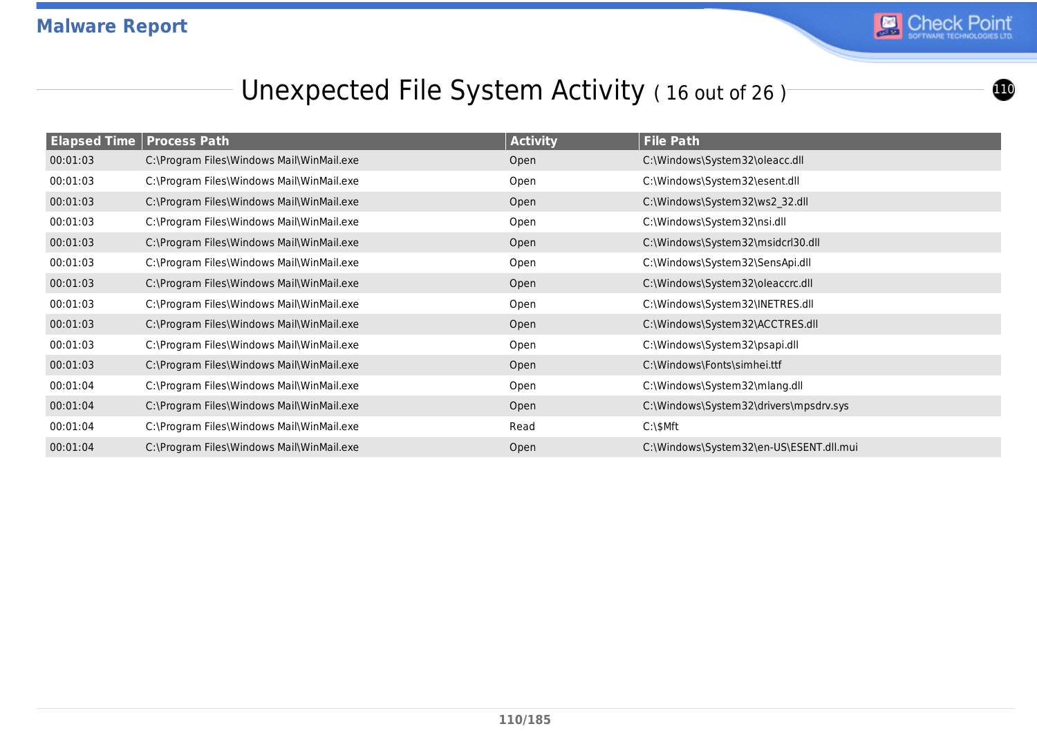## Unexpected File System Activity ( 16 out of 26 )

| Elapsed Time | Process Path | Activity | File Path |
|---|---|---|---|
| 00:01:03 | C:\Program Files\Windows Mail\WinMail.exe | Open | C:\Windows\System32\oleacc.dll |
| 00:01:03 | C:\Program Files\Windows Mail\WinMail.exe | Open | C:\Windows\System32\esent.dll |
| 00:01:03 | C:\Program Files\Windows Mail\WinMail.exe | Open | C:\Windows\System32\ws2_32.dll |
| 00:01:03 | C:\Program Files\Windows Mail\WinMail.exe | Open | C:\Windows\System32\nsi.dll |
| 00:01:03 | C:\Program Files\Windows Mail\WinMail.exe | Open | C:\Windows\System32\msidcrl30.dll |
| 00:01:03 | C:\Program Files\Windows Mail\WinMail.exe | Open | C:\Windows\System32\SensApi.dll |
| 00:01:03 | C:\Program Files\Windows Mail\WinMail.exe | Open | C:\Windows\System32\oleaccrc.dll |
| 00:01:03 | C:\Program Files\Windows Mail\WinMail.exe | Open | C:\Windows\System32\INETRES.dll |
| 00:01:03 | C:\Program Files\Windows Mail\WinMail.exe | Open | C:\Windows\System32\ACCTRES.dll |
| 00:01:03 | C:\Program Files\Windows Mail\WinMail.exe | Open | C:\Windows\System32\psapi.dll |
| 00:01:03 | C:\Program Files\Windows Mail\WinMail.exe | Open | C:\Windows\Fonts\simhei.ttf |
| 00:01:04 | C:\Program Files\Windows Mail\WinMail.exe | Open | C:\Windows\System32\mlang.dll |
| 00:01:04 | C:\Program Files\Windows Mail\WinMail.exe | Open | C:\Windows\System32\drivers\mpsdrv.sys |
| 00:01:04 | C:\Program Files\Windows Mail\WinMail.exe | Read | C:\$Mft |
| 00:01:04 | C:\Program Files\Windows Mail\WinMail.exe | Open | C:\Windows\System32\en-US\ESENT.dll.mui |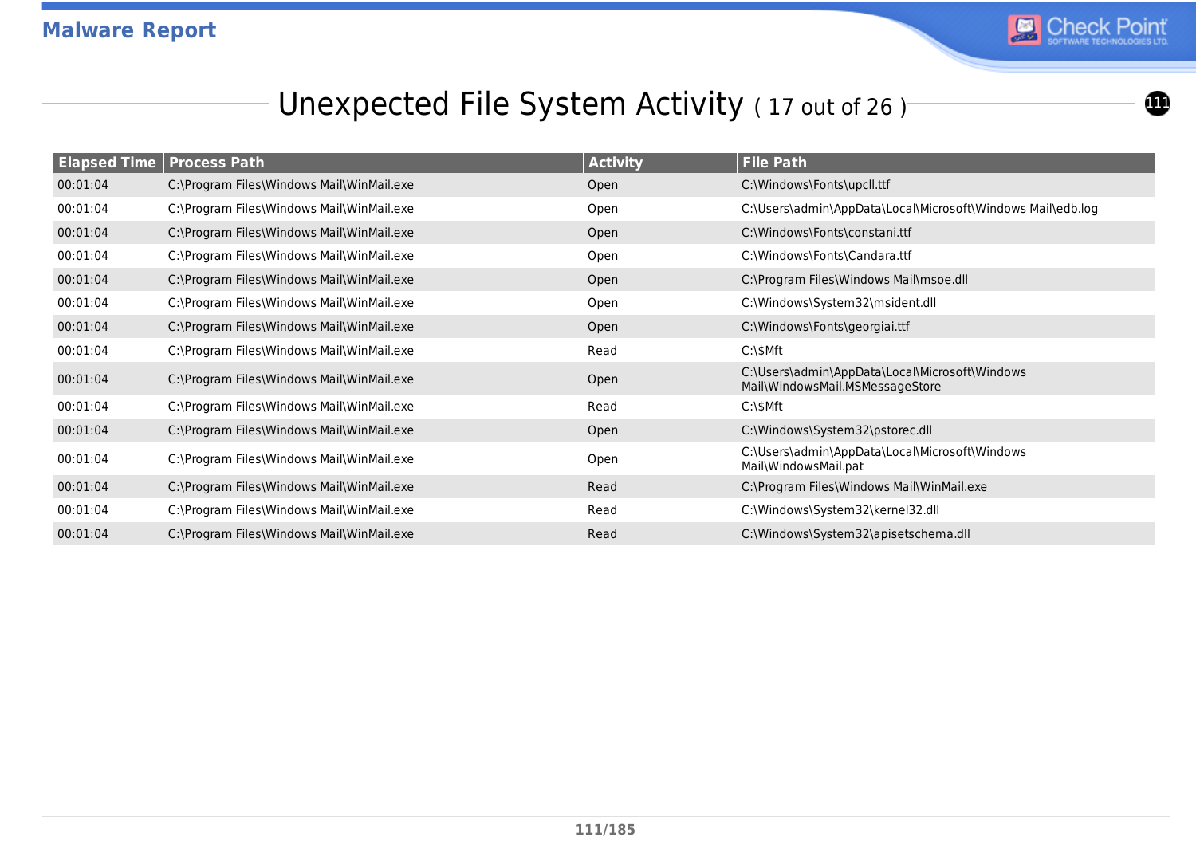## Unexpected File System Activity ( 17 out of 26 )

| Elapsed Time | Process Path | Activity | File Path |
|---|---|---|---|
| 00:01:04 | C:\Program Files\Windows Mail\WinMail.exe | Open | C:\Windows\Fonts\upcll.ttf |
| 00:01:04 | C:\Program Files\Windows Mail\WinMail.exe | Open | C:\Users\admin\AppData\Local\Microsoft\Windows Mail\edb.log |
| 00:01:04 | C:\Program Files\Windows Mail\WinMail.exe | Open | C:\Windows\Fonts\constani.ttf |
| 00:01:04 | C:\Program Files\Windows Mail\WinMail.exe | Open | C:\Windows\Fonts\Candara.ttf |
| 00:01:04 | C:\Program Files\Windows Mail\WinMail.exe | Open | C:\Program Files\Windows Mail\msoe.dll |
| 00:01:04 | C:\Program Files\Windows Mail\WinMail.exe | Open | C:\Windows\System32\msident.dll |
| 00:01:04 | C:\Program Files\Windows Mail\WinMail.exe | Open | C:\Windows\Fonts\georgiai.ttf |
| 00:01:04 | C:\Program Files\Windows Mail\WinMail.exe | Read | C:\$Mft |
| 00:01:04 | C:\Program Files\Windows Mail\WinMail.exe | Open | C:\Users\admin\AppData\Local\Microsoft\Windows Mail\WindowsMail.MSMessageStore |
| 00:01:04 | C:\Program Files\Windows Mail\WinMail.exe | Read | C:\$Mft |
| 00:01:04 | C:\Program Files\Windows Mail\WinMail.exe | Open | C:\Windows\System32\pstorec.dll |
| 00:01:04 | C:\Program Files\Windows Mail\WinMail.exe | Open | C:\Users\admin\AppData\Local\Microsoft\Windows Mail\WindowsMail.pat |
| 00:01:04 | C:\Program Files\Windows Mail\WinMail.exe | Read | C:\Program Files\Windows Mail\WinMail.exe |
| 00:01:04 | C:\Program Files\Windows Mail\WinMail.exe | Read | C:\Windows\System32\kernel32.dll |
| 00:01:04 | C:\Program Files\Windows Mail\WinMail.exe | Read | C:\Windows\System32\apisetschema.dll |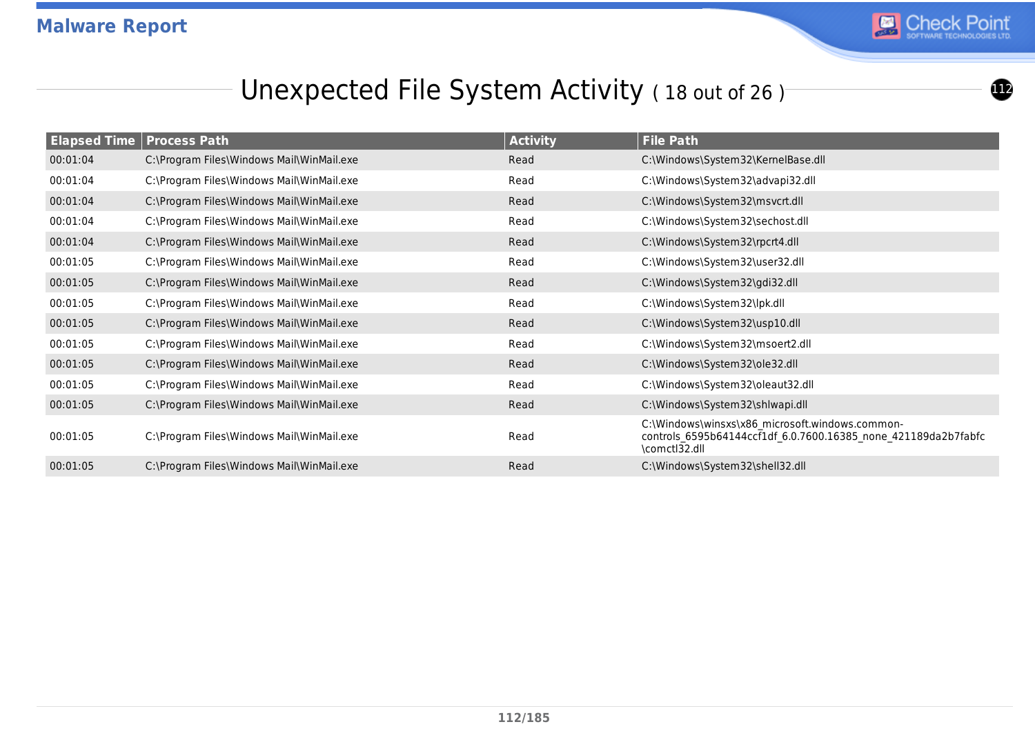## Unexpected File System Activity ( 18 out of 26 )

| Elapsed Time | Process Path | Activity | File Path |
|---|---|---|---|
| 00:01:04 | C:\Program Files\Windows Mail\WinMail.exe | Read | C:\Windows\System32\KernelBase.dll |
| 00:01:04 | C:\Program Files\Windows Mail\WinMail.exe | Read | C:\Windows\System32\advapi32.dll |
| 00:01:04 | C:\Program Files\Windows Mail\WinMail.exe | Read | C:\Windows\System32\msvcrt.dll |
| 00:01:04 | C:\Program Files\Windows Mail\WinMail.exe | Read | C:\Windows\System32\sechost.dll |
| 00:01:04 | C:\Program Files\Windows Mail\WinMail.exe | Read | C:\Windows\System32\rpcrt4.dll |
| 00:01:05 | C:\Program Files\Windows Mail\WinMail.exe | Read | C:\Windows\System32\user32.dll |
| 00:01:05 | C:\Program Files\Windows Mail\WinMail.exe | Read | C:\Windows\System32\gdi32.dll |
| 00:01:05 | C:\Program Files\Windows Mail\WinMail.exe | Read | C:\Windows\System32\lpk.dll |
| 00:01:05 | C:\Program Files\Windows Mail\WinMail.exe | Read | C:\Windows\System32\usp10.dll |
| 00:01:05 | C:\Program Files\Windows Mail\WinMail.exe | Read | C:\Windows\System32\msoert2.dll |
| 00:01:05 | C:\Program Files\Windows Mail\WinMail.exe | Read | C:\Windows\System32\ole32.dll |
| 00:01:05 | C:\Program Files\Windows Mail\WinMail.exe | Read | C:\Windows\System32\oleaut32.dll |
| 00:01:05 | C:\Program Files\Windows Mail\WinMail.exe | Read | C:\Windows\System32\shlwapi.dll |
| 00:01:05 | C:\Program Files\Windows Mail\WinMail.exe | Read | C:\Windows\winsxs\x86_microsoft.windows.common-controls_6595b64144ccf1df_6.0.7600.16385_none_421189da2b7fabfc\comctl32.dll |
| 00:01:05 | C:\Program Files\Windows Mail\WinMail.exe | Read | C:\Windows\System32\shell32.dll |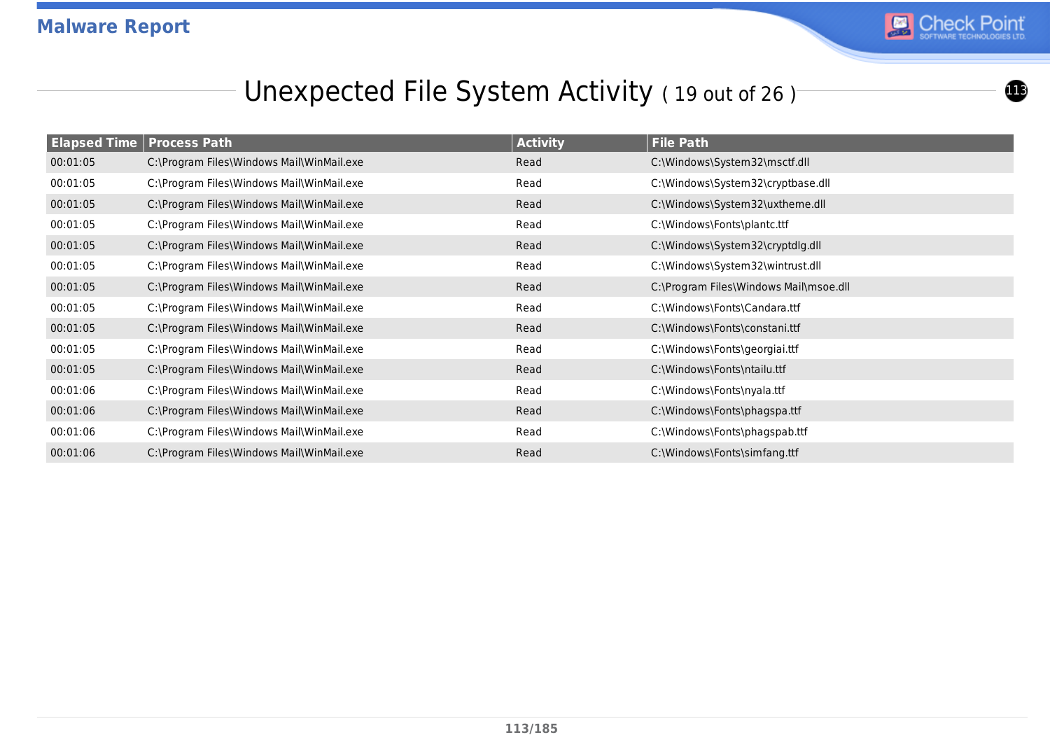## Unexpected File System Activity ( 19 out of 26 )

| Elapsed Time | Process Path | Activity | File Path |
|---|---|---|---|
| 00:01:05 | C:\Program Files\Windows Mail\WinMail.exe | Read | C:\Windows\System32\msctf.dll |
| 00:01:05 | C:\Program Files\Windows Mail\WinMail.exe | Read | C:\Windows\System32\cryptbase.dll |
| 00:01:05 | C:\Program Files\Windows Mail\WinMail.exe | Read | C:\Windows\System32\uxtheme.dll |
| 00:01:05 | C:\Program Files\Windows Mail\WinMail.exe | Read | C:\Windows\Fonts\plantc.ttf |
| 00:01:05 | C:\Program Files\Windows Mail\WinMail.exe | Read | C:\Windows\System32\cryptdlg.dll |
| 00:01:05 | C:\Program Files\Windows Mail\WinMail.exe | Read | C:\Windows\System32\wintrust.dll |
| 00:01:05 | C:\Program Files\Windows Mail\WinMail.exe | Read | C:\Program Files\Windows Mail\msoe.dll |
| 00:01:05 | C:\Program Files\Windows Mail\WinMail.exe | Read | C:\Windows\Fonts\Candara.ttf |
| 00:01:05 | C:\Program Files\Windows Mail\WinMail.exe | Read | C:\Windows\Fonts\constani.ttf |
| 00:01:05 | C:\Program Files\Windows Mail\WinMail.exe | Read | C:\Windows\Fonts\georgiai.ttf |
| 00:01:05 | C:\Program Files\Windows Mail\WinMail.exe | Read | C:\Windows\Fonts\ntailu.ttf |
| 00:01:06 | C:\Program Files\Windows Mail\WinMail.exe | Read | C:\Windows\Fonts\nyala.ttf |
| 00:01:06 | C:\Program Files\Windows Mail\WinMail.exe | Read | C:\Windows\Fonts\phagspa.ttf |
| 00:01:06 | C:\Program Files\Windows Mail\WinMail.exe | Read | C:\Windows\Fonts\phagspab.ttf |
| 00:01:06 | C:\Program Files\Windows Mail\WinMail.exe | Read | C:\Windows\Fonts\simfang.ttf |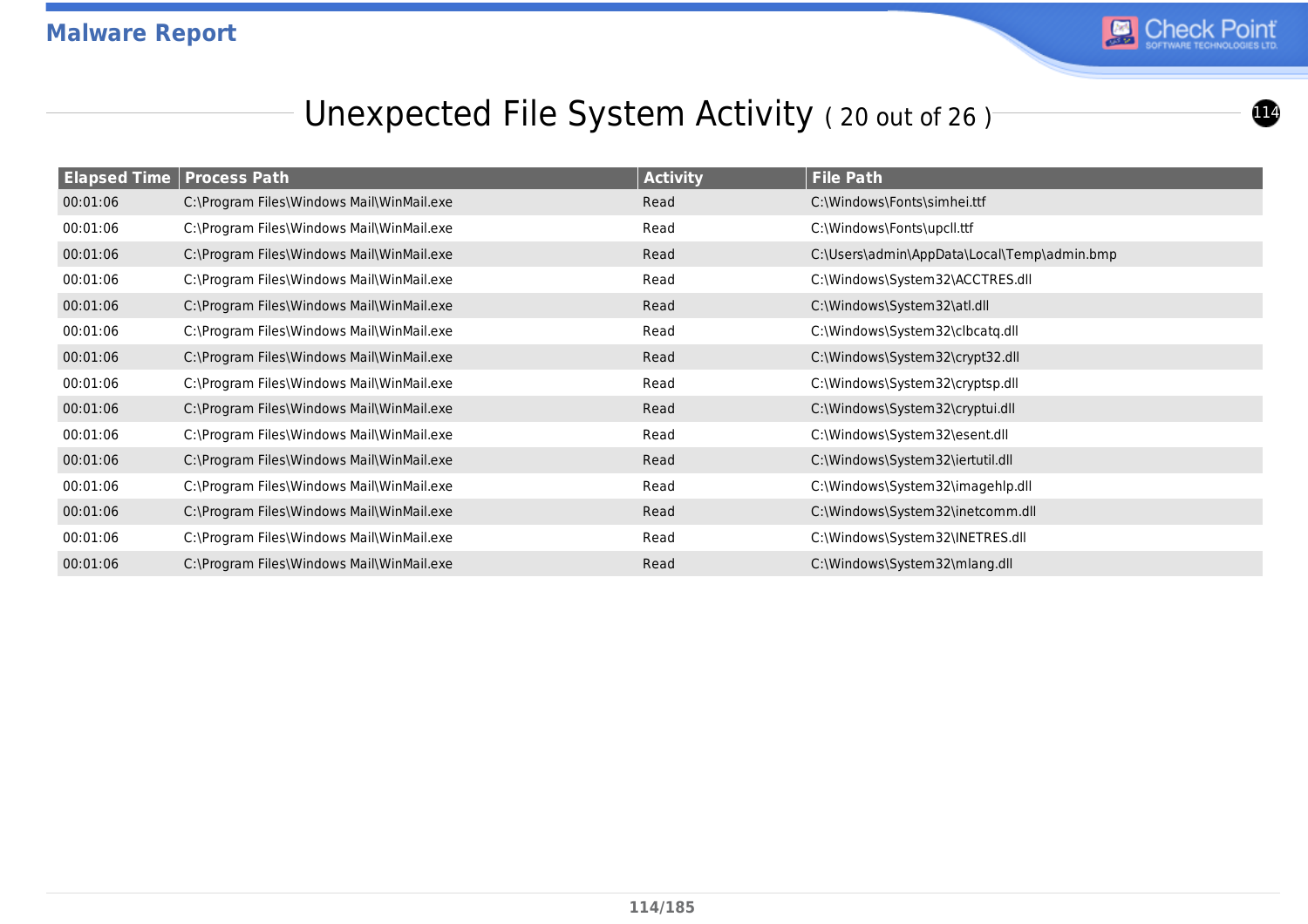## Unexpected File System Activity ( 20 out of 26 )

| Elapsed Time | Process Path | Activity | File Path |
|---|---|---|---|
| 00:01:06 | C:\Program Files\Windows Mail\WinMail.exe | Read | C:\Windows\Fonts\simhei.ttf |
| 00:01:06 | C:\Program Files\Windows Mail\WinMail.exe | Read | C:\Windows\Fonts\upcll.ttf |
| 00:01:06 | C:\Program Files\Windows Mail\WinMail.exe | Read | C:\Users\admin\AppData\Local\Temp\admin.bmp |
| 00:01:06 | C:\Program Files\Windows Mail\WinMail.exe | Read | C:\Windows\System32\ACCTRES.dll |
| 00:01:06 | C:\Program Files\Windows Mail\WinMail.exe | Read | C:\Windows\System32\atl.dll |
| 00:01:06 | C:\Program Files\Windows Mail\WinMail.exe | Read | C:\Windows\System32\clbcatq.dll |
| 00:01:06 | C:\Program Files\Windows Mail\WinMail.exe | Read | C:\Windows\System32\crypt32.dll |
| 00:01:06 | C:\Program Files\Windows Mail\WinMail.exe | Read | C:\Windows\System32\cryptsp.dll |
| 00:01:06 | C:\Program Files\Windows Mail\WinMail.exe | Read | C:\Windows\System32\cryptui.dll |
| 00:01:06 | C:\Program Files\Windows Mail\WinMail.exe | Read | C:\Windows\System32\esent.dll |
| 00:01:06 | C:\Program Files\Windows Mail\WinMail.exe | Read | C:\Windows\System32\iertutil.dll |
| 00:01:06 | C:\Program Files\Windows Mail\WinMail.exe | Read | C:\Windows\System32\imagehlp.dll |
| 00:01:06 | C:\Program Files\Windows Mail\WinMail.exe | Read | C:\Windows\System32\inetcomm.dll |
| 00:01:06 | C:\Program Files\Windows Mail\WinMail.exe | Read | C:\Windows\System32\INETRES.dll |
| 00:01:06 | C:\Program Files\Windows Mail\WinMail.exe | Read | C:\Windows\System32\mlang.dll |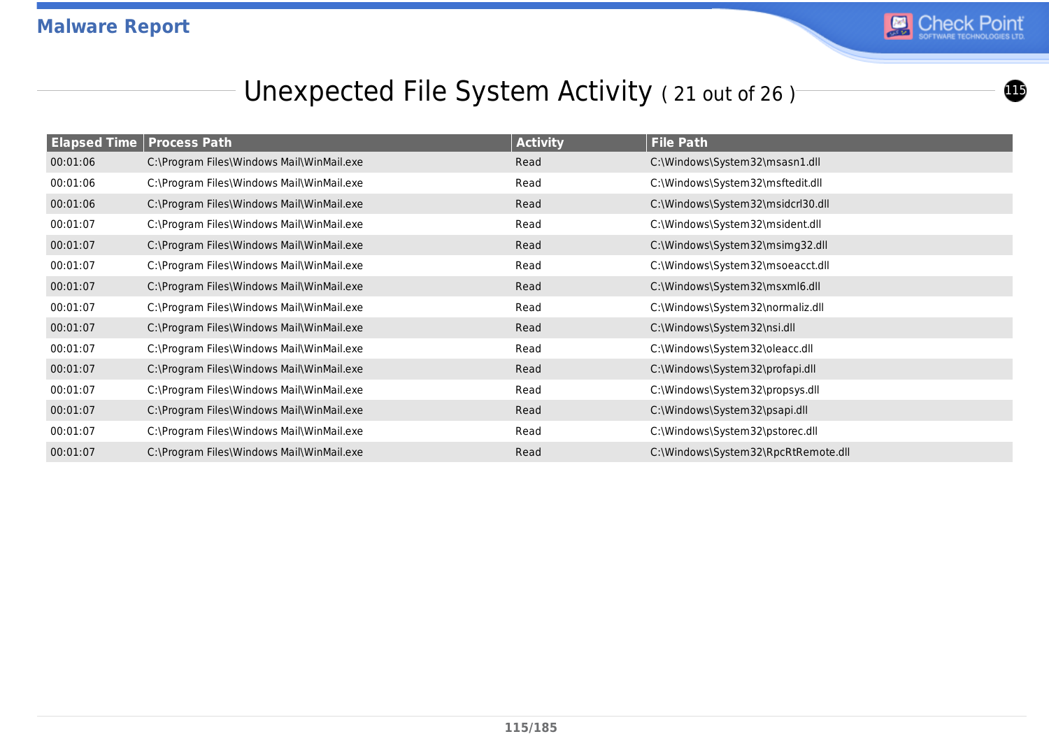## Unexpected File System Activity ( 21 out of 26 )

| Elapsed Time | Process Path | Activity | File Path |
|---|---|---|---|
| 00:01:06 | C:\Program Files\Windows Mail\WinMail.exe | Read | C:\Windows\System32\msasn1.dll |
| 00:01:06 | C:\Program Files\Windows Mail\WinMail.exe | Read | C:\Windows\System32\msftedit.dll |
| 00:01:06 | C:\Program Files\Windows Mail\WinMail.exe | Read | C:\Windows\System32\msidcrl30.dll |
| 00:01:07 | C:\Program Files\Windows Mail\WinMail.exe | Read | C:\Windows\System32\msident.dll |
| 00:01:07 | C:\Program Files\Windows Mail\WinMail.exe | Read | C:\Windows\System32\msimg32.dll |
| 00:01:07 | C:\Program Files\Windows Mail\WinMail.exe | Read | C:\Windows\System32\msoeacct.dll |
| 00:01:07 | C:\Program Files\Windows Mail\WinMail.exe | Read | C:\Windows\System32\msxml6.dll |
| 00:01:07 | C:\Program Files\Windows Mail\WinMail.exe | Read | C:\Windows\System32\normaliz.dll |
| 00:01:07 | C:\Program Files\Windows Mail\WinMail.exe | Read | C:\Windows\System32\nsi.dll |
| 00:01:07 | C:\Program Files\Windows Mail\WinMail.exe | Read | C:\Windows\System32\oleacc.dll |
| 00:01:07 | C:\Program Files\Windows Mail\WinMail.exe | Read | C:\Windows\System32\profapi.dll |
| 00:01:07 | C:\Program Files\Windows Mail\WinMail.exe | Read | C:\Windows\System32\propsys.dll |
| 00:01:07 | C:\Program Files\Windows Mail\WinMail.exe | Read | C:\Windows\System32\psapi.dll |
| 00:01:07 | C:\Program Files\Windows Mail\WinMail.exe | Read | C:\Windows\System32\pstorec.dll |
| 00:01:07 | C:\Program Files\Windows Mail\WinMail.exe | Read | C:\Windows\System32\RpcRtRemote.dll |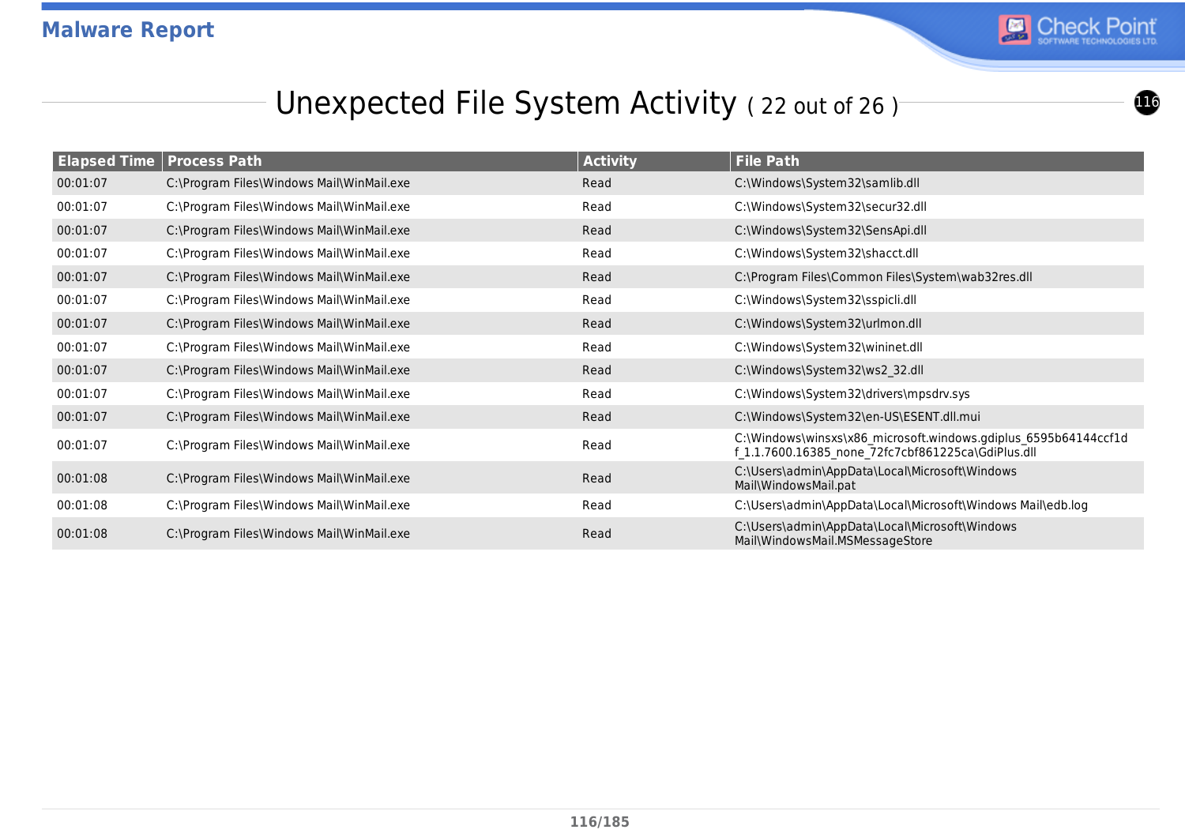## Unexpected File System Activity ( 22 out of 26 )

| Elapsed Time | Process Path | Activity | File Path |
|---|---|---|---|
| 00:01:07 | C:\Program Files\Windows Mail\WinMail.exe | Read | C:\Windows\System32\samlib.dll |
| 00:01:07 | C:\Program Files\Windows Mail\WinMail.exe | Read | C:\Windows\System32\secur32.dll |
| 00:01:07 | C:\Program Files\Windows Mail\WinMail.exe | Read | C:\Windows\System32\SensApi.dll |
| 00:01:07 | C:\Program Files\Windows Mail\WinMail.exe | Read | C:\Windows\System32\shacct.dll |
| 00:01:07 | C:\Program Files\Windows Mail\WinMail.exe | Read | C:\Program Files\Common Files\System\wab32res.dll |
| 00:01:07 | C:\Program Files\Windows Mail\WinMail.exe | Read | C:\Windows\System32\sspicli.dll |
| 00:01:07 | C:\Program Files\Windows Mail\WinMail.exe | Read | C:\Windows\System32\urlmon.dll |
| 00:01:07 | C:\Program Files\Windows Mail\WinMail.exe | Read | C:\Windows\System32\wininet.dll |
| 00:01:07 | C:\Program Files\Windows Mail\WinMail.exe | Read | C:\Windows\System32\ws2_32.dll |
| 00:01:07 | C:\Program Files\Windows Mail\WinMail.exe | Read | C:\Windows\System32\drivers\mpsdrv.sys |
| 00:01:07 | C:\Program Files\Windows Mail\WinMail.exe | Read | C:\Windows\System32\en-US\ESENT.dll.mui |
| 00:01:07 | C:\Program Files\Windows Mail\WinMail.exe | Read | C:\Windows\winsxs\x86_microsoft.windows.gdiplus_6595b64144ccf1df_1.1.7600.16385_none_72fc7cbf861225ca\GdiPlus.dll |
| 00:01:08 | C:\Program Files\Windows Mail\WinMail.exe | Read | C:\Users\admin\AppData\Local\Microsoft\Windows Mail\WindowsMail.pat |
| 00:01:08 | C:\Program Files\Windows Mail\WinMail.exe | Read | C:\Users\admin\AppData\Local\Microsoft\Windows Mail\edb.log |
| 00:01:08 | C:\Program Files\Windows Mail\WinMail.exe | Read | C:\Users\admin\AppData\Local\Microsoft\Windows Mail\WindowsMail.MSMessageStore |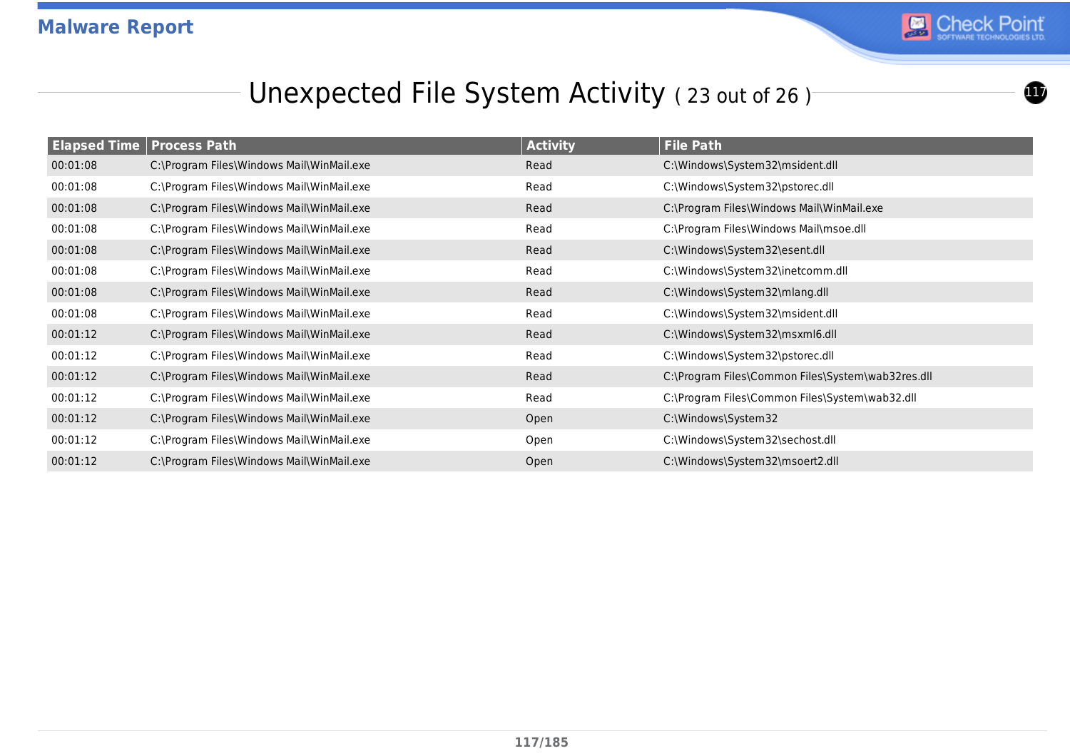## Unexpected File System Activity ( 23 out of 26 )

| Elapsed Time | Process Path | Activity | File Path |
|---|---|---|---|
| 00:01:08 | C:\Program Files\Windows Mail\WinMail.exe | Read | C:\Windows\System32\msident.dll |
| 00:01:08 | C:\Program Files\Windows Mail\WinMail.exe | Read | C:\Windows\System32\pstorec.dll |
| 00:01:08 | C:\Program Files\Windows Mail\WinMail.exe | Read | C:\Program Files\Windows Mail\WinMail.exe |
| 00:01:08 | C:\Program Files\Windows Mail\WinMail.exe | Read | C:\Program Files\Windows Mail\msoe.dll |
| 00:01:08 | C:\Program Files\Windows Mail\WinMail.exe | Read | C:\Windows\System32\esent.dll |
| 00:01:08 | C:\Program Files\Windows Mail\WinMail.exe | Read | C:\Windows\System32\inetcomm.dll |
| 00:01:08 | C:\Program Files\Windows Mail\WinMail.exe | Read | C:\Windows\System32\mlang.dll |
| 00:01:08 | C:\Program Files\Windows Mail\WinMail.exe | Read | C:\Windows\System32\msident.dll |
| 00:01:12 | C:\Program Files\Windows Mail\WinMail.exe | Read | C:\Windows\System32\msxml6.dll |
| 00:01:12 | C:\Program Files\Windows Mail\WinMail.exe | Read | C:\Windows\System32\pstorec.dll |
| 00:01:12 | C:\Program Files\Windows Mail\WinMail.exe | Read | C:\Program Files\Common Files\System\wab32res.dll |
| 00:01:12 | C:\Program Files\Windows Mail\WinMail.exe | Read | C:\Program Files\Common Files\System\wab32.dll |
| 00:01:12 | C:\Program Files\Windows Mail\WinMail.exe | Open | C:\Windows\System32 |
| 00:01:12 | C:\Program Files\Windows Mail\WinMail.exe | Open | C:\Windows\System32\sechost.dll |
| 00:01:12 | C:\Program Files\Windows Mail\WinMail.exe | Open | C:\Windows\System32\msoert2.dll |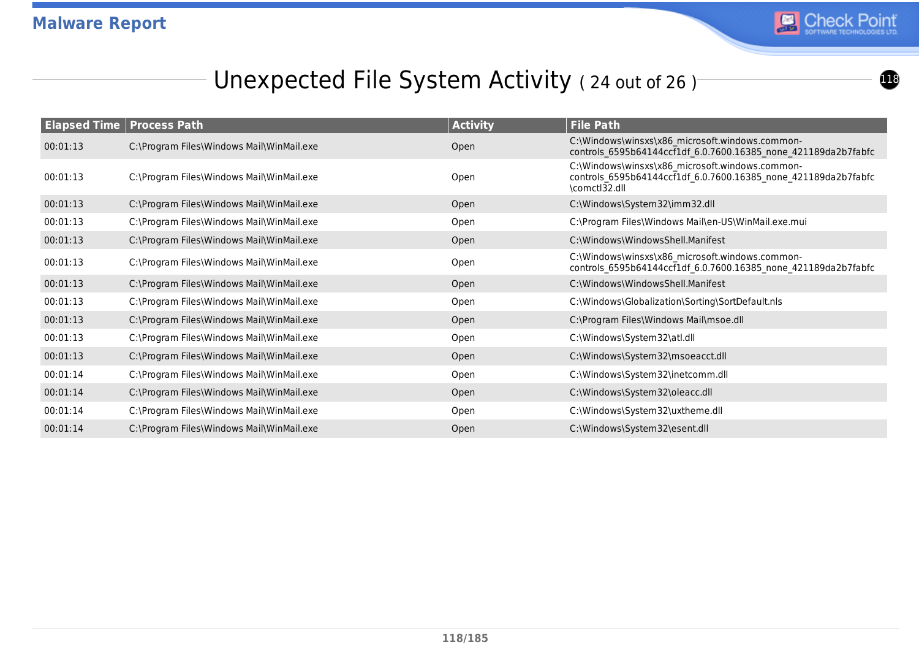# Unexpected File System Activity ( 24 out of 26 )

| Elapsed Time | Process Path | Activity | File Path |
|---|---|---|---|
| 00:01:13 | C:\Program Files\Windows Mail\WinMail.exe | Open | C:\Windows\winsxs\x86_microsoft.windows.common-controls_6595b64144ccf1df_6.0.7600.16385_none_421189da2b7fabfc |
| 00:01:13 | C:\Program Files\Windows Mail\WinMail.exe | Open | C:\Windows\winsxs\x86_microsoft.windows.common-controls_6595b64144ccf1df_6.0.7600.16385_none_421189da2b7fabfc\comctl32.dll |
| 00:01:13 | C:\Program Files\Windows Mail\WinMail.exe | Open | C:\Windows\System32\imm32.dll |
| 00:01:13 | C:\Program Files\Windows Mail\WinMail.exe | Open | C:\Program Files\Windows Mail\en-US\WinMail.exe.mui |
| 00:01:13 | C:\Program Files\Windows Mail\WinMail.exe | Open | C:\Windows\WindowsShell.Manifest |
| 00:01:13 | C:\Program Files\Windows Mail\WinMail.exe | Open | C:\Windows\winsxs\x86_microsoft.windows.common-controls_6595b64144ccf1df_6.0.7600.16385_none_421189da2b7fabfc |
| 00:01:13 | C:\Program Files\Windows Mail\WinMail.exe | Open | C:\Windows\WindowsShell.Manifest |
| 00:01:13 | C:\Program Files\Windows Mail\WinMail.exe | Open | C:\Windows\Globalization\Sorting\SortDefault.nls |
| 00:01:13 | C:\Program Files\Windows Mail\WinMail.exe | Open | C:\Program Files\Windows Mail\msoe.dll |
| 00:01:13 | C:\Program Files\Windows Mail\WinMail.exe | Open | C:\Windows\System32\atl.dll |
| 00:01:13 | C:\Program Files\Windows Mail\WinMail.exe | Open | C:\Windows\System32\msoeacct.dll |
| 00:01:14 | C:\Program Files\Windows Mail\WinMail.exe | Open | C:\Windows\System32\inetcomm.dll |
| 00:01:14 | C:\Program Files\Windows Mail\WinMail.exe | Open | C:\Windows\System32\oleacc.dll |
| 00:01:14 | C:\Program Files\Windows Mail\WinMail.exe | Open | C:\Windows\System32\uxtheme.dll |
| 00:01:14 | C:\Program Files\Windows Mail\WinMail.exe | Open | C:\Windows\System32\esent.dll |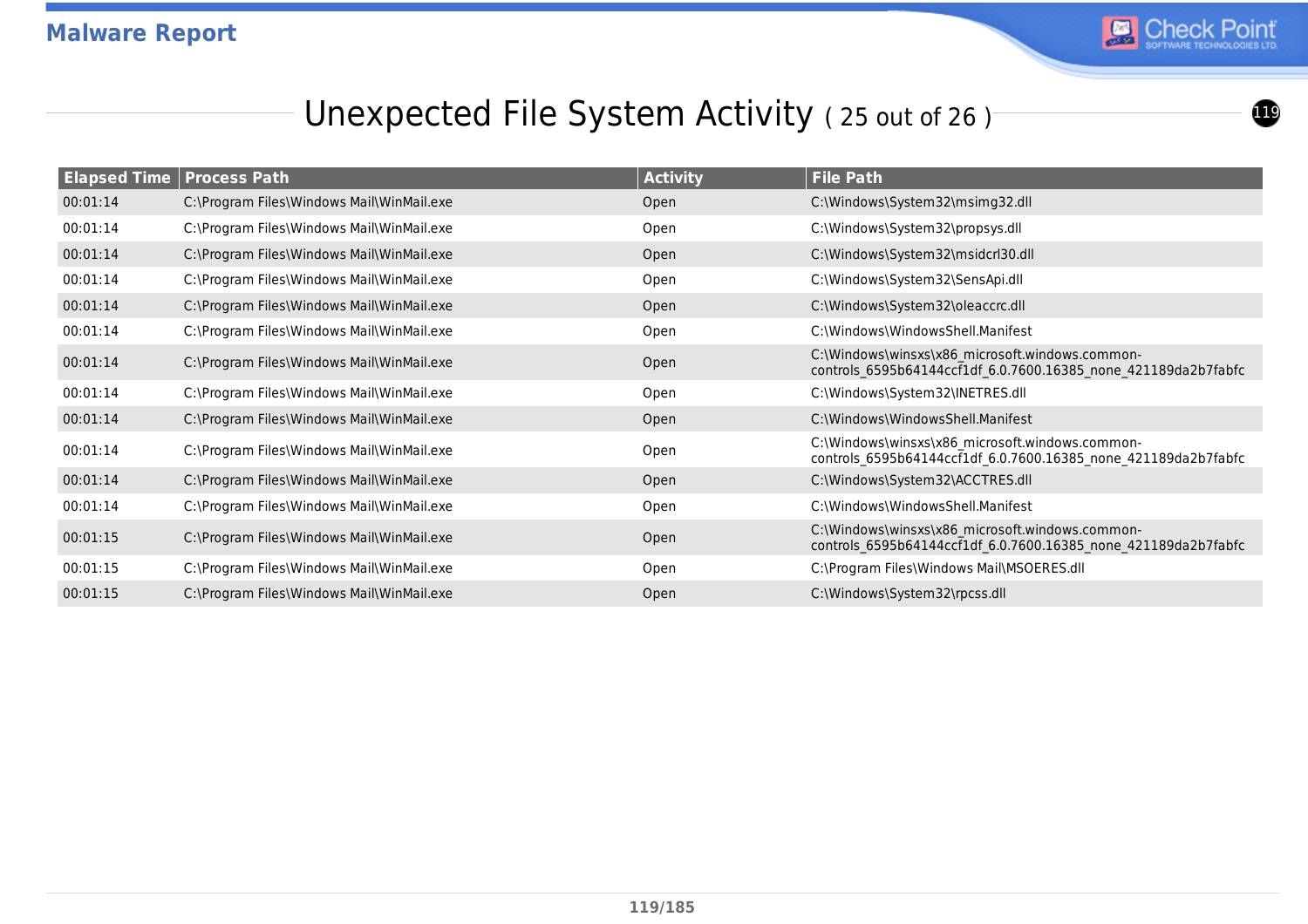# Unexpected File System Activity ( 25 out of 26 )

| Elapsed Time | Process Path | Activity | File Path |
|---|---|---|---|
| 00:01:14 | C:\Program Files\Windows Mail\WinMail.exe | Open | C:\Windows\System32\msimg32.dll |
| 00:01:14 | C:\Program Files\Windows Mail\WinMail.exe | Open | C:\Windows\System32\propsys.dll |
| 00:01:14 | C:\Program Files\Windows Mail\WinMail.exe | Open | C:\Windows\System32\msidcrl30.dll |
| 00:01:14 | C:\Program Files\Windows Mail\WinMail.exe | Open | C:\Windows\System32\SensApi.dll |
| 00:01:14 | C:\Program Files\Windows Mail\WinMail.exe | Open | C:\Windows\System32\oleaccrc.dll |
| 00:01:14 | C:\Program Files\Windows Mail\WinMail.exe | Open | C:\Windows\WindowsShell.Manifest |
| 00:01:14 | C:\Program Files\Windows Mail\WinMail.exe | Open | C:\Windows\winsxs\x86_microsoft.windows.common-controls_6595b64144ccf1df_6.0.7600.16385_none_421189da2b7fabfc |
| 00:01:14 | C:\Program Files\Windows Mail\WinMail.exe | Open | C:\Windows\System32\INETRES.dll |
| 00:01:14 | C:\Program Files\Windows Mail\WinMail.exe | Open | C:\Windows\WindowsShell.Manifest |
| 00:01:14 | C:\Program Files\Windows Mail\WinMail.exe | Open | C:\Windows\winsxs\x86_microsoft.windows.common-controls_6595b64144ccf1df_6.0.7600.16385_none_421189da2b7fabfc |
| 00:01:14 | C:\Program Files\Windows Mail\WinMail.exe | Open | C:\Windows\System32\ACCTRES.dll |
| 00:01:14 | C:\Program Files\Windows Mail\WinMail.exe | Open | C:\Windows\WindowsShell.Manifest |
| 00:01:15 | C:\Program Files\Windows Mail\WinMail.exe | Open | C:\Windows\winsxs\x86_microsoft.windows.common-controls_6595b64144ccf1df_6.0.7600.16385_none_421189da2b7fabfc |
| 00:01:15 | C:\Program Files\Windows Mail\WinMail.exe | Open | C:\Program Files\Windows Mail\MSOERES.dll |
| 00:01:15 | C:\Program Files\Windows Mail\WinMail.exe | Open | C:\Windows\System32\rpcss.dll |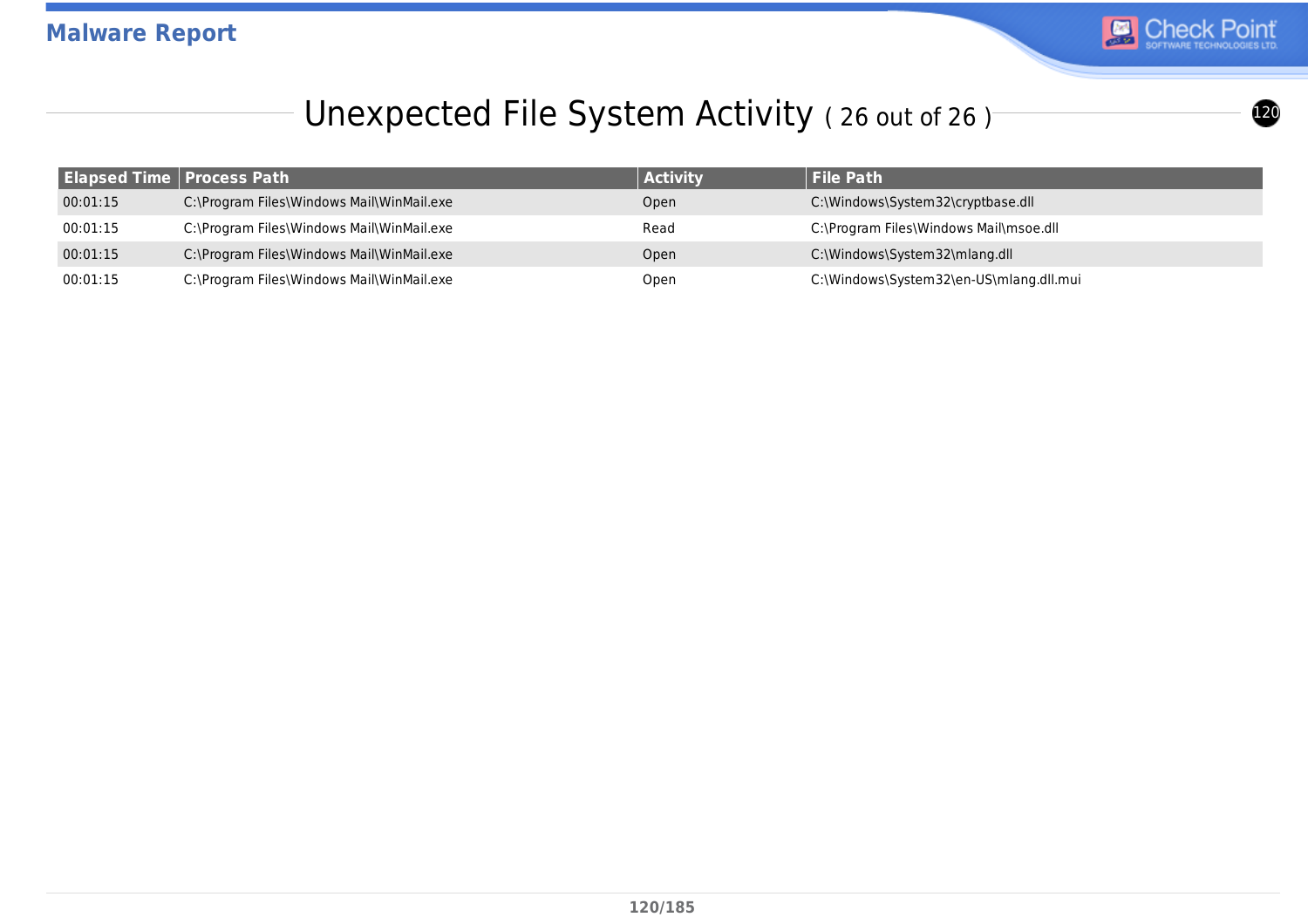# Unexpected File System Activity ( 26 out of 26 )

| Elapsed Time | Process Path | Activity | File Path |
|---|---|---|---|
| 00:01:15 | C:\Program Files\Windows Mail\WinMail.exe | Open | C:\Windows\System32\cryptbase.dll |
| 00:01:15 | C:\Program Files\Windows Mail\WinMail.exe | Read | C:\Program Files\Windows Mail\msoe.dll |
| 00:01:15 | C:\Program Files\Windows Mail\WinMail.exe | Open | C:\Windows\System32\mlang.dll |
| 00:01:15 | C:\Program Files\Windows Mail\WinMail.exe | Open | C:\Windows\System32\en-US\mlang.dll.mui |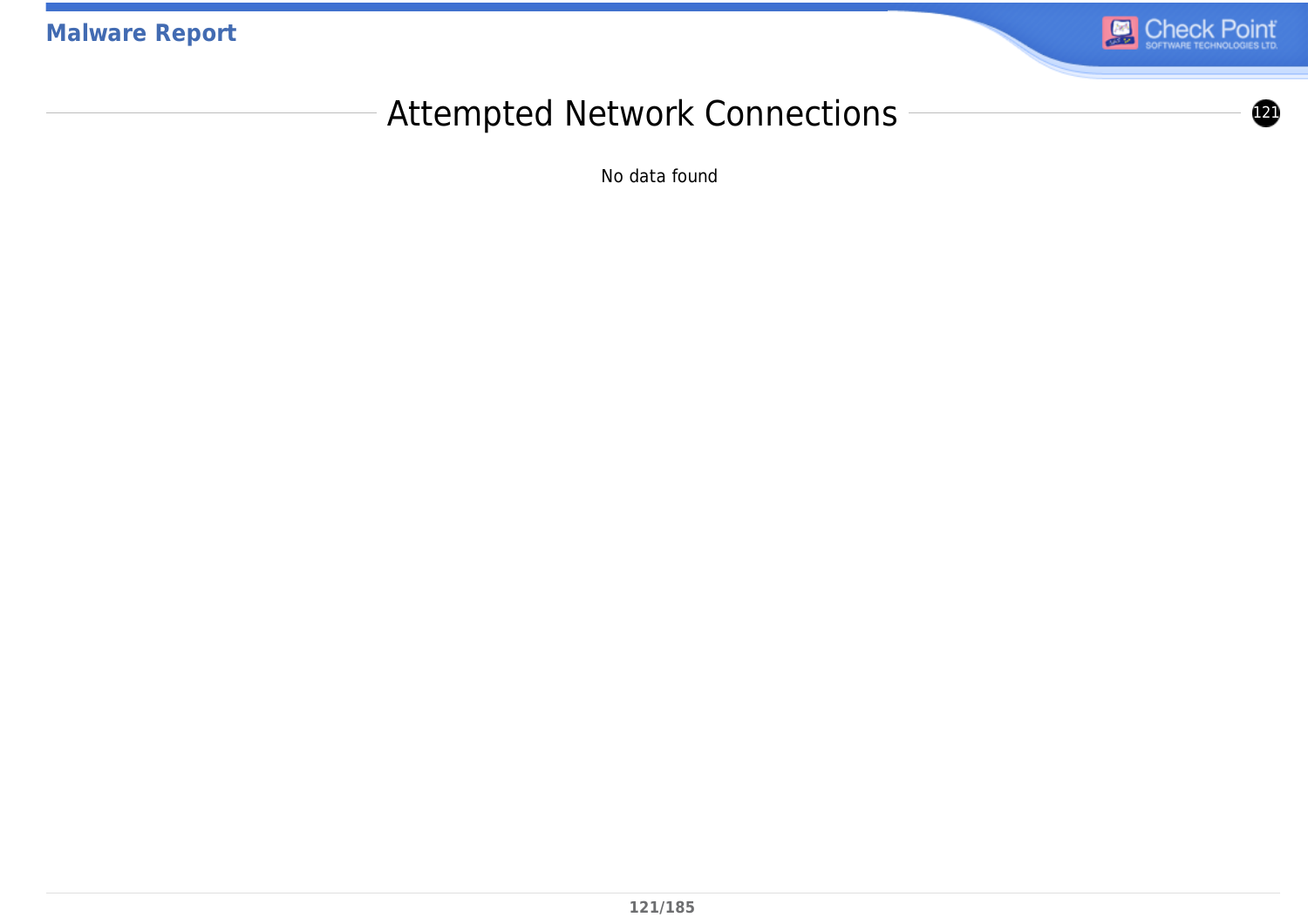## Attempted Network Connections

No data found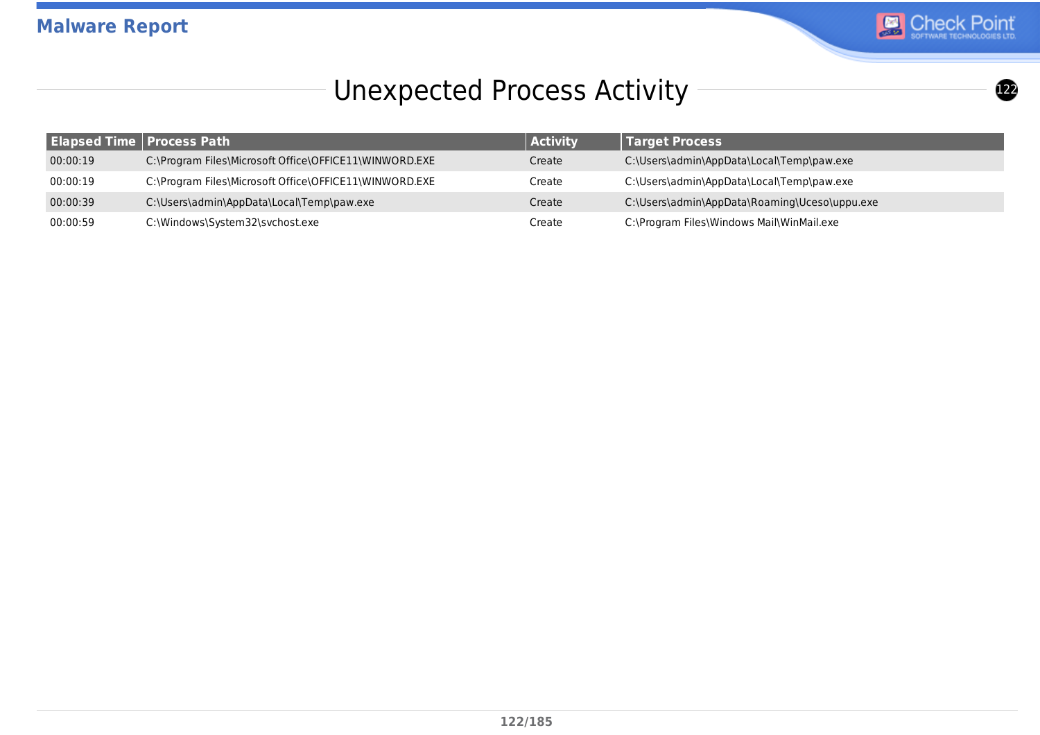# Unexpected Process Activity

| Elapsed Time | Process Path | Activity | Target Process |
|---|---|---|---|
| 00:00:19 | C:\Program Files\Microsoft Office\OFFICE11\WINWORD.EXE | Create | C:\Users\admin\AppData\Local\Temp\paw.exe |
| 00:00:19 | C:\Program Files\Microsoft Office\OFFICE11\WINWORD.EXE | Create | C:\Users\admin\AppData\Local\Temp\paw.exe |
| 00:00:39 | C:\Users\admin\AppData\Local\Temp\paw.exe | Create | C:\Users\admin\AppData\Roaming\Uceso\uppu.exe |
| 00:00:59 | C:\Windows\System32\svchost.exe | Create | C:\Program Files\Windows Mail\WinMail.exe |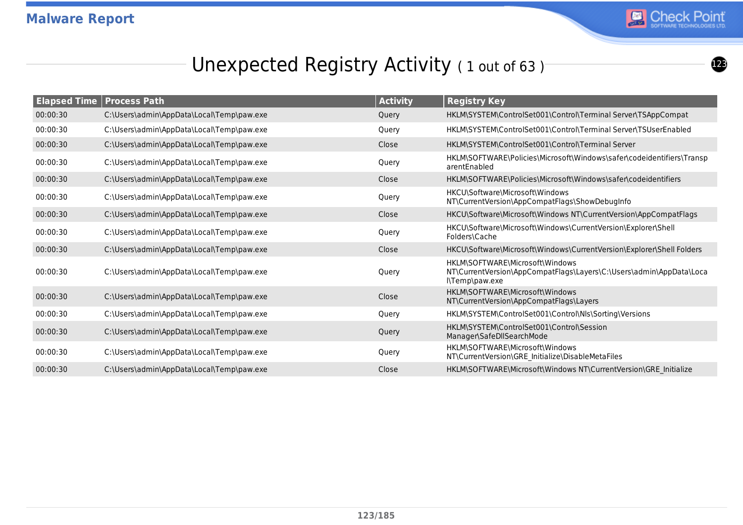# Unexpected Registry Activity ( 1 out of 63 )

| Elapsed Time | Process Path | Activity | Registry Key |
|---|---|---|---|
| 00:00:30 | C:\Users\admin\AppData\Local\Temp\paw.exe | Query | HKLM\SYSTEM\ControlSet001\Control\Terminal Server\TSAppCompat |
| 00:00:30 | C:\Users\admin\AppData\Local\Temp\paw.exe | Query | HKLM\SYSTEM\ControlSet001\Control\Terminal Server\TSUserEnabled |
| 00:00:30 | C:\Users\admin\AppData\Local\Temp\paw.exe | Close | HKLM\SYSTEM\ControlSet001\Control\Terminal Server |
| 00:00:30 | C:\Users\admin\AppData\Local\Temp\paw.exe | Query | HKLM\SOFTWARE\Policies\Microsoft\Windows\safer\codeidentifiers\TransparentEnabled |
| 00:00:30 | C:\Users\admin\AppData\Local\Temp\paw.exe | Close | HKLM\SOFTWARE\Policies\Microsoft\Windows\safer\codeidentifiers |
| 00:00:30 | C:\Users\admin\AppData\Local\Temp\paw.exe | Query | HKCU\Software\Microsoft\Windows NT\CurrentVersion\AppCompatFlags\ShowDebugInfo |
| 00:00:30 | C:\Users\admin\AppData\Local\Temp\paw.exe | Close | HKCU\Software\Microsoft\Windows NT\CurrentVersion\AppCompatFlags |
| 00:00:30 | C:\Users\admin\AppData\Local\Temp\paw.exe | Query | HKCU\Software\Microsoft\Windows\CurrentVersion\Explorer\Shell Folders\Cache |
| 00:00:30 | C:\Users\admin\AppData\Local\Temp\paw.exe | Close | HKCU\Software\Microsoft\Windows\CurrentVersion\Explorer\Shell Folders |
| 00:00:30 | C:\Users\admin\AppData\Local\Temp\paw.exe | Query | HKLM\SOFTWARE\Microsoft\Windows NT\CurrentVersion\AppCompatFlags\Layers\C:\Users\admin\AppData\Local\Temp\paw.exe |
| 00:00:30 | C:\Users\admin\AppData\Local\Temp\paw.exe | Close | HKLM\SOFTWARE\Microsoft\Windows NT\CurrentVersion\AppCompatFlags\Layers |
| 00:00:30 | C:\Users\admin\AppData\Local\Temp\paw.exe | Query | HKLM\SYSTEM\ControlSet001\Control\Nls\Sorting\Versions |
| 00:00:30 | C:\Users\admin\AppData\Local\Temp\paw.exe | Query | HKLM\SYSTEM\ControlSet001\Control\Session Manager\SafeDllSearchMode |
| 00:00:30 | C:\Users\admin\AppData\Local\Temp\paw.exe | Query | HKLM\SOFTWARE\Microsoft\Windows NT\CurrentVersion\GRE_Initialize\DisableMetaFiles |
| 00:00:30 | C:\Users\admin\AppData\Local\Temp\paw.exe | Close | HKLM\SOFTWARE\Microsoft\Windows NT\CurrentVersion\GRE_Initialize |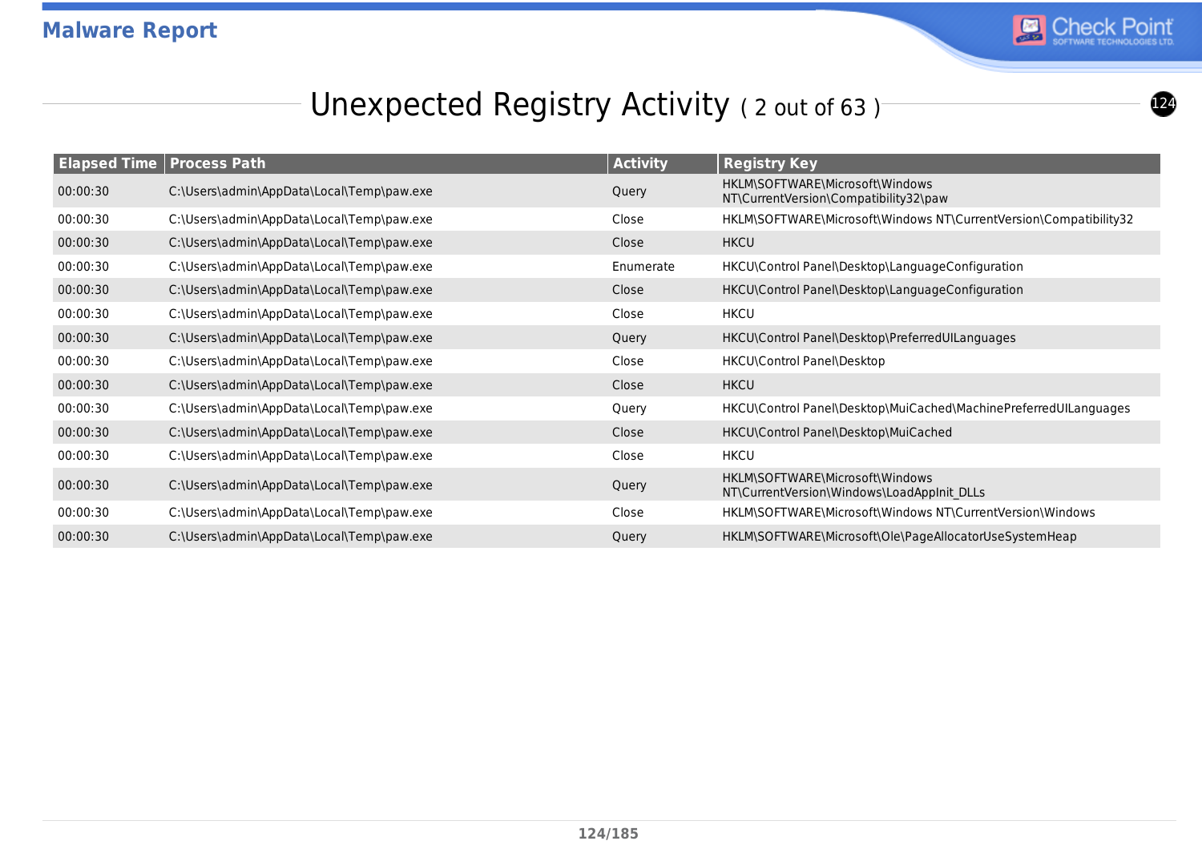## Unexpected Registry Activity ( 2 out of 63 )

| Elapsed Time | Process Path | Activity | Registry Key |
|---|---|---|---|
| 00:00:30 | C:\Users\admin\AppData\Local\Temp\paw.exe | Query | HKLM\SOFTWARE\Microsoft\Windows NT\CurrentVersion\Compatibility32\paw |
| 00:00:30 | C:\Users\admin\AppData\Local\Temp\paw.exe | Close | HKLM\SOFTWARE\Microsoft\Windows NT\CurrentVersion\Compatibility32 |
| 00:00:30 | C:\Users\admin\AppData\Local\Temp\paw.exe | Close | HKCU |
| 00:00:30 | C:\Users\admin\AppData\Local\Temp\paw.exe | Enumerate | HKCU\Control Panel\Desktop\LanguageConfiguration |
| 00:00:30 | C:\Users\admin\AppData\Local\Temp\paw.exe | Close | HKCU\Control Panel\Desktop\LanguageConfiguration |
| 00:00:30 | C:\Users\admin\AppData\Local\Temp\paw.exe | Close | HKCU |
| 00:00:30 | C:\Users\admin\AppData\Local\Temp\paw.exe | Query | HKCU\Control Panel\Desktop\PreferredUILanguages |
| 00:00:30 | C:\Users\admin\AppData\Local\Temp\paw.exe | Close | HKCU\Control Panel\Desktop |
| 00:00:30 | C:\Users\admin\AppData\Local\Temp\paw.exe | Close | HKCU |
| 00:00:30 | C:\Users\admin\AppData\Local\Temp\paw.exe | Query | HKCU\Control Panel\Desktop\MuiCached\MachinePreferredUILanguages |
| 00:00:30 | C:\Users\admin\AppData\Local\Temp\paw.exe | Close | HKCU\Control Panel\Desktop\MuiCached |
| 00:00:30 | C:\Users\admin\AppData\Local\Temp\paw.exe | Close | HKCU |
| 00:00:30 | C:\Users\admin\AppData\Local\Temp\paw.exe | Query | HKLM\SOFTWARE\Microsoft\Windows NT\CurrentVersion\Windows\LoadAppInit_DLLs |
| 00:00:30 | C:\Users\admin\AppData\Local\Temp\paw.exe | Close | HKLM\SOFTWARE\Microsoft\Windows NT\CurrentVersion\Windows |
| 00:00:30 | C:\Users\admin\AppData\Local\Temp\paw.exe | Query | HKLM\SOFTWARE\Microsoft\Ole\PageAllocatorUseSystemHeap |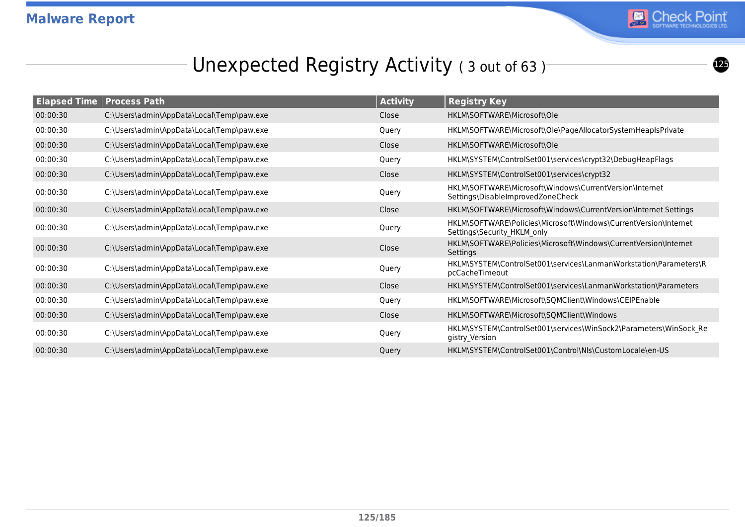# Unexpected Registry Activity ( 3 out of 63 )

| Elapsed Time | Process Path | Activity | Registry Key |
|---|---|---|---|
| 00:00:30 | C:\Users\admin\AppData\Local\Temp\paw.exe | Close | HKLM\SOFTWARE\Microsoft\Ole |
| 00:00:30 | C:\Users\admin\AppData\Local\Temp\paw.exe | Query | HKLM\SOFTWARE\Microsoft\Ole\PageAllocatorSystemHeapIsPrivate |
| 00:00:30 | C:\Users\admin\AppData\Local\Temp\paw.exe | Close | HKLM\SOFTWARE\Microsoft\Ole |
| 00:00:30 | C:\Users\admin\AppData\Local\Temp\paw.exe | Query | HKLM\SYSTEM\ControlSet001\services\crypt32\DebugHeapFlags |
| 00:00:30 | C:\Users\admin\AppData\Local\Temp\paw.exe | Close | HKLM\SYSTEM\ControlSet001\services\crypt32 |
| 00:00:30 | C:\Users\admin\AppData\Local\Temp\paw.exe | Query | HKLM\SOFTWARE\Microsoft\Windows\CurrentVersion\Internet Settings\DisableImprovedZoneCheck |
| 00:00:30 | C:\Users\admin\AppData\Local\Temp\paw.exe | Close | HKLM\SOFTWARE\Microsoft\Windows\CurrentVersion\Internet Settings |
| 00:00:30 | C:\Users\admin\AppData\Local\Temp\paw.exe | Query | HKLM\SOFTWARE\Policies\Microsoft\Windows\CurrentVersion\Internet Settings\Security_HKLM_only |
| 00:00:30 | C:\Users\admin\AppData\Local\Temp\paw.exe | Close | HKLM\SOFTWARE\Policies\Microsoft\Windows\CurrentVersion\Internet Settings |
| 00:00:30 | C:\Users\admin\AppData\Local\Temp\paw.exe | Query | HKLM\SYSTEM\ControlSet001\services\LanmanWorkstation\Parameters\RpcCacheTimeout |
| 00:00:30 | C:\Users\admin\AppData\Local\Temp\paw.exe | Close | HKLM\SYSTEM\ControlSet001\services\LanmanWorkstation\Parameters |
| 00:00:30 | C:\Users\admin\AppData\Local\Temp\paw.exe | Query | HKLM\SOFTWARE\Microsoft\SQMClient\Windows\CEIPEnable |
| 00:00:30 | C:\Users\admin\AppData\Local\Temp\paw.exe | Close | HKLM\SOFTWARE\Microsoft\SQMClient\Windows |
| 00:00:30 | C:\Users\admin\AppData\Local\Temp\paw.exe | Query | HKLM\SYSTEM\ControlSet001\services\WinSock2\Parameters\WinSock_Registry_Version |
| 00:00:30 | C:\Users\admin\AppData\Local\Temp\paw.exe | Query | HKLM\SYSTEM\ControlSet001\Control\Nls\CustomLocale\en-US |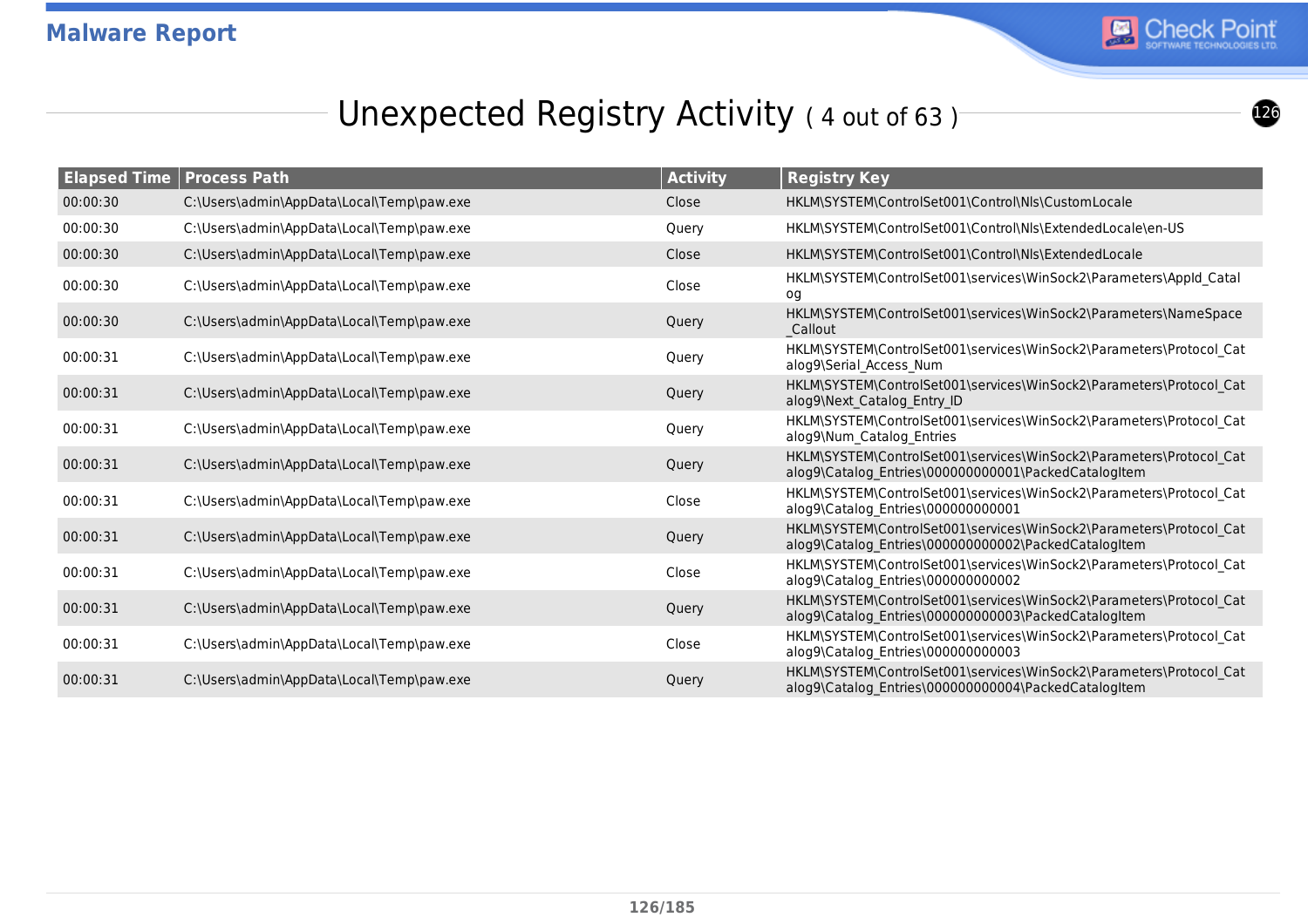# Unexpected Registry Activity ( 4 out of 63 )

| Elapsed Time | Process Path | Activity | Registry Key |
|---|---|---|---|
| 00:00:30 | C:\Users\admin\AppData\Local\Temp\paw.exe | Close | HKLM\SYSTEM\ControlSet001\Control\Nls\CustomLocale |
| 00:00:30 | C:\Users\admin\AppData\Local\Temp\paw.exe | Query | HKLM\SYSTEM\ControlSet001\Control\Nls\ExtendedLocale\en-US |
| 00:00:30 | C:\Users\admin\AppData\Local\Temp\paw.exe | Close | HKLM\SYSTEM\ControlSet001\Control\Nls\ExtendedLocale |
| 00:00:30 | C:\Users\admin\AppData\Local\Temp\paw.exe | Close | HKLM\SYSTEM\ControlSet001\services\WinSock2\Parameters\AppId_Catalog |
| 00:00:30 | C:\Users\admin\AppData\Local\Temp\paw.exe | Query | HKLM\SYSTEM\ControlSet001\services\WinSock2\Parameters\NameSpace_Callout |
| 00:00:31 | C:\Users\admin\AppData\Local\Temp\paw.exe | Query | HKLM\SYSTEM\ControlSet001\services\WinSock2\Parameters\Protocol_Catalog9\Serial_Access_Num |
| 00:00:31 | C:\Users\admin\AppData\Local\Temp\paw.exe | Query | HKLM\SYSTEM\ControlSet001\services\WinSock2\Parameters\Protocol_Catalog9\Next_Catalog_Entry_ID |
| 00:00:31 | C:\Users\admin\AppData\Local\Temp\paw.exe | Query | HKLM\SYSTEM\ControlSet001\services\WinSock2\Parameters\Protocol_Catalog9\Num_Catalog_Entries |
| 00:00:31 | C:\Users\admin\AppData\Local\Temp\paw.exe | Query | HKLM\SYSTEM\ControlSet001\services\WinSock2\Parameters\Protocol_Catalog9\Catalog_Entries\000000000001\PackedCatalogItem |
| 00:00:31 | C:\Users\admin\AppData\Local\Temp\paw.exe | Close | HKLM\SYSTEM\ControlSet001\services\WinSock2\Parameters\Protocol_Catalog9\Catalog_Entries\000000000001 |
| 00:00:31 | C:\Users\admin\AppData\Local\Temp\paw.exe | Query | HKLM\SYSTEM\ControlSet001\services\WinSock2\Parameters\Protocol_Catalog9\Catalog_Entries\000000000002\PackedCatalogItem |
| 00:00:31 | C:\Users\admin\AppData\Local\Temp\paw.exe | Close | HKLM\SYSTEM\ControlSet001\services\WinSock2\Parameters\Protocol_Catalog9\Catalog_Entries\000000000002 |
| 00:00:31 | C:\Users\admin\AppData\Local\Temp\paw.exe | Query | HKLM\SYSTEM\ControlSet001\services\WinSock2\Parameters\Protocol_Catalog9\Catalog_Entries\000000000003\PackedCatalogItem |
| 00:00:31 | C:\Users\admin\AppData\Local\Temp\paw.exe | Close | HKLM\SYSTEM\ControlSet001\services\WinSock2\Parameters\Protocol_Catalog9\Catalog_Entries\000000000003 |
| 00:00:31 | C:\Users\admin\AppData\Local\Temp\paw.exe | Query | HKLM\SYSTEM\ControlSet001\services\WinSock2\Parameters\Protocol_Catalog9\Catalog_Entries\000000000004\PackedCatalogItem |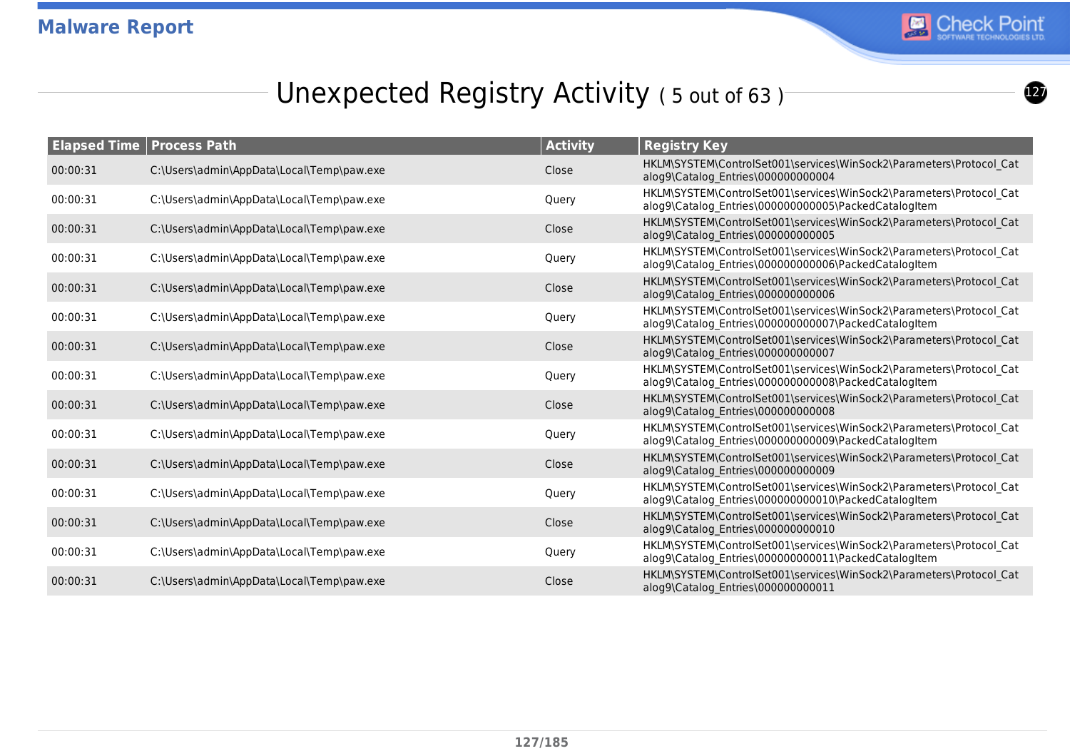## Unexpected Registry Activity ( 5 out of 63 )

| Elapsed Time | Process Path | Activity | Registry Key |
|---|---|---|---|
| 00:00:31 | C:\Users\admin\AppData\Local\Temp\paw.exe | Close | HKLM\SYSTEM\ControlSet001\services\WinSock2\Parameters\Protocol_Catalog9\Catalog_Entries\000000000004 |
| 00:00:31 | C:\Users\admin\AppData\Local\Temp\paw.exe | Query | HKLM\SYSTEM\ControlSet001\services\WinSock2\Parameters\Protocol_Catalog9\Catalog_Entries\000000000005\PackedCatalogItem |
| 00:00:31 | C:\Users\admin\AppData\Local\Temp\paw.exe | Close | HKLM\SYSTEM\ControlSet001\services\WinSock2\Parameters\Protocol_Catalog9\Catalog_Entries\000000000005 |
| 00:00:31 | C:\Users\admin\AppData\Local\Temp\paw.exe | Query | HKLM\SYSTEM\ControlSet001\services\WinSock2\Parameters\Protocol_Catalog9\Catalog_Entries\000000000006\PackedCatalogItem |
| 00:00:31 | C:\Users\admin\AppData\Local\Temp\paw.exe | Close | HKLM\SYSTEM\ControlSet001\services\WinSock2\Parameters\Protocol_Catalog9\Catalog_Entries\000000000006 |
| 00:00:31 | C:\Users\admin\AppData\Local\Temp\paw.exe | Query | HKLM\SYSTEM\ControlSet001\services\WinSock2\Parameters\Protocol_Catalog9\Catalog_Entries\000000000007\PackedCatalogItem |
| 00:00:31 | C:\Users\admin\AppData\Local\Temp\paw.exe | Close | HKLM\SYSTEM\ControlSet001\services\WinSock2\Parameters\Protocol_Catalog9\Catalog_Entries\000000000007 |
| 00:00:31 | C:\Users\admin\AppData\Local\Temp\paw.exe | Query | HKLM\SYSTEM\ControlSet001\services\WinSock2\Parameters\Protocol_Catalog9\Catalog_Entries\000000000008\PackedCatalogItem |
| 00:00:31 | C:\Users\admin\AppData\Local\Temp\paw.exe | Close | HKLM\SYSTEM\ControlSet001\services\WinSock2\Parameters\Protocol_Catalog9\Catalog_Entries\000000000008 |
| 00:00:31 | C:\Users\admin\AppData\Local\Temp\paw.exe | Query | HKLM\SYSTEM\ControlSet001\services\WinSock2\Parameters\Protocol_Catalog9\Catalog_Entries\000000000009\PackedCatalogItem |
| 00:00:31 | C:\Users\admin\AppData\Local\Temp\paw.exe | Close | HKLM\SYSTEM\ControlSet001\services\WinSock2\Parameters\Protocol_Catalog9\Catalog_Entries\000000000009 |
| 00:00:31 | C:\Users\admin\AppData\Local\Temp\paw.exe | Query | HKLM\SYSTEM\ControlSet001\services\WinSock2\Parameters\Protocol_Catalog9\Catalog_Entries\000000000010\PackedCatalogItem |
| 00:00:31 | C:\Users\admin\AppData\Local\Temp\paw.exe | Close | HKLM\SYSTEM\ControlSet001\services\WinSock2\Parameters\Protocol_Catalog9\Catalog_Entries\000000000010 |
| 00:00:31 | C:\Users\admin\AppData\Local\Temp\paw.exe | Query | HKLM\SYSTEM\ControlSet001\services\WinSock2\Parameters\Protocol_Catalog9\Catalog_Entries\000000000011\PackedCatalogItem |
| 00:00:31 | C:\Users\admin\AppData\Local\Temp\paw.exe | Close | HKLM\SYSTEM\ControlSet001\services\WinSock2\Parameters\Protocol_Catalog9\Catalog_Entries\000000000011 |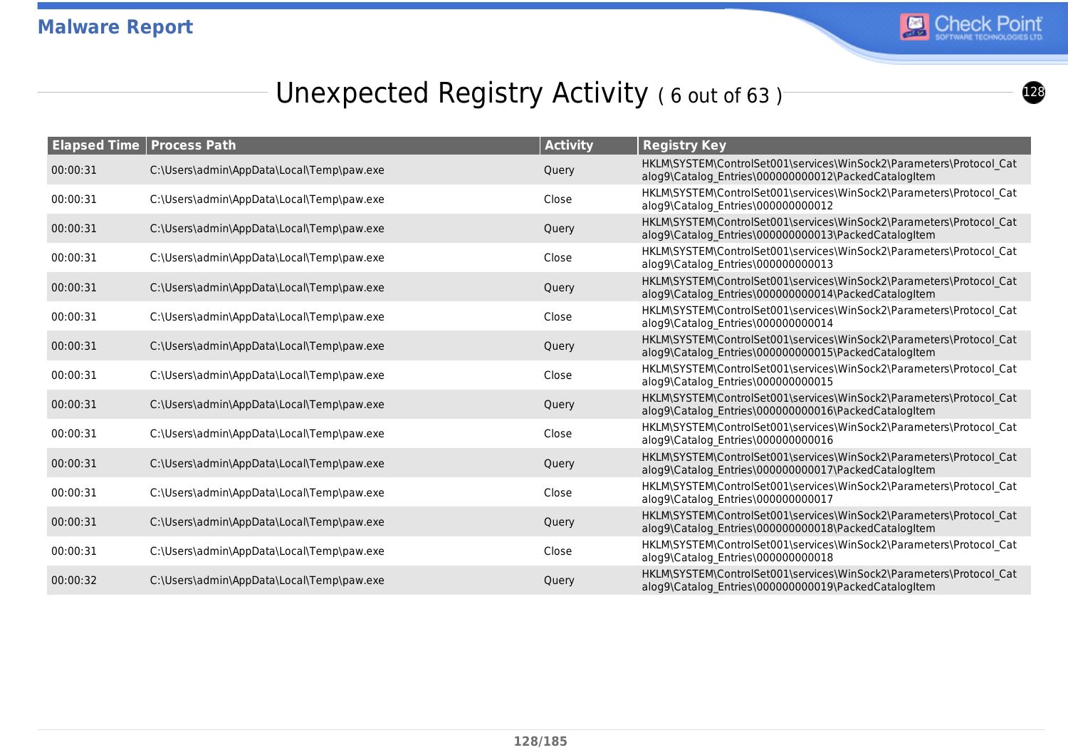## Unexpected Registry Activity ( 6 out of 63 )

| Elapsed Time | Process Path | Activity | Registry Key |
|---|---|---|---|
| 00:00:31 | C:\Users\admin\AppData\Local\Temp\paw.exe | Query | HKLM\SYSTEM\ControlSet001\services\WinSock2\Parameters\Protocol_Catalog9\Catalog_Entries\000000000012\PackedCatalogItem |
| 00:00:31 | C:\Users\admin\AppData\Local\Temp\paw.exe | Close | HKLM\SYSTEM\ControlSet001\services\WinSock2\Parameters\Protocol_Catalog9\Catalog_Entries\000000000012 |
| 00:00:31 | C:\Users\admin\AppData\Local\Temp\paw.exe | Query | HKLM\SYSTEM\ControlSet001\services\WinSock2\Parameters\Protocol_Catalog9\Catalog_Entries\000000000013\PackedCatalogItem |
| 00:00:31 | C:\Users\admin\AppData\Local\Temp\paw.exe | Close | HKLM\SYSTEM\ControlSet001\services\WinSock2\Parameters\Protocol_Catalog9\Catalog_Entries\000000000013 |
| 00:00:31 | C:\Users\admin\AppData\Local\Temp\paw.exe | Query | HKLM\SYSTEM\ControlSet001\services\WinSock2\Parameters\Protocol_Catalog9\Catalog_Entries\000000000014\PackedCatalogItem |
| 00:00:31 | C:\Users\admin\AppData\Local\Temp\paw.exe | Close | HKLM\SYSTEM\ControlSet001\services\WinSock2\Parameters\Protocol_Catalog9\Catalog_Entries\000000000014 |
| 00:00:31 | C:\Users\admin\AppData\Local\Temp\paw.exe | Query | HKLM\SYSTEM\ControlSet001\services\WinSock2\Parameters\Protocol_Catalog9\Catalog_Entries\000000000015\PackedCatalogItem |
| 00:00:31 | C:\Users\admin\AppData\Local\Temp\paw.exe | Close | HKLM\SYSTEM\ControlSet001\services\WinSock2\Parameters\Protocol_Catalog9\Catalog_Entries\000000000015 |
| 00:00:31 | C:\Users\admin\AppData\Local\Temp\paw.exe | Query | HKLM\SYSTEM\ControlSet001\services\WinSock2\Parameters\Protocol_Catalog9\Catalog_Entries\000000000016\PackedCatalogItem |
| 00:00:31 | C:\Users\admin\AppData\Local\Temp\paw.exe | Close | HKLM\SYSTEM\ControlSet001\services\WinSock2\Parameters\Protocol_Catalog9\Catalog_Entries\000000000016 |
| 00:00:31 | C:\Users\admin\AppData\Local\Temp\paw.exe | Query | HKLM\SYSTEM\ControlSet001\services\WinSock2\Parameters\Protocol_Catalog9\Catalog_Entries\000000000017\PackedCatalogItem |
| 00:00:31 | C:\Users\admin\AppData\Local\Temp\paw.exe | Close | HKLM\SYSTEM\ControlSet001\services\WinSock2\Parameters\Protocol_Catalog9\Catalog_Entries\000000000017 |
| 00:00:31 | C:\Users\admin\AppData\Local\Temp\paw.exe | Query | HKLM\SYSTEM\ControlSet001\services\WinSock2\Parameters\Protocol_Catalog9\Catalog_Entries\000000000018\PackedCatalogItem |
| 00:00:31 | C:\Users\admin\AppData\Local\Temp\paw.exe | Close | HKLM\SYSTEM\ControlSet001\services\WinSock2\Parameters\Protocol_Catalog9\Catalog_Entries\000000000018 |
| 00:00:32 | C:\Users\admin\AppData\Local\Temp\paw.exe | Query | HKLM\SYSTEM\ControlSet001\services\WinSock2\Parameters\Protocol_Catalog9\Catalog_Entries\000000000019\PackedCatalogItem |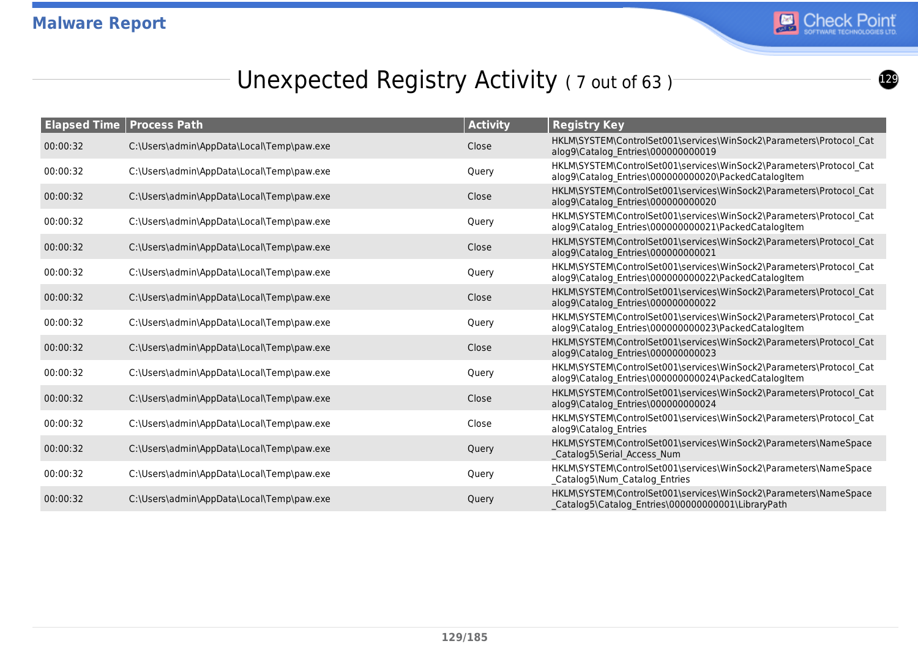## Unexpected Registry Activity ( 7 out of 63 )

| Elapsed Time | Process Path | Activity | Registry Key |
|---|---|---|---|
| 00:00:32 | C:\Users\admin\AppData\Local\Temp\paw.exe | Close | HKLM\SYSTEM\ControlSet001\services\WinSock2\Parameters\Protocol_Catalog9\Catalog_Entries\000000000019 |
| 00:00:32 | C:\Users\admin\AppData\Local\Temp\paw.exe | Query | HKLM\SYSTEM\ControlSet001\services\WinSock2\Parameters\Protocol_Catalog9\Catalog_Entries\000000000020\PackedCatalogItem |
| 00:00:32 | C:\Users\admin\AppData\Local\Temp\paw.exe | Close | HKLM\SYSTEM\ControlSet001\services\WinSock2\Parameters\Protocol_Catalog9\Catalog_Entries\000000000020 |
| 00:00:32 | C:\Users\admin\AppData\Local\Temp\paw.exe | Query | HKLM\SYSTEM\ControlSet001\services\WinSock2\Parameters\Protocol_Catalog9\Catalog_Entries\000000000021\PackedCatalogItem |
| 00:00:32 | C:\Users\admin\AppData\Local\Temp\paw.exe | Close | HKLM\SYSTEM\ControlSet001\services\WinSock2\Parameters\Protocol_Catalog9\Catalog_Entries\000000000021 |
| 00:00:32 | C:\Users\admin\AppData\Local\Temp\paw.exe | Query | HKLM\SYSTEM\ControlSet001\services\WinSock2\Parameters\Protocol_Catalog9\Catalog_Entries\000000000022\PackedCatalogItem |
| 00:00:32 | C:\Users\admin\AppData\Local\Temp\paw.exe | Close | HKLM\SYSTEM\ControlSet001\services\WinSock2\Parameters\Protocol_Catalog9\Catalog_Entries\000000000022 |
| 00:00:32 | C:\Users\admin\AppData\Local\Temp\paw.exe | Query | HKLM\SYSTEM\ControlSet001\services\WinSock2\Parameters\Protocol_Catalog9\Catalog_Entries\000000000023\PackedCatalogItem |
| 00:00:32 | C:\Users\admin\AppData\Local\Temp\paw.exe | Close | HKLM\SYSTEM\ControlSet001\services\WinSock2\Parameters\Protocol_Catalog9\Catalog_Entries\000000000023 |
| 00:00:32 | C:\Users\admin\AppData\Local\Temp\paw.exe | Query | HKLM\SYSTEM\ControlSet001\services\WinSock2\Parameters\Protocol_Catalog9\Catalog_Entries\000000000024\PackedCatalogItem |
| 00:00:32 | C:\Users\admin\AppData\Local\Temp\paw.exe | Close | HKLM\SYSTEM\ControlSet001\services\WinSock2\Parameters\Protocol_Catalog9\Catalog_Entries\000000000024 |
| 00:00:32 | C:\Users\admin\AppData\Local\Temp\paw.exe | Close | HKLM\SYSTEM\ControlSet001\services\WinSock2\Parameters\Protocol_Catalog9\Catalog_Entries |
| 00:00:32 | C:\Users\admin\AppData\Local\Temp\paw.exe | Query | HKLM\SYSTEM\ControlSet001\services\WinSock2\Parameters\NameSpace_Catalog5\Serial_Access_Num |
| 00:00:32 | C:\Users\admin\AppData\Local\Temp\paw.exe | Query | HKLM\SYSTEM\ControlSet001\services\WinSock2\Parameters\NameSpace_Catalog5\Num_Catalog_Entries |
| 00:00:32 | C:\Users\admin\AppData\Local\Temp\paw.exe | Query | HKLM\SYSTEM\ControlSet001\services\WinSock2\Parameters\NameSpace_Catalog5\Catalog_Entries\000000000001\LibraryPath |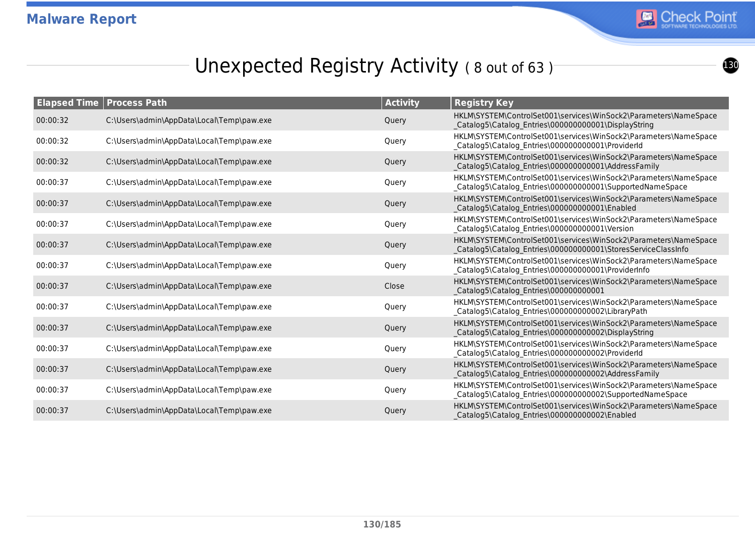## Unexpected Registry Activity ( 8 out of 63 )

| Elapsed Time | Process Path | Activity | Registry Key |
|---|---|---|---|
| 00:00:32 | C:\Users\admin\AppData\Local\Temp\paw.exe | Query | HKLM\SYSTEM\ControlSet001\services\WinSock2\Parameters\NameSpace_Catalog5\Catalog_Entries\000000000001\DisplayString |
| 00:00:32 | C:\Users\admin\AppData\Local\Temp\paw.exe | Query | HKLM\SYSTEM\ControlSet001\services\WinSock2\Parameters\NameSpace_Catalog5\Catalog_Entries\000000000001\ProviderId |
| 00:00:32 | C:\Users\admin\AppData\Local\Temp\paw.exe | Query | HKLM\SYSTEM\ControlSet001\services\WinSock2\Parameters\NameSpace_Catalog5\Catalog_Entries\000000000001\AddressFamily |
| 00:00:37 | C:\Users\admin\AppData\Local\Temp\paw.exe | Query | HKLM\SYSTEM\ControlSet001\services\WinSock2\Parameters\NameSpace_Catalog5\Catalog_Entries\000000000001\SupportedNameSpace |
| 00:00:37 | C:\Users\admin\AppData\Local\Temp\paw.exe | Query | HKLM\SYSTEM\ControlSet001\services\WinSock2\Parameters\NameSpace_Catalog5\Catalog_Entries\000000000001\Enabled |
| 00:00:37 | C:\Users\admin\AppData\Local\Temp\paw.exe | Query | HKLM\SYSTEM\ControlSet001\services\WinSock2\Parameters\NameSpace_Catalog5\Catalog_Entries\000000000001\Version |
| 00:00:37 | C:\Users\admin\AppData\Local\Temp\paw.exe | Query | HKLM\SYSTEM\ControlSet001\services\WinSock2\Parameters\NameSpace_Catalog5\Catalog_Entries\000000000001\StoresServiceClassInfo |
| 00:00:37 | C:\Users\admin\AppData\Local\Temp\paw.exe | Query | HKLM\SYSTEM\ControlSet001\services\WinSock2\Parameters\NameSpace_Catalog5\Catalog_Entries\000000000001\ProviderInfo |
| 00:00:37 | C:\Users\admin\AppData\Local\Temp\paw.exe | Close | HKLM\SYSTEM\ControlSet001\services\WinSock2\Parameters\NameSpace_Catalog5\Catalog_Entries\000000000001 |
| 00:00:37 | C:\Users\admin\AppData\Local\Temp\paw.exe | Query | HKLM\SYSTEM\ControlSet001\services\WinSock2\Parameters\NameSpace_Catalog5\Catalog_Entries\000000000002\LibraryPath |
| 00:00:37 | C:\Users\admin\AppData\Local\Temp\paw.exe | Query | HKLM\SYSTEM\ControlSet001\services\WinSock2\Parameters\NameSpace_Catalog5\Catalog_Entries\000000000002\DisplayString |
| 00:00:37 | C:\Users\admin\AppData\Local\Temp\paw.exe | Query | HKLM\SYSTEM\ControlSet001\services\WinSock2\Parameters\NameSpace_Catalog5\Catalog_Entries\000000000002\ProviderId |
| 00:00:37 | C:\Users\admin\AppData\Local\Temp\paw.exe | Query | HKLM\SYSTEM\ControlSet001\services\WinSock2\Parameters\NameSpace_Catalog5\Catalog_Entries\000000000002\AddressFamily |
| 00:00:37 | C:\Users\admin\AppData\Local\Temp\paw.exe | Query | HKLM\SYSTEM\ControlSet001\services\WinSock2\Parameters\NameSpace_Catalog5\Catalog_Entries\000000000002\SupportedNameSpace |
| 00:00:37 | C:\Users\admin\AppData\Local\Temp\paw.exe | Query | HKLM\SYSTEM\ControlSet001\services\WinSock2\Parameters\NameSpace_Catalog5\Catalog_Entries\000000000002\Enabled |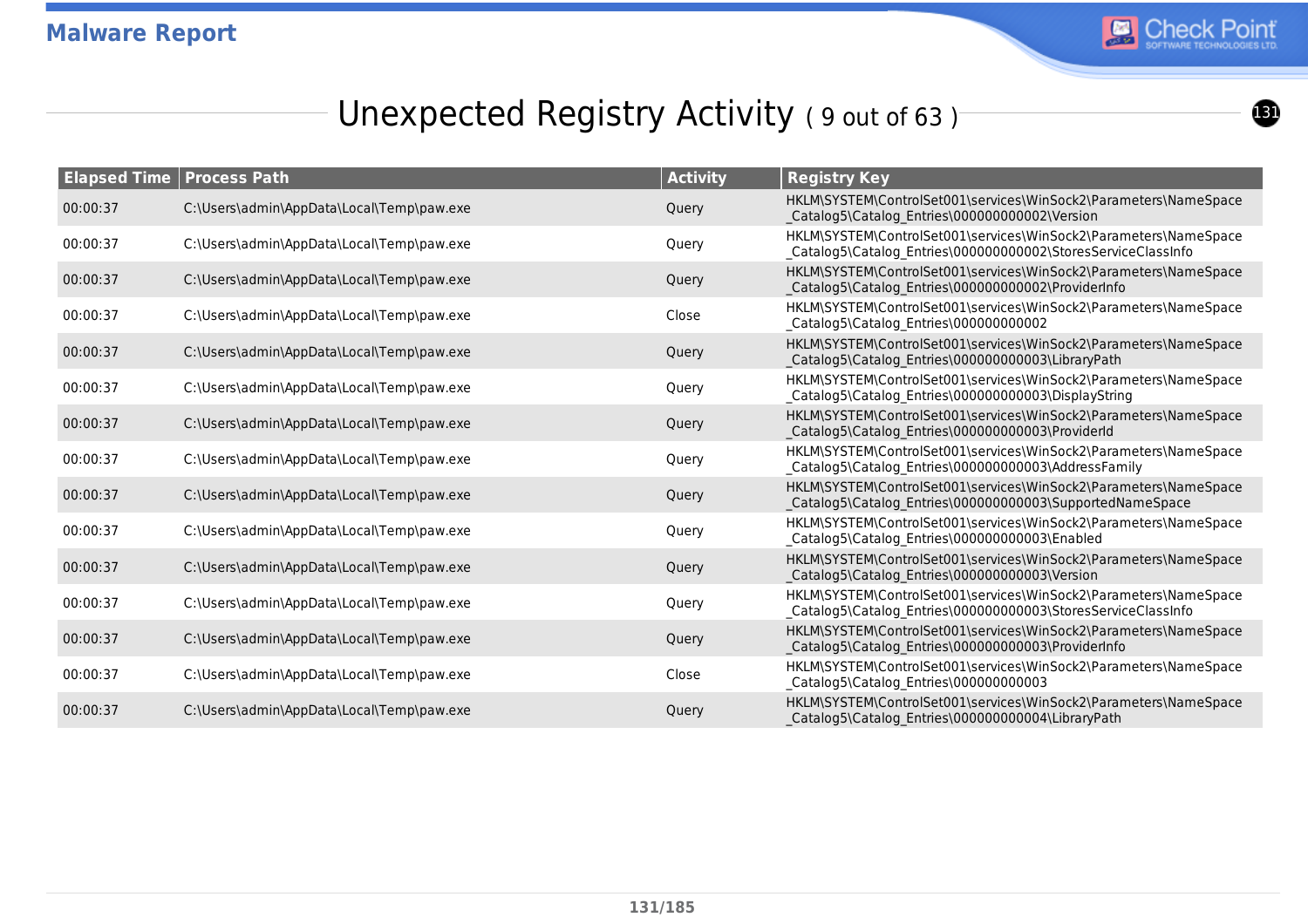# Unexpected Registry Activity ( 9 out of 63 )

| Elapsed Time | Process Path | Activity | Registry Key |
|---|---|---|---|
| 00:00:37 | C:\Users\admin\AppData\Local\Temp\paw.exe | Query | HKLM\SYSTEM\ControlSet001\services\WinSock2\Parameters\NameSpace_Catalog5\Catalog_Entries\000000000002\Version |
| 00:00:37 | C:\Users\admin\AppData\Local\Temp\paw.exe | Query | HKLM\SYSTEM\ControlSet001\services\WinSock2\Parameters\NameSpace_Catalog5\Catalog_Entries\000000000002\StoresServiceClassInfo |
| 00:00:37 | C:\Users\admin\AppData\Local\Temp\paw.exe | Query | HKLM\SYSTEM\ControlSet001\services\WinSock2\Parameters\NameSpace_Catalog5\Catalog_Entries\000000000002\ProviderInfo |
| 00:00:37 | C:\Users\admin\AppData\Local\Temp\paw.exe | Close | HKLM\SYSTEM\ControlSet001\services\WinSock2\Parameters\NameSpace_Catalog5\Catalog_Entries\000000000002 |
| 00:00:37 | C:\Users\admin\AppData\Local\Temp\paw.exe | Query | HKLM\SYSTEM\ControlSet001\services\WinSock2\Parameters\NameSpace_Catalog5\Catalog_Entries\000000000003\LibraryPath |
| 00:00:37 | C:\Users\admin\AppData\Local\Temp\paw.exe | Query | HKLM\SYSTEM\ControlSet001\services\WinSock2\Parameters\NameSpace_Catalog5\Catalog_Entries\000000000003\DisplayString |
| 00:00:37 | C:\Users\admin\AppData\Local\Temp\paw.exe | Query | HKLM\SYSTEM\ControlSet001\services\WinSock2\Parameters\NameSpace_Catalog5\Catalog_Entries\000000000003\ProviderId |
| 00:00:37 | C:\Users\admin\AppData\Local\Temp\paw.exe | Query | HKLM\SYSTEM\ControlSet001\services\WinSock2\Parameters\NameSpace_Catalog5\Catalog_Entries\000000000003\AddressFamily |
| 00:00:37 | C:\Users\admin\AppData\Local\Temp\paw.exe | Query | HKLM\SYSTEM\ControlSet001\services\WinSock2\Parameters\NameSpace_Catalog5\Catalog_Entries\000000000003\SupportedNameSpace |
| 00:00:37 | C:\Users\admin\AppData\Local\Temp\paw.exe | Query | HKLM\SYSTEM\ControlSet001\services\WinSock2\Parameters\NameSpace_Catalog5\Catalog_Entries\000000000003\Enabled |
| 00:00:37 | C:\Users\admin\AppData\Local\Temp\paw.exe | Query | HKLM\SYSTEM\ControlSet001\services\WinSock2\Parameters\NameSpace_Catalog5\Catalog_Entries\000000000003\Version |
| 00:00:37 | C:\Users\admin\AppData\Local\Temp\paw.exe | Query | HKLM\SYSTEM\ControlSet001\services\WinSock2\Parameters\NameSpace_Catalog5\Catalog_Entries\000000000003\StoresServiceClassInfo |
| 00:00:37 | C:\Users\admin\AppData\Local\Temp\paw.exe | Query | HKLM\SYSTEM\ControlSet001\services\WinSock2\Parameters\NameSpace_Catalog5\Catalog_Entries\000000000003\ProviderInfo |
| 00:00:37 | C:\Users\admin\AppData\Local\Temp\paw.exe | Close | HKLM\SYSTEM\ControlSet001\services\WinSock2\Parameters\NameSpace_Catalog5\Catalog_Entries\000000000003 |
| 00:00:37 | C:\Users\admin\AppData\Local\Temp\paw.exe | Query | HKLM\SYSTEM\ControlSet001\services\WinSock2\Parameters\NameSpace_Catalog5\Catalog_Entries\000000000004\LibraryPath |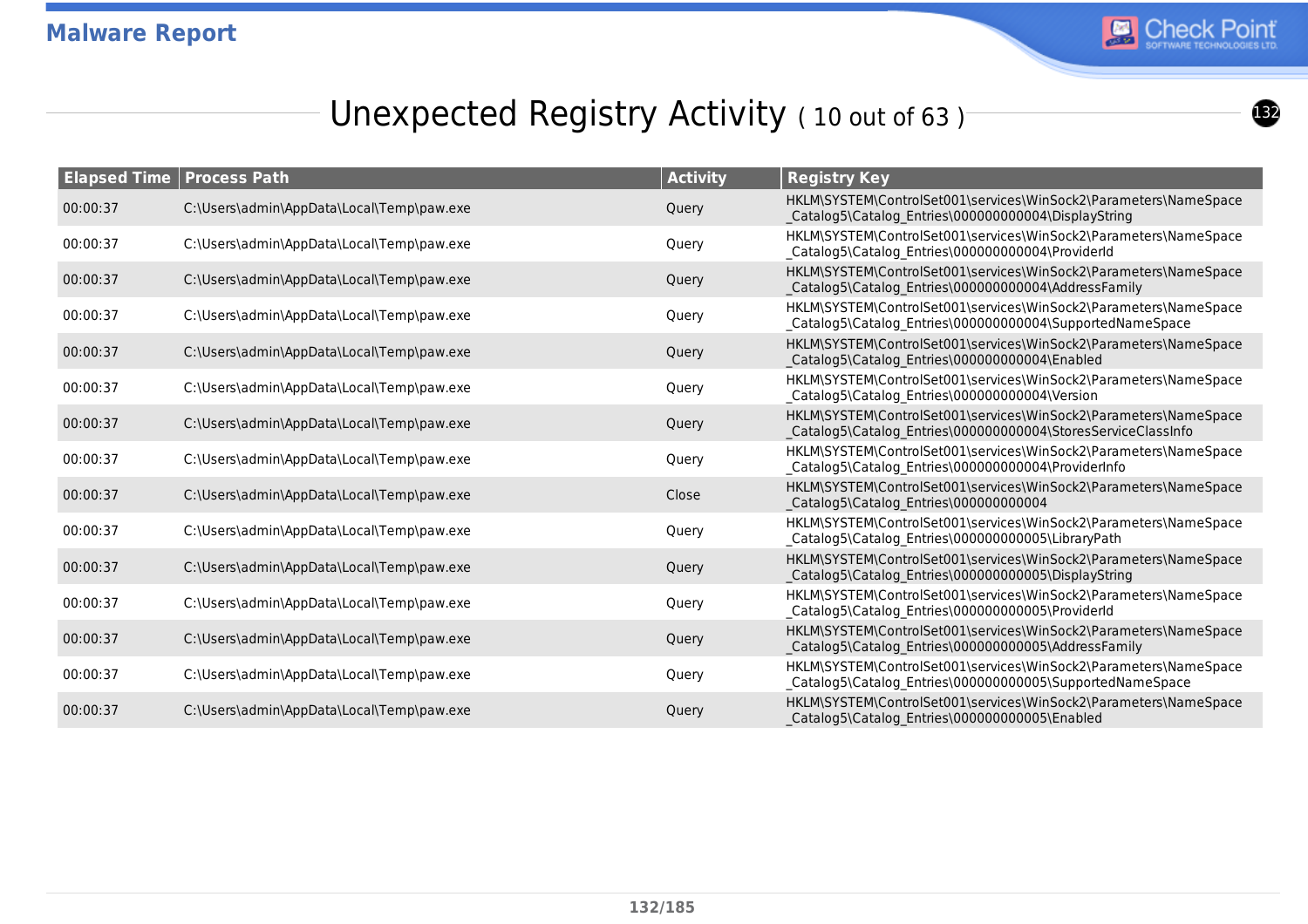# Unexpected Registry Activity ( 10 out of 63 )

| Elapsed Time | Process Path | Activity | Registry Key |
|---|---|---|---|
| 00:00:37 | C:\Users\admin\AppData\Local\Temp\paw.exe | Query | HKLM\SYSTEM\ControlSet001\services\WinSock2\Parameters\NameSpace_Catalog5\Catalog_Entries\000000000004\DisplayString |
| 00:00:37 | C:\Users\admin\AppData\Local\Temp\paw.exe | Query | HKLM\SYSTEM\ControlSet001\services\WinSock2\Parameters\NameSpace_Catalog5\Catalog_Entries\000000000004\ProviderId |
| 00:00:37 | C:\Users\admin\AppData\Local\Temp\paw.exe | Query | HKLM\SYSTEM\ControlSet001\services\WinSock2\Parameters\NameSpace_Catalog5\Catalog_Entries\000000000004\AddressFamily |
| 00:00:37 | C:\Users\admin\AppData\Local\Temp\paw.exe | Query | HKLM\SYSTEM\ControlSet001\services\WinSock2\Parameters\NameSpace_Catalog5\Catalog_Entries\000000000004\SupportedNameSpace |
| 00:00:37 | C:\Users\admin\AppData\Local\Temp\paw.exe | Query | HKLM\SYSTEM\ControlSet001\services\WinSock2\Parameters\NameSpace_Catalog5\Catalog_Entries\000000000004\Enabled |
| 00:00:37 | C:\Users\admin\AppData\Local\Temp\paw.exe | Query | HKLM\SYSTEM\ControlSet001\services\WinSock2\Parameters\NameSpace_Catalog5\Catalog_Entries\000000000004\Version |
| 00:00:37 | C:\Users\admin\AppData\Local\Temp\paw.exe | Query | HKLM\SYSTEM\ControlSet001\services\WinSock2\Parameters\NameSpace_Catalog5\Catalog_Entries\000000000004\StoresServiceClassInfo |
| 00:00:37 | C:\Users\admin\AppData\Local\Temp\paw.exe | Query | HKLM\SYSTEM\ControlSet001\services\WinSock2\Parameters\NameSpace_Catalog5\Catalog_Entries\000000000004\ProviderInfo |
| 00:00:37 | C:\Users\admin\AppData\Local\Temp\paw.exe | Close | HKLM\SYSTEM\ControlSet001\services\WinSock2\Parameters\NameSpace_Catalog5\Catalog_Entries\000000000004 |
| 00:00:37 | C:\Users\admin\AppData\Local\Temp\paw.exe | Query | HKLM\SYSTEM\ControlSet001\services\WinSock2\Parameters\NameSpace_Catalog5\Catalog_Entries\000000000005\LibraryPath |
| 00:00:37 | C:\Users\admin\AppData\Local\Temp\paw.exe | Query | HKLM\SYSTEM\ControlSet001\services\WinSock2\Parameters\NameSpace_Catalog5\Catalog_Entries\000000000005\DisplayString |
| 00:00:37 | C:\Users\admin\AppData\Local\Temp\paw.exe | Query | HKLM\SYSTEM\ControlSet001\services\WinSock2\Parameters\NameSpace_Catalog5\Catalog_Entries\000000000005\ProviderId |
| 00:00:37 | C:\Users\admin\AppData\Local\Temp\paw.exe | Query | HKLM\SYSTEM\ControlSet001\services\WinSock2\Parameters\NameSpace_Catalog5\Catalog_Entries\000000000005\AddressFamily |
| 00:00:37 | C:\Users\admin\AppData\Local\Temp\paw.exe | Query | HKLM\SYSTEM\ControlSet001\services\WinSock2\Parameters\NameSpace_Catalog5\Catalog_Entries\000000000005\SupportedNameSpace |
| 00:00:37 | C:\Users\admin\AppData\Local\Temp\paw.exe | Query | HKLM\SYSTEM\ControlSet001\services\WinSock2\Parameters\NameSpace_Catalog5\Catalog_Entries\000000000005\Enabled |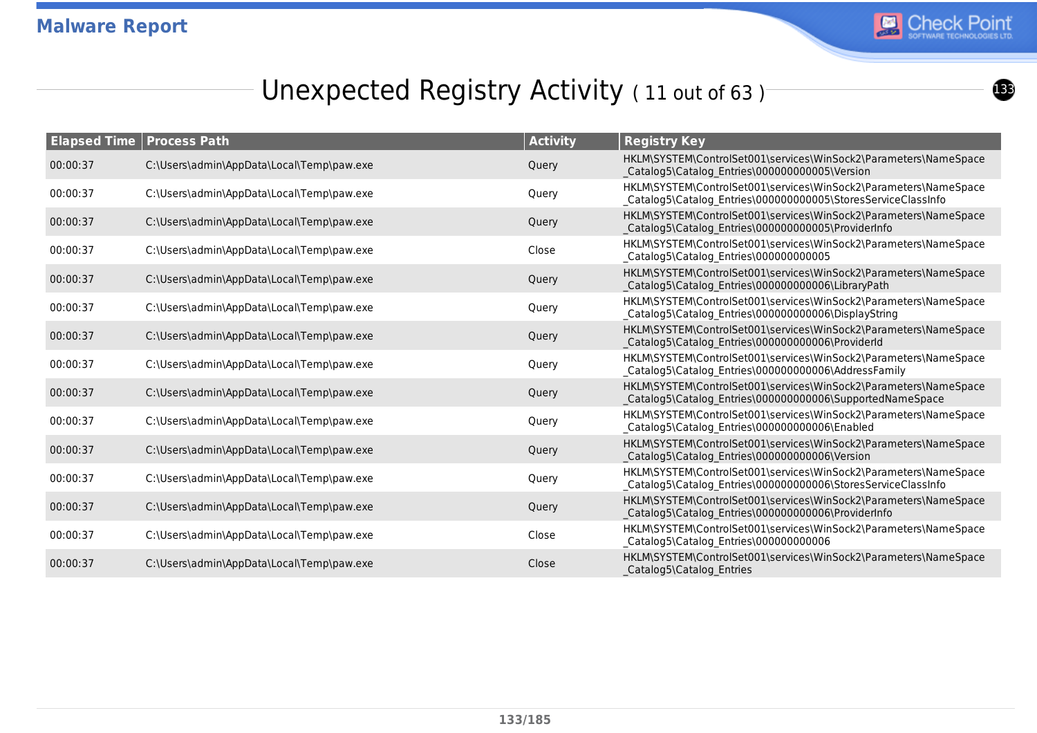# Unexpected Registry Activity ( 11 out of 63 )

| Elapsed Time | Process Path | Activity | Registry Key |
|---|---|---|---|
| 00:00:37 | C:\Users\admin\AppData\Local\Temp\paw.exe | Query | HKLM\SYSTEM\ControlSet001\services\WinSock2\Parameters\NameSpace_Catalog5\Catalog_Entries\000000000005\Version |
| 00:00:37 | C:\Users\admin\AppData\Local\Temp\paw.exe | Query | HKLM\SYSTEM\ControlSet001\services\WinSock2\Parameters\NameSpace_Catalog5\Catalog_Entries\000000000005\StoresServiceClassInfo |
| 00:00:37 | C:\Users\admin\AppData\Local\Temp\paw.exe | Query | HKLM\SYSTEM\ControlSet001\services\WinSock2\Parameters\NameSpace_Catalog5\Catalog_Entries\000000000005\ProviderInfo |
| 00:00:37 | C:\Users\admin\AppData\Local\Temp\paw.exe | Close | HKLM\SYSTEM\ControlSet001\services\WinSock2\Parameters\NameSpace_Catalog5\Catalog_Entries\000000000005 |
| 00:00:37 | C:\Users\admin\AppData\Local\Temp\paw.exe | Query | HKLM\SYSTEM\ControlSet001\services\WinSock2\Parameters\NameSpace_Catalog5\Catalog_Entries\000000000006\LibraryPath |
| 00:00:37 | C:\Users\admin\AppData\Local\Temp\paw.exe | Query | HKLM\SYSTEM\ControlSet001\services\WinSock2\Parameters\NameSpace_Catalog5\Catalog_Entries\000000000006\DisplayString |
| 00:00:37 | C:\Users\admin\AppData\Local\Temp\paw.exe | Query | HKLM\SYSTEM\ControlSet001\services\WinSock2\Parameters\NameSpace_Catalog5\Catalog_Entries\000000000006\ProviderId |
| 00:00:37 | C:\Users\admin\AppData\Local\Temp\paw.exe | Query | HKLM\SYSTEM\ControlSet001\services\WinSock2\Parameters\NameSpace_Catalog5\Catalog_Entries\000000000006\AddressFamily |
| 00:00:37 | C:\Users\admin\AppData\Local\Temp\paw.exe | Query | HKLM\SYSTEM\ControlSet001\services\WinSock2\Parameters\NameSpace_Catalog5\Catalog_Entries\000000000006\SupportedNameSpace |
| 00:00:37 | C:\Users\admin\AppData\Local\Temp\paw.exe | Query | HKLM\SYSTEM\ControlSet001\services\WinSock2\Parameters\NameSpace_Catalog5\Catalog_Entries\000000000006\Enabled |
| 00:00:37 | C:\Users\admin\AppData\Local\Temp\paw.exe | Query | HKLM\SYSTEM\ControlSet001\services\WinSock2\Parameters\NameSpace_Catalog5\Catalog_Entries\000000000006\Version |
| 00:00:37 | C:\Users\admin\AppData\Local\Temp\paw.exe | Query | HKLM\SYSTEM\ControlSet001\services\WinSock2\Parameters\NameSpace_Catalog5\Catalog_Entries\000000000006\StoresServiceClassInfo |
| 00:00:37 | C:\Users\admin\AppData\Local\Temp\paw.exe | Query | HKLM\SYSTEM\ControlSet001\services\WinSock2\Parameters\NameSpace_Catalog5\Catalog_Entries\000000000006\ProviderInfo |
| 00:00:37 | C:\Users\admin\AppData\Local\Temp\paw.exe | Close | HKLM\SYSTEM\ControlSet001\services\WinSock2\Parameters\NameSpace_Catalog5\Catalog_Entries\000000000006 |
| 00:00:37 | C:\Users\admin\AppData\Local\Temp\paw.exe | Close | HKLM\SYSTEM\ControlSet001\services\WinSock2\Parameters\NameSpace_Catalog5\Catalog_Entries |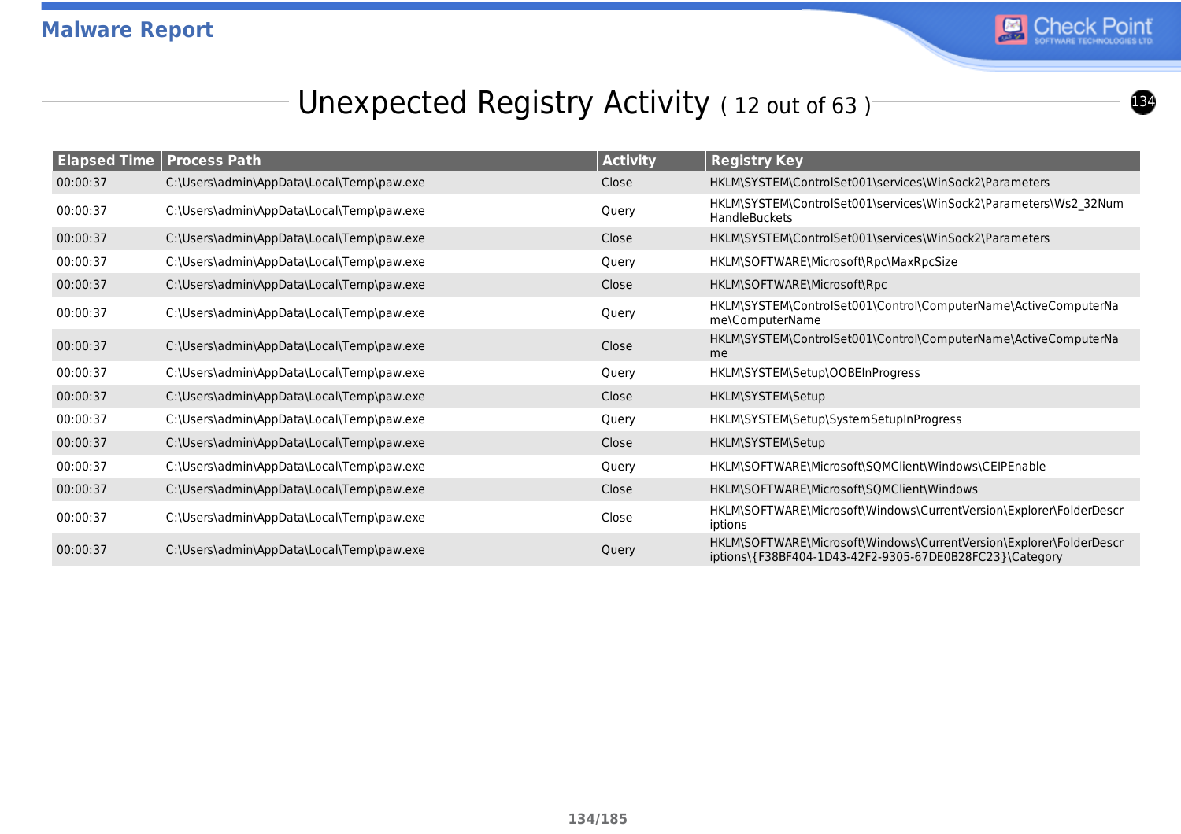## Unexpected Registry Activity ( 12 out of 63 )

| Elapsed Time | Process Path | Activity | Registry Key |
|---|---|---|---|
| 00:00:37 | C:\Users\admin\AppData\Local\Temp\paw.exe | Close | HKLM\SYSTEM\ControlSet001\services\WinSock2\Parameters |
| 00:00:37 | C:\Users\admin\AppData\Local\Temp\paw.exe | Query | HKLM\SYSTEM\ControlSet001\services\WinSock2\Parameters\Ws2_32NumHandleBuckets |
| 00:00:37 | C:\Users\admin\AppData\Local\Temp\paw.exe | Close | HKLM\SYSTEM\ControlSet001\services\WinSock2\Parameters |
| 00:00:37 | C:\Users\admin\AppData\Local\Temp\paw.exe | Query | HKLM\SOFTWARE\Microsoft\Rpc\MaxRpcSize |
| 00:00:37 | C:\Users\admin\AppData\Local\Temp\paw.exe | Close | HKLM\SOFTWARE\Microsoft\Rpc |
| 00:00:37 | C:\Users\admin\AppData\Local\Temp\paw.exe | Query | HKLM\SYSTEM\ControlSet001\Control\ComputerName\ActiveComputerName\ComputerName |
| 00:00:37 | C:\Users\admin\AppData\Local\Temp\paw.exe | Close | HKLM\SYSTEM\ControlSet001\Control\ComputerName\ActiveComputerName |
| 00:00:37 | C:\Users\admin\AppData\Local\Temp\paw.exe | Query | HKLM\SYSTEM\Setup\OOBEInProgress |
| 00:00:37 | C:\Users\admin\AppData\Local\Temp\paw.exe | Close | HKLM\SYSTEM\Setup |
| 00:00:37 | C:\Users\admin\AppData\Local\Temp\paw.exe | Query | HKLM\SYSTEM\Setup\SystemSetupInProgress |
| 00:00:37 | C:\Users\admin\AppData\Local\Temp\paw.exe | Close | HKLM\SYSTEM\Setup |
| 00:00:37 | C:\Users\admin\AppData\Local\Temp\paw.exe | Query | HKLM\SOFTWARE\Microsoft\SQMClient\Windows\CEIPEnable |
| 00:00:37 | C:\Users\admin\AppData\Local\Temp\paw.exe | Close | HKLM\SOFTWARE\Microsoft\SQMClient\Windows |
| 00:00:37 | C:\Users\admin\AppData\Local\Temp\paw.exe | Close | HKLM\SOFTWARE\Microsoft\Windows\CurrentVersion\Explorer\FolderDescriptions |
| 00:00:37 | C:\Users\admin\AppData\Local\Temp\paw.exe | Query | HKLM\SOFTWARE\Microsoft\Windows\CurrentVersion\Explorer\FolderDescriptions\{F38BF404-1D43-42F2-9305-67DE0B28FC23}\Category |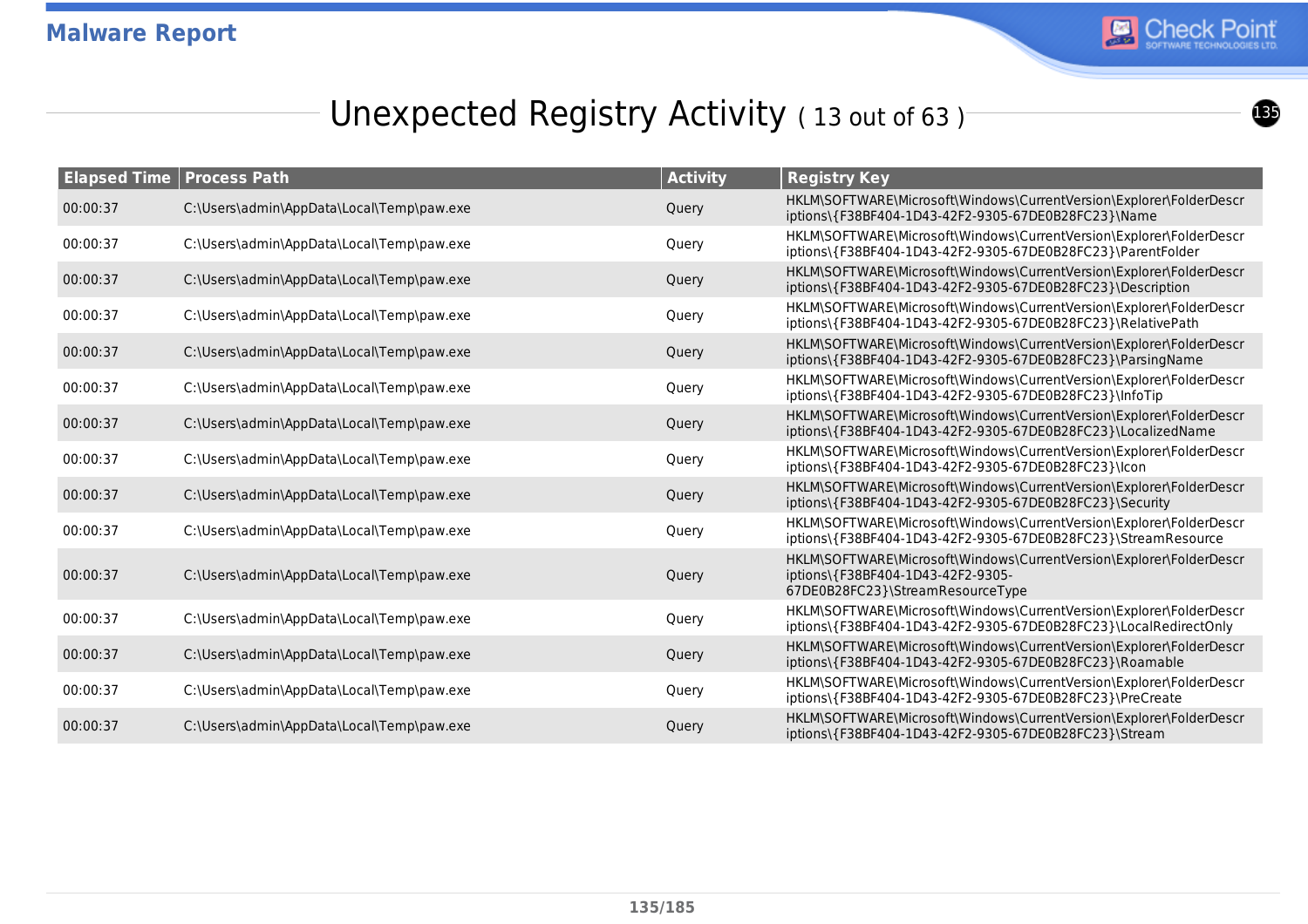## Unexpected Registry Activity ( 13 out of 63 )

| Elapsed Time | Process Path | Activity | Registry Key |
|---|---|---|---|
| 00:00:37 | C:\Users\admin\AppData\Local\Temp\paw.exe | Query | HKLM\SOFTWARE\Microsoft\Windows\CurrentVersion\Explorer\FolderDescriptions\{F38BF404-1D43-42F2-9305-67DE0B28FC23}\Name |
| 00:00:37 | C:\Users\admin\AppData\Local\Temp\paw.exe | Query | HKLM\SOFTWARE\Microsoft\Windows\CurrentVersion\Explorer\FolderDescriptions\{F38BF404-1D43-42F2-9305-67DE0B28FC23}\ParentFolder |
| 00:00:37 | C:\Users\admin\AppData\Local\Temp\paw.exe | Query | HKLM\SOFTWARE\Microsoft\Windows\CurrentVersion\Explorer\FolderDescriptions\{F38BF404-1D43-42F2-9305-67DE0B28FC23}\Description |
| 00:00:37 | C:\Users\admin\AppData\Local\Temp\paw.exe | Query | HKLM\SOFTWARE\Microsoft\Windows\CurrentVersion\Explorer\FolderDescriptions\{F38BF404-1D43-42F2-9305-67DE0B28FC23}\RelativePath |
| 00:00:37 | C:\Users\admin\AppData\Local\Temp\paw.exe | Query | HKLM\SOFTWARE\Microsoft\Windows\CurrentVersion\Explorer\FolderDescriptions\{F38BF404-1D43-42F2-9305-67DE0B28FC23}\ParsingName |
| 00:00:37 | C:\Users\admin\AppData\Local\Temp\paw.exe | Query | HKLM\SOFTWARE\Microsoft\Windows\CurrentVersion\Explorer\FolderDescriptions\{F38BF404-1D43-42F2-9305-67DE0B28FC23}\InfoTip |
| 00:00:37 | C:\Users\admin\AppData\Local\Temp\paw.exe | Query | HKLM\SOFTWARE\Microsoft\Windows\CurrentVersion\Explorer\FolderDescriptions\{F38BF404-1D43-42F2-9305-67DE0B28FC23}\LocalizedName |
| 00:00:37 | C:\Users\admin\AppData\Local\Temp\paw.exe | Query | HKLM\SOFTWARE\Microsoft\Windows\CurrentVersion\Explorer\FolderDescriptions\{F38BF404-1D43-42F2-9305-67DE0B28FC23}\Icon |
| 00:00:37 | C:\Users\admin\AppData\Local\Temp\paw.exe | Query | HKLM\SOFTWARE\Microsoft\Windows\CurrentVersion\Explorer\FolderDescriptions\{F38BF404-1D43-42F2-9305-67DE0B28FC23}\Security |
| 00:00:37 | C:\Users\admin\AppData\Local\Temp\paw.exe | Query | HKLM\SOFTWARE\Microsoft\Windows\CurrentVersion\Explorer\FolderDescriptions\{F38BF404-1D43-42F2-9305-67DE0B28FC23}\StreamResource |
| 00:00:37 | C:\Users\admin\AppData\Local\Temp\paw.exe | Query | HKLM\SOFTWARE\Microsoft\Windows\CurrentVersion\Explorer\FolderDescriptions\{F38BF404-1D43-42F2-9305-67DE0B28FC23}\StreamResourceType |
| 00:00:37 | C:\Users\admin\AppData\Local\Temp\paw.exe | Query | HKLM\SOFTWARE\Microsoft\Windows\CurrentVersion\Explorer\FolderDescriptions\{F38BF404-1D43-42F2-9305-67DE0B28FC23}\LocalRedirectOnly |
| 00:00:37 | C:\Users\admin\AppData\Local\Temp\paw.exe | Query | HKLM\SOFTWARE\Microsoft\Windows\CurrentVersion\Explorer\FolderDescriptions\{F38BF404-1D43-42F2-9305-67DE0B28FC23}\Roamable |
| 00:00:37 | C:\Users\admin\AppData\Local\Temp\paw.exe | Query | HKLM\SOFTWARE\Microsoft\Windows\CurrentVersion\Explorer\FolderDescriptions\{F38BF404-1D43-42F2-9305-67DE0B28FC23}\PreCreate |
| 00:00:37 | C:\Users\admin\AppData\Local\Temp\paw.exe | Query | HKLM\SOFTWARE\Microsoft\Windows\CurrentVersion\Explorer\FolderDescriptions\{F38BF404-1D43-42F2-9305-67DE0B28FC23}\Stream |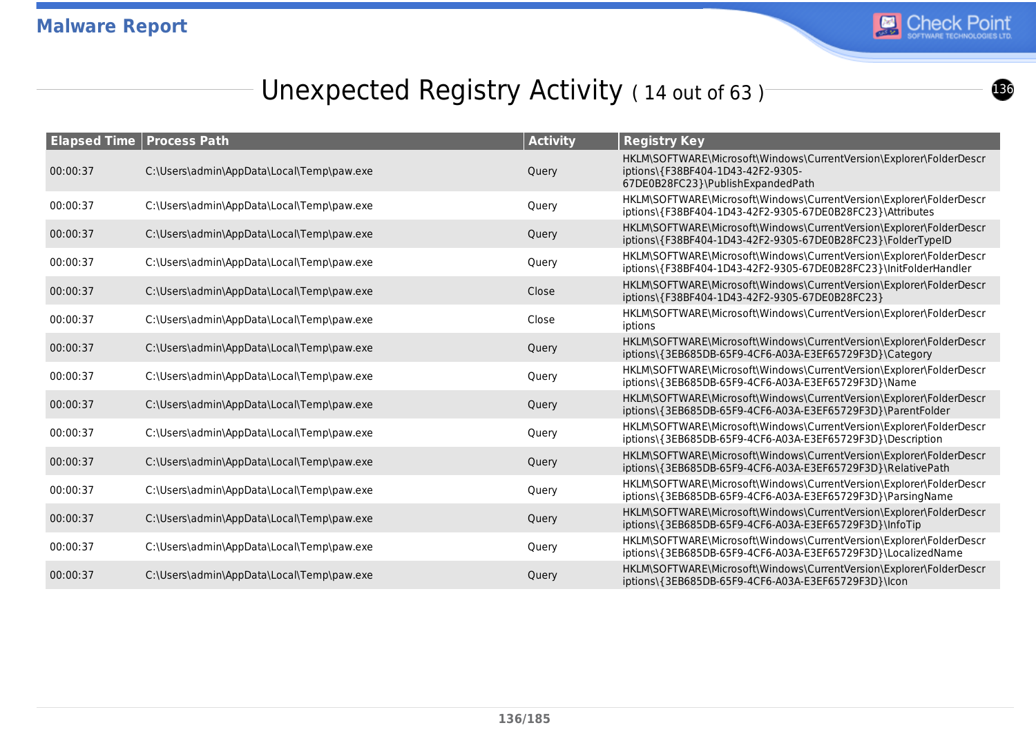# Unexpected Registry Activity ( 14 out of 63 )

| Elapsed Time | Process Path | Activity | Registry Key |
|---|---|---|---|
| 00:00:37 | C:\Users\admin\AppData\Local\Temp\paw.exe | Query | HKLM\SOFTWARE\Microsoft\Windows\CurrentVersion\Explorer\FolderDescriptions\{F38BF404-1D43-42F2-9305-67DE0B28FC23}\PublishExpandedPath |
| 00:00:37 | C:\Users\admin\AppData\Local\Temp\paw.exe | Query | HKLM\SOFTWARE\Microsoft\Windows\CurrentVersion\Explorer\FolderDescriptions\{F38BF404-1D43-42F2-9305-67DE0B28FC23}\Attributes |
| 00:00:37 | C:\Users\admin\AppData\Local\Temp\paw.exe | Query | HKLM\SOFTWARE\Microsoft\Windows\CurrentVersion\Explorer\FolderDescriptions\{F38BF404-1D43-42F2-9305-67DE0B28FC23}\FolderTypeID |
| 00:00:37 | C:\Users\admin\AppData\Local\Temp\paw.exe | Query | HKLM\SOFTWARE\Microsoft\Windows\CurrentVersion\Explorer\FolderDescriptions\{F38BF404-1D43-42F2-9305-67DE0B28FC23}\InitFolderHandler |
| 00:00:37 | C:\Users\admin\AppData\Local\Temp\paw.exe | Close | HKLM\SOFTWARE\Microsoft\Windows\CurrentVersion\Explorer\FolderDescriptions\{F38BF404-1D43-42F2-9305-67DE0B28FC23} |
| 00:00:37 | C:\Users\admin\AppData\Local\Temp\paw.exe | Close | HKLM\SOFTWARE\Microsoft\Windows\CurrentVersion\Explorer\FolderDescriptions |
| 00:00:37 | C:\Users\admin\AppData\Local\Temp\paw.exe | Query | HKLM\SOFTWARE\Microsoft\Windows\CurrentVersion\Explorer\FolderDescriptions\{3EB685DB-65F9-4CF6-A03A-E3EF65729F3D}\Category |
| 00:00:37 | C:\Users\admin\AppData\Local\Temp\paw.exe | Query | HKLM\SOFTWARE\Microsoft\Windows\CurrentVersion\Explorer\FolderDescriptions\{3EB685DB-65F9-4CF6-A03A-E3EF65729F3D}\Name |
| 00:00:37 | C:\Users\admin\AppData\Local\Temp\paw.exe | Query | HKLM\SOFTWARE\Microsoft\Windows\CurrentVersion\Explorer\FolderDescriptions\{3EB685DB-65F9-4CF6-A03A-E3EF65729F3D}\ParentFolder |
| 00:00:37 | C:\Users\admin\AppData\Local\Temp\paw.exe | Query | HKLM\SOFTWARE\Microsoft\Windows\CurrentVersion\Explorer\FolderDescriptions\{3EB685DB-65F9-4CF6-A03A-E3EF65729F3D}\Description |
| 00:00:37 | C:\Users\admin\AppData\Local\Temp\paw.exe | Query | HKLM\SOFTWARE\Microsoft\Windows\CurrentVersion\Explorer\FolderDescriptions\{3EB685DB-65F9-4CF6-A03A-E3EF65729F3D}\RelativePath |
| 00:00:37 | C:\Users\admin\AppData\Local\Temp\paw.exe | Query | HKLM\SOFTWARE\Microsoft\Windows\CurrentVersion\Explorer\FolderDescriptions\{3EB685DB-65F9-4CF6-A03A-E3EF65729F3D}\ParsingName |
| 00:00:37 | C:\Users\admin\AppData\Local\Temp\paw.exe | Query | HKLM\SOFTWARE\Microsoft\Windows\CurrentVersion\Explorer\FolderDescriptions\{3EB685DB-65F9-4CF6-A03A-E3EF65729F3D}\InfoTip |
| 00:00:37 | C:\Users\admin\AppData\Local\Temp\paw.exe | Query | HKLM\SOFTWARE\Microsoft\Windows\CurrentVersion\Explorer\FolderDescriptions\{3EB685DB-65F9-4CF6-A03A-E3EF65729F3D}\LocalizedName |
| 00:00:37 | C:\Users\admin\AppData\Local\Temp\paw.exe | Query | HKLM\SOFTWARE\Microsoft\Windows\CurrentVersion\Explorer\FolderDescriptions\{3EB685DB-65F9-4CF6-A03A-E3EF65729F3D}\Icon |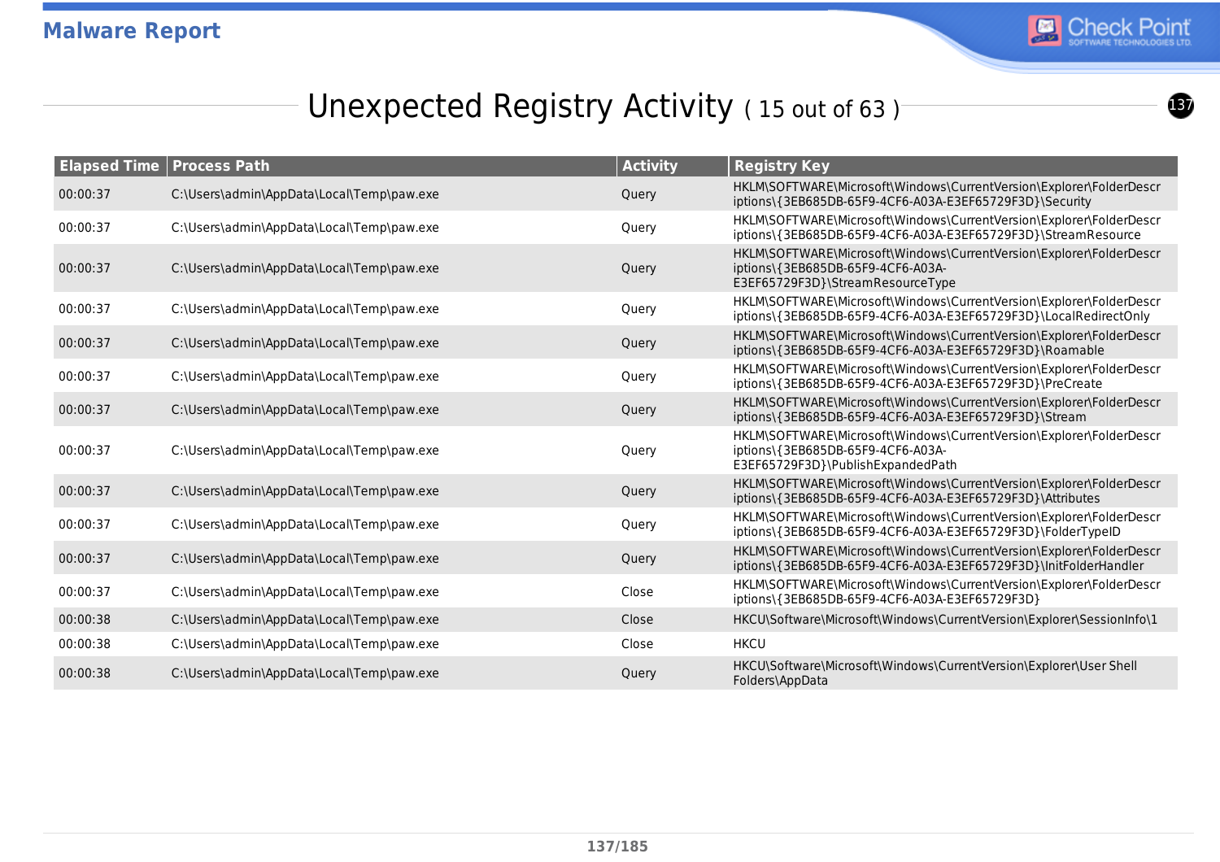## Unexpected Registry Activity ( 15 out of 63 )

| Elapsed Time | Process Path | Activity | Registry Key |
|---|---|---|---|
| 00:00:37 | C:\Users\admin\AppData\Local\Temp\paw.exe | Query | HKLM\SOFTWARE\Microsoft\Windows\CurrentVersion\Explorer\FolderDescriptions\{3EB685DB-65F9-4CF6-A03A-E3EF65729F3D}\Security |
| 00:00:37 | C:\Users\admin\AppData\Local\Temp\paw.exe | Query | HKLM\SOFTWARE\Microsoft\Windows\CurrentVersion\Explorer\FolderDescriptions\{3EB685DB-65F9-4CF6-A03A-E3EF65729F3D}\StreamResource |
| 00:00:37 | C:\Users\admin\AppData\Local\Temp\paw.exe | Query | HKLM\SOFTWARE\Microsoft\Windows\CurrentVersion\Explorer\FolderDescriptions\{3EB685DB-65F9-4CF6-A03A-E3EF65729F3D}\StreamResourceType |
| 00:00:37 | C:\Users\admin\AppData\Local\Temp\paw.exe | Query | HKLM\SOFTWARE\Microsoft\Windows\CurrentVersion\Explorer\FolderDescriptions\{3EB685DB-65F9-4CF6-A03A-E3EF65729F3D}\LocalRedirectOnly |
| 00:00:37 | C:\Users\admin\AppData\Local\Temp\paw.exe | Query | HKLM\SOFTWARE\Microsoft\Windows\CurrentVersion\Explorer\FolderDescriptions\{3EB685DB-65F9-4CF6-A03A-E3EF65729F3D}\Roamable |
| 00:00:37 | C:\Users\admin\AppData\Local\Temp\paw.exe | Query | HKLM\SOFTWARE\Microsoft\Windows\CurrentVersion\Explorer\FolderDescriptions\{3EB685DB-65F9-4CF6-A03A-E3EF65729F3D}\PreCreate |
| 00:00:37 | C:\Users\admin\AppData\Local\Temp\paw.exe | Query | HKLM\SOFTWARE\Microsoft\Windows\CurrentVersion\Explorer\FolderDescriptions\{3EB685DB-65F9-4CF6-A03A-E3EF65729F3D}\Stream |
| 00:00:37 | C:\Users\admin\AppData\Local\Temp\paw.exe | Query | HKLM\SOFTWARE\Microsoft\Windows\CurrentVersion\Explorer\FolderDescriptions\{3EB685DB-65F9-4CF6-A03A-E3EF65729F3D}\PublishExpandedPath |
| 00:00:37 | C:\Users\admin\AppData\Local\Temp\paw.exe | Query | HKLM\SOFTWARE\Microsoft\Windows\CurrentVersion\Explorer\FolderDescriptions\{3EB685DB-65F9-4CF6-A03A-E3EF65729F3D}\Attributes |
| 00:00:37 | C:\Users\admin\AppData\Local\Temp\paw.exe | Query | HKLM\SOFTWARE\Microsoft\Windows\CurrentVersion\Explorer\FolderDescriptions\{3EB685DB-65F9-4CF6-A03A-E3EF65729F3D}\FolderTypeID |
| 00:00:37 | C:\Users\admin\AppData\Local\Temp\paw.exe | Query | HKLM\SOFTWARE\Microsoft\Windows\CurrentVersion\Explorer\FolderDescriptions\{3EB685DB-65F9-4CF6-A03A-E3EF65729F3D}\InitFolderHandler |
| 00:00:37 | C:\Users\admin\AppData\Local\Temp\paw.exe | Close | HKLM\SOFTWARE\Microsoft\Windows\CurrentVersion\Explorer\FolderDescriptions\{3EB685DB-65F9-4CF6-A03A-E3EF65729F3D} |
| 00:00:38 | C:\Users\admin\AppData\Local\Temp\paw.exe | Close | HKCU\Software\Microsoft\Windows\CurrentVersion\Explorer\SessionInfo\1 |
| 00:00:38 | C:\Users\admin\AppData\Local\Temp\paw.exe | Close | HKCU |
| 00:00:38 | C:\Users\admin\AppData\Local\Temp\paw.exe | Query | HKCU\Software\Microsoft\Windows\CurrentVersion\Explorer\User Shell Folders\AppData |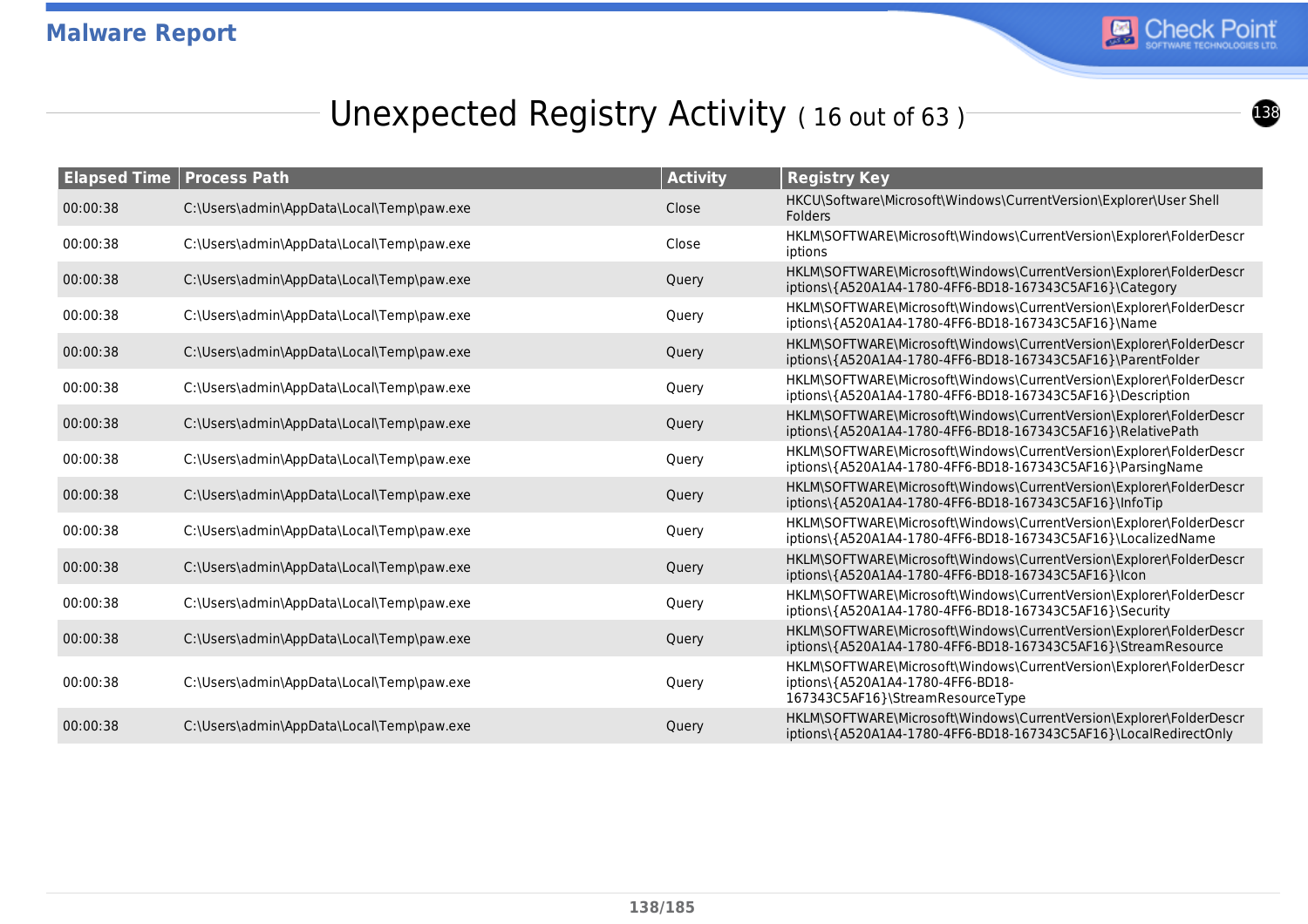# Unexpected Registry Activity ( 16 out of 63 )

| Elapsed Time | Process Path | Activity | Registry Key |
|---|---|---|---|
| 00:00:38 | C:\Users\admin\AppData\Local\Temp\paw.exe | Close | HKCU\Software\Microsoft\Windows\CurrentVersion\Explorer\User Shell Folders |
| 00:00:38 | C:\Users\admin\AppData\Local\Temp\paw.exe | Close | HKLM\SOFTWARE\Microsoft\Windows\CurrentVersion\Explorer\FolderDescriptions |
| 00:00:38 | C:\Users\admin\AppData\Local\Temp\paw.exe | Query | HKLM\SOFTWARE\Microsoft\Windows\CurrentVersion\Explorer\FolderDescriptions\{A520A1A4-1780-4FF6-BD18-167343C5AF16}\Category |
| 00:00:38 | C:\Users\admin\AppData\Local\Temp\paw.exe | Query | HKLM\SOFTWARE\Microsoft\Windows\CurrentVersion\Explorer\FolderDescriptions\{A520A1A4-1780-4FF6-BD18-167343C5AF16}\Name |
| 00:00:38 | C:\Users\admin\AppData\Local\Temp\paw.exe | Query | HKLM\SOFTWARE\Microsoft\Windows\CurrentVersion\Explorer\FolderDescriptions\{A520A1A4-1780-4FF6-BD18-167343C5AF16}\ParentFolder |
| 00:00:38 | C:\Users\admin\AppData\Local\Temp\paw.exe | Query | HKLM\SOFTWARE\Microsoft\Windows\CurrentVersion\Explorer\FolderDescriptions\{A520A1A4-1780-4FF6-BD18-167343C5AF16}\Description |
| 00:00:38 | C:\Users\admin\AppData\Local\Temp\paw.exe | Query | HKLM\SOFTWARE\Microsoft\Windows\CurrentVersion\Explorer\FolderDescriptions\{A520A1A4-1780-4FF6-BD18-167343C5AF16}\RelativePath |
| 00:00:38 | C:\Users\admin\AppData\Local\Temp\paw.exe | Query | HKLM\SOFTWARE\Microsoft\Windows\CurrentVersion\Explorer\FolderDescriptions\{A520A1A4-1780-4FF6-BD18-167343C5AF16}\ParsingName |
| 00:00:38 | C:\Users\admin\AppData\Local\Temp\paw.exe | Query | HKLM\SOFTWARE\Microsoft\Windows\CurrentVersion\Explorer\FolderDescriptions\{A520A1A4-1780-4FF6-BD18-167343C5AF16}\InfoTip |
| 00:00:38 | C:\Users\admin\AppData\Local\Temp\paw.exe | Query | HKLM\SOFTWARE\Microsoft\Windows\CurrentVersion\Explorer\FolderDescriptions\{A520A1A4-1780-4FF6-BD18-167343C5AF16}\LocalizedName |
| 00:00:38 | C:\Users\admin\AppData\Local\Temp\paw.exe | Query | HKLM\SOFTWARE\Microsoft\Windows\CurrentVersion\Explorer\FolderDescriptions\{A520A1A4-1780-4FF6-BD18-167343C5AF16}\Icon |
| 00:00:38 | C:\Users\admin\AppData\Local\Temp\paw.exe | Query | HKLM\SOFTWARE\Microsoft\Windows\CurrentVersion\Explorer\FolderDescriptions\{A520A1A4-1780-4FF6-BD18-167343C5AF16}\Security |
| 00:00:38 | C:\Users\admin\AppData\Local\Temp\paw.exe | Query | HKLM\SOFTWARE\Microsoft\Windows\CurrentVersion\Explorer\FolderDescriptions\{A520A1A4-1780-4FF6-BD18-167343C5AF16}\StreamResource |
| 00:00:38 | C:\Users\admin\AppData\Local\Temp\paw.exe | Query | HKLM\SOFTWARE\Microsoft\Windows\CurrentVersion\Explorer\FolderDescriptions\{A520A1A4-1780-4FF6-BD18-167343C5AF16}\StreamResourceType |
| 00:00:38 | C:\Users\admin\AppData\Local\Temp\paw.exe | Query | HKLM\SOFTWARE\Microsoft\Windows\CurrentVersion\Explorer\FolderDescriptions\{A520A1A4-1780-4FF6-BD18-167343C5AF16}\LocalRedirectOnly |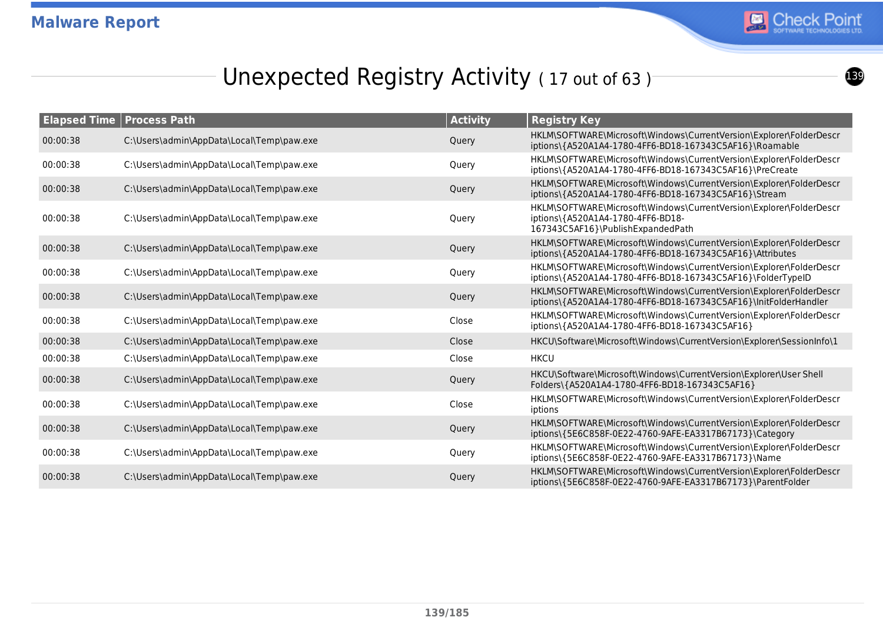# Unexpected Registry Activity ( 17 out of 63 )

| Elapsed Time | Process Path | Activity | Registry Key |
|---|---|---|---|
| 00:00:38 | C:\Users\admin\AppData\Local\Temp\paw.exe | Query | HKLM\SOFTWARE\Microsoft\Windows\CurrentVersion\Explorer\FolderDescriptions\{A520A1A4-1780-4FF6-BD18-167343C5AF16}\Roamable |
| 00:00:38 | C:\Users\admin\AppData\Local\Temp\paw.exe | Query | HKLM\SOFTWARE\Microsoft\Windows\CurrentVersion\Explorer\FolderDescriptions\{A520A1A4-1780-4FF6-BD18-167343C5AF16}\PreCreate |
| 00:00:38 | C:\Users\admin\AppData\Local\Temp\paw.exe | Query | HKLM\SOFTWARE\Microsoft\Windows\CurrentVersion\Explorer\FolderDescriptions\{A520A1A4-1780-4FF6-BD18-167343C5AF16}\Stream |
| 00:00:38 | C:\Users\admin\AppData\Local\Temp\paw.exe | Query | HKLM\SOFTWARE\Microsoft\Windows\CurrentVersion\Explorer\FolderDescriptions\{A520A1A4-1780-4FF6-BD18-167343C5AF16}\PublishExpandedPath |
| 00:00:38 | C:\Users\admin\AppData\Local\Temp\paw.exe | Query | HKLM\SOFTWARE\Microsoft\Windows\CurrentVersion\Explorer\FolderDescriptions\{A520A1A4-1780-4FF6-BD18-167343C5AF16}\Attributes |
| 00:00:38 | C:\Users\admin\AppData\Local\Temp\paw.exe | Query | HKLM\SOFTWARE\Microsoft\Windows\CurrentVersion\Explorer\FolderDescriptions\{A520A1A4-1780-4FF6-BD18-167343C5AF16}\FolderTypeID |
| 00:00:38 | C:\Users\admin\AppData\Local\Temp\paw.exe | Query | HKLM\SOFTWARE\Microsoft\Windows\CurrentVersion\Explorer\FolderDescriptions\{A520A1A4-1780-4FF6-BD18-167343C5AF16}\InitFolderHandler |
| 00:00:38 | C:\Users\admin\AppData\Local\Temp\paw.exe | Close | HKLM\SOFTWARE\Microsoft\Windows\CurrentVersion\Explorer\FolderDescriptions\{A520A1A4-1780-4FF6-BD18-167343C5AF16} |
| 00:00:38 | C:\Users\admin\AppData\Local\Temp\paw.exe | Close | HKCU\Software\Microsoft\Windows\CurrentVersion\Explorer\SessionInfo\1 |
| 00:00:38 | C:\Users\admin\AppData\Local\Temp\paw.exe | Close | HKCU |
| 00:00:38 | C:\Users\admin\AppData\Local\Temp\paw.exe | Query | HKCU\Software\Microsoft\Windows\CurrentVersion\Explorer\User Shell Folders\{A520A1A4-1780-4FF6-BD18-167343C5AF16} |
| 00:00:38 | C:\Users\admin\AppData\Local\Temp\paw.exe | Close | HKLM\SOFTWARE\Microsoft\Windows\CurrentVersion\Explorer\FolderDescriptions |
| 00:00:38 | C:\Users\admin\AppData\Local\Temp\paw.exe | Query | HKLM\SOFTWARE\Microsoft\Windows\CurrentVersion\Explorer\FolderDescriptions\{5E6C858F-0E22-4760-9AFE-EA3317B67173}\Category |
| 00:00:38 | C:\Users\admin\AppData\Local\Temp\paw.exe | Query | HKLM\SOFTWARE\Microsoft\Windows\CurrentVersion\Explorer\FolderDescriptions\{5E6C858F-0E22-4760-9AFE-EA3317B67173}\Name |
| 00:00:38 | C:\Users\admin\AppData\Local\Temp\paw.exe | Query | HKLM\SOFTWARE\Microsoft\Windows\CurrentVersion\Explorer\FolderDescriptions\{5E6C858F-0E22-4760-9AFE-EA3317B67173}\ParentFolder |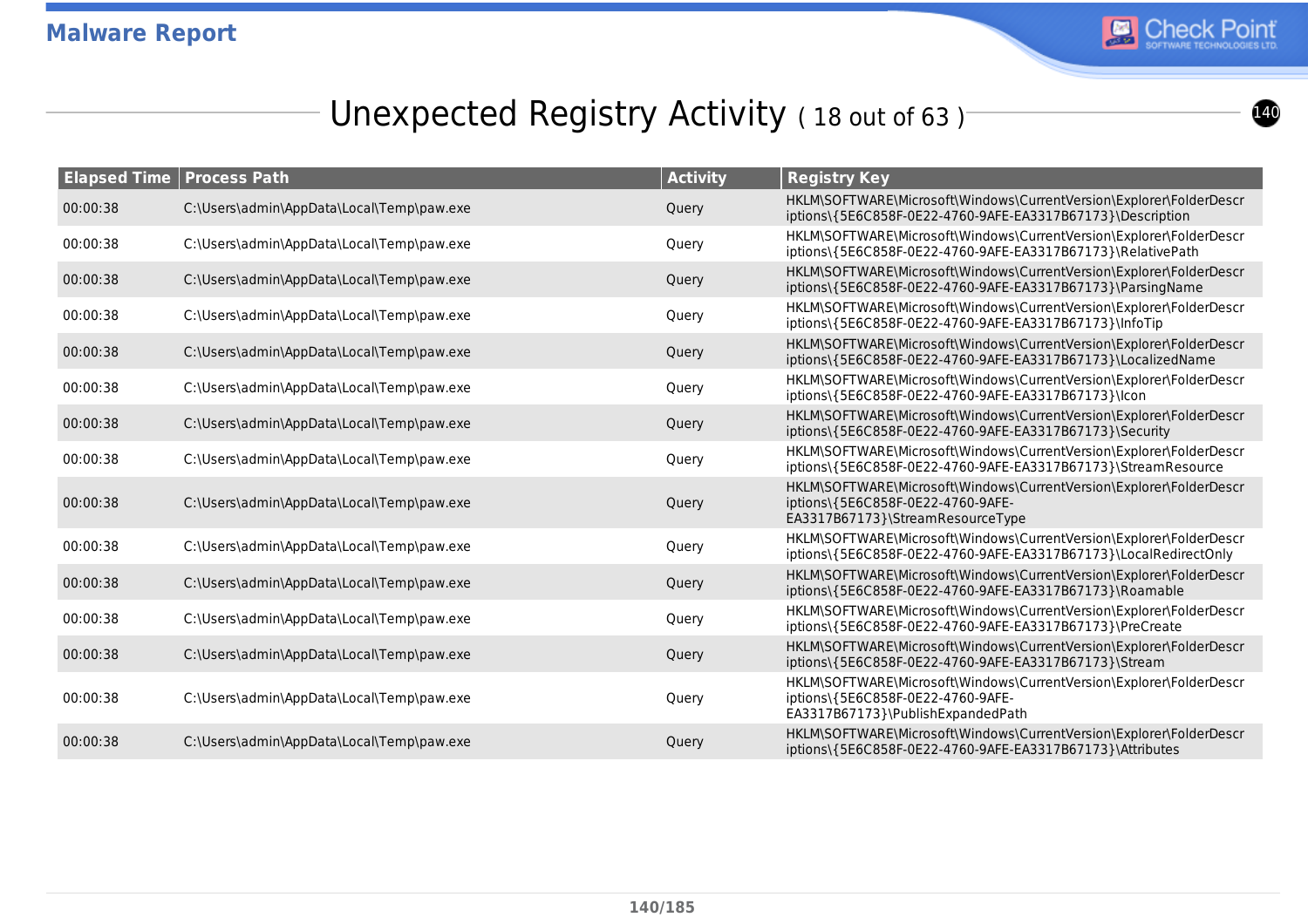# Unexpected Registry Activity ( 18 out of 63 )

| Elapsed Time | Process Path | Activity | Registry Key |
|---|---|---|---|
| 00:00:38 | C:\Users\admin\AppData\Local\Temp\paw.exe | Query | HKLM\SOFTWARE\Microsoft\Windows\CurrentVersion\Explorer\FolderDescriptions\{5E6C858F-0E22-4760-9AFE-EA3317B67173}\Description |
| 00:00:38 | C:\Users\admin\AppData\Local\Temp\paw.exe | Query | HKLM\SOFTWARE\Microsoft\Windows\CurrentVersion\Explorer\FolderDescriptions\{5E6C858F-0E22-4760-9AFE-EA3317B67173}\RelativePath |
| 00:00:38 | C:\Users\admin\AppData\Local\Temp\paw.exe | Query | HKLM\SOFTWARE\Microsoft\Windows\CurrentVersion\Explorer\FolderDescriptions\{5E6C858F-0E22-4760-9AFE-EA3317B67173}\ParsingName |
| 00:00:38 | C:\Users\admin\AppData\Local\Temp\paw.exe | Query | HKLM\SOFTWARE\Microsoft\Windows\CurrentVersion\Explorer\FolderDescriptions\{5E6C858F-0E22-4760-9AFE-EA3317B67173}\InfoTip |
| 00:00:38 | C:\Users\admin\AppData\Local\Temp\paw.exe | Query | HKLM\SOFTWARE\Microsoft\Windows\CurrentVersion\Explorer\FolderDescriptions\{5E6C858F-0E22-4760-9AFE-EA3317B67173}\LocalizedName |
| 00:00:38 | C:\Users\admin\AppData\Local\Temp\paw.exe | Query | HKLM\SOFTWARE\Microsoft\Windows\CurrentVersion\Explorer\FolderDescriptions\{5E6C858F-0E22-4760-9AFE-EA3317B67173}\Icon |
| 00:00:38 | C:\Users\admin\AppData\Local\Temp\paw.exe | Query | HKLM\SOFTWARE\Microsoft\Windows\CurrentVersion\Explorer\FolderDescriptions\{5E6C858F-0E22-4760-9AFE-EA3317B67173}\Security |
| 00:00:38 | C:\Users\admin\AppData\Local\Temp\paw.exe | Query | HKLM\SOFTWARE\Microsoft\Windows\CurrentVersion\Explorer\FolderDescriptions\{5E6C858F-0E22-4760-9AFE-EA3317B67173}\StreamResource |
| 00:00:38 | C:\Users\admin\AppData\Local\Temp\paw.exe | Query | HKLM\SOFTWARE\Microsoft\Windows\CurrentVersion\Explorer\FolderDescriptions\{5E6C858F-0E22-4760-9AFE-EA3317B67173}\StreamResourceType |
| 00:00:38 | C:\Users\admin\AppData\Local\Temp\paw.exe | Query | HKLM\SOFTWARE\Microsoft\Windows\CurrentVersion\Explorer\FolderDescriptions\{5E6C858F-0E22-4760-9AFE-EA3317B67173}\LocalRedirectOnly |
| 00:00:38 | C:\Users\admin\AppData\Local\Temp\paw.exe | Query | HKLM\SOFTWARE\Microsoft\Windows\CurrentVersion\Explorer\FolderDescriptions\{5E6C858F-0E22-4760-9AFE-EA3317B67173}\Roamable |
| 00:00:38 | C:\Users\admin\AppData\Local\Temp\paw.exe | Query | HKLM\SOFTWARE\Microsoft\Windows\CurrentVersion\Explorer\FolderDescriptions\{5E6C858F-0E22-4760-9AFE-EA3317B67173}\PreCreate |
| 00:00:38 | C:\Users\admin\AppData\Local\Temp\paw.exe | Query | HKLM\SOFTWARE\Microsoft\Windows\CurrentVersion\Explorer\FolderDescriptions\{5E6C858F-0E22-4760-9AFE-EA3317B67173}\Stream |
| 00:00:38 | C:\Users\admin\AppData\Local\Temp\paw.exe | Query | HKLM\SOFTWARE\Microsoft\Windows\CurrentVersion\Explorer\FolderDescriptions\{5E6C858F-0E22-4760-9AFE-EA3317B67173}\PublishExpandedPath |
| 00:00:38 | C:\Users\admin\AppData\Local\Temp\paw.exe | Query | HKLM\SOFTWARE\Microsoft\Windows\CurrentVersion\Explorer\FolderDescriptions\{5E6C858F-0E22-4760-9AFE-EA3317B67173}\Attributes |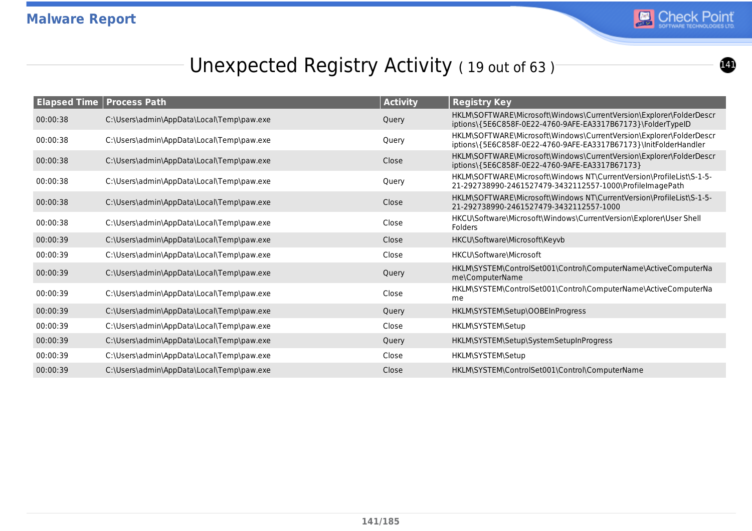## Unexpected Registry Activity ( 19 out of 63 )

| Elapsed Time | Process Path | Activity | Registry Key |
|---|---|---|---|
| 00:00:38 | C:\Users\admin\AppData\Local\Temp\paw.exe | Query | HKLM\SOFTWARE\Microsoft\Windows\CurrentVersion\Explorer\FolderDescriptions\{5E6C858F-0E22-4760-9AFE-EA3317B67173}\FolderTypeID |
| 00:00:38 | C:\Users\admin\AppData\Local\Temp\paw.exe | Query | HKLM\SOFTWARE\Microsoft\Windows\CurrentVersion\Explorer\FolderDescriptions\{5E6C858F-0E22-4760-9AFE-EA3317B67173}\InitFolderHandler |
| 00:00:38 | C:\Users\admin\AppData\Local\Temp\paw.exe | Close | HKLM\SOFTWARE\Microsoft\Windows\CurrentVersion\Explorer\FolderDescriptions\{5E6C858F-0E22-4760-9AFE-EA3317B67173} |
| 00:00:38 | C:\Users\admin\AppData\Local\Temp\paw.exe | Query | HKLM\SOFTWARE\Microsoft\Windows NT\CurrentVersion\ProfileList\S-1-5-21-292738990-2461527479-3432112557-1000\ProfileImagePath |
| 00:00:38 | C:\Users\admin\AppData\Local\Temp\paw.exe | Close | HKLM\SOFTWARE\Microsoft\Windows NT\CurrentVersion\ProfileList\S-1-5-21-292738990-2461527479-3432112557-1000 |
| 00:00:38 | C:\Users\admin\AppData\Local\Temp\paw.exe | Close | HKCU\Software\Microsoft\Windows\CurrentVersion\Explorer\User Shell Folders |
| 00:00:39 | C:\Users\admin\AppData\Local\Temp\paw.exe | Close | HKCU\Software\Microsoft\Keyvb |
| 00:00:39 | C:\Users\admin\AppData\Local\Temp\paw.exe | Close | HKCU\Software\Microsoft |
| 00:00:39 | C:\Users\admin\AppData\Local\Temp\paw.exe | Query | HKLM\SYSTEM\ControlSet001\Control\ComputerName\ActiveComputerName\ComputerName |
| 00:00:39 | C:\Users\admin\AppData\Local\Temp\paw.exe | Close | HKLM\SYSTEM\ControlSet001\Control\ComputerName\ActiveComputerName |
| 00:00:39 | C:\Users\admin\AppData\Local\Temp\paw.exe | Query | HKLM\SYSTEM\Setup\OOBEInProgress |
| 00:00:39 | C:\Users\admin\AppData\Local\Temp\paw.exe | Close | HKLM\SYSTEM\Setup |
| 00:00:39 | C:\Users\admin\AppData\Local\Temp\paw.exe | Query | HKLM\SYSTEM\Setup\SystemSetupInProgress |
| 00:00:39 | C:\Users\admin\AppData\Local\Temp\paw.exe | Close | HKLM\SYSTEM\Setup |
| 00:00:39 | C:\Users\admin\AppData\Local\Temp\paw.exe | Close | HKLM\SYSTEM\ControlSet001\Control\ComputerName |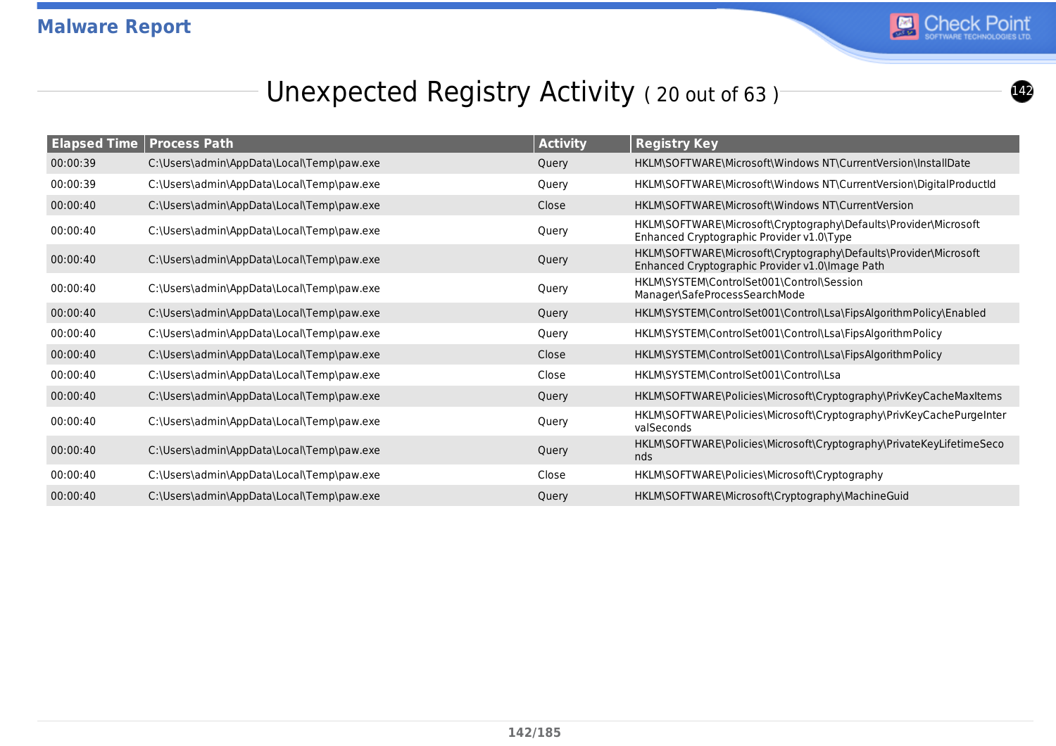## Unexpected Registry Activity ( 20 out of 63 )

| Elapsed Time | Process Path | Activity | Registry Key |
|---|---|---|---|
| 00:00:39 | C:\Users\admin\AppData\Local\Temp\paw.exe | Query | HKLM\SOFTWARE\Microsoft\Windows NT\CurrentVersion\InstallDate |
| 00:00:39 | C:\Users\admin\AppData\Local\Temp\paw.exe | Query | HKLM\SOFTWARE\Microsoft\Windows NT\CurrentVersion\DigitalProductId |
| 00:00:40 | C:\Users\admin\AppData\Local\Temp\paw.exe | Close | HKLM\SOFTWARE\Microsoft\Windows NT\CurrentVersion |
| 00:00:40 | C:\Users\admin\AppData\Local\Temp\paw.exe | Query | HKLM\SOFTWARE\Microsoft\Cryptography\Defaults\Provider\Microsoft Enhanced Cryptographic Provider v1.0\Type |
| 00:00:40 | C:\Users\admin\AppData\Local\Temp\paw.exe | Query | HKLM\SOFTWARE\Microsoft\Cryptography\Defaults\Provider\Microsoft Enhanced Cryptographic Provider v1.0\Image Path |
| 00:00:40 | C:\Users\admin\AppData\Local\Temp\paw.exe | Query | HKLM\SYSTEM\ControlSet001\Control\Session Manager\SafeProcessSearchMode |
| 00:00:40 | C:\Users\admin\AppData\Local\Temp\paw.exe | Query | HKLM\SYSTEM\ControlSet001\Control\Lsa\FipsAlgorithmPolicy\Enabled |
| 00:00:40 | C:\Users\admin\AppData\Local\Temp\paw.exe | Query | HKLM\SYSTEM\ControlSet001\Control\Lsa\FipsAlgorithmPolicy |
| 00:00:40 | C:\Users\admin\AppData\Local\Temp\paw.exe | Close | HKLM\SYSTEM\ControlSet001\Control\Lsa\FipsAlgorithmPolicy |
| 00:00:40 | C:\Users\admin\AppData\Local\Temp\paw.exe | Close | HKLM\SYSTEM\ControlSet001\Control\Lsa |
| 00:00:40 | C:\Users\admin\AppData\Local\Temp\paw.exe | Query | HKLM\SOFTWARE\Policies\Microsoft\Cryptography\PrivKeyCacheMaxItems |
| 00:00:40 | C:\Users\admin\AppData\Local\Temp\paw.exe | Query | HKLM\SOFTWARE\Policies\Microsoft\Cryptography\PrivKeyCachePurgeIntervalSeconds |
| 00:00:40 | C:\Users\admin\AppData\Local\Temp\paw.exe | Query | HKLM\SOFTWARE\Policies\Microsoft\Cryptography\PrivateKeyLifetimeSeconds |
| 00:00:40 | C:\Users\admin\AppData\Local\Temp\paw.exe | Close | HKLM\SOFTWARE\Policies\Microsoft\Cryptography |
| 00:00:40 | C:\Users\admin\AppData\Local\Temp\paw.exe | Query | HKLM\SOFTWARE\Microsoft\Cryptography\MachineGuid |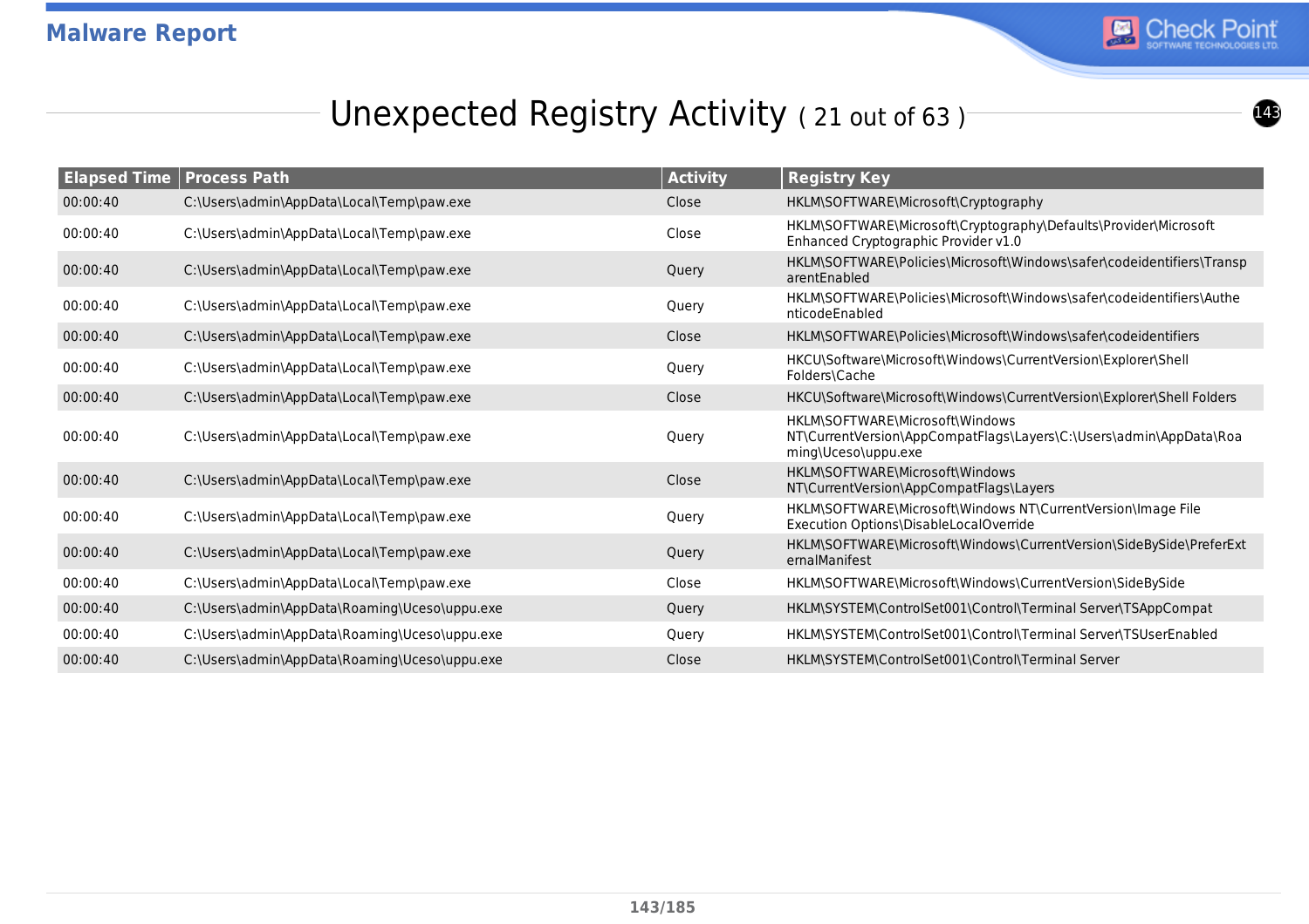## Unexpected Registry Activity ( 21 out of 63 )

| Elapsed Time | Process Path | Activity | Registry Key |
|---|---|---|---|
| 00:00:40 | C:\Users\admin\AppData\Local\Temp\paw.exe | Close | HKLM\SOFTWARE\Microsoft\Cryptography |
| 00:00:40 | C:\Users\admin\AppData\Local\Temp\paw.exe | Close | HKLM\SOFTWARE\Microsoft\Cryptography\Defaults\Provider\Microsoft Enhanced Cryptographic Provider v1.0 |
| 00:00:40 | C:\Users\admin\AppData\Local\Temp\paw.exe | Query | HKLM\SOFTWARE\Policies\Microsoft\Windows\safer\codeidentifiers\TransparentEnabled |
| 00:00:40 | C:\Users\admin\AppData\Local\Temp\paw.exe | Query | HKLM\SOFTWARE\Policies\Microsoft\Windows\safer\codeidentifiers\AuthenticodeEnabled |
| 00:00:40 | C:\Users\admin\AppData\Local\Temp\paw.exe | Close | HKLM\SOFTWARE\Policies\Microsoft\Windows\safer\codeidentifiers |
| 00:00:40 | C:\Users\admin\AppData\Local\Temp\paw.exe | Query | HKCU\Software\Microsoft\Windows\CurrentVersion\Explorer\Shell Folders\Cache |
| 00:00:40 | C:\Users\admin\AppData\Local\Temp\paw.exe | Close | HKCU\Software\Microsoft\Windows\CurrentVersion\Explorer\Shell Folders |
| 00:00:40 | C:\Users\admin\AppData\Local\Temp\paw.exe | Query | HKLM\SOFTWARE\Microsoft\Windows NT\CurrentVersion\AppCompatFlags\Layers\C:\Users\admin\AppData\Roaming\Uceso\uppu.exe |
| 00:00:40 | C:\Users\admin\AppData\Local\Temp\paw.exe | Close | HKLM\SOFTWARE\Microsoft\Windows NT\CurrentVersion\AppCompatFlags\Layers |
| 00:00:40 | C:\Users\admin\AppData\Local\Temp\paw.exe | Query | HKLM\SOFTWARE\Microsoft\Windows NT\CurrentVersion\Image File Execution Options\DisableLocalOverride |
| 00:00:40 | C:\Users\admin\AppData\Local\Temp\paw.exe | Query | HKLM\SOFTWARE\Microsoft\Windows\CurrentVersion\SideBySide\PreferExternalManifest |
| 00:00:40 | C:\Users\admin\AppData\Local\Temp\paw.exe | Close | HKLM\SOFTWARE\Microsoft\Windows\CurrentVersion\SideBySide |
| 00:00:40 | C:\Users\admin\AppData\Roaming\Uceso\uppu.exe | Query | HKLM\SYSTEM\ControlSet001\Control\Terminal Server\TSAppCompat |
| 00:00:40 | C:\Users\admin\AppData\Roaming\Uceso\uppu.exe | Query | HKLM\SYSTEM\ControlSet001\Control\Terminal Server\TSUserEnabled |
| 00:00:40 | C:\Users\admin\AppData\Roaming\Uceso\uppu.exe | Close | HKLM\SYSTEM\ControlSet001\Control\Terminal Server |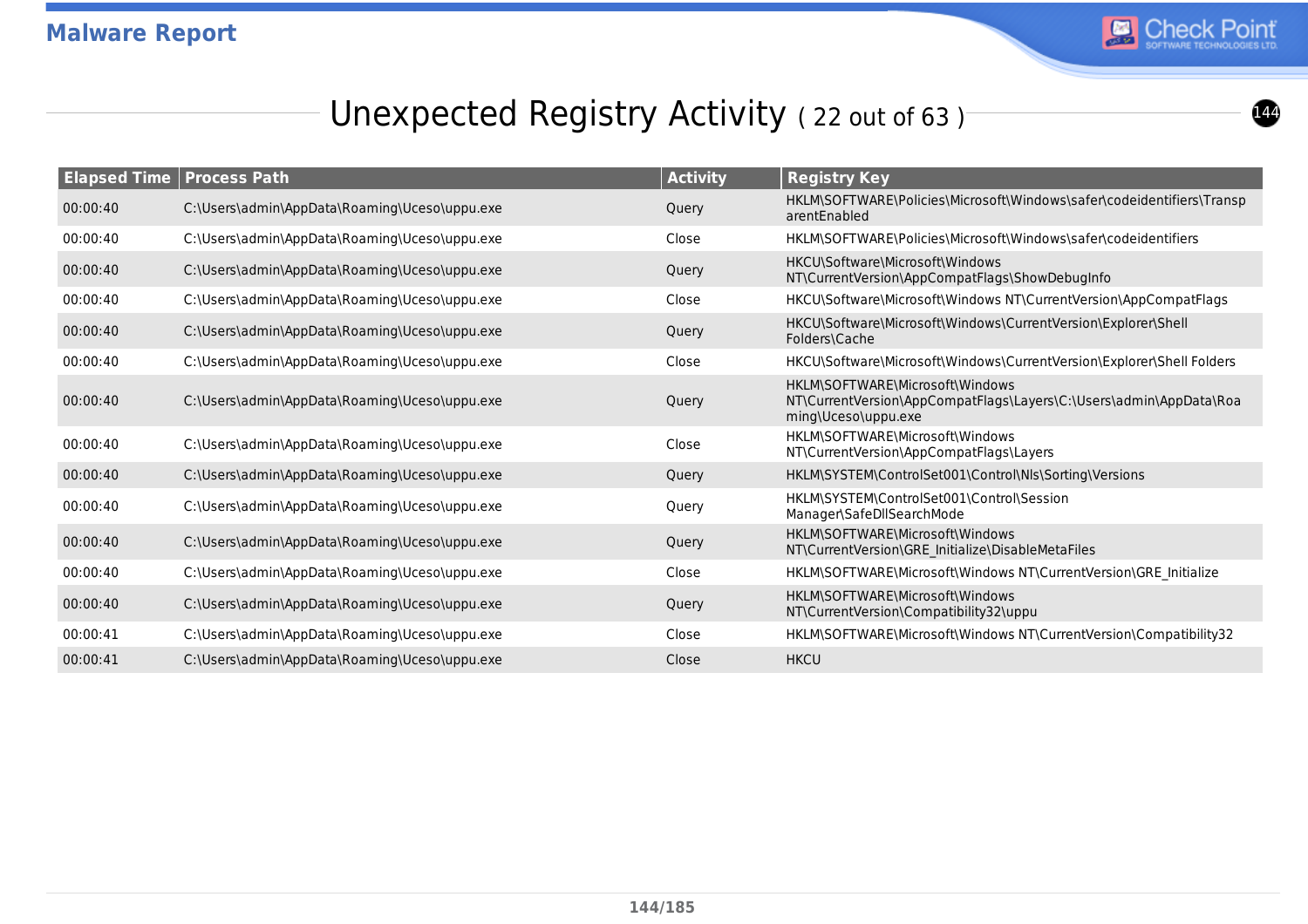# Unexpected Registry Activity ( 22 out of 63 )

| Elapsed Time | Process Path | Activity | Registry Key |
|---|---|---|---|
| 00:00:40 | C:\Users\admin\AppData\Roaming\Uceso\uppu.exe | Query | HKLM\SOFTWARE\Policies\Microsoft\Windows\safer\codeidentifiers\TransparentEnabled |
| 00:00:40 | C:\Users\admin\AppData\Roaming\Uceso\uppu.exe | Close | HKLM\SOFTWARE\Policies\Microsoft\Windows\safer\codeidentifiers |
| 00:00:40 | C:\Users\admin\AppData\Roaming\Uceso\uppu.exe | Query | HKCU\Software\Microsoft\Windows NT\CurrentVersion\AppCompatFlags\ShowDebugInfo |
| 00:00:40 | C:\Users\admin\AppData\Roaming\Uceso\uppu.exe | Close | HKCU\Software\Microsoft\Windows NT\CurrentVersion\AppCompatFlags |
| 00:00:40 | C:\Users\admin\AppData\Roaming\Uceso\uppu.exe | Query | HKCU\Software\Microsoft\Windows\CurrentVersion\Explorer\Shell Folders\Cache |
| 00:00:40 | C:\Users\admin\AppData\Roaming\Uceso\uppu.exe | Close | HKCU\Software\Microsoft\Windows\CurrentVersion\Explorer\Shell Folders |
| 00:00:40 | C:\Users\admin\AppData\Roaming\Uceso\uppu.exe | Query | HKLM\SOFTWARE\Microsoft\Windows NT\CurrentVersion\AppCompatFlags\Layers\C:\Users\admin\AppData\Roaming\Uceso\uppu.exe |
| 00:00:40 | C:\Users\admin\AppData\Roaming\Uceso\uppu.exe | Close | HKLM\SOFTWARE\Microsoft\Windows NT\CurrentVersion\AppCompatFlags\Layers |
| 00:00:40 | C:\Users\admin\AppData\Roaming\Uceso\uppu.exe | Query | HKLM\SYSTEM\ControlSet001\Control\Nls\Sorting\Versions |
| 00:00:40 | C:\Users\admin\AppData\Roaming\Uceso\uppu.exe | Query | HKLM\SYSTEM\ControlSet001\Control\Session Manager\SafeDllSearchMode |
| 00:00:40 | C:\Users\admin\AppData\Roaming\Uceso\uppu.exe | Query | HKLM\SOFTWARE\Microsoft\Windows NT\CurrentVersion\GRE_Initialize\DisableMetaFiles |
| 00:00:40 | C:\Users\admin\AppData\Roaming\Uceso\uppu.exe | Close | HKLM\SOFTWARE\Microsoft\Windows NT\CurrentVersion\GRE_Initialize |
| 00:00:40 | C:\Users\admin\AppData\Roaming\Uceso\uppu.exe | Query | HKLM\SOFTWARE\Microsoft\Windows NT\CurrentVersion\Compatibility32\uppu |
| 00:00:41 | C:\Users\admin\AppData\Roaming\Uceso\uppu.exe | Close | HKLM\SOFTWARE\Microsoft\Windows NT\CurrentVersion\Compatibility32 |
| 00:00:41 | C:\Users\admin\AppData\Roaming\Uceso\uppu.exe | Close | HKCU |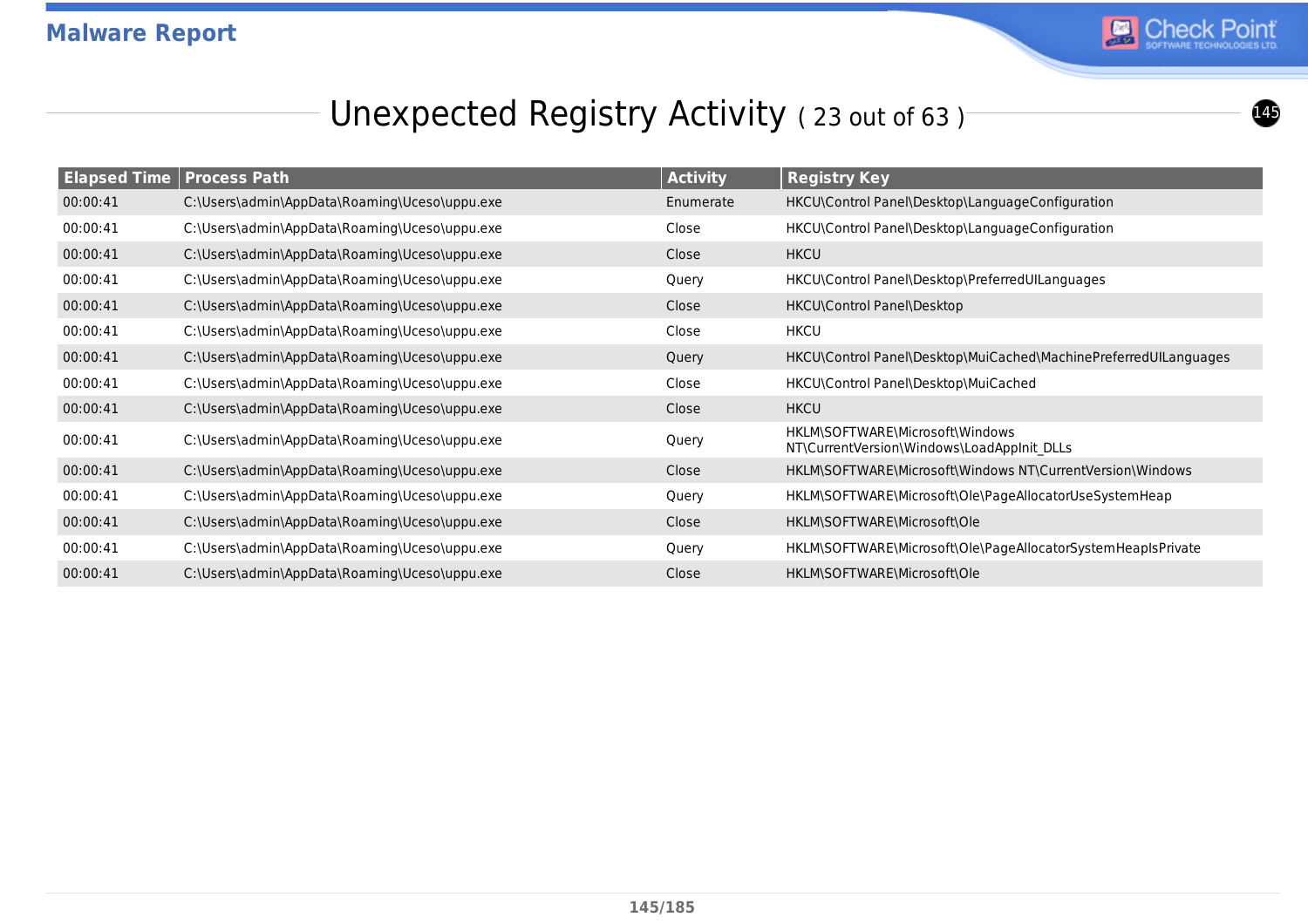## Unexpected Registry Activity ( 23 out of 63 )

| Elapsed Time | Process Path | Activity | Registry Key |
|---|---|---|---|
| 00:00:41 | C:\Users\admin\AppData\Roaming\Uceso\uppu.exe | Enumerate | HKCU\Control Panel\Desktop\LanguageConfiguration |
| 00:00:41 | C:\Users\admin\AppData\Roaming\Uceso\uppu.exe | Close | HKCU\Control Panel\Desktop\LanguageConfiguration |
| 00:00:41 | C:\Users\admin\AppData\Roaming\Uceso\uppu.exe | Close | HKCU |
| 00:00:41 | C:\Users\admin\AppData\Roaming\Uceso\uppu.exe | Query | HKCU\Control Panel\Desktop\PreferredUILanguages |
| 00:00:41 | C:\Users\admin\AppData\Roaming\Uceso\uppu.exe | Close | HKCU\Control Panel\Desktop |
| 00:00:41 | C:\Users\admin\AppData\Roaming\Uceso\uppu.exe | Close | HKCU |
| 00:00:41 | C:\Users\admin\AppData\Roaming\Uceso\uppu.exe | Query | HKCU\Control Panel\Desktop\MuiCached\MachinePreferredUILanguages |
| 00:00:41 | C:\Users\admin\AppData\Roaming\Uceso\uppu.exe | Close | HKCU\Control Panel\Desktop\MuiCached |
| 00:00:41 | C:\Users\admin\AppData\Roaming\Uceso\uppu.exe | Close | HKCU |
| 00:00:41 | C:\Users\admin\AppData\Roaming\Uceso\uppu.exe | Query | HKLM\SOFTWARE\Microsoft\Windows NT\CurrentVersion\Windows\LoadAppInit_DLLs |
| 00:00:41 | C:\Users\admin\AppData\Roaming\Uceso\uppu.exe | Close | HKLM\SOFTWARE\Microsoft\Windows NT\CurrentVersion\Windows |
| 00:00:41 | C:\Users\admin\AppData\Roaming\Uceso\uppu.exe | Query | HKLM\SOFTWARE\Microsoft\Ole\PageAllocatorUseSystemHeap |
| 00:00:41 | C:\Users\admin\AppData\Roaming\Uceso\uppu.exe | Close | HKLM\SOFTWARE\Microsoft\Ole |
| 00:00:41 | C:\Users\admin\AppData\Roaming\Uceso\uppu.exe | Query | HKLM\SOFTWARE\Microsoft\Ole\PageAllocatorSystemHeapIsPrivate |
| 00:00:41 | C:\Users\admin\AppData\Roaming\Uceso\uppu.exe | Close | HKLM\SOFTWARE\Microsoft\Ole |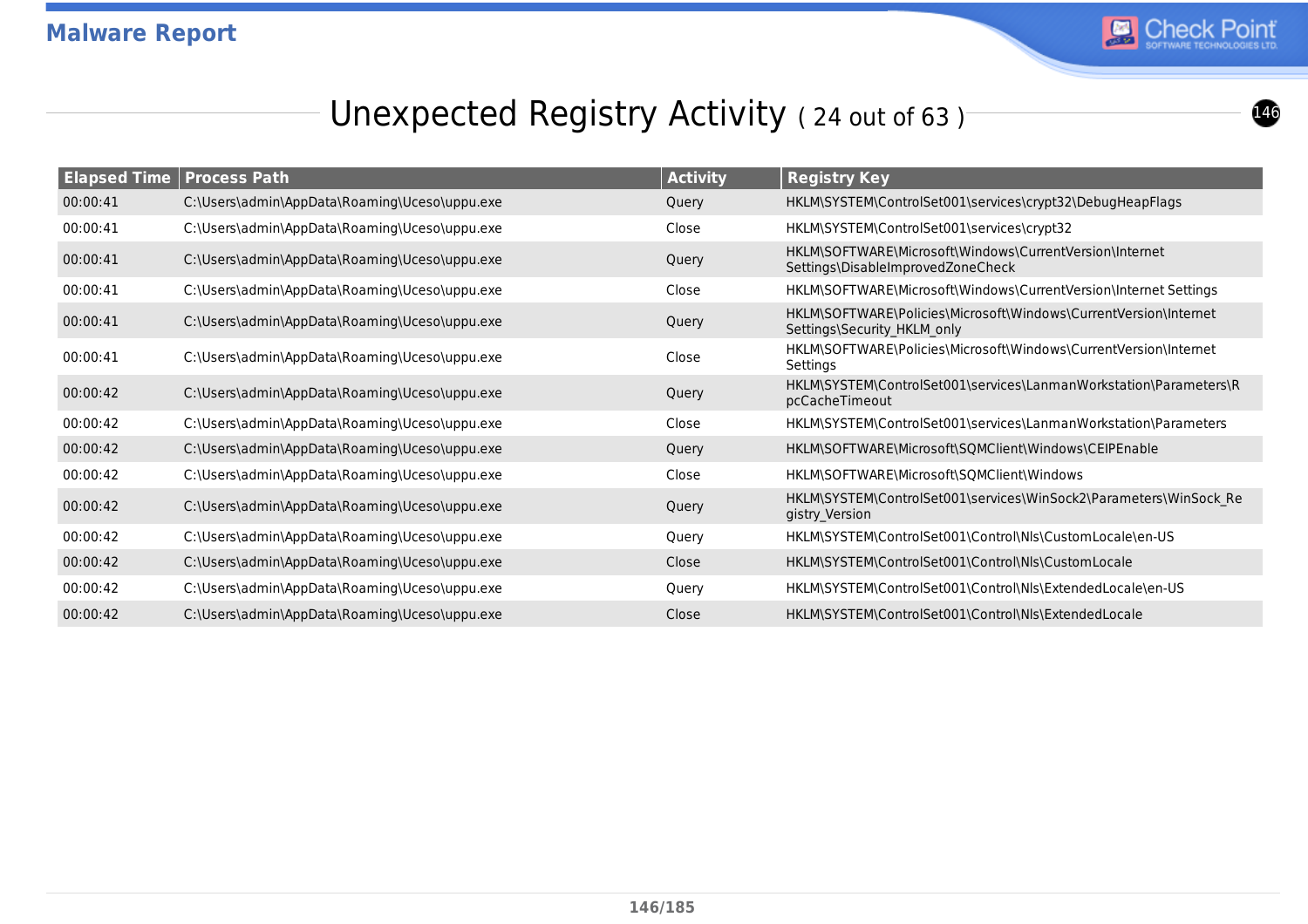# Unexpected Registry Activity ( 24 out of 63 )

| Elapsed Time | Process Path | Activity | Registry Key |
|---|---|---|---|
| 00:00:41 | C:\Users\admin\AppData\Roaming\Uceso\uppu.exe | Query | HKLM\SYSTEM\ControlSet001\services\crypt32\DebugHeapFlags |
| 00:00:41 | C:\Users\admin\AppData\Roaming\Uceso\uppu.exe | Close | HKLM\SYSTEM\ControlSet001\services\crypt32 |
| 00:00:41 | C:\Users\admin\AppData\Roaming\Uceso\uppu.exe | Query | HKLM\SOFTWARE\Microsoft\Windows\CurrentVersion\Internet Settings\DisableImprovedZoneCheck |
| 00:00:41 | C:\Users\admin\AppData\Roaming\Uceso\uppu.exe | Close | HKLM\SOFTWARE\Microsoft\Windows\CurrentVersion\Internet Settings |
| 00:00:41 | C:\Users\admin\AppData\Roaming\Uceso\uppu.exe | Query | HKLM\SOFTWARE\Policies\Microsoft\Windows\CurrentVersion\Internet Settings\Security_HKLM_only |
| 00:00:41 | C:\Users\admin\AppData\Roaming\Uceso\uppu.exe | Close | HKLM\SOFTWARE\Policies\Microsoft\Windows\CurrentVersion\Internet Settings |
| 00:00:42 | C:\Users\admin\AppData\Roaming\Uceso\uppu.exe | Query | HKLM\SYSTEM\ControlSet001\services\LanmanWorkstation\Parameters\RpcCacheTimeout |
| 00:00:42 | C:\Users\admin\AppData\Roaming\Uceso\uppu.exe | Close | HKLM\SYSTEM\ControlSet001\services\LanmanWorkstation\Parameters |
| 00:00:42 | C:\Users\admin\AppData\Roaming\Uceso\uppu.exe | Query | HKLM\SOFTWARE\Microsoft\SQMClient\Windows\CEIPEnable |
| 00:00:42 | C:\Users\admin\AppData\Roaming\Uceso\uppu.exe | Close | HKLM\SOFTWARE\Microsoft\SQMClient\Windows |
| 00:00:42 | C:\Users\admin\AppData\Roaming\Uceso\uppu.exe | Query | HKLM\SYSTEM\ControlSet001\services\WinSock2\Parameters\WinSock_Registry_Version |
| 00:00:42 | C:\Users\admin\AppData\Roaming\Uceso\uppu.exe | Query | HKLM\SYSTEM\ControlSet001\Control\Nls\CustomLocale\en-US |
| 00:00:42 | C:\Users\admin\AppData\Roaming\Uceso\uppu.exe | Close | HKLM\SYSTEM\ControlSet001\Control\Nls\CustomLocale |
| 00:00:42 | C:\Users\admin\AppData\Roaming\Uceso\uppu.exe | Query | HKLM\SYSTEM\ControlSet001\Control\Nls\ExtendedLocale\en-US |
| 00:00:42 | C:\Users\admin\AppData\Roaming\Uceso\uppu.exe | Close | HKLM\SYSTEM\ControlSet001\Control\Nls\ExtendedLocale |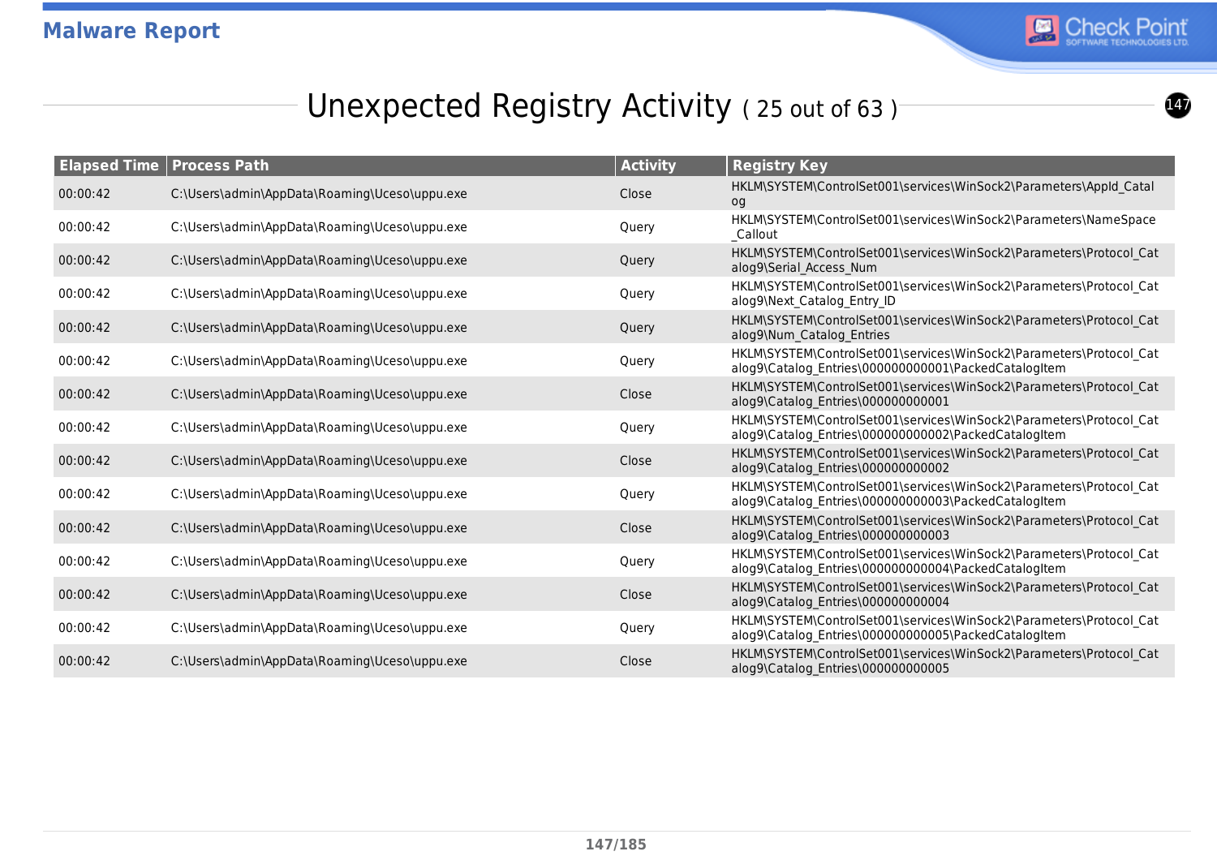## Unexpected Registry Activity ( 25 out of 63 )

| Elapsed Time | Process Path | Activity | Registry Key |
|---|---|---|---|
| 00:00:42 | C:\Users\admin\AppData\Roaming\Uceso\uppu.exe | Close | HKLM\SYSTEM\ControlSet001\services\WinSock2\Parameters\AppId_Catalog |
| 00:00:42 | C:\Users\admin\AppData\Roaming\Uceso\uppu.exe | Query | HKLM\SYSTEM\ControlSet001\services\WinSock2\Parameters\NameSpace_Callout |
| 00:00:42 | C:\Users\admin\AppData\Roaming\Uceso\uppu.exe | Query | HKLM\SYSTEM\ControlSet001\services\WinSock2\Parameters\Protocol_Catalog9\Serial_Access_Num |
| 00:00:42 | C:\Users\admin\AppData\Roaming\Uceso\uppu.exe | Query | HKLM\SYSTEM\ControlSet001\services\WinSock2\Parameters\Protocol_Catalog9\Next_Catalog_Entry_ID |
| 00:00:42 | C:\Users\admin\AppData\Roaming\Uceso\uppu.exe | Query | HKLM\SYSTEM\ControlSet001\services\WinSock2\Parameters\Protocol_Catalog9\Num_Catalog_Entries |
| 00:00:42 | C:\Users\admin\AppData\Roaming\Uceso\uppu.exe | Query | HKLM\SYSTEM\ControlSet001\services\WinSock2\Parameters\Protocol_Catalog9\Catalog_Entries\000000000001\PackedCatalogItem |
| 00:00:42 | C:\Users\admin\AppData\Roaming\Uceso\uppu.exe | Close | HKLM\SYSTEM\ControlSet001\services\WinSock2\Parameters\Protocol_Catalog9\Catalog_Entries\000000000001 |
| 00:00:42 | C:\Users\admin\AppData\Roaming\Uceso\uppu.exe | Query | HKLM\SYSTEM\ControlSet001\services\WinSock2\Parameters\Protocol_Catalog9\Catalog_Entries\000000000002\PackedCatalogItem |
| 00:00:42 | C:\Users\admin\AppData\Roaming\Uceso\uppu.exe | Close | HKLM\SYSTEM\ControlSet001\services\WinSock2\Parameters\Protocol_Catalog9\Catalog_Entries\000000000002 |
| 00:00:42 | C:\Users\admin\AppData\Roaming\Uceso\uppu.exe | Query | HKLM\SYSTEM\ControlSet001\services\WinSock2\Parameters\Protocol_Catalog9\Catalog_Entries\000000000003\PackedCatalogItem |
| 00:00:42 | C:\Users\admin\AppData\Roaming\Uceso\uppu.exe | Close | HKLM\SYSTEM\ControlSet001\services\WinSock2\Parameters\Protocol_Catalog9\Catalog_Entries\000000000003 |
| 00:00:42 | C:\Users\admin\AppData\Roaming\Uceso\uppu.exe | Query | HKLM\SYSTEM\ControlSet001\services\WinSock2\Parameters\Protocol_Catalog9\Catalog_Entries\000000000004\PackedCatalogItem |
| 00:00:42 | C:\Users\admin\AppData\Roaming\Uceso\uppu.exe | Close | HKLM\SYSTEM\ControlSet001\services\WinSock2\Parameters\Protocol_Catalog9\Catalog_Entries\000000000004 |
| 00:00:42 | C:\Users\admin\AppData\Roaming\Uceso\uppu.exe | Query | HKLM\SYSTEM\ControlSet001\services\WinSock2\Parameters\Protocol_Catalog9\Catalog_Entries\000000000005\PackedCatalogItem |
| 00:00:42 | C:\Users\admin\AppData\Roaming\Uceso\uppu.exe | Close | HKLM\SYSTEM\ControlSet001\services\WinSock2\Parameters\Protocol_Catalog9\Catalog_Entries\000000000005 |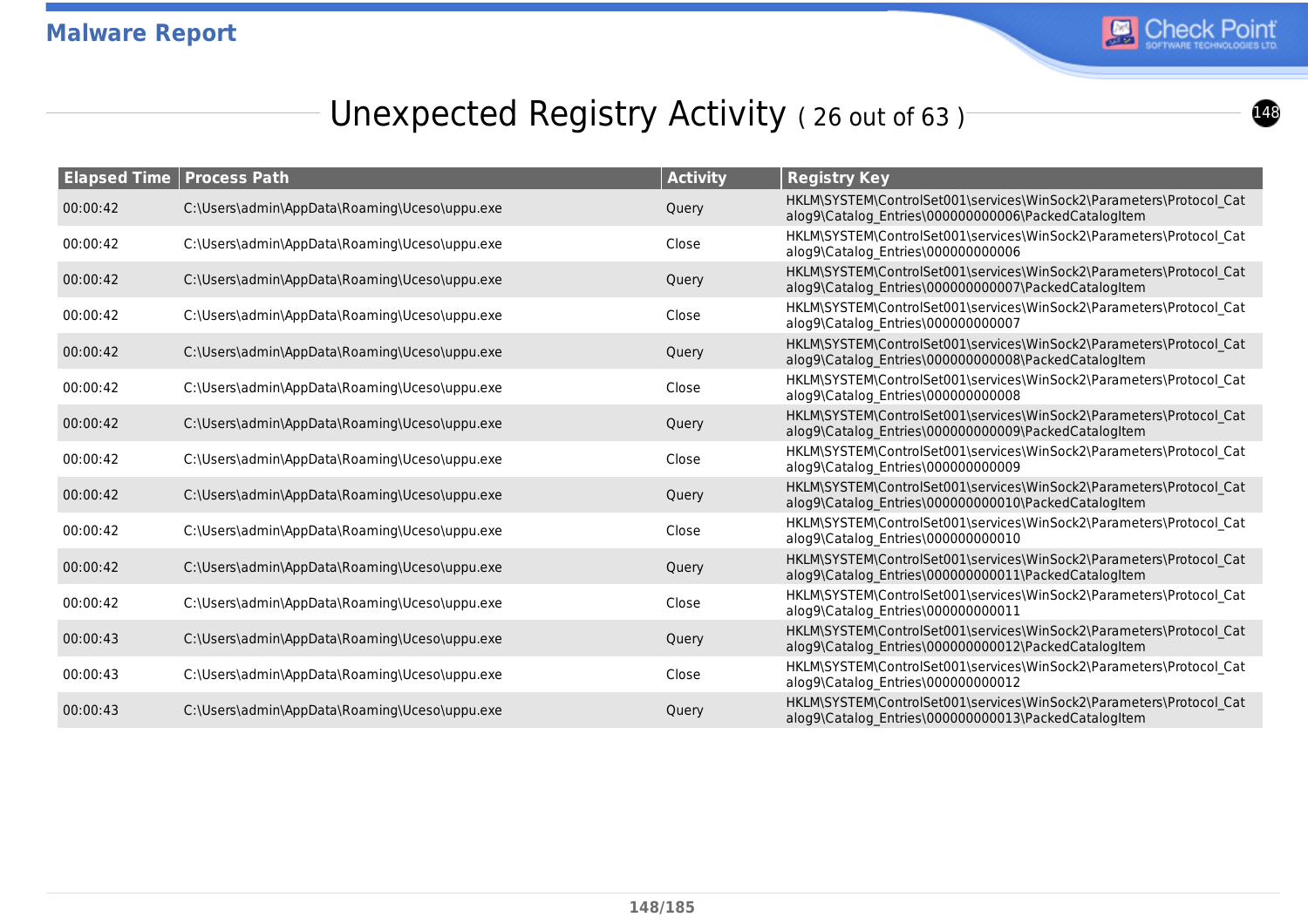# Unexpected Registry Activity ( 26 out of 63 )

| Elapsed Time | Process Path | Activity | Registry Key |
|---|---|---|---|
| 00:00:42 | C:\Users\admin\AppData\Roaming\Uceso\uppu.exe | Query | HKLM\SYSTEM\ControlSet001\services\WinSock2\Parameters\Protocol_Catalog9\Catalog_Entries\000000000006\PackedCatalogItem |
| 00:00:42 | C:\Users\admin\AppData\Roaming\Uceso\uppu.exe | Close | HKLM\SYSTEM\ControlSet001\services\WinSock2\Parameters\Protocol_Catalog9\Catalog_Entries\000000000006 |
| 00:00:42 | C:\Users\admin\AppData\Roaming\Uceso\uppu.exe | Query | HKLM\SYSTEM\ControlSet001\services\WinSock2\Parameters\Protocol_Catalog9\Catalog_Entries\000000000007\PackedCatalogItem |
| 00:00:42 | C:\Users\admin\AppData\Roaming\Uceso\uppu.exe | Close | HKLM\SYSTEM\ControlSet001\services\WinSock2\Parameters\Protocol_Catalog9\Catalog_Entries\000000000007 |
| 00:00:42 | C:\Users\admin\AppData\Roaming\Uceso\uppu.exe | Query | HKLM\SYSTEM\ControlSet001\services\WinSock2\Parameters\Protocol_Catalog9\Catalog_Entries\000000000008\PackedCatalogItem |
| 00:00:42 | C:\Users\admin\AppData\Roaming\Uceso\uppu.exe | Close | HKLM\SYSTEM\ControlSet001\services\WinSock2\Parameters\Protocol_Catalog9\Catalog_Entries\000000000008 |
| 00:00:42 | C:\Users\admin\AppData\Roaming\Uceso\uppu.exe | Query | HKLM\SYSTEM\ControlSet001\services\WinSock2\Parameters\Protocol_Catalog9\Catalog_Entries\000000000009\PackedCatalogItem |
| 00:00:42 | C:\Users\admin\AppData\Roaming\Uceso\uppu.exe | Close | HKLM\SYSTEM\ControlSet001\services\WinSock2\Parameters\Protocol_Catalog9\Catalog_Entries\000000000009 |
| 00:00:42 | C:\Users\admin\AppData\Roaming\Uceso\uppu.exe | Query | HKLM\SYSTEM\ControlSet001\services\WinSock2\Parameters\Protocol_Catalog9\Catalog_Entries\000000000010\PackedCatalogItem |
| 00:00:42 | C:\Users\admin\AppData\Roaming\Uceso\uppu.exe | Close | HKLM\SYSTEM\ControlSet001\services\WinSock2\Parameters\Protocol_Catalog9\Catalog_Entries\000000000010 |
| 00:00:42 | C:\Users\admin\AppData\Roaming\Uceso\uppu.exe | Query | HKLM\SYSTEM\ControlSet001\services\WinSock2\Parameters\Protocol_Catalog9\Catalog_Entries\000000000011\PackedCatalogItem |
| 00:00:42 | C:\Users\admin\AppData\Roaming\Uceso\uppu.exe | Close | HKLM\SYSTEM\ControlSet001\services\WinSock2\Parameters\Protocol_Catalog9\Catalog_Entries\000000000011 |
| 00:00:43 | C:\Users\admin\AppData\Roaming\Uceso\uppu.exe | Query | HKLM\SYSTEM\ControlSet001\services\WinSock2\Parameters\Protocol_Catalog9\Catalog_Entries\000000000012\PackedCatalogItem |
| 00:00:43 | C:\Users\admin\AppData\Roaming\Uceso\uppu.exe | Close | HKLM\SYSTEM\ControlSet001\services\WinSock2\Parameters\Protocol_Catalog9\Catalog_Entries\000000000012 |
| 00:00:43 | C:\Users\admin\AppData\Roaming\Uceso\uppu.exe | Query | HKLM\SYSTEM\ControlSet001\services\WinSock2\Parameters\Protocol_Catalog9\Catalog_Entries\000000000013\PackedCatalogItem |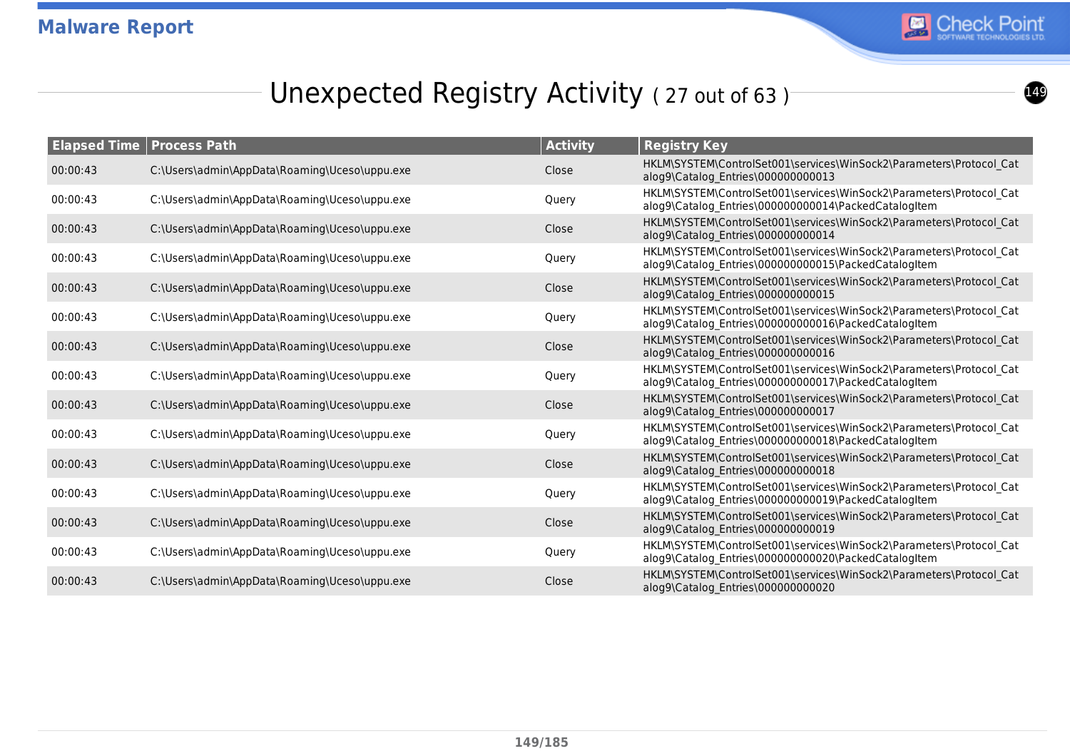# Unexpected Registry Activity ( 27 out of 63 )

| Elapsed Time | Process Path | Activity | Registry Key |
|---|---|---|---|
| 00:00:43 | C:\Users\admin\AppData\Roaming\Uceso\uppu.exe | Close | HKLM\SYSTEM\ControlSet001\services\WinSock2\Parameters\Protocol_Catalog9\Catalog_Entries\000000000013 |
| 00:00:43 | C:\Users\admin\AppData\Roaming\Uceso\uppu.exe | Query | HKLM\SYSTEM\ControlSet001\services\WinSock2\Parameters\Protocol_Catalog9\Catalog_Entries\000000000014\PackedCatalogItem |
| 00:00:43 | C:\Users\admin\AppData\Roaming\Uceso\uppu.exe | Close | HKLM\SYSTEM\ControlSet001\services\WinSock2\Parameters\Protocol_Catalog9\Catalog_Entries\000000000014 |
| 00:00:43 | C:\Users\admin\AppData\Roaming\Uceso\uppu.exe | Query | HKLM\SYSTEM\ControlSet001\services\WinSock2\Parameters\Protocol_Catalog9\Catalog_Entries\000000000015\PackedCatalogItem |
| 00:00:43 | C:\Users\admin\AppData\Roaming\Uceso\uppu.exe | Close | HKLM\SYSTEM\ControlSet001\services\WinSock2\Parameters\Protocol_Catalog9\Catalog_Entries\000000000015 |
| 00:00:43 | C:\Users\admin\AppData\Roaming\Uceso\uppu.exe | Query | HKLM\SYSTEM\ControlSet001\services\WinSock2\Parameters\Protocol_Catalog9\Catalog_Entries\000000000016\PackedCatalogItem |
| 00:00:43 | C:\Users\admin\AppData\Roaming\Uceso\uppu.exe | Close | HKLM\SYSTEM\ControlSet001\services\WinSock2\Parameters\Protocol_Catalog9\Catalog_Entries\000000000016 |
| 00:00:43 | C:\Users\admin\AppData\Roaming\Uceso\uppu.exe | Query | HKLM\SYSTEM\ControlSet001\services\WinSock2\Parameters\Protocol_Catalog9\Catalog_Entries\000000000017\PackedCatalogItem |
| 00:00:43 | C:\Users\admin\AppData\Roaming\Uceso\uppu.exe | Close | HKLM\SYSTEM\ControlSet001\services\WinSock2\Parameters\Protocol_Catalog9\Catalog_Entries\000000000017 |
| 00:00:43 | C:\Users\admin\AppData\Roaming\Uceso\uppu.exe | Query | HKLM\SYSTEM\ControlSet001\services\WinSock2\Parameters\Protocol_Catalog9\Catalog_Entries\000000000018\PackedCatalogItem |
| 00:00:43 | C:\Users\admin\AppData\Roaming\Uceso\uppu.exe | Close | HKLM\SYSTEM\ControlSet001\services\WinSock2\Parameters\Protocol_Catalog9\Catalog_Entries\000000000018 |
| 00:00:43 | C:\Users\admin\AppData\Roaming\Uceso\uppu.exe | Query | HKLM\SYSTEM\ControlSet001\services\WinSock2\Parameters\Protocol_Catalog9\Catalog_Entries\000000000019\PackedCatalogItem |
| 00:00:43 | C:\Users\admin\AppData\Roaming\Uceso\uppu.exe | Close | HKLM\SYSTEM\ControlSet001\services\WinSock2\Parameters\Protocol_Catalog9\Catalog_Entries\000000000019 |
| 00:00:43 | C:\Users\admin\AppData\Roaming\Uceso\uppu.exe | Query | HKLM\SYSTEM\ControlSet001\services\WinSock2\Parameters\Protocol_Catalog9\Catalog_Entries\000000000020\PackedCatalogItem |
| 00:00:43 | C:\Users\admin\AppData\Roaming\Uceso\uppu.exe | Close | HKLM\SYSTEM\ControlSet001\services\WinSock2\Parameters\Protocol_Catalog9\Catalog_Entries\000000000020 |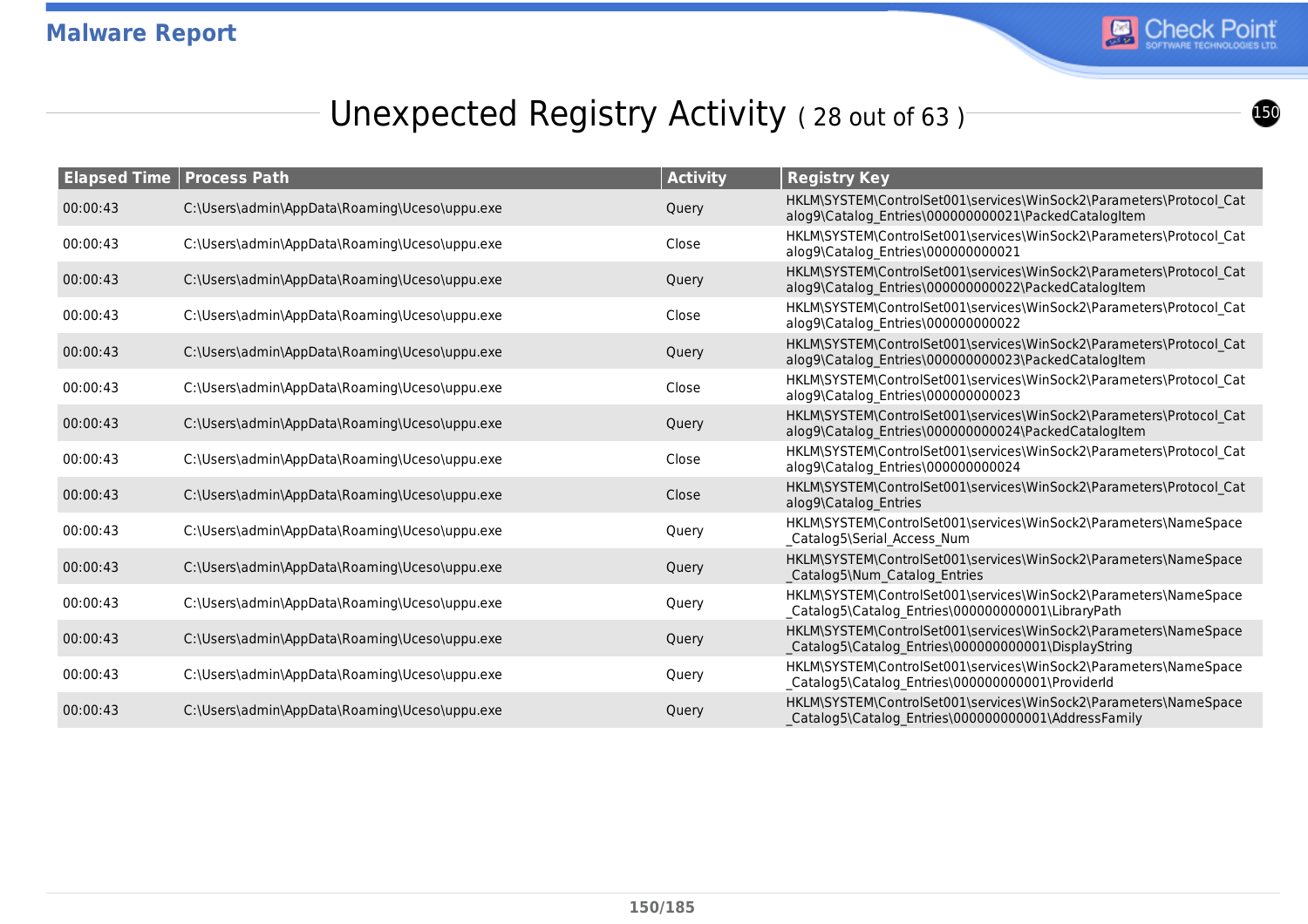## Unexpected Registry Activity ( 28 out of 63 )

| Elapsed Time | Process Path | Activity | Registry Key |
|---|---|---|---|
| 00:00:43 | C:\Users\admin\AppData\Roaming\Uceso\uppu.exe | Query | HKLM\SYSTEM\ControlSet001\services\WinSock2\Parameters\Protocol_Catalog9\Catalog_Entries\000000000021\PackedCatalogItem |
| 00:00:43 | C:\Users\admin\AppData\Roaming\Uceso\uppu.exe | Close | HKLM\SYSTEM\ControlSet001\services\WinSock2\Parameters\Protocol_Catalog9\Catalog_Entries\000000000021 |
| 00:00:43 | C:\Users\admin\AppData\Roaming\Uceso\uppu.exe | Query | HKLM\SYSTEM\ControlSet001\services\WinSock2\Parameters\Protocol_Catalog9\Catalog_Entries\000000000022\PackedCatalogItem |
| 00:00:43 | C:\Users\admin\AppData\Roaming\Uceso\uppu.exe | Close | HKLM\SYSTEM\ControlSet001\services\WinSock2\Parameters\Protocol_Catalog9\Catalog_Entries\000000000022 |
| 00:00:43 | C:\Users\admin\AppData\Roaming\Uceso\uppu.exe | Query | HKLM\SYSTEM\ControlSet001\services\WinSock2\Parameters\Protocol_Catalog9\Catalog_Entries\000000000023\PackedCatalogItem |
| 00:00:43 | C:\Users\admin\AppData\Roaming\Uceso\uppu.exe | Close | HKLM\SYSTEM\ControlSet001\services\WinSock2\Parameters\Protocol_Catalog9\Catalog_Entries\000000000023 |
| 00:00:43 | C:\Users\admin\AppData\Roaming\Uceso\uppu.exe | Query | HKLM\SYSTEM\ControlSet001\services\WinSock2\Parameters\Protocol_Catalog9\Catalog_Entries\000000000024\PackedCatalogItem |
| 00:00:43 | C:\Users\admin\AppData\Roaming\Uceso\uppu.exe | Close | HKLM\SYSTEM\ControlSet001\services\WinSock2\Parameters\Protocol_Catalog9\Catalog_Entries\000000000024 |
| 00:00:43 | C:\Users\admin\AppData\Roaming\Uceso\uppu.exe | Close | HKLM\SYSTEM\ControlSet001\services\WinSock2\Parameters\Protocol_Catalog9\Catalog_Entries |
| 00:00:43 | C:\Users\admin\AppData\Roaming\Uceso\uppu.exe | Query | HKLM\SYSTEM\ControlSet001\services\WinSock2\Parameters\NameSpace_Catalog5\Serial_Access_Num |
| 00:00:43 | C:\Users\admin\AppData\Roaming\Uceso\uppu.exe | Query | HKLM\SYSTEM\ControlSet001\services\WinSock2\Parameters\NameSpace_Catalog5\Num_Catalog_Entries |
| 00:00:43 | C:\Users\admin\AppData\Roaming\Uceso\uppu.exe | Query | HKLM\SYSTEM\ControlSet001\services\WinSock2\Parameters\NameSpace_Catalog5\Catalog_Entries\000000000001\LibraryPath |
| 00:00:43 | C:\Users\admin\AppData\Roaming\Uceso\uppu.exe | Query | HKLM\SYSTEM\ControlSet001\services\WinSock2\Parameters\NameSpace_Catalog5\Catalog_Entries\000000000001\DisplayString |
| 00:00:43 | C:\Users\admin\AppData\Roaming\Uceso\uppu.exe | Query | HKLM\SYSTEM\ControlSet001\services\WinSock2\Parameters\NameSpace_Catalog5\Catalog_Entries\000000000001\ProviderId |
| 00:00:43 | C:\Users\admin\AppData\Roaming\Uceso\uppu.exe | Query | HKLM\SYSTEM\ControlSet001\services\WinSock2\Parameters\NameSpace_Catalog5\Catalog_Entries\000000000001\AddressFamily |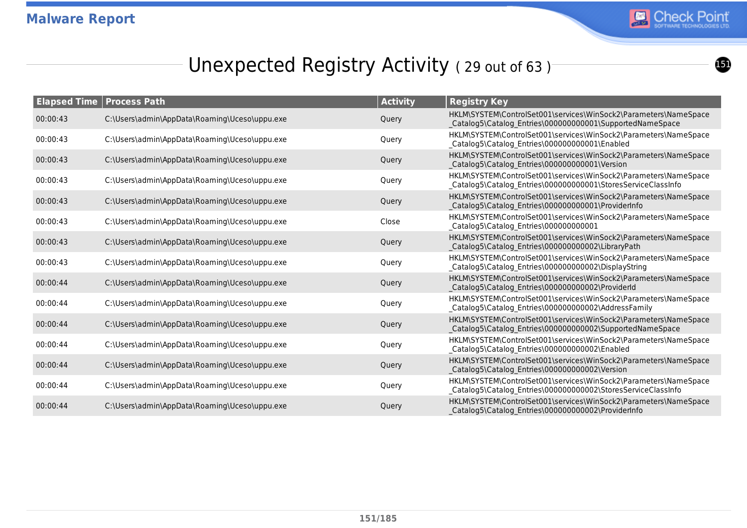## Unexpected Registry Activity ( 29 out of 63 )

| Elapsed Time | Process Path | Activity | Registry Key |
|---|---|---|---|
| 00:00:43 | C:\Users\admin\AppData\Roaming\Uceso\uppu.exe | Query | HKLM\SYSTEM\ControlSet001\services\WinSock2\Parameters\NameSpace_Catalog5\Catalog_Entries\000000000001\SupportedNameSpace |
| 00:00:43 | C:\Users\admin\AppData\Roaming\Uceso\uppu.exe | Query | HKLM\SYSTEM\ControlSet001\services\WinSock2\Parameters\NameSpace_Catalog5\Catalog_Entries\000000000001\Enabled |
| 00:00:43 | C:\Users\admin\AppData\Roaming\Uceso\uppu.exe | Query | HKLM\SYSTEM\ControlSet001\services\WinSock2\Parameters\NameSpace_Catalog5\Catalog_Entries\000000000001\Version |
| 00:00:43 | C:\Users\admin\AppData\Roaming\Uceso\uppu.exe | Query | HKLM\SYSTEM\ControlSet001\services\WinSock2\Parameters\NameSpace_Catalog5\Catalog_Entries\000000000001\StoresServiceClassInfo |
| 00:00:43 | C:\Users\admin\AppData\Roaming\Uceso\uppu.exe | Query | HKLM\SYSTEM\ControlSet001\services\WinSock2\Parameters\NameSpace_Catalog5\Catalog_Entries\000000000001\ProviderInfo |
| 00:00:43 | C:\Users\admin\AppData\Roaming\Uceso\uppu.exe | Close | HKLM\SYSTEM\ControlSet001\services\WinSock2\Parameters\NameSpace_Catalog5\Catalog_Entries\000000000001 |
| 00:00:43 | C:\Users\admin\AppData\Roaming\Uceso\uppu.exe | Query | HKLM\SYSTEM\ControlSet001\services\WinSock2\Parameters\NameSpace_Catalog5\Catalog_Entries\000000000002\LibraryPath |
| 00:00:43 | C:\Users\admin\AppData\Roaming\Uceso\uppu.exe | Query | HKLM\SYSTEM\ControlSet001\services\WinSock2\Parameters\NameSpace_Catalog5\Catalog_Entries\000000000002\DisplayString |
| 00:00:44 | C:\Users\admin\AppData\Roaming\Uceso\uppu.exe | Query | HKLM\SYSTEM\ControlSet001\services\WinSock2\Parameters\NameSpace_Catalog5\Catalog_Entries\000000000002\ProviderId |
| 00:00:44 | C:\Users\admin\AppData\Roaming\Uceso\uppu.exe | Query | HKLM\SYSTEM\ControlSet001\services\WinSock2\Parameters\NameSpace_Catalog5\Catalog_Entries\000000000002\AddressFamily |
| 00:00:44 | C:\Users\admin\AppData\Roaming\Uceso\uppu.exe | Query | HKLM\SYSTEM\ControlSet001\services\WinSock2\Parameters\NameSpace_Catalog5\Catalog_Entries\000000000002\SupportedNameSpace |
| 00:00:44 | C:\Users\admin\AppData\Roaming\Uceso\uppu.exe | Query | HKLM\SYSTEM\ControlSet001\services\WinSock2\Parameters\NameSpace_Catalog5\Catalog_Entries\000000000002\Enabled |
| 00:00:44 | C:\Users\admin\AppData\Roaming\Uceso\uppu.exe | Query | HKLM\SYSTEM\ControlSet001\services\WinSock2\Parameters\NameSpace_Catalog5\Catalog_Entries\000000000002\Version |
| 00:00:44 | C:\Users\admin\AppData\Roaming\Uceso\uppu.exe | Query | HKLM\SYSTEM\ControlSet001\services\WinSock2\Parameters\NameSpace_Catalog5\Catalog_Entries\000000000002\StoresServiceClassInfo |
| 00:00:44 | C:\Users\admin\AppData\Roaming\Uceso\uppu.exe | Query | HKLM\SYSTEM\ControlSet001\services\WinSock2\Parameters\NameSpace_Catalog5\Catalog_Entries\000000000002\ProviderInfo |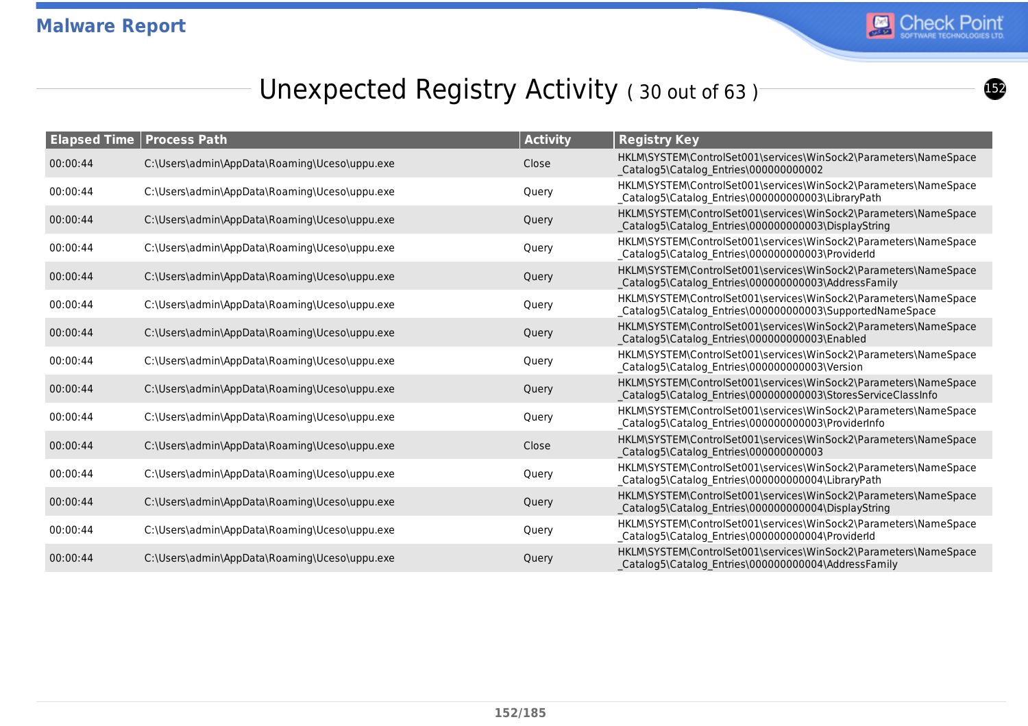## Unexpected Registry Activity ( 30 out of 63 )

| Elapsed Time | Process Path | Activity | Registry Key |
|---|---|---|---|
| 00:00:44 | C:\Users\admin\AppData\Roaming\Uceso\uppu.exe | Close | HKLM\SYSTEM\ControlSet001\services\WinSock2\Parameters\NameSpace_Catalog5\Catalog_Entries\000000000002 |
| 00:00:44 | C:\Users\admin\AppData\Roaming\Uceso\uppu.exe | Query | HKLM\SYSTEM\ControlSet001\services\WinSock2\Parameters\NameSpace_Catalog5\Catalog_Entries\000000000003\LibraryPath |
| 00:00:44 | C:\Users\admin\AppData\Roaming\Uceso\uppu.exe | Query | HKLM\SYSTEM\ControlSet001\services\WinSock2\Parameters\NameSpace_Catalog5\Catalog_Entries\000000000003\DisplayString |
| 00:00:44 | C:\Users\admin\AppData\Roaming\Uceso\uppu.exe | Query | HKLM\SYSTEM\ControlSet001\services\WinSock2\Parameters\NameSpace_Catalog5\Catalog_Entries\000000000003\ProviderId |
| 00:00:44 | C:\Users\admin\AppData\Roaming\Uceso\uppu.exe | Query | HKLM\SYSTEM\ControlSet001\services\WinSock2\Parameters\NameSpace_Catalog5\Catalog_Entries\000000000003\AddressFamily |
| 00:00:44 | C:\Users\admin\AppData\Roaming\Uceso\uppu.exe | Query | HKLM\SYSTEM\ControlSet001\services\WinSock2\Parameters\NameSpace_Catalog5\Catalog_Entries\000000000003\SupportedNameSpace |
| 00:00:44 | C:\Users\admin\AppData\Roaming\Uceso\uppu.exe | Query | HKLM\SYSTEM\ControlSet001\services\WinSock2\Parameters\NameSpace_Catalog5\Catalog_Entries\000000000003\Enabled |
| 00:00:44 | C:\Users\admin\AppData\Roaming\Uceso\uppu.exe | Query | HKLM\SYSTEM\ControlSet001\services\WinSock2\Parameters\NameSpace_Catalog5\Catalog_Entries\000000000003\Version |
| 00:00:44 | C:\Users\admin\AppData\Roaming\Uceso\uppu.exe | Query | HKLM\SYSTEM\ControlSet001\services\WinSock2\Parameters\NameSpace_Catalog5\Catalog_Entries\000000000003\StoresServiceClassInfo |
| 00:00:44 | C:\Users\admin\AppData\Roaming\Uceso\uppu.exe | Query | HKLM\SYSTEM\ControlSet001\services\WinSock2\Parameters\NameSpace_Catalog5\Catalog_Entries\000000000003\ProviderInfo |
| 00:00:44 | C:\Users\admin\AppData\Roaming\Uceso\uppu.exe | Close | HKLM\SYSTEM\ControlSet001\services\WinSock2\Parameters\NameSpace_Catalog5\Catalog_Entries\000000000003 |
| 00:00:44 | C:\Users\admin\AppData\Roaming\Uceso\uppu.exe | Query | HKLM\SYSTEM\ControlSet001\services\WinSock2\Parameters\NameSpace_Catalog5\Catalog_Entries\000000000004\LibraryPath |
| 00:00:44 | C:\Users\admin\AppData\Roaming\Uceso\uppu.exe | Query | HKLM\SYSTEM\ControlSet001\services\WinSock2\Parameters\NameSpace_Catalog5\Catalog_Entries\000000000004\DisplayString |
| 00:00:44 | C:\Users\admin\AppData\Roaming\Uceso\uppu.exe | Query | HKLM\SYSTEM\ControlSet001\services\WinSock2\Parameters\NameSpace_Catalog5\Catalog_Entries\000000000004\ProviderId |
| 00:00:44 | C:\Users\admin\AppData\Roaming\Uceso\uppu.exe | Query | HKLM\SYSTEM\ControlSet001\services\WinSock2\Parameters\NameSpace_Catalog5\Catalog_Entries\000000000004\AddressFamily |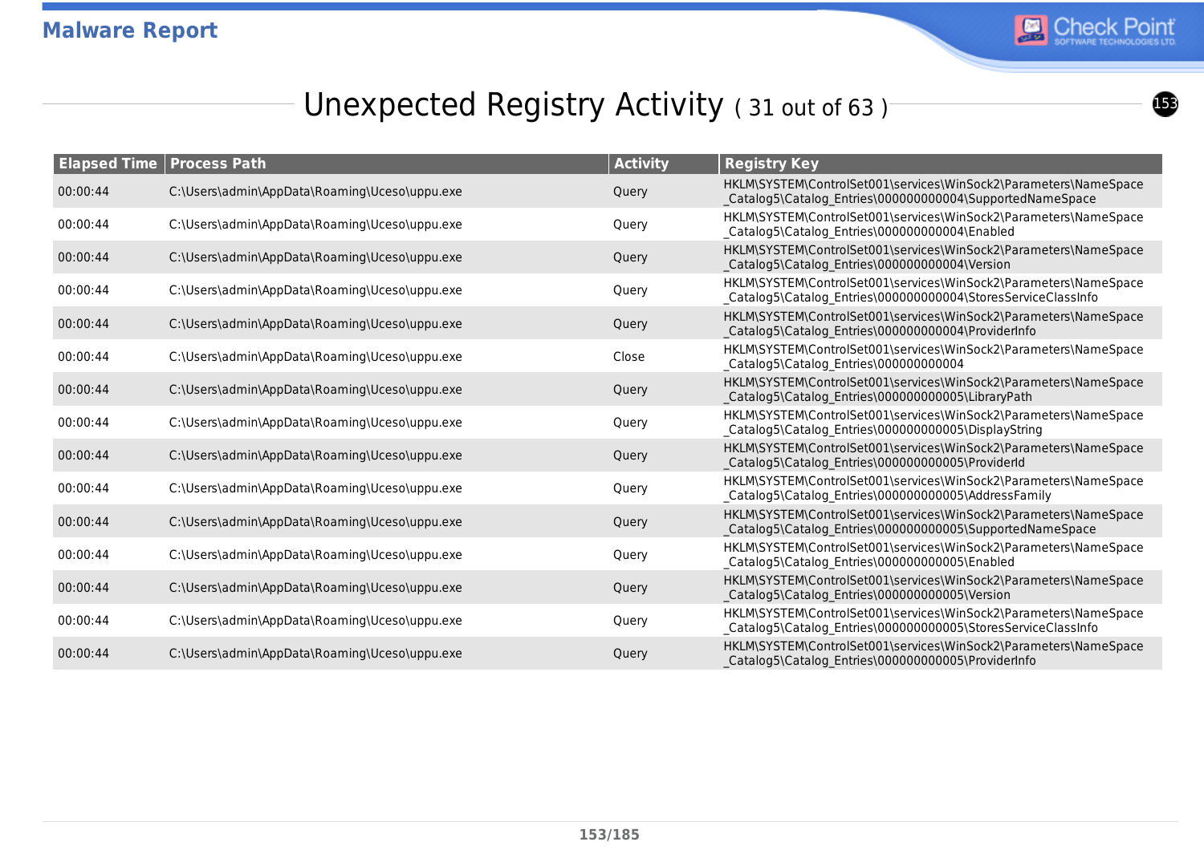# Unexpected Registry Activity ( 31 out of 63 )

| Elapsed Time | Process Path | Activity | Registry Key |
|---|---|---|---|
| 00:00:44 | C:\Users\admin\AppData\Roaming\Uceso\uppu.exe | Query | HKLM\SYSTEM\ControlSet001\services\WinSock2\Parameters\NameSpace_Catalog5\Catalog_Entries\000000000004\SupportedNameSpace |
| 00:00:44 | C:\Users\admin\AppData\Roaming\Uceso\uppu.exe | Query | HKLM\SYSTEM\ControlSet001\services\WinSock2\Parameters\NameSpace_Catalog5\Catalog_Entries\000000000004\Enabled |
| 00:00:44 | C:\Users\admin\AppData\Roaming\Uceso\uppu.exe | Query | HKLM\SYSTEM\ControlSet001\services\WinSock2\Parameters\NameSpace_Catalog5\Catalog_Entries\000000000004\Version |
| 00:00:44 | C:\Users\admin\AppData\Roaming\Uceso\uppu.exe | Query | HKLM\SYSTEM\ControlSet001\services\WinSock2\Parameters\NameSpace_Catalog5\Catalog_Entries\000000000004\StoresServiceClassInfo |
| 00:00:44 | C:\Users\admin\AppData\Roaming\Uceso\uppu.exe | Query | HKLM\SYSTEM\ControlSet001\services\WinSock2\Parameters\NameSpace_Catalog5\Catalog_Entries\000000000004\ProviderInfo |
| 00:00:44 | C:\Users\admin\AppData\Roaming\Uceso\uppu.exe | Close | HKLM\SYSTEM\ControlSet001\services\WinSock2\Parameters\NameSpace_Catalog5\Catalog_Entries\000000000004 |
| 00:00:44 | C:\Users\admin\AppData\Roaming\Uceso\uppu.exe | Query | HKLM\SYSTEM\ControlSet001\services\WinSock2\Parameters\NameSpace_Catalog5\Catalog_Entries\000000000005\LibraryPath |
| 00:00:44 | C:\Users\admin\AppData\Roaming\Uceso\uppu.exe | Query | HKLM\SYSTEM\ControlSet001\services\WinSock2\Parameters\NameSpace_Catalog5\Catalog_Entries\000000000005\DisplayString |
| 00:00:44 | C:\Users\admin\AppData\Roaming\Uceso\uppu.exe | Query | HKLM\SYSTEM\ControlSet001\services\WinSock2\Parameters\NameSpace_Catalog5\Catalog_Entries\000000000005\ProviderId |
| 00:00:44 | C:\Users\admin\AppData\Roaming\Uceso\uppu.exe | Query | HKLM\SYSTEM\ControlSet001\services\WinSock2\Parameters\NameSpace_Catalog5\Catalog_Entries\000000000005\AddressFamily |
| 00:00:44 | C:\Users\admin\AppData\Roaming\Uceso\uppu.exe | Query | HKLM\SYSTEM\ControlSet001\services\WinSock2\Parameters\NameSpace_Catalog5\Catalog_Entries\000000000005\SupportedNameSpace |
| 00:00:44 | C:\Users\admin\AppData\Roaming\Uceso\uppu.exe | Query | HKLM\SYSTEM\ControlSet001\services\WinSock2\Parameters\NameSpace_Catalog5\Catalog_Entries\000000000005\Enabled |
| 00:00:44 | C:\Users\admin\AppData\Roaming\Uceso\uppu.exe | Query | HKLM\SYSTEM\ControlSet001\services\WinSock2\Parameters\NameSpace_Catalog5\Catalog_Entries\000000000005\Version |
| 00:00:44 | C:\Users\admin\AppData\Roaming\Uceso\uppu.exe | Query | HKLM\SYSTEM\ControlSet001\services\WinSock2\Parameters\NameSpace_Catalog5\Catalog_Entries\000000000005\StoresServiceClassInfo |
| 00:00:44 | C:\Users\admin\AppData\Roaming\Uceso\uppu.exe | Query | HKLM\SYSTEM\ControlSet001\services\WinSock2\Parameters\NameSpace_Catalog5\Catalog_Entries\000000000005\ProviderInfo |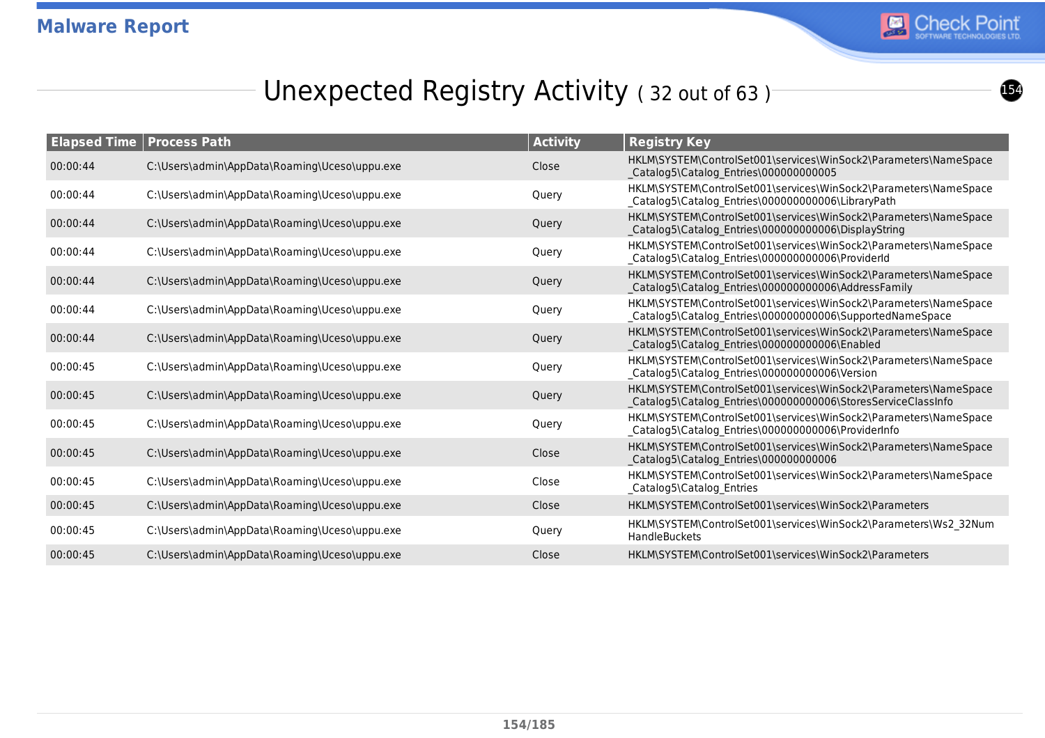# Unexpected Registry Activity ( 32 out of 63 )

| Elapsed Time | Process Path | Activity | Registry Key |
|---|---|---|---|
| 00:00:44 | C:\Users\admin\AppData\Roaming\Uceso\uppu.exe | Close | HKLM\SYSTEM\ControlSet001\services\WinSock2\Parameters\NameSpace_Catalog5\Catalog_Entries\000000000005 |
| 00:00:44 | C:\Users\admin\AppData\Roaming\Uceso\uppu.exe | Query | HKLM\SYSTEM\ControlSet001\services\WinSock2\Parameters\NameSpace_Catalog5\Catalog_Entries\000000000006\LibraryPath |
| 00:00:44 | C:\Users\admin\AppData\Roaming\Uceso\uppu.exe | Query | HKLM\SYSTEM\ControlSet001\services\WinSock2\Parameters\NameSpace_Catalog5\Catalog_Entries\000000000006\DisplayString |
| 00:00:44 | C:\Users\admin\AppData\Roaming\Uceso\uppu.exe | Query | HKLM\SYSTEM\ControlSet001\services\WinSock2\Parameters\NameSpace_Catalog5\Catalog_Entries\000000000006\ProviderId |
| 00:00:44 | C:\Users\admin\AppData\Roaming\Uceso\uppu.exe | Query | HKLM\SYSTEM\ControlSet001\services\WinSock2\Parameters\NameSpace_Catalog5\Catalog_Entries\000000000006\AddressFamily |
| 00:00:44 | C:\Users\admin\AppData\Roaming\Uceso\uppu.exe | Query | HKLM\SYSTEM\ControlSet001\services\WinSock2\Parameters\NameSpace_Catalog5\Catalog_Entries\000000000006\SupportedNameSpace |
| 00:00:44 | C:\Users\admin\AppData\Roaming\Uceso\uppu.exe | Query | HKLM\SYSTEM\ControlSet001\services\WinSock2\Parameters\NameSpace_Catalog5\Catalog_Entries\000000000006\Enabled |
| 00:00:45 | C:\Users\admin\AppData\Roaming\Uceso\uppu.exe | Query | HKLM\SYSTEM\ControlSet001\services\WinSock2\Parameters\NameSpace_Catalog5\Catalog_Entries\000000000006\Version |
| 00:00:45 | C:\Users\admin\AppData\Roaming\Uceso\uppu.exe | Query | HKLM\SYSTEM\ControlSet001\services\WinSock2\Parameters\NameSpace_Catalog5\Catalog_Entries\000000000006\StoresServiceClassInfo |
| 00:00:45 | C:\Users\admin\AppData\Roaming\Uceso\uppu.exe | Query | HKLM\SYSTEM\ControlSet001\services\WinSock2\Parameters\NameSpace_Catalog5\Catalog_Entries\000000000006\ProviderInfo |
| 00:00:45 | C:\Users\admin\AppData\Roaming\Uceso\uppu.exe | Close | HKLM\SYSTEM\ControlSet001\services\WinSock2\Parameters\NameSpace_Catalog5\Catalog_Entries\000000000006 |
| 00:00:45 | C:\Users\admin\AppData\Roaming\Uceso\uppu.exe | Close | HKLM\SYSTEM\ControlSet001\services\WinSock2\Parameters\NameSpace_Catalog5\Catalog_Entries |
| 00:00:45 | C:\Users\admin\AppData\Roaming\Uceso\uppu.exe | Close | HKLM\SYSTEM\ControlSet001\services\WinSock2\Parameters |
| 00:00:45 | C:\Users\admin\AppData\Roaming\Uceso\uppu.exe | Query | HKLM\SYSTEM\ControlSet001\services\WinSock2\Parameters\Ws2_32NumHandleBuckets |
| 00:00:45 | C:\Users\admin\AppData\Roaming\Uceso\uppu.exe | Close | HKLM\SYSTEM\ControlSet001\services\WinSock2\Parameters |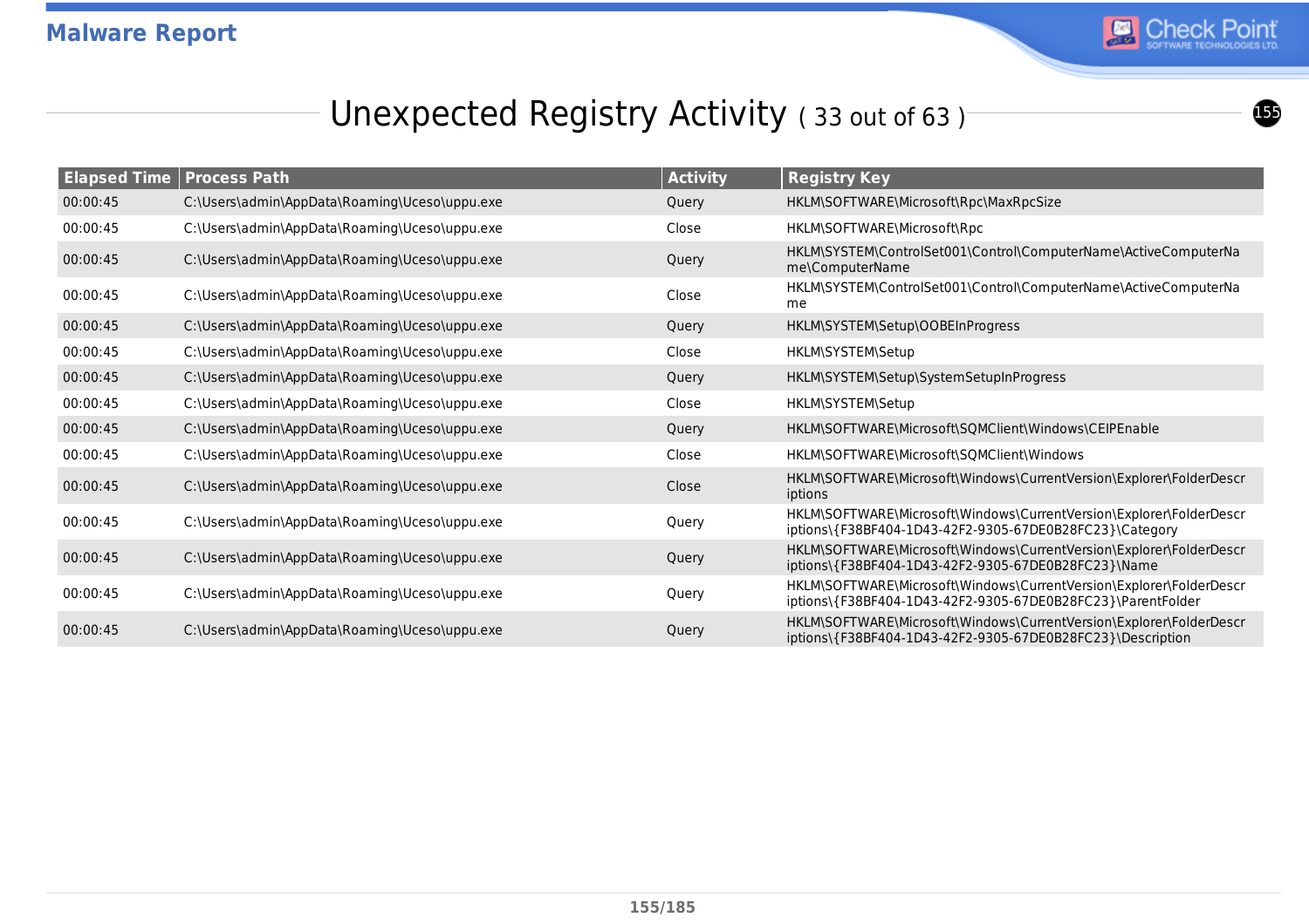## Unexpected Registry Activity ( 33 out of 63 )

| Elapsed Time | Process Path | Activity | Registry Key |
|---|---|---|---|
| 00:00:45 | C:\Users\admin\AppData\Roaming\Uceso\uppu.exe | Query | HKLM\SOFTWARE\Microsoft\Rpc\MaxRpcSize |
| 00:00:45 | C:\Users\admin\AppData\Roaming\Uceso\uppu.exe | Close | HKLM\SOFTWARE\Microsoft\Rpc |
| 00:00:45 | C:\Users\admin\AppData\Roaming\Uceso\uppu.exe | Query | HKLM\SYSTEM\ControlSet001\Control\ComputerName\ActiveComputerName\ComputerName |
| 00:00:45 | C:\Users\admin\AppData\Roaming\Uceso\uppu.exe | Close | HKLM\SYSTEM\ControlSet001\Control\ComputerName\ActiveComputerName |
| 00:00:45 | C:\Users\admin\AppData\Roaming\Uceso\uppu.exe | Query | HKLM\SYSTEM\Setup\OOBEInProgress |
| 00:00:45 | C:\Users\admin\AppData\Roaming\Uceso\uppu.exe | Close | HKLM\SYSTEM\Setup |
| 00:00:45 | C:\Users\admin\AppData\Roaming\Uceso\uppu.exe | Query | HKLM\SYSTEM\Setup\SystemSetupInProgress |
| 00:00:45 | C:\Users\admin\AppData\Roaming\Uceso\uppu.exe | Close | HKLM\SYSTEM\Setup |
| 00:00:45 | C:\Users\admin\AppData\Roaming\Uceso\uppu.exe | Query | HKLM\SOFTWARE\Microsoft\SQMClient\Windows\CEIPEnable |
| 00:00:45 | C:\Users\admin\AppData\Roaming\Uceso\uppu.exe | Close | HKLM\SOFTWARE\Microsoft\SQMClient\Windows |
| 00:00:45 | C:\Users\admin\AppData\Roaming\Uceso\uppu.exe | Close | HKLM\SOFTWARE\Microsoft\Windows\CurrentVersion\Explorer\FolderDescriptions |
| 00:00:45 | C:\Users\admin\AppData\Roaming\Uceso\uppu.exe | Query | HKLM\SOFTWARE\Microsoft\Windows\CurrentVersion\Explorer\FolderDescriptions\{F38BF404-1D43-42F2-9305-67DE0B28FC23}\Category |
| 00:00:45 | C:\Users\admin\AppData\Roaming\Uceso\uppu.exe | Query | HKLM\SOFTWARE\Microsoft\Windows\CurrentVersion\Explorer\FolderDescriptions\{F38BF404-1D43-42F2-9305-67DE0B28FC23}\Name |
| 00:00:45 | C:\Users\admin\AppData\Roaming\Uceso\uppu.exe | Query | HKLM\SOFTWARE\Microsoft\Windows\CurrentVersion\Explorer\FolderDescriptions\{F38BF404-1D43-42F2-9305-67DE0B28FC23}\ParentFolder |
| 00:00:45 | C:\Users\admin\AppData\Roaming\Uceso\uppu.exe | Query | HKLM\SOFTWARE\Microsoft\Windows\CurrentVersion\Explorer\FolderDescriptions\{F38BF404-1D43-42F2-9305-67DE0B28FC23}\Description |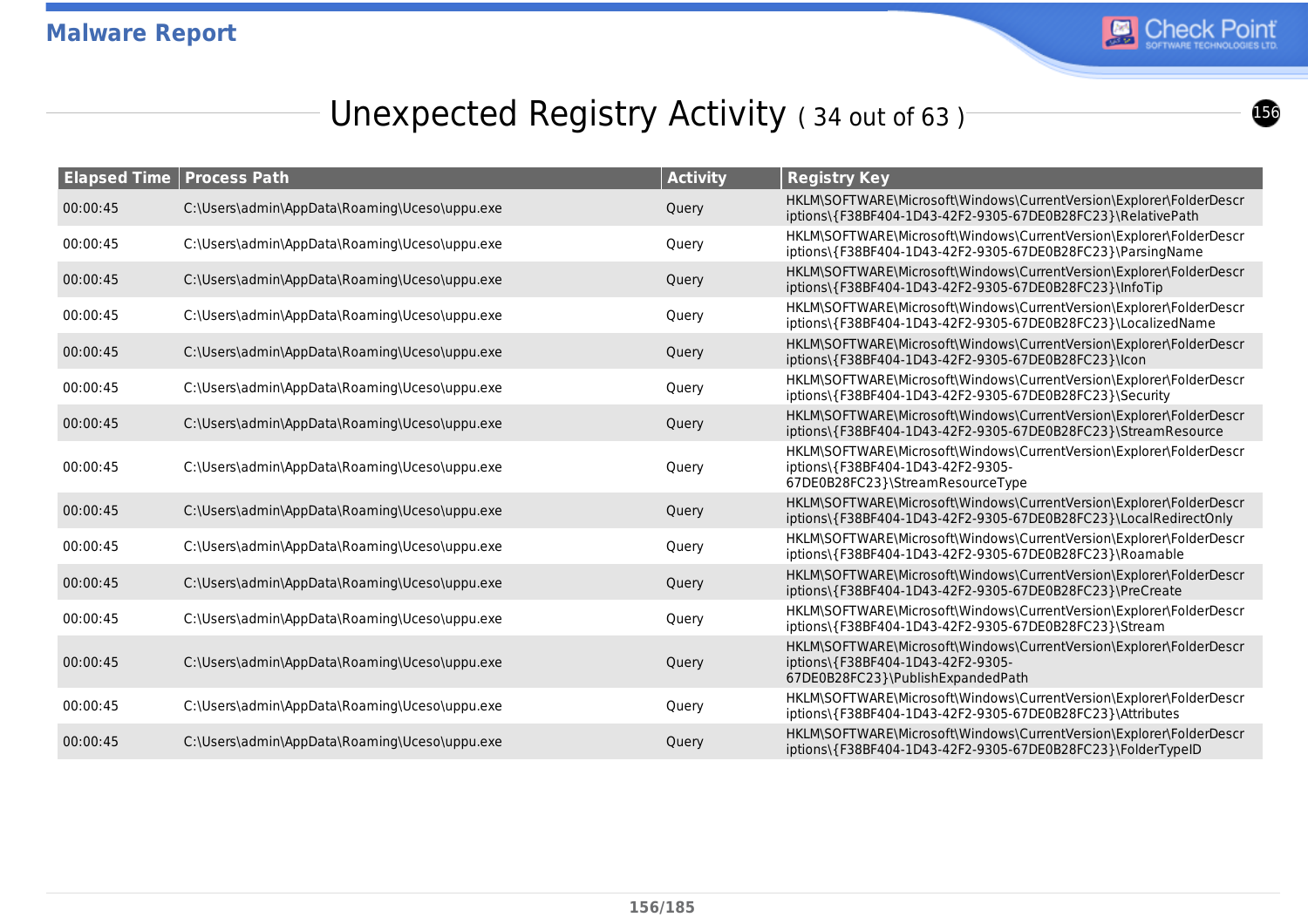# Unexpected Registry Activity ( 34 out of 63 )

| Elapsed Time | Process Path | Activity | Registry Key |
|---|---|---|---|
| 00:00:45 | C:\Users\admin\AppData\Roaming\Uceso\uppu.exe | Query | HKLM\SOFTWARE\Microsoft\Windows\CurrentVersion\Explorer\FolderDescriptions\{F38BF404-1D43-42F2-9305-67DE0B28FC23}\RelativePath |
| 00:00:45 | C:\Users\admin\AppData\Roaming\Uceso\uppu.exe | Query | HKLM\SOFTWARE\Microsoft\Windows\CurrentVersion\Explorer\FolderDescriptions\{F38BF404-1D43-42F2-9305-67DE0B28FC23}\ParsingName |
| 00:00:45 | C:\Users\admin\AppData\Roaming\Uceso\uppu.exe | Query | HKLM\SOFTWARE\Microsoft\Windows\CurrentVersion\Explorer\FolderDescriptions\{F38BF404-1D43-42F2-9305-67DE0B28FC23}\InfoTip |
| 00:00:45 | C:\Users\admin\AppData\Roaming\Uceso\uppu.exe | Query | HKLM\SOFTWARE\Microsoft\Windows\CurrentVersion\Explorer\FolderDescriptions\{F38BF404-1D43-42F2-9305-67DE0B28FC23}\LocalizedName |
| 00:00:45 | C:\Users\admin\AppData\Roaming\Uceso\uppu.exe | Query | HKLM\SOFTWARE\Microsoft\Windows\CurrentVersion\Explorer\FolderDescriptions\{F38BF404-1D43-42F2-9305-67DE0B28FC23}\Icon |
| 00:00:45 | C:\Users\admin\AppData\Roaming\Uceso\uppu.exe | Query | HKLM\SOFTWARE\Microsoft\Windows\CurrentVersion\Explorer\FolderDescriptions\{F38BF404-1D43-42F2-9305-67DE0B28FC23}\Security |
| 00:00:45 | C:\Users\admin\AppData\Roaming\Uceso\uppu.exe | Query | HKLM\SOFTWARE\Microsoft\Windows\CurrentVersion\Explorer\FolderDescriptions\{F38BF404-1D43-42F2-9305-67DE0B28FC23}\StreamResource |
| 00:00:45 | C:\Users\admin\AppData\Roaming\Uceso\uppu.exe | Query | HKLM\SOFTWARE\Microsoft\Windows\CurrentVersion\Explorer\FolderDescriptions\{F38BF404-1D43-42F2-9305-67DE0B28FC23}\StreamResourceType |
| 00:00:45 | C:\Users\admin\AppData\Roaming\Uceso\uppu.exe | Query | HKLM\SOFTWARE\Microsoft\Windows\CurrentVersion\Explorer\FolderDescriptions\{F38BF404-1D43-42F2-9305-67DE0B28FC23}\LocalRedirectOnly |
| 00:00:45 | C:\Users\admin\AppData\Roaming\Uceso\uppu.exe | Query | HKLM\SOFTWARE\Microsoft\Windows\CurrentVersion\Explorer\FolderDescriptions\{F38BF404-1D43-42F2-9305-67DE0B28FC23}\Roamable |
| 00:00:45 | C:\Users\admin\AppData\Roaming\Uceso\uppu.exe | Query | HKLM\SOFTWARE\Microsoft\Windows\CurrentVersion\Explorer\FolderDescriptions\{F38BF404-1D43-42F2-9305-67DE0B28FC23}\PreCreate |
| 00:00:45 | C:\Users\admin\AppData\Roaming\Uceso\uppu.exe | Query | HKLM\SOFTWARE\Microsoft\Windows\CurrentVersion\Explorer\FolderDescriptions\{F38BF404-1D43-42F2-9305-67DE0B28FC23}\Stream |
| 00:00:45 | C:\Users\admin\AppData\Roaming\Uceso\uppu.exe | Query | HKLM\SOFTWARE\Microsoft\Windows\CurrentVersion\Explorer\FolderDescriptions\{F38BF404-1D43-42F2-9305-67DE0B28FC23}\PublishExpandedPath |
| 00:00:45 | C:\Users\admin\AppData\Roaming\Uceso\uppu.exe | Query | HKLM\SOFTWARE\Microsoft\Windows\CurrentVersion\Explorer\FolderDescriptions\{F38BF404-1D43-42F2-9305-67DE0B28FC23}\Attributes |
| 00:00:45 | C:\Users\admin\AppData\Roaming\Uceso\uppu.exe | Query | HKLM\SOFTWARE\Microsoft\Windows\CurrentVersion\Explorer\FolderDescriptions\{F38BF404-1D43-42F2-9305-67DE0B28FC23}\FolderTypeID |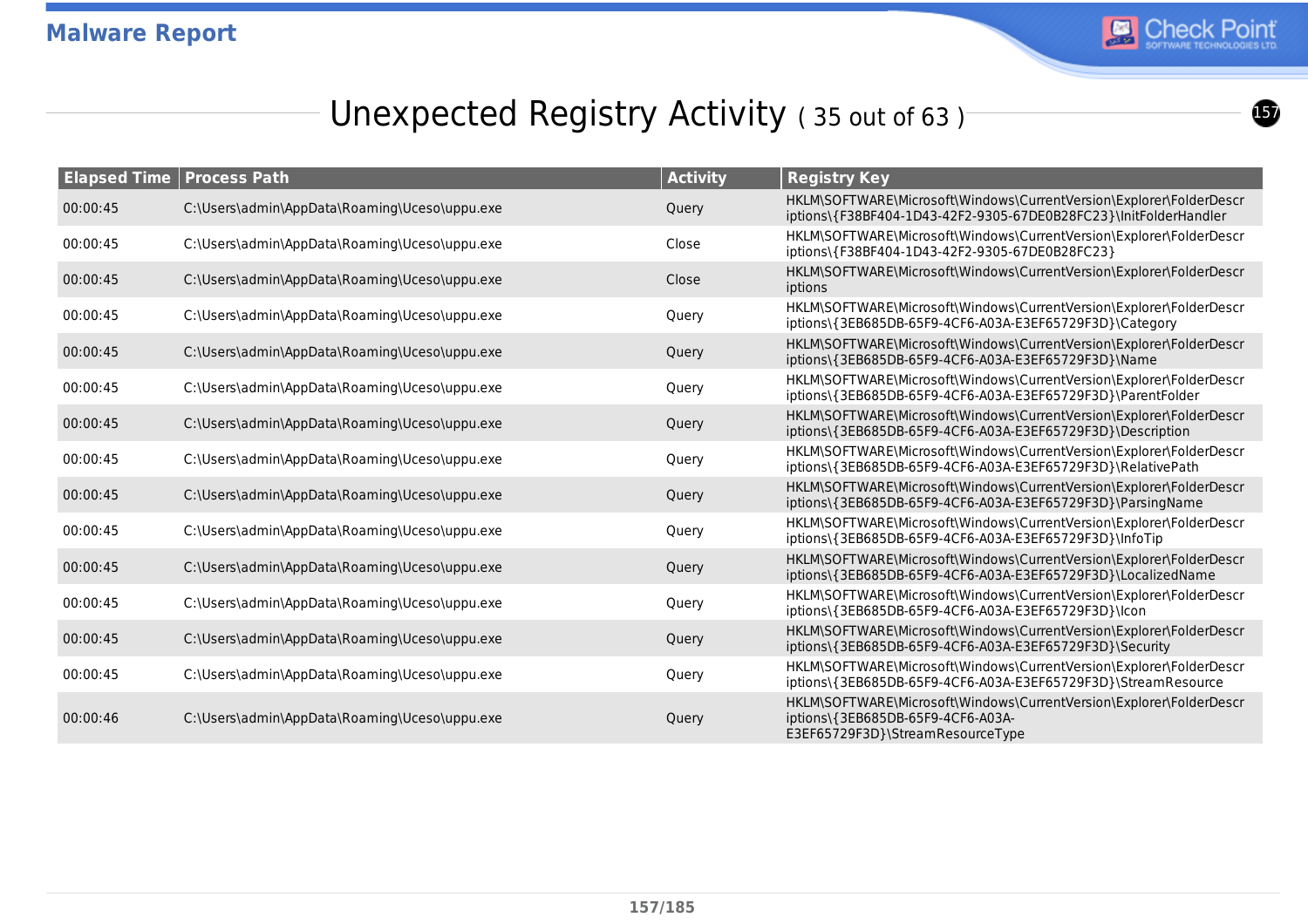## Unexpected Registry Activity ( 35 out of 63 )

| Elapsed Time | Process Path | Activity | Registry Key |
|---|---|---|---|
| 00:00:45 | C:\Users\admin\AppData\Roaming\Uceso\uppu.exe | Query | HKLM\SOFTWARE\Microsoft\Windows\CurrentVersion\Explorer\FolderDescriptions\{F38BF404-1D43-42F2-9305-67DE0B28FC23}\InitFolderHandler |
| 00:00:45 | C:\Users\admin\AppData\Roaming\Uceso\uppu.exe | Close | HKLM\SOFTWARE\Microsoft\Windows\CurrentVersion\Explorer\FolderDescriptions\{F38BF404-1D43-42F2-9305-67DE0B28FC23} |
| 00:00:45 | C:\Users\admin\AppData\Roaming\Uceso\uppu.exe | Close | HKLM\SOFTWARE\Microsoft\Windows\CurrentVersion\Explorer\FolderDescriptions |
| 00:00:45 | C:\Users\admin\AppData\Roaming\Uceso\uppu.exe | Query | HKLM\SOFTWARE\Microsoft\Windows\CurrentVersion\Explorer\FolderDescriptions\{3EB685DB-65F9-4CF6-A03A-E3EF65729F3D}\Category |
| 00:00:45 | C:\Users\admin\AppData\Roaming\Uceso\uppu.exe | Query | HKLM\SOFTWARE\Microsoft\Windows\CurrentVersion\Explorer\FolderDescriptions\{3EB685DB-65F9-4CF6-A03A-E3EF65729F3D}\Name |
| 00:00:45 | C:\Users\admin\AppData\Roaming\Uceso\uppu.exe | Query | HKLM\SOFTWARE\Microsoft\Windows\CurrentVersion\Explorer\FolderDescriptions\{3EB685DB-65F9-4CF6-A03A-E3EF65729F3D}\ParentFolder |
| 00:00:45 | C:\Users\admin\AppData\Roaming\Uceso\uppu.exe | Query | HKLM\SOFTWARE\Microsoft\Windows\CurrentVersion\Explorer\FolderDescriptions\{3EB685DB-65F9-4CF6-A03A-E3EF65729F3D}\Description |
| 00:00:45 | C:\Users\admin\AppData\Roaming\Uceso\uppu.exe | Query | HKLM\SOFTWARE\Microsoft\Windows\CurrentVersion\Explorer\FolderDescriptions\{3EB685DB-65F9-4CF6-A03A-E3EF65729F3D}\RelativePath |
| 00:00:45 | C:\Users\admin\AppData\Roaming\Uceso\uppu.exe | Query | HKLM\SOFTWARE\Microsoft\Windows\CurrentVersion\Explorer\FolderDescriptions\{3EB685DB-65F9-4CF6-A03A-E3EF65729F3D}\ParsingName |
| 00:00:45 | C:\Users\admin\AppData\Roaming\Uceso\uppu.exe | Query | HKLM\SOFTWARE\Microsoft\Windows\CurrentVersion\Explorer\FolderDescriptions\{3EB685DB-65F9-4CF6-A03A-E3EF65729F3D}\InfoTip |
| 00:00:45 | C:\Users\admin\AppData\Roaming\Uceso\uppu.exe | Query | HKLM\SOFTWARE\Microsoft\Windows\CurrentVersion\Explorer\FolderDescriptions\{3EB685DB-65F9-4CF6-A03A-E3EF65729F3D}\LocalizedName |
| 00:00:45 | C:\Users\admin\AppData\Roaming\Uceso\uppu.exe | Query | HKLM\SOFTWARE\Microsoft\Windows\CurrentVersion\Explorer\FolderDescriptions\{3EB685DB-65F9-4CF6-A03A-E3EF65729F3D}\Icon |
| 00:00:45 | C:\Users\admin\AppData\Roaming\Uceso\uppu.exe | Query | HKLM\SOFTWARE\Microsoft\Windows\CurrentVersion\Explorer\FolderDescriptions\{3EB685DB-65F9-4CF6-A03A-E3EF65729F3D}\Security |
| 00:00:45 | C:\Users\admin\AppData\Roaming\Uceso\uppu.exe | Query | HKLM\SOFTWARE\Microsoft\Windows\CurrentVersion\Explorer\FolderDescriptions\{3EB685DB-65F9-4CF6-A03A-E3EF65729F3D}\StreamResource |
| 00:00:46 | C:\Users\admin\AppData\Roaming\Uceso\uppu.exe | Query | HKLM\SOFTWARE\Microsoft\Windows\CurrentVersion\Explorer\FolderDescriptions\{3EB685DB-65F9-4CF6-A03A-E3EF65729F3D}\StreamResourceType |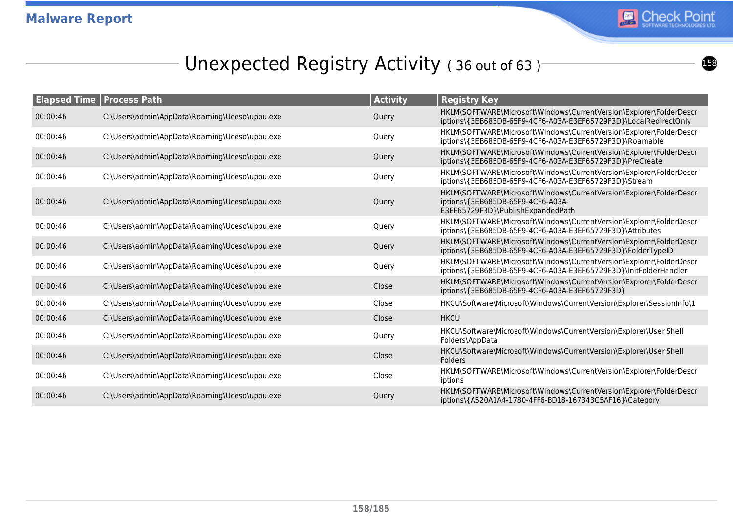# Unexpected Registry Activity ( 36 out of 63 )

| Elapsed Time | Process Path | Activity | Registry Key |
|---|---|---|---|
| 00:00:46 | C:\Users\admin\AppData\Roaming\Uceso\uppu.exe | Query | HKLM\SOFTWARE\Microsoft\Windows\CurrentVersion\Explorer\FolderDescriptions\{3EB685DB-65F9-4CF6-A03A-E3EF65729F3D}\LocalRedirectOnly |
| 00:00:46 | C:\Users\admin\AppData\Roaming\Uceso\uppu.exe | Query | HKLM\SOFTWARE\Microsoft\Windows\CurrentVersion\Explorer\FolderDescriptions\{3EB685DB-65F9-4CF6-A03A-E3EF65729F3D}\Roamable |
| 00:00:46 | C:\Users\admin\AppData\Roaming\Uceso\uppu.exe | Query | HKLM\SOFTWARE\Microsoft\Windows\CurrentVersion\Explorer\FolderDescriptions\{3EB685DB-65F9-4CF6-A03A-E3EF65729F3D}\PreCreate |
| 00:00:46 | C:\Users\admin\AppData\Roaming\Uceso\uppu.exe | Query | HKLM\SOFTWARE\Microsoft\Windows\CurrentVersion\Explorer\FolderDescriptions\{3EB685DB-65F9-4CF6-A03A-E3EF65729F3D}\Stream |
| 00:00:46 | C:\Users\admin\AppData\Roaming\Uceso\uppu.exe | Query | HKLM\SOFTWARE\Microsoft\Windows\CurrentVersion\Explorer\FolderDescriptions\{3EB685DB-65F9-4CF6-A03A-E3EF65729F3D}\PublishExpandedPath |
| 00:00:46 | C:\Users\admin\AppData\Roaming\Uceso\uppu.exe | Query | HKLM\SOFTWARE\Microsoft\Windows\CurrentVersion\Explorer\FolderDescriptions\{3EB685DB-65F9-4CF6-A03A-E3EF65729F3D}\Attributes |
| 00:00:46 | C:\Users\admin\AppData\Roaming\Uceso\uppu.exe | Query | HKLM\SOFTWARE\Microsoft\Windows\CurrentVersion\Explorer\FolderDescriptions\{3EB685DB-65F9-4CF6-A03A-E3EF65729F3D}\FolderTypeID |
| 00:00:46 | C:\Users\admin\AppData\Roaming\Uceso\uppu.exe | Query | HKLM\SOFTWARE\Microsoft\Windows\CurrentVersion\Explorer\FolderDescriptions\{3EB685DB-65F9-4CF6-A03A-E3EF65729F3D}\InitFolderHandler |
| 00:00:46 | C:\Users\admin\AppData\Roaming\Uceso\uppu.exe | Close | HKLM\SOFTWARE\Microsoft\Windows\CurrentVersion\Explorer\FolderDescriptions\{3EB685DB-65F9-4CF6-A03A-E3EF65729F3D} |
| 00:00:46 | C:\Users\admin\AppData\Roaming\Uceso\uppu.exe | Close | HKCU\Software\Microsoft\Windows\CurrentVersion\Explorer\SessionInfo\1 |
| 00:00:46 | C:\Users\admin\AppData\Roaming\Uceso\uppu.exe | Close | HKCU |
| 00:00:46 | C:\Users\admin\AppData\Roaming\Uceso\uppu.exe | Query | HKCU\Software\Microsoft\Windows\CurrentVersion\Explorer\User Shell Folders\AppData |
| 00:00:46 | C:\Users\admin\AppData\Roaming\Uceso\uppu.exe | Close | HKCU\Software\Microsoft\Windows\CurrentVersion\Explorer\User Shell Folders |
| 00:00:46 | C:\Users\admin\AppData\Roaming\Uceso\uppu.exe | Close | HKLM\SOFTWARE\Microsoft\Windows\CurrentVersion\Explorer\FolderDescriptions |
| 00:00:46 | C:\Users\admin\AppData\Roaming\Uceso\uppu.exe | Query | HKLM\SOFTWARE\Microsoft\Windows\CurrentVersion\Explorer\FolderDescriptions\{A520A1A4-1780-4FF6-BD18-167343C5AF16}\Category |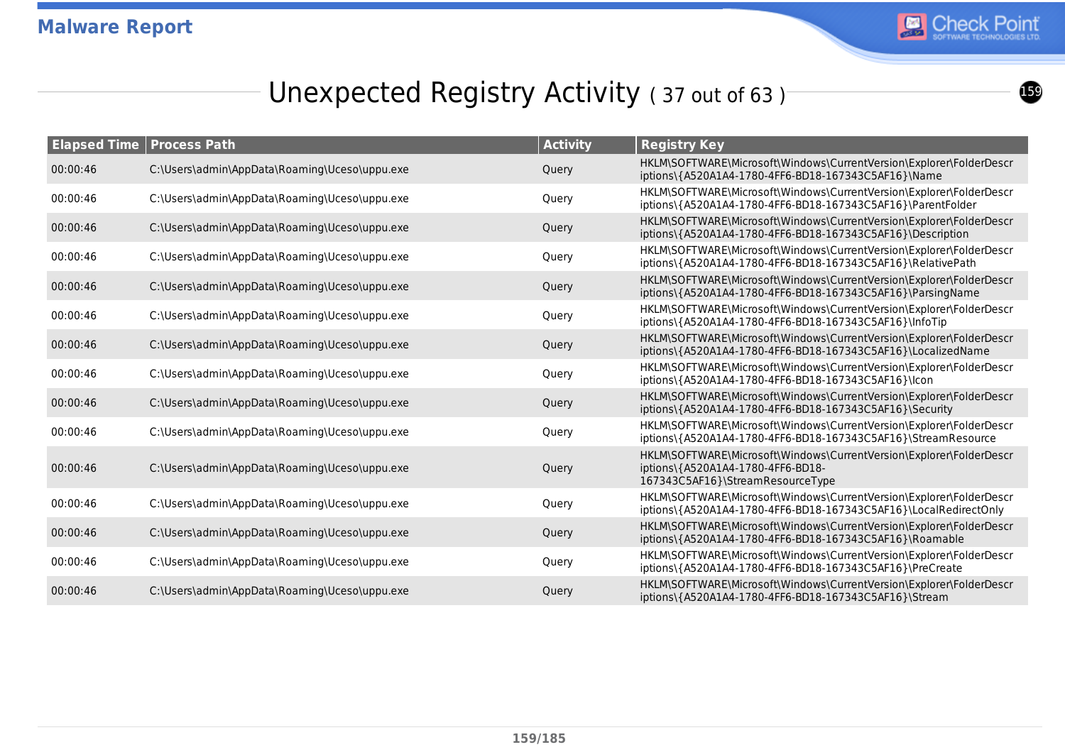## Unexpected Registry Activity ( 37 out of 63 )

| Elapsed Time | Process Path | Activity | Registry Key |
|---|---|---|---|
| 00:00:46 | C:\Users\admin\AppData\Roaming\Uceso\uppu.exe | Query | HKLM\SOFTWARE\Microsoft\Windows\CurrentVersion\Explorer\FolderDescriptions\{A520A1A4-1780-4FF6-BD18-167343C5AF16}\Name |
| 00:00:46 | C:\Users\admin\AppData\Roaming\Uceso\uppu.exe | Query | HKLM\SOFTWARE\Microsoft\Windows\CurrentVersion\Explorer\FolderDescriptions\{A520A1A4-1780-4FF6-BD18-167343C5AF16}\ParentFolder |
| 00:00:46 | C:\Users\admin\AppData\Roaming\Uceso\uppu.exe | Query | HKLM\SOFTWARE\Microsoft\Windows\CurrentVersion\Explorer\FolderDescriptions\{A520A1A4-1780-4FF6-BD18-167343C5AF16}\Description |
| 00:00:46 | C:\Users\admin\AppData\Roaming\Uceso\uppu.exe | Query | HKLM\SOFTWARE\Microsoft\Windows\CurrentVersion\Explorer\FolderDescriptions\{A520A1A4-1780-4FF6-BD18-167343C5AF16}\RelativePath |
| 00:00:46 | C:\Users\admin\AppData\Roaming\Uceso\uppu.exe | Query | HKLM\SOFTWARE\Microsoft\Windows\CurrentVersion\Explorer\FolderDescriptions\{A520A1A4-1780-4FF6-BD18-167343C5AF16}\ParsingName |
| 00:00:46 | C:\Users\admin\AppData\Roaming\Uceso\uppu.exe | Query | HKLM\SOFTWARE\Microsoft\Windows\CurrentVersion\Explorer\FolderDescriptions\{A520A1A4-1780-4FF6-BD18-167343C5AF16}\InfoTip |
| 00:00:46 | C:\Users\admin\AppData\Roaming\Uceso\uppu.exe | Query | HKLM\SOFTWARE\Microsoft\Windows\CurrentVersion\Explorer\FolderDescriptions\{A520A1A4-1780-4FF6-BD18-167343C5AF16}\LocalizedName |
| 00:00:46 | C:\Users\admin\AppData\Roaming\Uceso\uppu.exe | Query | HKLM\SOFTWARE\Microsoft\Windows\CurrentVersion\Explorer\FolderDescriptions\{A520A1A4-1780-4FF6-BD18-167343C5AF16}\Icon |
| 00:00:46 | C:\Users\admin\AppData\Roaming\Uceso\uppu.exe | Query | HKLM\SOFTWARE\Microsoft\Windows\CurrentVersion\Explorer\FolderDescriptions\{A520A1A4-1780-4FF6-BD18-167343C5AF16}\Security |
| 00:00:46 | C:\Users\admin\AppData\Roaming\Uceso\uppu.exe | Query | HKLM\SOFTWARE\Microsoft\Windows\CurrentVersion\Explorer\FolderDescriptions\{A520A1A4-1780-4FF6-BD18-167343C5AF16}\StreamResource |
| 00:00:46 | C:\Users\admin\AppData\Roaming\Uceso\uppu.exe | Query | HKLM\SOFTWARE\Microsoft\Windows\CurrentVersion\Explorer\FolderDescriptions\{A520A1A4-1780-4FF6-BD18-167343C5AF16}\StreamResourceType |
| 00:00:46 | C:\Users\admin\AppData\Roaming\Uceso\uppu.exe | Query | HKLM\SOFTWARE\Microsoft\Windows\CurrentVersion\Explorer\FolderDescriptions\{A520A1A4-1780-4FF6-BD18-167343C5AF16}\LocalRedirectOnly |
| 00:00:46 | C:\Users\admin\AppData\Roaming\Uceso\uppu.exe | Query | HKLM\SOFTWARE\Microsoft\Windows\CurrentVersion\Explorer\FolderDescriptions\{A520A1A4-1780-4FF6-BD18-167343C5AF16}\Roamable |
| 00:00:46 | C:\Users\admin\AppData\Roaming\Uceso\uppu.exe | Query | HKLM\SOFTWARE\Microsoft\Windows\CurrentVersion\Explorer\FolderDescriptions\{A520A1A4-1780-4FF6-BD18-167343C5AF16}\PreCreate |
| 00:00:46 | C:\Users\admin\AppData\Roaming\Uceso\uppu.exe | Query | HKLM\SOFTWARE\Microsoft\Windows\CurrentVersion\Explorer\FolderDescriptions\{A520A1A4-1780-4FF6-BD18-167343C5AF16}\Stream |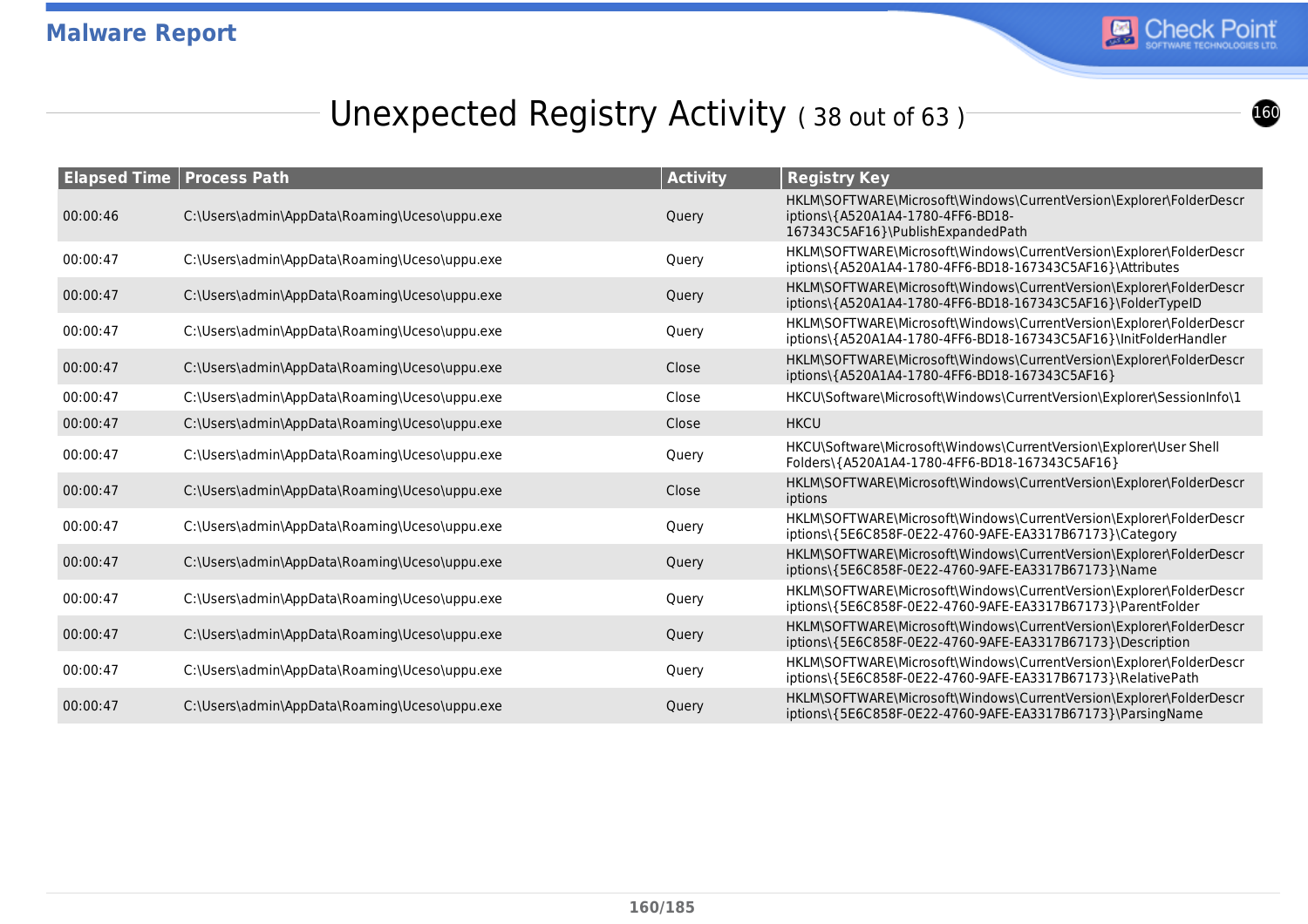# Unexpected Registry Activity ( 38 out of 63 )

| Elapsed Time | Process Path | Activity | Registry Key |
|---|---|---|---|
| 00:00:46 | C:\Users\admin\AppData\Roaming\Uceso\uppu.exe | Query | HKLM\SOFTWARE\Microsoft\Windows\CurrentVersion\Explorer\FolderDescriptions\{A520A1A4-1780-4FF6-BD18-167343C5AF16}\PublishExpandedPath |
| 00:00:47 | C:\Users\admin\AppData\Roaming\Uceso\uppu.exe | Query | HKLM\SOFTWARE\Microsoft\Windows\CurrentVersion\Explorer\FolderDescriptions\{A520A1A4-1780-4FF6-BD18-167343C5AF16}\Attributes |
| 00:00:47 | C:\Users\admin\AppData\Roaming\Uceso\uppu.exe | Query | HKLM\SOFTWARE\Microsoft\Windows\CurrentVersion\Explorer\FolderDescriptions\{A520A1A4-1780-4FF6-BD18-167343C5AF16}\FolderTypeID |
| 00:00:47 | C:\Users\admin\AppData\Roaming\Uceso\uppu.exe | Query | HKLM\SOFTWARE\Microsoft\Windows\CurrentVersion\Explorer\FolderDescriptions\{A520A1A4-1780-4FF6-BD18-167343C5AF16}\InitFolderHandler |
| 00:00:47 | C:\Users\admin\AppData\Roaming\Uceso\uppu.exe | Close | HKLM\SOFTWARE\Microsoft\Windows\CurrentVersion\Explorer\FolderDescriptions\{A520A1A4-1780-4FF6-BD18-167343C5AF16} |
| 00:00:47 | C:\Users\admin\AppData\Roaming\Uceso\uppu.exe | Close | HKCU\Software\Microsoft\Windows\CurrentVersion\Explorer\SessionInfo\1 |
| 00:00:47 | C:\Users\admin\AppData\Roaming\Uceso\uppu.exe | Close | HKCU |
| 00:00:47 | C:\Users\admin\AppData\Roaming\Uceso\uppu.exe | Query | HKCU\Software\Microsoft\Windows\CurrentVersion\Explorer\User Shell Folders\{A520A1A4-1780-4FF6-BD18-167343C5AF16} |
| 00:00:47 | C:\Users\admin\AppData\Roaming\Uceso\uppu.exe | Close | HKLM\SOFTWARE\Microsoft\Windows\CurrentVersion\Explorer\FolderDescriptions |
| 00:00:47 | C:\Users\admin\AppData\Roaming\Uceso\uppu.exe | Query | HKLM\SOFTWARE\Microsoft\Windows\CurrentVersion\Explorer\FolderDescriptions\{5E6C858F-0E22-4760-9AFE-EA3317B67173}\Category |
| 00:00:47 | C:\Users\admin\AppData\Roaming\Uceso\uppu.exe | Query | HKLM\SOFTWARE\Microsoft\Windows\CurrentVersion\Explorer\FolderDescriptions\{5E6C858F-0E22-4760-9AFE-EA3317B67173}\Name |
| 00:00:47 | C:\Users\admin\AppData\Roaming\Uceso\uppu.exe | Query | HKLM\SOFTWARE\Microsoft\Windows\CurrentVersion\Explorer\FolderDescriptions\{5E6C858F-0E22-4760-9AFE-EA3317B67173}\ParentFolder |
| 00:00:47 | C:\Users\admin\AppData\Roaming\Uceso\uppu.exe | Query | HKLM\SOFTWARE\Microsoft\Windows\CurrentVersion\Explorer\FolderDescriptions\{5E6C858F-0E22-4760-9AFE-EA3317B67173}\Description |
| 00:00:47 | C:\Users\admin\AppData\Roaming\Uceso\uppu.exe | Query | HKLM\SOFTWARE\Microsoft\Windows\CurrentVersion\Explorer\FolderDescriptions\{5E6C858F-0E22-4760-9AFE-EA3317B67173}\RelativePath |
| 00:00:47 | C:\Users\admin\AppData\Roaming\Uceso\uppu.exe | Query | HKLM\SOFTWARE\Microsoft\Windows\CurrentVersion\Explorer\FolderDescriptions\{5E6C858F-0E22-4760-9AFE-EA3317B67173}\ParsingName |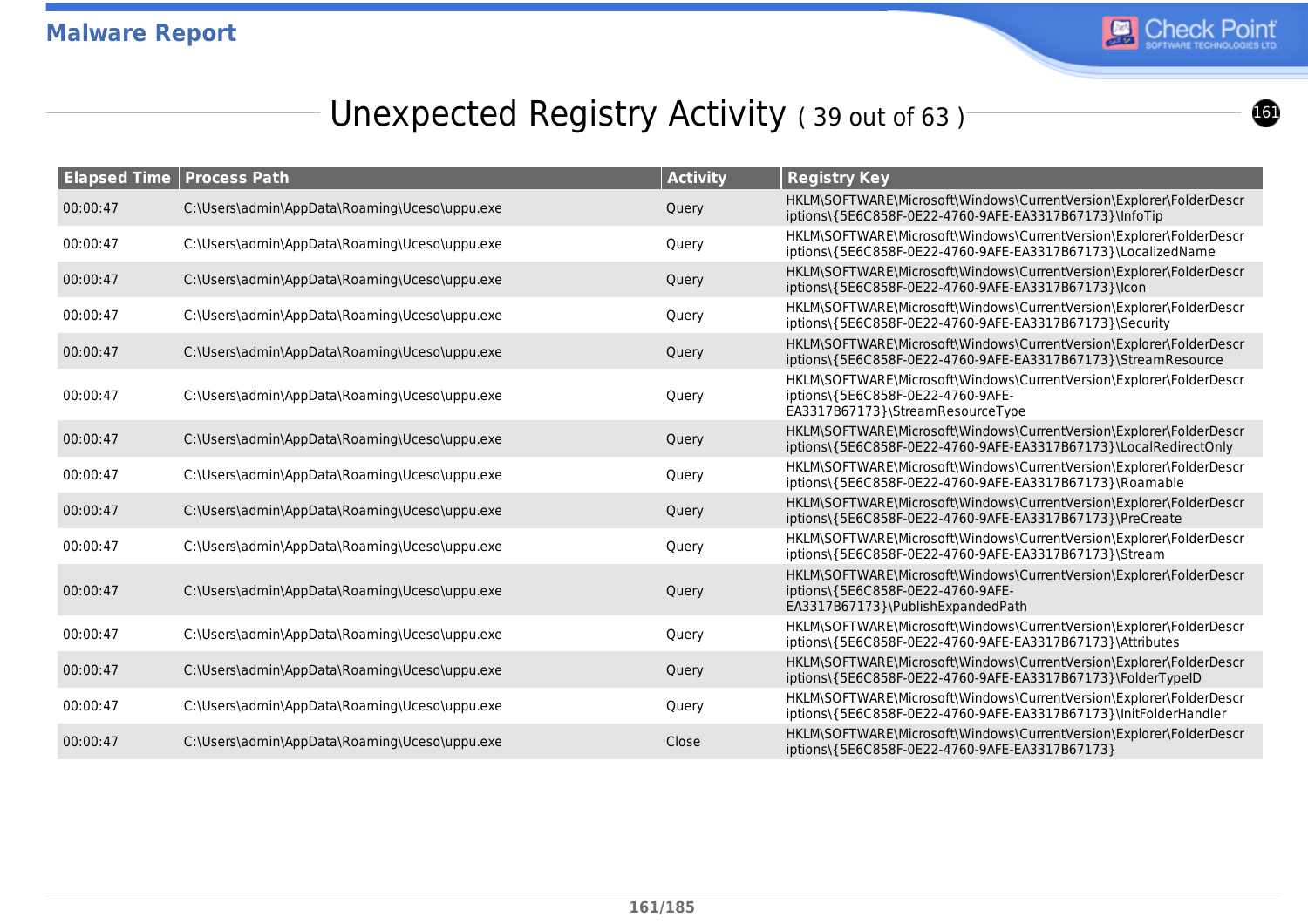# Unexpected Registry Activity ( 39 out of 63 )

| Elapsed Time | Process Path | Activity | Registry Key |
|---|---|---|---|
| 00:00:47 | C:\Users\admin\AppData\Roaming\Uceso\uppu.exe | Query | HKLM\SOFTWARE\Microsoft\Windows\CurrentVersion\Explorer\FolderDescriptions\{5E6C858F-0E22-4760-9AFE-EA3317B67173}\InfoTip |
| 00:00:47 | C:\Users\admin\AppData\Roaming\Uceso\uppu.exe | Query | HKLM\SOFTWARE\Microsoft\Windows\CurrentVersion\Explorer\FolderDescriptions\{5E6C858F-0E22-4760-9AFE-EA3317B67173}\LocalizedName |
| 00:00:47 | C:\Users\admin\AppData\Roaming\Uceso\uppu.exe | Query | HKLM\SOFTWARE\Microsoft\Windows\CurrentVersion\Explorer\FolderDescriptions\{5E6C858F-0E22-4760-9AFE-EA3317B67173}\Icon |
| 00:00:47 | C:\Users\admin\AppData\Roaming\Uceso\uppu.exe | Query | HKLM\SOFTWARE\Microsoft\Windows\CurrentVersion\Explorer\FolderDescriptions\{5E6C858F-0E22-4760-9AFE-EA3317B67173}\Security |
| 00:00:47 | C:\Users\admin\AppData\Roaming\Uceso\uppu.exe | Query | HKLM\SOFTWARE\Microsoft\Windows\CurrentVersion\Explorer\FolderDescriptions\{5E6C858F-0E22-4760-9AFE-EA3317B67173}\StreamResource |
| 00:00:47 | C:\Users\admin\AppData\Roaming\Uceso\uppu.exe | Query | HKLM\SOFTWARE\Microsoft\Windows\CurrentVersion\Explorer\FolderDescriptions\{5E6C858F-0E22-4760-9AFE-EA3317B67173}\StreamResourceType |
| 00:00:47 | C:\Users\admin\AppData\Roaming\Uceso\uppu.exe | Query | HKLM\SOFTWARE\Microsoft\Windows\CurrentVersion\Explorer\FolderDescriptions\{5E6C858F-0E22-4760-9AFE-EA3317B67173}\LocalRedirectOnly |
| 00:00:47 | C:\Users\admin\AppData\Roaming\Uceso\uppu.exe | Query | HKLM\SOFTWARE\Microsoft\Windows\CurrentVersion\Explorer\FolderDescriptions\{5E6C858F-0E22-4760-9AFE-EA3317B67173}\Roamable |
| 00:00:47 | C:\Users\admin\AppData\Roaming\Uceso\uppu.exe | Query | HKLM\SOFTWARE\Microsoft\Windows\CurrentVersion\Explorer\FolderDescriptions\{5E6C858F-0E22-4760-9AFE-EA3317B67173}\PreCreate |
| 00:00:47 | C:\Users\admin\AppData\Roaming\Uceso\uppu.exe | Query | HKLM\SOFTWARE\Microsoft\Windows\CurrentVersion\Explorer\FolderDescriptions\{5E6C858F-0E22-4760-9AFE-EA3317B67173}\Stream |
| 00:00:47 | C:\Users\admin\AppData\Roaming\Uceso\uppu.exe | Query | HKLM\SOFTWARE\Microsoft\Windows\CurrentVersion\Explorer\FolderDescriptions\{5E6C858F-0E22-4760-9AFE-EA3317B67173}\PublishExpandedPath |
| 00:00:47 | C:\Users\admin\AppData\Roaming\Uceso\uppu.exe | Query | HKLM\SOFTWARE\Microsoft\Windows\CurrentVersion\Explorer\FolderDescriptions\{5E6C858F-0E22-4760-9AFE-EA3317B67173}\Attributes |
| 00:00:47 | C:\Users\admin\AppData\Roaming\Uceso\uppu.exe | Query | HKLM\SOFTWARE\Microsoft\Windows\CurrentVersion\Explorer\FolderDescriptions\{5E6C858F-0E22-4760-9AFE-EA3317B67173}\FolderTypeID |
| 00:00:47 | C:\Users\admin\AppData\Roaming\Uceso\uppu.exe | Query | HKLM\SOFTWARE\Microsoft\Windows\CurrentVersion\Explorer\FolderDescriptions\{5E6C858F-0E22-4760-9AFE-EA3317B67173}\InitFolderHandler |
| 00:00:47 | C:\Users\admin\AppData\Roaming\Uceso\uppu.exe | Close | HKLM\SOFTWARE\Microsoft\Windows\CurrentVersion\Explorer\FolderDescriptions\{5E6C858F-0E22-4760-9AFE-EA3317B67173} |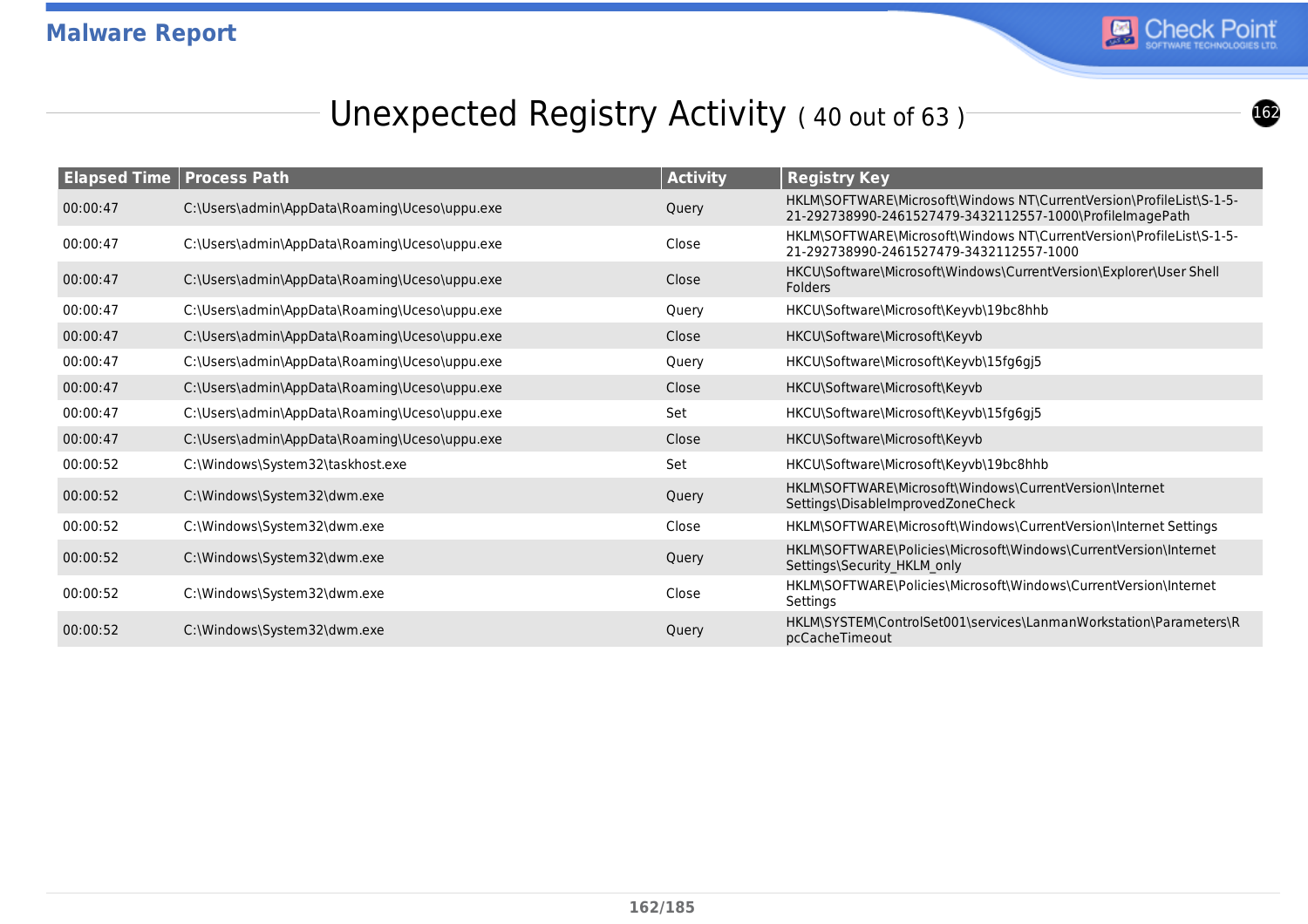## Unexpected Registry Activity ( 40 out of 63 )

| Elapsed Time | Process Path | Activity | Registry Key |
|---|---|---|---|
| 00:00:47 | C:\Users\admin\AppData\Roaming\Uceso\uppu.exe | Query | HKLM\SOFTWARE\Microsoft\Windows NT\CurrentVersion\ProfileList\S-1-5-21-292738990-2461527479-3432112557-1000\ProfileImagePath |
| 00:00:47 | C:\Users\admin\AppData\Roaming\Uceso\uppu.exe | Close | HKLM\SOFTWARE\Microsoft\Windows NT\CurrentVersion\ProfileList\S-1-5-21-292738990-2461527479-3432112557-1000 |
| 00:00:47 | C:\Users\admin\AppData\Roaming\Uceso\uppu.exe | Close | HKCU\Software\Microsoft\Windows\CurrentVersion\Explorer\User Shell Folders |
| 00:00:47 | C:\Users\admin\AppData\Roaming\Uceso\uppu.exe | Query | HKCU\Software\Microsoft\Keyvb\19bc8hhb |
| 00:00:47 | C:\Users\admin\AppData\Roaming\Uceso\uppu.exe | Close | HKCU\Software\Microsoft\Keyvb |
| 00:00:47 | C:\Users\admin\AppData\Roaming\Uceso\uppu.exe | Query | HKCU\Software\Microsoft\Keyvb\15fg6gj5 |
| 00:00:47 | C:\Users\admin\AppData\Roaming\Uceso\uppu.exe | Close | HKCU\Software\Microsoft\Keyvb |
| 00:00:47 | C:\Users\admin\AppData\Roaming\Uceso\uppu.exe | Set | HKCU\Software\Microsoft\Keyvb\15fg6gj5 |
| 00:00:47 | C:\Users\admin\AppData\Roaming\Uceso\uppu.exe | Close | HKCU\Software\Microsoft\Keyvb |
| 00:00:52 | C:\Windows\System32\taskhost.exe | Set | HKCU\Software\Microsoft\Keyvb\19bc8hhb |
| 00:00:52 | C:\Windows\System32\dwm.exe | Query | HKLM\SOFTWARE\Microsoft\Windows\CurrentVersion\Internet Settings\DisableImprovedZoneCheck |
| 00:00:52 | C:\Windows\System32\dwm.exe | Close | HKLM\SOFTWARE\Microsoft\Windows\CurrentVersion\Internet Settings |
| 00:00:52 | C:\Windows\System32\dwm.exe | Query | HKLM\SOFTWARE\Policies\Microsoft\Windows\CurrentVersion\Internet Settings\Security_HKLM_only |
| 00:00:52 | C:\Windows\System32\dwm.exe | Close | HKLM\SOFTWARE\Policies\Microsoft\Windows\CurrentVersion\Internet Settings |
| 00:00:52 | C:\Windows\System32\dwm.exe | Query | HKLM\SYSTEM\ControlSet001\services\LanmanWorkstation\Parameters\RpcCacheTimeout |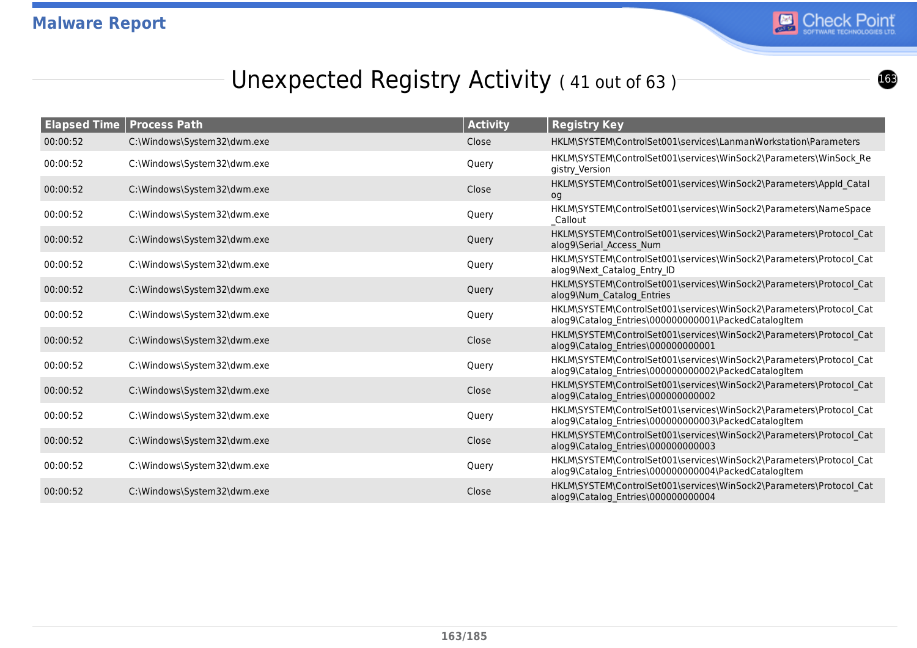# Unexpected Registry Activity ( 41 out of 63 )

| Elapsed Time | Process Path | Activity | Registry Key |
|---|---|---|---|
| 00:00:52 | C:\Windows\System32\dwm.exe | Close | HKLM\SYSTEM\ControlSet001\services\LanmanWorkstation\Parameters |
| 00:00:52 | C:\Windows\System32\dwm.exe | Query | HKLM\SYSTEM\ControlSet001\services\WinSock2\Parameters\WinSock_Registry_Version |
| 00:00:52 | C:\Windows\System32\dwm.exe | Close | HKLM\SYSTEM\ControlSet001\services\WinSock2\Parameters\AppId_Catalog |
| 00:00:52 | C:\Windows\System32\dwm.exe | Query | HKLM\SYSTEM\ControlSet001\services\WinSock2\Parameters\NameSpace_Callout |
| 00:00:52 | C:\Windows\System32\dwm.exe | Query | HKLM\SYSTEM\ControlSet001\services\WinSock2\Parameters\Protocol_Catalog9\Serial_Access_Num |
| 00:00:52 | C:\Windows\System32\dwm.exe | Query | HKLM\SYSTEM\ControlSet001\services\WinSock2\Parameters\Protocol_Catalog9\Next_Catalog_Entry_ID |
| 00:00:52 | C:\Windows\System32\dwm.exe | Query | HKLM\SYSTEM\ControlSet001\services\WinSock2\Parameters\Protocol_Catalog9\Num_Catalog_Entries |
| 00:00:52 | C:\Windows\System32\dwm.exe | Query | HKLM\SYSTEM\ControlSet001\services\WinSock2\Parameters\Protocol_Catalog9\Catalog_Entries\000000000001\PackedCatalogItem |
| 00:00:52 | C:\Windows\System32\dwm.exe | Close | HKLM\SYSTEM\ControlSet001\services\WinSock2\Parameters\Protocol_Catalog9\Catalog_Entries\000000000001 |
| 00:00:52 | C:\Windows\System32\dwm.exe | Query | HKLM\SYSTEM\ControlSet001\services\WinSock2\Parameters\Protocol_Catalog9\Catalog_Entries\000000000002\PackedCatalogItem |
| 00:00:52 | C:\Windows\System32\dwm.exe | Close | HKLM\SYSTEM\ControlSet001\services\WinSock2\Parameters\Protocol_Catalog9\Catalog_Entries\000000000002 |
| 00:00:52 | C:\Windows\System32\dwm.exe | Query | HKLM\SYSTEM\ControlSet001\services\WinSock2\Parameters\Protocol_Catalog9\Catalog_Entries\000000000003\PackedCatalogItem |
| 00:00:52 | C:\Windows\System32\dwm.exe | Close | HKLM\SYSTEM\ControlSet001\services\WinSock2\Parameters\Protocol_Catalog9\Catalog_Entries\000000000003 |
| 00:00:52 | C:\Windows\System32\dwm.exe | Query | HKLM\SYSTEM\ControlSet001\services\WinSock2\Parameters\Protocol_Catalog9\Catalog_Entries\000000000004\PackedCatalogItem |
| 00:00:52 | C:\Windows\System32\dwm.exe | Close | HKLM\SYSTEM\ControlSet001\services\WinSock2\Parameters\Protocol_Catalog9\Catalog_Entries\000000000004 |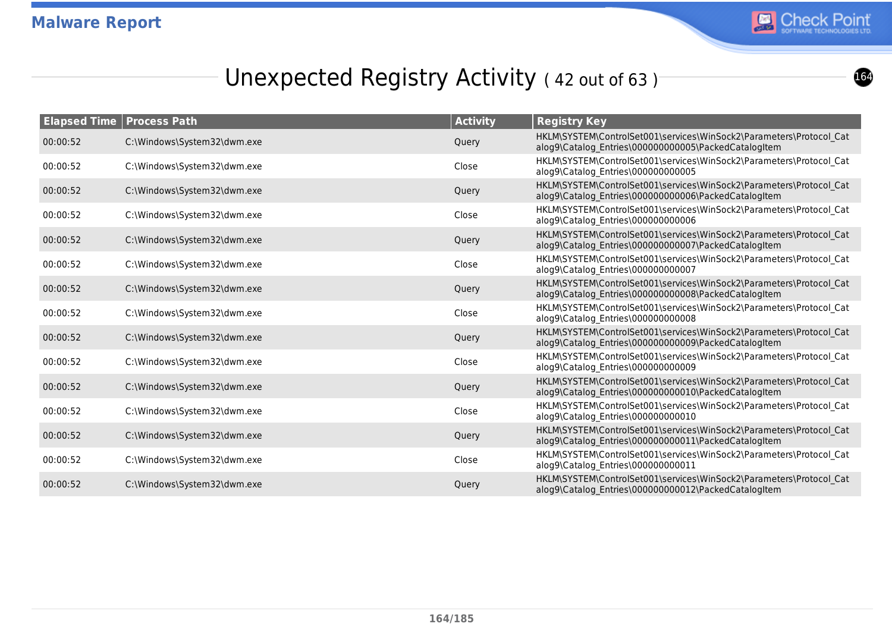# Unexpected Registry Activity ( 42 out of 63 )

| Elapsed Time | Process Path | Activity | Registry Key |
|---|---|---|---|
| 00:00:52 | C:\Windows\System32\dwm.exe | Query | HKLM\SYSTEM\ControlSet001\services\WinSock2\Parameters\Protocol_Catalog9\Catalog_Entries\000000000005\PackedCatalogItem |
| 00:00:52 | C:\Windows\System32\dwm.exe | Close | HKLM\SYSTEM\ControlSet001\services\WinSock2\Parameters\Protocol_Catalog9\Catalog_Entries\000000000005 |
| 00:00:52 | C:\Windows\System32\dwm.exe | Query | HKLM\SYSTEM\ControlSet001\services\WinSock2\Parameters\Protocol_Catalog9\Catalog_Entries\000000000006\PackedCatalogItem |
| 00:00:52 | C:\Windows\System32\dwm.exe | Close | HKLM\SYSTEM\ControlSet001\services\WinSock2\Parameters\Protocol_Catalog9\Catalog_Entries\000000000006 |
| 00:00:52 | C:\Windows\System32\dwm.exe | Query | HKLM\SYSTEM\ControlSet001\services\WinSock2\Parameters\Protocol_Catalog9\Catalog_Entries\000000000007\PackedCatalogItem |
| 00:00:52 | C:\Windows\System32\dwm.exe | Close | HKLM\SYSTEM\ControlSet001\services\WinSock2\Parameters\Protocol_Catalog9\Catalog_Entries\000000000007 |
| 00:00:52 | C:\Windows\System32\dwm.exe | Query | HKLM\SYSTEM\ControlSet001\services\WinSock2\Parameters\Protocol_Catalog9\Catalog_Entries\000000000008\PackedCatalogItem |
| 00:00:52 | C:\Windows\System32\dwm.exe | Close | HKLM\SYSTEM\ControlSet001\services\WinSock2\Parameters\Protocol_Catalog9\Catalog_Entries\000000000008 |
| 00:00:52 | C:\Windows\System32\dwm.exe | Query | HKLM\SYSTEM\ControlSet001\services\WinSock2\Parameters\Protocol_Catalog9\Catalog_Entries\000000000009\PackedCatalogItem |
| 00:00:52 | C:\Windows\System32\dwm.exe | Close | HKLM\SYSTEM\ControlSet001\services\WinSock2\Parameters\Protocol_Catalog9\Catalog_Entries\000000000009 |
| 00:00:52 | C:\Windows\System32\dwm.exe | Query | HKLM\SYSTEM\ControlSet001\services\WinSock2\Parameters\Protocol_Catalog9\Catalog_Entries\000000000010\PackedCatalogItem |
| 00:00:52 | C:\Windows\System32\dwm.exe | Close | HKLM\SYSTEM\ControlSet001\services\WinSock2\Parameters\Protocol_Catalog9\Catalog_Entries\000000000010 |
| 00:00:52 | C:\Windows\System32\dwm.exe | Query | HKLM\SYSTEM\ControlSet001\services\WinSock2\Parameters\Protocol_Catalog9\Catalog_Entries\000000000011\PackedCatalogItem |
| 00:00:52 | C:\Windows\System32\dwm.exe | Close | HKLM\SYSTEM\ControlSet001\services\WinSock2\Parameters\Protocol_Catalog9\Catalog_Entries\000000000011 |
| 00:00:52 | C:\Windows\System32\dwm.exe | Query | HKLM\SYSTEM\ControlSet001\services\WinSock2\Parameters\Protocol_Catalog9\Catalog_Entries\000000000012\PackedCatalogItem |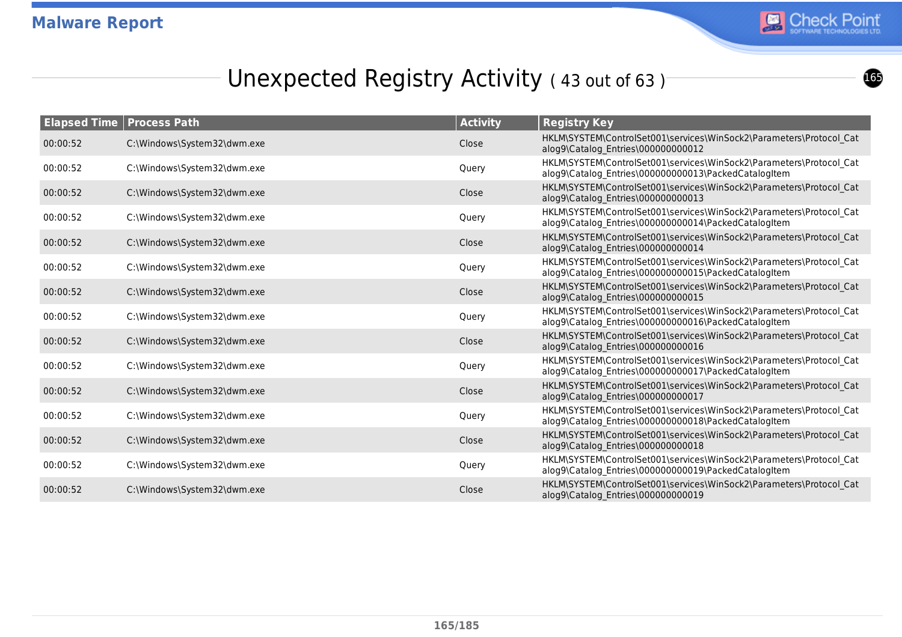# Unexpected Registry Activity ( 43 out of 63 )

| Elapsed Time | Process Path | Activity | Registry Key |
|---|---|---|---|
| 00:00:52 | C:\Windows\System32\dwm.exe | Close | HKLM\SYSTEM\ControlSet001\services\WinSock2\Parameters\Protocol_Catalog9\Catalog_Entries\000000000012 |
| 00:00:52 | C:\Windows\System32\dwm.exe | Query | HKLM\SYSTEM\ControlSet001\services\WinSock2\Parameters\Protocol_Catalog9\Catalog_Entries\000000000013\PackedCatalogItem |
| 00:00:52 | C:\Windows\System32\dwm.exe | Close | HKLM\SYSTEM\ControlSet001\services\WinSock2\Parameters\Protocol_Catalog9\Catalog_Entries\000000000013 |
| 00:00:52 | C:\Windows\System32\dwm.exe | Query | HKLM\SYSTEM\ControlSet001\services\WinSock2\Parameters\Protocol_Catalog9\Catalog_Entries\000000000014\PackedCatalogItem |
| 00:00:52 | C:\Windows\System32\dwm.exe | Close | HKLM\SYSTEM\ControlSet001\services\WinSock2\Parameters\Protocol_Catalog9\Catalog_Entries\000000000014 |
| 00:00:52 | C:\Windows\System32\dwm.exe | Query | HKLM\SYSTEM\ControlSet001\services\WinSock2\Parameters\Protocol_Catalog9\Catalog_Entries\000000000015\PackedCatalogItem |
| 00:00:52 | C:\Windows\System32\dwm.exe | Close | HKLM\SYSTEM\ControlSet001\services\WinSock2\Parameters\Protocol_Catalog9\Catalog_Entries\000000000015 |
| 00:00:52 | C:\Windows\System32\dwm.exe | Query | HKLM\SYSTEM\ControlSet001\services\WinSock2\Parameters\Protocol_Catalog9\Catalog_Entries\000000000016\PackedCatalogItem |
| 00:00:52 | C:\Windows\System32\dwm.exe | Close | HKLM\SYSTEM\ControlSet001\services\WinSock2\Parameters\Protocol_Catalog9\Catalog_Entries\000000000016 |
| 00:00:52 | C:\Windows\System32\dwm.exe | Query | HKLM\SYSTEM\ControlSet001\services\WinSock2\Parameters\Protocol_Catalog9\Catalog_Entries\000000000017\PackedCatalogItem |
| 00:00:52 | C:\Windows\System32\dwm.exe | Close | HKLM\SYSTEM\ControlSet001\services\WinSock2\Parameters\Protocol_Catalog9\Catalog_Entries\000000000017 |
| 00:00:52 | C:\Windows\System32\dwm.exe | Query | HKLM\SYSTEM\ControlSet001\services\WinSock2\Parameters\Protocol_Catalog9\Catalog_Entries\000000000018\PackedCatalogItem |
| 00:00:52 | C:\Windows\System32\dwm.exe | Close | HKLM\SYSTEM\ControlSet001\services\WinSock2\Parameters\Protocol_Catalog9\Catalog_Entries\000000000018 |
| 00:00:52 | C:\Windows\System32\dwm.exe | Query | HKLM\SYSTEM\ControlSet001\services\WinSock2\Parameters\Protocol_Catalog9\Catalog_Entries\000000000019\PackedCatalogItem |
| 00:00:52 | C:\Windows\System32\dwm.exe | Close | HKLM\SYSTEM\ControlSet001\services\WinSock2\Parameters\Protocol_Catalog9\Catalog_Entries\000000000019 |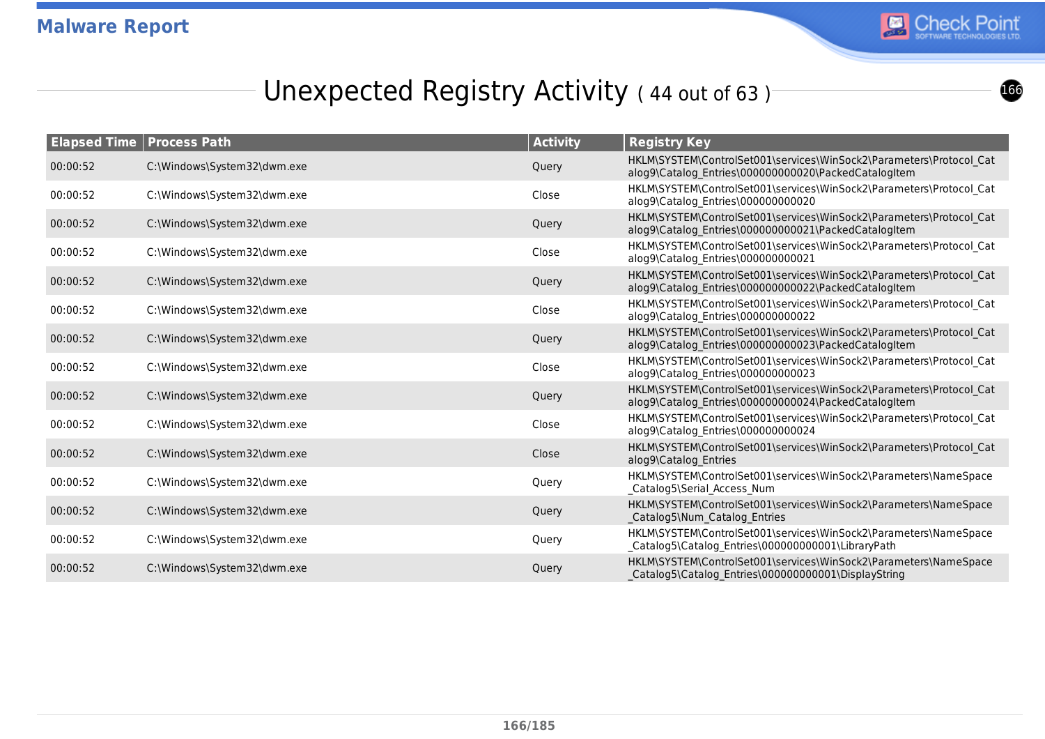## Unexpected Registry Activity ( 44 out of 63 )

| Elapsed Time | Process Path | Activity | Registry Key |
|---|---|---|---|
| 00:00:52 | C:\Windows\System32\dwm.exe | Query | HKLM\SYSTEM\ControlSet001\services\WinSock2\Parameters\Protocol_Catalog9\Catalog_Entries\000000000020\PackedCatalogItem |
| 00:00:52 | C:\Windows\System32\dwm.exe | Close | HKLM\SYSTEM\ControlSet001\services\WinSock2\Parameters\Protocol_Catalog9\Catalog_Entries\000000000020 |
| 00:00:52 | C:\Windows\System32\dwm.exe | Query | HKLM\SYSTEM\ControlSet001\services\WinSock2\Parameters\Protocol_Catalog9\Catalog_Entries\000000000021\PackedCatalogItem |
| 00:00:52 | C:\Windows\System32\dwm.exe | Close | HKLM\SYSTEM\ControlSet001\services\WinSock2\Parameters\Protocol_Catalog9\Catalog_Entries\000000000021 |
| 00:00:52 | C:\Windows\System32\dwm.exe | Query | HKLM\SYSTEM\ControlSet001\services\WinSock2\Parameters\Protocol_Catalog9\Catalog_Entries\000000000022\PackedCatalogItem |
| 00:00:52 | C:\Windows\System32\dwm.exe | Close | HKLM\SYSTEM\ControlSet001\services\WinSock2\Parameters\Protocol_Catalog9\Catalog_Entries\000000000022 |
| 00:00:52 | C:\Windows\System32\dwm.exe | Query | HKLM\SYSTEM\ControlSet001\services\WinSock2\Parameters\Protocol_Catalog9\Catalog_Entries\000000000023\PackedCatalogItem |
| 00:00:52 | C:\Windows\System32\dwm.exe | Close | HKLM\SYSTEM\ControlSet001\services\WinSock2\Parameters\Protocol_Catalog9\Catalog_Entries\000000000023 |
| 00:00:52 | C:\Windows\System32\dwm.exe | Query | HKLM\SYSTEM\ControlSet001\services\WinSock2\Parameters\Protocol_Catalog9\Catalog_Entries\000000000024\PackedCatalogItem |
| 00:00:52 | C:\Windows\System32\dwm.exe | Close | HKLM\SYSTEM\ControlSet001\services\WinSock2\Parameters\Protocol_Catalog9\Catalog_Entries\000000000024 |
| 00:00:52 | C:\Windows\System32\dwm.exe | Close | HKLM\SYSTEM\ControlSet001\services\WinSock2\Parameters\Protocol_Catalog9\Catalog_Entries |
| 00:00:52 | C:\Windows\System32\dwm.exe | Query | HKLM\SYSTEM\ControlSet001\services\WinSock2\Parameters\NameSpace_Catalog5\Serial_Access_Num |
| 00:00:52 | C:\Windows\System32\dwm.exe | Query | HKLM\SYSTEM\ControlSet001\services\WinSock2\Parameters\NameSpace_Catalog5\Num_Catalog_Entries |
| 00:00:52 | C:\Windows\System32\dwm.exe | Query | HKLM\SYSTEM\ControlSet001\services\WinSock2\Parameters\NameSpace_Catalog5\Catalog_Entries\000000000001\LibraryPath |
| 00:00:52 | C:\Windows\System32\dwm.exe | Query | HKLM\SYSTEM\ControlSet001\services\WinSock2\Parameters\NameSpace_Catalog5\Catalog_Entries\000000000001\DisplayString |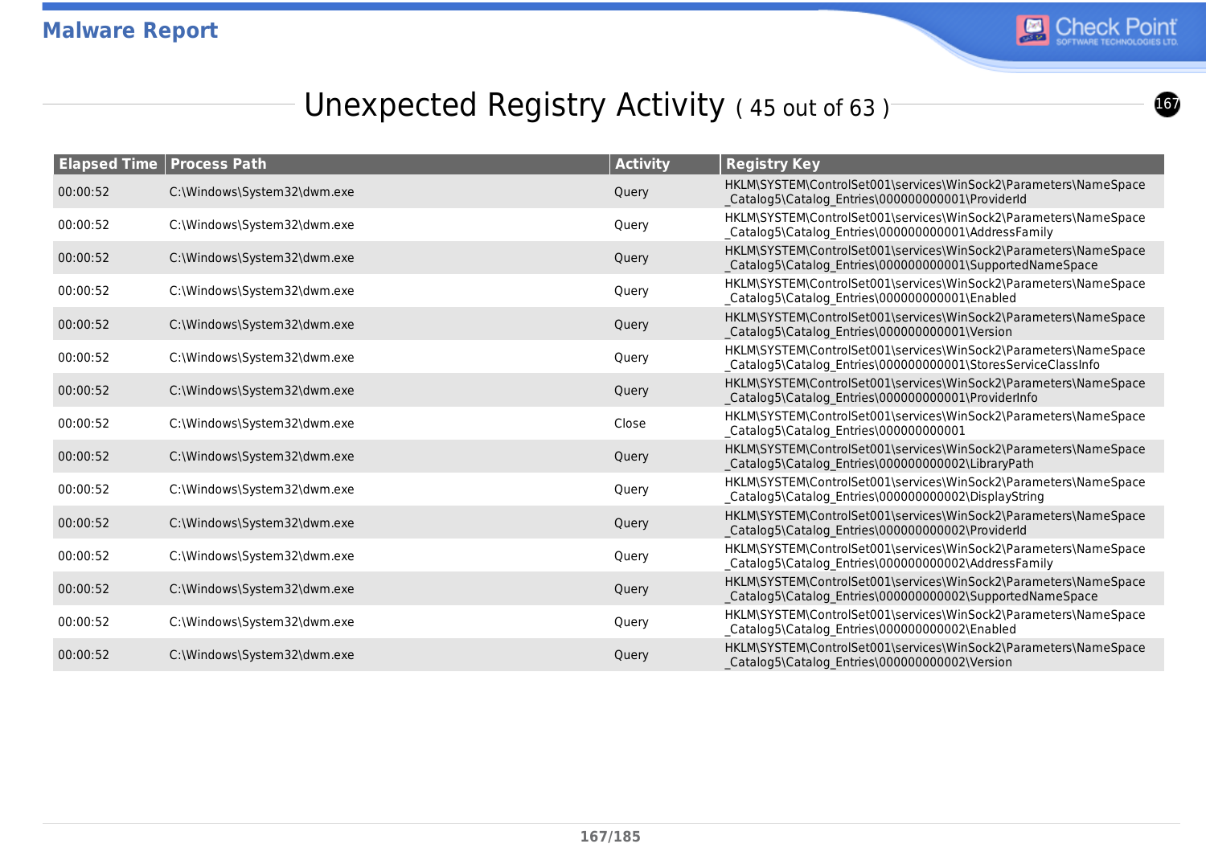# Unexpected Registry Activity ( 45 out of 63 )

| Elapsed Time | Process Path | Activity | Registry Key |
|---|---|---|---|
| 00:00:52 | C:\Windows\System32\dwm.exe | Query | HKLM\SYSTEM\ControlSet001\services\WinSock2\Parameters\NameSpace_Catalog5\Catalog_Entries\000000000001\ProviderId |
| 00:00:52 | C:\Windows\System32\dwm.exe | Query | HKLM\SYSTEM\ControlSet001\services\WinSock2\Parameters\NameSpace_Catalog5\Catalog_Entries\000000000001\AddressFamily |
| 00:00:52 | C:\Windows\System32\dwm.exe | Query | HKLM\SYSTEM\ControlSet001\services\WinSock2\Parameters\NameSpace_Catalog5\Catalog_Entries\000000000001\SupportedNameSpace |
| 00:00:52 | C:\Windows\System32\dwm.exe | Query | HKLM\SYSTEM\ControlSet001\services\WinSock2\Parameters\NameSpace_Catalog5\Catalog_Entries\000000000001\Enabled |
| 00:00:52 | C:\Windows\System32\dwm.exe | Query | HKLM\SYSTEM\ControlSet001\services\WinSock2\Parameters\NameSpace_Catalog5\Catalog_Entries\000000000001\Version |
| 00:00:52 | C:\Windows\System32\dwm.exe | Query | HKLM\SYSTEM\ControlSet001\services\WinSock2\Parameters\NameSpace_Catalog5\Catalog_Entries\000000000001\StoresServiceClassInfo |
| 00:00:52 | C:\Windows\System32\dwm.exe | Query | HKLM\SYSTEM\ControlSet001\services\WinSock2\Parameters\NameSpace_Catalog5\Catalog_Entries\000000000001\ProviderInfo |
| 00:00:52 | C:\Windows\System32\dwm.exe | Close | HKLM\SYSTEM\ControlSet001\services\WinSock2\Parameters\NameSpace_Catalog5\Catalog_Entries\000000000001 |
| 00:00:52 | C:\Windows\System32\dwm.exe | Query | HKLM\SYSTEM\ControlSet001\services\WinSock2\Parameters\NameSpace_Catalog5\Catalog_Entries\000000000002\LibraryPath |
| 00:00:52 | C:\Windows\System32\dwm.exe | Query | HKLM\SYSTEM\ControlSet001\services\WinSock2\Parameters\NameSpace_Catalog5\Catalog_Entries\000000000002\DisplayString |
| 00:00:52 | C:\Windows\System32\dwm.exe | Query | HKLM\SYSTEM\ControlSet001\services\WinSock2\Parameters\NameSpace_Catalog5\Catalog_Entries\000000000002\ProviderId |
| 00:00:52 | C:\Windows\System32\dwm.exe | Query | HKLM\SYSTEM\ControlSet001\services\WinSock2\Parameters\NameSpace_Catalog5\Catalog_Entries\000000000002\AddressFamily |
| 00:00:52 | C:\Windows\System32\dwm.exe | Query | HKLM\SYSTEM\ControlSet001\services\WinSock2\Parameters\NameSpace_Catalog5\Catalog_Entries\000000000002\SupportedNameSpace |
| 00:00:52 | C:\Windows\System32\dwm.exe | Query | HKLM\SYSTEM\ControlSet001\services\WinSock2\Parameters\NameSpace_Catalog5\Catalog_Entries\000000000002\Enabled |
| 00:00:52 | C:\Windows\System32\dwm.exe | Query | HKLM\SYSTEM\ControlSet001\services\WinSock2\Parameters\NameSpace_Catalog5\Catalog_Entries\000000000002\Version |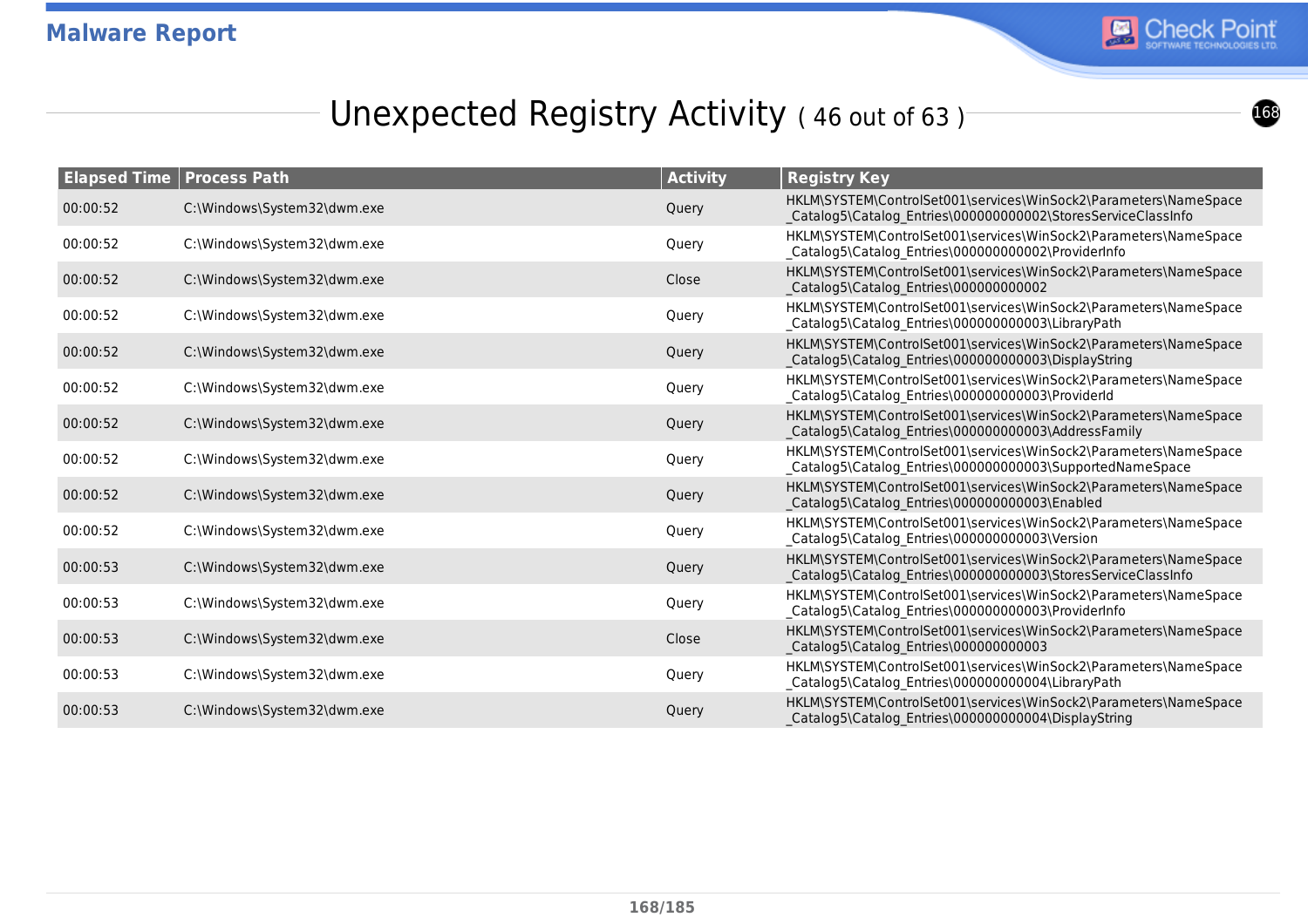## Unexpected Registry Activity ( 46 out of 63 )

| Elapsed Time | Process Path | Activity | Registry Key |
|---|---|---|---|
| 00:00:52 | C:\Windows\System32\dwm.exe | Query | HKLM\SYSTEM\ControlSet001\services\WinSock2\Parameters\NameSpace_Catalog5\Catalog_Entries\000000000002\StoresServiceClassInfo |
| 00:00:52 | C:\Windows\System32\dwm.exe | Query | HKLM\SYSTEM\ControlSet001\services\WinSock2\Parameters\NameSpace_Catalog5\Catalog_Entries\000000000002\ProviderInfo |
| 00:00:52 | C:\Windows\System32\dwm.exe | Close | HKLM\SYSTEM\ControlSet001\services\WinSock2\Parameters\NameSpace_Catalog5\Catalog_Entries\000000000002 |
| 00:00:52 | C:\Windows\System32\dwm.exe | Query | HKLM\SYSTEM\ControlSet001\services\WinSock2\Parameters\NameSpace_Catalog5\Catalog_Entries\000000000003\LibraryPath |
| 00:00:52 | C:\Windows\System32\dwm.exe | Query | HKLM\SYSTEM\ControlSet001\services\WinSock2\Parameters\NameSpace_Catalog5\Catalog_Entries\000000000003\DisplayString |
| 00:00:52 | C:\Windows\System32\dwm.exe | Query | HKLM\SYSTEM\ControlSet001\services\WinSock2\Parameters\NameSpace_Catalog5\Catalog_Entries\000000000003\ProviderId |
| 00:00:52 | C:\Windows\System32\dwm.exe | Query | HKLM\SYSTEM\ControlSet001\services\WinSock2\Parameters\NameSpace_Catalog5\Catalog_Entries\000000000003\AddressFamily |
| 00:00:52 | C:\Windows\System32\dwm.exe | Query | HKLM\SYSTEM\ControlSet001\services\WinSock2\Parameters\NameSpace_Catalog5\Catalog_Entries\000000000003\SupportedNameSpace |
| 00:00:52 | C:\Windows\System32\dwm.exe | Query | HKLM\SYSTEM\ControlSet001\services\WinSock2\Parameters\NameSpace_Catalog5\Catalog_Entries\000000000003\Enabled |
| 00:00:52 | C:\Windows\System32\dwm.exe | Query | HKLM\SYSTEM\ControlSet001\services\WinSock2\Parameters\NameSpace_Catalog5\Catalog_Entries\000000000003\Version |
| 00:00:53 | C:\Windows\System32\dwm.exe | Query | HKLM\SYSTEM\ControlSet001\services\WinSock2\Parameters\NameSpace_Catalog5\Catalog_Entries\000000000003\StoresServiceClassInfo |
| 00:00:53 | C:\Windows\System32\dwm.exe | Query | HKLM\SYSTEM\ControlSet001\services\WinSock2\Parameters\NameSpace_Catalog5\Catalog_Entries\000000000003\ProviderInfo |
| 00:00:53 | C:\Windows\System32\dwm.exe | Close | HKLM\SYSTEM\ControlSet001\services\WinSock2\Parameters\NameSpace_Catalog5\Catalog_Entries\000000000003 |
| 00:00:53 | C:\Windows\System32\dwm.exe | Query | HKLM\SYSTEM\ControlSet001\services\WinSock2\Parameters\NameSpace_Catalog5\Catalog_Entries\000000000004\LibraryPath |
| 00:00:53 | C:\Windows\System32\dwm.exe | Query | HKLM\SYSTEM\ControlSet001\services\WinSock2\Parameters\NameSpace_Catalog5\Catalog_Entries\000000000004\DisplayString |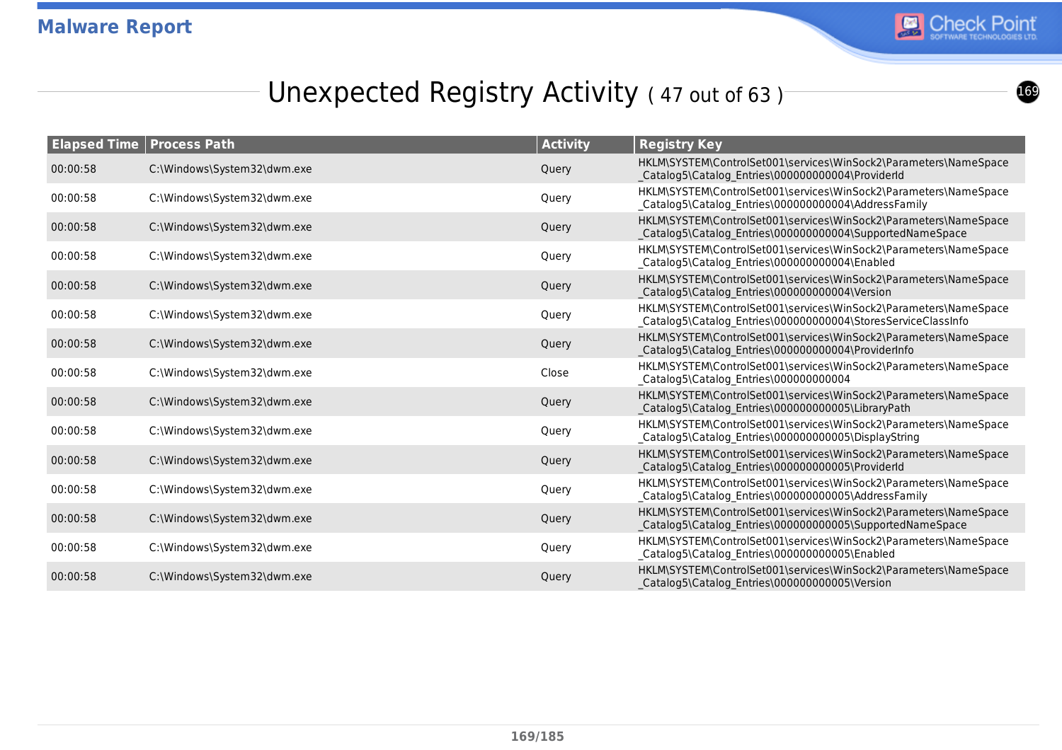## Unexpected Registry Activity ( 47 out of 63 )

| Elapsed Time | Process Path | Activity | Registry Key |
|---|---|---|---|
| 00:00:58 | C:\Windows\System32\dwm.exe | Query | HKLM\SYSTEM\ControlSet001\services\WinSock2\Parameters\NameSpace_Catalog5\Catalog_Entries\000000000004\ProviderId |
| 00:00:58 | C:\Windows\System32\dwm.exe | Query | HKLM\SYSTEM\ControlSet001\services\WinSock2\Parameters\NameSpace_Catalog5\Catalog_Entries\000000000004\AddressFamily |
| 00:00:58 | C:\Windows\System32\dwm.exe | Query | HKLM\SYSTEM\ControlSet001\services\WinSock2\Parameters\NameSpace_Catalog5\Catalog_Entries\000000000004\SupportedNameSpace |
| 00:00:58 | C:\Windows\System32\dwm.exe | Query | HKLM\SYSTEM\ControlSet001\services\WinSock2\Parameters\NameSpace_Catalog5\Catalog_Entries\000000000004\Enabled |
| 00:00:58 | C:\Windows\System32\dwm.exe | Query | HKLM\SYSTEM\ControlSet001\services\WinSock2\Parameters\NameSpace_Catalog5\Catalog_Entries\000000000004\Version |
| 00:00:58 | C:\Windows\System32\dwm.exe | Query | HKLM\SYSTEM\ControlSet001\services\WinSock2\Parameters\NameSpace_Catalog5\Catalog_Entries\000000000004\StoresServiceClassInfo |
| 00:00:58 | C:\Windows\System32\dwm.exe | Query | HKLM\SYSTEM\ControlSet001\services\WinSock2\Parameters\NameSpace_Catalog5\Catalog_Entries\000000000004\ProviderInfo |
| 00:00:58 | C:\Windows\System32\dwm.exe | Close | HKLM\SYSTEM\ControlSet001\services\WinSock2\Parameters\NameSpace_Catalog5\Catalog_Entries\000000000004 |
| 00:00:58 | C:\Windows\System32\dwm.exe | Query | HKLM\SYSTEM\ControlSet001\services\WinSock2\Parameters\NameSpace_Catalog5\Catalog_Entries\000000000005\LibraryPath |
| 00:00:58 | C:\Windows\System32\dwm.exe | Query | HKLM\SYSTEM\ControlSet001\services\WinSock2\Parameters\NameSpace_Catalog5\Catalog_Entries\000000000005\DisplayString |
| 00:00:58 | C:\Windows\System32\dwm.exe | Query | HKLM\SYSTEM\ControlSet001\services\WinSock2\Parameters\NameSpace_Catalog5\Catalog_Entries\000000000005\ProviderId |
| 00:00:58 | C:\Windows\System32\dwm.exe | Query | HKLM\SYSTEM\ControlSet001\services\WinSock2\Parameters\NameSpace_Catalog5\Catalog_Entries\000000000005\AddressFamily |
| 00:00:58 | C:\Windows\System32\dwm.exe | Query | HKLM\SYSTEM\ControlSet001\services\WinSock2\Parameters\NameSpace_Catalog5\Catalog_Entries\000000000005\SupportedNameSpace |
| 00:00:58 | C:\Windows\System32\dwm.exe | Query | HKLM\SYSTEM\ControlSet001\services\WinSock2\Parameters\NameSpace_Catalog5\Catalog_Entries\000000000005\Enabled |
| 00:00:58 | C:\Windows\System32\dwm.exe | Query | HKLM\SYSTEM\ControlSet001\services\WinSock2\Parameters\NameSpace_Catalog5\Catalog_Entries\000000000005\Version |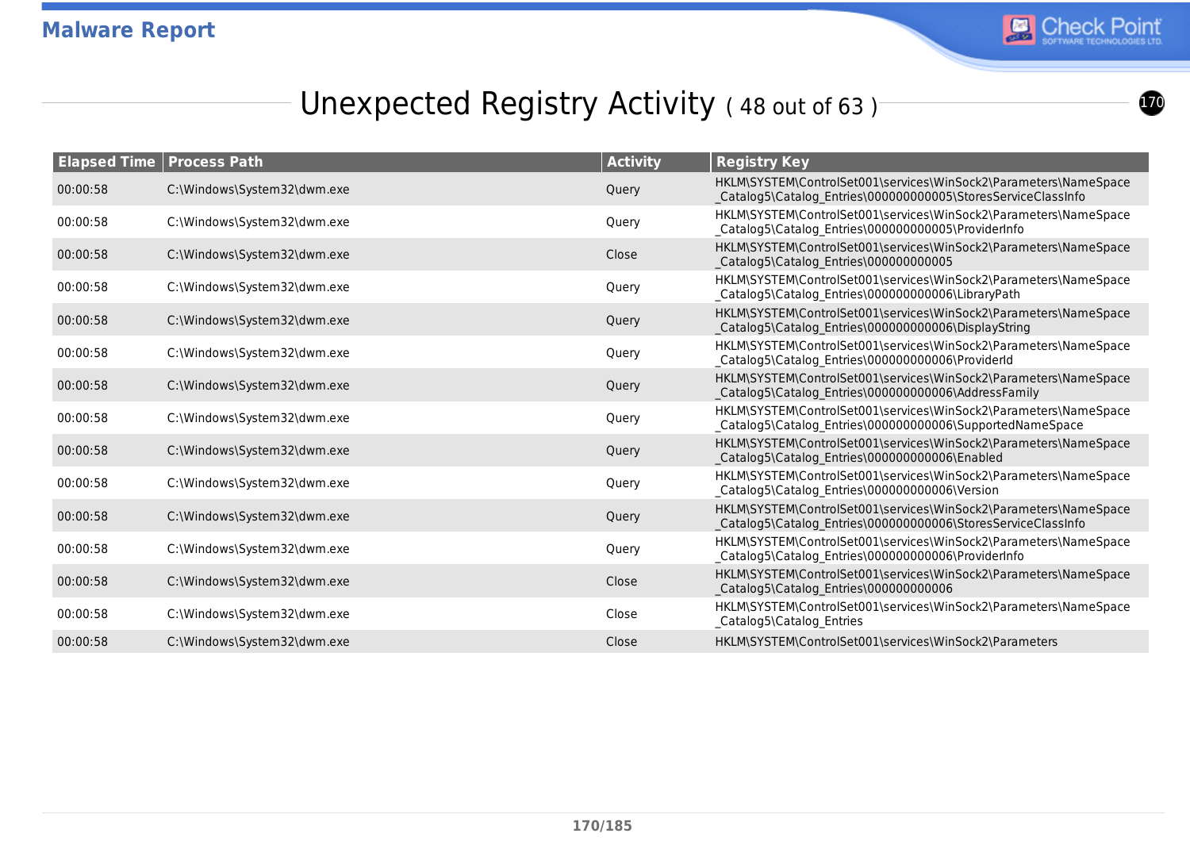## Unexpected Registry Activity ( 48 out of 63 )

| Elapsed Time | Process Path | Activity | Registry Key |
|---|---|---|---|
| 00:00:58 | C:\Windows\System32\dwm.exe | Query | HKLM\SYSTEM\ControlSet001\services\WinSock2\Parameters\NameSpace_Catalog5\Catalog_Entries\000000000005\StoresServiceClassInfo |
| 00:00:58 | C:\Windows\System32\dwm.exe | Query | HKLM\SYSTEM\ControlSet001\services\WinSock2\Parameters\NameSpace_Catalog5\Catalog_Entries\000000000005\ProviderInfo |
| 00:00:58 | C:\Windows\System32\dwm.exe | Close | HKLM\SYSTEM\ControlSet001\services\WinSock2\Parameters\NameSpace_Catalog5\Catalog_Entries\000000000005 |
| 00:00:58 | C:\Windows\System32\dwm.exe | Query | HKLM\SYSTEM\ControlSet001\services\WinSock2\Parameters\NameSpace_Catalog5\Catalog_Entries\000000000006\LibraryPath |
| 00:00:58 | C:\Windows\System32\dwm.exe | Query | HKLM\SYSTEM\ControlSet001\services\WinSock2\Parameters\NameSpace_Catalog5\Catalog_Entries\000000000006\DisplayString |
| 00:00:58 | C:\Windows\System32\dwm.exe | Query | HKLM\SYSTEM\ControlSet001\services\WinSock2\Parameters\NameSpace_Catalog5\Catalog_Entries\000000000006\ProviderId |
| 00:00:58 | C:\Windows\System32\dwm.exe | Query | HKLM\SYSTEM\ControlSet001\services\WinSock2\Parameters\NameSpace_Catalog5\Catalog_Entries\000000000006\AddressFamily |
| 00:00:58 | C:\Windows\System32\dwm.exe | Query | HKLM\SYSTEM\ControlSet001\services\WinSock2\Parameters\NameSpace_Catalog5\Catalog_Entries\000000000006\SupportedNameSpace |
| 00:00:58 | C:\Windows\System32\dwm.exe | Query | HKLM\SYSTEM\ControlSet001\services\WinSock2\Parameters\NameSpace_Catalog5\Catalog_Entries\000000000006\Enabled |
| 00:00:58 | C:\Windows\System32\dwm.exe | Query | HKLM\SYSTEM\ControlSet001\services\WinSock2\Parameters\NameSpace_Catalog5\Catalog_Entries\000000000006\Version |
| 00:00:58 | C:\Windows\System32\dwm.exe | Query | HKLM\SYSTEM\ControlSet001\services\WinSock2\Parameters\NameSpace_Catalog5\Catalog_Entries\000000000006\StoresServiceClassInfo |
| 00:00:58 | C:\Windows\System32\dwm.exe | Query | HKLM\SYSTEM\ControlSet001\services\WinSock2\Parameters\NameSpace_Catalog5\Catalog_Entries\000000000006\ProviderInfo |
| 00:00:58 | C:\Windows\System32\dwm.exe | Close | HKLM\SYSTEM\ControlSet001\services\WinSock2\Parameters\NameSpace_Catalog5\Catalog_Entries\000000000006 |
| 00:00:58 | C:\Windows\System32\dwm.exe | Close | HKLM\SYSTEM\ControlSet001\services\WinSock2\Parameters\NameSpace_Catalog5\Catalog_Entries |
| 00:00:58 | C:\Windows\System32\dwm.exe | Close | HKLM\SYSTEM\ControlSet001\services\WinSock2\Parameters |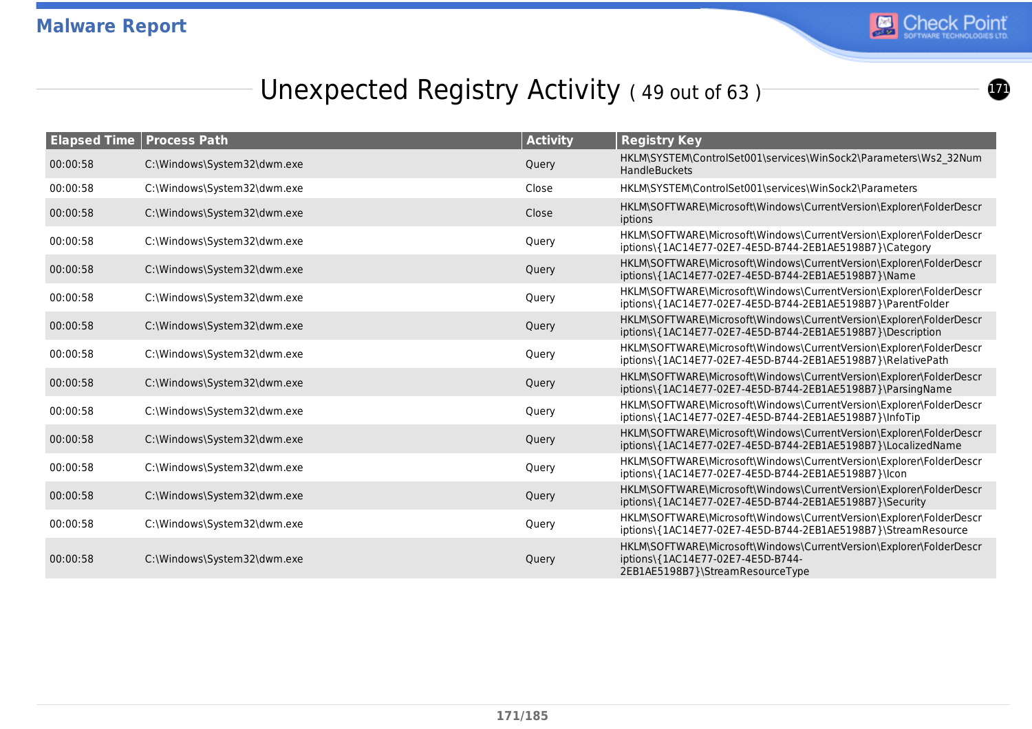## Unexpected Registry Activity ( 49 out of 63 )

| Elapsed Time | Process Path | Activity | Registry Key |
|---|---|---|---|
| 00:00:58 | C:\Windows\System32\dwm.exe | Query | HKLM\SYSTEM\ControlSet001\services\WinSock2\Parameters\Ws2_32NumHandleBuckets |
| 00:00:58 | C:\Windows\System32\dwm.exe | Close | HKLM\SYSTEM\ControlSet001\services\WinSock2\Parameters |
| 00:00:58 | C:\Windows\System32\dwm.exe | Close | HKLM\SOFTWARE\Microsoft\Windows\CurrentVersion\Explorer\FolderDescriptions |
| 00:00:58 | C:\Windows\System32\dwm.exe | Query | HKLM\SOFTWARE\Microsoft\Windows\CurrentVersion\Explorer\FolderDescriptions\{1AC14E77-02E7-4E5D-B744-2EB1AE5198B7}\Category |
| 00:00:58 | C:\Windows\System32\dwm.exe | Query | HKLM\SOFTWARE\Microsoft\Windows\CurrentVersion\Explorer\FolderDescriptions\{1AC14E77-02E7-4E5D-B744-2EB1AE5198B7}\Name |
| 00:00:58 | C:\Windows\System32\dwm.exe | Query | HKLM\SOFTWARE\Microsoft\Windows\CurrentVersion\Explorer\FolderDescriptions\{1AC14E77-02E7-4E5D-B744-2EB1AE5198B7}\ParentFolder |
| 00:00:58 | C:\Windows\System32\dwm.exe | Query | HKLM\SOFTWARE\Microsoft\Windows\CurrentVersion\Explorer\FolderDescriptions\{1AC14E77-02E7-4E5D-B744-2EB1AE5198B7}\Description |
| 00:00:58 | C:\Windows\System32\dwm.exe | Query | HKLM\SOFTWARE\Microsoft\Windows\CurrentVersion\Explorer\FolderDescriptions\{1AC14E77-02E7-4E5D-B744-2EB1AE5198B7}\RelativePath |
| 00:00:58 | C:\Windows\System32\dwm.exe | Query | HKLM\SOFTWARE\Microsoft\Windows\CurrentVersion\Explorer\FolderDescriptions\{1AC14E77-02E7-4E5D-B744-2EB1AE5198B7}\ParsingName |
| 00:00:58 | C:\Windows\System32\dwm.exe | Query | HKLM\SOFTWARE\Microsoft\Windows\CurrentVersion\Explorer\FolderDescriptions\{1AC14E77-02E7-4E5D-B744-2EB1AE5198B7}\InfoTip |
| 00:00:58 | C:\Windows\System32\dwm.exe | Query | HKLM\SOFTWARE\Microsoft\Windows\CurrentVersion\Explorer\FolderDescriptions\{1AC14E77-02E7-4E5D-B744-2EB1AE5198B7}\LocalizedName |
| 00:00:58 | C:\Windows\System32\dwm.exe | Query | HKLM\SOFTWARE\Microsoft\Windows\CurrentVersion\Explorer\FolderDescriptions\{1AC14E77-02E7-4E5D-B744-2EB1AE5198B7}\Icon |
| 00:00:58 | C:\Windows\System32\dwm.exe | Query | HKLM\SOFTWARE\Microsoft\Windows\CurrentVersion\Explorer\FolderDescriptions\{1AC14E77-02E7-4E5D-B744-2EB1AE5198B7}\Security |
| 00:00:58 | C:\Windows\System32\dwm.exe | Query | HKLM\SOFTWARE\Microsoft\Windows\CurrentVersion\Explorer\FolderDescriptions\{1AC14E77-02E7-4E5D-B744-2EB1AE5198B7}\StreamResource |
| 00:00:58 | C:\Windows\System32\dwm.exe | Query | HKLM\SOFTWARE\Microsoft\Windows\CurrentVersion\Explorer\FolderDescriptions\{1AC14E77-02E7-4E5D-B744-2EB1AE5198B7}\StreamResourceType |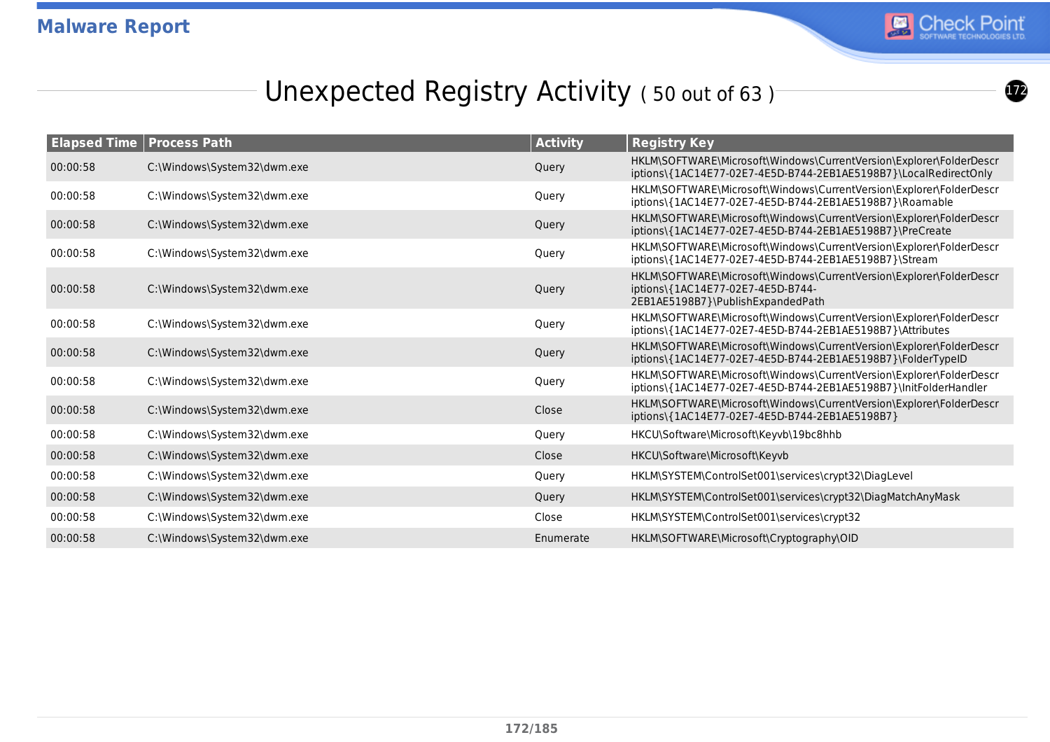# Unexpected Registry Activity ( 50 out of 63 )

| Elapsed Time | Process Path | Activity | Registry Key |
|---|---|---|---|
| 00:00:58 | C:\Windows\System32\dwm.exe | Query | HKLM\SOFTWARE\Microsoft\Windows\CurrentVersion\Explorer\FolderDescriptions\{1AC14E77-02E7-4E5D-B744-2EB1AE5198B7}\LocalRedirectOnly |
| 00:00:58 | C:\Windows\System32\dwm.exe | Query | HKLM\SOFTWARE\Microsoft\Windows\CurrentVersion\Explorer\FolderDescriptions\{1AC14E77-02E7-4E5D-B744-2EB1AE5198B7}\Roamable |
| 00:00:58 | C:\Windows\System32\dwm.exe | Query | HKLM\SOFTWARE\Microsoft\Windows\CurrentVersion\Explorer\FolderDescriptions\{1AC14E77-02E7-4E5D-B744-2EB1AE5198B7}\PreCreate |
| 00:00:58 | C:\Windows\System32\dwm.exe | Query | HKLM\SOFTWARE\Microsoft\Windows\CurrentVersion\Explorer\FolderDescriptions\{1AC14E77-02E7-4E5D-B744-2EB1AE5198B7}\Stream |
| 00:00:58 | C:\Windows\System32\dwm.exe | Query | HKLM\SOFTWARE\Microsoft\Windows\CurrentVersion\Explorer\FolderDescriptions\{1AC14E77-02E7-4E5D-B744-2EB1AE5198B7}\PublishExpandedPath |
| 00:00:58 | C:\Windows\System32\dwm.exe | Query | HKLM\SOFTWARE\Microsoft\Windows\CurrentVersion\Explorer\FolderDescriptions\{1AC14E77-02E7-4E5D-B744-2EB1AE5198B7}\Attributes |
| 00:00:58 | C:\Windows\System32\dwm.exe | Query | HKLM\SOFTWARE\Microsoft\Windows\CurrentVersion\Explorer\FolderDescriptions\{1AC14E77-02E7-4E5D-B744-2EB1AE5198B7}\FolderTypeID |
| 00:00:58 | C:\Windows\System32\dwm.exe | Query | HKLM\SOFTWARE\Microsoft\Windows\CurrentVersion\Explorer\FolderDescriptions\{1AC14E77-02E7-4E5D-B744-2EB1AE5198B7}\InitFolderHandler |
| 00:00:58 | C:\Windows\System32\dwm.exe | Close | HKLM\SOFTWARE\Microsoft\Windows\CurrentVersion\Explorer\FolderDescriptions\{1AC14E77-02E7-4E5D-B744-2EB1AE5198B7} |
| 00:00:58 | C:\Windows\System32\dwm.exe | Query | HKCU\Software\Microsoft\Keyvb\19bc8hhb |
| 00:00:58 | C:\Windows\System32\dwm.exe | Close | HKCU\Software\Microsoft\Keyvb |
| 00:00:58 | C:\Windows\System32\dwm.exe | Query | HKLM\SYSTEM\ControlSet001\services\crypt32\DiagLevel |
| 00:00:58 | C:\Windows\System32\dwm.exe | Query | HKLM\SYSTEM\ControlSet001\services\crypt32\DiagMatchAnyMask |
| 00:00:58 | C:\Windows\System32\dwm.exe | Close | HKLM\SYSTEM\ControlSet001\services\crypt32 |
| 00:00:58 | C:\Windows\System32\dwm.exe | Enumerate | HKLM\SOFTWARE\Microsoft\Cryptography\OID |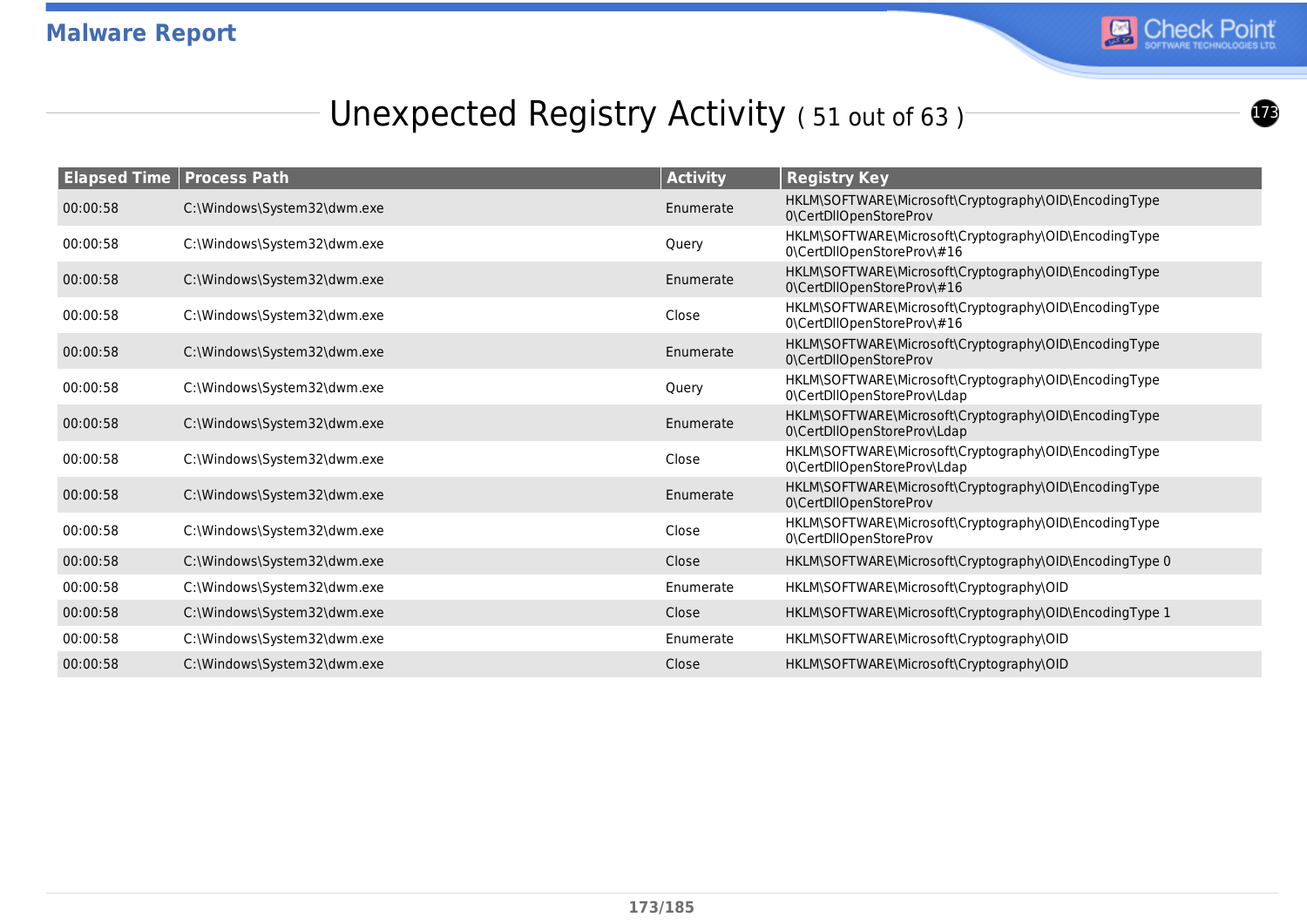## Unexpected Registry Activity ( 51 out of 63 )

| Elapsed Time | Process Path | Activity | Registry Key |
|---|---|---|---|
| 00:00:58 | C:\Windows\System32\dwm.exe | Enumerate | HKLM\SOFTWARE\Microsoft\Cryptography\OID\EncodingType 0\CertDllOpenStoreProv |
| 00:00:58 | C:\Windows\System32\dwm.exe | Query | HKLM\SOFTWARE\Microsoft\Cryptography\OID\EncodingType 0\CertDllOpenStoreProv\#16 |
| 00:00:58 | C:\Windows\System32\dwm.exe | Enumerate | HKLM\SOFTWARE\Microsoft\Cryptography\OID\EncodingType 0\CertDllOpenStoreProv\#16 |
| 00:00:58 | C:\Windows\System32\dwm.exe | Close | HKLM\SOFTWARE\Microsoft\Cryptography\OID\EncodingType 0\CertDllOpenStoreProv\#16 |
| 00:00:58 | C:\Windows\System32\dwm.exe | Enumerate | HKLM\SOFTWARE\Microsoft\Cryptography\OID\EncodingType 0\CertDllOpenStoreProv |
| 00:00:58 | C:\Windows\System32\dwm.exe | Query | HKLM\SOFTWARE\Microsoft\Cryptography\OID\EncodingType 0\CertDllOpenStoreProv\Ldap |
| 00:00:58 | C:\Windows\System32\dwm.exe | Enumerate | HKLM\SOFTWARE\Microsoft\Cryptography\OID\EncodingType 0\CertDllOpenStoreProv\Ldap |
| 00:00:58 | C:\Windows\System32\dwm.exe | Close | HKLM\SOFTWARE\Microsoft\Cryptography\OID\EncodingType 0\CertDllOpenStoreProv\Ldap |
| 00:00:58 | C:\Windows\System32\dwm.exe | Enumerate | HKLM\SOFTWARE\Microsoft\Cryptography\OID\EncodingType 0\CertDllOpenStoreProv |
| 00:00:58 | C:\Windows\System32\dwm.exe | Close | HKLM\SOFTWARE\Microsoft\Cryptography\OID\EncodingType 0\CertDllOpenStoreProv |
| 00:00:58 | C:\Windows\System32\dwm.exe | Close | HKLM\SOFTWARE\Microsoft\Cryptography\OID\EncodingType 0 |
| 00:00:58 | C:\Windows\System32\dwm.exe | Enumerate | HKLM\SOFTWARE\Microsoft\Cryptography\OID |
| 00:00:58 | C:\Windows\System32\dwm.exe | Close | HKLM\SOFTWARE\Microsoft\Cryptography\OID\EncodingType 1 |
| 00:00:58 | C:\Windows\System32\dwm.exe | Enumerate | HKLM\SOFTWARE\Microsoft\Cryptography\OID |
| 00:00:58 | C:\Windows\System32\dwm.exe | Close | HKLM\SOFTWARE\Microsoft\Cryptography\OID |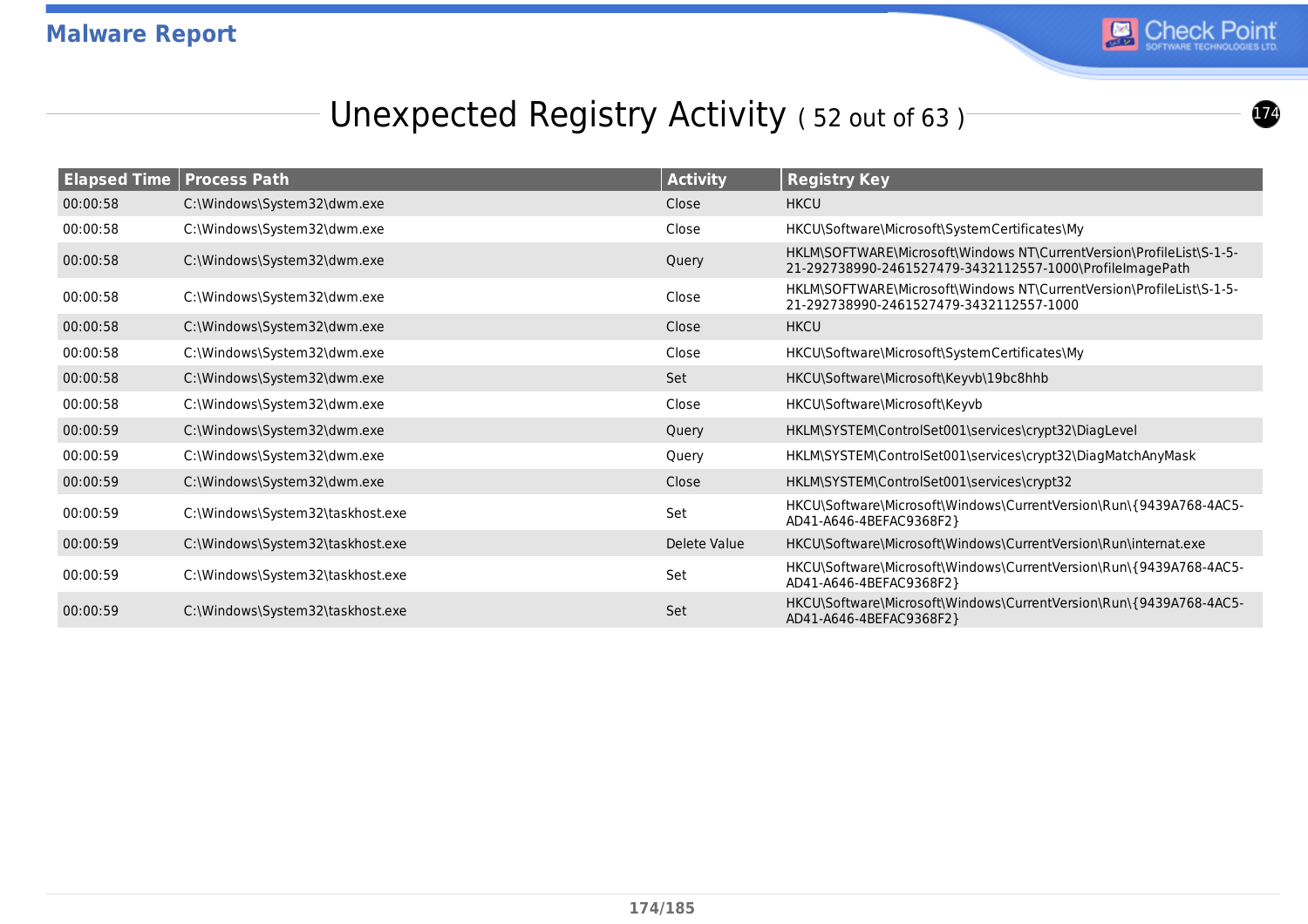## Unexpected Registry Activity ( 52 out of 63 )

| Elapsed Time | Process Path | Activity | Registry Key |
|---|---|---|---|
| 00:00:58 | C:\Windows\System32\dwm.exe | Close | HKCU |
| 00:00:58 | C:\Windows\System32\dwm.exe | Close | HKCU\Software\Microsoft\SystemCertificates\My |
| 00:00:58 | C:\Windows\System32\dwm.exe | Query | HKLM\SOFTWARE\Microsoft\Windows NT\CurrentVersion\ProfileList\S-1-5-21-292738990-2461527479-3432112557-1000\ProfileImagePath |
| 00:00:58 | C:\Windows\System32\dwm.exe | Close | HKLM\SOFTWARE\Microsoft\Windows NT\CurrentVersion\ProfileList\S-1-5-21-292738990-2461527479-3432112557-1000 |
| 00:00:58 | C:\Windows\System32\dwm.exe | Close | HKCU |
| 00:00:58 | C:\Windows\System32\dwm.exe | Close | HKCU\Software\Microsoft\SystemCertificates\My |
| 00:00:58 | C:\Windows\System32\dwm.exe | Set | HKCU\Software\Microsoft\Keyvb\19bc8hhb |
| 00:00:58 | C:\Windows\System32\dwm.exe | Close | HKCU\Software\Microsoft\Keyvb |
| 00:00:59 | C:\Windows\System32\dwm.exe | Query | HKLM\SYSTEM\ControlSet001\services\crypt32\DiagLevel |
| 00:00:59 | C:\Windows\System32\dwm.exe | Query | HKLM\SYSTEM\ControlSet001\services\crypt32\DiagMatchAnyMask |
| 00:00:59 | C:\Windows\System32\dwm.exe | Close | HKLM\SYSTEM\ControlSet001\services\crypt32 |
| 00:00:59 | C:\Windows\System32\taskhost.exe | Set | HKCU\Software\Microsoft\Windows\CurrentVersion\Run\{9439A768-4AC5-AD41-A646-4BEFAC9368F2} |
| 00:00:59 | C:\Windows\System32\taskhost.exe | Delete Value | HKCU\Software\Microsoft\Windows\CurrentVersion\Run\internat.exe |
| 00:00:59 | C:\Windows\System32\taskhost.exe | Set | HKCU\Software\Microsoft\Windows\CurrentVersion\Run\{9439A768-4AC5-AD41-A646-4BEFAC9368F2} |
| 00:00:59 | C:\Windows\System32\taskhost.exe | Set | HKCU\Software\Microsoft\Windows\CurrentVersion\Run\{9439A768-4AC5-AD41-A646-4BEFAC9368F2} |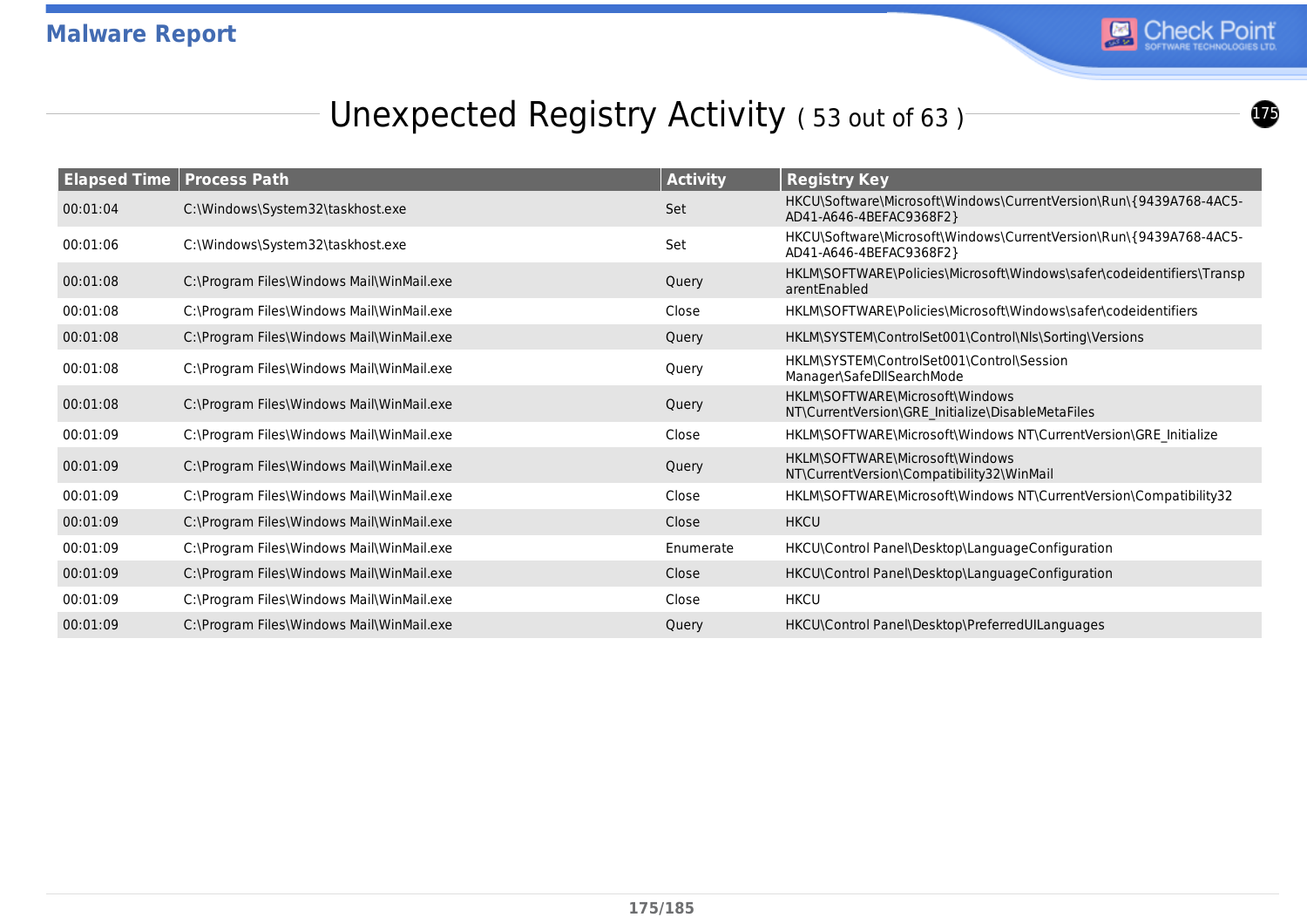## Unexpected Registry Activity ( 53 out of 63 )

| Elapsed Time | Process Path | Activity | Registry Key |
|---|---|---|---|
| 00:01:04 | C:\Windows\System32\taskhost.exe | Set | HKCU\Software\Microsoft\Windows\CurrentVersion\Run\{9439A768-4AC5-AD41-A646-4BEFAC9368F2} |
| 00:01:06 | C:\Windows\System32\taskhost.exe | Set | HKCU\Software\Microsoft\Windows\CurrentVersion\Run\{9439A768-4AC5-AD41-A646-4BEFAC9368F2} |
| 00:01:08 | C:\Program Files\Windows Mail\WinMail.exe | Query | HKLM\SOFTWARE\Policies\Microsoft\Windows\safer\codeidentifiers\TransparentEnabled |
| 00:01:08 | C:\Program Files\Windows Mail\WinMail.exe | Close | HKLM\SOFTWARE\Policies\Microsoft\Windows\safer\codeidentifiers |
| 00:01:08 | C:\Program Files\Windows Mail\WinMail.exe | Query | HKLM\SYSTEM\ControlSet001\Control\Nls\Sorting\Versions |
| 00:01:08 | C:\Program Files\Windows Mail\WinMail.exe | Query | HKLM\SYSTEM\ControlSet001\Control\Session Manager\SafeDllSearchMode |
| 00:01:08 | C:\Program Files\Windows Mail\WinMail.exe | Query | HKLM\SOFTWARE\Microsoft\Windows NT\CurrentVersion\GRE_Initialize\DisableMetaFiles |
| 00:01:09 | C:\Program Files\Windows Mail\WinMail.exe | Close | HKLM\SOFTWARE\Microsoft\Windows NT\CurrentVersion\GRE_Initialize |
| 00:01:09 | C:\Program Files\Windows Mail\WinMail.exe | Query | HKLM\SOFTWARE\Microsoft\Windows NT\CurrentVersion\Compatibility32\WinMail |
| 00:01:09 | C:\Program Files\Windows Mail\WinMail.exe | Close | HKLM\SOFTWARE\Microsoft\Windows NT\CurrentVersion\Compatibility32 |
| 00:01:09 | C:\Program Files\Windows Mail\WinMail.exe | Close | HKCU |
| 00:01:09 | C:\Program Files\Windows Mail\WinMail.exe | Enumerate | HKCU\Control Panel\Desktop\LanguageConfiguration |
| 00:01:09 | C:\Program Files\Windows Mail\WinMail.exe | Close | HKCU\Control Panel\Desktop\LanguageConfiguration |
| 00:01:09 | C:\Program Files\Windows Mail\WinMail.exe | Close | HKCU |
| 00:01:09 | C:\Program Files\Windows Mail\WinMail.exe | Query | HKCU\Control Panel\Desktop\PreferredUILanguages |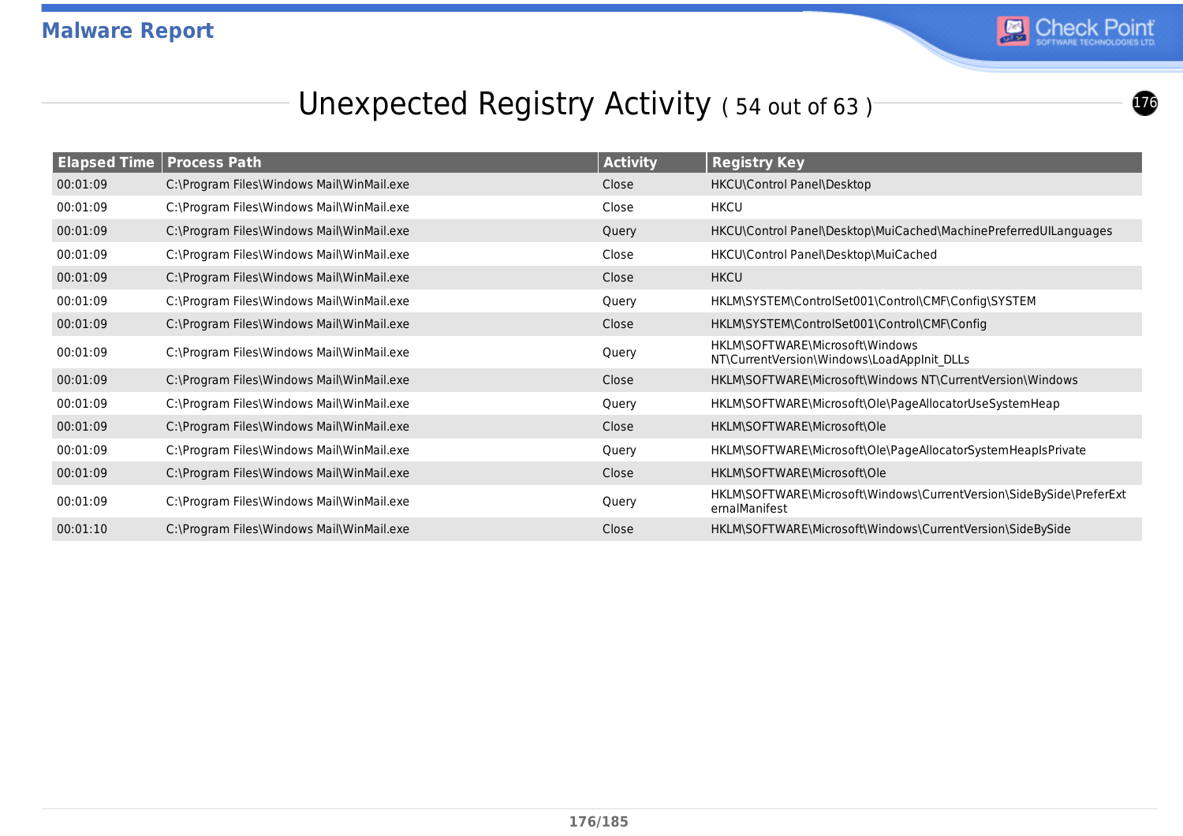# Unexpected Registry Activity ( 54 out of 63 )

| Elapsed Time | Process Path | Activity | Registry Key |
|---|---|---|---|
| 00:01:09 | C:\Program Files\Windows Mail\WinMail.exe | Close | HKCU\Control Panel\Desktop |
| 00:01:09 | C:\Program Files\Windows Mail\WinMail.exe | Close | HKCU |
| 00:01:09 | C:\Program Files\Windows Mail\WinMail.exe | Query | HKCU\Control Panel\Desktop\MuiCached\MachinePreferredUILanguages |
| 00:01:09 | C:\Program Files\Windows Mail\WinMail.exe | Close | HKCU\Control Panel\Desktop\MuiCached |
| 00:01:09 | C:\Program Files\Windows Mail\WinMail.exe | Close | HKCU |
| 00:01:09 | C:\Program Files\Windows Mail\WinMail.exe | Query | HKLM\SYSTEM\ControlSet001\Control\CMF\Config\SYSTEM |
| 00:01:09 | C:\Program Files\Windows Mail\WinMail.exe | Close | HKLM\SYSTEM\ControlSet001\Control\CMF\Config |
| 00:01:09 | C:\Program Files\Windows Mail\WinMail.exe | Query | HKLM\SOFTWARE\Microsoft\Windows NT\CurrentVersion\Windows\LoadAppInit_DLLs |
| 00:01:09 | C:\Program Files\Windows Mail\WinMail.exe | Close | HKLM\SOFTWARE\Microsoft\Windows NT\CurrentVersion\Windows |
| 00:01:09 | C:\Program Files\Windows Mail\WinMail.exe | Query | HKLM\SOFTWARE\Microsoft\Ole\PageAllocatorUseSystemHeap |
| 00:01:09 | C:\Program Files\Windows Mail\WinMail.exe | Close | HKLM\SOFTWARE\Microsoft\Ole |
| 00:01:09 | C:\Program Files\Windows Mail\WinMail.exe | Query | HKLM\SOFTWARE\Microsoft\Ole\PageAllocatorSystemHeapIsPrivate |
| 00:01:09 | C:\Program Files\Windows Mail\WinMail.exe | Close | HKLM\SOFTWARE\Microsoft\Ole |
| 00:01:09 | C:\Program Files\Windows Mail\WinMail.exe | Query | HKLM\SOFTWARE\Microsoft\Windows\CurrentVersion\SideBySide\PreferExternalManifest |
| 00:01:10 | C:\Program Files\Windows Mail\WinMail.exe | Close | HKLM\SOFTWARE\Microsoft\Windows\CurrentVersion\SideBySide |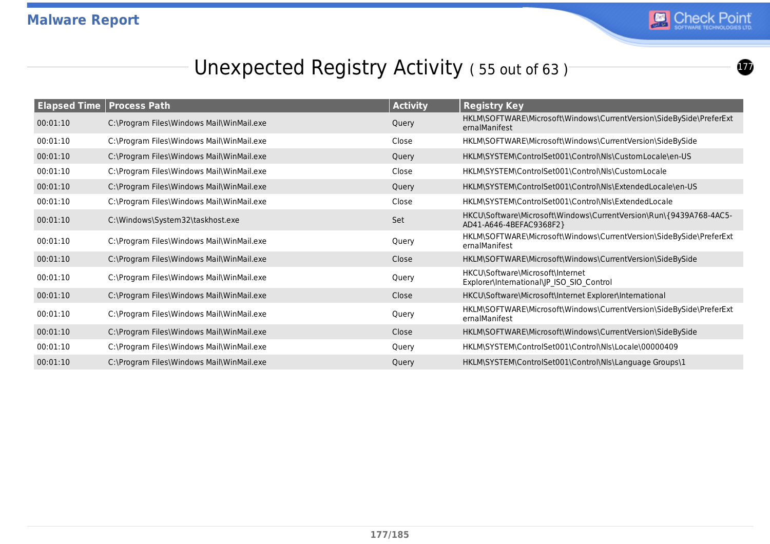# Unexpected Registry Activity ( 55 out of 63 )

| Elapsed Time | Process Path | Activity | Registry Key |
|---|---|---|---|
| 00:01:10 | C:\Program Files\Windows Mail\WinMail.exe | Query | HKLM\SOFTWARE\Microsoft\Windows\CurrentVersion\SideBySide\PreferExternalManifest |
| 00:01:10 | C:\Program Files\Windows Mail\WinMail.exe | Close | HKLM\SOFTWARE\Microsoft\Windows\CurrentVersion\SideBySide |
| 00:01:10 | C:\Program Files\Windows Mail\WinMail.exe | Query | HKLM\SYSTEM\ControlSet001\Control\Nls\CustomLocale\en-US |
| 00:01:10 | C:\Program Files\Windows Mail\WinMail.exe | Close | HKLM\SYSTEM\ControlSet001\Control\Nls\CustomLocale |
| 00:01:10 | C:\Program Files\Windows Mail\WinMail.exe | Query | HKLM\SYSTEM\ControlSet001\Control\Nls\ExtendedLocale\en-US |
| 00:01:10 | C:\Program Files\Windows Mail\WinMail.exe | Close | HKLM\SYSTEM\ControlSet001\Control\Nls\ExtendedLocale |
| 00:01:10 | C:\Windows\System32\taskhost.exe | Set | HKCU\Software\Microsoft\Windows\CurrentVersion\Run\{9439A768-4AC5-AD41-A646-4BEFAC9368F2} |
| 00:01:10 | C:\Program Files\Windows Mail\WinMail.exe | Query | HKLM\SOFTWARE\Microsoft\Windows\CurrentVersion\SideBySide\PreferExternalManifest |
| 00:01:10 | C:\Program Files\Windows Mail\WinMail.exe | Close | HKLM\SOFTWARE\Microsoft\Windows\CurrentVersion\SideBySide |
| 00:01:10 | C:\Program Files\Windows Mail\WinMail.exe | Query | HKCU\Software\Microsoft\Internet Explorer\International\JP_ISO_SIO_Control |
| 00:01:10 | C:\Program Files\Windows Mail\WinMail.exe | Close | HKCU\Software\Microsoft\Internet Explorer\International |
| 00:01:10 | C:\Program Files\Windows Mail\WinMail.exe | Query | HKLM\SOFTWARE\Microsoft\Windows\CurrentVersion\SideBySide\PreferExternalManifest |
| 00:01:10 | C:\Program Files\Windows Mail\WinMail.exe | Close | HKLM\SOFTWARE\Microsoft\Windows\CurrentVersion\SideBySide |
| 00:01:10 | C:\Program Files\Windows Mail\WinMail.exe | Query | HKLM\SYSTEM\ControlSet001\Control\Nls\Locale\00000409 |
| 00:01:10 | C:\Program Files\Windows Mail\WinMail.exe | Query | HKLM\SYSTEM\ControlSet001\Control\Nls\Language Groups\1 |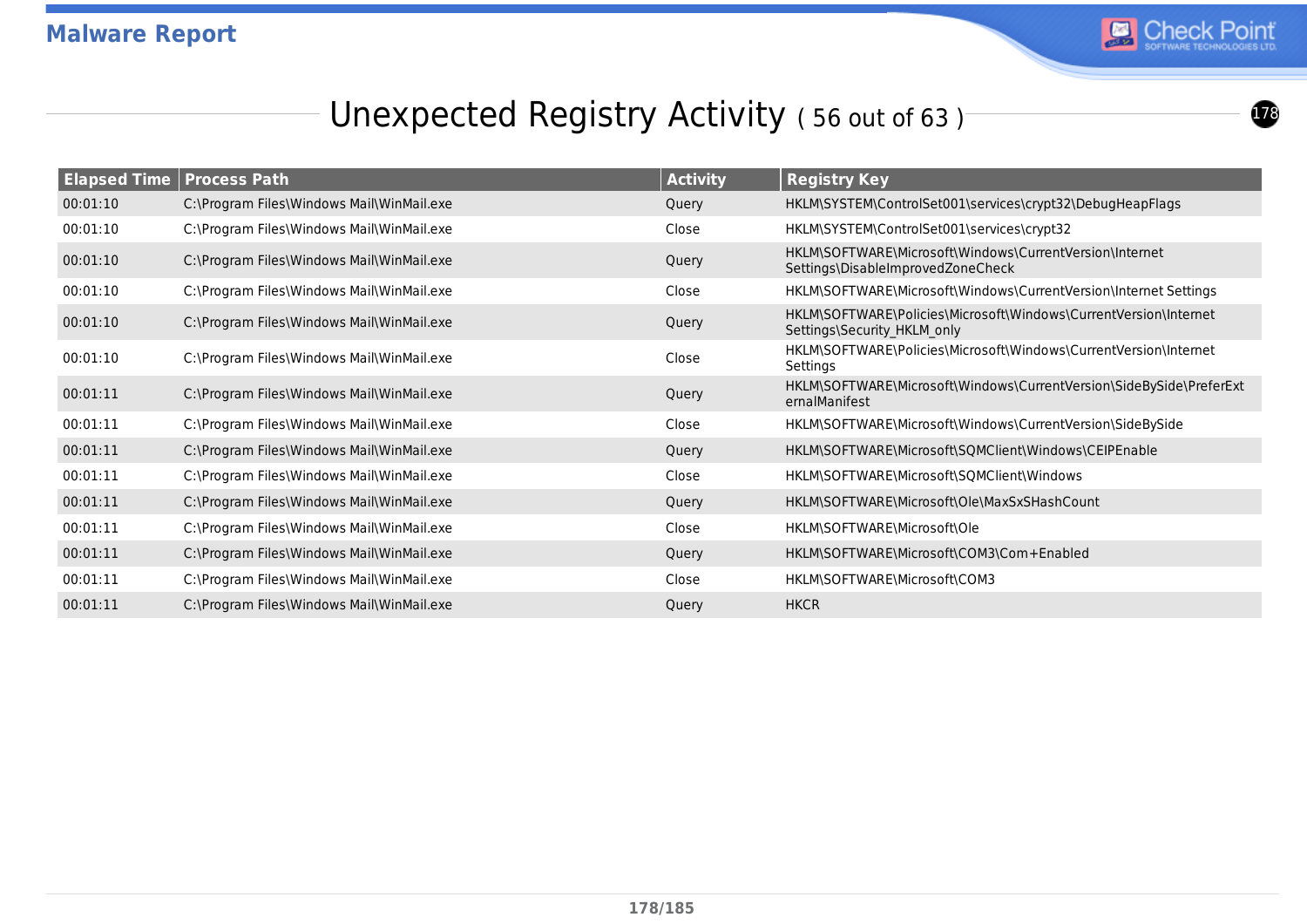## Unexpected Registry Activity ( 56 out of 63 )

| Elapsed Time | Process Path | Activity | Registry Key |
|---|---|---|---|
| 00:01:10 | C:\Program Files\Windows Mail\WinMail.exe | Query | HKLM\SYSTEM\ControlSet001\services\crypt32\DebugHeapFlags |
| 00:01:10 | C:\Program Files\Windows Mail\WinMail.exe | Close | HKLM\SYSTEM\ControlSet001\services\crypt32 |
| 00:01:10 | C:\Program Files\Windows Mail\WinMail.exe | Query | HKLM\SOFTWARE\Microsoft\Windows\CurrentVersion\Internet Settings\DisableImprovedZoneCheck |
| 00:01:10 | C:\Program Files\Windows Mail\WinMail.exe | Close | HKLM\SOFTWARE\Microsoft\Windows\CurrentVersion\Internet Settings |
| 00:01:10 | C:\Program Files\Windows Mail\WinMail.exe | Query | HKLM\SOFTWARE\Policies\Microsoft\Windows\CurrentVersion\Internet Settings\Security_HKLM_only |
| 00:01:10 | C:\Program Files\Windows Mail\WinMail.exe | Close | HKLM\SOFTWARE\Policies\Microsoft\Windows\CurrentVersion\Internet Settings |
| 00:01:11 | C:\Program Files\Windows Mail\WinMail.exe | Query | HKLM\SOFTWARE\Microsoft\Windows\CurrentVersion\SideBySide\PreferExternalManifest |
| 00:01:11 | C:\Program Files\Windows Mail\WinMail.exe | Close | HKLM\SOFTWARE\Microsoft\Windows\CurrentVersion\SideBySide |
| 00:01:11 | C:\Program Files\Windows Mail\WinMail.exe | Query | HKLM\SOFTWARE\Microsoft\SQMClient\Windows\CEIPEnable |
| 00:01:11 | C:\Program Files\Windows Mail\WinMail.exe | Close | HKLM\SOFTWARE\Microsoft\SQMClient\Windows |
| 00:01:11 | C:\Program Files\Windows Mail\WinMail.exe | Query | HKLM\SOFTWARE\Microsoft\Ole\MaxSxSHashCount |
| 00:01:11 | C:\Program Files\Windows Mail\WinMail.exe | Close | HKLM\SOFTWARE\Microsoft\Ole |
| 00:01:11 | C:\Program Files\Windows Mail\WinMail.exe | Query | HKLM\SOFTWARE\Microsoft\COM3\Com+Enabled |
| 00:01:11 | C:\Program Files\Windows Mail\WinMail.exe | Close | HKLM\SOFTWARE\Microsoft\COM3 |
| 00:01:11 | C:\Program Files\Windows Mail\WinMail.exe | Query | HKCR |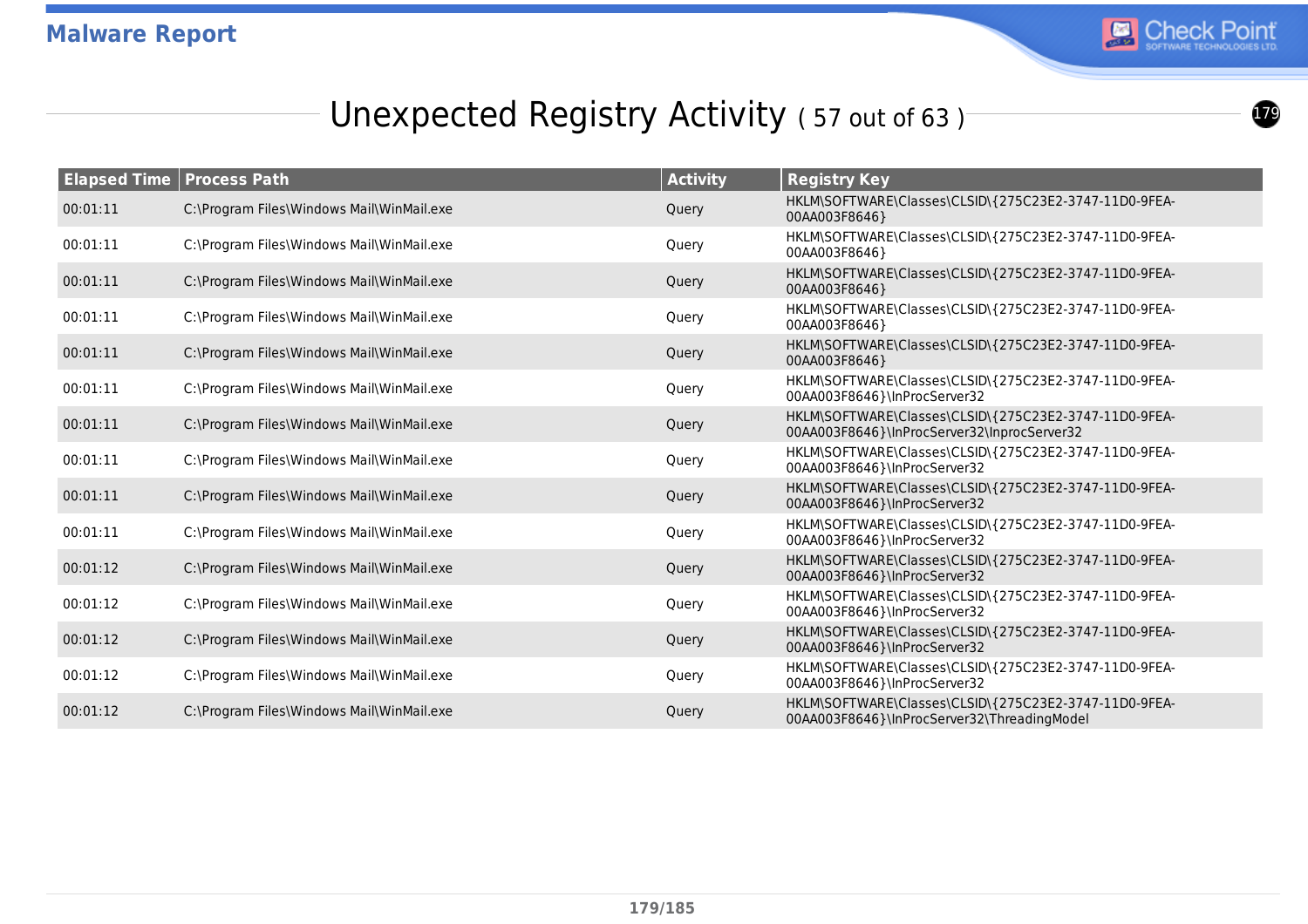## Unexpected Registry Activity ( 57 out of 63 )

| Elapsed Time | Process Path | Activity | Registry Key |
|---|---|---|---|
| 00:01:11 | C:\Program Files\Windows Mail\WinMail.exe | Query | HKLM\SOFTWARE\Classes\CLSID\{275C23E2-3747-11D0-9FEA-00AA003F8646} |
| 00:01:11 | C:\Program Files\Windows Mail\WinMail.exe | Query | HKLM\SOFTWARE\Classes\CLSID\{275C23E2-3747-11D0-9FEA-00AA003F8646} |
| 00:01:11 | C:\Program Files\Windows Mail\WinMail.exe | Query | HKLM\SOFTWARE\Classes\CLSID\{275C23E2-3747-11D0-9FEA-00AA003F8646} |
| 00:01:11 | C:\Program Files\Windows Mail\WinMail.exe | Query | HKLM\SOFTWARE\Classes\CLSID\{275C23E2-3747-11D0-9FEA-00AA003F8646} |
| 00:01:11 | C:\Program Files\Windows Mail\WinMail.exe | Query | HKLM\SOFTWARE\Classes\CLSID\{275C23E2-3747-11D0-9FEA-00AA003F8646} |
| 00:01:11 | C:\Program Files\Windows Mail\WinMail.exe | Query | HKLM\SOFTWARE\Classes\CLSID\{275C23E2-3747-11D0-9FEA-00AA003F8646}\InProcServer32 |
| 00:01:11 | C:\Program Files\Windows Mail\WinMail.exe | Query | HKLM\SOFTWARE\Classes\CLSID\{275C23E2-3747-11D0-9FEA-00AA003F8646}\InProcServer32\InprocServer32 |
| 00:01:11 | C:\Program Files\Windows Mail\WinMail.exe | Query | HKLM\SOFTWARE\Classes\CLSID\{275C23E2-3747-11D0-9FEA-00AA003F8646}\InProcServer32 |
| 00:01:11 | C:\Program Files\Windows Mail\WinMail.exe | Query | HKLM\SOFTWARE\Classes\CLSID\{275C23E2-3747-11D0-9FEA-00AA003F8646}\InProcServer32 |
| 00:01:11 | C:\Program Files\Windows Mail\WinMail.exe | Query | HKLM\SOFTWARE\Classes\CLSID\{275C23E2-3747-11D0-9FEA-00AA003F8646}\InProcServer32 |
| 00:01:12 | C:\Program Files\Windows Mail\WinMail.exe | Query | HKLM\SOFTWARE\Classes\CLSID\{275C23E2-3747-11D0-9FEA-00AA003F8646}\InProcServer32 |
| 00:01:12 | C:\Program Files\Windows Mail\WinMail.exe | Query | HKLM\SOFTWARE\Classes\CLSID\{275C23E2-3747-11D0-9FEA-00AA003F8646}\InProcServer32 |
| 00:01:12 | C:\Program Files\Windows Mail\WinMail.exe | Query | HKLM\SOFTWARE\Classes\CLSID\{275C23E2-3747-11D0-9FEA-00AA003F8646}\InProcServer32 |
| 00:01:12 | C:\Program Files\Windows Mail\WinMail.exe | Query | HKLM\SOFTWARE\Classes\CLSID\{275C23E2-3747-11D0-9FEA-00AA003F8646}\InProcServer32 |
| 00:01:12 | C:\Program Files\Windows Mail\WinMail.exe | Query | HKLM\SOFTWARE\Classes\CLSID\{275C23E2-3747-11D0-9FEA-00AA003F8646}\InProcServer32\ThreadingModel |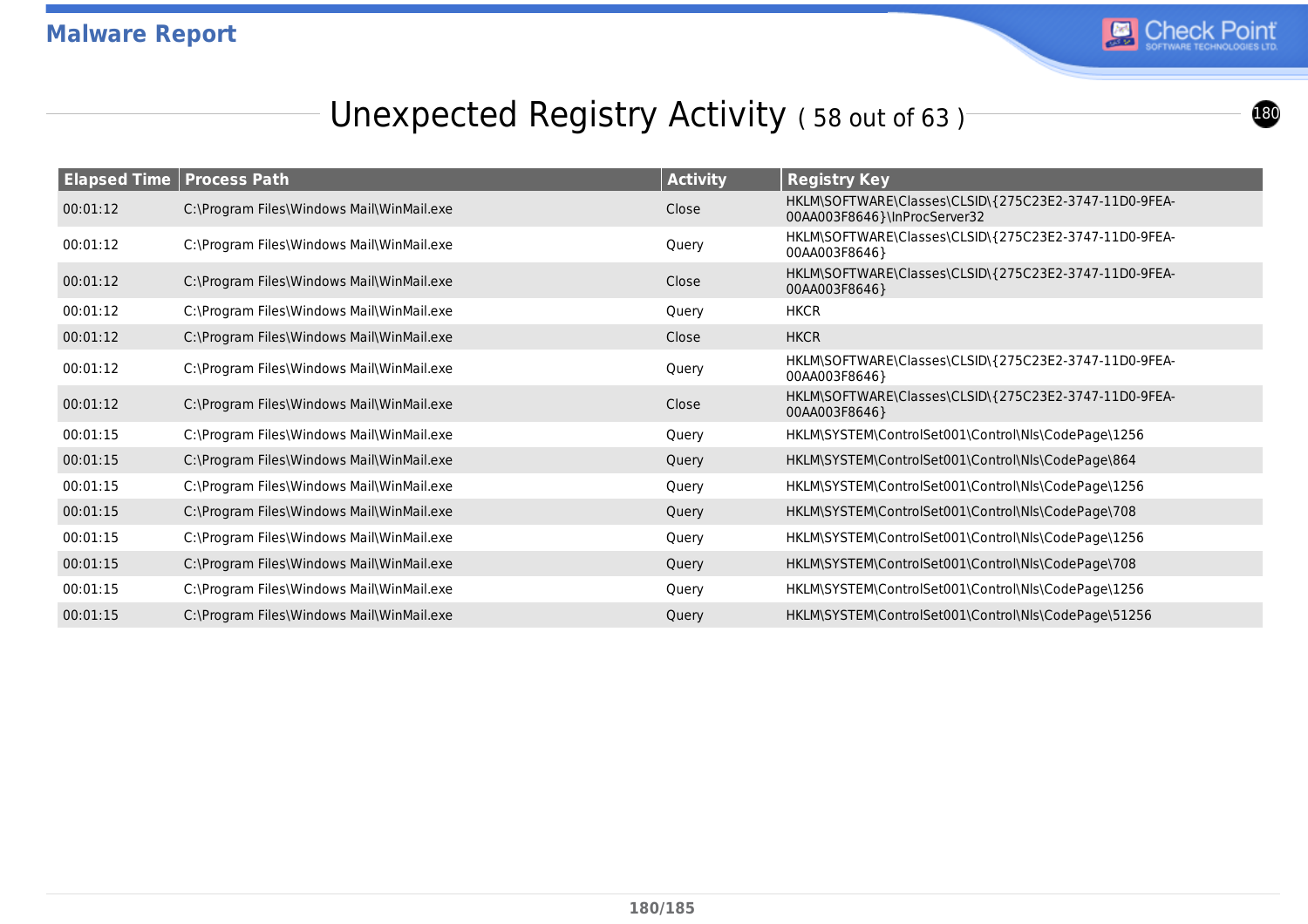# Unexpected Registry Activity ( 58 out of 63 )

| Elapsed Time | Process Path | Activity | Registry Key |
|---|---|---|---|
| 00:01:12 | C:\Program Files\Windows Mail\WinMail.exe | Close | HKLM\SOFTWARE\Classes\CLSID\{275C23E2-3747-11D0-9FEA-00AA003F8646}\InProcServer32 |
| 00:01:12 | C:\Program Files\Windows Mail\WinMail.exe | Query | HKLM\SOFTWARE\Classes\CLSID\{275C23E2-3747-11D0-9FEA-00AA003F8646} |
| 00:01:12 | C:\Program Files\Windows Mail\WinMail.exe | Close | HKLM\SOFTWARE\Classes\CLSID\{275C23E2-3747-11D0-9FEA-00AA003F8646} |
| 00:01:12 | C:\Program Files\Windows Mail\WinMail.exe | Query | HKCR |
| 00:01:12 | C:\Program Files\Windows Mail\WinMail.exe | Close | HKCR |
| 00:01:12 | C:\Program Files\Windows Mail\WinMail.exe | Query | HKLM\SOFTWARE\Classes\CLSID\{275C23E2-3747-11D0-9FEA-00AA003F8646} |
| 00:01:12 | C:\Program Files\Windows Mail\WinMail.exe | Close | HKLM\SOFTWARE\Classes\CLSID\{275C23E2-3747-11D0-9FEA-00AA003F8646} |
| 00:01:15 | C:\Program Files\Windows Mail\WinMail.exe | Query | HKLM\SYSTEM\ControlSet001\Control\Nls\CodePage\1256 |
| 00:01:15 | C:\Program Files\Windows Mail\WinMail.exe | Query | HKLM\SYSTEM\ControlSet001\Control\Nls\CodePage\864 |
| 00:01:15 | C:\Program Files\Windows Mail\WinMail.exe | Query | HKLM\SYSTEM\ControlSet001\Control\Nls\CodePage\1256 |
| 00:01:15 | C:\Program Files\Windows Mail\WinMail.exe | Query | HKLM\SYSTEM\ControlSet001\Control\Nls\CodePage\708 |
| 00:01:15 | C:\Program Files\Windows Mail\WinMail.exe | Query | HKLM\SYSTEM\ControlSet001\Control\Nls\CodePage\1256 |
| 00:01:15 | C:\Program Files\Windows Mail\WinMail.exe | Query | HKLM\SYSTEM\ControlSet001\Control\Nls\CodePage\708 |
| 00:01:15 | C:\Program Files\Windows Mail\WinMail.exe | Query | HKLM\SYSTEM\ControlSet001\Control\Nls\CodePage\1256 |
| 00:01:15 | C:\Program Files\Windows Mail\WinMail.exe | Query | HKLM\SYSTEM\ControlSet001\Control\Nls\CodePage\51256 |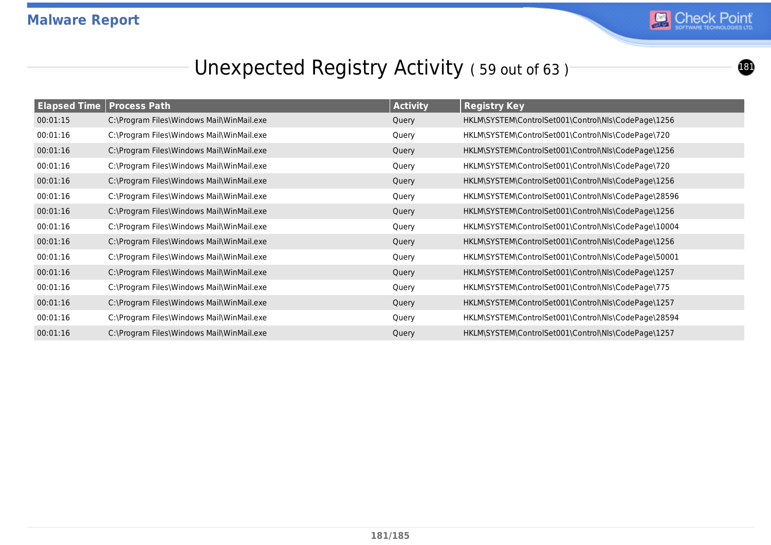# Unexpected Registry Activity ( 59 out of 63 )

| Elapsed Time | Process Path | Activity | Registry Key |
|---|---|---|---|
| 00:01:15 | C:\Program Files\Windows Mail\WinMail.exe | Query | HKLM\SYSTEM\ControlSet001\Control\Nls\CodePage\1256 |
| 00:01:16 | C:\Program Files\Windows Mail\WinMail.exe | Query | HKLM\SYSTEM\ControlSet001\Control\Nls\CodePage\720 |
| 00:01:16 | C:\Program Files\Windows Mail\WinMail.exe | Query | HKLM\SYSTEM\ControlSet001\Control\Nls\CodePage\1256 |
| 00:01:16 | C:\Program Files\Windows Mail\WinMail.exe | Query | HKLM\SYSTEM\ControlSet001\Control\Nls\CodePage\720 |
| 00:01:16 | C:\Program Files\Windows Mail\WinMail.exe | Query | HKLM\SYSTEM\ControlSet001\Control\Nls\CodePage\1256 |
| 00:01:16 | C:\Program Files\Windows Mail\WinMail.exe | Query | HKLM\SYSTEM\ControlSet001\Control\Nls\CodePage\28596 |
| 00:01:16 | C:\Program Files\Windows Mail\WinMail.exe | Query | HKLM\SYSTEM\ControlSet001\Control\Nls\CodePage\1256 |
| 00:01:16 | C:\Program Files\Windows Mail\WinMail.exe | Query | HKLM\SYSTEM\ControlSet001\Control\Nls\CodePage\10004 |
| 00:01:16 | C:\Program Files\Windows Mail\WinMail.exe | Query | HKLM\SYSTEM\ControlSet001\Control\Nls\CodePage\1256 |
| 00:01:16 | C:\Program Files\Windows Mail\WinMail.exe | Query | HKLM\SYSTEM\ControlSet001\Control\Nls\CodePage\50001 |
| 00:01:16 | C:\Program Files\Windows Mail\WinMail.exe | Query | HKLM\SYSTEM\ControlSet001\Control\Nls\CodePage\1257 |
| 00:01:16 | C:\Program Files\Windows Mail\WinMail.exe | Query | HKLM\SYSTEM\ControlSet001\Control\Nls\CodePage\775 |
| 00:01:16 | C:\Program Files\Windows Mail\WinMail.exe | Query | HKLM\SYSTEM\ControlSet001\Control\Nls\CodePage\1257 |
| 00:01:16 | C:\Program Files\Windows Mail\WinMail.exe | Query | HKLM\SYSTEM\ControlSet001\Control\Nls\CodePage\28594 |
| 00:01:16 | C:\Program Files\Windows Mail\WinMail.exe | Query | HKLM\SYSTEM\ControlSet001\Control\Nls\CodePage\1257 |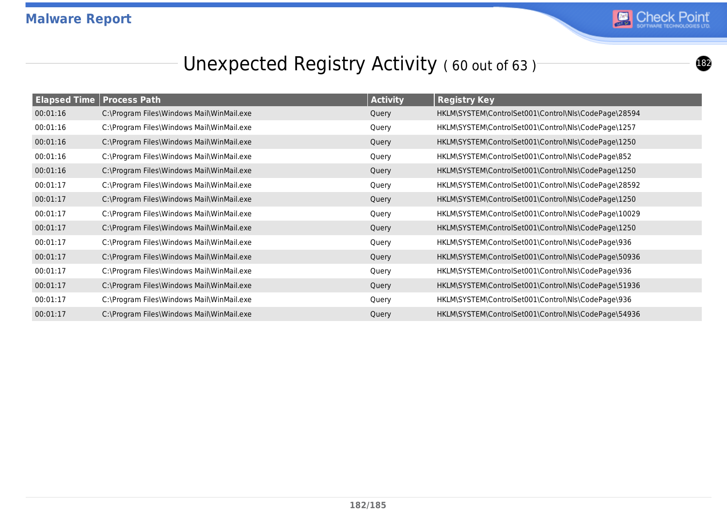# Unexpected Registry Activity ( 60 out of 63 )

| Elapsed Time | Process Path | Activity | Registry Key |
|---|---|---|---|
| 00:01:16 | C:\Program Files\Windows Mail\WinMail.exe | Query | HKLM\SYSTEM\ControlSet001\Control\Nls\CodePage\28594 |
| 00:01:16 | C:\Program Files\Windows Mail\WinMail.exe | Query | HKLM\SYSTEM\ControlSet001\Control\Nls\CodePage\1257 |
| 00:01:16 | C:\Program Files\Windows Mail\WinMail.exe | Query | HKLM\SYSTEM\ControlSet001\Control\Nls\CodePage\1250 |
| 00:01:16 | C:\Program Files\Windows Mail\WinMail.exe | Query | HKLM\SYSTEM\ControlSet001\Control\Nls\CodePage\852 |
| 00:01:16 | C:\Program Files\Windows Mail\WinMail.exe | Query | HKLM\SYSTEM\ControlSet001\Control\Nls\CodePage\1250 |
| 00:01:17 | C:\Program Files\Windows Mail\WinMail.exe | Query | HKLM\SYSTEM\ControlSet001\Control\Nls\CodePage\28592 |
| 00:01:17 | C:\Program Files\Windows Mail\WinMail.exe | Query | HKLM\SYSTEM\ControlSet001\Control\Nls\CodePage\1250 |
| 00:01:17 | C:\Program Files\Windows Mail\WinMail.exe | Query | HKLM\SYSTEM\ControlSet001\Control\Nls\CodePage\10029 |
| 00:01:17 | C:\Program Files\Windows Mail\WinMail.exe | Query | HKLM\SYSTEM\ControlSet001\Control\Nls\CodePage\1250 |
| 00:01:17 | C:\Program Files\Windows Mail\WinMail.exe | Query | HKLM\SYSTEM\ControlSet001\Control\Nls\CodePage\936 |
| 00:01:17 | C:\Program Files\Windows Mail\WinMail.exe | Query | HKLM\SYSTEM\ControlSet001\Control\Nls\CodePage\50936 |
| 00:01:17 | C:\Program Files\Windows Mail\WinMail.exe | Query | HKLM\SYSTEM\ControlSet001\Control\Nls\CodePage\936 |
| 00:01:17 | C:\Program Files\Windows Mail\WinMail.exe | Query | HKLM\SYSTEM\ControlSet001\Control\Nls\CodePage\51936 |
| 00:01:17 | C:\Program Files\Windows Mail\WinMail.exe | Query | HKLM\SYSTEM\ControlSet001\Control\Nls\CodePage\936 |
| 00:01:17 | C:\Program Files\Windows Mail\WinMail.exe | Query | HKLM\SYSTEM\ControlSet001\Control\Nls\CodePage\54936 |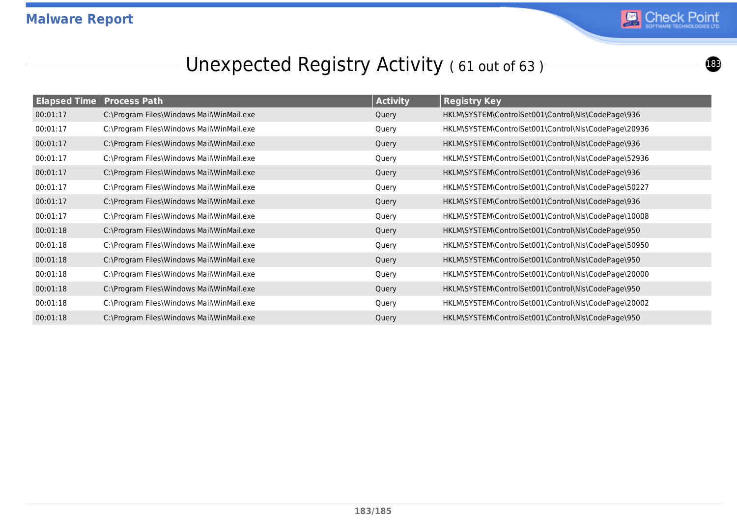## Unexpected Registry Activity ( 61 out of 63 )

| Elapsed Time | Process Path | Activity | Registry Key |
|---|---|---|---|
| 00:01:17 | C:\Program Files\Windows Mail\WinMail.exe | Query | HKLM\SYSTEM\ControlSet001\Control\Nls\CodePage\936 |
| 00:01:17 | C:\Program Files\Windows Mail\WinMail.exe | Query | HKLM\SYSTEM\ControlSet001\Control\Nls\CodePage\20936 |
| 00:01:17 | C:\Program Files\Windows Mail\WinMail.exe | Query | HKLM\SYSTEM\ControlSet001\Control\Nls\CodePage\936 |
| 00:01:17 | C:\Program Files\Windows Mail\WinMail.exe | Query | HKLM\SYSTEM\ControlSet001\Control\Nls\CodePage\52936 |
| 00:01:17 | C:\Program Files\Windows Mail\WinMail.exe | Query | HKLM\SYSTEM\ControlSet001\Control\Nls\CodePage\936 |
| 00:01:17 | C:\Program Files\Windows Mail\WinMail.exe | Query | HKLM\SYSTEM\ControlSet001\Control\Nls\CodePage\50227 |
| 00:01:17 | C:\Program Files\Windows Mail\WinMail.exe | Query | HKLM\SYSTEM\ControlSet001\Control\Nls\CodePage\936 |
| 00:01:17 | C:\Program Files\Windows Mail\WinMail.exe | Query | HKLM\SYSTEM\ControlSet001\Control\Nls\CodePage\10008 |
| 00:01:18 | C:\Program Files\Windows Mail\WinMail.exe | Query | HKLM\SYSTEM\ControlSet001\Control\Nls\CodePage\950 |
| 00:01:18 | C:\Program Files\Windows Mail\WinMail.exe | Query | HKLM\SYSTEM\ControlSet001\Control\Nls\CodePage\50950 |
| 00:01:18 | C:\Program Files\Windows Mail\WinMail.exe | Query | HKLM\SYSTEM\ControlSet001\Control\Nls\CodePage\950 |
| 00:01:18 | C:\Program Files\Windows Mail\WinMail.exe | Query | HKLM\SYSTEM\ControlSet001\Control\Nls\CodePage\20000 |
| 00:01:18 | C:\Program Files\Windows Mail\WinMail.exe | Query | HKLM\SYSTEM\ControlSet001\Control\Nls\CodePage\950 |
| 00:01:18 | C:\Program Files\Windows Mail\WinMail.exe | Query | HKLM\SYSTEM\ControlSet001\Control\Nls\CodePage\20002 |
| 00:01:18 | C:\Program Files\Windows Mail\WinMail.exe | Query | HKLM\SYSTEM\ControlSet001\Control\Nls\CodePage\950 |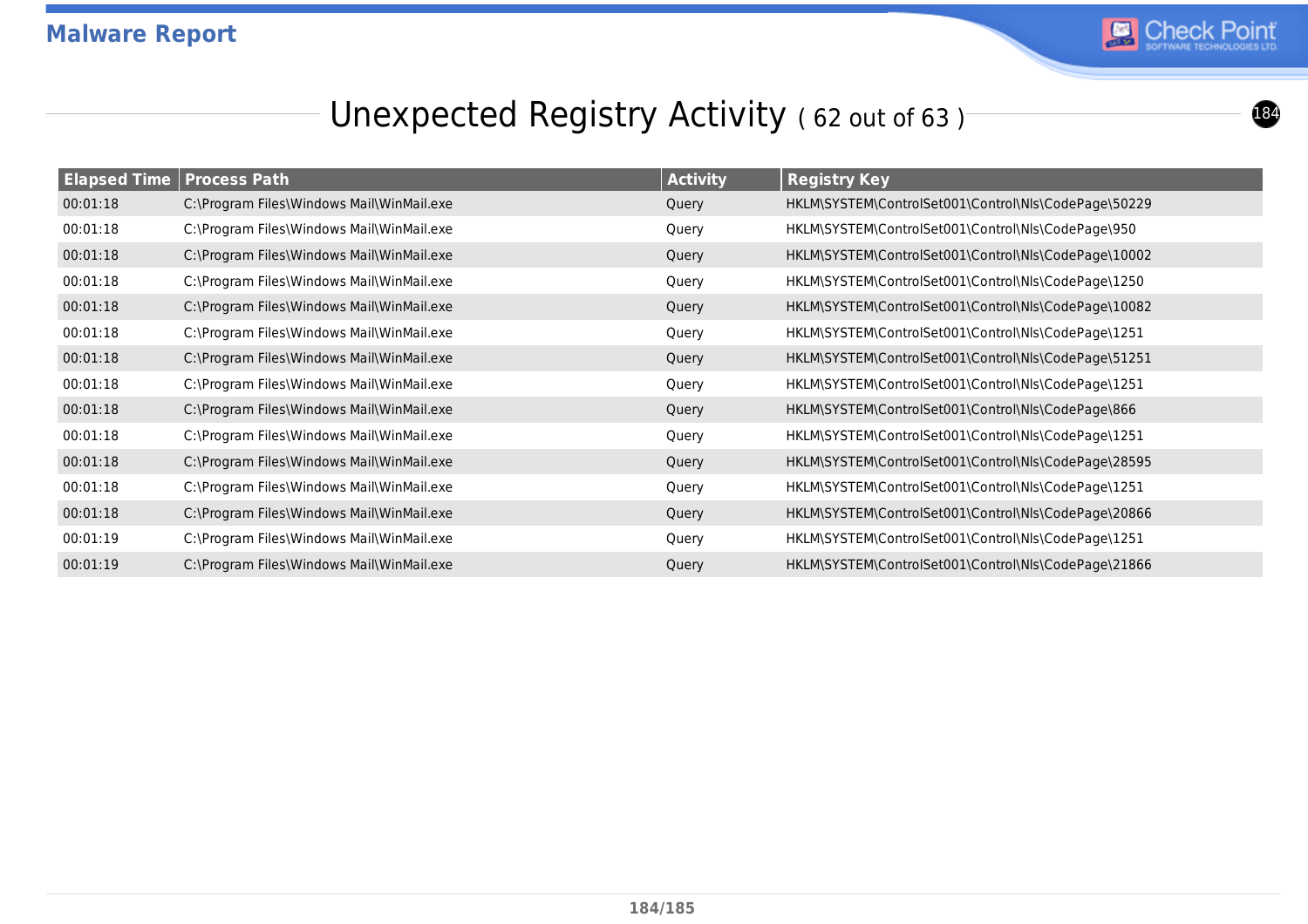# Unexpected Registry Activity ( 62 out of 63 )

| Elapsed Time | Process Path | Activity | Registry Key |
|---|---|---|---|
| 00:01:18 | C:\Program Files\Windows Mail\WinMail.exe | Query | HKLM\SYSTEM\ControlSet001\Control\Nls\CodePage\50229 |
| 00:01:18 | C:\Program Files\Windows Mail\WinMail.exe | Query | HKLM\SYSTEM\ControlSet001\Control\Nls\CodePage\950 |
| 00:01:18 | C:\Program Files\Windows Mail\WinMail.exe | Query | HKLM\SYSTEM\ControlSet001\Control\Nls\CodePage\10002 |
| 00:01:18 | C:\Program Files\Windows Mail\WinMail.exe | Query | HKLM\SYSTEM\ControlSet001\Control\Nls\CodePage\1250 |
| 00:01:18 | C:\Program Files\Windows Mail\WinMail.exe | Query | HKLM\SYSTEM\ControlSet001\Control\Nls\CodePage\10082 |
| 00:01:18 | C:\Program Files\Windows Mail\WinMail.exe | Query | HKLM\SYSTEM\ControlSet001\Control\Nls\CodePage\1251 |
| 00:01:18 | C:\Program Files\Windows Mail\WinMail.exe | Query | HKLM\SYSTEM\ControlSet001\Control\Nls\CodePage\51251 |
| 00:01:18 | C:\Program Files\Windows Mail\WinMail.exe | Query | HKLM\SYSTEM\ControlSet001\Control\Nls\CodePage\1251 |
| 00:01:18 | C:\Program Files\Windows Mail\WinMail.exe | Query | HKLM\SYSTEM\ControlSet001\Control\Nls\CodePage\866 |
| 00:01:18 | C:\Program Files\Windows Mail\WinMail.exe | Query | HKLM\SYSTEM\ControlSet001\Control\Nls\CodePage\1251 |
| 00:01:18 | C:\Program Files\Windows Mail\WinMail.exe | Query | HKLM\SYSTEM\ControlSet001\Control\Nls\CodePage\28595 |
| 00:01:18 | C:\Program Files\Windows Mail\WinMail.exe | Query | HKLM\SYSTEM\ControlSet001\Control\Nls\CodePage\1251 |
| 00:01:18 | C:\Program Files\Windows Mail\WinMail.exe | Query | HKLM\SYSTEM\ControlSet001\Control\Nls\CodePage\20866 |
| 00:01:19 | C:\Program Files\Windows Mail\WinMail.exe | Query | HKLM\SYSTEM\ControlSet001\Control\Nls\CodePage\1251 |
| 00:01:19 | C:\Program Files\Windows Mail\WinMail.exe | Query | HKLM\SYSTEM\ControlSet001\Control\Nls\CodePage\21866 |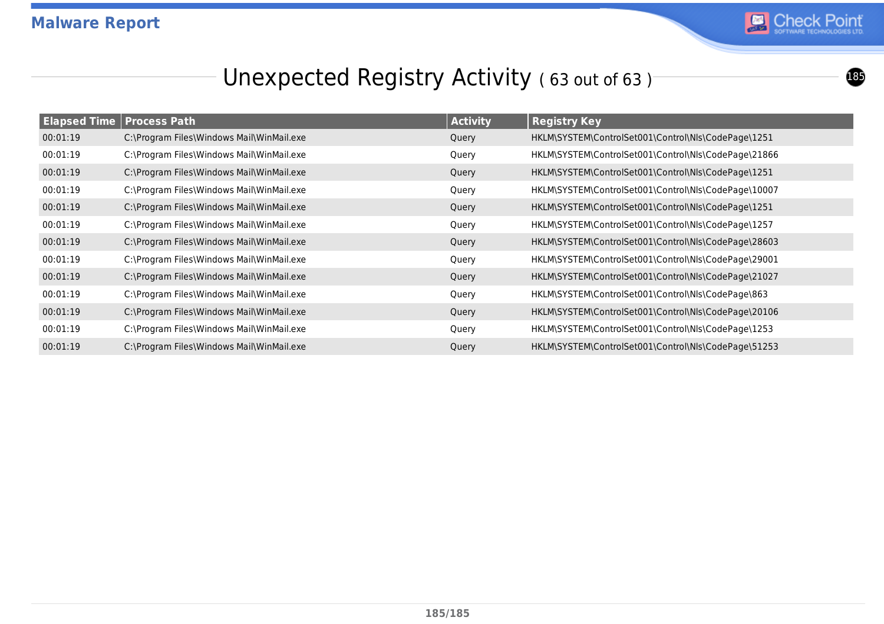# Unexpected Registry Activity ( 63 out of 63 )

| Elapsed Time | Process Path | Activity | Registry Key |
|---|---|---|---|
| 00:01:19 | C:\Program Files\Windows Mail\WinMail.exe | Query | HKLM\SYSTEM\ControlSet001\Control\Nls\CodePage\1251 |
| 00:01:19 | C:\Program Files\Windows Mail\WinMail.exe | Query | HKLM\SYSTEM\ControlSet001\Control\Nls\CodePage\21866 |
| 00:01:19 | C:\Program Files\Windows Mail\WinMail.exe | Query | HKLM\SYSTEM\ControlSet001\Control\Nls\CodePage\1251 |
| 00:01:19 | C:\Program Files\Windows Mail\WinMail.exe | Query | HKLM\SYSTEM\ControlSet001\Control\Nls\CodePage\10007 |
| 00:01:19 | C:\Program Files\Windows Mail\WinMail.exe | Query | HKLM\SYSTEM\ControlSet001\Control\Nls\CodePage\1251 |
| 00:01:19 | C:\Program Files\Windows Mail\WinMail.exe | Query | HKLM\SYSTEM\ControlSet001\Control\Nls\CodePage\1257 |
| 00:01:19 | C:\Program Files\Windows Mail\WinMail.exe | Query | HKLM\SYSTEM\ControlSet001\Control\Nls\CodePage\28603 |
| 00:01:19 | C:\Program Files\Windows Mail\WinMail.exe | Query | HKLM\SYSTEM\ControlSet001\Control\Nls\CodePage\29001 |
| 00:01:19 | C:\Program Files\Windows Mail\WinMail.exe | Query | HKLM\SYSTEM\ControlSet001\Control\Nls\CodePage\21027 |
| 00:01:19 | C:\Program Files\Windows Mail\WinMail.exe | Query | HKLM\SYSTEM\ControlSet001\Control\Nls\CodePage\863 |
| 00:01:19 | C:\Program Files\Windows Mail\WinMail.exe | Query | HKLM\SYSTEM\ControlSet001\Control\Nls\CodePage\20106 |
| 00:01:19 | C:\Program Files\Windows Mail\WinMail.exe | Query | HKLM\SYSTEM\ControlSet001\Control\Nls\CodePage\1253 |
| 00:01:19 | C:\Program Files\Windows Mail\WinMail.exe | Query | HKLM\SYSTEM\ControlSet001\Control\Nls\CodePage\51253 |